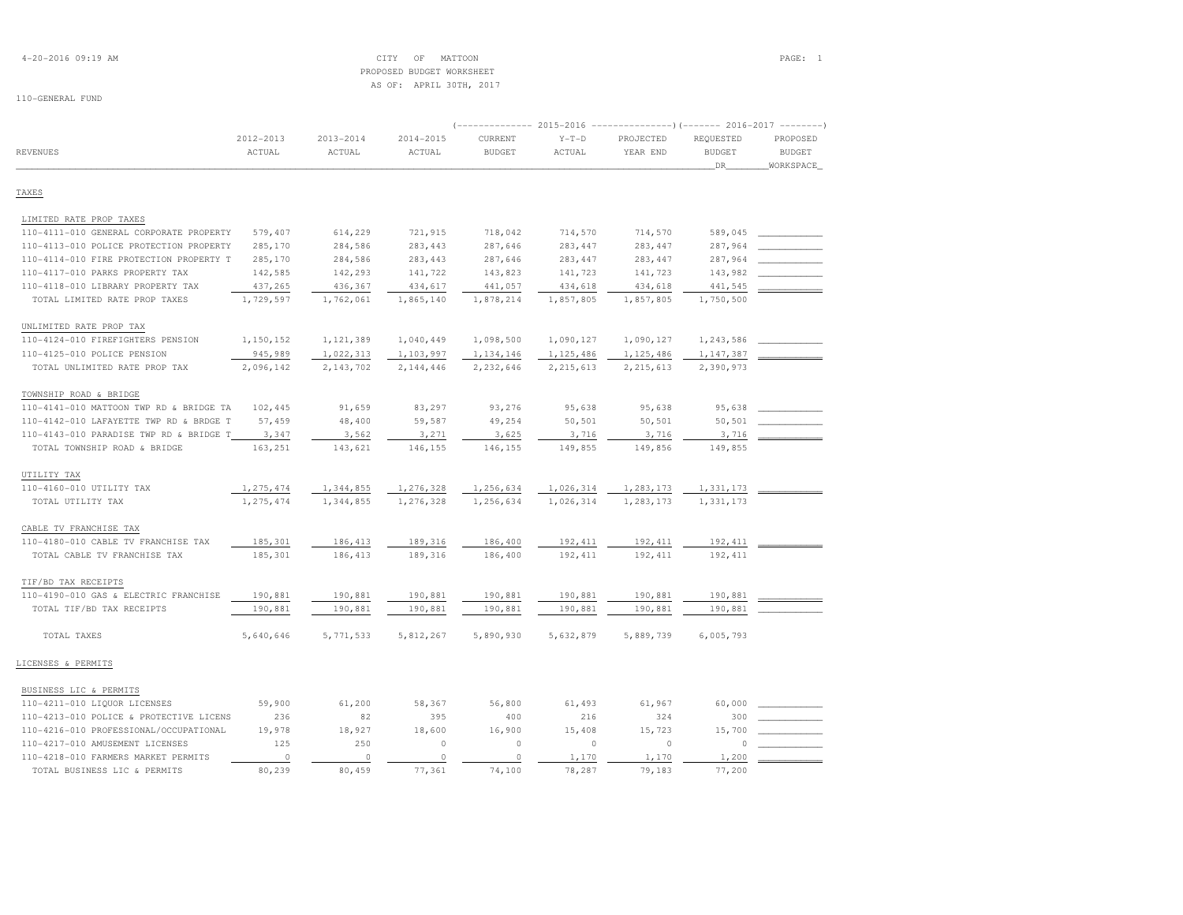CITY OF MATTOON
PROPOSED BUDGET WORKSHEET
AS OF: APRIL 30TH, 2017

110-GENERAL FUND

| REVENUES | 2012-2013 ACTUAL | 2013-2014 ACTUAL | 2014-2015 ACTUAL | 2015-2016 CURRENT BUDGET | 2015-2016 Y-T-D ACTUAL | 2015-2016 PROJECTED YEAR END | 2016-2017 REQUESTED BUDGET DR | 2016-2017 PROPOSED BUDGET WORKSPACE |
|---|---|---|---|---|---|---|---|---|
| **TAXES** | | | | | | | | |
| LIMITED RATE PROP TAXES | | | | | | | | |
| 110-4111-010 GENERAL CORPORATE PROPERTY | 579,407 | 614,229 | 721,915 | 718,042 | 714,570 | 714,570 | 589,045 | |
| 110-4113-010 POLICE PROTECTION PROPERTY | 285,170 | 284,586 | 283,443 | 287,646 | 283,447 | 283,447 | 287,964 | |
| 110-4114-010 FIRE PROTECTION PROPERTY T | 285,170 | 284,586 | 283,443 | 287,646 | 283,447 | 283,447 | 287,964 | |
| 110-4117-010 PARKS PROPERTY TAX | 142,585 | 142,293 | 141,722 | 143,823 | 141,723 | 141,723 | 143,982 | |
| 110-4118-010 LIBRARY PROPERTY TAX | 437,265 | 436,367 | 434,617 | 441,057 | 434,618 | 434,618 | 441,545 | |
| TOTAL LIMITED RATE PROP TAXES | 1,729,597 | 1,762,061 | 1,865,140 | 1,878,214 | 1,857,805 | 1,857,805 | 1,750,500 | |
| UNLIMITED RATE PROP TAX | | | | | | | | |
| 110-4124-010 FIREFIGHTERS PENSION | 1,150,152 | 1,121,389 | 1,040,449 | 1,098,500 | 1,090,127 | 1,090,127 | 1,243,586 | |
| 110-4125-010 POLICE PENSION | 945,989 | 1,022,313 | 1,103,997 | 1,134,146 | 1,125,486 | 1,125,486 | 1,147,387 | |
| TOTAL UNLIMITED RATE PROP TAX | 2,096,142 | 2,143,702 | 2,144,446 | 2,232,646 | 2,215,613 | 2,215,613 | 2,390,973 | |
| TOWNSHIP ROAD & BRIDGE | | | | | | | | |
| 110-4141-010 MATTOON TWP RD & BRIDGE TA | 102,445 | 91,659 | 83,297 | 93,276 | 95,638 | 95,638 | 95,638 | |
| 110-4142-010 LAFAYETTE TWP RD & BRDGE T | 57,459 | 48,400 | 59,587 | 49,254 | 50,501 | 50,501 | 50,501 | |
| 110-4143-010 PARADISE TWP RD & BRIDGE T | 3,347 | 3,562 | 3,271 | 3,625 | 3,716 | 3,716 | 3,716 | |
| TOTAL TOWNSHIP ROAD & BRIDGE | 163,251 | 143,621 | 146,155 | 146,155 | 149,855 | 149,856 | 149,855 | |
| UTILITY TAX | | | | | | | | |
| 110-4160-010 UTILITY TAX | 1,275,474 | 1,344,855 | 1,276,328 | 1,256,634 | 1,026,314 | 1,283,173 | 1,331,173 | |
| TOTAL UTILITY TAX | 1,275,474 | 1,344,855 | 1,276,328 | 1,256,634 | 1,026,314 | 1,283,173 | 1,331,173 | |
| CABLE TV FRANCHISE TAX | | | | | | | | |
| 110-4180-010 CABLE TV FRANCHISE TAX | 185,301 | 186,413 | 189,316 | 186,400 | 192,411 | 192,411 | 192,411 | |
| TOTAL CABLE TV FRANCHISE TAX | 185,301 | 186,413 | 189,316 | 186,400 | 192,411 | 192,411 | 192,411 | |
| TIF/BD TAX RECEIPTS | | | | | | | | |
| 110-4190-010 GAS & ELECTRIC FRANCHISE | 190,881 | 190,881 | 190,881 | 190,881 | 190,881 | 190,881 | 190,881 | |
| TOTAL TIF/BD TAX RECEIPTS | 190,881 | 190,881 | 190,881 | 190,881 | 190,881 | 190,881 | 190,881 | |
| TOTAL TAXES | 5,640,646 | 5,771,533 | 5,812,267 | 5,890,930 | 5,632,879 | 5,889,739 | 6,005,793 | |
| **LICENSES & PERMITS** | | | | | | | | |
| BUSINESS LIC & PERMITS | | | | | | | | |
| 110-4211-010 LIQUOR LICENSES | 59,900 | 61,200 | 58,367 | 56,800 | 61,493 | 61,967 | 60,000 | |
| 110-4213-010 POLICE & PROTECTIVE LICENS | 236 | 82 | 395 | 400 | 216 | 324 | 300 | |
| 110-4216-010 PROFESSIONAL/OCCUPATIONAL | 19,978 | 18,927 | 18,600 | 16,900 | 15,408 | 15,723 | 15,700 | |
| 110-4217-010 AMUSEMENT LICENSES | 125 | 250 | 0 | 0 | 0 | 0 | 0 | |
| 110-4218-010 FARMERS MARKET PERMITS | 0 | 0 | 0 | 0 | 1,170 | 1,170 | 1,200 | |
| TOTAL BUSINESS LIC & PERMITS | 80,239 | 80,459 | 77,361 | 74,100 | 78,287 | 79,183 | 77,200 | |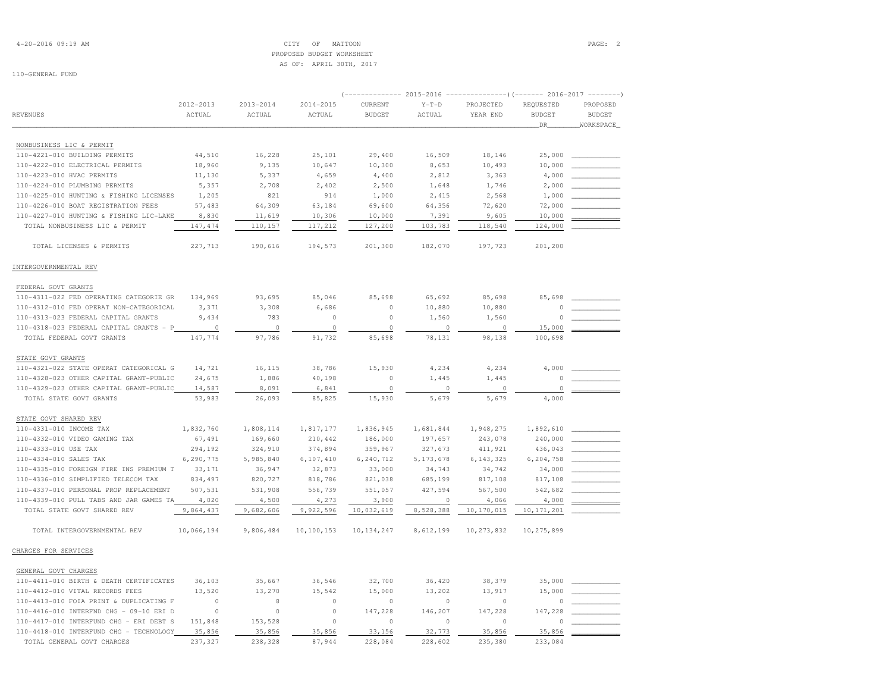CITY OF MATTOON
PROPOSED BUDGET WORKSHEET
AS OF: APRIL 30TH, 2017

110-GENERAL FUND

| REVENUES | 2012-2013 ACTUAL | 2013-2014 ACTUAL | 2014-2015 ACTUAL | 2015-2016 CURRENT BUDGET | 2015-2016 Y-T-D ACTUAL | 2015-2016 PROJECTED YEAR END | 2016-2017 REQUESTED BUDGET DR | 2016-2017 PROPOSED BUDGET WORKSPACE |
|---|---|---|---|---|---|---|---|---|
| **NONBUSINESS LIC & PERMIT** | | | | | | | | |
| 110-4221-010 BUILDING PERMITS | 44,510 | 16,228 | 25,101 | 29,400 | 16,509 | 18,146 | 25,000 | |
| 110-4222-010 ELECTRICAL PERMITS | 18,960 | 9,135 | 10,647 | 10,300 | 8,653 | 10,493 | 10,000 | |
| 110-4223-010 HVAC PERMITS | 11,130 | 5,337 | 4,659 | 4,400 | 2,812 | 3,363 | 4,000 | |
| 110-4224-010 PLUMBING PERMITS | 5,357 | 2,708 | 2,402 | 2,500 | 1,648 | 1,746 | 2,000 | |
| 110-4225-010 HUNTING & FISHING LICENSES | 1,205 | 821 | 914 | 1,000 | 2,415 | 2,568 | 1,000 | |
| 110-4226-010 BOAT REGISTRATION FEES | 57,483 | 64,309 | 63,184 | 69,600 | 64,356 | 72,620 | 72,000 | |
| 110-4227-010 HUNTING & FISHING LIC-LAKE | 8,830 | 11,619 | 10,306 | 10,000 | 7,391 | 9,605 | 10,000 | |
| TOTAL NONBUSINESS LIC & PERMIT | 147,474 | 110,157 | 117,212 | 127,200 | 103,783 | 118,540 | 124,000 | |
| TOTAL LICENSES & PERMITS | 227,713 | 190,616 | 194,573 | 201,300 | 182,070 | 197,723 | 201,200 | |
| **INTERGOVERNMENTAL REV** | | | | | | | | |
| **FEDERAL GOVT GRANTS** | | | | | | | | |
| 110-4311-022 FED OPERATING CATEGORIE GR | 134,969 | 93,695 | 85,046 | 85,698 | 65,692 | 85,698 | 85,698 | |
| 110-4312-010 FED OPERAT NON-CATEGORICAL | 3,371 | 3,308 | 6,686 | 0 | 10,880 | 10,880 | 0 | |
| 110-4313-023 FEDERAL CAPITAL GRANTS | 9,434 | 783 | 0 | 0 | 1,560 | 1,560 | 0 | |
| 110-4318-023 FEDERAL CAPITAL GRANTS - P | 0 | 0 | 0 | 0 | 0 | 0 | 15,000 | |
| TOTAL FEDERAL GOVT GRANTS | 147,774 | 97,786 | 91,732 | 85,698 | 78,131 | 98,138 | 100,698 | |
| **STATE GOVT GRANTS** | | | | | | | | |
| 110-4321-022 STATE OPERAT CATEGORICAL G | 14,721 | 16,115 | 38,786 | 15,930 | 4,234 | 4,234 | 4,000 | |
| 110-4328-023 OTHER CAPITAL GRANT-PUBLIC | 24,675 | 1,886 | 40,198 | 0 | 1,445 | 1,445 | 0 | |
| 110-4329-023 OTHER CAPITAL GRANT-PUBLIC | 14,587 | 8,091 | 6,841 | 0 | 0 | 0 | 0 | |
| TOTAL STATE GOVT GRANTS | 53,983 | 26,093 | 85,825 | 15,930 | 5,679 | 5,679 | 4,000 | |
| **STATE GOVT SHARED REV** | | | | | | | | |
| 110-4331-010 INCOME TAX | 1,832,760 | 1,808,114 | 1,817,177 | 1,836,945 | 1,681,844 | 1,948,275 | 1,892,610 | |
| 110-4332-010 VIDEO GAMING TAX | 67,491 | 169,660 | 210,442 | 186,000 | 197,657 | 243,078 | 240,000 | |
| 110-4333-010 USE TAX | 294,192 | 324,910 | 374,894 | 359,967 | 327,673 | 411,921 | 436,043 | |
| 110-4334-010 SALES TAX | 6,290,775 | 5,985,840 | 6,107,410 | 6,240,712 | 5,173,678 | 6,143,325 | 6,204,758 | |
| 110-4335-010 FOREIGN FIRE INS PREMIUM T | 33,171 | 36,947 | 32,873 | 33,000 | 34,743 | 34,742 | 34,000 | |
| 110-4336-010 SIMPLIFIED TELECOM TAX | 834,497 | 820,727 | 818,786 | 821,038 | 685,199 | 817,108 | 817,108 | |
| 110-4337-010 PERSONAL PROP REPLACEMENT | 507,531 | 531,908 | 556,739 | 551,057 | 427,594 | 567,500 | 542,682 | |
| 110-4339-010 PULL TABS AND JAR GAMES TA | 4,020 | 4,500 | 4,273 | 3,900 | 0 | 4,066 | 4,000 | |
| TOTAL STATE GOVT SHARED REV | 9,864,437 | 9,682,606 | 9,922,596 | 10,032,619 | 8,528,388 | 10,170,015 | 10,171,201 | |
| TOTAL INTERGOVERNMENTAL REV | 10,066,194 | 9,806,484 | 10,100,153 | 10,134,247 | 8,612,199 | 10,273,832 | 10,275,899 | |
| **CHARGES FOR SERVICES** | | | | | | | | |
| **GENERAL GOVT CHARGES** | | | | | | | | |
| 110-4411-010 BIRTH & DEATH CERTIFICATES | 36,103 | 35,667 | 36,546 | 32,700 | 36,420 | 38,379 | 35,000 | |
| 110-4412-010 VITAL RECORDS FEES | 13,520 | 13,270 | 15,542 | 15,000 | 13,202 | 13,917 | 15,000 | |
| 110-4413-010 FOIA PRINT & DUPLICATING F | 0 | 8 | 0 | 0 | 0 | 0 | 0 | |
| 110-4416-010 INTERFND CHG - 09-10 ERI D | 0 | 0 | 0 | 147,228 | 146,207 | 147,228 | 147,228 | |
| 110-4417-010 INTERFUND CHG - ERI DEBT S | 151,848 | 153,528 | 0 | 0 | 0 | 0 | 0 | |
| 110-4418-010 INTERFUND CHG - TECHNOLOGY | 35,856 | 35,856 | 35,856 | 33,156 | 32,773 | 35,856 | 35,856 | |
| TOTAL GENERAL GOVT CHARGES | 237,327 | 238,328 | 87,944 | 228,084 | 228,602 | 235,380 | 233,084 | |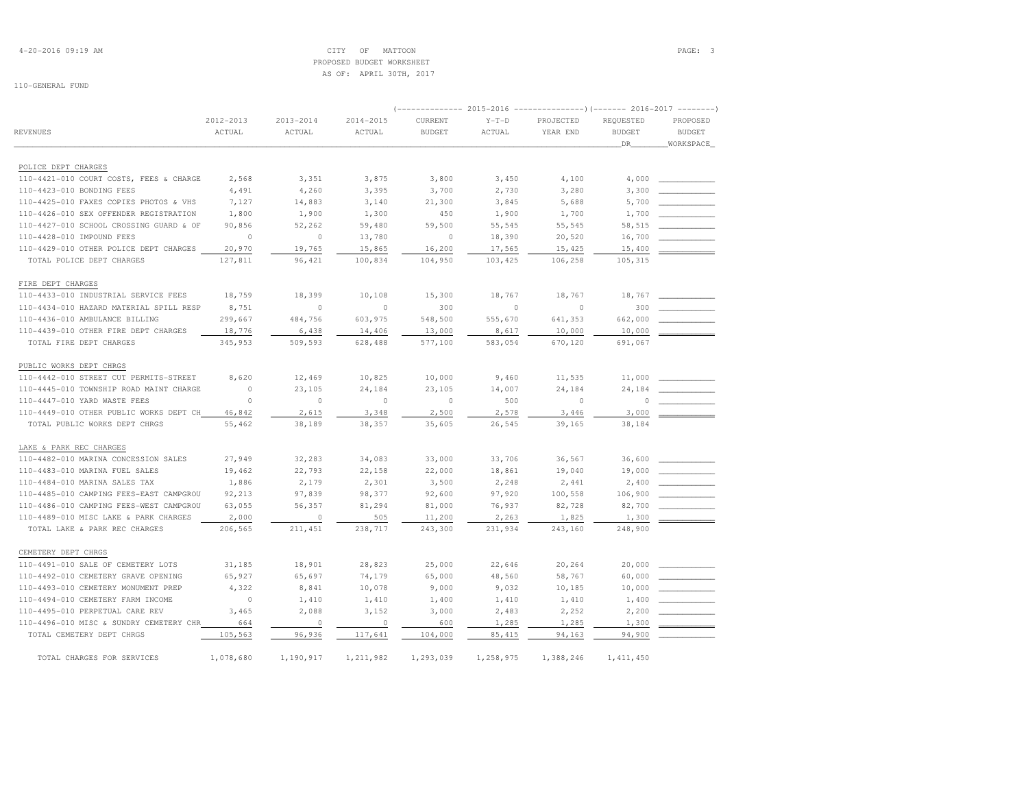CITY OF MATTOON
PROPOSED BUDGET WORKSHEET
AS OF: APRIL 30TH, 2017

110-GENERAL FUND

| REVENUES | 2012-2013 ACTUAL | 2013-2014 ACTUAL | 2014-2015 ACTUAL | 2015-2016 CURRENT BUDGET | 2015-2016 Y-T-D ACTUAL | 2015-2016 PROJECTED YEAR END | 2016-2017 REQUESTED BUDGET DR | 2016-2017 PROPOSED BUDGET WORKSPACE |
|---|---|---|---|---|---|---|---|---|
| **POLICE DEPT CHARGES** | | | | | | | | |
| 110-4421-010 COURT COSTS, FEES & CHARGE | 2,568 | 3,351 | 3,875 | 3,800 | 3,450 | 4,100 | 4,000 | |
| 110-4423-010 BONDING FEES | 4,491 | 4,260 | 3,395 | 3,700 | 2,730 | 3,280 | 3,300 | |
| 110-4425-010 FAXES COPIES PHOTOS & VHS | 7,127 | 14,883 | 3,140 | 21,300 | 3,845 | 5,688 | 5,700 | |
| 110-4426-010 SEX OFFENDER REGISTRATION | 1,800 | 1,900 | 1,300 | 450 | 1,900 | 1,700 | 1,700 | |
| 110-4427-010 SCHOOL CROSSING GUARD & OF | 90,856 | 52,262 | 59,480 | 59,500 | 55,545 | 55,545 | 58,515 | |
| 110-4428-010 IMPOUND FEES | 0 | 0 | 13,780 | 0 | 18,390 | 20,520 | 16,700 | |
| 110-4429-010 OTHER POLICE DEPT CHARGES | 20,970 | 19,765 | 15,865 | 16,200 | 17,565 | 15,425 | 15,400 | |
| TOTAL POLICE DEPT CHARGES | 127,811 | 96,421 | 100,834 | 104,950 | 103,425 | 106,258 | 105,315 | |
| **FIRE DEPT CHARGES** | | | | | | | | |
| 110-4433-010 INDUSTRIAL SERVICE FEES | 18,759 | 18,399 | 10,108 | 15,300 | 18,767 | 18,767 | 18,767 | |
| 110-4434-010 HAZARD MATERIAL SPILL RESP | 8,751 | 0 | 0 | 300 | 0 | 0 | 300 | |
| 110-4436-010 AMBULANCE BILLING | 299,667 | 484,756 | 603,975 | 548,500 | 555,670 | 641,353 | 662,000 | |
| 110-4439-010 OTHER FIRE DEPT CHARGES | 18,776 | 6,438 | 14,406 | 13,000 | 8,617 | 10,000 | 10,000 | |
| TOTAL FIRE DEPT CHARGES | 345,953 | 509,593 | 628,488 | 577,100 | 583,054 | 670,120 | 691,067 | |
| **PUBLIC WORKS DEPT CHRGS** | | | | | | | | |
| 110-4442-010 STREET CUT PERMITS-STREET | 8,620 | 12,469 | 10,825 | 10,000 | 9,460 | 11,535 | 11,000 | |
| 110-4445-010 TOWNSHIP ROAD MAINT CHARGE | 0 | 23,105 | 24,184 | 23,105 | 14,007 | 24,184 | 24,184 | |
| 110-4447-010 YARD WASTE FEES | 0 | 0 | 0 | 0 | 500 | 0 | 0 | |
| 110-4449-010 OTHER PUBLIC WORKS DEPT CH | 46,842 | 2,615 | 3,348 | 2,500 | 2,578 | 3,446 | 3,000 | |
| TOTAL PUBLIC WORKS DEPT CHRGS | 55,462 | 38,189 | 38,357 | 35,605 | 26,545 | 39,165 | 38,184 | |
| **LAKE & PARK REC CHARGES** | | | | | | | | |
| 110-4482-010 MARINA CONCESSION SALES | 27,949 | 32,283 | 34,083 | 33,000 | 33,706 | 36,567 | 36,600 | |
| 110-4483-010 MARINA FUEL SALES | 19,462 | 22,793 | 22,158 | 22,000 | 18,861 | 19,040 | 19,000 | |
| 110-4484-010 MARINA SALES TAX | 1,886 | 2,179 | 2,301 | 3,500 | 2,248 | 2,441 | 2,400 | |
| 110-4485-010 CAMPING FEES-EAST CAMPGROU | 92,213 | 97,839 | 98,377 | 92,600 | 97,920 | 100,558 | 106,900 | |
| 110-4486-010 CAMPING FEES-WEST CAMPGROU | 63,055 | 56,357 | 81,294 | 81,000 | 76,937 | 82,728 | 82,700 | |
| 110-4489-010 MISC LAKE & PARK CHARGES | 2,000 | 0 | 505 | 11,200 | 2,263 | 1,825 | 1,300 | |
| TOTAL LAKE & PARK REC CHARGES | 206,565 | 211,451 | 238,717 | 243,300 | 231,934 | 243,160 | 248,900 | |
| **CEMETERY DEPT CHRGS** | | | | | | | | |
| 110-4491-010 SALE OF CEMETERY LOTS | 31,185 | 18,901 | 28,823 | 25,000 | 22,646 | 20,264 | 20,000 | |
| 110-4492-010 CEMETERY GRAVE OPENING | 65,927 | 65,697 | 74,179 | 65,000 | 48,560 | 58,767 | 60,000 | |
| 110-4493-010 CEMETERY MONUMENT PREP | 4,322 | 8,841 | 10,078 | 9,000 | 9,032 | 10,185 | 10,000 | |
| 110-4494-010 CEMETERY FARM INCOME | 0 | 1,410 | 1,410 | 1,400 | 1,410 | 1,410 | 1,400 | |
| 110-4495-010 PERPETUAL CARE REV | 3,465 | 2,088 | 3,152 | 3,000 | 2,483 | 2,252 | 2,200 | |
| 110-4496-010 MISC & SUNDRY CEMETERY CHR | 664 | 0 | 0 | 600 | 1,285 | 1,285 | 1,300 | |
| TOTAL CEMETERY DEPT CHRGS | 105,563 | 96,936 | 117,641 | 104,000 | 85,415 | 94,163 | 94,900 | |
| TOTAL CHARGES FOR SERVICES | 1,078,680 | 1,190,917 | 1,211,982 | 1,293,039 | 1,258,975 | 1,388,246 | 1,411,450 | |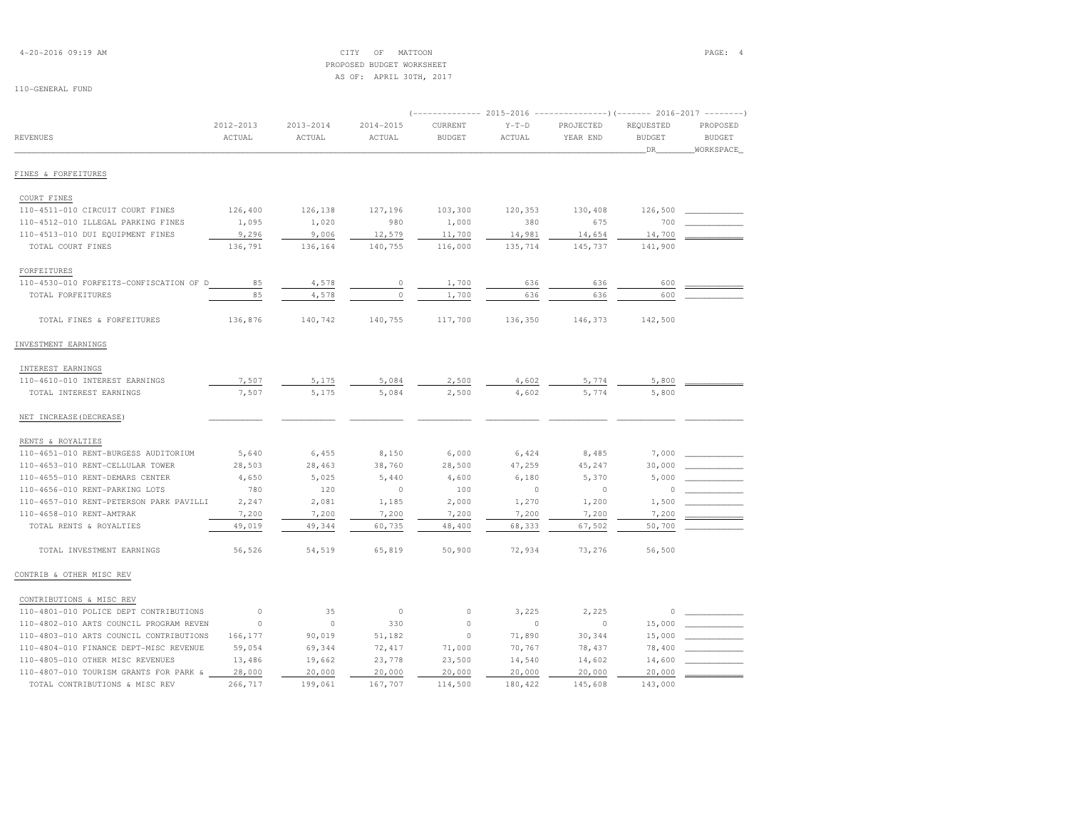CITY OF MATTOON
PROPOSED BUDGET WORKSHEET
AS OF: APRIL 30TH, 2017

110-GENERAL FUND

| REVENUES | 2012-2013 ACTUAL | 2013-2014 ACTUAL | 2014-2015 ACTUAL | 2015-2016 CURRENT BUDGET | 2015-2016 Y-T-D ACTUAL | 2015-2016 PROJECTED YEAR END | 2016-2017 REQUESTED BUDGET DR | 2016-2017 PROPOSED BUDGET WORKSPACE |
|---|---|---|---|---|---|---|---|---|
| **FINES & FORFEITURES** | | | | | | | | |
| COURT FINES | | | | | | | | |
| 110-4511-010 CIRCUIT COURT FINES | 126,400 | 126,138 | 127,196 | 103,300 | 120,353 | 130,408 | 126,500 | |
| 110-4512-010 ILLEGAL PARKING FINES | 1,095 | 1,020 | 980 | 1,000 | 380 | 675 | 700 | |
| 110-4513-010 DUI EQUIPMENT FINES | 9,296 | 9,006 | 12,579 | 11,700 | 14,981 | 14,654 | 14,700 | |
| TOTAL COURT FINES | 136,791 | 136,164 | 140,755 | 116,000 | 135,714 | 145,737 | 141,900 | |
| FORFEITURES | | | | | | | | |
| 110-4530-010 FORFEITS-CONFISCATION OF D | 85 | 4,578 | 0 | 1,700 | 636 | 636 | 600 | |
| TOTAL FORFEITURES | 85 | 4,578 | 0 | 1,700 | 636 | 636 | 600 | |
| TOTAL FINES & FORFEITURES | 136,876 | 140,742 | 140,755 | 117,700 | 136,350 | 146,373 | 142,500 | |
| **INVESTMENT EARNINGS** | | | | | | | | |
| INTEREST EARNINGS | | | | | | | | |
| 110-4610-010 INTEREST EARNINGS | 7,507 | 5,175 | 5,084 | 2,500 | 4,602 | 5,774 | 5,800 | |
| TOTAL INTEREST EARNINGS | 7,507 | 5,175 | 5,084 | 2,500 | 4,602 | 5,774 | 5,800 | |
| NET INCREASE(DECREASE) | | | | | | | | |
| RENTS & ROYALTIES | | | | | | | | |
| 110-4651-010 RENT-BURGESS AUDITORIUM | 5,640 | 6,455 | 8,150 | 6,000 | 6,424 | 8,485 | 7,000 | |
| 110-4653-010 RENT-CELLULAR TOWER | 28,503 | 28,463 | 38,760 | 28,500 | 47,259 | 45,247 | 30,000 | |
| 110-4655-010 RENT-DEMARS CENTER | 4,650 | 5,025 | 5,440 | 4,600 | 6,180 | 5,370 | 5,000 | |
| 110-4656-010 RENT-PARKING LOTS | 780 | 120 | 0 | 100 | 0 | 0 | 0 | |
| 110-4657-010 RENT-PETERSON PARK PAVILLI | 2,247 | 2,081 | 1,185 | 2,000 | 1,270 | 1,200 | 1,500 | |
| 110-4658-010 RENT-AMTRAK | 7,200 | 7,200 | 7,200 | 7,200 | 7,200 | 7,200 | 7,200 | |
| TOTAL RENTS & ROYALTIES | 49,019 | 49,344 | 60,735 | 48,400 | 68,333 | 67,502 | 50,700 | |
| TOTAL INVESTMENT EARNINGS | 56,526 | 54,519 | 65,819 | 50,900 | 72,934 | 73,276 | 56,500 | |
| **CONTRIB & OTHER MISC REV** | | | | | | | | |
| CONTRIBUTIONS & MISC REV | | | | | | | | |
| 110-4801-010 POLICE DEPT CONTRIBUTIONS | 0 | 35 | 0 | 0 | 3,225 | 2,225 | 0 | |
| 110-4802-010 ARTS COUNCIL PROGRAM REVEN | 0 | 0 | 330 | 0 | 0 | 0 | 15,000 | |
| 110-4803-010 ARTS COUNCIL CONTRIBUTIONS | 166,177 | 90,019 | 51,182 | 0 | 71,890 | 30,344 | 15,000 | |
| 110-4804-010 FINANCE DEPT-MISC REVENUE | 59,054 | 69,344 | 72,417 | 71,000 | 70,767 | 78,437 | 78,400 | |
| 110-4805-010 OTHER MISC REVENUES | 13,486 | 19,662 | 23,778 | 23,500 | 14,540 | 14,602 | 14,600 | |
| 110-4807-010 TOURISM GRANTS FOR PARK & | 28,000 | 20,000 | 20,000 | 20,000 | 20,000 | 20,000 | 20,000 | |
| TOTAL CONTRIBUTIONS & MISC REV | 266,717 | 199,061 | 167,707 | 114,500 | 180,422 | 145,608 | 143,000 | |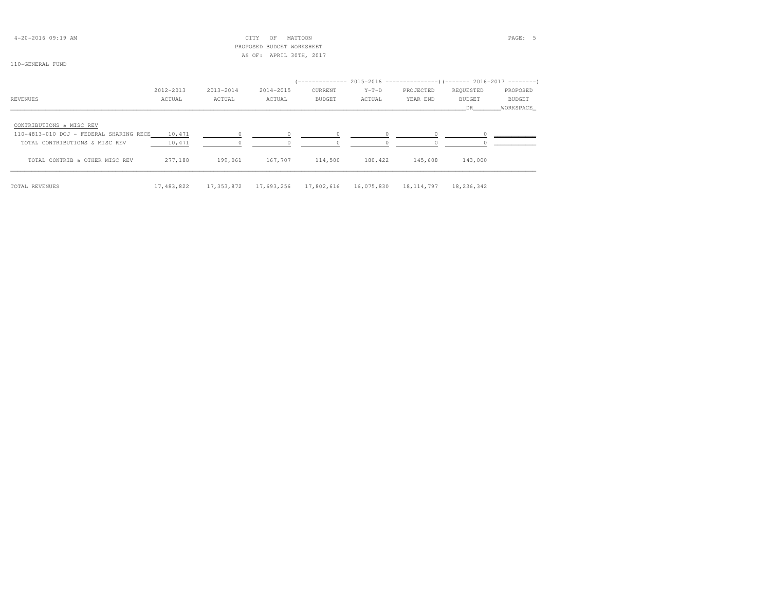CITY OF MATTOON
PROPOSED BUDGET WORKSHEET
AS OF: APRIL 30TH, 2017

110-GENERAL FUND

| REVENUES | 2012-2013 ACTUAL | 2013-2014 ACTUAL | 2014-2015 ACTUAL | 2015-2016 CURRENT BUDGET | 2015-2016 Y-T-D ACTUAL | 2015-2016 PROJECTED YEAR END | 2016-2017 REQUESTED BUDGET DR | 2016-2017 PROPOSED BUDGET WORKSPACE |
|---|---|---|---|---|---|---|---|---|
| CONTRIBUTIONS & MISC REV | | | | | | | | |
| 110-4813-010 DOJ - FEDERAL SHARING RECE | 10,471 | 0 | 0 | 0 | 0 | 0 | 0 | |
| TOTAL CONTRIBUTIONS & MISC REV | 10,471 | 0 | 0 | 0 | 0 | 0 | 0 | |
| TOTAL CONTRIB & OTHER MISC REV | 277,188 | 199,061 | 167,707 | 114,500 | 180,422 | 145,608 | 143,000 | |
| TOTAL REVENUES | 17,483,822 | 17,353,872 | 17,693,256 | 17,802,616 | 16,075,830 | 18,114,797 | 18,236,342 | |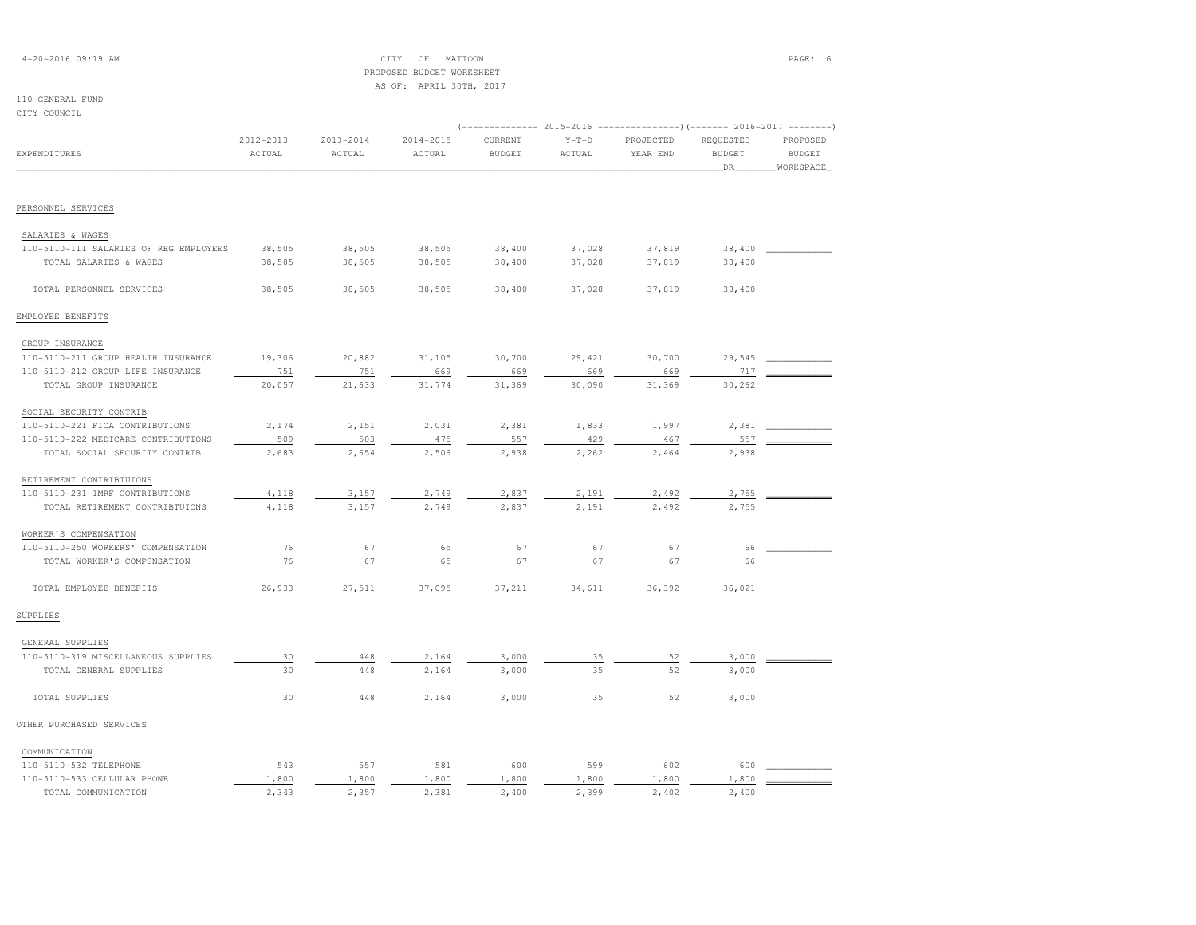CITY OF MATTOON
PROPOSED BUDGET WORKSHEET
AS OF: APRIL 30TH, 2017

110-GENERAL FUND
CITY COUNCIL

| EXPENDITURES | 2012-2013 ACTUAL | 2013-2014 ACTUAL | 2014-2015 ACTUAL | 2015-2016 CURRENT BUDGET | 2015-2016 Y-T-D ACTUAL | 2015-2016 PROJECTED YEAR END | 2016-2017 REQUESTED BUDGET DR | 2016-2017 PROPOSED BUDGET WORKSPACE |
|---|---|---|---|---|---|---|---|---|
| PERSONNEL SERVICES | | | | | | | | |
| SALARIES & WAGES | | | | | | | | |
| 110-5110-111 SALARIES OF REG EMPLOYEES | 38,505 | 38,505 | 38,505 | 38,400 | 37,028 | 37,819 | 38,400 | |
| TOTAL SALARIES & WAGES | 38,505 | 38,505 | 38,505 | 38,400 | 37,028 | 37,819 | 38,400 | |
| TOTAL PERSONNEL SERVICES | 38,505 | 38,505 | 38,505 | 38,400 | 37,028 | 37,819 | 38,400 | |
| EMPLOYEE BENEFITS | | | | | | | | |
| GROUP INSURANCE | | | | | | | | |
| 110-5110-211 GROUP HEALTH INSURANCE | 19,306 | 20,882 | 31,105 | 30,700 | 29,421 | 30,700 | 29,545 | |
| 110-5110-212 GROUP LIFE INSURANCE | 751 | 751 | 669 | 669 | 669 | 669 | 717 | |
| TOTAL GROUP INSURANCE | 20,057 | 21,633 | 31,774 | 31,369 | 30,090 | 31,369 | 30,262 | |
| SOCIAL SECURITY CONTRIB | | | | | | | | |
| 110-5110-221 FICA CONTRIBUTIONS | 2,174 | 2,151 | 2,031 | 2,381 | 1,833 | 1,997 | 2,381 | |
| 110-5110-222 MEDICARE CONTRIBUTIONS | 509 | 503 | 475 | 557 | 429 | 467 | 557 | |
| TOTAL SOCIAL SECURITY CONTRIB | 2,683 | 2,654 | 2,506 | 2,938 | 2,262 | 2,464 | 2,938 | |
| RETIREMENT CONTRIBTUIONS | | | | | | | | |
| 110-5110-231 IMRF CONTRIBUTIONS | 4,118 | 3,157 | 2,749 | 2,837 | 2,191 | 2,492 | 2,755 | |
| TOTAL RETIREMENT CONTRIBTUIONS | 4,118 | 3,157 | 2,749 | 2,837 | 2,191 | 2,492 | 2,755 | |
| WORKER'S COMPENSATION | | | | | | | | |
| 110-5110-250 WORKERS' COMPENSATION | 76 | 67 | 65 | 67 | 67 | 67 | 66 | |
| TOTAL WORKER'S COMPENSATION | 76 | 67 | 65 | 67 | 67 | 67 | 66 | |
| TOTAL EMPLOYEE BENEFITS | 26,933 | 27,511 | 37,095 | 37,211 | 34,611 | 36,392 | 36,021 | |
| SUPPLIES | | | | | | | | |
| GENERAL SUPPLIES | | | | | | | | |
| 110-5110-319 MISCELLANEOUS SUPPLIES | 30 | 448 | 2,164 | 3,000 | 35 | 52 | 3,000 | |
| TOTAL GENERAL SUPPLIES | 30 | 448 | 2,164 | 3,000 | 35 | 52 | 3,000 | |
| TOTAL SUPPLIES | 30 | 448 | 2,164 | 3,000 | 35 | 52 | 3,000 | |
| OTHER PURCHASED SERVICES | | | | | | | | |
| COMMUNICATION | | | | | | | | |
| 110-5110-532 TELEPHONE | 543 | 557 | 581 | 600 | 599 | 602 | 600 | |
| 110-5110-533 CELLULAR PHONE | 1,800 | 1,800 | 1,800 | 1,800 | 1,800 | 1,800 | 1,800 | |
| TOTAL COMMUNICATION | 2,343 | 2,357 | 2,381 | 2,400 | 2,399 | 2,402 | 2,400 | |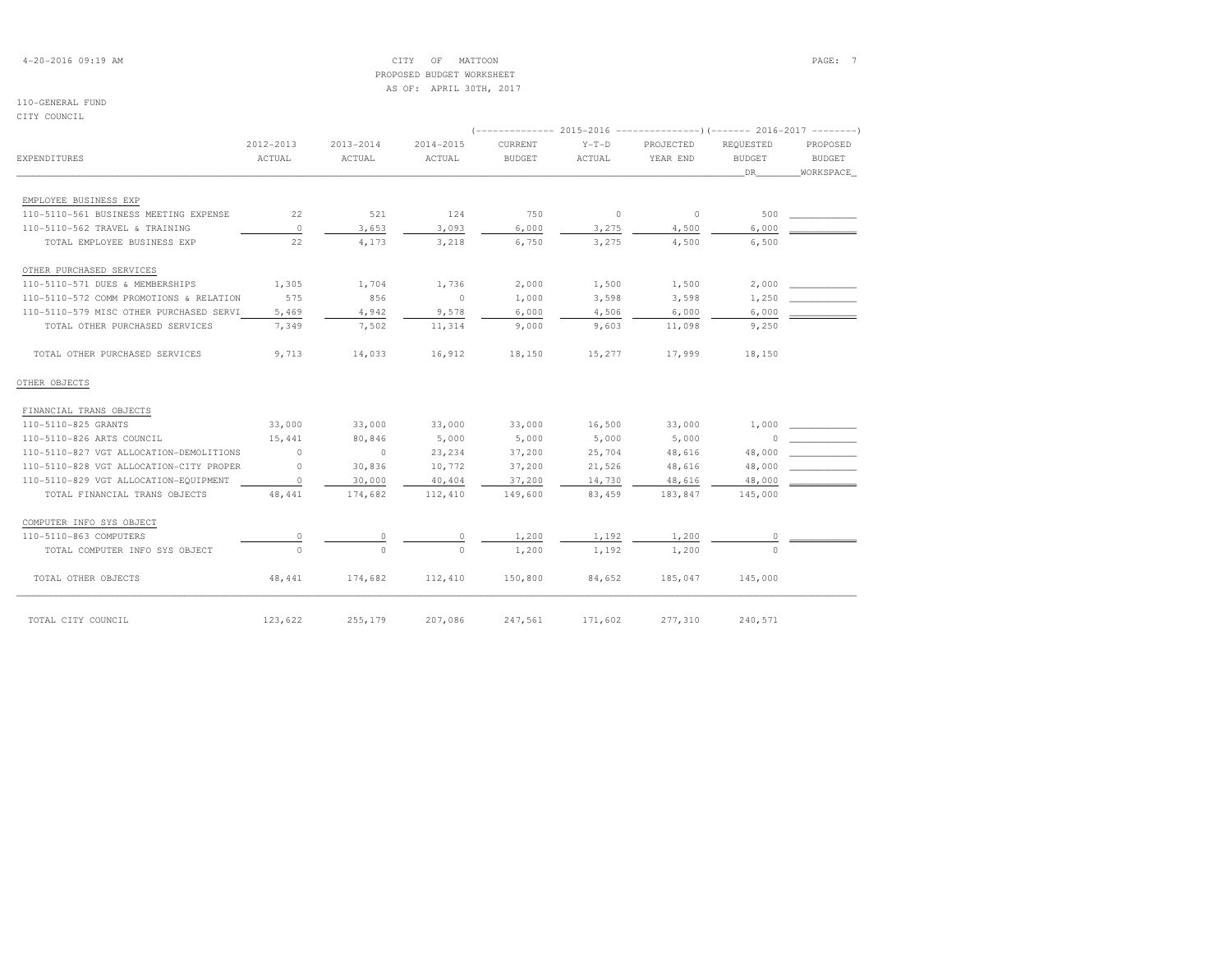CITY OF MATTOON
PROPOSED BUDGET WORKSHEET
AS OF: APRIL 30TH, 2017

110-GENERAL FUND
CITY COUNCIL

| EXPENDITURES | 2012-2013 ACTUAL | 2013-2014 ACTUAL | 2014-2015 ACTUAL | 2015-2016 CURRENT BUDGET | 2015-2016 Y-T-D ACTUAL | 2015-2016 PROJECTED YEAR END | 2016-2017 REQUESTED BUDGET DR | 2016-2017 PROPOSED BUDGET WORKSPACE |
|---|---|---|---|---|---|---|---|---|
| EMPLOYEE BUSINESS EXP | | | | | | | | |
| 110-5110-561 BUSINESS MEETING EXPENSE | 22 | 521 | 124 | 750 | 0 | 0 | 500 | |
| 110-5110-562 TRAVEL & TRAINING | 0 | 3,653 | 3,093 | 6,000 | 3,275 | 4,500 | 6,000 | |
| TOTAL EMPLOYEE BUSINESS EXP | 22 | 4,173 | 3,218 | 6,750 | 3,275 | 4,500 | 6,500 | |
| OTHER PURCHASED SERVICES | | | | | | | | |
| 110-5110-571 DUES & MEMBERSHIPS | 1,305 | 1,704 | 1,736 | 2,000 | 1,500 | 1,500 | 2,000 | |
| 110-5110-572 COMM PROMOTIONS & RELATION | 575 | 856 | 0 | 1,000 | 3,598 | 3,598 | 1,250 | |
| 110-5110-579 MISC OTHER PURCHASED SERVI | 5,469 | 4,942 | 9,578 | 6,000 | 4,506 | 6,000 | 6,000 | |
| TOTAL OTHER PURCHASED SERVICES | 7,349 | 7,502 | 11,314 | 9,000 | 9,603 | 11,098 | 9,250 | |
| TOTAL OTHER PURCHASED SERVICES | 9,713 | 14,033 | 16,912 | 18,150 | 15,277 | 17,999 | 18,150 | |
| OTHER OBJECTS | | | | | | | | |
| FINANCIAL TRANS OBJECTS | | | | | | | | |
| 110-5110-825 GRANTS | 33,000 | 33,000 | 33,000 | 33,000 | 16,500 | 33,000 | 1,000 | |
| 110-5110-826 ARTS COUNCIL | 15,441 | 80,846 | 5,000 | 5,000 | 5,000 | 5,000 | 0 | |
| 110-5110-827 VGT ALLOCATION-DEMOLITIONS | 0 | 0 | 23,234 | 37,200 | 25,704 | 48,616 | 48,000 | |
| 110-5110-828 VGT ALLOCATION-CITY PROPER | 0 | 30,836 | 10,772 | 37,200 | 21,526 | 48,616 | 48,000 | |
| 110-5110-829 VGT ALLOCATION-EQUIPMENT | 0 | 30,000 | 40,404 | 37,200 | 14,730 | 48,616 | 48,000 | |
| TOTAL FINANCIAL TRANS OBJECTS | 48,441 | 174,682 | 112,410 | 149,600 | 83,459 | 183,847 | 145,000 | |
| COMPUTER INFO SYS OBJECT | | | | | | | | |
| 110-5110-863 COMPUTERS | 0 | 0 | 0 | 1,200 | 1,192 | 1,200 | 0 | |
| TOTAL COMPUTER INFO SYS OBJECT | 0 | 0 | 0 | 1,200 | 1,192 | 1,200 | 0 | |
| TOTAL OTHER OBJECTS | 48,441 | 174,682 | 112,410 | 150,800 | 84,652 | 185,047 | 145,000 | |
| TOTAL CITY COUNCIL | 123,622 | 255,179 | 207,086 | 247,561 | 171,602 | 277,310 | 240,571 | |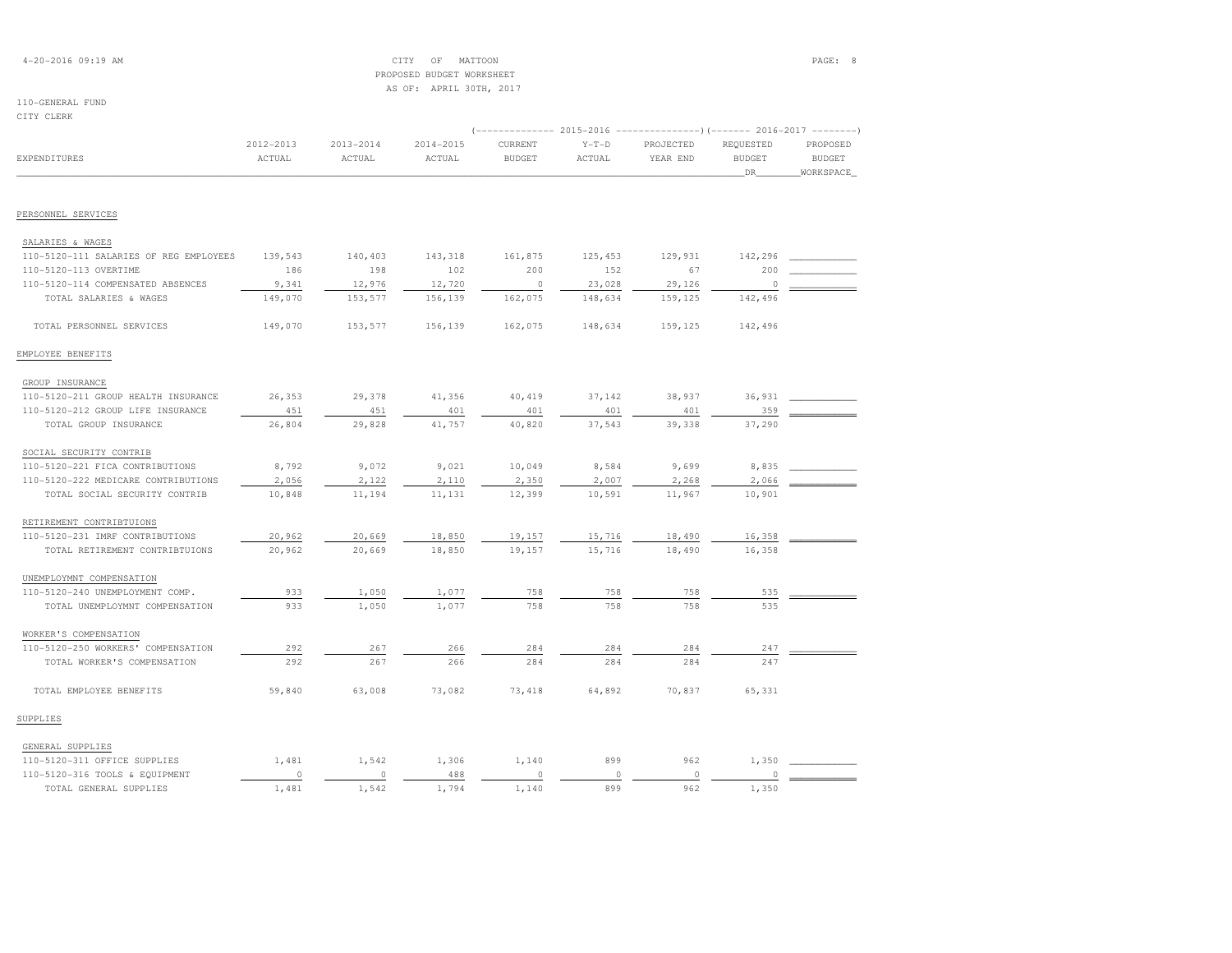CITY OF MATTOON
PROPOSED BUDGET WORKSHEET
AS OF: APRIL 30TH, 2017

110-GENERAL FUND
CITY CLERK

| EXPENDITURES | 2012-2013 ACTUAL | 2013-2014 ACTUAL | 2014-2015 ACTUAL | 2015-2016 CURRENT BUDGET | 2015-2016 Y-T-D ACTUAL | 2015-2016 PROJECTED YEAR END | 2016-2017 REQUESTED BUDGET DR | 2016-2017 PROPOSED BUDGET WORKSPACE |
|---|---|---|---|---|---|---|---|---|
| **PERSONNEL SERVICES** | | | | | | | | |
| SALARIES & WAGES | | | | | | | | |
| 110-5120-111 SALARIES OF REG EMPLOYEES | 139,543 | 140,403 | 143,318 | 161,875 | 125,453 | 129,931 | 142,296 | |
| 110-5120-113 OVERTIME | 186 | 198 | 102 | 200 | 152 | 67 | 200 | |
| 110-5120-114 COMPENSATED ABSENCES | 9,341 | 12,976 | 12,720 | 0 | 23,028 | 29,126 | 0 | |
| TOTAL SALARIES & WAGES | 149,070 | 153,577 | 156,139 | 162,075 | 148,634 | 159,125 | 142,496 | |
| TOTAL PERSONNEL SERVICES | 149,070 | 153,577 | 156,139 | 162,075 | 148,634 | 159,125 | 142,496 | |
| **EMPLOYEE BENEFITS** | | | | | | | | |
| GROUP INSURANCE | | | | | | | | |
| 110-5120-211 GROUP HEALTH INSURANCE | 26,353 | 29,378 | 41,356 | 40,419 | 37,142 | 38,937 | 36,931 | |
| 110-5120-212 GROUP LIFE INSURANCE | 451 | 451 | 401 | 401 | 401 | 401 | 359 | |
| TOTAL GROUP INSURANCE | 26,804 | 29,828 | 41,757 | 40,820 | 37,543 | 39,338 | 37,290 | |
| SOCIAL SECURITY CONTRIB | | | | | | | | |
| 110-5120-221 FICA CONTRIBUTIONS | 8,792 | 9,072 | 9,021 | 10,049 | 8,584 | 9,699 | 8,835 | |
| 110-5120-222 MEDICARE CONTRIBUTIONS | 2,056 | 2,122 | 2,110 | 2,350 | 2,007 | 2,268 | 2,066 | |
| TOTAL SOCIAL SECURITY CONTRIB | 10,848 | 11,194 | 11,131 | 12,399 | 10,591 | 11,967 | 10,901 | |
| RETIREMENT CONTRIBTUIONS | | | | | | | | |
| 110-5120-231 IMRF CONTRIBUTIONS | 20,962 | 20,669 | 18,850 | 19,157 | 15,716 | 18,490 | 16,358 | |
| TOTAL RETIREMENT CONTRIBTUIONS | 20,962 | 20,669 | 18,850 | 19,157 | 15,716 | 18,490 | 16,358 | |
| UNEMPLOYMNT COMPENSATION | | | | | | | | |
| 110-5120-240 UNEMPLOYMENT COMP. | 933 | 1,050 | 1,077 | 758 | 758 | 758 | 535 | |
| TOTAL UNEMPLOYMNT COMPENSATION | 933 | 1,050 | 1,077 | 758 | 758 | 758 | 535 | |
| WORKER'S COMPENSATION | | | | | | | | |
| 110-5120-250 WORKERS' COMPENSATION | 292 | 267 | 266 | 284 | 284 | 284 | 247 | |
| TOTAL WORKER'S COMPENSATION | 292 | 267 | 266 | 284 | 284 | 284 | 247 | |
| TOTAL EMPLOYEE BENEFITS | 59,840 | 63,008 | 73,082 | 73,418 | 64,892 | 70,837 | 65,331 | |
| **SUPPLIES** | | | | | | | | |
| GENERAL SUPPLIES | | | | | | | | |
| 110-5120-311 OFFICE SUPPLIES | 1,481 | 1,542 | 1,306 | 1,140 | 899 | 962 | 1,350 | |
| 110-5120-316 TOOLS & EQUIPMENT | 0 | 0 | 488 | 0 | 0 | 0 | 0 | |
| TOTAL GENERAL SUPPLIES | 1,481 | 1,542 | 1,794 | 1,140 | 899 | 962 | 1,350 | |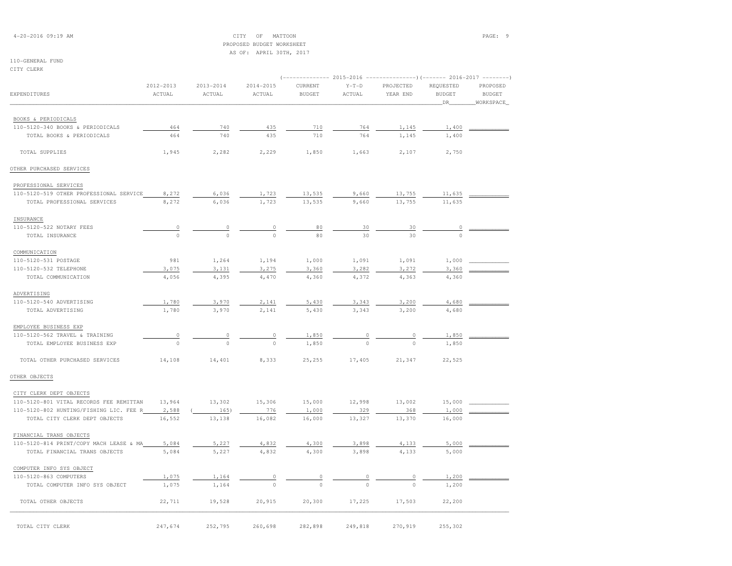CITY OF MATTOON
PROPOSED BUDGET WORKSHEET
AS OF: APRIL 30TH, 2017

110-GENERAL FUND
CITY CLERK

| EXPENDITURES | 2012-2013 ACTUAL | 2013-2014 ACTUAL | 2014-2015 ACTUAL | 2015-2016 CURRENT BUDGET | 2015-2016 Y-T-D ACTUAL | 2015-2016 PROJECTED YEAR END | 2016-2017 REQUESTED BUDGET DR | 2016-2017 PROPOSED BUDGET WORKSPACE |
|---|---|---|---|---|---|---|---|---|
| BOOKS & PERIODICALS | | | | | | | | |
| 110-5120-340 BOOKS & PERIODICALS | 464 | 740 | 435 | 710 | 764 | 1,145 | 1,400 | |
| TOTAL BOOKS & PERIODICALS | 464 | 740 | 435 | 710 | 764 | 1,145 | 1,400 | |
| TOTAL SUPPLIES | 1,945 | 2,282 | 2,229 | 1,850 | 1,663 | 2,107 | 2,750 | |
| OTHER PURCHASED SERVICES | | | | | | | | |
| PROFESSIONAL SERVICES | | | | | | | | |
| 110-5120-519 OTHER PROFESSIONAL SERVICE | 8,272 | 6,036 | 1,723 | 13,535 | 9,660 | 13,755 | 11,635 | |
| TOTAL PROFESSIONAL SERVICES | 8,272 | 6,036 | 1,723 | 13,535 | 9,660 | 13,755 | 11,635 | |
| INSURANCE | | | | | | | | |
| 110-5120-522 NOTARY FEES | 0 | 0 | 0 | 80 | 30 | 30 | 0 | |
| TOTAL INSURANCE | 0 | 0 | 0 | 80 | 30 | 30 | 0 | |
| COMMUNICATION | | | | | | | | |
| 110-5120-531 POSTAGE | 981 | 1,264 | 1,194 | 1,000 | 1,091 | 1,091 | 1,000 | |
| 110-5120-532 TELEPHONE | 3,075 | 3,131 | 3,275 | 3,360 | 3,282 | 3,272 | 3,360 | |
| TOTAL COMMUNICATION | 4,056 | 4,395 | 4,470 | 4,360 | 4,372 | 4,363 | 4,360 | |
| ADVERTISING | | | | | | | | |
| 110-5120-540 ADVERTISING | 1,780 | 3,970 | 2,141 | 5,430 | 3,343 | 3,200 | 4,680 | |
| TOTAL ADVERTISING | 1,780 | 3,970 | 2,141 | 5,430 | 3,343 | 3,200 | 4,680 | |
| EMPLOYEE BUSINESS EXP | | | | | | | | |
| 110-5120-562 TRAVEL & TRAINING | 0 | 0 | 0 | 1,850 | 0 | 0 | 1,850 | |
| TOTAL EMPLOYEE BUSINESS EXP | 0 | 0 | 0 | 1,850 | 0 | 0 | 1,850 | |
| TOTAL OTHER PURCHASED SERVICES | 14,108 | 14,401 | 8,333 | 25,255 | 17,405 | 21,347 | 22,525 | |
| OTHER OBJECTS | | | | | | | | |
| CITY CLERK DEPT OBJECTS | | | | | | | | |
| 110-5120-801 VITAL RECORDS FEE REMITTAN | 13,964 | 13,302 | 15,306 | 15,000 | 12,998 | 13,002 | 15,000 | |
| 110-5120-802 HUNTING/FISHING LIC. FEE R | 2,588 | ( 165) | 776 | 1,000 | 329 | 368 | 1,000 | |
| TOTAL CITY CLERK DEPT OBJECTS | 16,552 | 13,138 | 16,082 | 16,000 | 13,327 | 13,370 | 16,000 | |
| FINANCIAL TRANS OBJECTS | | | | | | | | |
| 110-5120-814 PRINT/COPY MACH LEASE & MA | 5,084 | 5,227 | 4,832 | 4,300 | 3,898 | 4,133 | 5,000 | |
| TOTAL FINANCIAL TRANS OBJECTS | 5,084 | 5,227 | 4,832 | 4,300 | 3,898 | 4,133 | 5,000 | |
| COMPUTER INFO SYS OBJECT | | | | | | | | |
| 110-5120-863 COMPUTERS | 1,075 | 1,164 | 0 | 0 | 0 | 0 | 1,200 | |
| TOTAL COMPUTER INFO SYS OBJECT | 1,075 | 1,164 | 0 | 0 | 0 | 0 | 1,200 | |
| TOTAL OTHER OBJECTS | 22,711 | 19,528 | 20,915 | 20,300 | 17,225 | 17,503 | 22,200 | |
| TOTAL CITY CLERK | 247,674 | 252,795 | 260,698 | 282,898 | 249,818 | 270,919 | 255,302 | |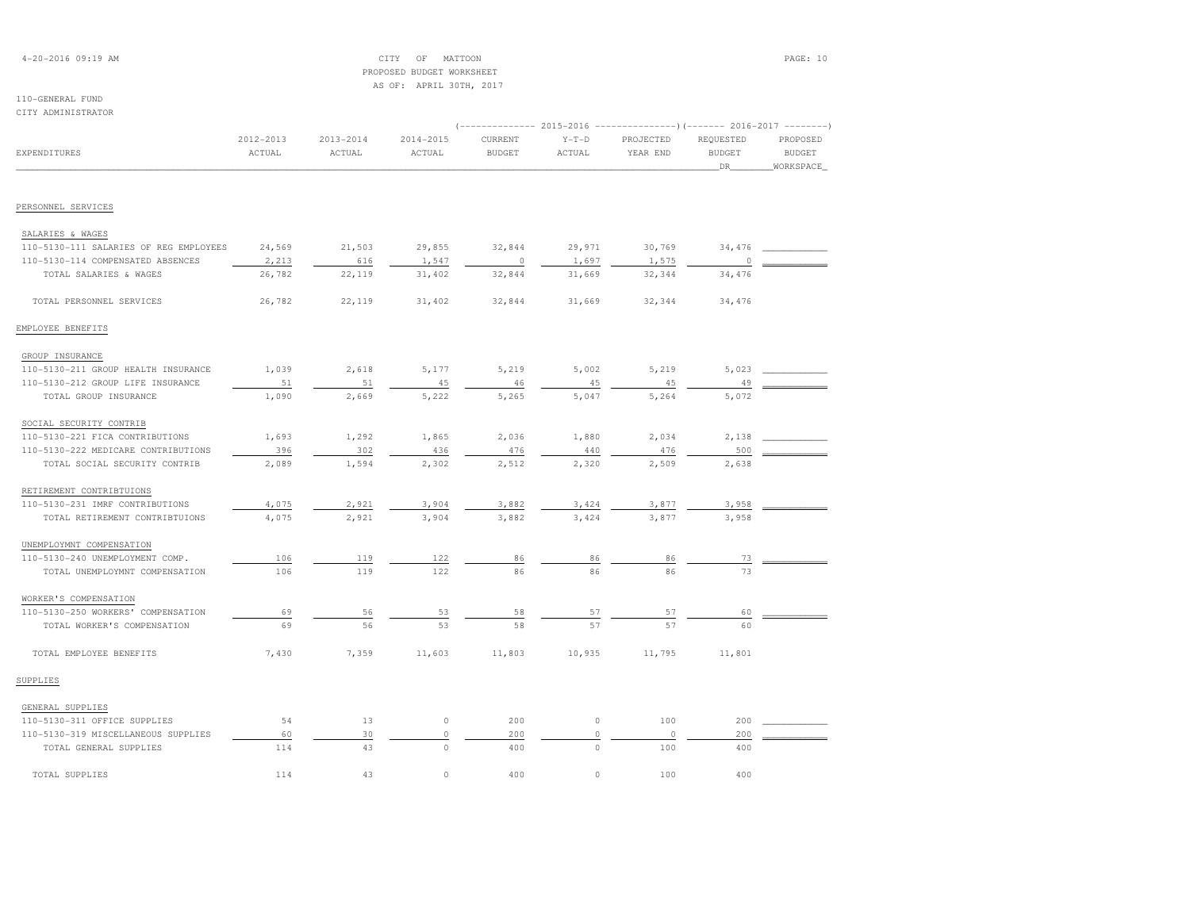CITY OF MATTOON
PROPOSED BUDGET WORKSHEET
AS OF: APRIL 30TH, 2017

110-GENERAL FUND
CITY ADMINISTRATOR

| EXPENDITURES | 2012-2013 ACTUAL | 2013-2014 ACTUAL | 2014-2015 ACTUAL | 2015-2016 CURRENT BUDGET | 2015-2016 Y-T-D ACTUAL | 2015-2016 PROJECTED YEAR END | 2016-2017 REQUESTED BUDGET DR | 2016-2017 PROPOSED BUDGET WORKSPACE |
|---|---|---|---|---|---|---|---|---|
| **PERSONNEL SERVICES** | | | | | | | | |
| SALARIES & WAGES | | | | | | | | |
| 110-5130-111 SALARIES OF REG EMPLOYEES | 24,569 | 21,503 | 29,855 | 32,844 | 29,971 | 30,769 | 34,476 | |
| 110-5130-114 COMPENSATED ABSENCES | 2,213 | 616 | 1,547 | 0 | 1,697 | 1,575 | 0 | |
| TOTAL SALARIES & WAGES | 26,782 | 22,119 | 31,402 | 32,844 | 31,669 | 32,344 | 34,476 | |
| TOTAL PERSONNEL SERVICES | 26,782 | 22,119 | 31,402 | 32,844 | 31,669 | 32,344 | 34,476 | |
| **EMPLOYEE BENEFITS** | | | | | | | | |
| GROUP INSURANCE | | | | | | | | |
| 110-5130-211 GROUP HEALTH INSURANCE | 1,039 | 2,618 | 5,177 | 5,219 | 5,002 | 5,219 | 5,023 | |
| 110-5130-212 GROUP LIFE INSURANCE | 51 | 51 | 45 | 46 | 45 | 45 | 49 | |
| TOTAL GROUP INSURANCE | 1,090 | 2,669 | 5,222 | 5,265 | 5,047 | 5,264 | 5,072 | |
| SOCIAL SECURITY CONTRIB | | | | | | | | |
| 110-5130-221 FICA CONTRIBUTIONS | 1,693 | 1,292 | 1,865 | 2,036 | 1,880 | 2,034 | 2,138 | |
| 110-5130-222 MEDICARE CONTRIBUTIONS | 396 | 302 | 436 | 476 | 440 | 476 | 500 | |
| TOTAL SOCIAL SECURITY CONTRIB | 2,089 | 1,594 | 2,302 | 2,512 | 2,320 | 2,509 | 2,638 | |
| RETIREMENT CONTRIBTUIONS | | | | | | | | |
| 110-5130-231 IMRF CONTRIBUTIONS | 4,075 | 2,921 | 3,904 | 3,882 | 3,424 | 3,877 | 3,958 | |
| TOTAL RETIREMENT CONTRIBTUIONS | 4,075 | 2,921 | 3,904 | 3,882 | 3,424 | 3,877 | 3,958 | |
| UNEMPLOYMNT COMPENSATION | | | | | | | | |
| 110-5130-240 UNEMPLOYMENT COMP. | 106 | 119 | 122 | 86 | 86 | 86 | 73 | |
| TOTAL UNEMPLOYMNT COMPENSATION | 106 | 119 | 122 | 86 | 86 | 86 | 73 | |
| WORKER'S COMPENSATION | | | | | | | | |
| 110-5130-250 WORKERS' COMPENSATION | 69 | 56 | 53 | 58 | 57 | 57 | 60 | |
| TOTAL WORKER'S COMPENSATION | 69 | 56 | 53 | 58 | 57 | 57 | 60 | |
| TOTAL EMPLOYEE BENEFITS | 7,430 | 7,359 | 11,603 | 11,803 | 10,935 | 11,795 | 11,801 | |
| **SUPPLIES** | | | | | | | | |
| GENERAL SUPPLIES | | | | | | | | |
| 110-5130-311 OFFICE SUPPLIES | 54 | 13 | 0 | 200 | 0 | 100 | 200 | |
| 110-5130-319 MISCELLANEOUS SUPPLIES | 60 | 30 | 0 | 200 | 0 | 0 | 200 | |
| TOTAL GENERAL SUPPLIES | 114 | 43 | 0 | 400 | 0 | 100 | 400 | |
| TOTAL SUPPLIES | 114 | 43 | 0 | 400 | 0 | 100 | 400 | |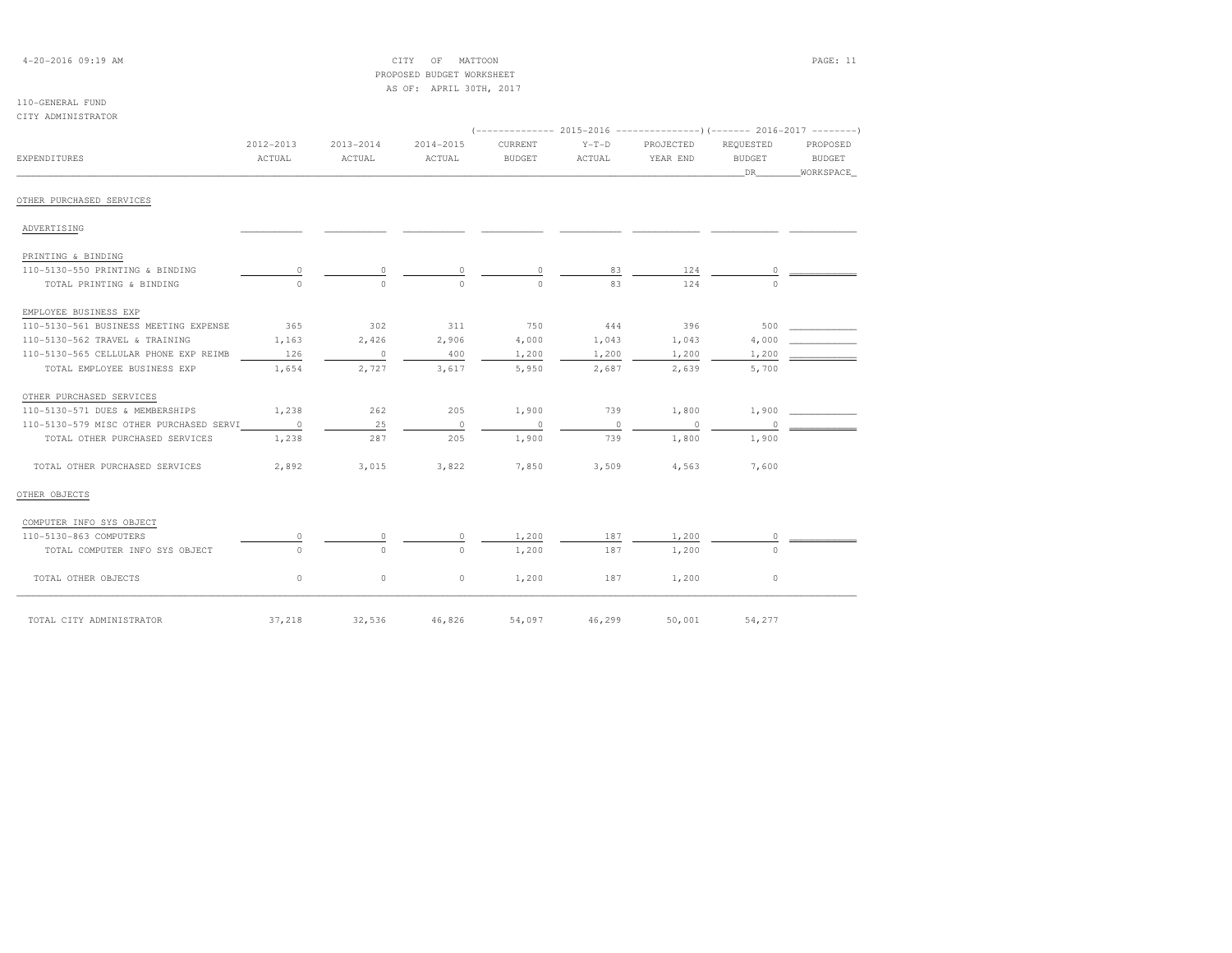CITY OF MATTOON
PROPOSED BUDGET WORKSHEET
AS OF: APRIL 30TH, 2017

110-GENERAL FUND
CITY ADMINISTRATOR

| EXPENDITURES | 2012-2013 ACTUAL | 2013-2014 ACTUAL | 2014-2015 ACTUAL | 2015-2016 CURRENT BUDGET | 2015-2016 Y-T-D ACTUAL | 2015-2016 PROJECTED YEAR END | 2016-2017 REQUESTED BUDGET DR | 2016-2017 PROPOSED BUDGET WORKSPACE |
|---|---|---|---|---|---|---|---|---|
| OTHER PURCHASED SERVICES | | | | | | | | |
| ADVERTISING | | | | | | | | |
| PRINTING & BINDING | | | | | | | | |
| 110-5130-550 PRINTING & BINDING | 0 | 0 | 0 | 0 | 83 | 124 | 0 | |
| TOTAL PRINTING & BINDING | 0 | 0 | 0 | 0 | 83 | 124 | 0 | |
| EMPLOYEE BUSINESS EXP | | | | | | | | |
| 110-5130-561 BUSINESS MEETING EXPENSE | 365 | 302 | 311 | 750 | 444 | 396 | 500 | |
| 110-5130-562 TRAVEL & TRAINING | 1,163 | 2,426 | 2,906 | 4,000 | 1,043 | 1,043 | 4,000 | |
| 110-5130-565 CELLULAR PHONE EXP REIMB | 126 | 0 | 400 | 1,200 | 1,200 | 1,200 | 1,200 | |
| TOTAL EMPLOYEE BUSINESS EXP | 1,654 | 2,727 | 3,617 | 5,950 | 2,687 | 2,639 | 5,700 | |
| OTHER PURCHASED SERVICES | | | | | | | | |
| 110-5130-571 DUES & MEMBERSHIPS | 1,238 | 262 | 205 | 1,900 | 739 | 1,800 | 1,900 | |
| 110-5130-579 MISC OTHER PURCHASED SERVI | 0 | 25 | 0 | 0 | 0 | 0 | 0 | |
| TOTAL OTHER PURCHASED SERVICES | 1,238 | 287 | 205 | 1,900 | 739 | 1,800 | 1,900 | |
| TOTAL OTHER PURCHASED SERVICES | 2,892 | 3,015 | 3,822 | 7,850 | 3,509 | 4,563 | 7,600 | |
| OTHER OBJECTS | | | | | | | | |
| COMPUTER INFO SYS OBJECT | | | | | | | | |
| 110-5130-863 COMPUTERS | 0 | 0 | 0 | 1,200 | 187 | 1,200 | 0 | |
| TOTAL COMPUTER INFO SYS OBJECT | 0 | 0 | 0 | 1,200 | 187 | 1,200 | 0 | |
| TOTAL OTHER OBJECTS | 0 | 0 | 0 | 1,200 | 187 | 1,200 | 0 | |
| TOTAL CITY ADMINISTRATOR | 37,218 | 32,536 | 46,826 | 54,097 | 46,299 | 50,001 | 54,277 | |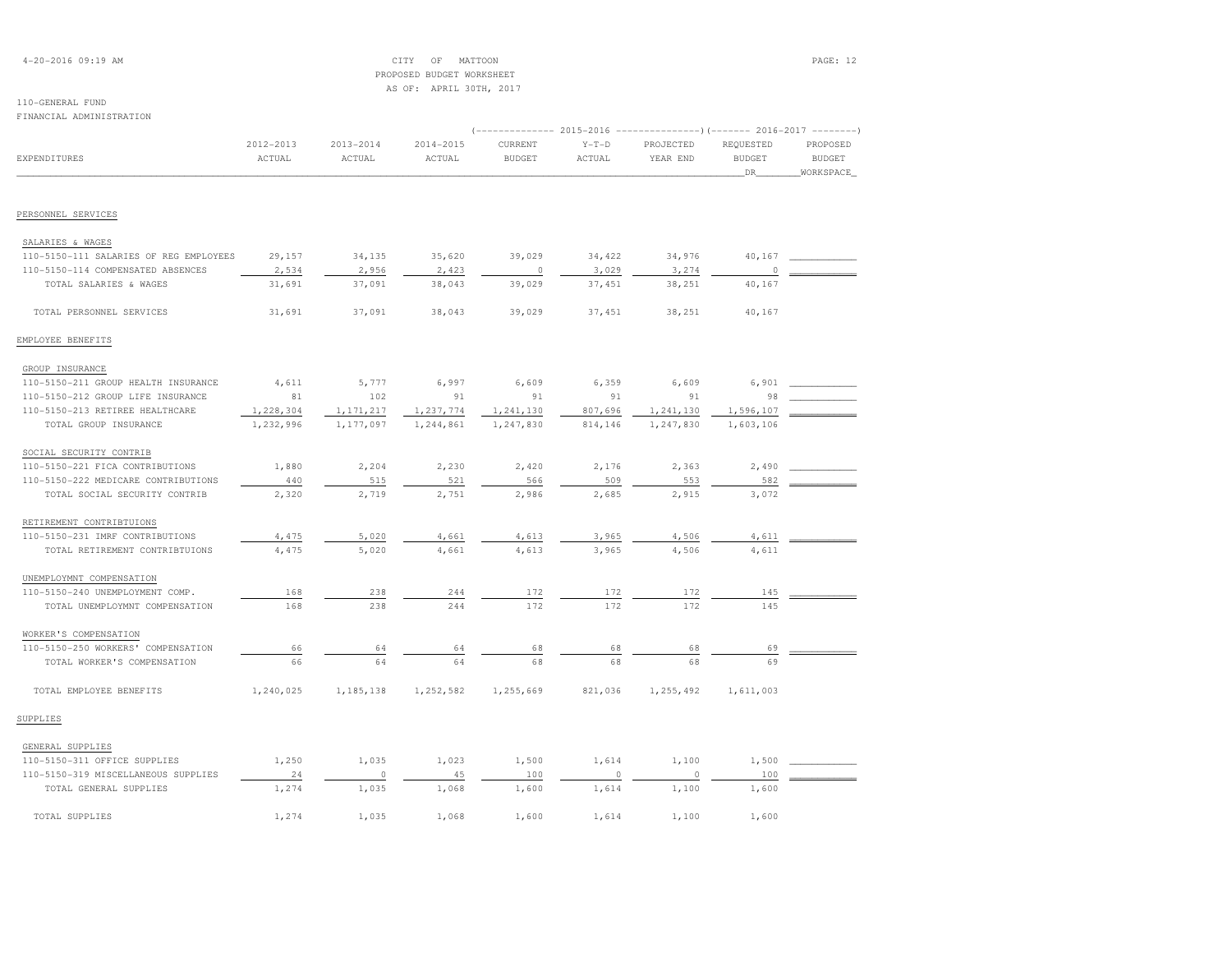CITY OF MATTOON
PROPOSED BUDGET WORKSHEET
AS OF: APRIL 30TH, 2017

110-GENERAL FUND
FINANCIAL ADMINISTRATION

| EXPENDITURES | 2012-2013 ACTUAL | 2013-2014 ACTUAL | 2014-2015 ACTUAL | 2015-2016 CURRENT BUDGET | 2015-2016 Y-T-D ACTUAL | 2015-2016 PROJECTED YEAR END | 2016-2017 REQUESTED BUDGET DR | 2016-2017 PROPOSED BUDGET WORKSPACE |
|---|---|---|---|---|---|---|---|---|
| **PERSONNEL SERVICES** | | | | | | | | |
| SALARIES & WAGES | | | | | | | | |
| 110-5150-111 SALARIES OF REG EMPLOYEES | 29,157 | 34,135 | 35,620 | 39,029 | 34,422 | 34,976 | 40,167 | |
| 110-5150-114 COMPENSATED ABSENCES | 2,534 | 2,956 | 2,423 | 0 | 3,029 | 3,274 | 0 | |
| TOTAL SALARIES & WAGES | 31,691 | 37,091 | 38,043 | 39,029 | 37,451 | 38,251 | 40,167 | |
| TOTAL PERSONNEL SERVICES | 31,691 | 37,091 | 38,043 | 39,029 | 37,451 | 38,251 | 40,167 | |
| **EMPLOYEE BENEFITS** | | | | | | | | |
| GROUP INSURANCE | | | | | | | | |
| 110-5150-211 GROUP HEALTH INSURANCE | 4,611 | 5,777 | 6,997 | 6,609 | 6,359 | 6,609 | 6,901 | |
| 110-5150-212 GROUP LIFE INSURANCE | 81 | 102 | 91 | 91 | 91 | 91 | 98 | |
| 110-5150-213 RETIREE HEALTHCARE | 1,228,304 | 1,171,217 | 1,237,774 | 1,241,130 | 807,696 | 1,241,130 | 1,596,107 | |
| TOTAL GROUP INSURANCE | 1,232,996 | 1,177,097 | 1,244,861 | 1,247,830 | 814,146 | 1,247,830 | 1,603,106 | |
| SOCIAL SECURITY CONTRIB | | | | | | | | |
| 110-5150-221 FICA CONTRIBUTIONS | 1,880 | 2,204 | 2,230 | 2,420 | 2,176 | 2,363 | 2,490 | |
| 110-5150-222 MEDICARE CONTRIBUTIONS | 440 | 515 | 521 | 566 | 509 | 553 | 582 | |
| TOTAL SOCIAL SECURITY CONTRIB | 2,320 | 2,719 | 2,751 | 2,986 | 2,685 | 2,915 | 3,072 | |
| RETIREMENT CONTRIBTUIONS | | | | | | | | |
| 110-5150-231 IMRF CONTRIBUTIONS | 4,475 | 5,020 | 4,661 | 4,613 | 3,965 | 4,506 | 4,611 | |
| TOTAL RETIREMENT CONTRIBTUIONS | 4,475 | 5,020 | 4,661 | 4,613 | 3,965 | 4,506 | 4,611 | |
| UNEMPLOYMNT COMPENSATION | | | | | | | | |
| 110-5150-240 UNEMPLOYMENT COMP. | 168 | 238 | 244 | 172 | 172 | 172 | 145 | |
| TOTAL UNEMPLOYMNT COMPENSATION | 168 | 238 | 244 | 172 | 172 | 172 | 145 | |
| WORKER'S COMPENSATION | | | | | | | | |
| 110-5150-250 WORKERS' COMPENSATION | 66 | 64 | 64 | 68 | 68 | 68 | 69 | |
| TOTAL WORKER'S COMPENSATION | 66 | 64 | 64 | 68 | 68 | 68 | 69 | |
| TOTAL EMPLOYEE BENEFITS | 1,240,025 | 1,185,138 | 1,252,582 | 1,255,669 | 821,036 | 1,255,492 | 1,611,003 | |
| **SUPPLIES** | | | | | | | | |
| GENERAL SUPPLIES | | | | | | | | |
| 110-5150-311 OFFICE SUPPLIES | 1,250 | 1,035 | 1,023 | 1,500 | 1,614 | 1,100 | 1,500 | |
| 110-5150-319 MISCELLANEOUS SUPPLIES | 24 | 0 | 45 | 100 | 0 | 0 | 100 | |
| TOTAL GENERAL SUPPLIES | 1,274 | 1,035 | 1,068 | 1,600 | 1,614 | 1,100 | 1,600 | |
| TOTAL SUPPLIES | 1,274 | 1,035 | 1,068 | 1,600 | 1,614 | 1,100 | 1,600 | |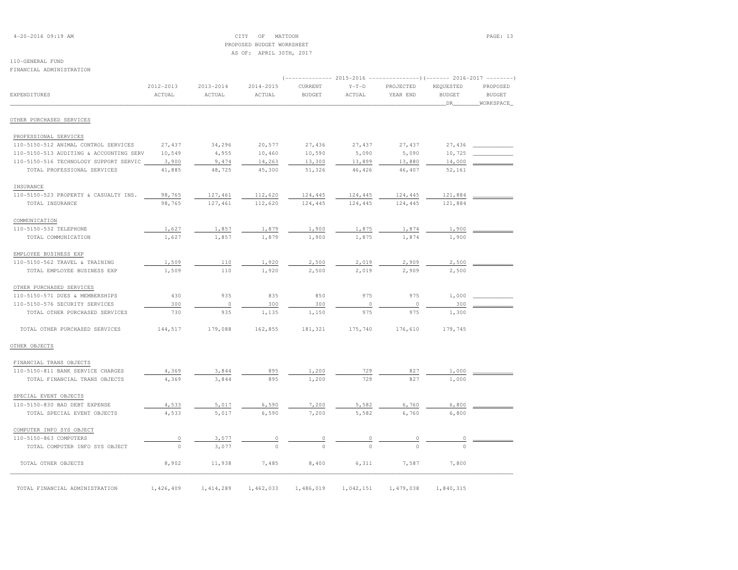CITY OF MATTOON
PROPOSED BUDGET WORKSHEET
AS OF: APRIL 30TH, 2017

110-GENERAL FUND
FINANCIAL ADMINISTRATION

| EXPENDITURES | 2012-2013 ACTUAL | 2013-2014 ACTUAL | 2014-2015 ACTUAL | 2015-2016 CURRENT BUDGET | 2015-2016 Y-T-D ACTUAL | 2015-2016 PROJECTED YEAR END | 2016-2017 REQUESTED BUDGET DR | 2016-2017 PROPOSED BUDGET WORKSPACE |
|---|---|---|---|---|---|---|---|---|
| **OTHER PURCHASED SERVICES** | | | | | | | | |
| PROFESSIONAL SERVICES | | | | | | | | |
| 110-5150-512 ANIMAL CONTROL SERVICES | 27,437 | 34,296 | 20,577 | 27,436 | 27,437 | 27,437 | 27,436 | |
| 110-5150-513 AUDITING & ACCOUNTING SERV | 10,549 | 4,955 | 10,460 | 10,590 | 5,090 | 5,090 | 10,725 | |
| 110-5150-516 TECHNOLOGY SUPPORT SERVIC | 3,900 | 9,474 | 14,263 | 13,300 | 13,899 | 13,880 | 14,000 | |
| TOTAL PROFESSIONAL SERVICES | 41,885 | 48,725 | 45,300 | 51,326 | 46,426 | 46,407 | 52,161 | |
| INSURANCE | | | | | | | | |
| 110-5150-523 PROPERTY & CASUALTY INS. | 98,765 | 127,461 | 112,620 | 124,445 | 124,445 | 124,445 | 121,884 | |
| TOTAL INSURANCE | 98,765 | 127,461 | 112,620 | 124,445 | 124,445 | 124,445 | 121,884 | |
| COMMUNICATION | | | | | | | | |
| 110-5150-532 TELEPHONE | 1,627 | 1,857 | 1,879 | 1,900 | 1,875 | 1,874 | 1,900 | |
| TOTAL COMMUNICATION | 1,627 | 1,857 | 1,879 | 1,900 | 1,875 | 1,874 | 1,900 | |
| EMPLOYEE BUSINESS EXP | | | | | | | | |
| 110-5150-562 TRAVEL & TRAINING | 1,509 | 110 | 1,920 | 2,500 | 2,019 | 2,909 | 2,500 | |
| TOTAL EMPLOYEE BUSINESS EXP | 1,509 | 110 | 1,920 | 2,500 | 2,019 | 2,909 | 2,500 | |
| OTHER PURCHASED SERVICES | | | | | | | | |
| 110-5150-571 DUES & MEMBERSHIPS | 430 | 935 | 835 | 850 | 975 | 975 | 1,000 | |
| 110-5150-576 SECURITY SERVICES | 300 | 0 | 300 | 300 | 0 | 0 | 300 | |
| TOTAL OTHER PURCHASED SERVICES | 730 | 935 | 1,135 | 1,150 | 975 | 975 | 1,300 | |
| TOTAL OTHER PURCHASED SERVICES | 144,517 | 179,088 | 162,855 | 181,321 | 175,740 | 176,610 | 179,745 | |
| **OTHER OBJECTS** | | | | | | | | |
| FINANCIAL TRANS OBJECTS | | | | | | | | |
| 110-5150-811 BANK SERVICE CHARGES | 4,369 | 3,844 | 895 | 1,200 | 729 | 827 | 1,000 | |
| TOTAL FINANCIAL TRANS OBJECTS | 4,369 | 3,844 | 895 | 1,200 | 729 | 827 | 1,000 | |
| SPECIAL EVENT OBJECTS | | | | | | | | |
| 110-5150-830 BAD DEBT EXPENSE | 4,533 | 5,017 | 6,590 | 7,200 | 5,582 | 6,760 | 6,800 | |
| TOTAL SPECIAL EVENT OBJECTS | 4,533 | 5,017 | 6,590 | 7,200 | 5,582 | 6,760 | 6,800 | |
| COMPUTER INFO SYS OBJECT | | | | | | | | |
| 110-5150-863 COMPUTERS | 0 | 3,077 | 0 | 0 | 0 | 0 | 0 | |
| TOTAL COMPUTER INFO SYS OBJECT | 0 | 3,077 | 0 | 0 | 0 | 0 | 0 | |
| TOTAL OTHER OBJECTS | 8,902 | 11,938 | 7,485 | 8,400 | 6,311 | 7,587 | 7,800 | |
| TOTAL FINANCIAL ADMINISTRATION | 1,426,409 | 1,414,289 | 1,462,033 | 1,486,019 | 1,042,151 | 1,479,038 | 1,840,315 | |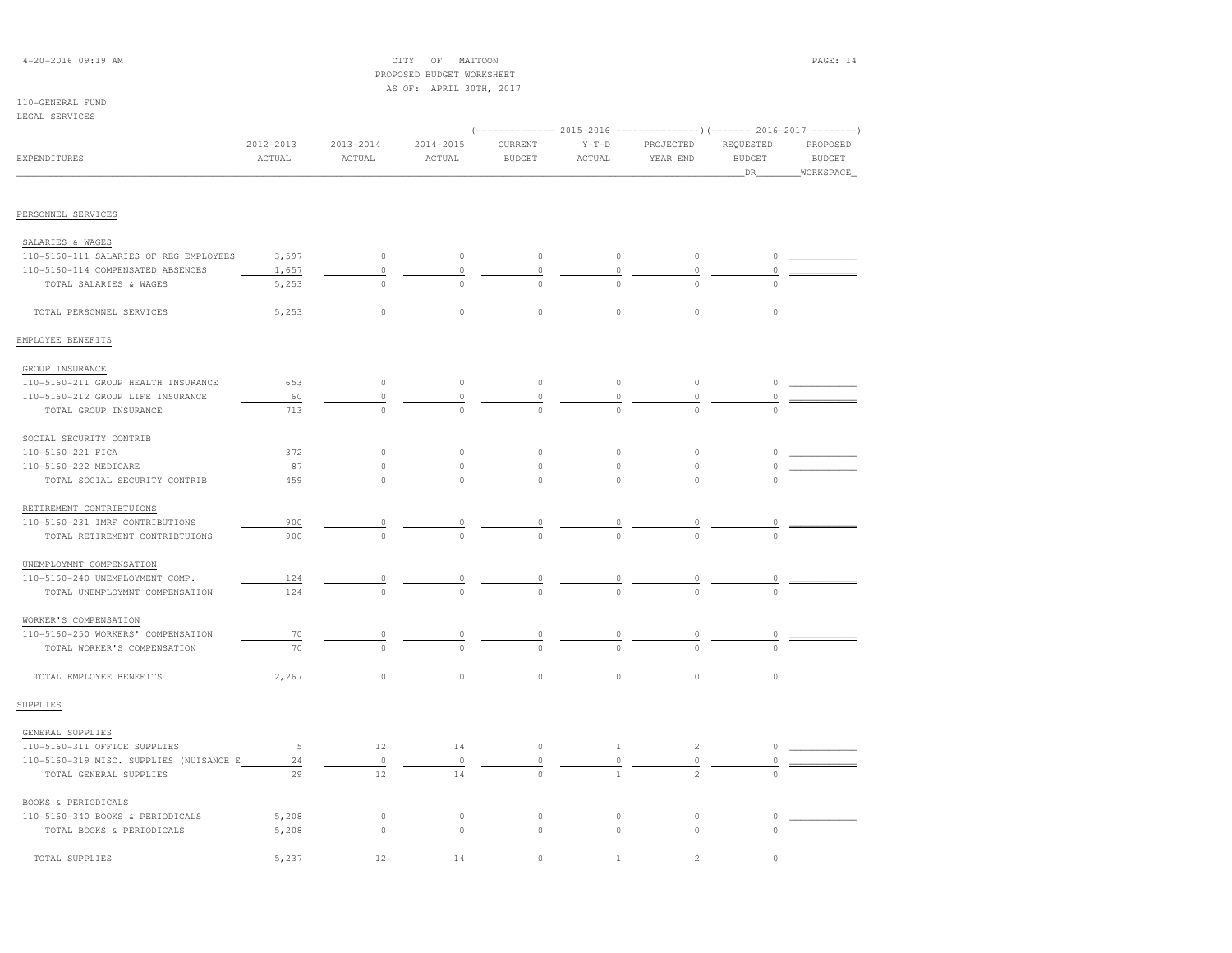CITY OF MATTOON
PROPOSED BUDGET WORKSHEET
AS OF: APRIL 30TH, 2017

110-GENERAL FUND
LEGAL SERVICES

| EXPENDITURES | 2012-2013 ACTUAL | 2013-2014 ACTUAL | 2014-2015 ACTUAL | 2015-2016 CURRENT BUDGET | 2015-2016 Y-T-D ACTUAL | 2015-2016 PROJECTED YEAR END | 2016-2017 REQUESTED BUDGET DR | 2016-2017 PROPOSED BUDGET WORKSPACE |
|---|---|---|---|---|---|---|---|---|
| PERSONNEL SERVICES | | | | | | | | |
| SALARIES & WAGES | | | | | | | | |
| 110-5160-111 SALARIES OF REG EMPLOYEES | 3,597 | 0 | 0 | 0 | 0 | 0 | 0 | |
| 110-5160-114 COMPENSATED ABSENCES | 1,657 | 0 | 0 | 0 | 0 | 0 | 0 | |
| TOTAL SALARIES & WAGES | 5,253 | 0 | 0 | 0 | 0 | 0 | 0 | |
| TOTAL PERSONNEL SERVICES | 5,253 | 0 | 0 | 0 | 0 | 0 | 0 | |
| EMPLOYEE BENEFITS | | | | | | | | |
| GROUP INSURANCE | | | | | | | | |
| 110-5160-211 GROUP HEALTH INSURANCE | 653 | 0 | 0 | 0 | 0 | 0 | 0 | |
| 110-5160-212 GROUP LIFE INSURANCE | 60 | 0 | 0 | 0 | 0 | 0 | 0 | |
| TOTAL GROUP INSURANCE | 713 | 0 | 0 | 0 | 0 | 0 | 0 | |
| SOCIAL SECURITY CONTRIB | | | | | | | | |
| 110-5160-221 FICA | 372 | 0 | 0 | 0 | 0 | 0 | 0 | |
| 110-5160-222 MEDICARE | 87 | 0 | 0 | 0 | 0 | 0 | 0 | |
| TOTAL SOCIAL SECURITY CONTRIB | 459 | 0 | 0 | 0 | 0 | 0 | 0 | |
| RETIREMENT CONTRIBTUIONS | | | | | | | | |
| 110-5160-231 IMRF CONTRIBUTIONS | 900 | 0 | 0 | 0 | 0 | 0 | 0 | |
| TOTAL RETIREMENT CONTRIBTUIONS | 900 | 0 | 0 | 0 | 0 | 0 | 0 | |
| UNEMPLOYMNT COMPENSATION | | | | | | | | |
| 110-5160-240 UNEMPLOYMENT COMP. | 124 | 0 | 0 | 0 | 0 | 0 | 0 | |
| TOTAL UNEMPLOYMNT COMPENSATION | 124 | 0 | 0 | 0 | 0 | 0 | 0 | |
| WORKER'S COMPENSATION | | | | | | | | |
| 110-5160-250 WORKERS' COMPENSATION | 70 | 0 | 0 | 0 | 0 | 0 | 0 | |
| TOTAL WORKER'S COMPENSATION | 70 | 0 | 0 | 0 | 0 | 0 | 0 | |
| TOTAL EMPLOYEE BENEFITS | 2,267 | 0 | 0 | 0 | 0 | 0 | 0 | |
| SUPPLIES | | | | | | | | |
| GENERAL SUPPLIES | | | | | | | | |
| 110-5160-311 OFFICE SUPPLIES | 5 | 12 | 14 | 0 | 1 | 2 | 0 | |
| 110-5160-319 MISC. SUPPLIES (NUISANCE E | 24 | 0 | 0 | 0 | 0 | 0 | 0 | |
| TOTAL GENERAL SUPPLIES | 29 | 12 | 14 | 0 | 1 | 2 | 0 | |
| BOOKS & PERIODICALS | | | | | | | | |
| 110-5160-340 BOOKS & PERIODICALS | 5,208 | 0 | 0 | 0 | 0 | 0 | 0 | |
| TOTAL BOOKS & PERIODICALS | 5,208 | 0 | 0 | 0 | 0 | 0 | 0 | |
| TOTAL SUPPLIES | 5,237 | 12 | 14 | 0 | 1 | 2 | 0 | |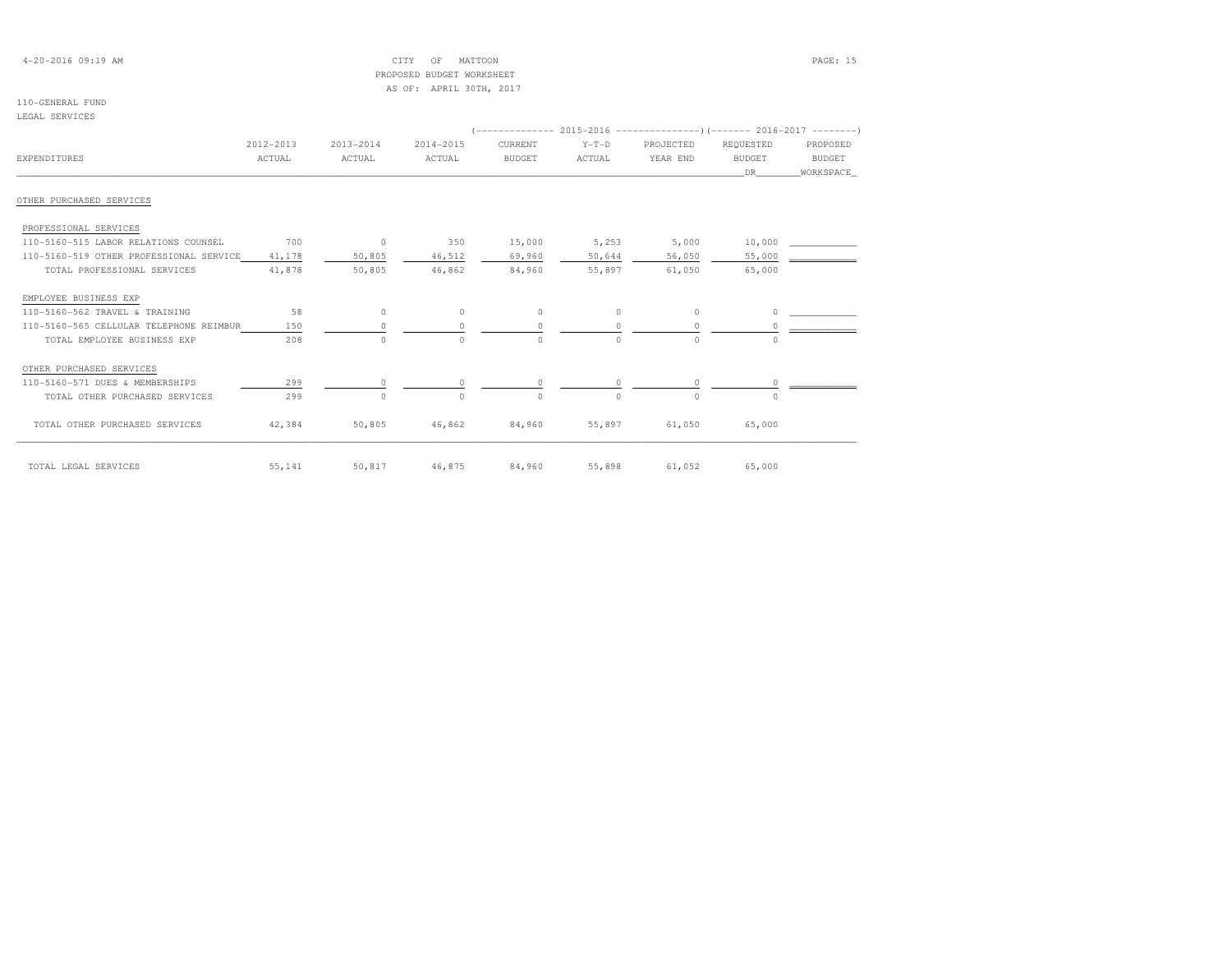CITY OF MATTOON
PROPOSED BUDGET WORKSHEET
AS OF: APRIL 30TH, 2017

110-GENERAL FUND
LEGAL SERVICES

| EXPENDITURES | 2012-2013 ACTUAL | 2013-2014 ACTUAL | 2014-2015 ACTUAL | 2015-2016 CURRENT BUDGET | 2015-2016 Y-T-D ACTUAL | 2015-2016 PROJECTED YEAR END | 2016-2017 REQUESTED BUDGET DR | 2016-2017 PROPOSED BUDGET WORKSPACE |
|---|---|---|---|---|---|---|---|---|
| **OTHER PURCHASED SERVICES** | | | | | | | | |
| PROFESSIONAL SERVICES | | | | | | | | |
| 110-5160-515 LABOR RELATIONS COUNSEL | 700 | 0 | 350 | 15,000 | 5,253 | 5,000 | 10,000 | |
| 110-5160-519 OTHER PROFESSIONAL SERVICE | 41,178 | 50,805 | 46,512 | 69,960 | 50,644 | 56,050 | 55,000 | |
| TOTAL PROFESSIONAL SERVICES | 41,878 | 50,805 | 46,862 | 84,960 | 55,897 | 61,050 | 65,000 | |
| EMPLOYEE BUSINESS EXP | | | | | | | | |
| 110-5160-562 TRAVEL & TRAINING | 58 | 0 | 0 | 0 | 0 | 0 | 0 | |
| 110-5160-565 CELLULAR TELEPHONE REIMBUR | 150 | 0 | 0 | 0 | 0 | 0 | 0 | |
| TOTAL EMPLOYEE BUSINESS EXP | 208 | 0 | 0 | 0 | 0 | 0 | 0 | |
| OTHER PURCHASED SERVICES | | | | | | | | |
| 110-5160-571 DUES & MEMBERSHIPS | 299 | 0 | 0 | 0 | 0 | 0 | 0 | |
| TOTAL OTHER PURCHASED SERVICES | 299 | 0 | 0 | 0 | 0 | 0 | 0 | |
| TOTAL OTHER PURCHASED SERVICES | 42,384 | 50,805 | 46,862 | 84,960 | 55,897 | 61,050 | 65,000 | |
| TOTAL LEGAL SERVICES | 55,141 | 50,817 | 46,875 | 84,960 | 55,898 | 61,052 | 65,000 | |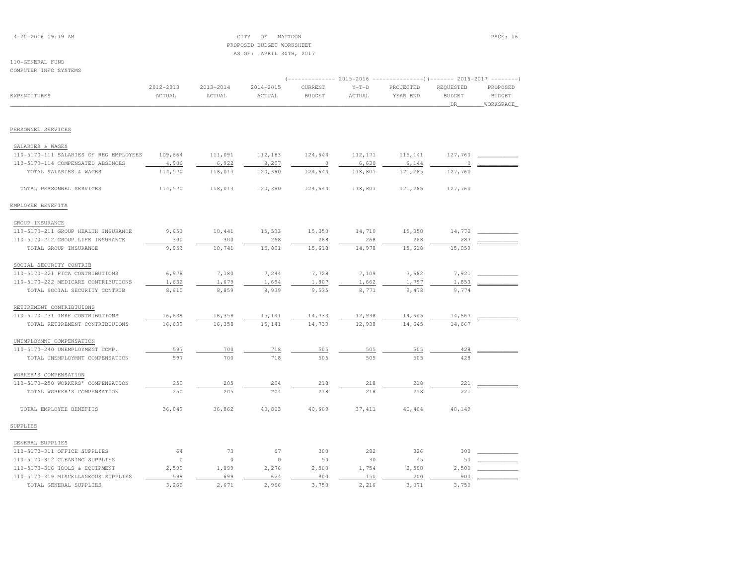CITY OF MATTOON
PROPOSED BUDGET WORKSHEET
AS OF: APRIL 30TH, 2017

110-GENERAL FUND
COMPUTER INFO SYSTEMS

| EXPENDITURES | 2012-2013 ACTUAL | 2013-2014 ACTUAL | 2014-2015 ACTUAL | 2015-2016 CURRENT BUDGET | 2015-2016 Y-T-D ACTUAL | 2015-2016 PROJECTED YEAR END | 2016-2017 REQUESTED BUDGET DR | 2016-2017 PROPOSED BUDGET WORKSPACE |
|---|---|---|---|---|---|---|---|---|
| **PERSONNEL SERVICES** | | | | | | | | |
| SALARIES & WAGES | | | | | | | | |
| 110-5170-111 SALARIES OF REG EMPLOYEES | 109,664 | 111,091 | 112,183 | 124,644 | 112,171 | 115,141 | 127,760 | |
| 110-5170-114 COMPENSATED ABSENCES | 4,906 | 6,922 | 8,207 | 0 | 6,630 | 6,144 | 0 | |
| TOTAL SALARIES & WAGES | 114,570 | 118,013 | 120,390 | 124,644 | 118,801 | 121,285 | 127,760 | |
| TOTAL PERSONNEL SERVICES | 114,570 | 118,013 | 120,390 | 124,644 | 118,801 | 121,285 | 127,760 | |
| **EMPLOYEE BENEFITS** | | | | | | | | |
| GROUP INSURANCE | | | | | | | | |
| 110-5170-211 GROUP HEALTH INSURANCE | 9,653 | 10,441 | 15,533 | 15,350 | 14,710 | 15,350 | 14,772 | |
| 110-5170-212 GROUP LIFE INSURANCE | 300 | 300 | 268 | 268 | 268 | 268 | 287 | |
| TOTAL GROUP INSURANCE | 9,953 | 10,741 | 15,801 | 15,618 | 14,978 | 15,618 | 15,059 | |
| SOCIAL SECURITY CONTRIB | | | | | | | | |
| 110-5170-221 FICA CONTRIBUTIONS | 6,978 | 7,180 | 7,244 | 7,728 | 7,109 | 7,682 | 7,921 | |
| 110-5170-222 MEDICARE CONTRIBUTIONS | 1,632 | 1,679 | 1,694 | 1,807 | 1,662 | 1,797 | 1,853 | |
| TOTAL SOCIAL SECURITY CONTRIB | 8,610 | 8,859 | 8,939 | 9,535 | 8,771 | 9,478 | 9,774 | |
| RETIREMENT CONTRIBTUIONS | | | | | | | | |
| 110-5170-231 IMRF CONTRIBUTIONS | 16,639 | 16,358 | 15,141 | 14,733 | 12,938 | 14,645 | 14,667 | |
| TOTAL RETIREMENT CONTRIBTUIONS | 16,639 | 16,358 | 15,141 | 14,733 | 12,938 | 14,645 | 14,667 | |
| UNEMPLOYMNT COMPENSATION | | | | | | | | |
| 110-5170-240 UNEMPLOYMENT COMP. | 597 | 700 | 718 | 505 | 505 | 505 | 428 | |
| TOTAL UNEMPLOYMNT COMPENSATION | 597 | 700 | 718 | 505 | 505 | 505 | 428 | |
| WORKER'S COMPENSATION | | | | | | | | |
| 110-5170-250 WORKERS' COMPENSATION | 250 | 205 | 204 | 218 | 218 | 218 | 221 | |
| TOTAL WORKER'S COMPENSATION | 250 | 205 | 204 | 218 | 218 | 218 | 221 | |
| TOTAL EMPLOYEE BENEFITS | 36,049 | 36,862 | 40,803 | 40,609 | 37,411 | 40,464 | 40,149 | |
| **SUPPLIES** | | | | | | | | |
| GENERAL SUPPLIES | | | | | | | | |
| 110-5170-311 OFFICE SUPPLIES | 64 | 73 | 67 | 300 | 282 | 326 | 300 | |
| 110-5170-312 CLEANING SUPPLIES | 0 | 0 | 0 | 50 | 30 | 45 | 50 | |
| 110-5170-316 TOOLS & EQUIPMENT | 2,599 | 1,899 | 2,276 | 2,500 | 1,754 | 2,500 | 2,500 | |
| 110-5170-319 MISCELLANEOUS SUPPLIES | 599 | 699 | 624 | 900 | 150 | 200 | 900 | |
| TOTAL GENERAL SUPPLIES | 3,262 | 2,671 | 2,966 | 3,750 | 2,216 | 3,071 | 3,750 | |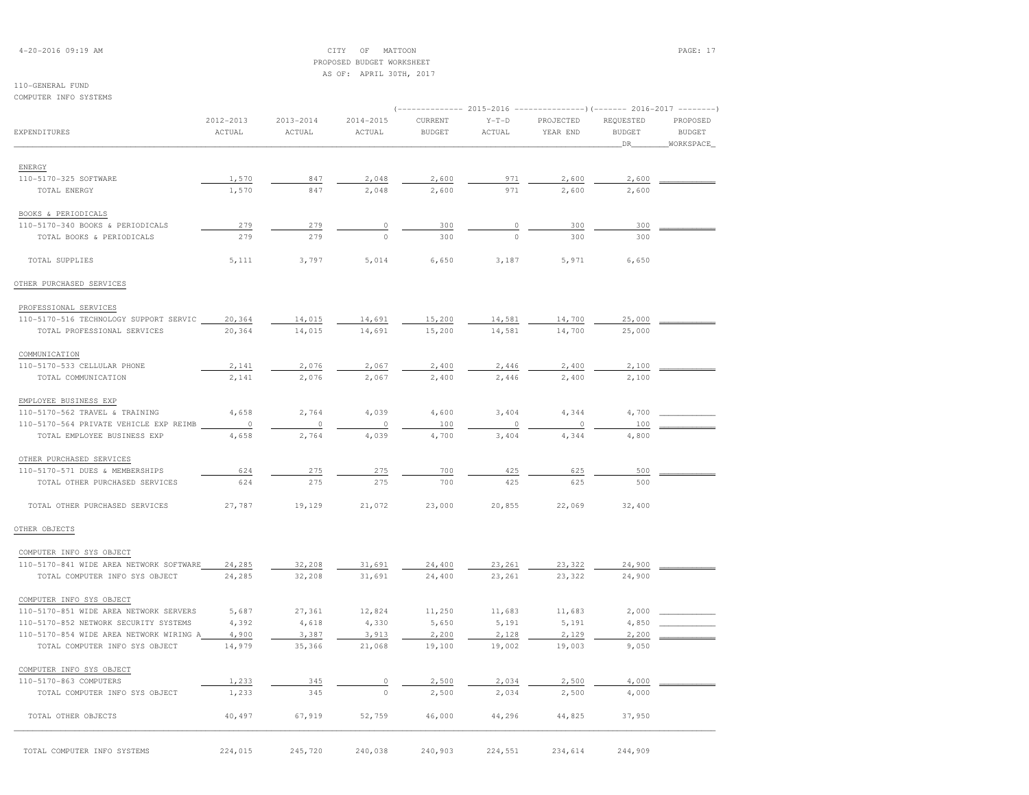CITY OF MATTOON
PROPOSED BUDGET WORKSHEET
AS OF: APRIL 30TH, 2017

110-GENERAL FUND
COMPUTER INFO SYSTEMS

| EXPENDITURES | 2012-2013 ACTUAL | 2013-2014 ACTUAL | 2014-2015 ACTUAL | 2015-2016 CURRENT BUDGET | 2015-2016 Y-T-D ACTUAL | 2015-2016 PROJECTED YEAR END | 2016-2017 REQUESTED BUDGET DR | 2016-2017 PROPOSED BUDGET WORKSPACE |
|---|---|---|---|---|---|---|---|---|
| ENERGY | | | | | | | | |
| 110-5170-325 SOFTWARE | 1,570 | 847 | 2,048 | 2,600 | 971 | 2,600 | 2,600 | |
| TOTAL ENERGY | 1,570 | 847 | 2,048 | 2,600 | 971 | 2,600 | 2,600 | |
| BOOKS & PERIODICALS | | | | | | | | |
| 110-5170-340 BOOKS & PERIODICALS | 279 | 279 | 0 | 300 | 0 | 300 | 300 | |
| TOTAL BOOKS & PERIODICALS | 279 | 279 | 0 | 300 | 0 | 300 | 300 | |
| TOTAL SUPPLIES | 5,111 | 3,797 | 5,014 | 6,650 | 3,187 | 5,971 | 6,650 | |
| OTHER PURCHASED SERVICES | | | | | | | | |
| PROFESSIONAL SERVICES | | | | | | | | |
| 110-5170-516 TECHNOLOGY SUPPORT SERVIC | 20,364 | 14,015 | 14,691 | 15,200 | 14,581 | 14,700 | 25,000 | |
| TOTAL PROFESSIONAL SERVICES | 20,364 | 14,015 | 14,691 | 15,200 | 14,581 | 14,700 | 25,000 | |
| COMMUNICATION | | | | | | | | |
| 110-5170-533 CELLULAR PHONE | 2,141 | 2,076 | 2,067 | 2,400 | 2,446 | 2,400 | 2,100 | |
| TOTAL COMMUNICATION | 2,141 | 2,076 | 2,067 | 2,400 | 2,446 | 2,400 | 2,100 | |
| EMPLOYEE BUSINESS EXP | | | | | | | | |
| 110-5170-562 TRAVEL & TRAINING | 4,658 | 2,764 | 4,039 | 4,600 | 3,404 | 4,344 | 4,700 | |
| 110-5170-564 PRIVATE VEHICLE EXP REIMB | 0 | 0 | 0 | 100 | 0 | 0 | 100 | |
| TOTAL EMPLOYEE BUSINESS EXP | 4,658 | 2,764 | 4,039 | 4,700 | 3,404 | 4,344 | 4,800 | |
| OTHER PURCHASED SERVICES | | | | | | | | |
| 110-5170-571 DUES & MEMBERSHIPS | 624 | 275 | 275 | 700 | 425 | 625 | 500 | |
| TOTAL OTHER PURCHASED SERVICES | 624 | 275 | 275 | 700 | 425 | 625 | 500 | |
| TOTAL OTHER PURCHASED SERVICES | 27,787 | 19,129 | 21,072 | 23,000 | 20,855 | 22,069 | 32,400 | |
| OTHER OBJECTS | | | | | | | | |
| COMPUTER INFO SYS OBJECT | | | | | | | | |
| 110-5170-841 WIDE AREA NETWORK SOFTWARE | 24,285 | 32,208 | 31,691 | 24,400 | 23,261 | 23,322 | 24,900 | |
| TOTAL COMPUTER INFO SYS OBJECT | 24,285 | 32,208 | 31,691 | 24,400 | 23,261 | 23,322 | 24,900 | |
| COMPUTER INFO SYS OBJECT | | | | | | | | |
| 110-5170-851 WIDE AREA NETWORK SERVERS | 5,687 | 27,361 | 12,824 | 11,250 | 11,683 | 11,683 | 2,000 | |
| 110-5170-852 NETWORK SECURITY SYSTEMS | 4,392 | 4,618 | 4,330 | 5,650 | 5,191 | 5,191 | 4,850 | |
| 110-5170-854 WIDE AREA NETWORK WIRING A | 4,900 | 3,387 | 3,913 | 2,200 | 2,128 | 2,129 | 2,200 | |
| TOTAL COMPUTER INFO SYS OBJECT | 14,979 | 35,366 | 21,068 | 19,100 | 19,002 | 19,003 | 9,050 | |
| COMPUTER INFO SYS OBJECT | | | | | | | | |
| 110-5170-863 COMPUTERS | 1,233 | 345 | 0 | 2,500 | 2,034 | 2,500 | 4,000 | |
| TOTAL COMPUTER INFO SYS OBJECT | 1,233 | 345 | 0 | 2,500 | 2,034 | 2,500 | 4,000 | |
| TOTAL OTHER OBJECTS | 40,497 | 67,919 | 52,759 | 46,000 | 44,296 | 44,825 | 37,950 | |
| TOTAL COMPUTER INFO SYSTEMS | 224,015 | 245,720 | 240,038 | 240,903 | 224,551 | 234,614 | 244,909 | |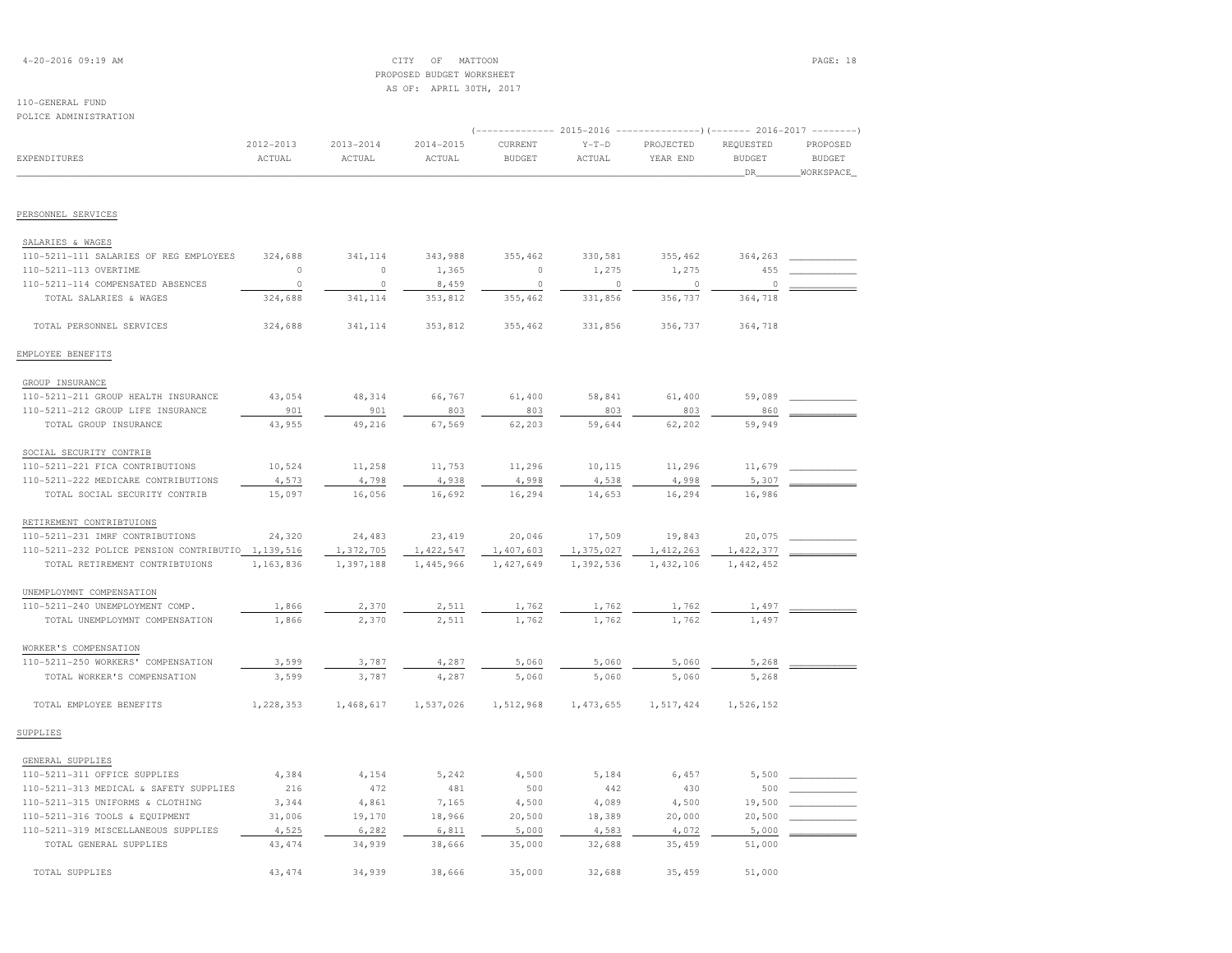CITY OF MATTOON
PROPOSED BUDGET WORKSHEET
AS OF: APRIL 30TH, 2017

110-GENERAL FUND
POLICE ADMINISTRATION

| EXPENDITURES | 2012-2013 ACTUAL | 2013-2014 ACTUAL | 2014-2015 ACTUAL | 2015-2016 CURRENT BUDGET | 2015-2016 Y-T-D ACTUAL | 2015-2016 PROJECTED YEAR END | 2016-2017 REQUESTED BUDGET DR | 2016-2017 PROPOSED BUDGET WORKSPACE |
|---|---|---|---|---|---|---|---|---|
| **PERSONNEL SERVICES** | | | | | | | | |
| SALARIES & WAGES | | | | | | | | |
| 110-5211-111 SALARIES OF REG EMPLOYEES | 324,688 | 341,114 | 343,988 | 355,462 | 330,581 | 355,462 | 364,263 | |
| 110-5211-113 OVERTIME | 0 | 0 | 1,365 | 0 | 1,275 | 1,275 | 455 | |
| 110-5211-114 COMPENSATED ABSENCES | 0 | 0 | 8,459 | 0 | 0 | 0 | 0 | |
| TOTAL SALARIES & WAGES | 324,688 | 341,114 | 353,812 | 355,462 | 331,856 | 356,737 | 364,718 | |
| TOTAL PERSONNEL SERVICES | 324,688 | 341,114 | 353,812 | 355,462 | 331,856 | 356,737 | 364,718 | |
| **EMPLOYEE BENEFITS** | | | | | | | | |
| GROUP INSURANCE | | | | | | | | |
| 110-5211-211 GROUP HEALTH INSURANCE | 43,054 | 48,314 | 66,767 | 61,400 | 58,841 | 61,400 | 59,089 | |
| 110-5211-212 GROUP LIFE INSURANCE | 901 | 901 | 803 | 803 | 803 | 803 | 860 | |
| TOTAL GROUP INSURANCE | 43,955 | 49,216 | 67,569 | 62,203 | 59,644 | 62,202 | 59,949 | |
| SOCIAL SECURITY CONTRIB | | | | | | | | |
| 110-5211-221 FICA CONTRIBUTIONS | 10,524 | 11,258 | 11,753 | 11,296 | 10,115 | 11,296 | 11,679 | |
| 110-5211-222 MEDICARE CONTRIBUTIONS | 4,573 | 4,798 | 4,938 | 4,998 | 4,538 | 4,998 | 5,307 | |
| TOTAL SOCIAL SECURITY CONTRIB | 15,097 | 16,056 | 16,692 | 16,294 | 14,653 | 16,294 | 16,986 | |
| RETIREMENT CONTRIBTUIONS | | | | | | | | |
| 110-5211-231 IMRF CONTRIBUTIONS | 24,320 | 24,483 | 23,419 | 20,046 | 17,509 | 19,843 | 20,075 | |
| 110-5211-232 POLICE PENSION CONTRIBUTIO | 1,139,516 | 1,372,705 | 1,422,547 | 1,407,603 | 1,375,027 | 1,412,263 | 1,422,377 | |
| TOTAL RETIREMENT CONTRIBTUIONS | 1,163,836 | 1,397,188 | 1,445,966 | 1,427,649 | 1,392,536 | 1,432,106 | 1,442,452 | |
| UNEMPLOYMNT COMPENSATION | | | | | | | | |
| 110-5211-240 UNEMPLOYMENT COMP. | 1,866 | 2,370 | 2,511 | 1,762 | 1,762 | 1,762 | 1,497 | |
| TOTAL UNEMPLOYMNT COMPENSATION | 1,866 | 2,370 | 2,511 | 1,762 | 1,762 | 1,762 | 1,497 | |
| WORKER'S COMPENSATION | | | | | | | | |
| 110-5211-250 WORKERS' COMPENSATION | 3,599 | 3,787 | 4,287 | 5,060 | 5,060 | 5,060 | 5,268 | |
| TOTAL WORKER'S COMPENSATION | 3,599 | 3,787 | 4,287 | 5,060 | 5,060 | 5,060 | 5,268 | |
| TOTAL EMPLOYEE BENEFITS | 1,228,353 | 1,468,617 | 1,537,026 | 1,512,968 | 1,473,655 | 1,517,424 | 1,526,152 | |
| **SUPPLIES** | | | | | | | | |
| GENERAL SUPPLIES | | | | | | | | |
| 110-5211-311 OFFICE SUPPLIES | 4,384 | 4,154 | 5,242 | 4,500 | 5,184 | 6,457 | 5,500 | |
| 110-5211-313 MEDICAL & SAFETY SUPPLIES | 216 | 472 | 481 | 500 | 442 | 430 | 500 | |
| 110-5211-315 UNIFORMS & CLOTHING | 3,344 | 4,861 | 7,165 | 4,500 | 4,089 | 4,500 | 19,500 | |
| 110-5211-316 TOOLS & EQUIPMENT | 31,006 | 19,170 | 18,966 | 20,500 | 18,389 | 20,000 | 20,500 | |
| 110-5211-319 MISCELLANEOUS SUPPLIES | 4,525 | 6,282 | 6,811 | 5,000 | 4,583 | 4,072 | 5,000 | |
| TOTAL GENERAL SUPPLIES | 43,474 | 34,939 | 38,666 | 35,000 | 32,688 | 35,459 | 51,000 | |
| TOTAL SUPPLIES | 43,474 | 34,939 | 38,666 | 35,000 | 32,688 | 35,459 | 51,000 | |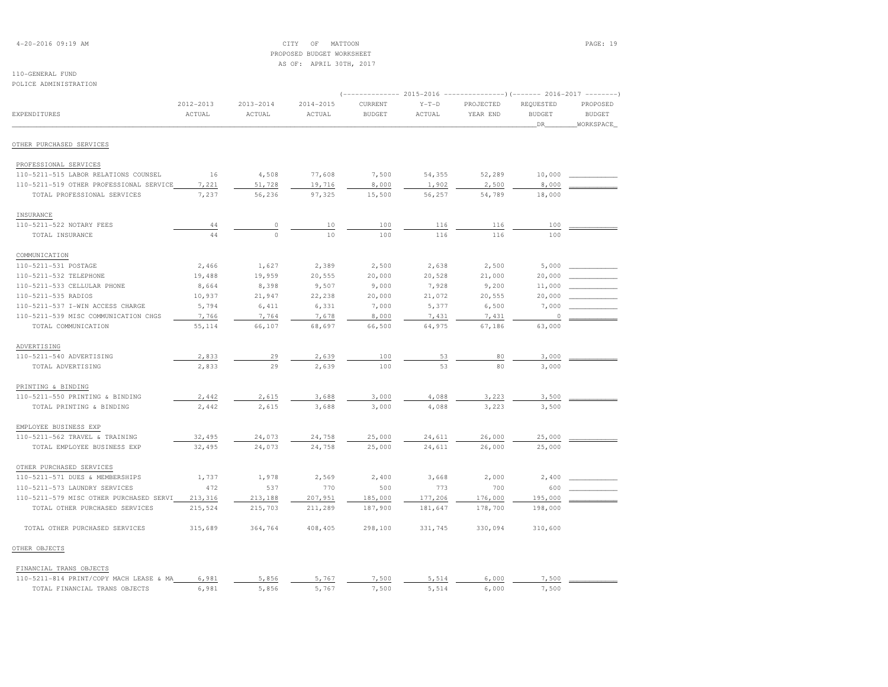CITY OF MATTOON
PROPOSED BUDGET WORKSHEET
AS OF: APRIL 30TH, 2017

110-GENERAL FUND
POLICE ADMINISTRATION

| EXPENDITURES | 2012-2013 ACTUAL | 2013-2014 ACTUAL | 2014-2015 ACTUAL | 2015-2016 CURRENT BUDGET | 2015-2016 Y-T-D ACTUAL | 2015-2016 PROJECTED YEAR END | 2016-2017 REQUESTED BUDGET DR | 2016-2017 PROPOSED BUDGET WORKSPACE |
|---|---|---|---|---|---|---|---|---|
| **OTHER PURCHASED SERVICES** | | | | | | | | |
| PROFESSIONAL SERVICES | | | | | | | | |
| 110-5211-515 LABOR RELATIONS COUNSEL | 16 | 4,508 | 77,608 | 7,500 | 54,355 | 52,289 | 10,000 | |
| 110-5211-519 OTHER PROFESSIONAL SERVICE | 7,221 | 51,728 | 19,716 | 8,000 | 1,902 | 2,500 | 8,000 | |
| TOTAL PROFESSIONAL SERVICES | 7,237 | 56,236 | 97,325 | 15,500 | 56,257 | 54,789 | 18,000 | |
| INSURANCE | | | | | | | | |
| 110-5211-522 NOTARY FEES | 44 | 0 | 10 | 100 | 116 | 116 | 100 | |
| TOTAL INSURANCE | 44 | 0 | 10 | 100 | 116 | 116 | 100 | |
| COMMUNICATION | | | | | | | | |
| 110-5211-531 POSTAGE | 2,466 | 1,627 | 2,389 | 2,500 | 2,638 | 2,500 | 5,000 | |
| 110-5211-532 TELEPHONE | 19,488 | 19,959 | 20,555 | 20,000 | 20,528 | 21,000 | 20,000 | |
| 110-5211-533 CELLULAR PHONE | 8,664 | 8,398 | 9,507 | 9,000 | 7,928 | 9,200 | 11,000 | |
| 110-5211-535 RADIOS | 10,937 | 21,947 | 22,238 | 20,000 | 21,072 | 20,555 | 20,000 | |
| 110-5211-537 I-WIN ACCESS CHARGE | 5,794 | 6,411 | 6,331 | 7,000 | 5,377 | 6,500 | 7,000 | |
| 110-5211-539 MISC COMMUNICATION CHGS | 7,766 | 7,764 | 7,678 | 8,000 | 7,431 | 7,431 | 0 | |
| TOTAL COMMUNICATION | 55,114 | 66,107 | 68,697 | 66,500 | 64,975 | 67,186 | 63,000 | |
| ADVERTISING | | | | | | | | |
| 110-5211-540 ADVERTISING | 2,833 | 29 | 2,639 | 100 | 53 | 80 | 3,000 | |
| TOTAL ADVERTISING | 2,833 | 29 | 2,639 | 100 | 53 | 80 | 3,000 | |
| PRINTING & BINDING | | | | | | | | |
| 110-5211-550 PRINTING & BINDING | 2,442 | 2,615 | 3,688 | 3,000 | 4,088 | 3,223 | 3,500 | |
| TOTAL PRINTING & BINDING | 2,442 | 2,615 | 3,688 | 3,000 | 4,088 | 3,223 | 3,500 | |
| EMPLOYEE BUSINESS EXP | | | | | | | | |
| 110-5211-562 TRAVEL & TRAINING | 32,495 | 24,073 | 24,758 | 25,000 | 24,611 | 26,000 | 25,000 | |
| TOTAL EMPLOYEE BUSINESS EXP | 32,495 | 24,073 | 24,758 | 25,000 | 24,611 | 26,000 | 25,000 | |
| OTHER PURCHASED SERVICES | | | | | | | | |
| 110-5211-571 DUES & MEMBERSHIPS | 1,737 | 1,978 | 2,569 | 2,400 | 3,668 | 2,000 | 2,400 | |
| 110-5211-573 LAUNDRY SERVICES | 472 | 537 | 770 | 500 | 773 | 700 | 600 | |
| 110-5211-579 MISC OTHER PURCHASED SERVI | 213,316 | 213,188 | 207,951 | 185,000 | 177,206 | 176,000 | 195,000 | |
| TOTAL OTHER PURCHASED SERVICES | 215,524 | 215,703 | 211,289 | 187,900 | 181,647 | 178,700 | 198,000 | |
| TOTAL OTHER PURCHASED SERVICES | 315,689 | 364,764 | 408,405 | 298,100 | 331,745 | 330,094 | 310,600 | |
| **OTHER OBJECTS** | | | | | | | | |
| FINANCIAL TRANS OBJECTS | | | | | | | | |
| 110-5211-814 PRINT/COPY MACH LEASE & MA | 6,981 | 5,856 | 5,767 | 7,500 | 5,514 | 6,000 | 7,500 | |
| TOTAL FINANCIAL TRANS OBJECTS | 6,981 | 5,856 | 5,767 | 7,500 | 5,514 | 6,000 | 7,500 | |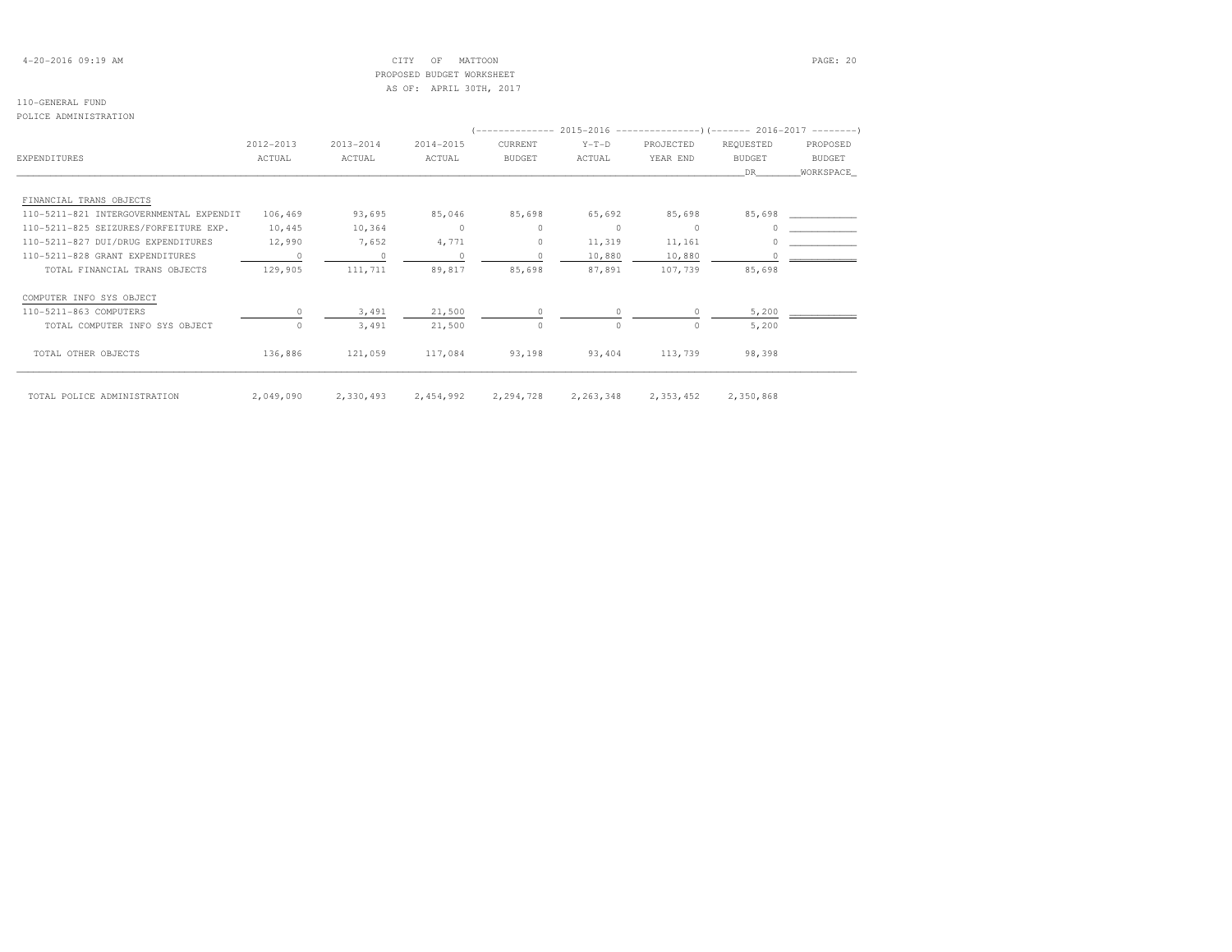CITY OF MATTOON
PROPOSED BUDGET WORKSHEET
AS OF: APRIL 30TH, 2017

110-GENERAL FUND
POLICE ADMINISTRATION

| EXPENDITURES | 2012-2013 ACTUAL | 2013-2014 ACTUAL | 2014-2015 ACTUAL | 2015-2016 CURRENT BUDGET | 2015-2016 Y-T-D ACTUAL | 2015-2016 PROJECTED YEAR END | 2016-2017 REQUESTED BUDGET DR | 2016-2017 PROPOSED BUDGET WORKSPACE |
|---|---|---|---|---|---|---|---|---|
| FINANCIAL TRANS OBJECTS | | | | | | | | |
| 110-5211-821 INTERGOVERNMENTAL EXPENDIT | 106,469 | 93,695 | 85,046 | 85,698 | 65,692 | 85,698 | 85,698 | |
| 110-5211-825 SEIZURES/FORFEITURE EXP. | 10,445 | 10,364 | 0 | 0 | 0 | 0 | 0 | |
| 110-5211-827 DUI/DRUG EXPENDITURES | 12,990 | 7,652 | 4,771 | 0 | 11,319 | 11,161 | 0 | |
| 110-5211-828 GRANT EXPENDITURES | 0 | 0 | 0 | 0 | 10,880 | 10,880 | 0 | |
| TOTAL FINANCIAL TRANS OBJECTS | 129,905 | 111,711 | 89,817 | 85,698 | 87,891 | 107,739 | 85,698 | |
| COMPUTER INFO SYS OBJECT | | | | | | | | |
| 110-5211-863 COMPUTERS | 0 | 3,491 | 21,500 | 0 | 0 | 0 | 5,200 | |
| TOTAL COMPUTER INFO SYS OBJECT | 0 | 3,491 | 21,500 | 0 | 0 | 0 | 5,200 | |
| TOTAL OTHER OBJECTS | 136,886 | 121,059 | 117,084 | 93,198 | 93,404 | 113,739 | 98,398 | |
| TOTAL POLICE ADMINISTRATION | 2,049,090 | 2,330,493 | 2,454,992 | 2,294,728 | 2,263,348 | 2,353,452 | 2,350,868 | |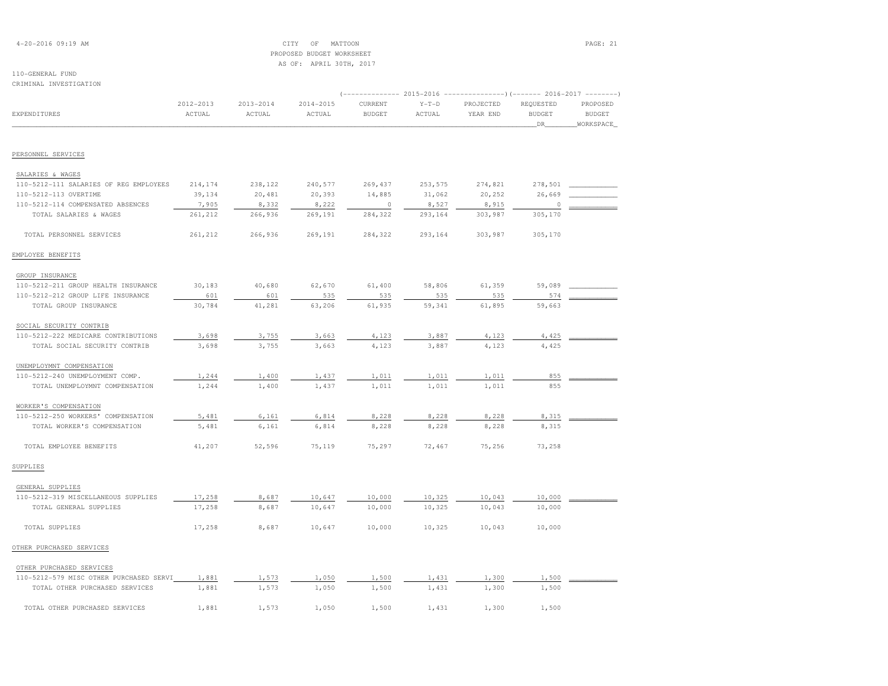CITY OF MATTOON
PROPOSED BUDGET WORKSHEET
AS OF: APRIL 30TH, 2017

110-GENERAL FUND
CRIMINAL INVESTIGATION

| EXPENDITURES | 2012-2013 ACTUAL | 2013-2014 ACTUAL | 2014-2015 ACTUAL | 2015-2016 CURRENT BUDGET | 2015-2016 Y-T-D ACTUAL | 2015-2016 PROJECTED YEAR END | 2016-2017 REQUESTED BUDGET DR | 2016-2017 PROPOSED BUDGET WORKSPACE |
|---|---|---|---|---|---|---|---|---|
| **PERSONNEL SERVICES** | | | | | | | | |
| SALARIES & WAGES | | | | | | | | |
| 110-5212-111 SALARIES OF REG EMPLOYEES | 214,174 | 238,122 | 240,577 | 269,437 | 253,575 | 274,821 | 278,501 | |
| 110-5212-113 OVERTIME | 39,134 | 20,481 | 20,393 | 14,885 | 31,062 | 20,252 | 26,669 | |
| 110-5212-114 COMPENSATED ABSENCES | 7,905 | 8,332 | 8,222 | 0 | 8,527 | 8,915 | 0 | |
| TOTAL SALARIES & WAGES | 261,212 | 266,936 | 269,191 | 284,322 | 293,164 | 303,987 | 305,170 | |
| TOTAL PERSONNEL SERVICES | 261,212 | 266,936 | 269,191 | 284,322 | 293,164 | 303,987 | 305,170 | |
| **EMPLOYEE BENEFITS** | | | | | | | | |
| GROUP INSURANCE | | | | | | | | |
| 110-5212-211 GROUP HEALTH INSURANCE | 30,183 | 40,680 | 62,670 | 61,400 | 58,806 | 61,359 | 59,089 | |
| 110-5212-212 GROUP LIFE INSURANCE | 601 | 601 | 535 | 535 | 535 | 535 | 574 | |
| TOTAL GROUP INSURANCE | 30,784 | 41,281 | 63,206 | 61,935 | 59,341 | 61,895 | 59,663 | |
| SOCIAL SECURITY CONTRIB | | | | | | | | |
| 110-5212-222 MEDICARE CONTRIBUTIONS | 3,698 | 3,755 | 3,663 | 4,123 | 3,887 | 4,123 | 4,425 | |
| TOTAL SOCIAL SECURITY CONTRIB | 3,698 | 3,755 | 3,663 | 4,123 | 3,887 | 4,123 | 4,425 | |
| UNEMPLOYMNT COMPENSATION | | | | | | | | |
| 110-5212-240 UNEMPLOYMENT COMP. | 1,244 | 1,400 | 1,437 | 1,011 | 1,011 | 1,011 | 855 | |
| TOTAL UNEMPLOYMNT COMPENSATION | 1,244 | 1,400 | 1,437 | 1,011 | 1,011 | 1,011 | 855 | |
| WORKER'S COMPENSATION | | | | | | | | |
| 110-5212-250 WORKERS' COMPENSATION | 5,481 | 6,161 | 6,814 | 8,228 | 8,228 | 8,228 | 8,315 | |
| TOTAL WORKER'S COMPENSATION | 5,481 | 6,161 | 6,814 | 8,228 | 8,228 | 8,228 | 8,315 | |
| TOTAL EMPLOYEE BENEFITS | 41,207 | 52,596 | 75,119 | 75,297 | 72,467 | 75,256 | 73,258 | |
| **SUPPLIES** | | | | | | | | |
| GENERAL SUPPLIES | | | | | | | | |
| 110-5212-319 MISCELLANEOUS SUPPLIES | 17,258 | 8,687 | 10,647 | 10,000 | 10,325 | 10,043 | 10,000 | |
| TOTAL GENERAL SUPPLIES | 17,258 | 8,687 | 10,647 | 10,000 | 10,325 | 10,043 | 10,000 | |
| TOTAL SUPPLIES | 17,258 | 8,687 | 10,647 | 10,000 | 10,325 | 10,043 | 10,000 | |
| **OTHER PURCHASED SERVICES** | | | | | | | | |
| OTHER PURCHASED SERVICES | | | | | | | | |
| 110-5212-579 MISC OTHER PURCHASED SERVI | 1,881 | 1,573 | 1,050 | 1,500 | 1,431 | 1,300 | 1,500 | |
| TOTAL OTHER PURCHASED SERVICES | 1,881 | 1,573 | 1,050 | 1,500 | 1,431 | 1,300 | 1,500 | |
| TOTAL OTHER PURCHASED SERVICES | 1,881 | 1,573 | 1,050 | 1,500 | 1,431 | 1,300 | 1,500 | |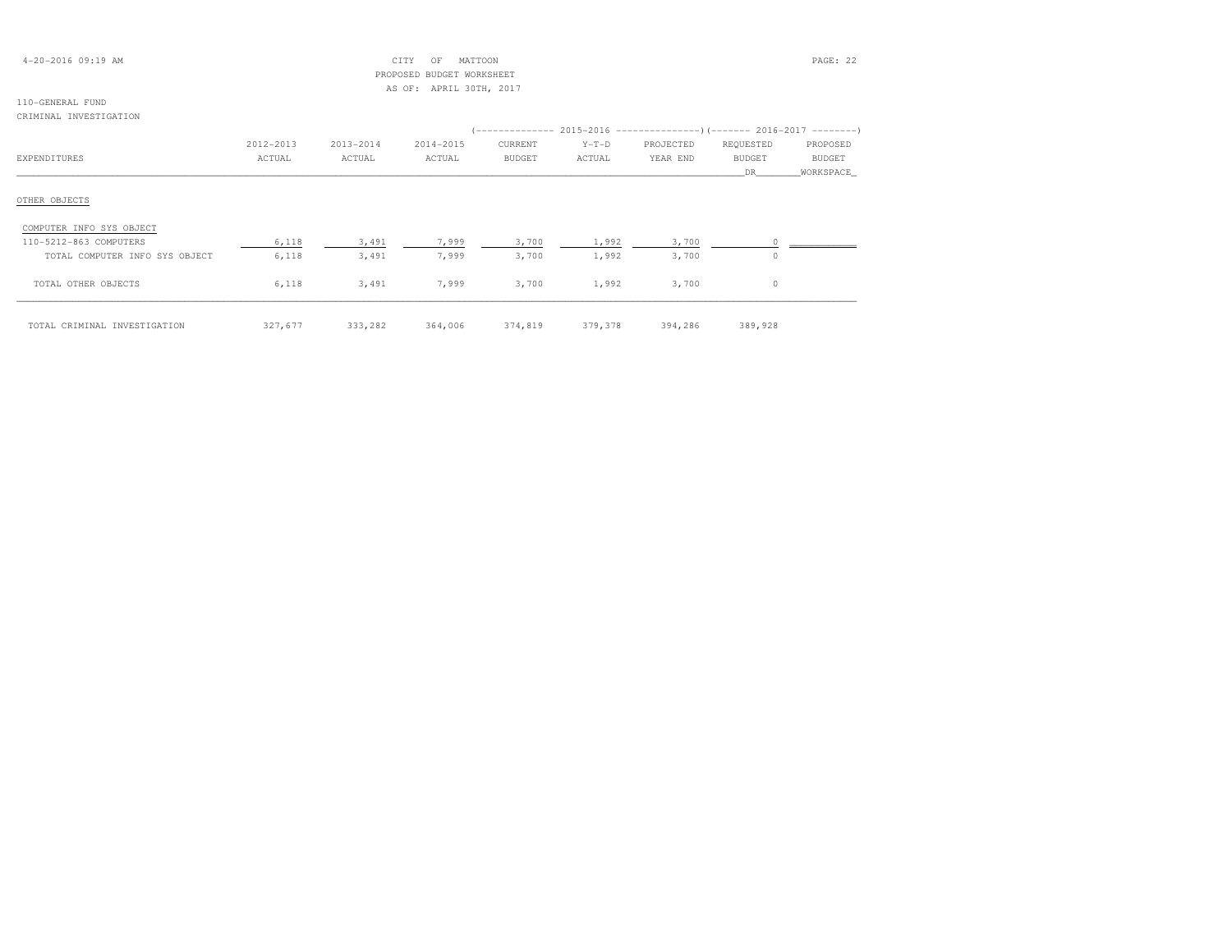CITY OF MATTOON
PROPOSED BUDGET WORKSHEET
AS OF: APRIL 30TH, 2017

110-GENERAL FUND
CRIMINAL INVESTIGATION

| EXPENDITURES | 2012-2013 ACTUAL | 2013-2014 ACTUAL | 2014-2015 ACTUAL | 2015-2016 CURRENT BUDGET | 2015-2016 Y-T-D ACTUAL | 2015-2016 PROJECTED YEAR END | 2016-2017 REQUESTED BUDGET DR | 2016-2017 PROPOSED BUDGET WORKSPACE |
|---|---|---|---|---|---|---|---|---|
| OTHER OBJECTS | | | | | | | | |
| COMPUTER INFO SYS OBJECT | | | | | | | | |
| 110-5212-863 COMPUTERS | 6,118 | 3,491 | 7,999 | 3,700 | 1,992 | 3,700 | 0 | |
| TOTAL COMPUTER INFO SYS OBJECT | 6,118 | 3,491 | 7,999 | 3,700 | 1,992 | 3,700 | 0 | |
| TOTAL OTHER OBJECTS | 6,118 | 3,491 | 7,999 | 3,700 | 1,992 | 3,700 | 0 | |
| TOTAL CRIMINAL INVESTIGATION | 327,677 | 333,282 | 364,006 | 374,819 | 379,378 | 394,286 | 389,928 | |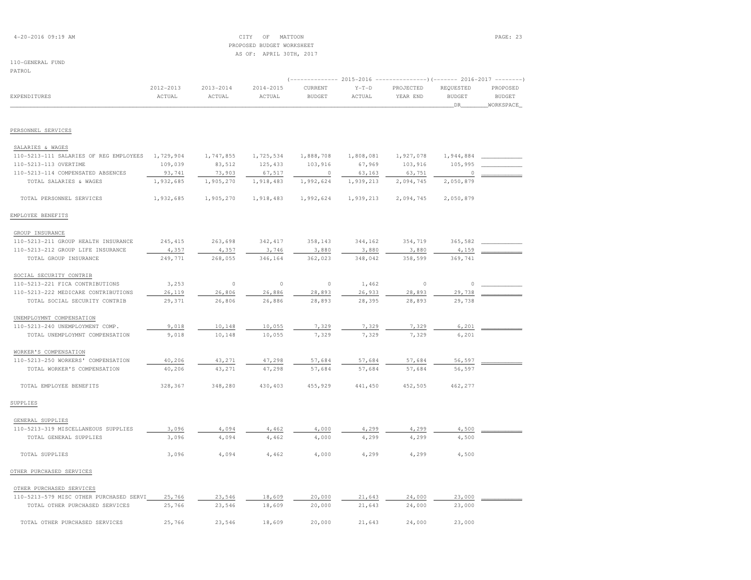CITY OF MATTOON
PROPOSED BUDGET WORKSHEET
AS OF: APRIL 30TH, 2017

110-GENERAL FUND
PATROL

| EXPENDITURES | 2012-2013 ACTUAL | 2013-2014 ACTUAL | 2014-2015 ACTUAL | 2015-2016 CURRENT BUDGET | 2015-2016 Y-T-D ACTUAL | 2015-2016 PROJECTED YEAR END | 2016-2017 REQUESTED BUDGET DR | 2016-2017 PROPOSED BUDGET WORKSPACE |
|---|---|---|---|---|---|---|---|---|
| PERSONNEL SERVICES | | | | | | | | |
| SALARIES & WAGES | | | | | | | | |
| 110-5213-111 SALARIES OF REG EMPLOYEES | 1,729,904 | 1,747,855 | 1,725,534 | 1,888,708 | 1,808,081 | 1,927,078 | 1,944,884 | |
| 110-5213-113 OVERTIME | 109,039 | 83,512 | 125,433 | 103,916 | 67,969 | 103,916 | 105,995 | |
| 110-5213-114 COMPENSATED ABSENCES | 93,741 | 73,903 | 67,517 | 0 | 63,163 | 63,751 | 0 | |
| TOTAL SALARIES & WAGES | 1,932,685 | 1,905,270 | 1,918,483 | 1,992,624 | 1,939,213 | 2,094,745 | 2,050,879 | |
| TOTAL PERSONNEL SERVICES | 1,932,685 | 1,905,270 | 1,918,483 | 1,992,624 | 1,939,213 | 2,094,745 | 2,050,879 | |
| EMPLOYEE BENEFITS | | | | | | | | |
| GROUP INSURANCE | | | | | | | | |
| 110-5213-211 GROUP HEALTH INSURANCE | 245,415 | 263,698 | 342,417 | 358,143 | 344,162 | 354,719 | 365,582 | |
| 110-5213-212 GROUP LIFE INSURANCE | 4,357 | 4,357 | 3,746 | 3,880 | 3,880 | 3,880 | 4,159 | |
| TOTAL GROUP INSURANCE | 249,771 | 268,055 | 346,164 | 362,023 | 348,042 | 358,599 | 369,741 | |
| SOCIAL SECURITY CONTRIB | | | | | | | | |
| 110-5213-221 FICA CONTRIBUTIONS | 3,253 | 0 | 0 | 0 | 1,462 | 0 | 0 | |
| 110-5213-222 MEDICARE CONTRIBUTIONS | 26,119 | 26,806 | 26,886 | 28,893 | 26,933 | 28,893 | 29,738 | |
| TOTAL SOCIAL SECURITY CONTRIB | 29,371 | 26,806 | 26,886 | 28,893 | 28,395 | 28,893 | 29,738 | |
| UNEMPLOYMNT COMPENSATION | | | | | | | | |
| 110-5213-240 UNEMPLOYMENT COMP. | 9,018 | 10,148 | 10,055 | 7,329 | 7,329 | 7,329 | 6,201 | |
| TOTAL UNEMPLOYMNT COMPENSATION | 9,018 | 10,148 | 10,055 | 7,329 | 7,329 | 7,329 | 6,201 | |
| WORKER'S COMPENSATION | | | | | | | | |
| 110-5213-250 WORKERS' COMPENSATION | 40,206 | 43,271 | 47,298 | 57,684 | 57,684 | 57,684 | 56,597 | |
| TOTAL WORKER'S COMPENSATION | 40,206 | 43,271 | 47,298 | 57,684 | 57,684 | 57,684 | 56,597 | |
| TOTAL EMPLOYEE BENEFITS | 328,367 | 348,280 | 430,403 | 455,929 | 441,450 | 452,505 | 462,277 | |
| SUPPLIES | | | | | | | | |
| GENERAL SUPPLIES | | | | | | | | |
| 110-5213-319 MISCELLANEOUS SUPPLIES | 3,096 | 4,094 | 4,462 | 4,000 | 4,299 | 4,299 | 4,500 | |
| TOTAL GENERAL SUPPLIES | 3,096 | 4,094 | 4,462 | 4,000 | 4,299 | 4,299 | 4,500 | |
| TOTAL SUPPLIES | 3,096 | 4,094 | 4,462 | 4,000 | 4,299 | 4,299 | 4,500 | |
| OTHER PURCHASED SERVICES | | | | | | | | |
| OTHER PURCHASED SERVICES | | | | | | | | |
| 110-5213-579 MISC OTHER PURCHASED SERVI | 25,766 | 23,546 | 18,609 | 20,000 | 21,643 | 24,000 | 23,000 | |
| TOTAL OTHER PURCHASED SERVICES | 25,766 | 23,546 | 18,609 | 20,000 | 21,643 | 24,000 | 23,000 | |
| TOTAL OTHER PURCHASED SERVICES | 25,766 | 23,546 | 18,609 | 20,000 | 21,643 | 24,000 | 23,000 | |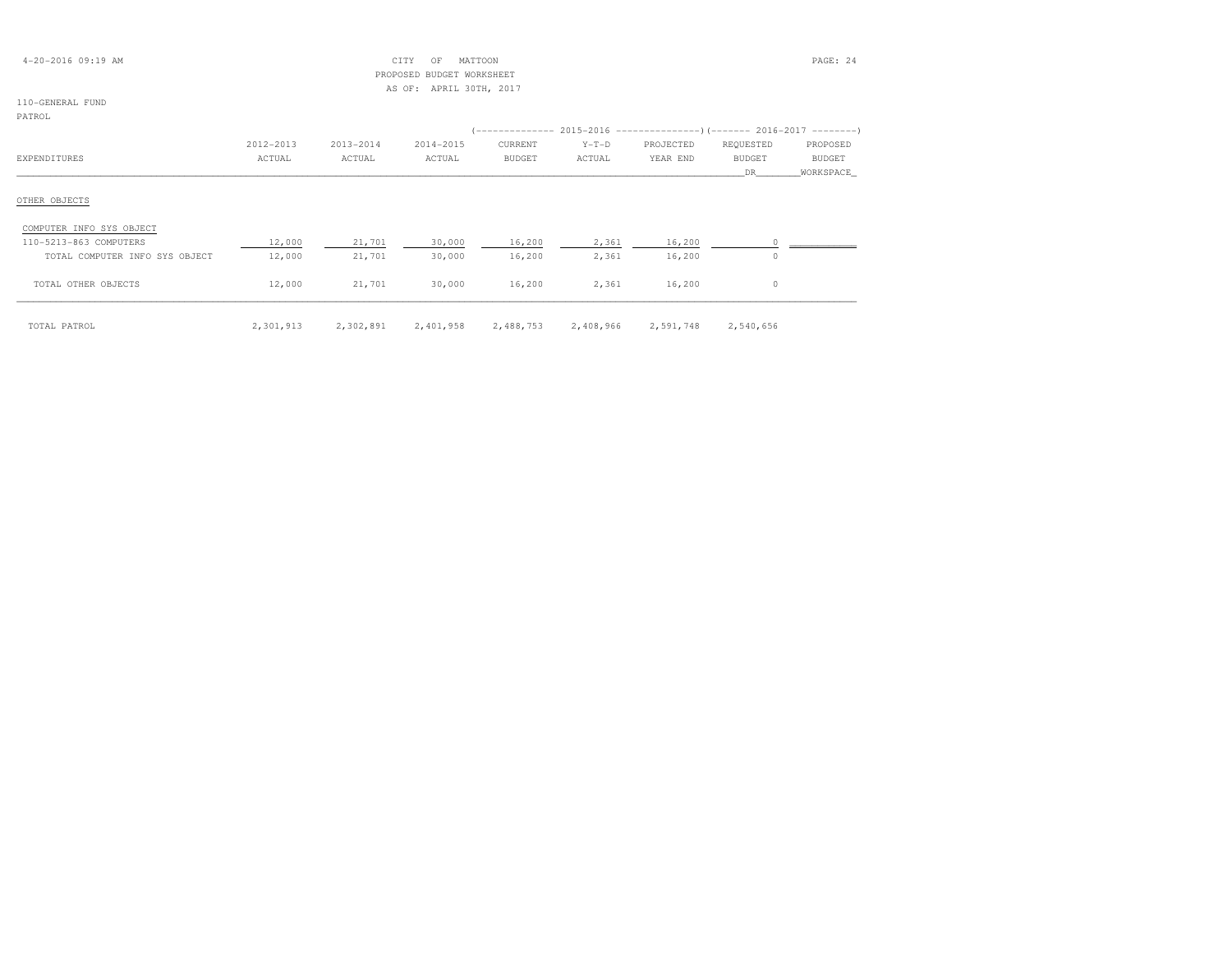CITY OF MATTOON
PROPOSED BUDGET WORKSHEET
AS OF: APRIL 30TH, 2017

110-GENERAL FUND
PATROL

| EXPENDITURES | 2012-2013 ACTUAL | 2013-2014 ACTUAL | 2014-2015 ACTUAL | 2015-2016 CURRENT BUDGET | 2015-2016 Y-T-D ACTUAL | 2015-2016 PROJECTED YEAR END | 2016-2017 REQUESTED BUDGET DR | 2016-2017 PROPOSED BUDGET WORKSPACE |
|---|---|---|---|---|---|---|---|---|
| **OTHER OBJECTS** | | | | | | | | |
| COMPUTER INFO SYS OBJECT | | | | | | | | |
| 110-5213-863 COMPUTERS | 12,000 | 21,701 | 30,000 | 16,200 | 2,361 | 16,200 | 0 | |
| TOTAL COMPUTER INFO SYS OBJECT | 12,000 | 21,701 | 30,000 | 16,200 | 2,361 | 16,200 | 0 | |
| TOTAL OTHER OBJECTS | 12,000 | 21,701 | 30,000 | 16,200 | 2,361 | 16,200 | 0 | |
| TOTAL PATROL | 2,301,913 | 2,302,891 | 2,401,958 | 2,488,753 | 2,408,966 | 2,591,748 | 2,540,656 | |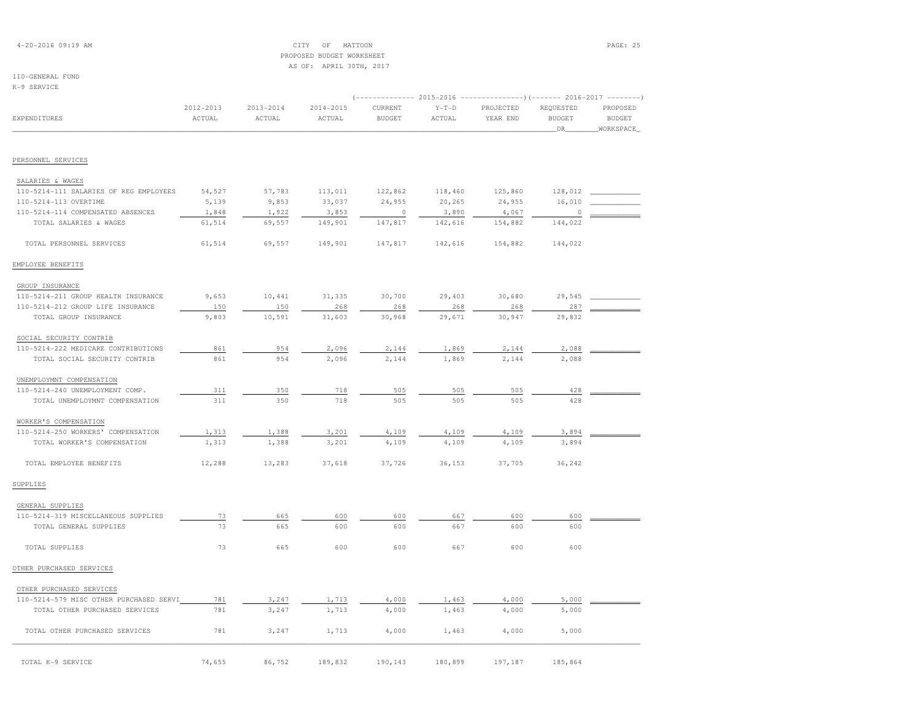CITY OF MATTOON
PROPOSED BUDGET WORKSHEET
AS OF: APRIL 30TH, 2017

110-GENERAL FUND
K-9 SERVICE

| EXPENDITURES | 2012-2013 ACTUAL | 2013-2014 ACTUAL | 2014-2015 ACTUAL | 2015-2016 CURRENT BUDGET | 2015-2016 Y-T-D ACTUAL | 2015-2016 PROJECTED YEAR END | 2016-2017 REQUESTED BUDGET DR | 2016-2017 PROPOSED BUDGET WORKSPACE |
|---|---|---|---|---|---|---|---|---|
| PERSONNEL SERVICES | | | | | | | | |
| SALARIES & WAGES | | | | | | | | |
| 110-5214-111 SALARIES OF REG EMPLOYEES | 54,527 | 57,783 | 113,011 | 122,862 | 118,460 | 125,860 | 128,012 | |
| 110-5214-113 OVERTIME | 5,139 | 9,853 | 33,037 | 24,955 | 20,265 | 24,955 | 16,010 | |
| 110-5214-114 COMPENSATED ABSENCES | 1,848 | 1,922 | 3,853 | 0 | 3,890 | 4,067 | 0 | |
| TOTAL SALARIES & WAGES | 61,514 | 69,557 | 149,901 | 147,817 | 142,616 | 154,882 | 144,022 | |
| TOTAL PERSONNEL SERVICES | 61,514 | 69,557 | 149,901 | 147,817 | 142,616 | 154,882 | 144,022 | |
| EMPLOYEE BENEFITS | | | | | | | | |
| GROUP INSURANCE | | | | | | | | |
| 110-5214-211 GROUP HEALTH INSURANCE | 9,653 | 10,441 | 31,335 | 30,700 | 29,403 | 30,680 | 29,545 | |
| 110-5214-212 GROUP LIFE INSURANCE | 150 | 150 | 268 | 268 | 268 | 268 | 287 | |
| TOTAL GROUP INSURANCE | 9,803 | 10,591 | 31,603 | 30,968 | 29,671 | 30,947 | 29,832 | |
| SOCIAL SECURITY CONTRIB | | | | | | | | |
| 110-5214-222 MEDICARE CONTRIBUTIONS | 861 | 954 | 2,096 | 2,144 | 1,869 | 2,144 | 2,088 | |
| TOTAL SOCIAL SECURITY CONTRIB | 861 | 954 | 2,096 | 2,144 | 1,869 | 2,144 | 2,088 | |
| UNEMPLOYMNT COMPENSATION | | | | | | | | |
| 110-5214-240 UNEMPLOYMENT COMP. | 311 | 350 | 718 | 505 | 505 | 505 | 428 | |
| TOTAL UNEMPLOYMNT COMPENSATION | 311 | 350 | 718 | 505 | 505 | 505 | 428 | |
| WORKER'S COMPENSATION | | | | | | | | |
| 110-5214-250 WORKERS' COMPENSATION | 1,313 | 1,388 | 3,201 | 4,109 | 4,109 | 4,109 | 3,894 | |
| TOTAL WORKER'S COMPENSATION | 1,313 | 1,388 | 3,201 | 4,109 | 4,109 | 4,109 | 3,894 | |
| TOTAL EMPLOYEE BENEFITS | 12,288 | 13,283 | 37,618 | 37,726 | 36,153 | 37,705 | 36,242 | |
| SUPPLIES | | | | | | | | |
| GENERAL SUPPLIES | | | | | | | | |
| 110-5214-319 MISCELLANEOUS SUPPLIES | 73 | 665 | 600 | 600 | 667 | 600 | 600 | |
| TOTAL GENERAL SUPPLIES | 73 | 665 | 600 | 600 | 667 | 600 | 600 | |
| TOTAL SUPPLIES | 73 | 665 | 600 | 600 | 667 | 600 | 600 | |
| OTHER PURCHASED SERVICES | | | | | | | | |
| OTHER PURCHASED SERVICES | | | | | | | | |
| 110-5214-579 MISC OTHER PURCHASED SERVI | 781 | 3,247 | 1,713 | 4,000 | 1,463 | 4,000 | 5,000 | |
| TOTAL OTHER PURCHASED SERVICES | 781 | 3,247 | 1,713 | 4,000 | 1,463 | 4,000 | 5,000 | |
| TOTAL OTHER PURCHASED SERVICES | 781 | 3,247 | 1,713 | 4,000 | 1,463 | 4,000 | 5,000 | |
| TOTAL K-9 SERVICE | 74,655 | 86,752 | 189,832 | 190,143 | 180,899 | 197,187 | 185,864 | |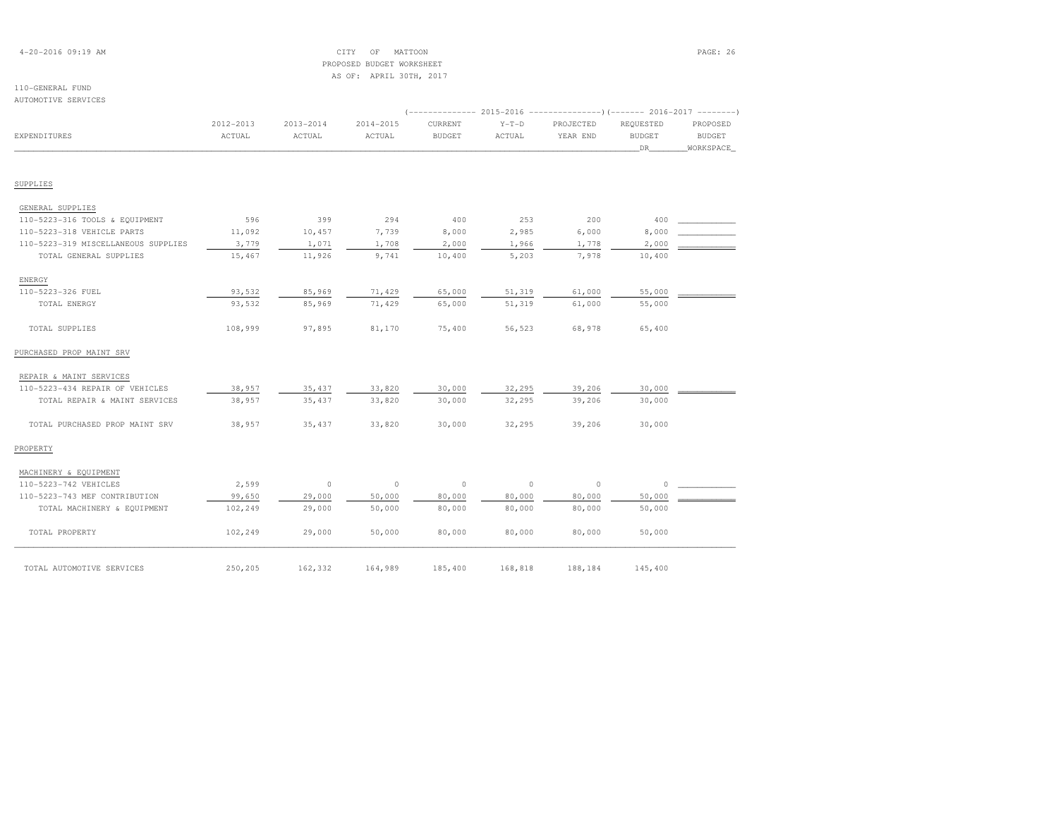CITY OF MATTOON
PROPOSED BUDGET WORKSHEET
AS OF: APRIL 30TH, 2017

110-GENERAL FUND
AUTOMOTIVE SERVICES

| EXPENDITURES | 2012-2013 ACTUAL | 2013-2014 ACTUAL | 2014-2015 ACTUAL | 2015-2016 CURRENT BUDGET | 2015-2016 Y-T-D ACTUAL | 2015-2016 PROJECTED YEAR END | 2016-2017 REQUESTED BUDGET DR | 2016-2017 PROPOSED BUDGET WORKSPACE |
|---|---|---|---|---|---|---|---|---|
| SUPPLIES | | | | | | | | |
| GENERAL SUPPLIES | | | | | | | | |
| 110-5223-316 TOOLS & EQUIPMENT | 596 | 399 | 294 | 400 | 253 | 200 | 400 | |
| 110-5223-318 VEHICLE PARTS | 11,092 | 10,457 | 7,739 | 8,000 | 2,985 | 6,000 | 8,000 | |
| 110-5223-319 MISCELLANEOUS SUPPLIES | 3,779 | 1,071 | 1,708 | 2,000 | 1,966 | 1,778 | 2,000 | |
| TOTAL GENERAL SUPPLIES | 15,467 | 11,926 | 9,741 | 10,400 | 5,203 | 7,978 | 10,400 | |
| ENERGY | | | | | | | | |
| 110-5223-326 FUEL | 93,532 | 85,969 | 71,429 | 65,000 | 51,319 | 61,000 | 55,000 | |
| TOTAL ENERGY | 93,532 | 85,969 | 71,429 | 65,000 | 51,319 | 61,000 | 55,000 | |
| TOTAL SUPPLIES | 108,999 | 97,895 | 81,170 | 75,400 | 56,523 | 68,978 | 65,400 | |
| PURCHASED PROP MAINT SRV | | | | | | | | |
| REPAIR & MAINT SERVICES | | | | | | | | |
| 110-5223-434 REPAIR OF VEHICLES | 38,957 | 35,437 | 33,820 | 30,000 | 32,295 | 39,206 | 30,000 | |
| TOTAL REPAIR & MAINT SERVICES | 38,957 | 35,437 | 33,820 | 30,000 | 32,295 | 39,206 | 30,000 | |
| TOTAL PURCHASED PROP MAINT SRV | 38,957 | 35,437 | 33,820 | 30,000 | 32,295 | 39,206 | 30,000 | |
| PROPERTY | | | | | | | | |
| MACHINERY & EQUIPMENT | | | | | | | | |
| 110-5223-742 VEHICLES | 2,599 | 0 | 0 | 0 | 0 | 0 | 0 | |
| 110-5223-743 MEF CONTRIBUTION | 99,650 | 29,000 | 50,000 | 80,000 | 80,000 | 80,000 | 50,000 | |
| TOTAL MACHINERY & EQUIPMENT | 102,249 | 29,000 | 50,000 | 80,000 | 80,000 | 80,000 | 50,000 | |
| TOTAL PROPERTY | 102,249 | 29,000 | 50,000 | 80,000 | 80,000 | 80,000 | 50,000 | |
| TOTAL AUTOMOTIVE SERVICES | 250,205 | 162,332 | 164,989 | 185,400 | 168,818 | 188,184 | 145,400 | |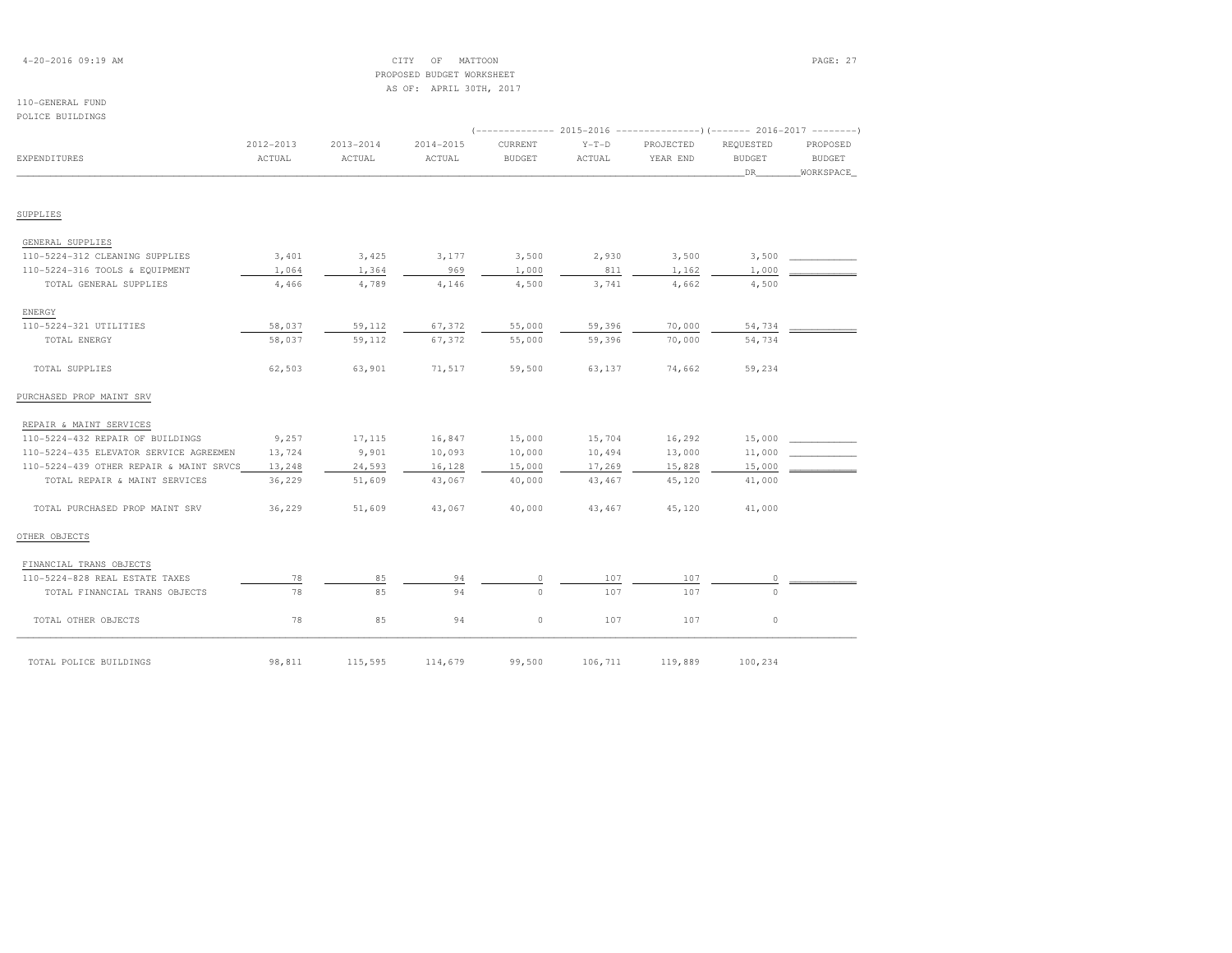CITY OF MATTOON
PROPOSED BUDGET WORKSHEET
AS OF: APRIL 30TH, 2017

110-GENERAL FUND
POLICE BUILDINGS

| EXPENDITURES | 2012-2013 ACTUAL | 2013-2014 ACTUAL | 2014-2015 ACTUAL | 2015-2016 CURRENT BUDGET | 2015-2016 Y-T-D ACTUAL | 2015-2016 PROJECTED YEAR END | 2016-2017 REQUESTED BUDGET DR | 2016-2017 PROPOSED BUDGET WORKSPACE |
|---|---|---|---|---|---|---|---|---|
| **SUPPLIES** | | | | | | | | |
| GENERAL SUPPLIES | | | | | | | | |
| 110-5224-312 CLEANING SUPPLIES | 3,401 | 3,425 | 3,177 | 3,500 | 2,930 | 3,500 | 3,500 | |
| 110-5224-316 TOOLS & EQUIPMENT | 1,064 | 1,364 | 969 | 1,000 | 811 | 1,162 | 1,000 | |
| TOTAL GENERAL SUPPLIES | 4,466 | 4,789 | 4,146 | 4,500 | 3,741 | 4,662 | 4,500 | |
| ENERGY | | | | | | | | |
| 110-5224-321 UTILITIES | 58,037 | 59,112 | 67,372 | 55,000 | 59,396 | 70,000 | 54,734 | |
| TOTAL ENERGY | 58,037 | 59,112 | 67,372 | 55,000 | 59,396 | 70,000 | 54,734 | |
| TOTAL SUPPLIES | 62,503 | 63,901 | 71,517 | 59,500 | 63,137 | 74,662 | 59,234 | |
| **PURCHASED PROP MAINT SRV** | | | | | | | | |
| REPAIR & MAINT SERVICES | | | | | | | | |
| 110-5224-432 REPAIR OF BUILDINGS | 9,257 | 17,115 | 16,847 | 15,000 | 15,704 | 16,292 | 15,000 | |
| 110-5224-435 ELEVATOR SERVICE AGREEMEN | 13,724 | 9,901 | 10,093 | 10,000 | 10,494 | 13,000 | 11,000 | |
| 110-5224-439 OTHER REPAIR & MAINT SRVCS | 13,248 | 24,593 | 16,128 | 15,000 | 17,269 | 15,828 | 15,000 | |
| TOTAL REPAIR & MAINT SERVICES | 36,229 | 51,609 | 43,067 | 40,000 | 43,467 | 45,120 | 41,000 | |
| TOTAL PURCHASED PROP MAINT SRV | 36,229 | 51,609 | 43,067 | 40,000 | 43,467 | 45,120 | 41,000 | |
| **OTHER OBJECTS** | | | | | | | | |
| FINANCIAL TRANS OBJECTS | | | | | | | | |
| 110-5224-828 REAL ESTATE TAXES | 78 | 85 | 94 | 0 | 107 | 107 | 0 | |
| TOTAL FINANCIAL TRANS OBJECTS | 78 | 85 | 94 | 0 | 107 | 107 | 0 | |
| TOTAL OTHER OBJECTS | 78 | 85 | 94 | 0 | 107 | 107 | 0 | |
| TOTAL POLICE BUILDINGS | 98,811 | 115,595 | 114,679 | 99,500 | 106,711 | 119,889 | 100,234 | |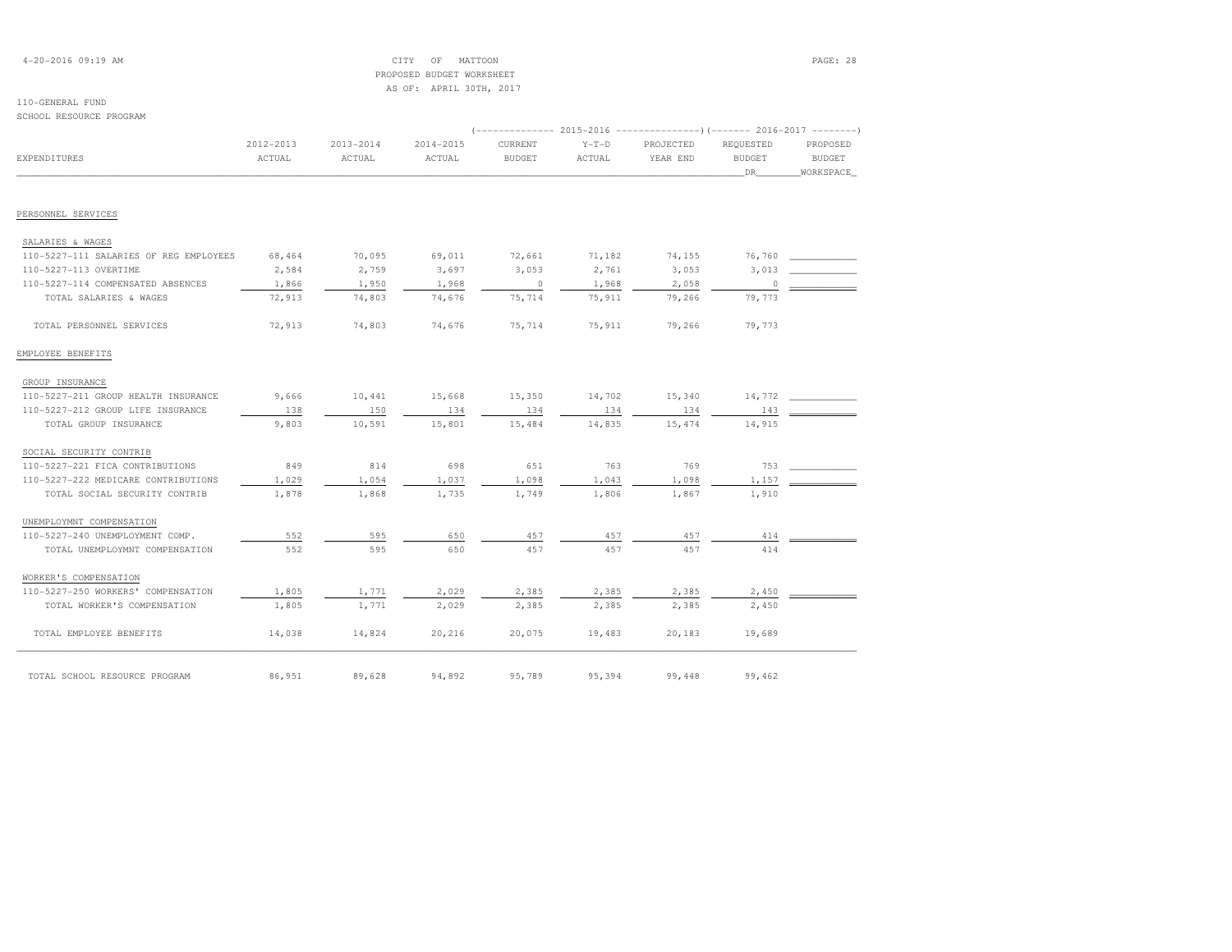CITY OF MATTOON
PROPOSED BUDGET WORKSHEET
AS OF: APRIL 30TH, 2017

110-GENERAL FUND
SCHOOL RESOURCE PROGRAM

| EXPENDITURES | 2012-2013 ACTUAL | 2013-2014 ACTUAL | 2014-2015 ACTUAL | 2015-2016 CURRENT BUDGET | 2015-2016 Y-T-D ACTUAL | 2015-2016 PROJECTED YEAR END | 2016-2017 REQUESTED BUDGET DR | 2016-2017 PROPOSED BUDGET WORKSPACE |
|---|---|---|---|---|---|---|---|---|
| **PERSONNEL SERVICES** | | | | | | | | |
| SALARIES & WAGES | | | | | | | | |
| 110-5227-111 SALARIES OF REG EMPLOYEES | 68,464 | 70,095 | 69,011 | 72,661 | 71,182 | 74,155 | 76,760 | |
| 110-5227-113 OVERTIME | 2,584 | 2,759 | 3,697 | 3,053 | 2,761 | 3,053 | 3,013 | |
| 110-5227-114 COMPENSATED ABSENCES | 1,866 | 1,950 | 1,968 | 0 | 1,968 | 2,058 | 0 | |
| TOTAL SALARIES & WAGES | 72,913 | 74,803 | 74,676 | 75,714 | 75,911 | 79,266 | 79,773 | |
| TOTAL PERSONNEL SERVICES | 72,913 | 74,803 | 74,676 | 75,714 | 75,911 | 79,266 | 79,773 | |
| **EMPLOYEE BENEFITS** | | | | | | | | |
| GROUP INSURANCE | | | | | | | | |
| 110-5227-211 GROUP HEALTH INSURANCE | 9,666 | 10,441 | 15,668 | 15,350 | 14,702 | 15,340 | 14,772 | |
| 110-5227-212 GROUP LIFE INSURANCE | 138 | 150 | 134 | 134 | 134 | 134 | 143 | |
| TOTAL GROUP INSURANCE | 9,803 | 10,591 | 15,801 | 15,484 | 14,835 | 15,474 | 14,915 | |
| SOCIAL SECURITY CONTRIB | | | | | | | | |
| 110-5227-221 FICA CONTRIBUTIONS | 849 | 814 | 698 | 651 | 763 | 769 | 753 | |
| 110-5227-222 MEDICARE CONTRIBUTIONS | 1,029 | 1,054 | 1,037 | 1,098 | 1,043 | 1,098 | 1,157 | |
| TOTAL SOCIAL SECURITY CONTRIB | 1,878 | 1,868 | 1,735 | 1,749 | 1,806 | 1,867 | 1,910 | |
| UNEMPLOYMNT COMPENSATION | | | | | | | | |
| 110-5227-240 UNEMPLOYMENT COMP. | 552 | 595 | 650 | 457 | 457 | 457 | 414 | |
| TOTAL UNEMPLOYMNT COMPENSATION | 552 | 595 | 650 | 457 | 457 | 457 | 414 | |
| WORKER'S COMPENSATION | | | | | | | | |
| 110-5227-250 WORKERS' COMPENSATION | 1,805 | 1,771 | 2,029 | 2,385 | 2,385 | 2,385 | 2,450 | |
| TOTAL WORKER'S COMPENSATION | 1,805 | 1,771 | 2,029 | 2,385 | 2,385 | 2,385 | 2,450 | |
| TOTAL EMPLOYEE BENEFITS | 14,038 | 14,824 | 20,216 | 20,075 | 19,483 | 20,183 | 19,689 | |
| TOTAL SCHOOL RESOURCE PROGRAM | 86,951 | 89,628 | 94,892 | 95,789 | 95,394 | 99,448 | 99,462 | |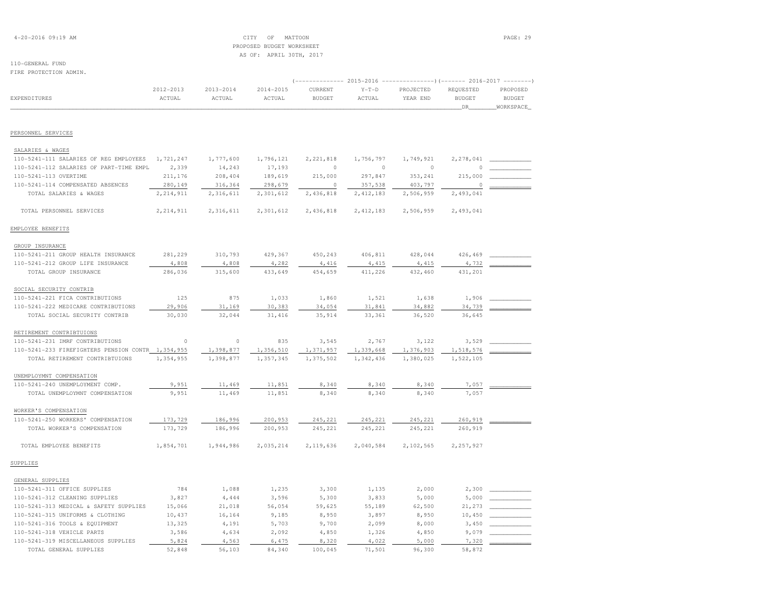CITY OF MATTOON
PROPOSED BUDGET WORKSHEET
AS OF: APRIL 30TH, 2017

110-GENERAL FUND
FIRE PROTECTION ADMIN.

| EXPENDITURES | 2012-2013 ACTUAL | 2013-2014 ACTUAL | 2014-2015 ACTUAL | 2015-2016 CURRENT BUDGET | 2015-2016 Y-T-D ACTUAL | 2015-2016 PROJECTED YEAR END | 2016-2017 REQUESTED BUDGET DR | 2016-2017 PROPOSED BUDGET WORKSPACE |
|---|---|---|---|---|---|---|---|---|
| **PERSONNEL SERVICES** | | | | | | | | |
| SALARIES & WAGES | | | | | | | | |
| 110-5241-111 SALARIES OF REG EMPLOYEES | 1,721,247 | 1,777,600 | 1,796,121 | 2,221,818 | 1,756,797 | 1,749,921 | 2,278,041 | |
| 110-5241-112 SALARIES OF PART-TIME EMPL | 2,339 | 14,243 | 17,193 | 0 | 0 | 0 | 0 | |
| 110-5241-113 OVERTIME | 211,176 | 208,404 | 189,619 | 215,000 | 297,847 | 353,241 | 215,000 | |
| 110-5241-114 COMPENSATED ABSENCES | 280,149 | 316,364 | 298,679 | 0 | 357,538 | 403,797 | 0 | |
| TOTAL SALARIES & WAGES | 2,214,911 | 2,316,611 | 2,301,612 | 2,436,818 | 2,412,183 | 2,506,959 | 2,493,041 | |
| TOTAL PERSONNEL SERVICES | 2,214,911 | 2,316,611 | 2,301,612 | 2,436,818 | 2,412,183 | 2,506,959 | 2,493,041 | |
| **EMPLOYEE BENEFITS** | | | | | | | | |
| GROUP INSURANCE | | | | | | | | |
| 110-5241-211 GROUP HEALTH INSURANCE | 281,229 | 310,793 | 429,367 | 450,243 | 406,811 | 428,044 | 426,469 | |
| 110-5241-212 GROUP LIFE INSURANCE | 4,808 | 4,808 | 4,282 | 4,416 | 4,415 | 4,415 | 4,732 | |
| TOTAL GROUP INSURANCE | 286,036 | 315,600 | 433,649 | 454,659 | 411,226 | 432,460 | 431,201 | |
| SOCIAL SECURITY CONTRIB | | | | | | | | |
| 110-5241-221 FICA CONTRIBUTIONS | 125 | 875 | 1,033 | 1,860 | 1,521 | 1,638 | 1,906 | |
| 110-5241-222 MEDICARE CONTRIBUTIONS | 29,906 | 31,169 | 30,383 | 34,054 | 31,841 | 34,882 | 34,739 | |
| TOTAL SOCIAL SECURITY CONTRIB | 30,030 | 32,044 | 31,416 | 35,914 | 33,361 | 36,520 | 36,645 | |
| RETIREMENT CONTRIBTUIONS | | | | | | | | |
| 110-5241-231 IMRF CONTRIBUTIONS | 0 | 0 | 835 | 3,545 | 2,767 | 3,122 | 3,529 | |
| 110-5241-233 FIREFIGHTERS PENSION CONTR | 1,354,955 | 1,398,877 | 1,356,510 | 1,371,957 | 1,339,668 | 1,376,903 | 1,518,576 | |
| TOTAL RETIREMENT CONTRIBTUIONS | 1,354,955 | 1,398,877 | 1,357,345 | 1,375,502 | 1,342,436 | 1,380,025 | 1,522,105 | |
| UNEMPLOYMNT COMPENSATION | | | | | | | | |
| 110-5241-240 UNEMPLOYMENT COMP. | 9,951 | 11,469 | 11,851 | 8,340 | 8,340 | 8,340 | 7,057 | |
| TOTAL UNEMPLOYMNT COMPENSATION | 9,951 | 11,469 | 11,851 | 8,340 | 8,340 | 8,340 | 7,057 | |
| WORKER'S COMPENSATION | | | | | | | | |
| 110-5241-250 WORKERS' COMPENSATION | 173,729 | 186,996 | 200,953 | 245,221 | 245,221 | 245,221 | 260,919 | |
| TOTAL WORKER'S COMPENSATION | 173,729 | 186,996 | 200,953 | 245,221 | 245,221 | 245,221 | 260,919 | |
| TOTAL EMPLOYEE BENEFITS | 1,854,701 | 1,944,986 | 2,035,214 | 2,119,636 | 2,040,584 | 2,102,565 | 2,257,927 | |
| **SUPPLIES** | | | | | | | | |
| GENERAL SUPPLIES | | | | | | | | |
| 110-5241-311 OFFICE SUPPLIES | 784 | 1,088 | 1,235 | 3,300 | 1,135 | 2,000 | 2,300 | |
| 110-5241-312 CLEANING SUPPLIES | 3,827 | 4,444 | 3,596 | 5,300 | 3,833 | 5,000 | 5,000 | |
| 110-5241-313 MEDICAL & SAFETY SUPPLIES | 15,066 | 21,018 | 56,054 | 59,625 | 55,189 | 62,500 | 21,273 | |
| 110-5241-315 UNIFORMS & CLOTHING | 10,437 | 16,164 | 9,185 | 8,950 | 3,897 | 8,950 | 10,450 | |
| 110-5241-316 TOOLS & EQUIPMENT | 13,325 | 4,191 | 5,703 | 9,700 | 2,099 | 8,000 | 3,450 | |
| 110-5241-318 VEHICLE PARTS | 3,586 | 4,634 | 2,092 | 4,850 | 1,326 | 4,850 | 9,079 | |
| 110-5241-319 MISCELLANEOUS SUPPLIES | 5,824 | 4,563 | 6,475 | 8,320 | 4,022 | 5,000 | 7,320 | |
| TOTAL GENERAL SUPPLIES | 52,848 | 56,103 | 84,340 | 100,045 | 71,501 | 96,300 | 58,872 | |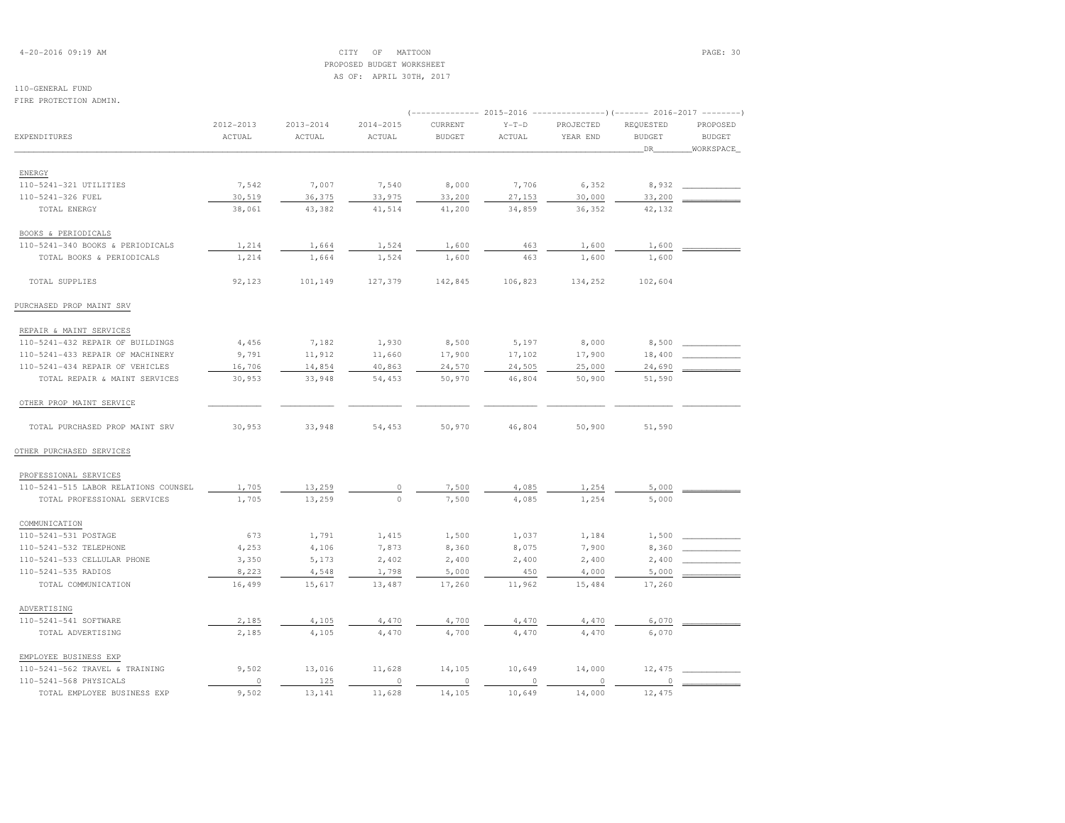CITY OF MATTOON
PROPOSED BUDGET WORKSHEET
AS OF: APRIL 30TH, 2017

110-GENERAL FUND
FIRE PROTECTION ADMIN.

| EXPENDITURES | 2012-2013 ACTUAL | 2013-2014 ACTUAL | 2014-2015 ACTUAL | 2015-2016 CURRENT BUDGET | 2015-2016 Y-T-D ACTUAL | 2015-2016 PROJECTED YEAR END | 2016-2017 REQUESTED BUDGET DR | 2016-2017 PROPOSED BUDGET WORKSPACE |
|---|---|---|---|---|---|---|---|---|
| ENERGY | | | | | | | | |
| 110-5241-321 UTILITIES | 7,542 | 7,007 | 7,540 | 8,000 | 7,706 | 6,352 | 8,932 | |
| 110-5241-326 FUEL | 30,519 | 36,375 | 33,975 | 33,200 | 27,153 | 30,000 | 33,200 | |
| TOTAL ENERGY | 38,061 | 43,382 | 41,514 | 41,200 | 34,859 | 36,352 | 42,132 | |
| BOOKS & PERIODICALS | | | | | | | | |
| 110-5241-340 BOOKS & PERIODICALS | 1,214 | 1,664 | 1,524 | 1,600 | 463 | 1,600 | 1,600 | |
| TOTAL BOOKS & PERIODICALS | 1,214 | 1,664 | 1,524 | 1,600 | 463 | 1,600 | 1,600 | |
| TOTAL SUPPLIES | 92,123 | 101,149 | 127,379 | 142,845 | 106,823 | 134,252 | 102,604 | |
| PURCHASED PROP MAINT SRV | | | | | | | | |
| REPAIR & MAINT SERVICES | | | | | | | | |
| 110-5241-432 REPAIR OF BUILDINGS | 4,456 | 7,182 | 1,930 | 8,500 | 5,197 | 8,000 | 8,500 | |
| 110-5241-433 REPAIR OF MACHINERY | 9,791 | 11,912 | 11,660 | 17,900 | 17,102 | 17,900 | 18,400 | |
| 110-5241-434 REPAIR OF VEHICLES | 16,706 | 14,854 | 40,863 | 24,570 | 24,505 | 25,000 | 24,690 | |
| TOTAL REPAIR & MAINT SERVICES | 30,953 | 33,948 | 54,453 | 50,970 | 46,804 | 50,900 | 51,590 | |
| OTHER PROP MAINT SERVICE | | | | | | | | |
| TOTAL PURCHASED PROP MAINT SRV | 30,953 | 33,948 | 54,453 | 50,970 | 46,804 | 50,900 | 51,590 | |
| OTHER PURCHASED SERVICES | | | | | | | | |
| PROFESSIONAL SERVICES | | | | | | | | |
| 110-5241-515 LABOR RELATIONS COUNSEL | 1,705 | 13,259 | 0 | 7,500 | 4,085 | 1,254 | 5,000 | |
| TOTAL PROFESSIONAL SERVICES | 1,705 | 13,259 | 0 | 7,500 | 4,085 | 1,254 | 5,000 | |
| COMMUNICATION | | | | | | | | |
| 110-5241-531 POSTAGE | 673 | 1,791 | 1,415 | 1,500 | 1,037 | 1,184 | 1,500 | |
| 110-5241-532 TELEPHONE | 4,253 | 4,106 | 7,873 | 8,360 | 8,075 | 7,900 | 8,360 | |
| 110-5241-533 CELLULAR PHONE | 3,350 | 5,173 | 2,402 | 2,400 | 2,400 | 2,400 | 2,400 | |
| 110-5241-535 RADIOS | 8,223 | 4,548 | 1,798 | 5,000 | 450 | 4,000 | 5,000 | |
| TOTAL COMMUNICATION | 16,499 | 15,617 | 13,487 | 17,260 | 11,962 | 15,484 | 17,260 | |
| ADVERTISING | | | | | | | | |
| 110-5241-541 SOFTWARE | 2,185 | 4,105 | 4,470 | 4,700 | 4,470 | 4,470 | 6,070 | |
| TOTAL ADVERTISING | 2,185 | 4,105 | 4,470 | 4,700 | 4,470 | 4,470 | 6,070 | |
| EMPLOYEE BUSINESS EXP | | | | | | | | |
| 110-5241-562 TRAVEL & TRAINING | 9,502 | 13,016 | 11,628 | 14,105 | 10,649 | 14,000 | 12,475 | |
| 110-5241-568 PHYSICALS | 0 | 125 | 0 | 0 | 0 | 0 | 0 | |
| TOTAL EMPLOYEE BUSINESS EXP | 9,502 | 13,141 | 11,628 | 14,105 | 10,649 | 14,000 | 12,475 | |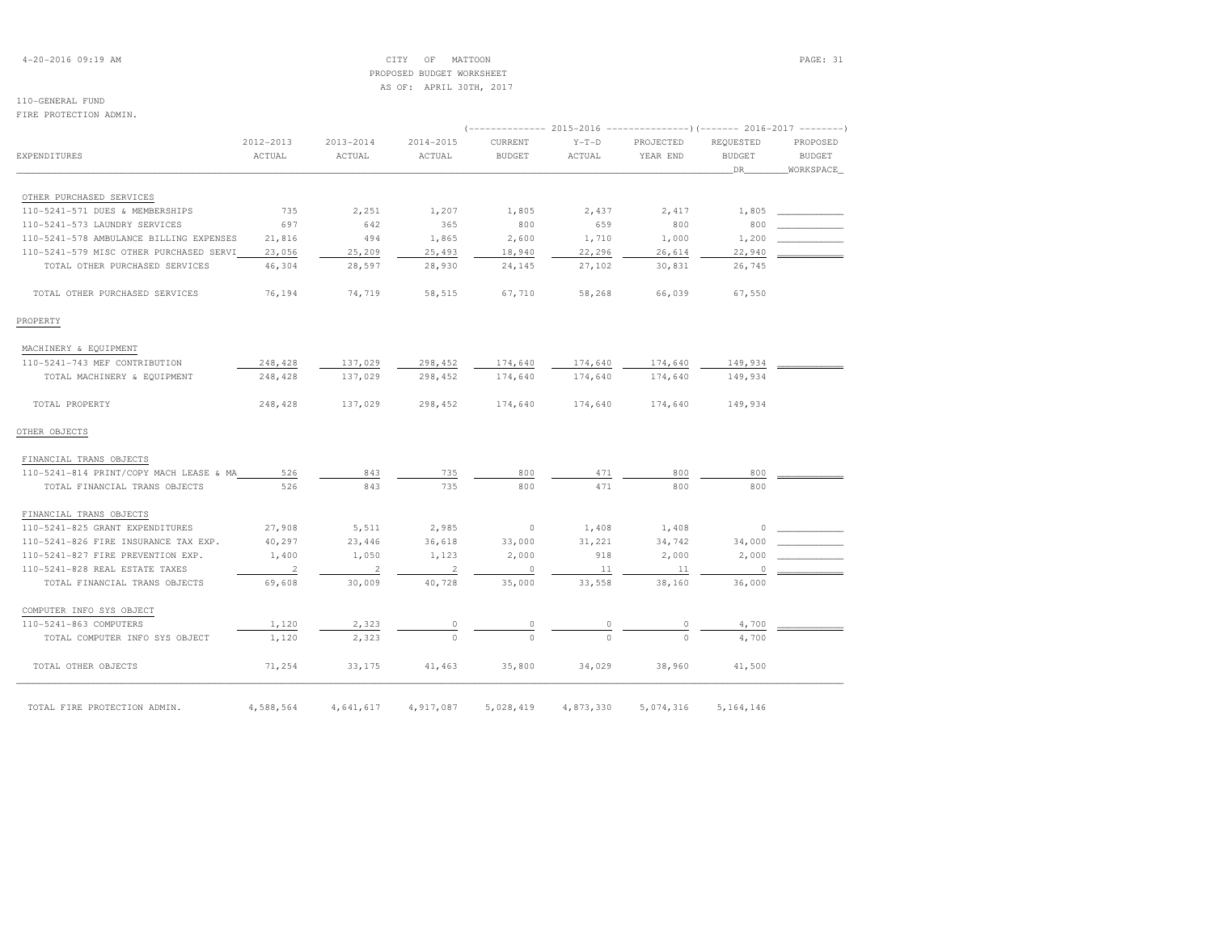CITY OF MATTOON
PROPOSED BUDGET WORKSHEET
AS OF: APRIL 30TH, 2017

110-GENERAL FUND
FIRE PROTECTION ADMIN.

| EXPENDITURES | 2012-2013 ACTUAL | 2013-2014 ACTUAL | 2014-2015 ACTUAL | 2015-2016 CURRENT BUDGET | 2015-2016 Y-T-D ACTUAL | 2015-2016 PROJECTED YEAR END | 2016-2017 REQUESTED BUDGET DR | 2016-2017 PROPOSED BUDGET WORKSHEET |
|---|---|---|---|---|---|---|---|---|
| OTHER PURCHASED SERVICES | | | | | | | | |
| 110-5241-571 DUES & MEMBERSHIPS | 735 | 2,251 | 1,207 | 1,805 | 2,437 | 2,417 | 1,805 | |
| 110-5241-573 LAUNDRY SERVICES | 697 | 642 | 365 | 800 | 659 | 800 | 800 | |
| 110-5241-578 AMBULANCE BILLING EXPENSES | 21,816 | 494 | 1,865 | 2,600 | 1,710 | 1,000 | 1,200 | |
| 110-5241-579 MISC OTHER PURCHASED SERVI | 23,056 | 25,209 | 25,493 | 18,940 | 22,296 | 26,614 | 22,940 | |
| TOTAL OTHER PURCHASED SERVICES | 46,304 | 28,597 | 28,930 | 24,145 | 27,102 | 30,831 | 26,745 | |
| TOTAL OTHER PURCHASED SERVICES | 76,194 | 74,719 | 58,515 | 67,710 | 58,268 | 66,039 | 67,550 | |
| PROPERTY | | | | | | | | |
| MACHINERY & EQUIPMENT | | | | | | | | |
| 110-5241-743 MEF CONTRIBUTION | 248,428 | 137,029 | 298,452 | 174,640 | 174,640 | 174,640 | 149,934 | |
| TOTAL MACHINERY & EQUIPMENT | 248,428 | 137,029 | 298,452 | 174,640 | 174,640 | 174,640 | 149,934 | |
| TOTAL PROPERTY | 248,428 | 137,029 | 298,452 | 174,640 | 174,640 | 174,640 | 149,934 | |
| OTHER OBJECTS | | | | | | | | |
| FINANCIAL TRANS OBJECTS | | | | | | | | |
| 110-5241-814 PRINT/COPY MACH LEASE & MA | 526 | 843 | 735 | 800 | 471 | 800 | 800 | |
| TOTAL FINANCIAL TRANS OBJECTS | 526 | 843 | 735 | 800 | 471 | 800 | 800 | |
| FINANCIAL TRANS OBJECTS | | | | | | | | |
| 110-5241-825 GRANT EXPENDITURES | 27,908 | 5,511 | 2,985 | 0 | 1,408 | 1,408 | 0 | |
| 110-5241-826 FIRE INSURANCE TAX EXP. | 40,297 | 23,446 | 36,618 | 33,000 | 31,221 | 34,742 | 34,000 | |
| 110-5241-827 FIRE PREVENTION EXP. | 1,400 | 1,050 | 1,123 | 2,000 | 918 | 2,000 | 2,000 | |
| 110-5241-828 REAL ESTATE TAXES | 2 | 2 | 2 | 0 | 11 | 11 | 0 | |
| TOTAL FINANCIAL TRANS OBJECTS | 69,608 | 30,009 | 40,728 | 35,000 | 33,558 | 38,160 | 36,000 | |
| COMPUTER INFO SYS OBJECT | | | | | | | | |
| 110-5241-863 COMPUTERS | 1,120 | 2,323 | 0 | 0 | 0 | 0 | 4,700 | |
| TOTAL COMPUTER INFO SYS OBJECT | 1,120 | 2,323 | 0 | 0 | 0 | 0 | 4,700 | |
| TOTAL OTHER OBJECTS | 71,254 | 33,175 | 41,463 | 35,800 | 34,029 | 38,960 | 41,500 | |
| TOTAL FIRE PROTECTION ADMIN. | 4,588,564 | 4,641,617 | 4,917,087 | 5,028,419 | 4,873,330 | 5,074,316 | 5,164,146 | |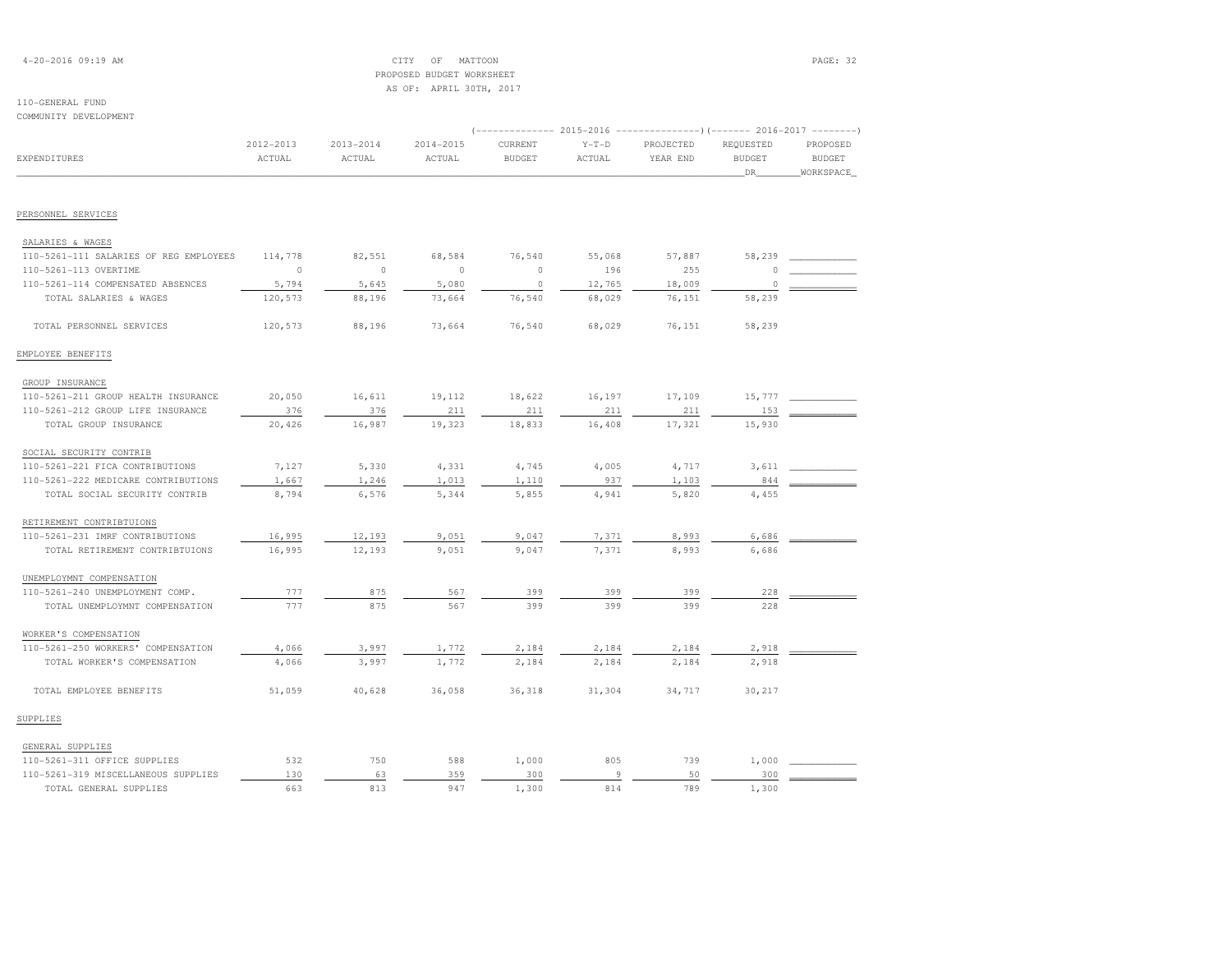CITY OF MATTOON
PROPOSED BUDGET WORKSHEET
AS OF: APRIL 30TH, 2017

110-GENERAL FUND
COMMUNITY DEVELOPMENT

| EXPENDITURES | 2012-2013 ACTUAL | 2013-2014 ACTUAL | 2014-2015 ACTUAL | 2015-2016 CURRENT BUDGET | 2015-2016 Y-T-D ACTUAL | 2015-2016 PROJECTED YEAR END | 2016-2017 REQUESTED BUDGET DR | 2016-2017 PROPOSED BUDGET WORKSPACE |
|---|---|---|---|---|---|---|---|---|
| PERSONNEL SERVICES | | | | | | | | |
| SALARIES & WAGES | | | | | | | | |
| 110-5261-111 SALARIES OF REG EMPLOYEES | 114,778 | 82,551 | 68,584 | 76,540 | 55,068 | 57,887 | 58,239 | |
| 110-5261-113 OVERTIME | 0 | 0 | 0 | 0 | 196 | 255 | 0 | |
| 110-5261-114 COMPENSATED ABSENCES | 5,794 | 5,645 | 5,080 | 0 | 12,765 | 18,009 | 0 | |
| TOTAL SALARIES & WAGES | 120,573 | 88,196 | 73,664 | 76,540 | 68,029 | 76,151 | 58,239 | |
| TOTAL PERSONNEL SERVICES | 120,573 | 88,196 | 73,664 | 76,540 | 68,029 | 76,151 | 58,239 | |
| EMPLOYEE BENEFITS | | | | | | | | |
| GROUP INSURANCE | | | | | | | | |
| 110-5261-211 GROUP HEALTH INSURANCE | 20,050 | 16,611 | 19,112 | 18,622 | 16,197 | 17,109 | 15,777 | |
| 110-5261-212 GROUP LIFE INSURANCE | 376 | 376 | 211 | 211 | 211 | 211 | 153 | |
| TOTAL GROUP INSURANCE | 20,426 | 16,987 | 19,323 | 18,833 | 16,408 | 17,321 | 15,930 | |
| SOCIAL SECURITY CONTRIB | | | | | | | | |
| 110-5261-221 FICA CONTRIBUTIONS | 7,127 | 5,330 | 4,331 | 4,745 | 4,005 | 4,717 | 3,611 | |
| 110-5261-222 MEDICARE CONTRIBUTIONS | 1,667 | 1,246 | 1,013 | 1,110 | 937 | 1,103 | 844 | |
| TOTAL SOCIAL SECURITY CONTRIB | 8,794 | 6,576 | 5,344 | 5,855 | 4,941 | 5,820 | 4,455 | |
| RETIREMENT CONTRIBTUIONS | | | | | | | | |
| 110-5261-231 IMRF CONTRIBUTIONS | 16,995 | 12,193 | 9,051 | 9,047 | 7,371 | 8,993 | 6,686 | |
| TOTAL RETIREMENT CONTRIBTUIONS | 16,995 | 12,193 | 9,051 | 9,047 | 7,371 | 8,993 | 6,686 | |
| UNEMPLOYMNT COMPENSATION | | | | | | | | |
| 110-5261-240 UNEMPLOYMENT COMP. | 777 | 875 | 567 | 399 | 399 | 399 | 228 | |
| TOTAL UNEMPLOYMNT COMPENSATION | 777 | 875 | 567 | 399 | 399 | 399 | 228 | |
| WORKER'S COMPENSATION | | | | | | | | |
| 110-5261-250 WORKERS' COMPENSATION | 4,066 | 3,997 | 1,772 | 2,184 | 2,184 | 2,184 | 2,918 | |
| TOTAL WORKER'S COMPENSATION | 4,066 | 3,997 | 1,772 | 2,184 | 2,184 | 2,184 | 2,918 | |
| TOTAL EMPLOYEE BENEFITS | 51,059 | 40,628 | 36,058 | 36,318 | 31,304 | 34,717 | 30,217 | |
| SUPPLIES | | | | | | | | |
| GENERAL SUPPLIES | | | | | | | | |
| 110-5261-311 OFFICE SUPPLIES | 532 | 750 | 588 | 1,000 | 805 | 739 | 1,000 | |
| 110-5261-319 MISCELLANEOUS SUPPLIES | 130 | 63 | 359 | 300 | 9 | 50 | 300 | |
| TOTAL GENERAL SUPPLIES | 663 | 813 | 947 | 1,300 | 814 | 789 | 1,300 | |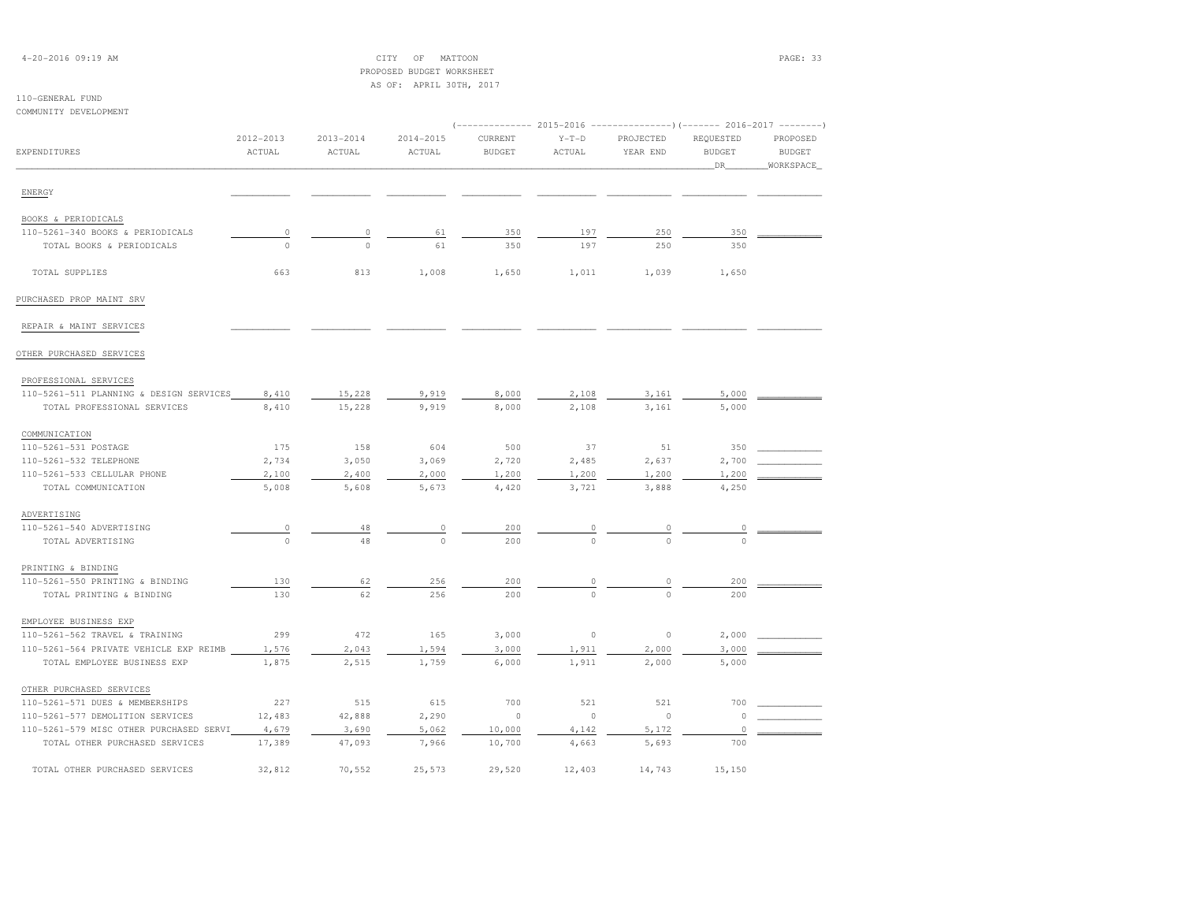CITY OF MATTOON
PROPOSED BUDGET WORKSHEET
AS OF: APRIL 30TH, 2017

110-GENERAL FUND
COMMUNITY DEVELOPMENT

| EXPENDITURES | 2012-2013 ACTUAL | 2013-2014 ACTUAL | 2014-2015 ACTUAL | 2015-2016 CURRENT BUDGET | 2015-2016 Y-T-D ACTUAL | 2015-2016 PROJECTED YEAR END | 2016-2017 REQUESTED BUDGET DR | 2016-2017 PROPOSED BUDGET WORKSPACE |
|---|---|---|---|---|---|---|---|---|
| ENERGY | | | | | | | | |
| BOOKS & PERIODICALS | | | | | | | | |
| 110-5261-340 BOOKS & PERIODICALS | 0 | 0 | 61 | 350 | 197 | 250 | 350 | |
| TOTAL BOOKS & PERIODICALS | 0 | 0 | 61 | 350 | 197 | 250 | 350 | |
| TOTAL SUPPLIES | 663 | 813 | 1,008 | 1,650 | 1,011 | 1,039 | 1,650 | |
| PURCHASED PROP MAINT SRV | | | | | | | | |
| REPAIR & MAINT SERVICES | | | | | | | | |
| OTHER PURCHASED SERVICES | | | | | | | | |
| PROFESSIONAL SERVICES | | | | | | | | |
| 110-5261-511 PLANNING & DESIGN SERVICES | 8,410 | 15,228 | 9,919 | 8,000 | 2,108 | 3,161 | 5,000 | |
| TOTAL PROFESSIONAL SERVICES | 8,410 | 15,228 | 9,919 | 8,000 | 2,108 | 3,161 | 5,000 | |
| COMMUNICATION | | | | | | | | |
| 110-5261-531 POSTAGE | 175 | 158 | 604 | 500 | 37 | 51 | 350 | |
| 110-5261-532 TELEPHONE | 2,734 | 3,050 | 3,069 | 2,720 | 2,485 | 2,637 | 2,700 | |
| 110-5261-533 CELLULAR PHONE | 2,100 | 2,400 | 2,000 | 1,200 | 1,200 | 1,200 | 1,200 | |
| TOTAL COMMUNICATION | 5,008 | 5,608 | 5,673 | 4,420 | 3,721 | 3,888 | 4,250 | |
| ADVERTISING | | | | | | | | |
| 110-5261-540 ADVERTISING | 0 | 48 | 0 | 200 | 0 | 0 | 0 | |
| TOTAL ADVERTISING | 0 | 48 | 0 | 200 | 0 | 0 | 0 | |
| PRINTING & BINDING | | | | | | | | |
| 110-5261-550 PRINTING & BINDING | 130 | 62 | 256 | 200 | 0 | 0 | 200 | |
| TOTAL PRINTING & BINDING | 130 | 62 | 256 | 200 | 0 | 0 | 200 | |
| EMPLOYEE BUSINESS EXP | | | | | | | | |
| 110-5261-562 TRAVEL & TRAINING | 299 | 472 | 165 | 3,000 | 0 | 0 | 2,000 | |
| 110-5261-564 PRIVATE VEHICLE EXP REIMB | 1,576 | 2,043 | 1,594 | 3,000 | 1,911 | 2,000 | 3,000 | |
| TOTAL EMPLOYEE BUSINESS EXP | 1,875 | 2,515 | 1,759 | 6,000 | 1,911 | 2,000 | 5,000 | |
| OTHER PURCHASED SERVICES | | | | | | | | |
| 110-5261-571 DUES & MEMBERSHIPS | 227 | 515 | 615 | 700 | 521 | 521 | 700 | |
| 110-5261-577 DEMOLITION SERVICES | 12,483 | 42,888 | 2,290 | 0 | 0 | 0 | 0 | |
| 110-5261-579 MISC OTHER PURCHASED SERVI | 4,679 | 3,690 | 5,062 | 10,000 | 4,142 | 5,172 | 0 | |
| TOTAL OTHER PURCHASED SERVICES | 17,389 | 47,093 | 7,966 | 10,700 | 4,663 | 5,693 | 700 | |
| TOTAL OTHER PURCHASED SERVICES | 32,812 | 70,552 | 25,573 | 29,520 | 12,403 | 14,743 | 15,150 | |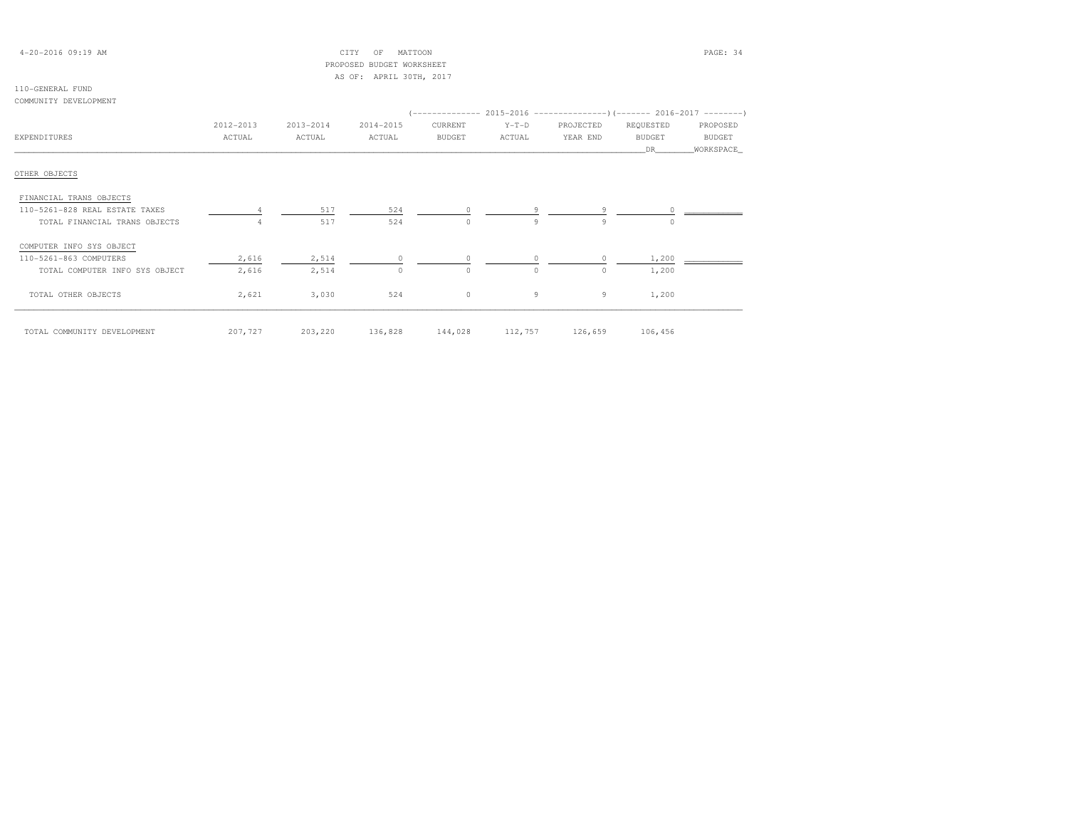CITY OF MATTOON
PROPOSED BUDGET WORKSHEET
AS OF: APRIL 30TH, 2017

110-GENERAL FUND
COMMUNITY DEVELOPMENT

| EXPENDITURES | 2012-2013 ACTUAL | 2013-2014 ACTUAL | 2014-2015 ACTUAL | 2015-2016 CURRENT BUDGET | 2015-2016 Y-T-D ACTUAL | 2015-2016 PROJECTED YEAR END | 2016-2017 REQUESTED BUDGET DR | 2016-2017 PROPOSED BUDGET WORKSPACE |
|---|---|---|---|---|---|---|---|---|
| OTHER OBJECTS | | | | | | | | |
| FINANCIAL TRANS OBJECTS | | | | | | | | |
| 110-5261-828 REAL ESTATE TAXES | 4 | 517 | 524 | 0 | 9 | 9 | 0 | |
| TOTAL FINANCIAL TRANS OBJECTS | 4 | 517 | 524 | 0 | 9 | 9 | 0 | |
| COMPUTER INFO SYS OBJECT | | | | | | | | |
| 110-5261-863 COMPUTERS | 2,616 | 2,514 | 0 | 0 | 0 | 0 | 1,200 | |
| TOTAL COMPUTER INFO SYS OBJECT | 2,616 | 2,514 | 0 | 0 | 0 | 0 | 1,200 | |
| TOTAL OTHER OBJECTS | 2,621 | 3,030 | 524 | 0 | 9 | 9 | 1,200 | |
| TOTAL COMMUNITY DEVELOPMENT | 207,727 | 203,220 | 136,828 | 144,028 | 112,757 | 126,659 | 106,456 | |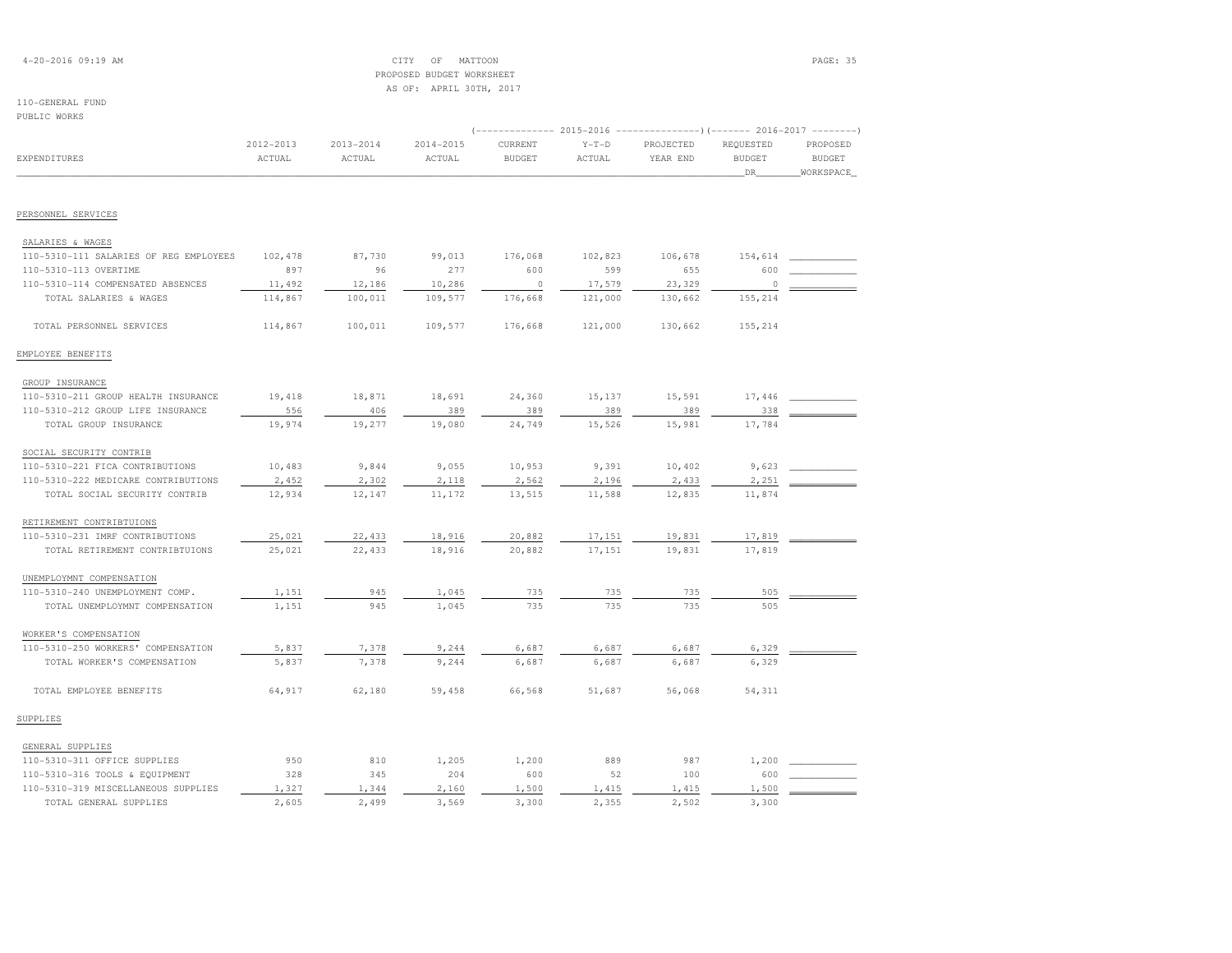CITY OF MATTOON
PROPOSED BUDGET WORKSHEET
AS OF: APRIL 30TH, 2017

110-GENERAL FUND
PUBLIC WORKS

| EXPENDITURES | 2012-2013 ACTUAL | 2013-2014 ACTUAL | 2014-2015 ACTUAL | 2015-2016 CURRENT BUDGET | 2015-2016 Y-T-D ACTUAL | 2015-2016 PROJECTED YEAR END | 2016-2017 REQUESTED BUDGET DR | 2016-2017 PROPOSED BUDGET WORKSPACE |
|---|---|---|---|---|---|---|---|---|
| **PERSONNEL SERVICES** | | | | | | | | |
| SALARIES & WAGES | | | | | | | | |
| 110-5310-111 SALARIES OF REG EMPLOYEES | 102,478 | 87,730 | 99,013 | 176,068 | 102,823 | 106,678 | 154,614 | |
| 110-5310-113 OVERTIME | 897 | 96 | 277 | 600 | 599 | 655 | 600 | |
| 110-5310-114 COMPENSATED ABSENCES | 11,492 | 12,186 | 10,286 | 0 | 17,579 | 23,329 | 0 | |
| TOTAL SALARIES & WAGES | 114,867 | 100,011 | 109,577 | 176,668 | 121,000 | 130,662 | 155,214 | |
| TOTAL PERSONNEL SERVICES | 114,867 | 100,011 | 109,577 | 176,668 | 121,000 | 130,662 | 155,214 | |
| **EMPLOYEE BENEFITS** | | | | | | | | |
| GROUP INSURANCE | | | | | | | | |
| 110-5310-211 GROUP HEALTH INSURANCE | 19,418 | 18,871 | 18,691 | 24,360 | 15,137 | 15,591 | 17,446 | |
| 110-5310-212 GROUP LIFE INSURANCE | 556 | 406 | 389 | 389 | 389 | 389 | 338 | |
| TOTAL GROUP INSURANCE | 19,974 | 19,277 | 19,080 | 24,749 | 15,526 | 15,981 | 17,784 | |
| SOCIAL SECURITY CONTRIB | | | | | | | | |
| 110-5310-221 FICA CONTRIBUTIONS | 10,483 | 9,844 | 9,055 | 10,953 | 9,391 | 10,402 | 9,623 | |
| 110-5310-222 MEDICARE CONTRIBUTIONS | 2,452 | 2,302 | 2,118 | 2,562 | 2,196 | 2,433 | 2,251 | |
| TOTAL SOCIAL SECURITY CONTRIB | 12,934 | 12,147 | 11,172 | 13,515 | 11,588 | 12,835 | 11,874 | |
| RETIREMENT CONTRIBTUIONS | | | | | | | | |
| 110-5310-231 IMRF CONTRIBUTIONS | 25,021 | 22,433 | 18,916 | 20,882 | 17,151 | 19,831 | 17,819 | |
| TOTAL RETIREMENT CONTRIBTUIONS | 25,021 | 22,433 | 18,916 | 20,882 | 17,151 | 19,831 | 17,819 | |
| UNEMPLOYMNT COMPENSATION | | | | | | | | |
| 110-5310-240 UNEMPLOYMENT COMP. | 1,151 | 945 | 1,045 | 735 | 735 | 735 | 505 | |
| TOTAL UNEMPLOYMNT COMPENSATION | 1,151 | 945 | 1,045 | 735 | 735 | 735 | 505 | |
| WORKER'S COMPENSATION | | | | | | | | |
| 110-5310-250 WORKERS' COMPENSATION | 5,837 | 7,378 | 9,244 | 6,687 | 6,687 | 6,687 | 6,329 | |
| TOTAL WORKER'S COMPENSATION | 5,837 | 7,378 | 9,244 | 6,687 | 6,687 | 6,687 | 6,329 | |
| TOTAL EMPLOYEE BENEFITS | 64,917 | 62,180 | 59,458 | 66,568 | 51,687 | 56,068 | 54,311 | |
| **SUPPLIES** | | | | | | | | |
| GENERAL SUPPLIES | | | | | | | | |
| 110-5310-311 OFFICE SUPPLIES | 950 | 810 | 1,205 | 1,200 | 889 | 987 | 1,200 | |
| 110-5310-316 TOOLS & EQUIPMENT | 328 | 345 | 204 | 600 | 52 | 100 | 600 | |
| 110-5310-319 MISCELLANEOUS SUPPLIES | 1,327 | 1,344 | 2,160 | 1,500 | 1,415 | 1,415 | 1,500 | |
| TOTAL GENERAL SUPPLIES | 2,605 | 2,499 | 3,569 | 3,300 | 2,355 | 2,502 | 3,300 | |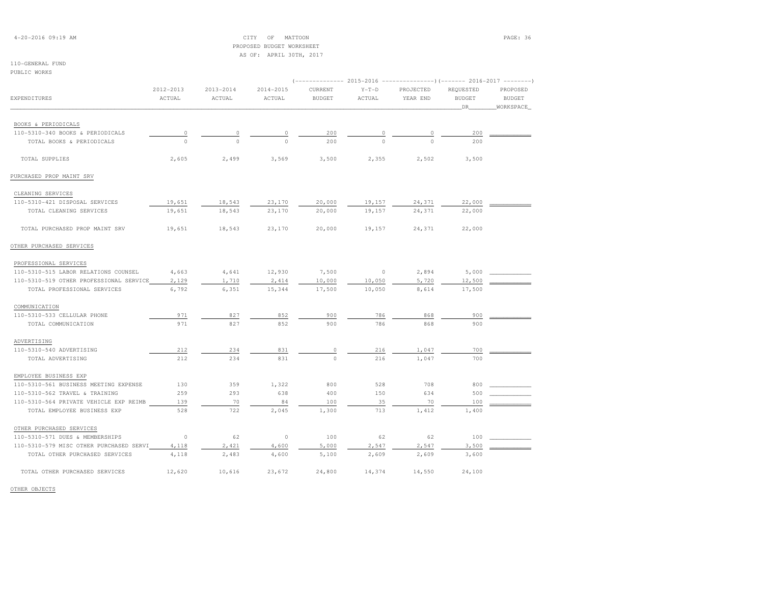CITY OF MATTOON
PROPOSED BUDGET WORKSHEET
AS OF: APRIL 30TH, 2017

110-GENERAL FUND
PUBLIC WORKS

| EXPENDITURES | 2012-2013 ACTUAL | 2013-2014 ACTUAL | 2014-2015 ACTUAL | 2015-2016 CURRENT BUDGET | 2015-2016 Y-T-D ACTUAL | 2015-2016 PROJECTED YEAR END | 2016-2017 REQUESTED BUDGET DR | 2016-2017 PROPOSED BUDGET WORKSPACE |
|---|---|---|---|---|---|---|---|---|
| BOOKS & PERIODICALS | | | | | | | | |
| 110-5310-340 BOOKS & PERIODICALS | 0 | 0 | 0 | 200 | 0 | 0 | 200 | |
| TOTAL BOOKS & PERIODICALS | 0 | 0 | 0 | 200 | 0 | 0 | 200 | |
| TOTAL SUPPLIES | 2,605 | 2,499 | 3,569 | 3,500 | 2,355 | 2,502 | 3,500 | |
| PURCHASED PROP MAINT SRV | | | | | | | | |
| CLEANING SERVICES | | | | | | | | |
| 110-5310-421 DISPOSAL SERVICES | 19,651 | 18,543 | 23,170 | 20,000 | 19,157 | 24,371 | 22,000 | |
| TOTAL CLEANING SERVICES | 19,651 | 18,543 | 23,170 | 20,000 | 19,157 | 24,371 | 22,000 | |
| TOTAL PURCHASED PROP MAINT SRV | 19,651 | 18,543 | 23,170 | 20,000 | 19,157 | 24,371 | 22,000 | |
| OTHER PURCHASED SERVICES | | | | | | | | |
| PROFESSIONAL SERVICES | | | | | | | | |
| 110-5310-515 LABOR RELATIONS COUNSEL | 4,663 | 4,641 | 12,930 | 7,500 | 0 | 2,894 | 5,000 | |
| 110-5310-519 OTHER PROFESSIONAL SERVICE | 2,129 | 1,710 | 2,414 | 10,000 | 10,050 | 5,720 | 12,500 | |
| TOTAL PROFESSIONAL SERVICES | 6,792 | 6,351 | 15,344 | 17,500 | 10,050 | 8,614 | 17,500 | |
| COMMUNICATION | | | | | | | | |
| 110-5310-533 CELLULAR PHONE | 971 | 827 | 852 | 900 | 786 | 868 | 900 | |
| TOTAL COMMUNICATION | 971 | 827 | 852 | 900 | 786 | 868 | 900 | |
| ADVERTISING | | | | | | | | |
| 110-5310-540 ADVERTISING | 212 | 234 | 831 | 0 | 216 | 1,047 | 700 | |
| TOTAL ADVERTISING | 212 | 234 | 831 | 0 | 216 | 1,047 | 700 | |
| EMPLOYEE BUSINESS EXP | | | | | | | | |
| 110-5310-561 BUSINESS MEETING EXPENSE | 130 | 359 | 1,322 | 800 | 528 | 708 | 800 | |
| 110-5310-562 TRAVEL & TRAINING | 259 | 293 | 638 | 400 | 150 | 634 | 500 | |
| 110-5310-564 PRIVATE VEHICLE EXP REIMB | 139 | 70 | 84 | 100 | 35 | 70 | 100 | |
| TOTAL EMPLOYEE BUSINESS EXP | 528 | 722 | 2,045 | 1,300 | 713 | 1,412 | 1,400 | |
| OTHER PURCHASED SERVICES | | | | | | | | |
| 110-5310-571 DUES & MEMBERSHIPS | 0 | 62 | 0 | 100 | 62 | 62 | 100 | |
| 110-5310-579 MISC OTHER PURCHASED SERVI | 4,118 | 2,421 | 4,600 | 5,000 | 2,547 | 2,547 | 3,500 | |
| TOTAL OTHER PURCHASED SERVICES | 4,118 | 2,483 | 4,600 | 5,100 | 2,609 | 2,609 | 3,600 | |
| TOTAL OTHER PURCHASED SERVICES | 12,620 | 10,616 | 23,672 | 24,800 | 14,374 | 14,550 | 24,100 | |

OTHER OBJECTS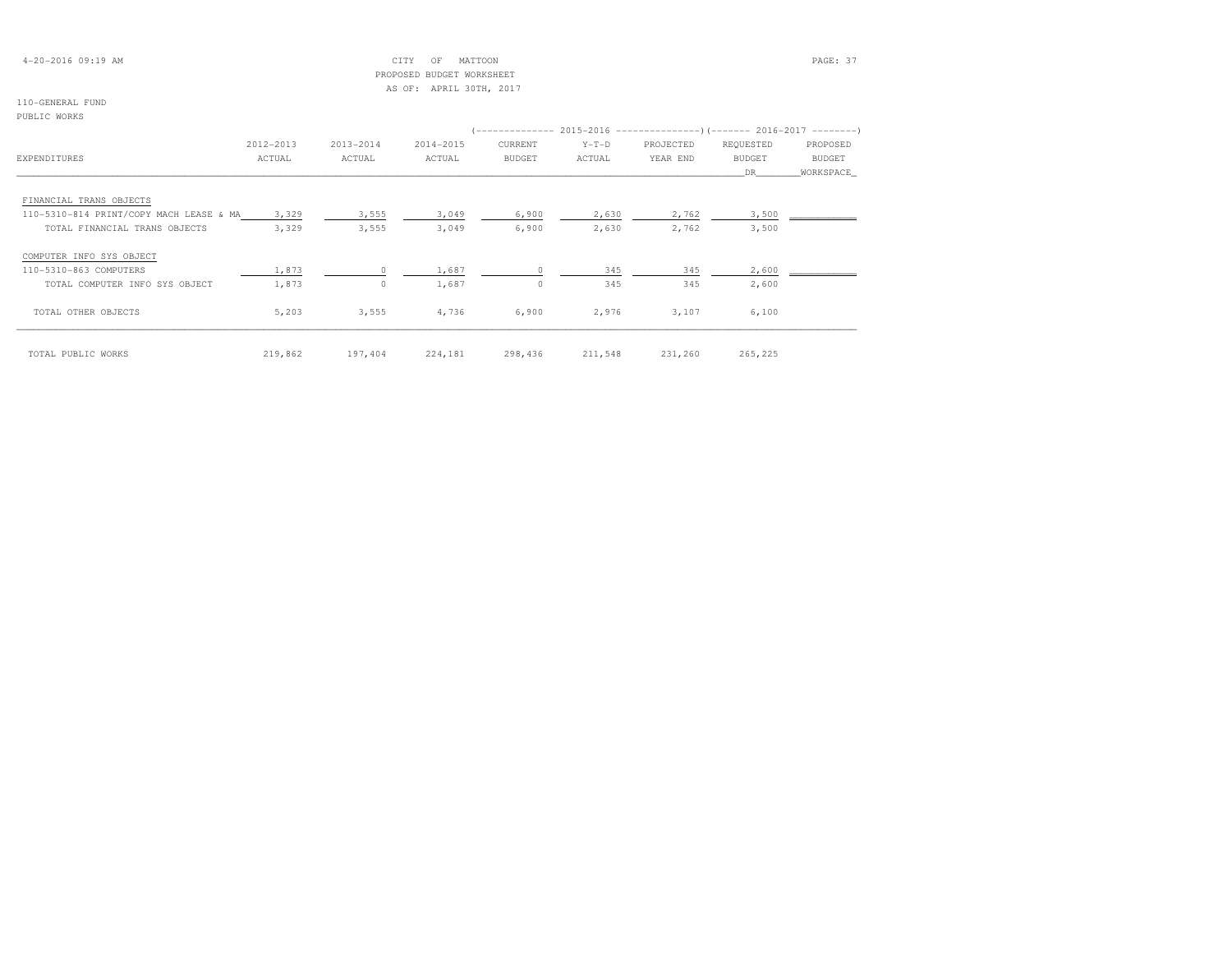110-GENERAL FUND

PUBLIC WORKS

| EXPENDITURES | 2012-2013 ACTUAL | 2013-2014 ACTUAL | 2014-2015 ACTUAL | 2015-2016 CURRENT BUDGET | 2015-2016 Y-T-D ACTUAL | 2015-2016 PROJECTED YEAR END | 2016-2017 REQUESTED BUDGET DR | 2016-2017 PROPOSED BUDGET WORKSPACE |
|---|---|---|---|---|---|---|---|---|
| FINANCIAL TRANS OBJECTS | | | | | | | | |
| 110-5310-814 PRINT/COPY MACH LEASE & MA | 3,329 | 3,555 | 3,049 | 6,900 | 2,630 | 2,762 | 3,500 | |
| TOTAL FINANCIAL TRANS OBJECTS | 3,329 | 3,555 | 3,049 | 6,900 | 2,630 | 2,762 | 3,500 | |
| COMPUTER INFO SYS OBJECT | | | | | | | | |
| 110-5310-863 COMPUTERS | 1,873 | 0 | 1,687 | 0 | 345 | 345 | 2,600 | |
| TOTAL COMPUTER INFO SYS OBJECT | 1,873 | 0 | 1,687 | 0 | 345 | 345 | 2,600 | |
| TOTAL OTHER OBJECTS | 5,203 | 3,555 | 4,736 | 6,900 | 2,976 | 3,107 | 6,100 | |
| TOTAL PUBLIC WORKS | 219,862 | 197,404 | 224,181 | 298,436 | 211,548 | 231,260 | 265,225 | |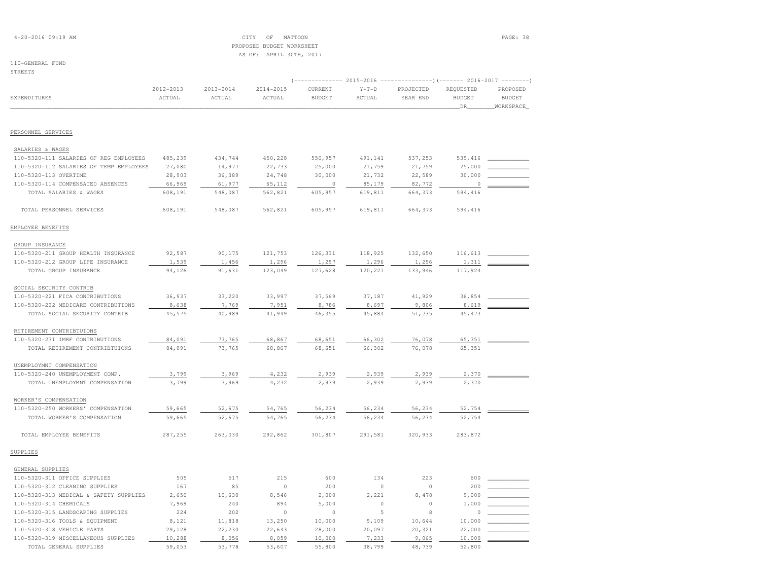CITY OF MATTOON
PROPOSED BUDGET WORKSHEET
AS OF: APRIL 30TH, 2017

110-GENERAL FUND
STREETS

| EXPENDITURES | 2012-2013 ACTUAL | 2013-2014 ACTUAL | 2014-2015 ACTUAL | 2015-2016 CURRENT BUDGET | 2015-2016 Y-T-D ACTUAL | 2015-2016 PROJECTED YEAR END | 2016-2017 REQUESTED BUDGET DR | 2016-2017 PROPOSED BUDGET WORKSPACE |
|---|---|---|---|---|---|---|---|---|
| **PERSONNEL SERVICES** | | | | | | | | |
| SALARIES & WAGES | | | | | | | | |
| 110-5320-111 SALARIES OF REG EMPLOYEES | 485,239 | 434,744 | 450,228 | 550,957 | 491,141 | 537,253 | 539,416 | |
| 110-5320-112 SALARIES OF TEMP EMPLOYEES | 27,080 | 14,977 | 22,733 | 25,000 | 21,759 | 21,759 | 25,000 | |
| 110-5320-113 OVERTIME | 28,903 | 36,389 | 24,748 | 30,000 | 21,732 | 22,589 | 30,000 | |
| 110-5320-114 COMPENSATED ABSENCES | 66,969 | 61,977 | 65,112 | 0 | 85,179 | 82,772 | 0 | |
| TOTAL SALARIES & WAGES | 608,191 | 548,087 | 562,821 | 605,957 | 619,811 | 664,373 | 594,416 | |
| TOTAL PERSONNEL SERVICES | 608,191 | 548,087 | 562,821 | 605,957 | 619,811 | 664,373 | 594,416 | |
| **EMPLOYEE BENEFITS** | | | | | | | | |
| GROUP INSURANCE | | | | | | | | |
| 110-5320-211 GROUP HEALTH INSURANCE | 92,587 | 90,175 | 121,753 | 126,331 | 118,925 | 132,650 | 116,613 | |
| 110-5320-212 GROUP LIFE INSURANCE | 1,539 | 1,456 | 1,296 | 1,297 | 1,296 | 1,296 | 1,311 | |
| TOTAL GROUP INSURANCE | 94,126 | 91,631 | 123,049 | 127,628 | 120,221 | 133,946 | 117,924 | |
| SOCIAL SECURITY CONTRIB | | | | | | | | |
| 110-5320-221 FICA CONTRIBUTIONS | 36,937 | 33,220 | 33,997 | 37,569 | 37,187 | 41,929 | 36,854 | |
| 110-5320-222 MEDICARE CONTRIBUTIONS | 8,638 | 7,769 | 7,951 | 8,786 | 8,697 | 9,806 | 8,619 | |
| TOTAL SOCIAL SECURITY CONTRIB | 45,575 | 40,989 | 41,949 | 46,355 | 45,884 | 51,735 | 45,473 | |
| RETIREMENT CONTRIBTUIONS | | | | | | | | |
| 110-5320-231 IMRF CONTRIBUTIONS | 84,091 | 73,765 | 68,867 | 68,651 | 66,302 | 76,078 | 65,351 | |
| TOTAL RETIREMENT CONTRIBTUIONS | 84,091 | 73,765 | 68,867 | 68,651 | 66,302 | 76,078 | 65,351 | |
| UNEMPLOYMNT COMPENSATION | | | | | | | | |
| 110-5320-240 UNEMPLOYMENT COMP. | 3,799 | 3,969 | 4,232 | 2,939 | 2,939 | 2,939 | 2,370 | |
| TOTAL UNEMPLOYMNT COMPENSATION | 3,799 | 3,969 | 4,232 | 2,939 | 2,939 | 2,939 | 2,370 | |
| WORKER'S COMPENSATION | | | | | | | | |
| 110-5320-250 WORKERS' COMPENSATION | 59,665 | 52,675 | 54,765 | 56,234 | 56,234 | 56,234 | 52,754 | |
| TOTAL WORKER'S COMPENSATION | 59,665 | 52,675 | 54,765 | 56,234 | 56,234 | 56,234 | 52,754 | |
| TOTAL EMPLOYEE BENEFITS | 287,255 | 263,030 | 292,862 | 301,807 | 291,581 | 320,933 | 283,872 | |
| **SUPPLIES** | | | | | | | | |
| GENERAL SUPPLIES | | | | | | | | |
| 110-5320-311 OFFICE SUPPLIES | 505 | 517 | 215 | 600 | 134 | 223 | 600 | |
| 110-5320-312 CLEANING SUPPLIES | 167 | 85 | 0 | 200 | 0 | 0 | 200 | |
| 110-5320-313 MEDICAL & SAFETY SUPPLIES | 2,650 | 10,630 | 8,546 | 2,000 | 2,221 | 8,478 | 9,000 | |
| 110-5320-314 CHEMICALS | 7,969 | 240 | 894 | 5,000 | 0 | 0 | 1,000 | |
| 110-5320-315 LANDSCAPING SUPPLIES | 224 | 202 | 0 | 0 | 5 | 8 | 0 | |
| 110-5320-316 TOOLS & EQUIPMENT | 8,121 | 11,818 | 13,250 | 10,000 | 9,109 | 10,644 | 10,000 | |
| 110-5320-318 VEHICLE PARTS | 29,128 | 22,230 | 22,643 | 28,000 | 20,097 | 20,321 | 22,000 | |
| 110-5320-319 MISCELLANEOUS SUPPLIES | 10,288 | 8,056 | 8,059 | 10,000 | 7,233 | 9,065 | 10,000 | |
| TOTAL GENERAL SUPPLIES | 59,053 | 53,778 | 53,607 | 55,800 | 38,799 | 48,739 | 52,800 | |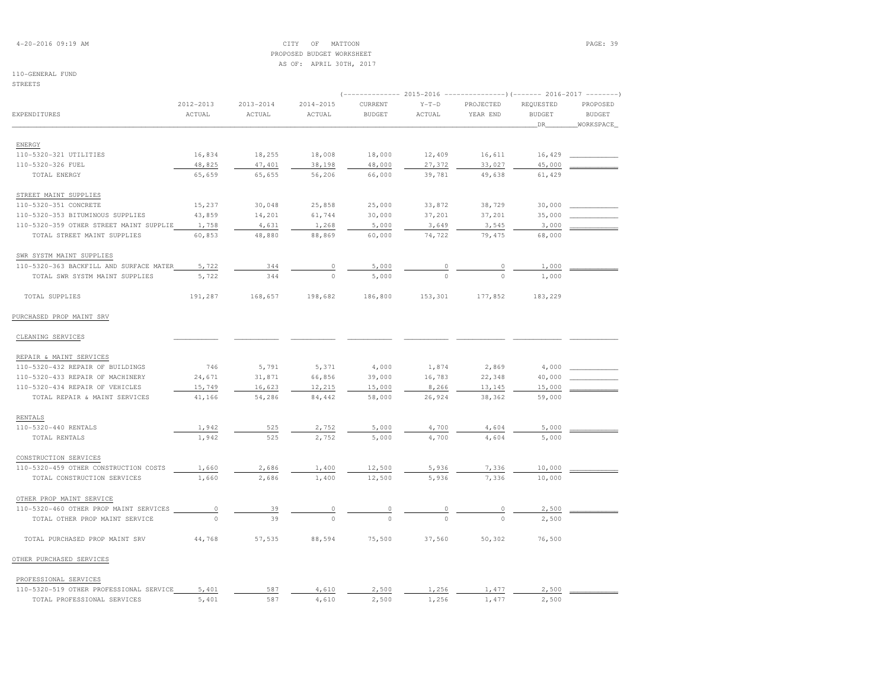CITY OF MATTOON
PROPOSED BUDGET WORKSHEET
AS OF: APRIL 30TH, 2017

110-GENERAL FUND
STREETS

| EXPENDITURES | 2012-2013 ACTUAL | 2013-2014 ACTUAL | 2014-2015 ACTUAL | 2015-2016 CURRENT BUDGET | 2015-2016 Y-T-D ACTUAL | 2015-2016 PROJECTED YEAR END | 2016-2017 REQUESTED BUDGET DR | 2016-2017 PROPOSED BUDGET WORKSPACE |
|---|---|---|---|---|---|---|---|---|
| ENERGY | | | | | | | | |
| 110-5320-321 UTILITIES | 16,834 | 18,255 | 18,008 | 18,000 | 12,409 | 16,611 | 16,429 | |
| 110-5320-326 FUEL | 48,825 | 47,401 | 38,198 | 48,000 | 27,372 | 33,027 | 45,000 | |
| TOTAL ENERGY | 65,659 | 65,655 | 56,206 | 66,000 | 39,781 | 49,638 | 61,429 | |
| STREET MAINT SUPPLIES | | | | | | | | |
| 110-5320-351 CONCRETE | 15,237 | 30,048 | 25,858 | 25,000 | 33,872 | 38,729 | 30,000 | |
| 110-5320-353 BITUMINOUS SUPPLIES | 43,859 | 14,201 | 61,744 | 30,000 | 37,201 | 37,201 | 35,000 | |
| 110-5320-359 OTHER STREET MAINT SUPPLIE | 1,758 | 4,631 | 1,268 | 5,000 | 3,649 | 3,545 | 3,000 | |
| TOTAL STREET MAINT SUPPLIES | 60,853 | 48,880 | 88,869 | 60,000 | 74,722 | 79,475 | 68,000 | |
| SWR SYSTM MAINT SUPPLIES | | | | | | | | |
| 110-5320-363 BACKFILL AND SURFACE MATER | 5,722 | 344 | 0 | 5,000 | 0 | 0 | 1,000 | |
| TOTAL SWR SYSTM MAINT SUPPLIES | 5,722 | 344 | 0 | 5,000 | 0 | 0 | 1,000 | |
| TOTAL SUPPLIES | 191,287 | 168,657 | 198,682 | 186,800 | 153,301 | 177,852 | 183,229 | |
| PURCHASED PROP MAINT SRV | | | | | | | | |
| CLEANING SERVICES | | | | | | | | |
| REPAIR & MAINT SERVICES | | | | | | | | |
| 110-5320-432 REPAIR OF BUILDINGS | 746 | 5,791 | 5,371 | 4,000 | 1,874 | 2,869 | 4,000 | |
| 110-5320-433 REPAIR OF MACHINERY | 24,671 | 31,871 | 66,856 | 39,000 | 16,783 | 22,348 | 40,000 | |
| 110-5320-434 REPAIR OF VEHICLES | 15,749 | 16,623 | 12,215 | 15,000 | 8,266 | 13,145 | 15,000 | |
| TOTAL REPAIR & MAINT SERVICES | 41,166 | 54,286 | 84,442 | 58,000 | 26,924 | 38,362 | 59,000 | |
| RENTALS | | | | | | | | |
| 110-5320-440 RENTALS | 1,942 | 525 | 2,752 | 5,000 | 4,700 | 4,604 | 5,000 | |
| TOTAL RENTALS | 1,942 | 525 | 2,752 | 5,000 | 4,700 | 4,604 | 5,000 | |
| CONSTRUCTION SERVICES | | | | | | | | |
| 110-5320-459 OTHER CONSTRUCTION COSTS | 1,660 | 2,686 | 1,400 | 12,500 | 5,936 | 7,336 | 10,000 | |
| TOTAL CONSTRUCTION SERVICES | 1,660 | 2,686 | 1,400 | 12,500 | 5,936 | 7,336 | 10,000 | |
| OTHER PROP MAINT SERVICE | | | | | | | | |
| 110-5320-460 OTHER PROP MAINT SERVICES | 0 | 39 | 0 | 0 | 0 | 0 | 2,500 | |
| TOTAL OTHER PROP MAINT SERVICE | 0 | 39 | 0 | 0 | 0 | 0 | 2,500 | |
| TOTAL PURCHASED PROP MAINT SRV | 44,768 | 57,535 | 88,594 | 75,500 | 37,560 | 50,302 | 76,500 | |
| OTHER PURCHASED SERVICES | | | | | | | | |
| PROFESSIONAL SERVICES | | | | | | | | |
| 110-5320-519 OTHER PROFESSIONAL SERVICE | 5,401 | 587 | 4,610 | 2,500 | 1,256 | 1,477 | 2,500 | |
| TOTAL PROFESSIONAL SERVICES | 5,401 | 587 | 4,610 | 2,500 | 1,256 | 1,477 | 2,500 | |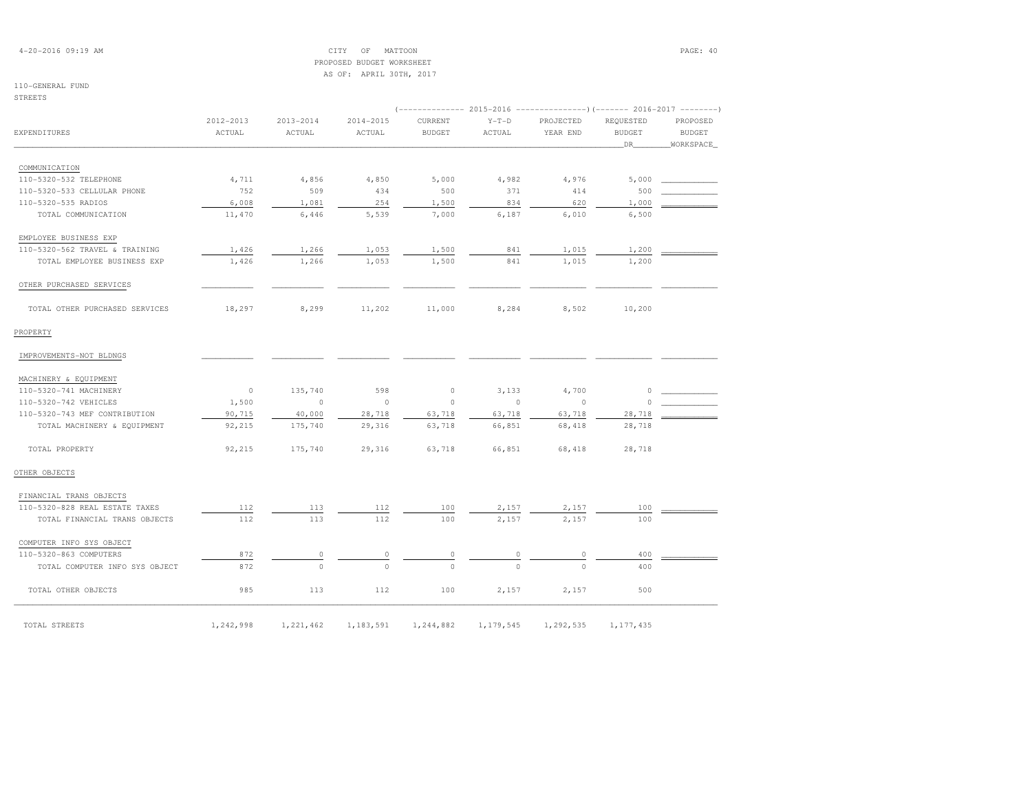CITY OF MATTOON
PROPOSED BUDGET WORKSHEET
AS OF: APRIL 30TH, 2017

110-GENERAL FUND
STREETS

| EXPENDITURES | 2012-2013 ACTUAL | 2013-2014 ACTUAL | 2014-2015 ACTUAL | 2015-2016 CURRENT BUDGET | 2015-2016 Y-T-D ACTUAL | 2015-2016 PROJECTED YEAR END | 2016-2017 REQUESTED BUDGET DR | 2016-2017 PROPOSED BUDGET WORKSPACE |
|---|---|---|---|---|---|---|---|---|
| COMMUNICATION | | | | | | | | |
| 110-5320-532 TELEPHONE | 4,711 | 4,856 | 4,850 | 5,000 | 4,982 | 4,976 | 5,000 | |
| 110-5320-533 CELLULAR PHONE | 752 | 509 | 434 | 500 | 371 | 414 | 500 | |
| 110-5320-535 RADIOS | 6,008 | 1,081 | 254 | 1,500 | 834 | 620 | 1,000 | |
| TOTAL COMMUNICATION | 11,470 | 6,446 | 5,539 | 7,000 | 6,187 | 6,010 | 6,500 | |
| EMPLOYEE BUSINESS EXP | | | | | | | | |
| 110-5320-562 TRAVEL & TRAINING | 1,426 | 1,266 | 1,053 | 1,500 | 841 | 1,015 | 1,200 | |
| TOTAL EMPLOYEE BUSINESS EXP | 1,426 | 1,266 | 1,053 | 1,500 | 841 | 1,015 | 1,200 | |
| OTHER PURCHASED SERVICES | | | | | | | | |
| TOTAL OTHER PURCHASED SERVICES | 18,297 | 8,299 | 11,202 | 11,000 | 8,284 | 8,502 | 10,200 | |
| PROPERTY | | | | | | | | |
| IMPROVEMENTS-NOT BLDNGS | | | | | | | | |
| MACHINERY & EQUIPMENT | | | | | | | | |
| 110-5320-741 MACHINERY | 0 | 135,740 | 598 | 0 | 3,133 | 4,700 | 0 | |
| 110-5320-742 VEHICLES | 1,500 | 0 | 0 | 0 | 0 | 0 | 0 | |
| 110-5320-743 MEF CONTRIBUTION | 90,715 | 40,000 | 28,718 | 63,718 | 63,718 | 63,718 | 28,718 | |
| TOTAL MACHINERY & EQUIPMENT | 92,215 | 175,740 | 29,316 | 63,718 | 66,851 | 68,418 | 28,718 | |
| TOTAL PROPERTY | 92,215 | 175,740 | 29,316 | 63,718 | 66,851 | 68,418 | 28,718 | |
| OTHER OBJECTS | | | | | | | | |
| FINANCIAL TRANS OBJECTS | | | | | | | | |
| 110-5320-828 REAL ESTATE TAXES | 112 | 113 | 112 | 100 | 2,157 | 2,157 | 100 | |
| TOTAL FINANCIAL TRANS OBJECTS | 112 | 113 | 112 | 100 | 2,157 | 2,157 | 100 | |
| COMPUTER INFO SYS OBJECT | | | | | | | | |
| 110-5320-863 COMPUTERS | 872 | 0 | 0 | 0 | 0 | 0 | 400 | |
| TOTAL COMPUTER INFO SYS OBJECT | 872 | 0 | 0 | 0 | 0 | 0 | 400 | |
| TOTAL OTHER OBJECTS | 985 | 113 | 112 | 100 | 2,157 | 2,157 | 500 | |
| TOTAL STREETS | 1,242,998 | 1,221,462 | 1,183,591 | 1,244,882 | 1,179,545 | 1,292,535 | 1,177,435 | |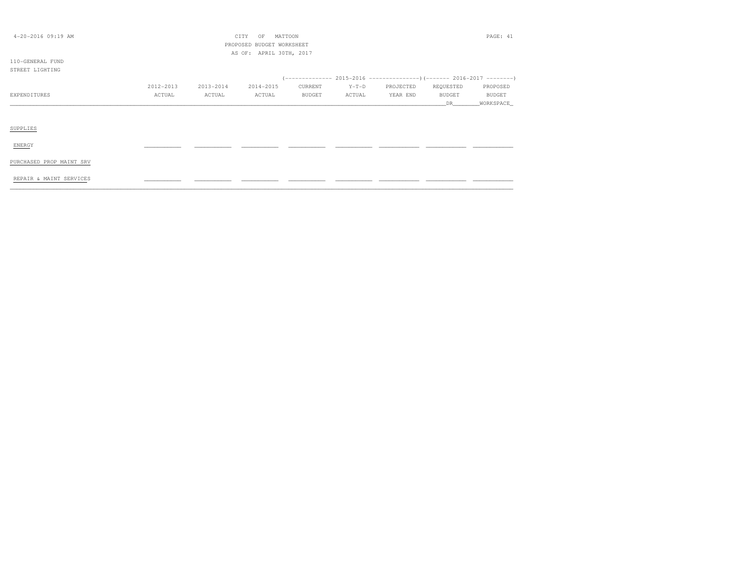CITY OF MATTOON
PROPOSED BUDGET WORKSHEET
AS OF: APRIL 30TH, 2017

110-GENERAL FUND
STREET LIGHTING

| EXPENDITURES | 2012-2013 ACTUAL | 2013-2014 ACTUAL | 2014-2015 ACTUAL | 2015-2016 CURRENT BUDGET | 2015-2016 Y-T-D ACTUAL | 2015-2016 PROJECTED YEAR END | 2016-2017 REQUESTED BUDGET DR | 2016-2017 PROPOSED BUDGET WORKSPACE |
|---|---|---|---|---|---|---|---|---|
| SUPPLIES | | | | | | | | |
| ENERGY | | | | | | | | |
| PURCHASED PROP MAINT SRV | | | | | | | | |
| REPAIR & MAINT SERVICES | | | | | | | | |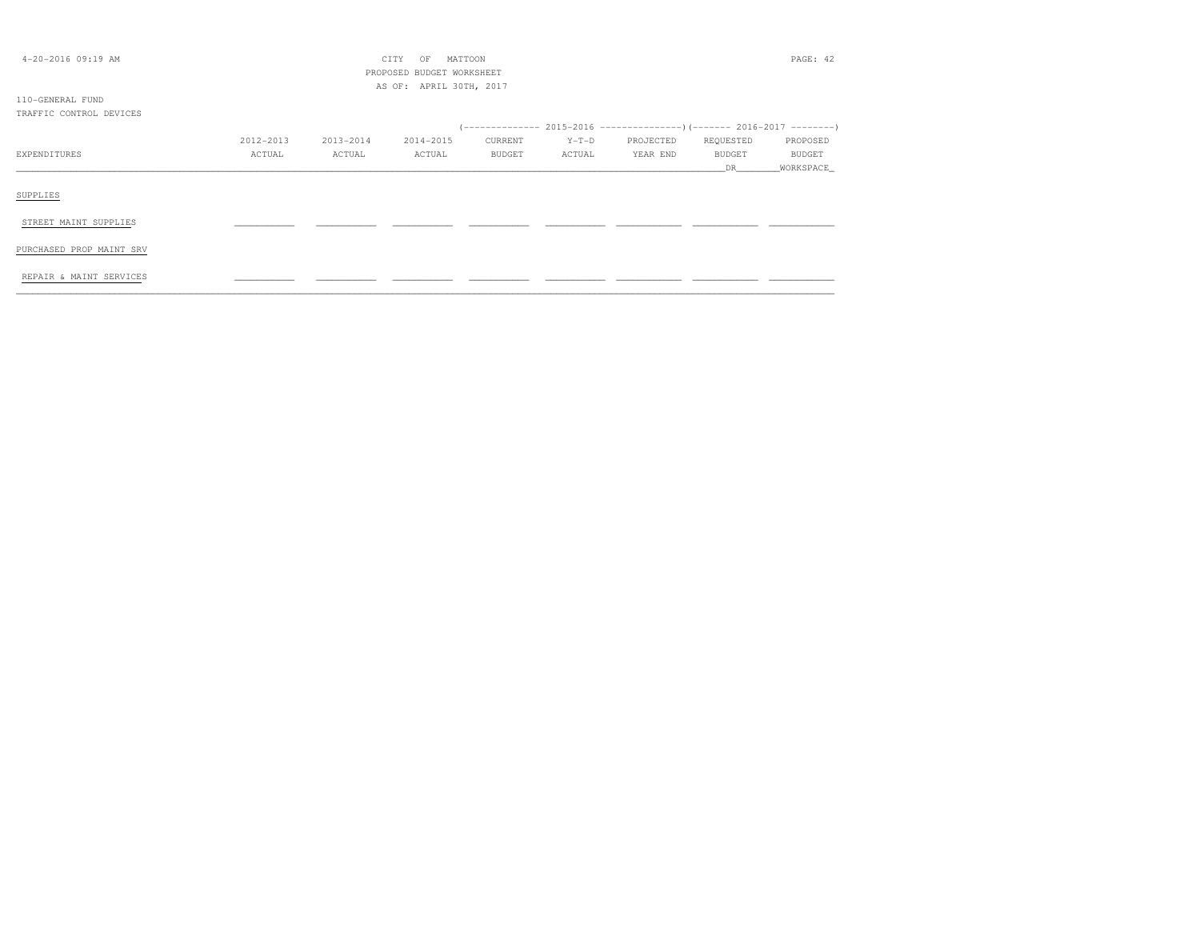CITY OF MATTOON
PROPOSED BUDGET WORKSHEET
AS OF: APRIL 30TH, 2017

110-GENERAL FUND
TRAFFIC CONTROL DEVICES

| EXPENDITURES | 2012-2013 ACTUAL | 2013-2014 ACTUAL | 2014-2015 ACTUAL | 2015-2016 CURRENT BUDGET | 2015-2016 Y-T-D ACTUAL | 2015-2016 PROJECTED YEAR END | 2016-2017 REQUESTED BUDGET DR | 2016-2017 PROPOSED BUDGET WORKSPACE |
|---|---|---|---|---|---|---|---|---|
| SUPPLIES | | | | | | | | |
| STREET MAINT SUPPLIES | | | | | | | | |
| PURCHASED PROP MAINT SRV | | | | | | | | |
| REPAIR & MAINT SERVICES | | | | | | | | |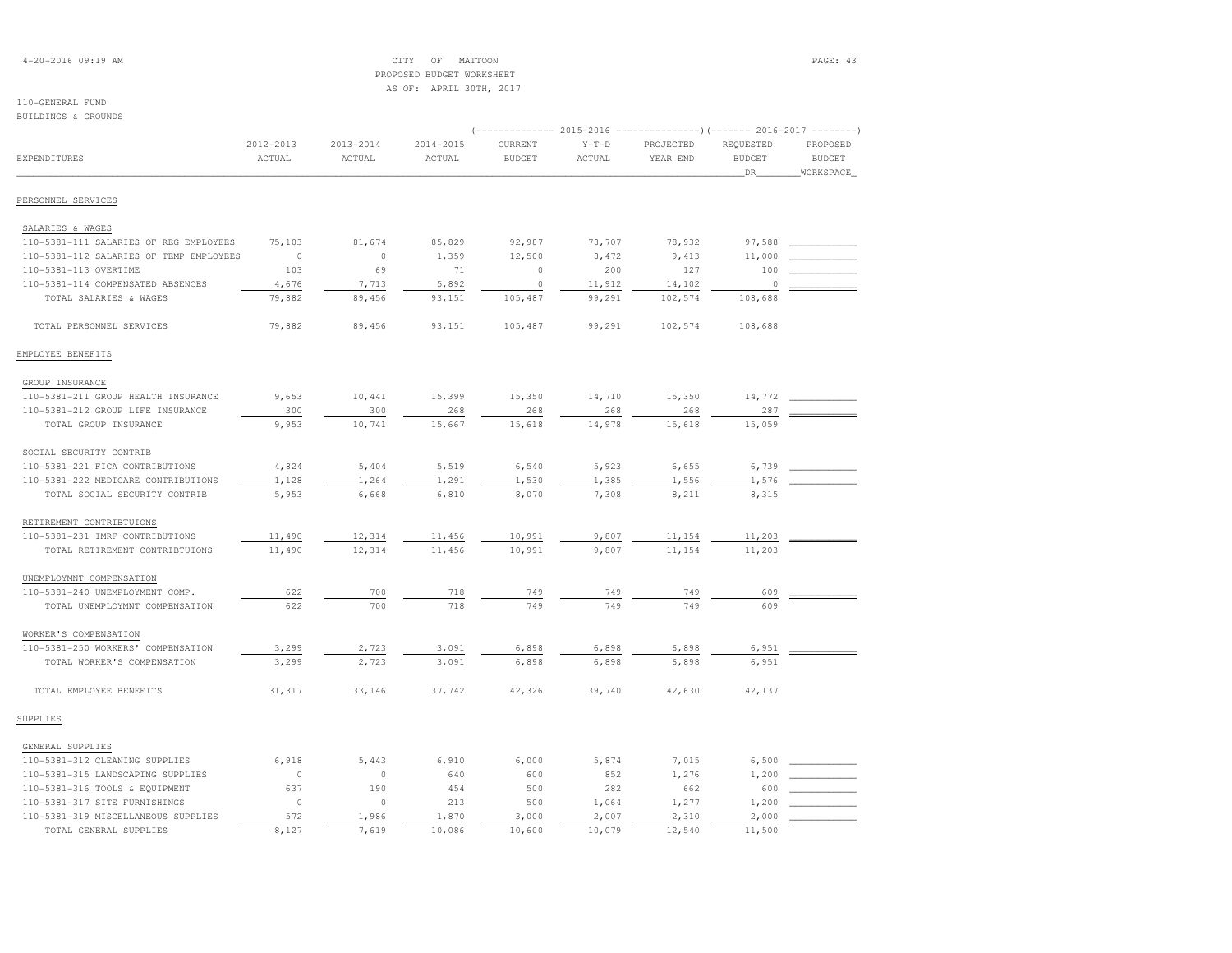CITY OF MATTOON
PROPOSED BUDGET WORKSHEET
AS OF: APRIL 30TH, 2017

110-GENERAL FUND
BUILDINGS & GROUNDS

| EXPENDITURES | 2012-2013 ACTUAL | 2013-2014 ACTUAL | 2014-2015 ACTUAL | 2015-2016 CURRENT BUDGET | 2015-2016 Y-T-D ACTUAL | 2015-2016 PROJECTED YEAR END | 2016-2017 REQUESTED BUDGET DR | 2016-2017 PROPOSED BUDGET WORKSPACE |
|---|---|---|---|---|---|---|---|---|
| **PERSONNEL SERVICES** | | | | | | | | |
| SALARIES & WAGES | | | | | | | | |
| 110-5381-111 SALARIES OF REG EMPLOYEES | 75,103 | 81,674 | 85,829 | 92,987 | 78,707 | 78,932 | 97,588 | |
| 110-5381-112 SALARIES OF TEMP EMPLOYEES | 0 | 0 | 1,359 | 12,500 | 8,472 | 9,413 | 11,000 | |
| 110-5381-113 OVERTIME | 103 | 69 | 71 | 0 | 200 | 127 | 100 | |
| 110-5381-114 COMPENSATED ABSENCES | 4,676 | 7,713 | 5,892 | 0 | 11,912 | 14,102 | 0 | |
| TOTAL SALARIES & WAGES | 79,882 | 89,456 | 93,151 | 105,487 | 99,291 | 102,574 | 108,688 | |
| TOTAL PERSONNEL SERVICES | 79,882 | 89,456 | 93,151 | 105,487 | 99,291 | 102,574 | 108,688 | |
| **EMPLOYEE BENEFITS** | | | | | | | | |
| GROUP INSURANCE | | | | | | | | |
| 110-5381-211 GROUP HEALTH INSURANCE | 9,653 | 10,441 | 15,399 | 15,350 | 14,710 | 15,350 | 14,772 | |
| 110-5381-212 GROUP LIFE INSURANCE | 300 | 300 | 268 | 268 | 268 | 268 | 287 | |
| TOTAL GROUP INSURANCE | 9,953 | 10,741 | 15,667 | 15,618 | 14,978 | 15,618 | 15,059 | |
| SOCIAL SECURITY CONTRIB | | | | | | | | |
| 110-5381-221 FICA CONTRIBUTIONS | 4,824 | 5,404 | 5,519 | 6,540 | 5,923 | 6,655 | 6,739 | |
| 110-5381-222 MEDICARE CONTRIBUTIONS | 1,128 | 1,264 | 1,291 | 1,530 | 1,385 | 1,556 | 1,576 | |
| TOTAL SOCIAL SECURITY CONTRIB | 5,953 | 6,668 | 6,810 | 8,070 | 7,308 | 8,211 | 8,315 | |
| RETIREMENT CONTRIBTUIONS | | | | | | | | |
| 110-5381-231 IMRF CONTRIBUTIONS | 11,490 | 12,314 | 11,456 | 10,991 | 9,807 | 11,154 | 11,203 | |
| TOTAL RETIREMENT CONTRIBTUIONS | 11,490 | 12,314 | 11,456 | 10,991 | 9,807 | 11,154 | 11,203 | |
| UNEMPLOYMNT COMPENSATION | | | | | | | | |
| 110-5381-240 UNEMPLOYMENT COMP. | 622 | 700 | 718 | 749 | 749 | 749 | 609 | |
| TOTAL UNEMPLOYMNT COMPENSATION | 622 | 700 | 718 | 749 | 749 | 749 | 609 | |
| WORKER'S COMPENSATION | | | | | | | | |
| 110-5381-250 WORKERS' COMPENSATION | 3,299 | 2,723 | 3,091 | 6,898 | 6,898 | 6,898 | 6,951 | |
| TOTAL WORKER'S COMPENSATION | 3,299 | 2,723 | 3,091 | 6,898 | 6,898 | 6,898 | 6,951 | |
| TOTAL EMPLOYEE BENEFITS | 31,317 | 33,146 | 37,742 | 42,326 | 39,740 | 42,630 | 42,137 | |
| **SUPPLIES** | | | | | | | | |
| GENERAL SUPPLIES | | | | | | | | |
| 110-5381-312 CLEANING SUPPLIES | 6,918 | 5,443 | 6,910 | 6,000 | 5,874 | 7,015 | 6,500 | |
| 110-5381-315 LANDSCAPING SUPPLIES | 0 | 0 | 640 | 600 | 852 | 1,276 | 1,200 | |
| 110-5381-316 TOOLS & EQUIPMENT | 637 | 190 | 454 | 500 | 282 | 662 | 600 | |
| 110-5381-317 SITE FURNISHINGS | 0 | 0 | 213 | 500 | 1,064 | 1,277 | 1,200 | |
| 110-5381-319 MISCELLANEOUS SUPPLIES | 572 | 1,986 | 1,870 | 3,000 | 2,007 | 2,310 | 2,000 | |
| TOTAL GENERAL SUPPLIES | 8,127 | 7,619 | 10,086 | 10,600 | 10,079 | 12,540 | 11,500 | |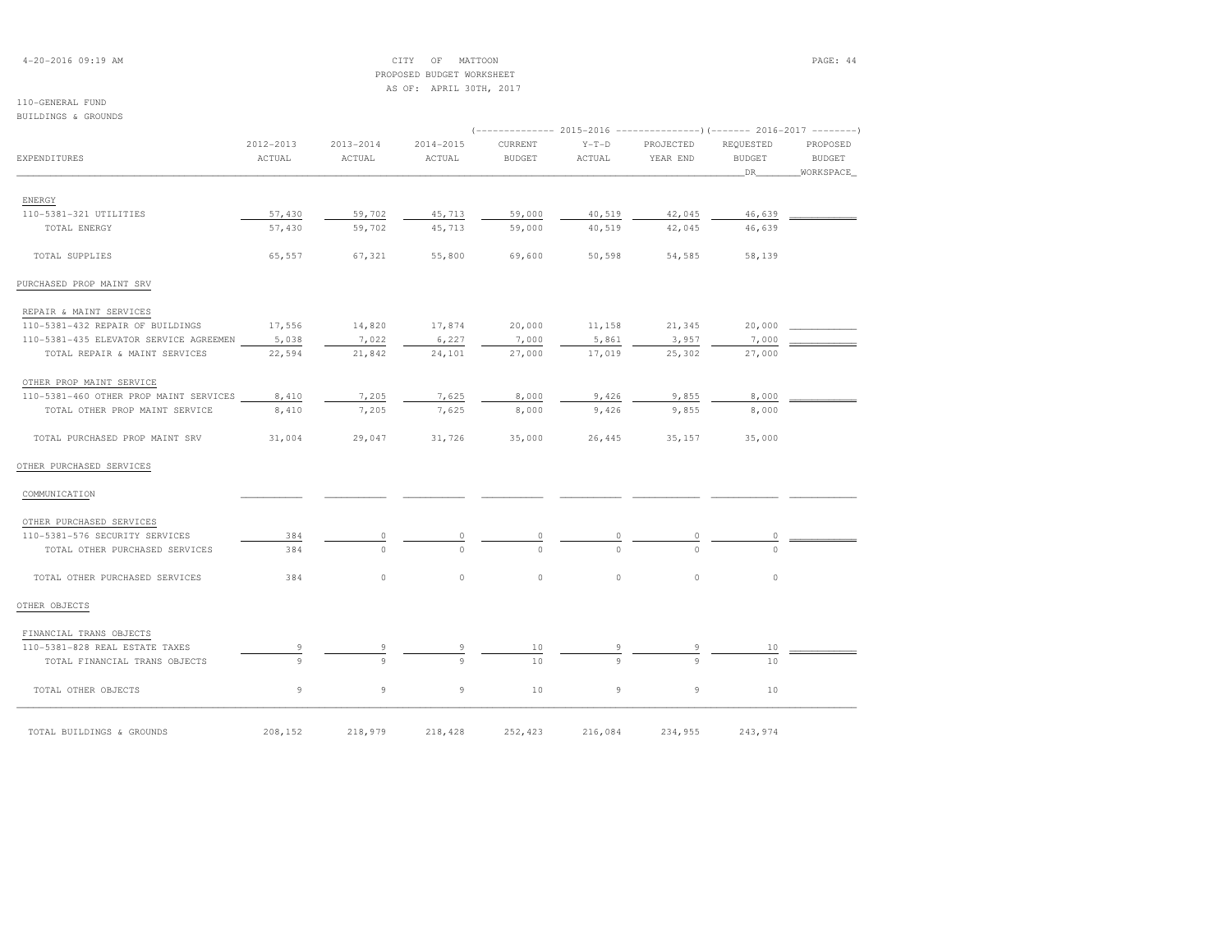CITY OF MATTOON
PROPOSED BUDGET WORKSHEET
AS OF: APRIL 30TH, 2017

110-GENERAL FUND
BUILDINGS & GROUNDS

| EXPENDITURES | 2012-2013 ACTUAL | 2013-2014 ACTUAL | 2014-2015 ACTUAL | 2015-2016 CURRENT BUDGET | 2015-2016 Y-T-D ACTUAL | 2015-2016 PROJECTED YEAR END | 2016-2017 REQUESTED BUDGET DR | 2016-2017 PROPOSED BUDGET WORKSPACE |
|---|---|---|---|---|---|---|---|---|
| ENERGY | | | | | | | | |
| 110-5381-321 UTILITIES | 57,430 | 59,702 | 45,713 | 59,000 | 40,519 | 42,045 | 46,639 | |
| TOTAL ENERGY | 57,430 | 59,702 | 45,713 | 59,000 | 40,519 | 42,045 | 46,639 | |
| TOTAL SUPPLIES | 65,557 | 67,321 | 55,800 | 69,600 | 50,598 | 54,585 | 58,139 | |
| PURCHASED PROP MAINT SRV | | | | | | | | |
| REPAIR & MAINT SERVICES | | | | | | | | |
| 110-5381-432 REPAIR OF BUILDINGS | 17,556 | 14,820 | 17,874 | 20,000 | 11,158 | 21,345 | 20,000 | |
| 110-5381-435 ELEVATOR SERVICE AGREEMEN | 5,038 | 7,022 | 6,227 | 7,000 | 5,861 | 3,957 | 7,000 | |
| TOTAL REPAIR & MAINT SERVICES | 22,594 | 21,842 | 24,101 | 27,000 | 17,019 | 25,302 | 27,000 | |
| OTHER PROP MAINT SERVICE | | | | | | | | |
| 110-5381-460 OTHER PROP MAINT SERVICES | 8,410 | 7,205 | 7,625 | 8,000 | 9,426 | 9,855 | 8,000 | |
| TOTAL OTHER PROP MAINT SERVICE | 8,410 | 7,205 | 7,625 | 8,000 | 9,426 | 9,855 | 8,000 | |
| TOTAL PURCHASED PROP MAINT SRV | 31,004 | 29,047 | 31,726 | 35,000 | 26,445 | 35,157 | 35,000 | |
| OTHER PURCHASED SERVICES | | | | | | | | |
| COMMUNICATION | | | | | | | | |
| OTHER PURCHASED SERVICES | | | | | | | | |
| 110-5381-576 SECURITY SERVICES | 384 | 0 | 0 | 0 | 0 | 0 | 0 | |
| TOTAL OTHER PURCHASED SERVICES | 384 | 0 | 0 | 0 | 0 | 0 | 0 | |
| TOTAL OTHER PURCHASED SERVICES | 384 | 0 | 0 | 0 | 0 | 0 | 0 | |
| OTHER OBJECTS | | | | | | | | |
| FINANCIAL TRANS OBJECTS | | | | | | | | |
| 110-5381-828 REAL ESTATE TAXES | 9 | 9 | 9 | 10 | 9 | 9 | 10 | |
| TOTAL FINANCIAL TRANS OBJECTS | 9 | 9 | 9 | 10 | 9 | 9 | 10 | |
| TOTAL OTHER OBJECTS | 9 | 9 | 9 | 10 | 9 | 9 | 10 | |
| TOTAL BUILDINGS & GROUNDS | 208,152 | 218,979 | 218,428 | 252,423 | 216,084 | 234,955 | 243,974 | |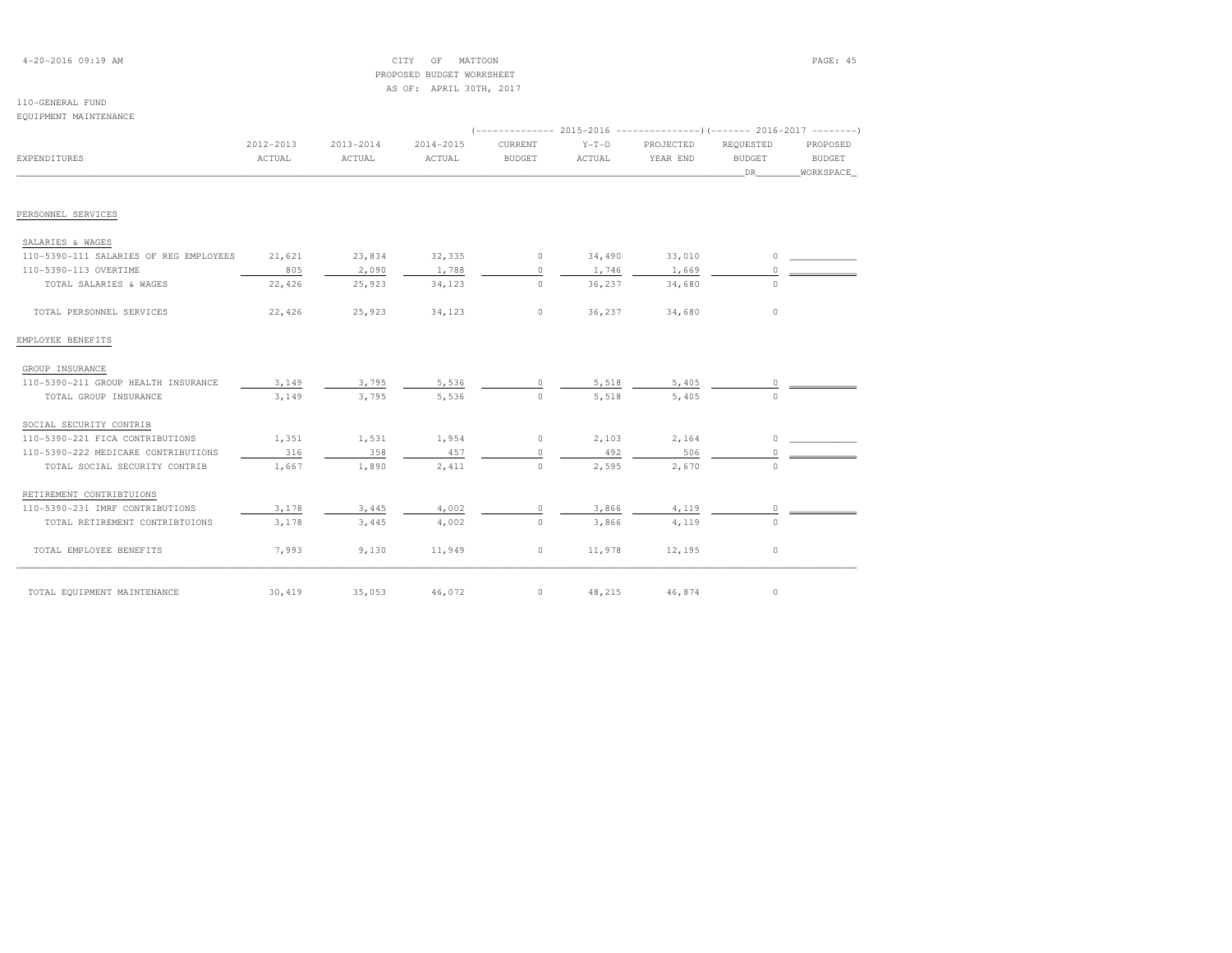CITY OF MATTOON
PROPOSED BUDGET WORKSHEET
AS OF: APRIL 30TH, 2017

110-GENERAL FUND
EQUIPMENT MAINTENANCE

| EXPENDITURES | 2012-2013 ACTUAL | 2013-2014 ACTUAL | 2014-2015 ACTUAL | 2015-2016 CURRENT BUDGET | 2015-2016 Y-T-D ACTUAL | 2015-2016 PROJECTED YEAR END | 2016-2017 REQUESTED BUDGET DR | 2016-2017 PROPOSED BUDGET WORKSPACE |
|---|---|---|---|---|---|---|---|---|
| **PERSONNEL SERVICES** | | | | | | | | |
| SALARIES & WAGES | | | | | | | | |
| 110-5390-111 SALARIES OF REG EMPLOYEES | 21,621 | 23,834 | 32,335 | 0 | 34,490 | 33,010 | 0 | |
| 110-5390-113 OVERTIME | 805 | 2,090 | 1,788 | 0 | 1,746 | 1,669 | 0 | |
| TOTAL SALARIES & WAGES | 22,426 | 25,923 | 34,123 | 0 | 36,237 | 34,680 | 0 | |
| TOTAL PERSONNEL SERVICES | 22,426 | 25,923 | 34,123 | 0 | 36,237 | 34,680 | 0 | |
| **EMPLOYEE BENEFITS** | | | | | | | | |
| GROUP INSURANCE | | | | | | | | |
| 110-5390-211 GROUP HEALTH INSURANCE | 3,149 | 3,795 | 5,536 | 0 | 5,518 | 5,405 | 0 | |
| TOTAL GROUP INSURANCE | 3,149 | 3,795 | 5,536 | 0 | 5,518 | 5,405 | 0 | |
| SOCIAL SECURITY CONTRIB | | | | | | | | |
| 110-5390-221 FICA CONTRIBUTIONS | 1,351 | 1,531 | 1,954 | 0 | 2,103 | 2,164 | 0 | |
| 110-5390-222 MEDICARE CONTRIBUTIONS | 316 | 358 | 457 | 0 | 492 | 506 | 0 | |
| TOTAL SOCIAL SECURITY CONTRIB | 1,667 | 1,890 | 2,411 | 0 | 2,595 | 2,670 | 0 | |
| RETIREMENT CONTRIBTUIONS | | | | | | | | |
| 110-5390-231 IMRF CONTRIBUTIONS | 3,178 | 3,445 | 4,002 | 0 | 3,866 | 4,119 | 0 | |
| TOTAL RETIREMENT CONTRIBTUIONS | 3,178 | 3,445 | 4,002 | 0 | 3,866 | 4,119 | 0 | |
| TOTAL EMPLOYEE BENEFITS | 7,993 | 9,130 | 11,949 | 0 | 11,978 | 12,195 | 0 | |
| TOTAL EQUIPMENT MAINTENANCE | 30,419 | 35,053 | 46,072 | 0 | 48,215 | 46,874 | 0 | |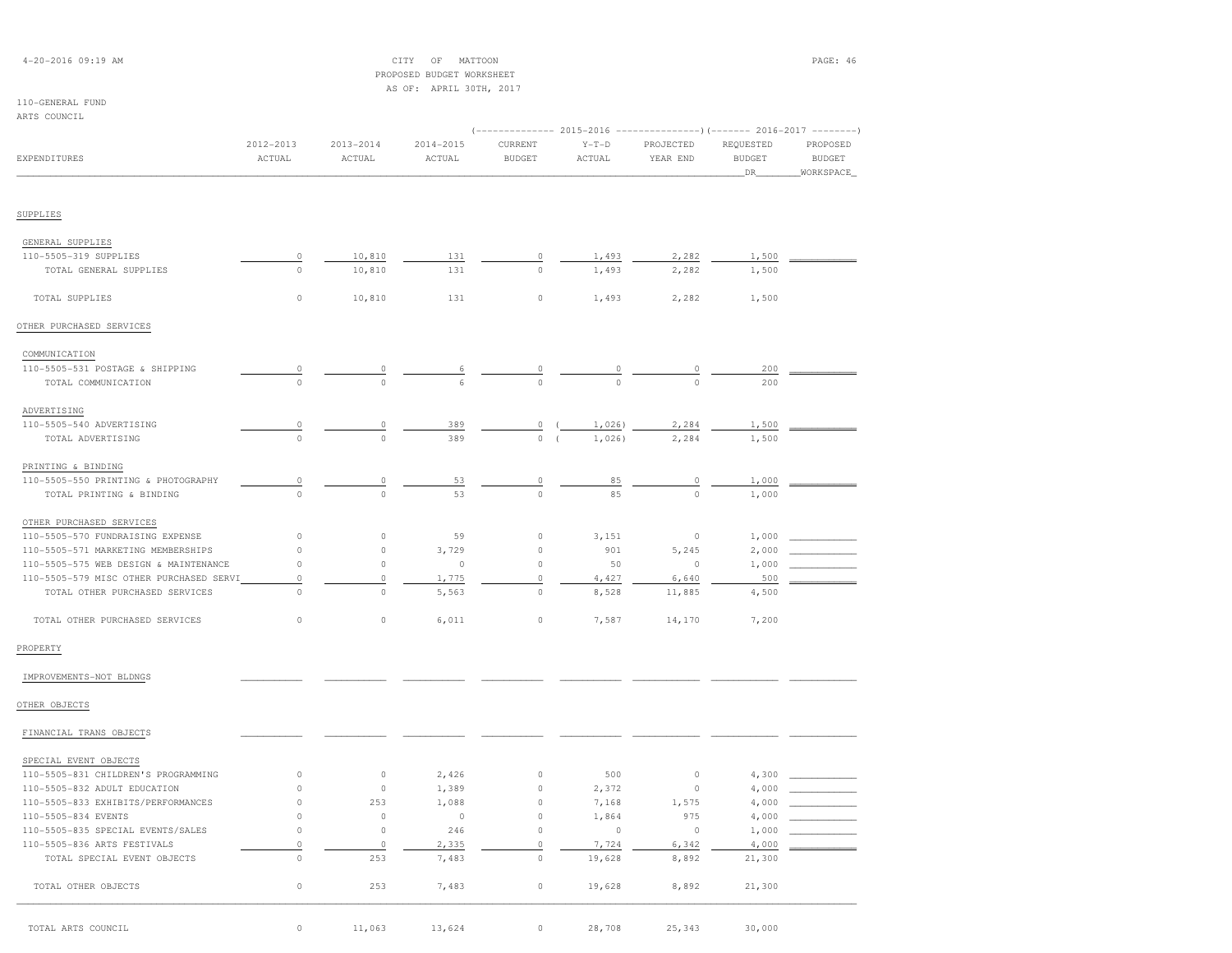CITY OF MATTOON
PROPOSED BUDGET WORKSHEET
AS OF: APRIL 30TH, 2017

110-GENERAL FUND
ARTS COUNCIL

| EXPENDITURES | 2012-2013 ACTUAL | 2013-2014 ACTUAL | 2014-2015 ACTUAL | 2015-2016 CURRENT BUDGET | 2015-2016 Y-T-D ACTUAL | 2015-2016 PROJECTED YEAR END | 2016-2017 REQUESTED BUDGET DR | 2016-2017 PROPOSED BUDGET WORKSPACE |
|---|---|---|---|---|---|---|---|---|
| SUPPLIES | | | | | | | | |
| GENERAL SUPPLIES | | | | | | | | |
| 110-5505-319 SUPPLIES | 0 | 10,810 | 131 | 0 | 1,493 | 2,282 | 1,500 | |
| TOTAL GENERAL SUPPLIES | 0 | 10,810 | 131 | 0 | 1,493 | 2,282 | 1,500 | |
| TOTAL SUPPLIES | 0 | 10,810 | 131 | 0 | 1,493 | 2,282 | 1,500 | |
| OTHER PURCHASED SERVICES | | | | | | | | |
| COMMUNICATION | | | | | | | | |
| 110-5505-531 POSTAGE & SHIPPING | 0 | 0 | 6 | 0 | 0 | 0 | 200 | |
| TOTAL COMMUNICATION | 0 | 0 | 6 | 0 | 0 | 0 | 200 | |
| ADVERTISING | | | | | | | | |
| 110-5505-540 ADVERTISING | 0 | 0 | 389 | 0 | (1,026) | 2,284 | 1,500 | |
| TOTAL ADVERTISING | 0 | 0 | 389 | 0 | (1,026) | 2,284 | 1,500 | |
| PRINTING & BINDING | | | | | | | | |
| 110-5505-550 PRINTING & PHOTOGRAPHY | 0 | 0 | 53 | 0 | 85 | 0 | 1,000 | |
| TOTAL PRINTING & BINDING | 0 | 0 | 53 | 0 | 85 | 0 | 1,000 | |
| OTHER PURCHASED SERVICES | | | | | | | | |
| 110-5505-570 FUNDRAISING EXPENSE | 0 | 0 | 59 | 0 | 3,151 | 0 | 1,000 | |
| 110-5505-571 MARKETING MEMBERSHIPS | 0 | 0 | 3,729 | 0 | 901 | 5,245 | 2,000 | |
| 110-5505-575 WEB DESIGN & MAINTENANCE | 0 | 0 | 0 | 0 | 50 | 0 | 1,000 | |
| 110-5505-579 MISC OTHER PURCHASED SERVI | 0 | 0 | 1,775 | 0 | 4,427 | 6,640 | 500 | |
| TOTAL OTHER PURCHASED SERVICES | 0 | 0 | 5,563 | 0 | 8,528 | 11,885 | 4,500 | |
| TOTAL OTHER PURCHASED SERVICES | 0 | 0 | 6,011 | 0 | 7,587 | 14,170 | 7,200 | |
| PROPERTY | | | | | | | | |
| IMPROVEMENTS-NOT BLDNGS | | | | | | | | |
| OTHER OBJECTS | | | | | | | | |
| FINANCIAL TRANS OBJECTS | | | | | | | | |
| SPECIAL EVENT OBJECTS | | | | | | | | |
| 110-5505-831 CHILDREN'S PROGRAMMING | 0 | 0 | 2,426 | 0 | 500 | 0 | 4,300 | |
| 110-5505-832 ADULT EDUCATION | 0 | 0 | 1,389 | 0 | 2,372 | 0 | 4,000 | |
| 110-5505-833 EXHIBITS/PERFORMANCES | 0 | 253 | 1,088 | 0 | 7,168 | 1,575 | 4,000 | |
| 110-5505-834 EVENTS | 0 | 0 | 0 | 0 | 1,864 | 975 | 4,000 | |
| 110-5505-835 SPECIAL EVENTS/SALES | 0 | 0 | 246 | 0 | 0 | 0 | 1,000 | |
| 110-5505-836 ARTS FESTIVALS | 0 | 0 | 2,335 | 0 | 7,724 | 6,342 | 4,000 | |
| TOTAL SPECIAL EVENT OBJECTS | 0 | 253 | 7,483 | 0 | 19,628 | 8,892 | 21,300 | |
| TOTAL OTHER OBJECTS | 0 | 253 | 7,483 | 0 | 19,628 | 8,892 | 21,300 | |
| TOTAL ARTS COUNCIL | 0 | 11,063 | 13,624 | 0 | 28,708 | 25,343 | 30,000 | |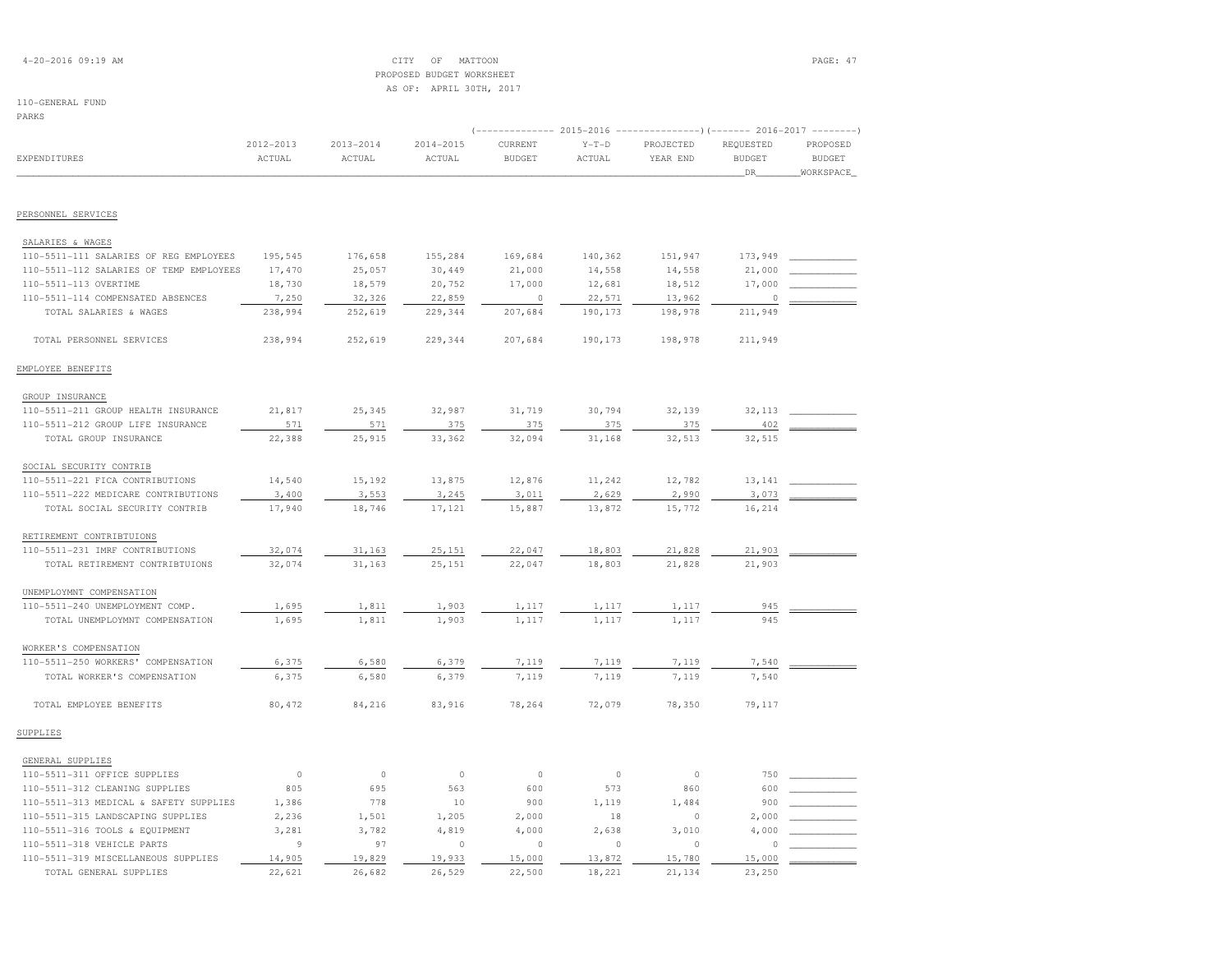CITY OF MATTOON
PROPOSED BUDGET WORKSHEET
AS OF: APRIL 30TH, 2017

110-GENERAL FUND
PARKS

| EXPENDITURES | 2012-2013 ACTUAL | 2013-2014 ACTUAL | 2014-2015 ACTUAL | 2015-2016 CURRENT BUDGET | 2015-2016 Y-T-D ACTUAL | 2015-2016 PROJECTED YEAR END | 2016-2017 REQUESTED BUDGET DR | 2016-2017 PROPOSED BUDGET WORKSPACE |
|---|---|---|---|---|---|---|---|---|
| **PERSONNEL SERVICES** | | | | | | | | |
| SALARIES & WAGES | | | | | | | | |
| 110-5511-111 SALARIES OF REG EMPLOYEES | 195,545 | 176,658 | 155,284 | 169,684 | 140,362 | 151,947 | 173,949 | |
| 110-5511-112 SALARIES OF TEMP EMPLOYEES | 17,470 | 25,057 | 30,449 | 21,000 | 14,558 | 14,558 | 21,000 | |
| 110-5511-113 OVERTIME | 18,730 | 18,579 | 20,752 | 17,000 | 12,681 | 18,512 | 17,000 | |
| 110-5511-114 COMPENSATED ABSENCES | 7,250 | 32,326 | 22,859 | 0 | 22,571 | 13,962 | 0 | |
| TOTAL SALARIES & WAGES | 238,994 | 252,619 | 229,344 | 207,684 | 190,173 | 198,978 | 211,949 | |
| TOTAL PERSONNEL SERVICES | 238,994 | 252,619 | 229,344 | 207,684 | 190,173 | 198,978 | 211,949 | |
| **EMPLOYEE BENEFITS** | | | | | | | | |
| GROUP INSURANCE | | | | | | | | |
| 110-5511-211 GROUP HEALTH INSURANCE | 21,817 | 25,345 | 32,987 | 31,719 | 30,794 | 32,139 | 32,113 | |
| 110-5511-212 GROUP LIFE INSURANCE | 571 | 571 | 375 | 375 | 375 | 375 | 402 | |
| TOTAL GROUP INSURANCE | 22,388 | 25,915 | 33,362 | 32,094 | 31,168 | 32,513 | 32,515 | |
| SOCIAL SECURITY CONTRIB | | | | | | | | |
| 110-5511-221 FICA CONTRIBUTIONS | 14,540 | 15,192 | 13,875 | 12,876 | 11,242 | 12,782 | 13,141 | |
| 110-5511-222 MEDICARE CONTRIBUTIONS | 3,400 | 3,553 | 3,245 | 3,011 | 2,629 | 2,990 | 3,073 | |
| TOTAL SOCIAL SECURITY CONTRIB | 17,940 | 18,746 | 17,121 | 15,887 | 13,872 | 15,772 | 16,214 | |
| RETIREMENT CONTRIBTUIONS | | | | | | | | |
| 110-5511-231 IMRF CONTRIBUTIONS | 32,074 | 31,163 | 25,151 | 22,047 | 18,803 | 21,828 | 21,903 | |
| TOTAL RETIREMENT CONTRIBTUIONS | 32,074 | 31,163 | 25,151 | 22,047 | 18,803 | 21,828 | 21,903 | |
| UNEMPLOYMNT COMPENSATION | | | | | | | | |
| 110-5511-240 UNEMPLOYMENT COMP. | 1,695 | 1,811 | 1,903 | 1,117 | 1,117 | 1,117 | 945 | |
| TOTAL UNEMPLOYMNT COMPENSATION | 1,695 | 1,811 | 1,903 | 1,117 | 1,117 | 1,117 | 945 | |
| WORKER'S COMPENSATION | | | | | | | | |
| 110-5511-250 WORKERS' COMPENSATION | 6,375 | 6,580 | 6,379 | 7,119 | 7,119 | 7,119 | 7,540 | |
| TOTAL WORKER'S COMPENSATION | 6,375 | 6,580 | 6,379 | 7,119 | 7,119 | 7,119 | 7,540 | |
| TOTAL EMPLOYEE BENEFITS | 80,472 | 84,216 | 83,916 | 78,264 | 72,079 | 78,350 | 79,117 | |
| **SUPPLIES** | | | | | | | | |
| GENERAL SUPPLIES | | | | | | | | |
| 110-5511-311 OFFICE SUPPLIES | 0 | 0 | 0 | 0 | 0 | 0 | 750 | |
| 110-5511-312 CLEANING SUPPLIES | 805 | 695 | 563 | 600 | 573 | 860 | 600 | |
| 110-5511-313 MEDICAL & SAFETY SUPPLIES | 1,386 | 778 | 10 | 900 | 1,119 | 1,484 | 900 | |
| 110-5511-315 LANDSCAPING SUPPLIES | 2,236 | 1,501 | 1,205 | 2,000 | 18 | 0 | 2,000 | |
| 110-5511-316 TOOLS & EQUIPMENT | 3,281 | 3,782 | 4,819 | 4,000 | 2,638 | 3,010 | 4,000 | |
| 110-5511-318 VEHICLE PARTS | 9 | 97 | 0 | 0 | 0 | 0 | 0 | |
| 110-5511-319 MISCELLANEOUS SUPPLIES | 14,905 | 19,829 | 19,933 | 15,000 | 13,872 | 15,780 | 15,000 | |
| TOTAL GENERAL SUPPLIES | 22,621 | 26,682 | 26,529 | 22,500 | 18,221 | 21,134 | 23,250 | |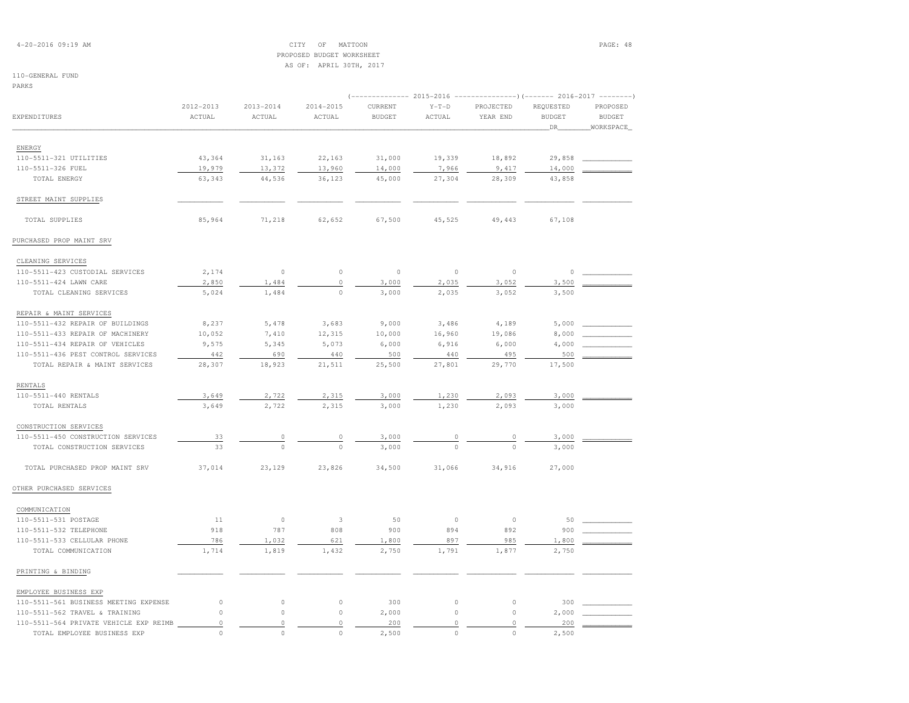CITY OF MATTOON
PROPOSED BUDGET WORKSHEET
AS OF: APRIL 30TH, 2017

110-GENERAL FUND
PARKS

| EXPENDITURES | 2012-2013 ACTUAL | 2013-2014 ACTUAL | 2014-2015 ACTUAL | 2015-2016 CURRENT BUDGET | 2015-2016 Y-T-D ACTUAL | 2015-2016 PROJECTED YEAR END | 2016-2017 REQUESTED BUDGET DR | 2016-2017 PROPOSED BUDGET WORKSPACE |
|---|---|---|---|---|---|---|---|---|
| ENERGY | | | | | | | | |
| 110-5511-321 UTILITIES | 43,364 | 31,163 | 22,163 | 31,000 | 19,339 | 18,892 | 29,858 | |
| 110-5511-326 FUEL | 19,979 | 13,372 | 13,960 | 14,000 | 7,966 | 9,417 | 14,000 | |
| TOTAL ENERGY | 63,343 | 44,536 | 36,123 | 45,000 | 27,304 | 28,309 | 43,858 | |
| STREET MAINT SUPPLIES | | | | | | | | |
| TOTAL SUPPLIES | 85,964 | 71,218 | 62,652 | 67,500 | 45,525 | 49,443 | 67,108 | |
| PURCHASED PROP MAINT SRV | | | | | | | | |
| CLEANING SERVICES | | | | | | | | |
| 110-5511-423 CUSTODIAL SERVICES | 2,174 | 0 | 0 | 0 | 0 | 0 | 0 | |
| 110-5511-424 LAWN CARE | 2,850 | 1,484 | 0 | 3,000 | 2,035 | 3,052 | 3,500 | |
| TOTAL CLEANING SERVICES | 5,024 | 1,484 | 0 | 3,000 | 2,035 | 3,052 | 3,500 | |
| REPAIR & MAINT SERVICES | | | | | | | | |
| 110-5511-432 REPAIR OF BUILDINGS | 8,237 | 5,478 | 3,683 | 9,000 | 3,486 | 4,189 | 5,000 | |
| 110-5511-433 REPAIR OF MACHINERY | 10,052 | 7,410 | 12,315 | 10,000 | 16,960 | 19,086 | 8,000 | |
| 110-5511-434 REPAIR OF VEHICLES | 9,575 | 5,345 | 5,073 | 6,000 | 6,916 | 6,000 | 4,000 | |
| 110-5511-436 PEST CONTROL SERVICES | 442 | 690 | 440 | 500 | 440 | 495 | 500 | |
| TOTAL REPAIR & MAINT SERVICES | 28,307 | 18,923 | 21,511 | 25,500 | 27,801 | 29,770 | 17,500 | |
| RENTALS | | | | | | | | |
| 110-5511-440 RENTALS | 3,649 | 2,722 | 2,315 | 3,000 | 1,230 | 2,093 | 3,000 | |
| TOTAL RENTALS | 3,649 | 2,722 | 2,315 | 3,000 | 1,230 | 2,093 | 3,000 | |
| CONSTRUCTION SERVICES | | | | | | | | |
| 110-5511-450 CONSTRUCTION SERVICES | 33 | 0 | 0 | 3,000 | 0 | 0 | 3,000 | |
| TOTAL CONSTRUCTION SERVICES | 33 | 0 | 0 | 3,000 | 0 | 0 | 3,000 | |
| TOTAL PURCHASED PROP MAINT SRV | 37,014 | 23,129 | 23,826 | 34,500 | 31,066 | 34,916 | 27,000 | |
| OTHER PURCHASED SERVICES | | | | | | | | |
| COMMUNICATION | | | | | | | | |
| 110-5511-531 POSTAGE | 11 | 0 | 3 | 50 | 0 | 0 | 50 | |
| 110-5511-532 TELEPHONE | 918 | 787 | 808 | 900 | 894 | 892 | 900 | |
| 110-5511-533 CELLULAR PHONE | 786 | 1,032 | 621 | 1,800 | 897 | 985 | 1,800 | |
| TOTAL COMMUNICATION | 1,714 | 1,819 | 1,432 | 2,750 | 1,791 | 1,877 | 2,750 | |
| PRINTING & BINDING | | | | | | | | |
| EMPLOYEE BUSINESS EXP | | | | | | | | |
| 110-5511-561 BUSINESS MEETING EXPENSE | 0 | 0 | 0 | 300 | 0 | 0 | 300 | |
| 110-5511-562 TRAVEL & TRAINING | 0 | 0 | 0 | 2,000 | 0 | 0 | 2,000 | |
| 110-5511-564 PRIVATE VEHICLE EXP REIMB | 0 | 0 | 0 | 200 | 0 | 0 | 200 | |
| TOTAL EMPLOYEE BUSINESS EXP | 0 | 0 | 0 | 2,500 | 0 | 0 | 2,500 | |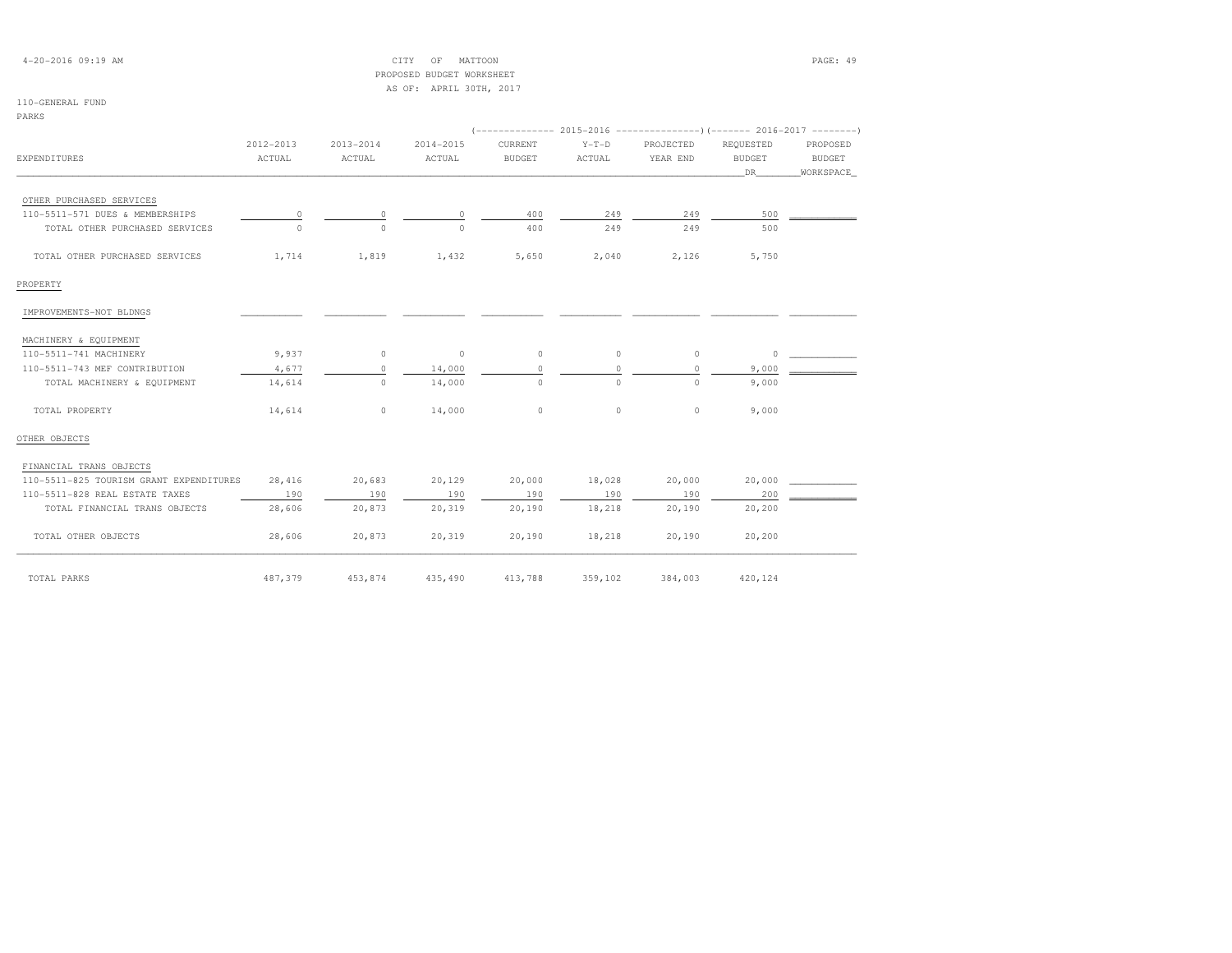CITY OF MATTOON
PROPOSED BUDGET WORKSHEET
AS OF: APRIL 30TH, 2017

110-GENERAL FUND
PARKS

| EXPENDITURES | 2012-2013 ACTUAL | 2013-2014 ACTUAL | 2014-2015 ACTUAL | 2015-2016 CURRENT BUDGET | 2015-2016 Y-T-D ACTUAL | 2015-2016 PROJECTED YEAR END | 2016-2017 REQUESTED BUDGET DR | 2016-2017 PROPOSED BUDGET WORKSPACE |
|---|---|---|---|---|---|---|---|---|
| OTHER PURCHASED SERVICES | | | | | | | | |
| 110-5511-571 DUES & MEMBERSHIPS | 0 | 0 | 0 | 400 | 249 | 249 | 500 | |
| TOTAL OTHER PURCHASED SERVICES | 0 | 0 | 0 | 400 | 249 | 249 | 500 | |
| TOTAL OTHER PURCHASED SERVICES | 1,714 | 1,819 | 1,432 | 5,650 | 2,040 | 2,126 | 5,750 | |
| PROPERTY | | | | | | | | |
| IMPROVEMENTS-NOT BLDNGS | | | | | | | | |
| MACHINERY & EQUIPMENT | | | | | | | | |
| 110-5511-741 MACHINERY | 9,937 | 0 | 0 | 0 | 0 | 0 | 0 | |
| 110-5511-743 MEF CONTRIBUTION | 4,677 | 0 | 14,000 | 0 | 0 | 0 | 9,000 | |
| TOTAL MACHINERY & EQUIPMENT | 14,614 | 0 | 14,000 | 0 | 0 | 0 | 9,000 | |
| TOTAL PROPERTY | 14,614 | 0 | 14,000 | 0 | 0 | 0 | 9,000 | |
| OTHER OBJECTS | | | | | | | | |
| FINANCIAL TRANS OBJECTS | | | | | | | | |
| 110-5511-825 TOURISM GRANT EXPENDITURES | 28,416 | 20,683 | 20,129 | 20,000 | 18,028 | 20,000 | 20,000 | |
| 110-5511-828 REAL ESTATE TAXES | 190 | 190 | 190 | 190 | 190 | 190 | 200 | |
| TOTAL FINANCIAL TRANS OBJECTS | 28,606 | 20,873 | 20,319 | 20,190 | 18,218 | 20,190 | 20,200 | |
| TOTAL OTHER OBJECTS | 28,606 | 20,873 | 20,319 | 20,190 | 18,218 | 20,190 | 20,200 | |
| TOTAL PARKS | 487,379 | 453,874 | 435,490 | 413,788 | 359,102 | 384,003 | 420,124 | |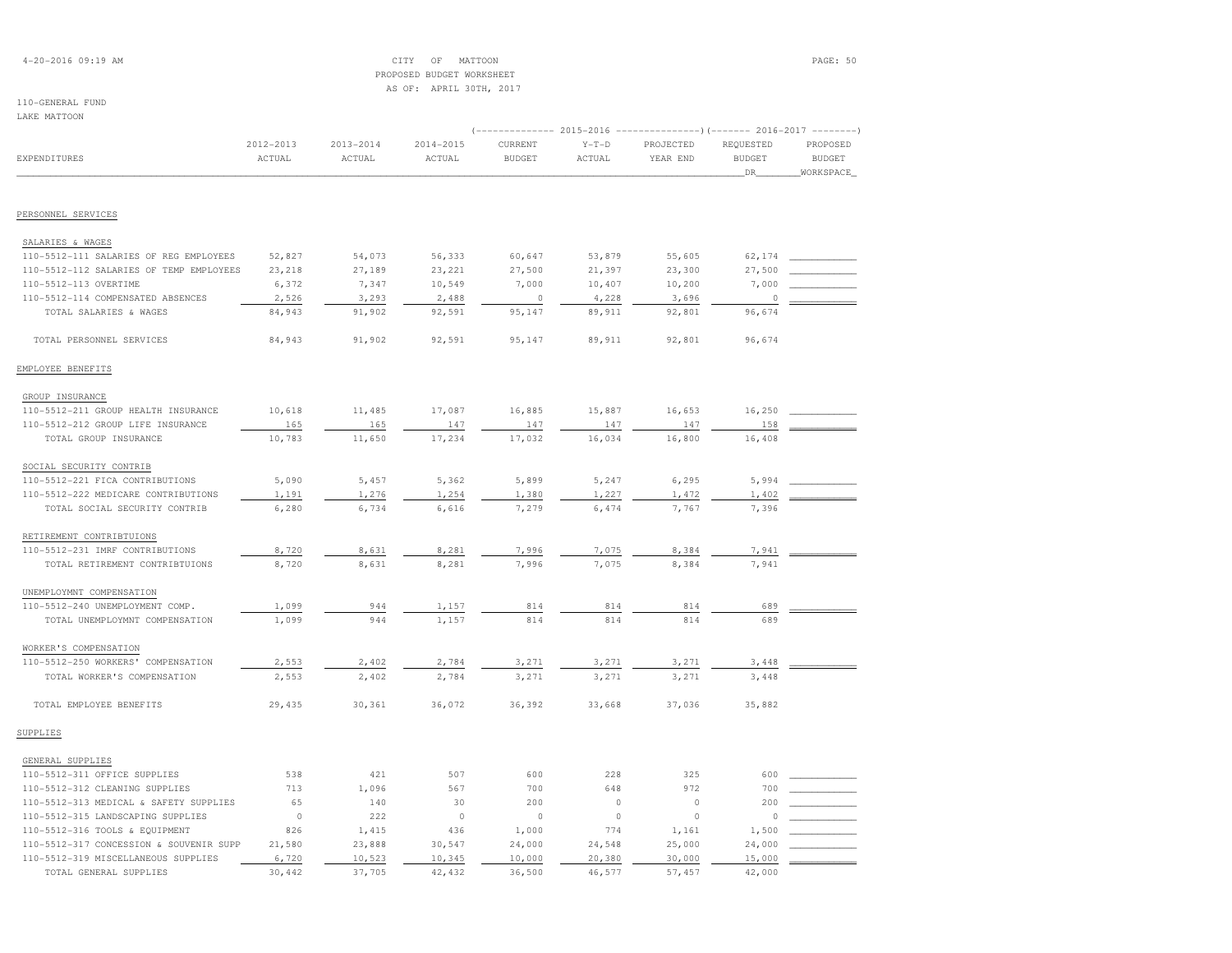CITY OF MATTOON
PROPOSED BUDGET WORKSHEET
AS OF: APRIL 30TH, 2017

110-GENERAL FUND
LAKE MATTOON

| EXPENDITURES | 2012-2013 ACTUAL | 2013-2014 ACTUAL | 2014-2015 ACTUAL | 2015-2016 CURRENT BUDGET | 2015-2016 Y-T-D ACTUAL | 2015-2016 PROJECTED YEAR END | 2016-2017 REQUESTED BUDGET DR | 2016-2017 PROPOSED BUDGET WORKSPACE |
|---|---|---|---|---|---|---|---|---|
| **PERSONNEL SERVICES** | | | | | | | | |
| SALARIES & WAGES | | | | | | | | |
| 110-5512-111 SALARIES OF REG EMPLOYEES | 52,827 | 54,073 | 56,333 | 60,647 | 53,879 | 55,605 | 62,174 | |
| 110-5512-112 SALARIES OF TEMP EMPLOYEES | 23,218 | 27,189 | 23,221 | 27,500 | 21,397 | 23,300 | 27,500 | |
| 110-5512-113 OVERTIME | 6,372 | 7,347 | 10,549 | 7,000 | 10,407 | 10,200 | 7,000 | |
| 110-5512-114 COMPENSATED ABSENCES | 2,526 | 3,293 | 2,488 | 0 | 4,228 | 3,696 | 0 | |
| TOTAL SALARIES & WAGES | 84,943 | 91,902 | 92,591 | 95,147 | 89,911 | 92,801 | 96,674 | |
| TOTAL PERSONNEL SERVICES | 84,943 | 91,902 | 92,591 | 95,147 | 89,911 | 92,801 | 96,674 | |
| **EMPLOYEE BENEFITS** | | | | | | | | |
| GROUP INSURANCE | | | | | | | | |
| 110-5512-211 GROUP HEALTH INSURANCE | 10,618 | 11,485 | 17,087 | 16,885 | 15,887 | 16,653 | 16,250 | |
| 110-5512-212 GROUP LIFE INSURANCE | 165 | 165 | 147 | 147 | 147 | 147 | 158 | |
| TOTAL GROUP INSURANCE | 10,783 | 11,650 | 17,234 | 17,032 | 16,034 | 16,800 | 16,408 | |
| SOCIAL SECURITY CONTRIB | | | | | | | | |
| 110-5512-221 FICA CONTRIBUTIONS | 5,090 | 5,457 | 5,362 | 5,899 | 5,247 | 6,295 | 5,994 | |
| 110-5512-222 MEDICARE CONTRIBUTIONS | 1,191 | 1,276 | 1,254 | 1,380 | 1,227 | 1,472 | 1,402 | |
| TOTAL SOCIAL SECURITY CONTRIB | 6,280 | 6,734 | 6,616 | 7,279 | 6,474 | 7,767 | 7,396 | |
| RETIREMENT CONTRIBTUIONS | | | | | | | | |
| 110-5512-231 IMRF CONTRIBUTIONS | 8,720 | 8,631 | 8,281 | 7,996 | 7,075 | 8,384 | 7,941 | |
| TOTAL RETIREMENT CONTRIBTUIONS | 8,720 | 8,631 | 8,281 | 7,996 | 7,075 | 8,384 | 7,941 | |
| UNEMPLOYMNT COMPENSATION | | | | | | | | |
| 110-5512-240 UNEMPLOYMENT COMP. | 1,099 | 944 | 1,157 | 814 | 814 | 814 | 689 | |
| TOTAL UNEMPLOYMNT COMPENSATION | 1,099 | 944 | 1,157 | 814 | 814 | 814 | 689 | |
| WORKER'S COMPENSATION | | | | | | | | |
| 110-5512-250 WORKERS' COMPENSATION | 2,553 | 2,402 | 2,784 | 3,271 | 3,271 | 3,271 | 3,448 | |
| TOTAL WORKER'S COMPENSATION | 2,553 | 2,402 | 2,784 | 3,271 | 3,271 | 3,271 | 3,448 | |
| TOTAL EMPLOYEE BENEFITS | 29,435 | 30,361 | 36,072 | 36,392 | 33,668 | 37,036 | 35,882 | |
| **SUPPLIES** | | | | | | | | |
| GENERAL SUPPLIES | | | | | | | | |
| 110-5512-311 OFFICE SUPPLIES | 538 | 421 | 507 | 600 | 228 | 325 | 600 | |
| 110-5512-312 CLEANING SUPPLIES | 713 | 1,096 | 567 | 700 | 648 | 972 | 700 | |
| 110-5512-313 MEDICAL & SAFETY SUPPLIES | 65 | 140 | 30 | 200 | 0 | 0 | 200 | |
| 110-5512-315 LANDSCAPING SUPPLIES | 0 | 222 | 0 | 0 | 0 | 0 | 0 | |
| 110-5512-316 TOOLS & EQUIPMENT | 826 | 1,415 | 436 | 1,000 | 774 | 1,161 | 1,500 | |
| 110-5512-317 CONCESSION & SOUVENIR SUPP | 21,580 | 23,888 | 30,547 | 24,000 | 24,548 | 25,000 | 24,000 | |
| 110-5512-319 MISCELLANEOUS SUPPLIES | 6,720 | 10,523 | 10,345 | 10,000 | 20,380 | 30,000 | 15,000 | |
| TOTAL GENERAL SUPPLIES | 30,442 | 37,705 | 42,432 | 36,500 | 46,577 | 57,457 | 42,000 | |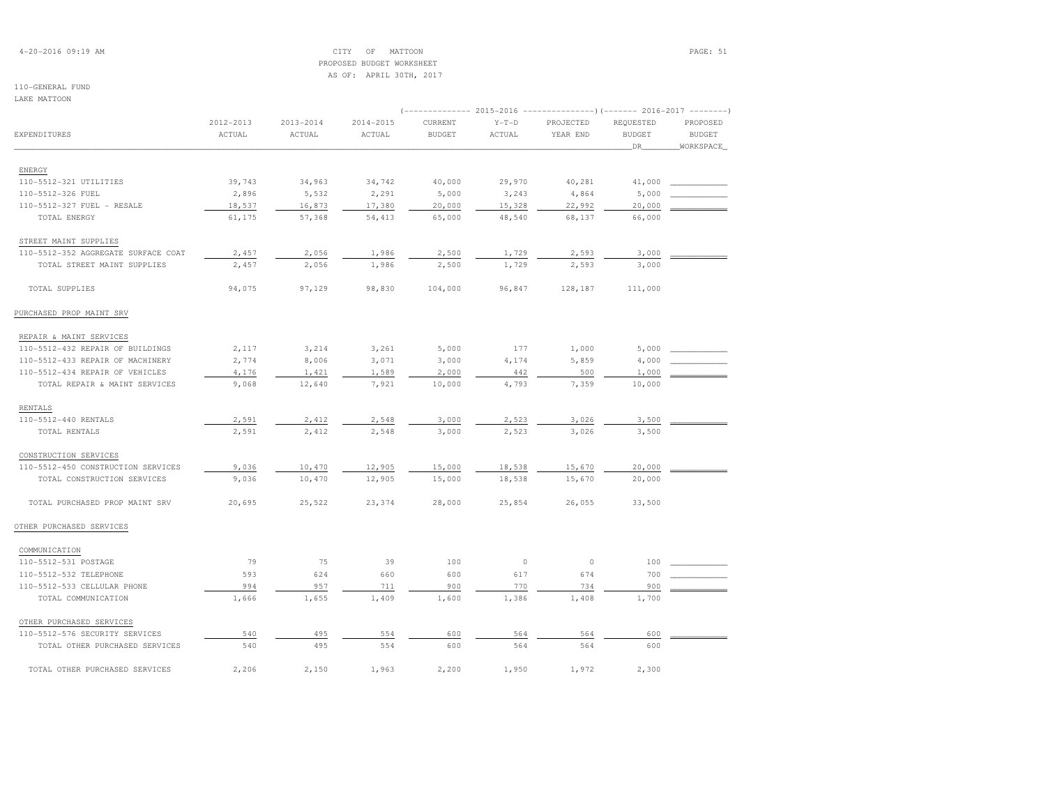CITY OF MATTOON
PROPOSED BUDGET WORKSHEET
AS OF: APRIL 30TH, 2017

110-GENERAL FUND
LAKE MATTOON

| EXPENDITURES | 2012-2013 ACTUAL | 2013-2014 ACTUAL | 2014-2015 ACTUAL | 2015-2016 CURRENT BUDGET | 2015-2016 Y-T-D ACTUAL | 2015-2016 PROJECTED YEAR END | 2016-2017 REQUESTED BUDGET DR | 2016-2017 PROPOSED BUDGET WORKSPACE |
|---|---|---|---|---|---|---|---|---|
| ENERGY | | | | | | | | |
| 110-5512-321 UTILITIES | 39,743 | 34,963 | 34,742 | 40,000 | 29,970 | 40,281 | 41,000 | |
| 110-5512-326 FUEL | 2,896 | 5,532 | 2,291 | 5,000 | 3,243 | 4,864 | 5,000 | |
| 110-5512-327 FUEL - RESALE | 18,537 | 16,873 | 17,380 | 20,000 | 15,328 | 22,992 | 20,000 | |
| TOTAL ENERGY | 61,175 | 57,368 | 54,413 | 65,000 | 48,540 | 68,137 | 66,000 | |
| STREET MAINT SUPPLIES | | | | | | | | |
| 110-5512-352 AGGREGATE SURFACE COAT | 2,457 | 2,056 | 1,986 | 2,500 | 1,729 | 2,593 | 3,000 | |
| TOTAL STREET MAINT SUPPLIES | 2,457 | 2,056 | 1,986 | 2,500 | 1,729 | 2,593 | 3,000 | |
| TOTAL SUPPLIES | 94,075 | 97,129 | 98,830 | 104,000 | 96,847 | 128,187 | 111,000 | |
| PURCHASED PROP MAINT SRV | | | | | | | | |
| REPAIR & MAINT SERVICES | | | | | | | | |
| 110-5512-432 REPAIR OF BUILDINGS | 2,117 | 3,214 | 3,261 | 5,000 | 177 | 1,000 | 5,000 | |
| 110-5512-433 REPAIR OF MACHINERY | 2,774 | 8,006 | 3,071 | 3,000 | 4,174 | 5,859 | 4,000 | |
| 110-5512-434 REPAIR OF VEHICLES | 4,176 | 1,421 | 1,589 | 2,000 | 442 | 500 | 1,000 | |
| TOTAL REPAIR & MAINT SERVICES | 9,068 | 12,640 | 7,921 | 10,000 | 4,793 | 7,359 | 10,000 | |
| RENTALS | | | | | | | | |
| 110-5512-440 RENTALS | 2,591 | 2,412 | 2,548 | 3,000 | 2,523 | 3,026 | 3,500 | |
| TOTAL RENTALS | 2,591 | 2,412 | 2,548 | 3,000 | 2,523 | 3,026 | 3,500 | |
| CONSTRUCTION SERVICES | | | | | | | | |
| 110-5512-450 CONSTRUCTION SERVICES | 9,036 | 10,470 | 12,905 | 15,000 | 18,538 | 15,670 | 20,000 | |
| TOTAL CONSTRUCTION SERVICES | 9,036 | 10,470 | 12,905 | 15,000 | 18,538 | 15,670 | 20,000 | |
| TOTAL PURCHASED PROP MAINT SRV | 20,695 | 25,522 | 23,374 | 28,000 | 25,854 | 26,055 | 33,500 | |
| OTHER PURCHASED SERVICES | | | | | | | | |
| COMMUNICATION | | | | | | | | |
| 110-5512-531 POSTAGE | 79 | 75 | 39 | 100 | 0 | 0 | 100 | |
| 110-5512-532 TELEPHONE | 593 | 624 | 660 | 600 | 617 | 674 | 700 | |
| 110-5512-533 CELLULAR PHONE | 994 | 957 | 711 | 900 | 770 | 734 | 900 | |
| TOTAL COMMUNICATION | 1,666 | 1,655 | 1,409 | 1,600 | 1,386 | 1,408 | 1,700 | |
| OTHER PURCHASED SERVICES | | | | | | | | |
| 110-5512-576 SECURITY SERVICES | 540 | 495 | 554 | 600 | 564 | 564 | 600 | |
| TOTAL OTHER PURCHASED SERVICES | 540 | 495 | 554 | 600 | 564 | 564 | 600 | |
| TOTAL OTHER PURCHASED SERVICES | 2,206 | 2,150 | 1,963 | 2,200 | 1,950 | 1,972 | 2,300 | |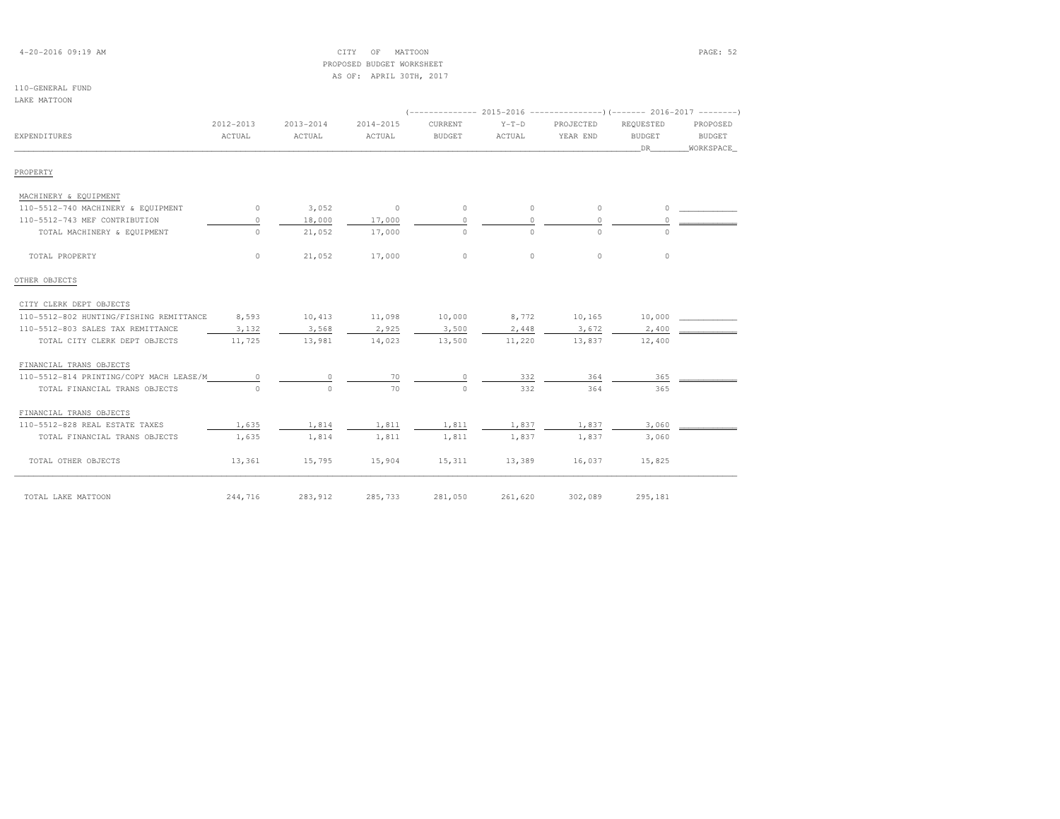CITY OF MATTOON
PROPOSED BUDGET WORKSHEET
AS OF: APRIL 30TH, 2017

110-GENERAL FUND
LAKE MATTOON

| EXPENDITURES | 2012-2013 ACTUAL | 2013-2014 ACTUAL | 2014-2015 ACTUAL | 2015-2016 CURRENT BUDGET | 2015-2016 Y-T-D ACTUAL | 2015-2016 PROJECTED YEAR END | 2016-2017 REQUESTED BUDGET DR | 2016-2017 PROPOSED BUDGET WORKSPACE |
|---|---|---|---|---|---|---|---|---|
| **PROPERTY** | | | | | | | | |
| MACHINERY & EQUIPMENT | | | | | | | | |
| 110-5512-740 MACHINERY & EQUIPMENT | 0 | 3,052 | 0 | 0 | 0 | 0 | 0 | |
| 110-5512-743 MEF CONTRIBUTION | 0 | 18,000 | 17,000 | 0 | 0 | 0 | 0 | |
| TOTAL MACHINERY & EQUIPMENT | 0 | 21,052 | 17,000 | 0 | 0 | 0 | 0 | |
| TOTAL PROPERTY | 0 | 21,052 | 17,000 | 0 | 0 | 0 | 0 | |
| **OTHER OBJECTS** | | | | | | | | |
| CITY CLERK DEPT OBJECTS | | | | | | | | |
| 110-5512-802 HUNTING/FISHING REMITTANCE | 8,593 | 10,413 | 11,098 | 10,000 | 8,772 | 10,165 | 10,000 | |
| 110-5512-803 SALES TAX REMITTANCE | 3,132 | 3,568 | 2,925 | 3,500 | 2,448 | 3,672 | 2,400 | |
| TOTAL CITY CLERK DEPT OBJECTS | 11,725 | 13,981 | 14,023 | 13,500 | 11,220 | 13,837 | 12,400 | |
| FINANCIAL TRANS OBJECTS | | | | | | | | |
| 110-5512-814 PRINTING/COPY MACH LEASE/M | 0 | 0 | 70 | 0 | 332 | 364 | 365 | |
| TOTAL FINANCIAL TRANS OBJECTS | 0 | 0 | 70 | 0 | 332 | 364 | 365 | |
| FINANCIAL TRANS OBJECTS | | | | | | | | |
| 110-5512-828 REAL ESTATE TAXES | 1,635 | 1,814 | 1,811 | 1,811 | 1,837 | 1,837 | 3,060 | |
| TOTAL FINANCIAL TRANS OBJECTS | 1,635 | 1,814 | 1,811 | 1,811 | 1,837 | 1,837 | 3,060 | |
| TOTAL OTHER OBJECTS | 13,361 | 15,795 | 15,904 | 15,311 | 13,389 | 16,037 | 15,825 | |
| TOTAL LAKE MATTOON | 244,716 | 283,912 | 285,733 | 281,050 | 261,620 | 302,089 | 295,181 | |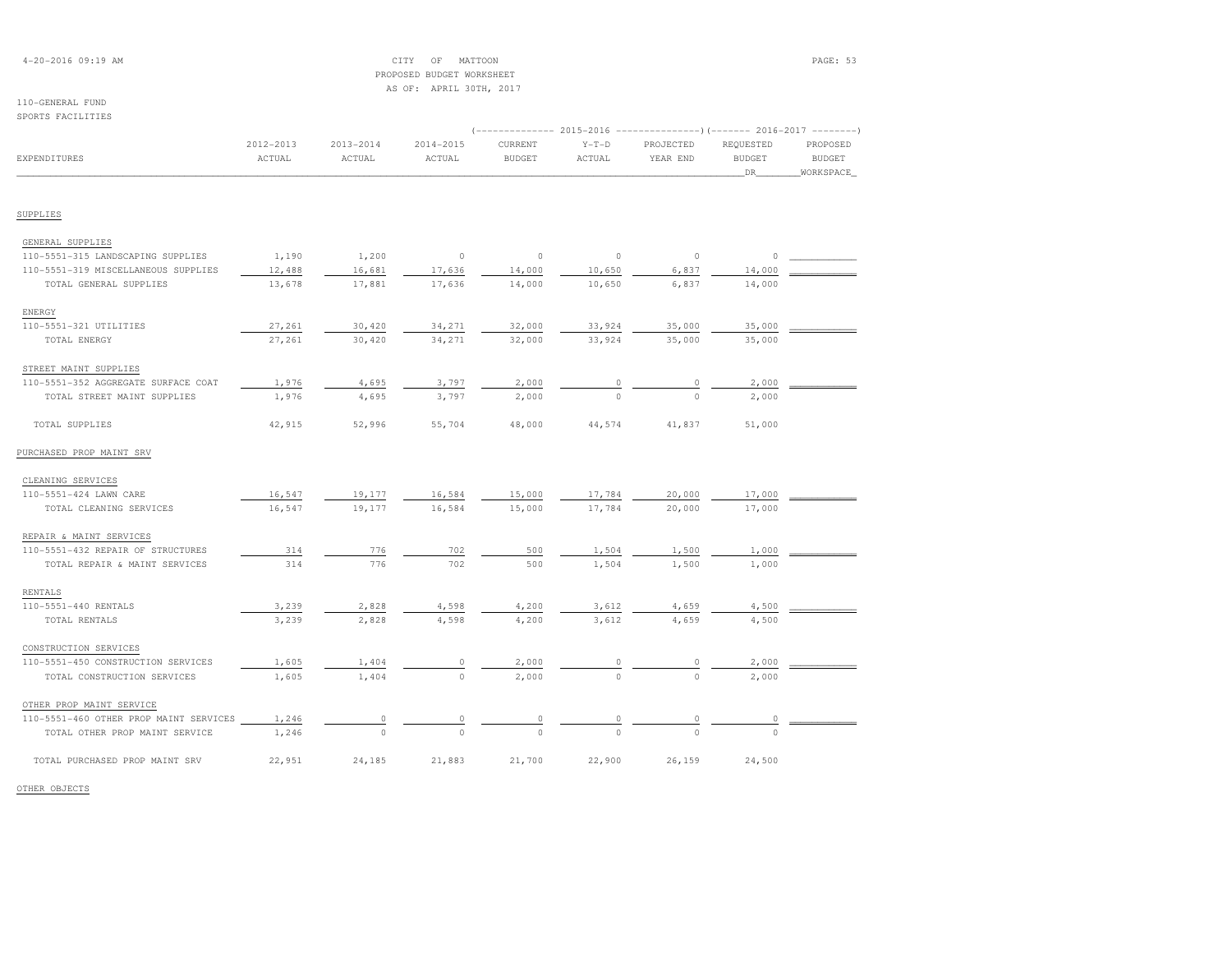CITY OF MATTOON
PROPOSED BUDGET WORKSHEET
AS OF: APRIL 30TH, 2017

110-GENERAL FUND
SPORTS FACILITIES

| EXPENDITURES | 2012-2013 ACTUAL | 2013-2014 ACTUAL | 2014-2015 ACTUAL | 2015-2016 CURRENT BUDGET | 2015-2016 Y-T-D ACTUAL | 2015-2016 PROJECTED YEAR END | 2016-2017 REQUESTED BUDGET DR | 2016-2017 PROPOSED BUDGET WORKSPACE |
|---|---|---|---|---|---|---|---|---|
| **SUPPLIES** | | | | | | | | |
| GENERAL SUPPLIES | | | | | | | | |
| 110-5551-315 LANDSCAPING SUPPLIES | 1,190 | 1,200 | 0 | 0 | 0 | 0 | 0 | |
| 110-5551-319 MISCELLANEOUS SUPPLIES | 12,488 | 16,681 | 17,636 | 14,000 | 10,650 | 6,837 | 14,000 | |
| TOTAL GENERAL SUPPLIES | 13,678 | 17,881 | 17,636 | 14,000 | 10,650 | 6,837 | 14,000 | |
| ENERGY | | | | | | | | |
| 110-5551-321 UTILITIES | 27,261 | 30,420 | 34,271 | 32,000 | 33,924 | 35,000 | 35,000 | |
| TOTAL ENERGY | 27,261 | 30,420 | 34,271 | 32,000 | 33,924 | 35,000 | 35,000 | |
| STREET MAINT SUPPLIES | | | | | | | | |
| 110-5551-352 AGGREGATE SURFACE COAT | 1,976 | 4,695 | 3,797 | 2,000 | 0 | 0 | 2,000 | |
| TOTAL STREET MAINT SUPPLIES | 1,976 | 4,695 | 3,797 | 2,000 | 0 | 0 | 2,000 | |
| TOTAL SUPPLIES | 42,915 | 52,996 | 55,704 | 48,000 | 44,574 | 41,837 | 51,000 | |
| **PURCHASED PROP MAINT SRV** | | | | | | | | |
| CLEANING SERVICES | | | | | | | | |
| 110-5551-424 LAWN CARE | 16,547 | 19,177 | 16,584 | 15,000 | 17,784 | 20,000 | 17,000 | |
| TOTAL CLEANING SERVICES | 16,547 | 19,177 | 16,584 | 15,000 | 17,784 | 20,000 | 17,000 | |
| REPAIR & MAINT SERVICES | | | | | | | | |
| 110-5551-432 REPAIR OF STRUCTURES | 314 | 776 | 702 | 500 | 1,504 | 1,500 | 1,000 | |
| TOTAL REPAIR & MAINT SERVICES | 314 | 776 | 702 | 500 | 1,504 | 1,500 | 1,000 | |
| RENTALS | | | | | | | | |
| 110-5551-440 RENTALS | 3,239 | 2,828 | 4,598 | 4,200 | 3,612 | 4,659 | 4,500 | |
| TOTAL RENTALS | 3,239 | 2,828 | 4,598 | 4,200 | 3,612 | 4,659 | 4,500 | |
| CONSTRUCTION SERVICES | | | | | | | | |
| 110-5551-450 CONSTRUCTION SERVICES | 1,605 | 1,404 | 0 | 2,000 | 0 | 0 | 2,000 | |
| TOTAL CONSTRUCTION SERVICES | 1,605 | 1,404 | 0 | 2,000 | 0 | 0 | 2,000 | |
| OTHER PROP MAINT SERVICE | | | | | | | | |
| 110-5551-460 OTHER PROP MAINT SERVICES | 1,246 | 0 | 0 | 0 | 0 | 0 | 0 | |
| TOTAL OTHER PROP MAINT SERVICE | 1,246 | 0 | 0 | 0 | 0 | 0 | 0 | |
| TOTAL PURCHASED PROP MAINT SRV | 22,951 | 24,185 | 21,883 | 21,700 | 22,900 | 26,159 | 24,500 | |

OTHER OBJECTS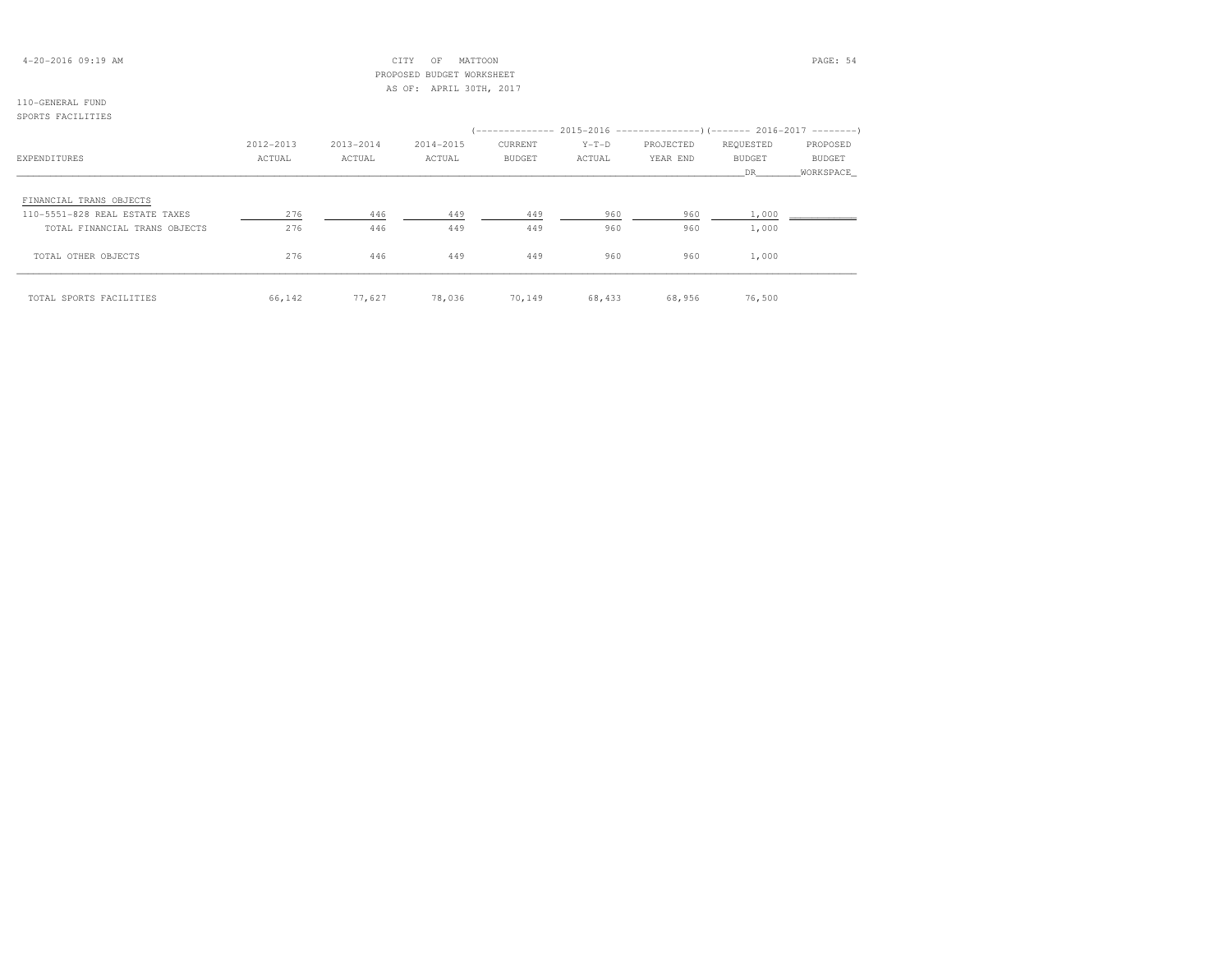CITY OF MATTOON
PROPOSED BUDGET WORKSHEET
AS OF: APRIL 30TH, 2017

110-GENERAL FUND
SPORTS FACILITIES

| EXPENDITURES | 2012-2013 ACTUAL | 2013-2014 ACTUAL | 2014-2015 ACTUAL | 2015-2016 CURRENT BUDGET | 2015-2016 Y-T-D ACTUAL | 2015-2016 PROJECTED YEAR END | 2016-2017 REQUESTED BUDGET DR | 2016-2017 PROPOSED BUDGET WORKSPACE |
|---|---|---|---|---|---|---|---|---|
| FINANCIAL TRANS OBJECTS | | | | | | | | |
| 110-5551-828 REAL ESTATE TAXES | 276 | 446 | 449 | 449 | 960 | 960 | 1,000 | |
| TOTAL FINANCIAL TRANS OBJECTS | 276 | 446 | 449 | 449 | 960 | 960 | 1,000 | |
| TOTAL OTHER OBJECTS | 276 | 446 | 449 | 449 | 960 | 960 | 1,000 | |
| TOTAL SPORTS FACILITIES | 66,142 | 77,627 | 78,036 | 70,149 | 68,433 | 68,956 | 76,500 | |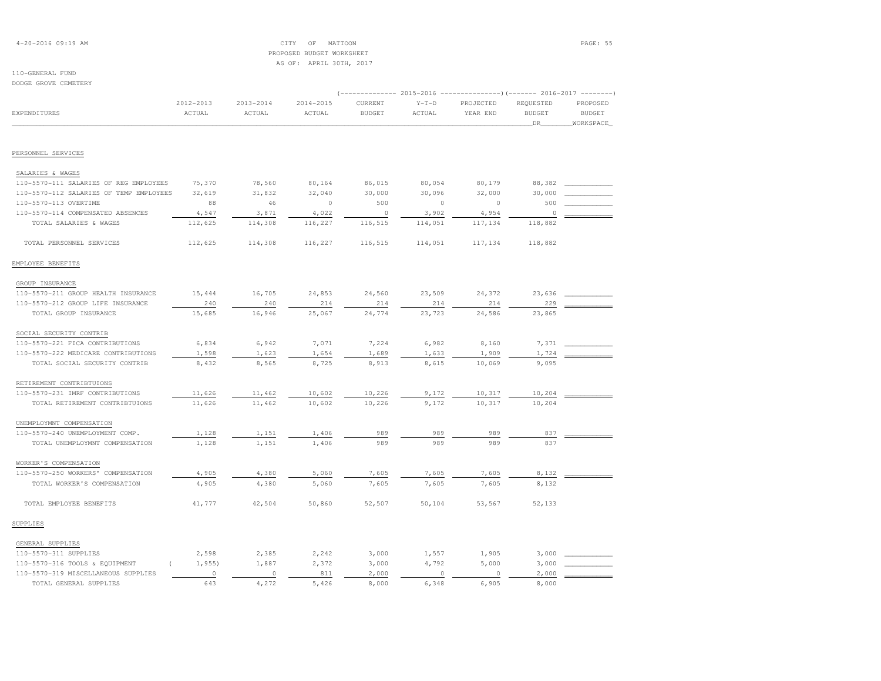CITY OF MATTOON
PROPOSED BUDGET WORKSHEET
AS OF: APRIL 30TH, 2017

110-GENERAL FUND
DODGE GROVE CEMETERY

| EXPENDITURES | 2012-2013 ACTUAL | 2013-2014 ACTUAL | 2014-2015 ACTUAL | 2015-2016 CURRENT BUDGET | 2015-2016 Y-T-D ACTUAL | 2015-2016 PROJECTED YEAR END | 2016-2017 REQUESTED BUDGET DR | 2016-2017 PROPOSED BUDGET WORKSPACE |
|---|---|---|---|---|---|---|---|---|
| **PERSONNEL SERVICES** | | | | | | | | |
| SALARIES & WAGES | | | | | | | | |
| 110-5570-111 SALARIES OF REG EMPLOYEES | 75,370 | 78,560 | 80,164 | 86,015 | 80,054 | 80,179 | 88,382 | |
| 110-5570-112 SALARIES OF TEMP EMPLOYEES | 32,619 | 31,832 | 32,040 | 30,000 | 30,096 | 32,000 | 30,000 | |
| 110-5570-113 OVERTIME | 88 | 46 | 0 | 500 | 0 | 0 | 500 | |
| 110-5570-114 COMPENSATED ABSENCES | 4,547 | 3,871 | 4,022 | 0 | 3,902 | 4,954 | 0 | |
| TOTAL SALARIES & WAGES | 112,625 | 114,308 | 116,227 | 116,515 | 114,051 | 117,134 | 118,882 | |
| TOTAL PERSONNEL SERVICES | 112,625 | 114,308 | 116,227 | 116,515 | 114,051 | 117,134 | 118,882 | |
| **EMPLOYEE BENEFITS** | | | | | | | | |
| GROUP INSURANCE | | | | | | | | |
| 110-5570-211 GROUP HEALTH INSURANCE | 15,444 | 16,705 | 24,853 | 24,560 | 23,509 | 24,372 | 23,636 | |
| 110-5570-212 GROUP LIFE INSURANCE | 240 | 240 | 214 | 214 | 214 | 214 | 229 | |
| TOTAL GROUP INSURANCE | 15,685 | 16,946 | 25,067 | 24,774 | 23,723 | 24,586 | 23,865 | |
| SOCIAL SECURITY CONTRIB | | | | | | | | |
| 110-5570-221 FICA CONTRIBUTIONS | 6,834 | 6,942 | 7,071 | 7,224 | 6,982 | 8,160 | 7,371 | |
| 110-5570-222 MEDICARE CONTRIBUTIONS | 1,598 | 1,623 | 1,654 | 1,689 | 1,633 | 1,909 | 1,724 | |
| TOTAL SOCIAL SECURITY CONTRIB | 8,432 | 8,565 | 8,725 | 8,913 | 8,615 | 10,069 | 9,095 | |
| RETIREMENT CONTRIBTUIONS | | | | | | | | |
| 110-5570-231 IMRF CONTRIBUTIONS | 11,626 | 11,462 | 10,602 | 10,226 | 9,172 | 10,317 | 10,204 | |
| TOTAL RETIREMENT CONTRIBTUIONS | 11,626 | 11,462 | 10,602 | 10,226 | 9,172 | 10,317 | 10,204 | |
| UNEMPLOYMNT COMPENSATION | | | | | | | | |
| 110-5570-240 UNEMPLOYMENT COMP. | 1,128 | 1,151 | 1,406 | 989 | 989 | 989 | 837 | |
| TOTAL UNEMPLOYMNT COMPENSATION | 1,128 | 1,151 | 1,406 | 989 | 989 | 989 | 837 | |
| WORKER'S COMPENSATION | | | | | | | | |
| 110-5570-250 WORKERS' COMPENSATION | 4,905 | 4,380 | 5,060 | 7,605 | 7,605 | 7,605 | 8,132 | |
| TOTAL WORKER'S COMPENSATION | 4,905 | 4,380 | 5,060 | 7,605 | 7,605 | 7,605 | 8,132 | |
| TOTAL EMPLOYEE BENEFITS | 41,777 | 42,504 | 50,860 | 52,507 | 50,104 | 53,567 | 52,133 | |
| **SUPPLIES** | | | | | | | | |
| GENERAL SUPPLIES | | | | | | | | |
| 110-5570-311 SUPPLIES | 2,598 | 2,385 | 2,242 | 3,000 | 1,557 | 1,905 | 3,000 | |
| 110-5570-316 TOOLS & EQUIPMENT | ( 1,955) | 1,887 | 2,372 | 3,000 | 4,792 | 5,000 | 3,000 | |
| 110-5570-319 MISCELLANEOUS SUPPLIES | 0 | 0 | 811 | 2,000 | 0 | 0 | 2,000 | |
| TOTAL GENERAL SUPPLIES | 643 | 4,272 | 5,426 | 8,000 | 6,348 | 6,905 | 8,000 | |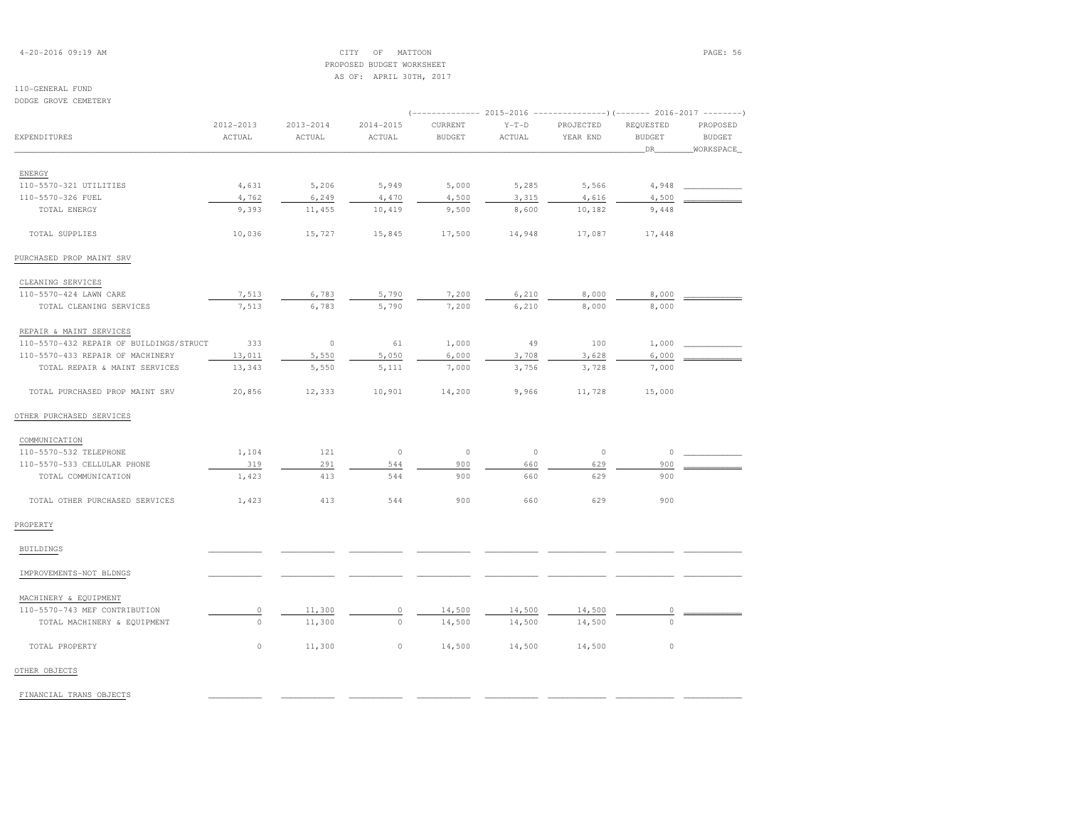CITY OF MATTOON
PROPOSED BUDGET WORKSHEET
AS OF: APRIL 30TH, 2017

110-GENERAL FUND
DODGE GROVE CEMETERY

| EXPENDITURES | 2012-2013 ACTUAL | 2013-2014 ACTUAL | 2014-2015 ACTUAL | 2015-2016 CURRENT BUDGET | 2015-2016 Y-T-D ACTUAL | 2015-2016 PROJECTED YEAR END | 2016-2017 REQUESTED BUDGET DR | 2016-2017 PROPOSED BUDGET WORKSPACE |
|---|---|---|---|---|---|---|---|---|
| ENERGY | | | | | | | | |
| 110-5570-321 UTILITIES | 4,631 | 5,206 | 5,949 | 5,000 | 5,285 | 5,566 | 4,948 | |
| 110-5570-326 FUEL | 4,762 | 6,249 | 4,470 | 4,500 | 3,315 | 4,616 | 4,500 | |
| TOTAL ENERGY | 9,393 | 11,455 | 10,419 | 9,500 | 8,600 | 10,182 | 9,448 | |
| TOTAL SUPPLIES | 10,036 | 15,727 | 15,845 | 17,500 | 14,948 | 17,087 | 17,448 | |
| PURCHASED PROP MAINT SRV | | | | | | | | |
| CLEANING SERVICES | | | | | | | | |
| 110-5570-424 LAWN CARE | 7,513 | 6,783 | 5,790 | 7,200 | 6,210 | 8,000 | 8,000 | |
| TOTAL CLEANING SERVICES | 7,513 | 6,783 | 5,790 | 7,200 | 6,210 | 8,000 | 8,000 | |
| REPAIR & MAINT SERVICES | | | | | | | | |
| 110-5570-432 REPAIR OF BUILDINGS/STRUCT | 333 | 0 | 61 | 1,000 | 49 | 100 | 1,000 | |
| 110-5570-433 REPAIR OF MACHINERY | 13,011 | 5,550 | 5,050 | 6,000 | 3,708 | 3,628 | 6,000 | |
| TOTAL REPAIR & MAINT SERVICES | 13,343 | 5,550 | 5,111 | 7,000 | 3,756 | 3,728 | 7,000 | |
| TOTAL PURCHASED PROP MAINT SRV | 20,856 | 12,333 | 10,901 | 14,200 | 9,966 | 11,728 | 15,000 | |
| OTHER PURCHASED SERVICES | | | | | | | | |
| COMMUNICATION | | | | | | | | |
| 110-5570-532 TELEPHONE | 1,104 | 121 | 0 | 0 | 0 | 0 | 0 | |
| 110-5570-533 CELLULAR PHONE | 319 | 291 | 544 | 900 | 660 | 629 | 900 | |
| TOTAL COMMUNICATION | 1,423 | 413 | 544 | 900 | 660 | 629 | 900 | |
| TOTAL OTHER PURCHASED SERVICES | 1,423 | 413 | 544 | 900 | 660 | 629 | 900 | |
| PROPERTY | | | | | | | | |
| BUILDINGS | | | | | | | | |
| IMPROVEMENTS-NOT BLDNGS | | | | | | | | |
| MACHINERY & EQUIPMENT | | | | | | | | |
| 110-5570-743 MEF CONTRIBUTION | 0 | 11,300 | 0 | 14,500 | 14,500 | 14,500 | 0 | |
| TOTAL MACHINERY & EQUIPMENT | 0 | 11,300 | 0 | 14,500 | 14,500 | 14,500 | 0 | |
| TOTAL PROPERTY | 0 | 11,300 | 0 | 14,500 | 14,500 | 14,500 | 0 | |
| OTHER OBJECTS | | | | | | | | |
| FINANCIAL TRANS OBJECTS | | | | | | | | |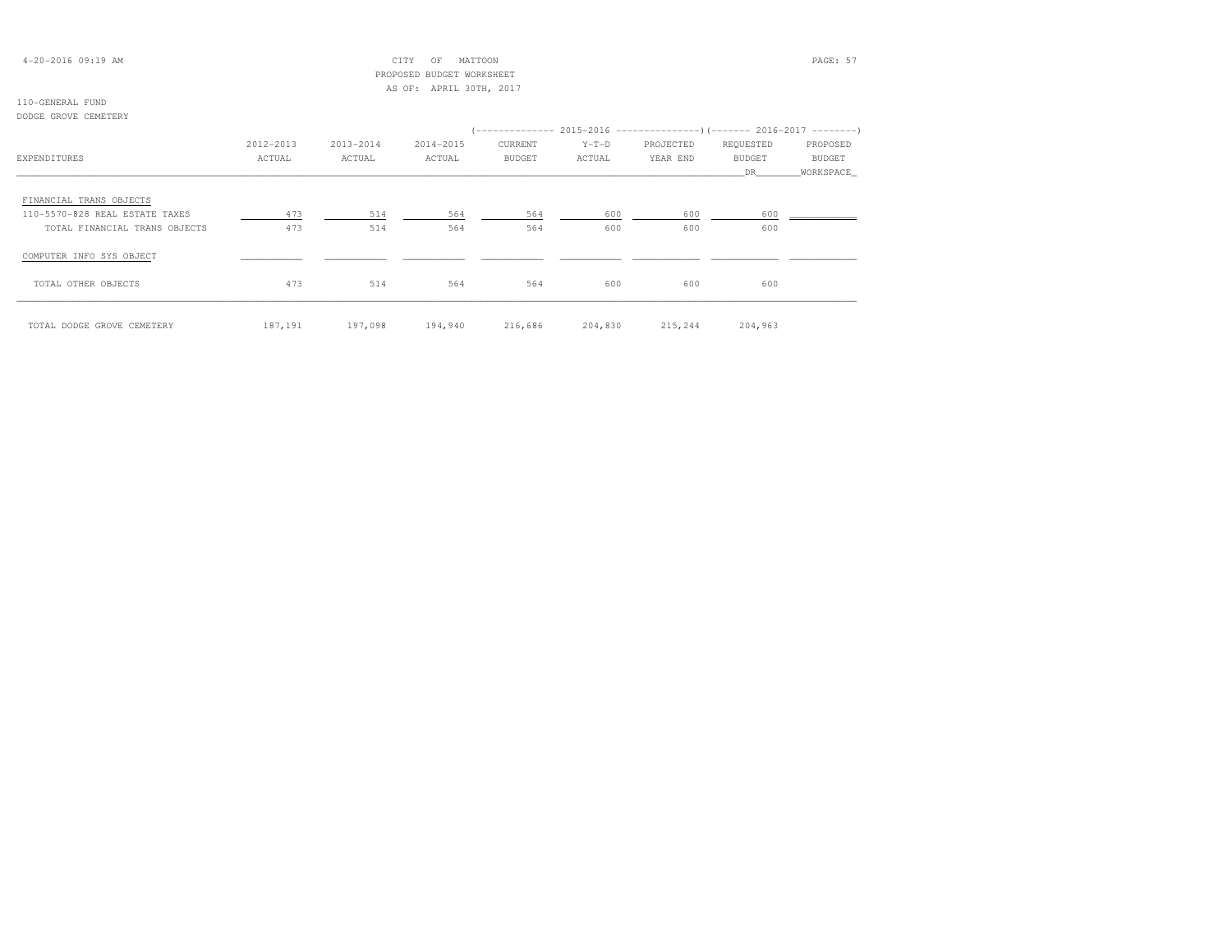CITY OF MATTOON
PROPOSED BUDGET WORKSHEET
AS OF: APRIL 30TH, 2017

110-GENERAL FUND
DODGE GROVE CEMETERY

| EXPENDITURES | 2012-2013 ACTUAL | 2013-2014 ACTUAL | 2014-2015 ACTUAL | 2015-2016 CURRENT BUDGET | 2015-2016 Y-T-D ACTUAL | 2015-2016 PROJECTED YEAR END | 2016-2017 REQUESTED BUDGET DR | 2016-2017 PROPOSED BUDGET WORKSPACE |
|---|---|---|---|---|---|---|---|---|
| FINANCIAL TRANS OBJECTS | | | | | | | | |
| 110-5570-828 REAL ESTATE TAXES | 473 | 514 | 564 | 564 | 600 | 600 | 600 | |
| TOTAL FINANCIAL TRANS OBJECTS | 473 | 514 | 564 | 564 | 600 | 600 | 600 | |
| COMPUTER INFO SYS OBJECT | | | | | | | | |
| TOTAL OTHER OBJECTS | 473 | 514 | 564 | 564 | 600 | 600 | 600 | |
| TOTAL DODGE GROVE CEMETERY | 187,191 | 197,098 | 194,940 | 216,686 | 204,830 | 215,244 | 204,963 | |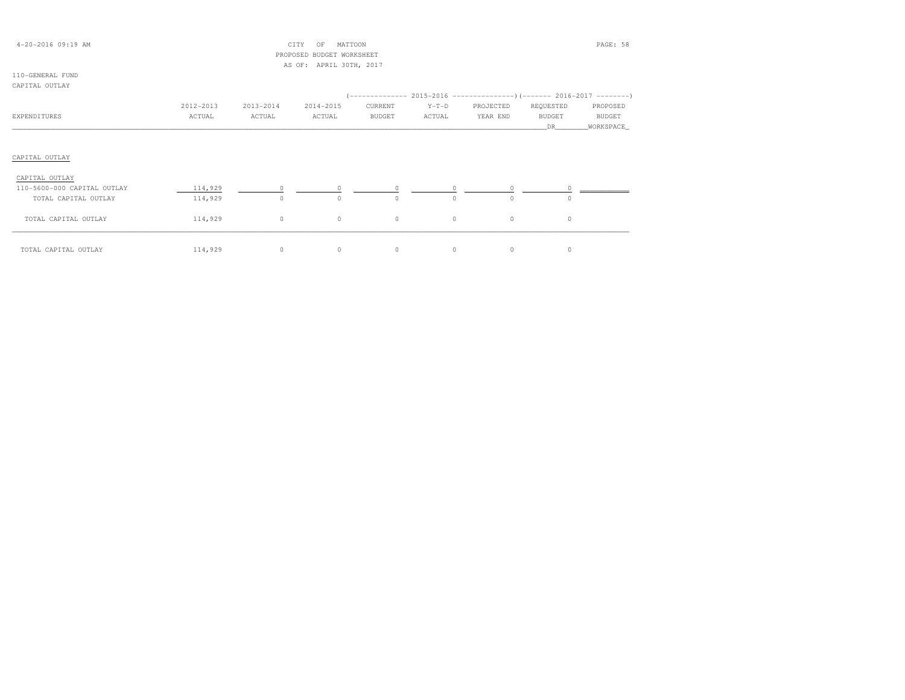CITY OF MATTOON
PROPOSED BUDGET WORKSHEET
AS OF: APRIL 30TH, 2017

110-GENERAL FUND
CAPITAL OUTLAY

| EXPENDITURES | 2012-2013 ACTUAL | 2013-2014 ACTUAL | 2014-2015 ACTUAL | 2015-2016 CURRENT BUDGET | 2015-2016 Y-T-D ACTUAL | 2015-2016 PROJECTED YEAR END | 2016-2017 REQUESTED BUDGET DR | 2016-2017 PROPOSED BUDGET WORKSPACE |
|---|---|---|---|---|---|---|---|---|
| **CAPITAL OUTLAY** | | | | | | | | |
| CAPITAL OUTLAY | | | | | | | | |
| 110-5600-000 CAPITAL OUTLAY | 114,929 | 0 | 0 | 0 | 0 | 0 | 0 | |
| TOTAL CAPITAL OUTLAY | 114,929 | 0 | 0 | 0 | 0 | 0 | 0 | |
| TOTAL CAPITAL OUTLAY | 114,929 | 0 | 0 | 0 | 0 | 0 | 0 | |
| TOTAL CAPITAL OUTLAY | 114,929 | 0 | 0 | 0 | 0 | 0 | 0 | |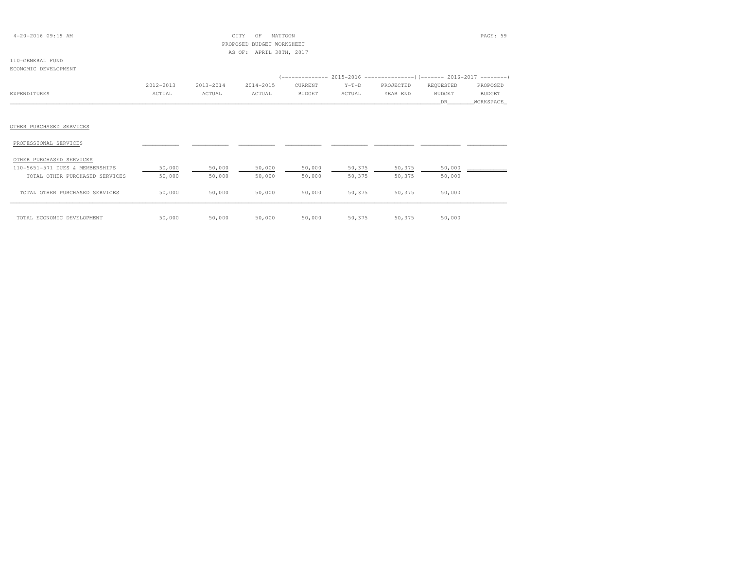CITY OF MATTOON
PROPOSED BUDGET WORKSHEET
AS OF: APRIL 30TH, 2017

110-GENERAL FUND
ECONOMIC DEVELOPMENT

| EXPENDITURES | 2012-2013 ACTUAL | 2013-2014 ACTUAL | 2014-2015 ACTUAL | 2015-2016 CURRENT BUDGET | 2015-2016 Y-T-D ACTUAL | 2015-2016 PROJECTED YEAR END | 2016-2017 REQUESTED BUDGET DR | 2016-2017 PROPOSED BUDGET WORKSHEET |
|---|---|---|---|---|---|---|---|---|
| OTHER PURCHASED SERVICES | | | | | | | | |
| PROFESSIONAL SERVICES | | | | | | | | |
| OTHER PURCHASED SERVICES | | | | | | | | |
| 110-5651-571 DUES & MEMBERSHIPS | 50,000 | 50,000 | 50,000 | 50,000 | 50,375 | 50,375 | 50,000 | |
| TOTAL OTHER PURCHASED SERVICES | 50,000 | 50,000 | 50,000 | 50,000 | 50,375 | 50,375 | 50,000 | |
| TOTAL OTHER PURCHASED SERVICES | 50,000 | 50,000 | 50,000 | 50,000 | 50,375 | 50,375 | 50,000 | |
| TOTAL ECONOMIC DEVELOPMENT | 50,000 | 50,000 | 50,000 | 50,000 | 50,375 | 50,375 | 50,000 | |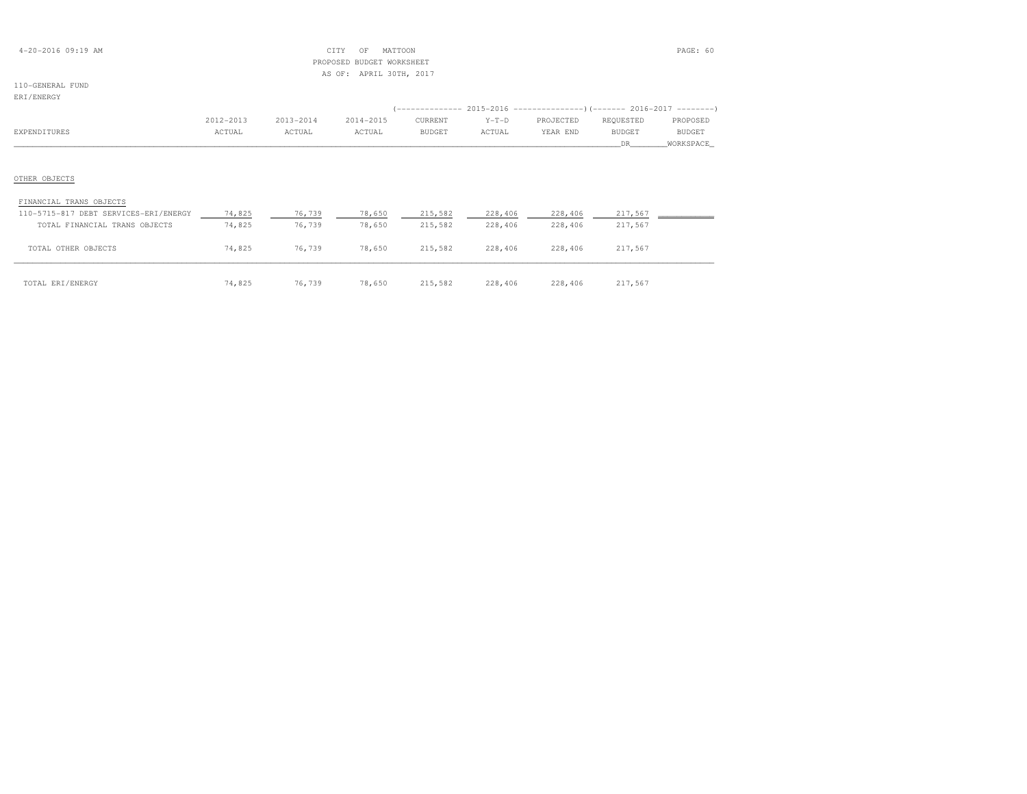CITY OF MATTOON
PROPOSED BUDGET WORKSHEET
AS OF: APRIL 30TH, 2017

110-GENERAL FUND
ERI/ENERGY

| EXPENDITURES | 2012-2013 ACTUAL | 2013-2014 ACTUAL | 2014-2015 ACTUAL | 2015-2016 CURRENT BUDGET | 2015-2016 Y-T-D ACTUAL | 2015-2016 PROJECTED YEAR END | 2016-2017 REQUESTED BUDGET DR | 2016-2017 PROPOSED BUDGET WORKSPACE |
|---|---|---|---|---|---|---|---|---|
| OTHER OBJECTS | | | | | | | | |
| FINANCIAL TRANS OBJECTS | | | | | | | | |
| 110-5715-817 DEBT SERVICES-ERI/ENERGY | 74,825 | 76,739 | 78,650 | 215,582 | 228,406 | 228,406 | 217,567 | |
| TOTAL FINANCIAL TRANS OBJECTS | 74,825 | 76,739 | 78,650 | 215,582 | 228,406 | 228,406 | 217,567 | |
| TOTAL OTHER OBJECTS | 74,825 | 76,739 | 78,650 | 215,582 | 228,406 | 228,406 | 217,567 | |
| TOTAL ERI/ENERGY | 74,825 | 76,739 | 78,650 | 215,582 | 228,406 | 228,406 | 217,567 | |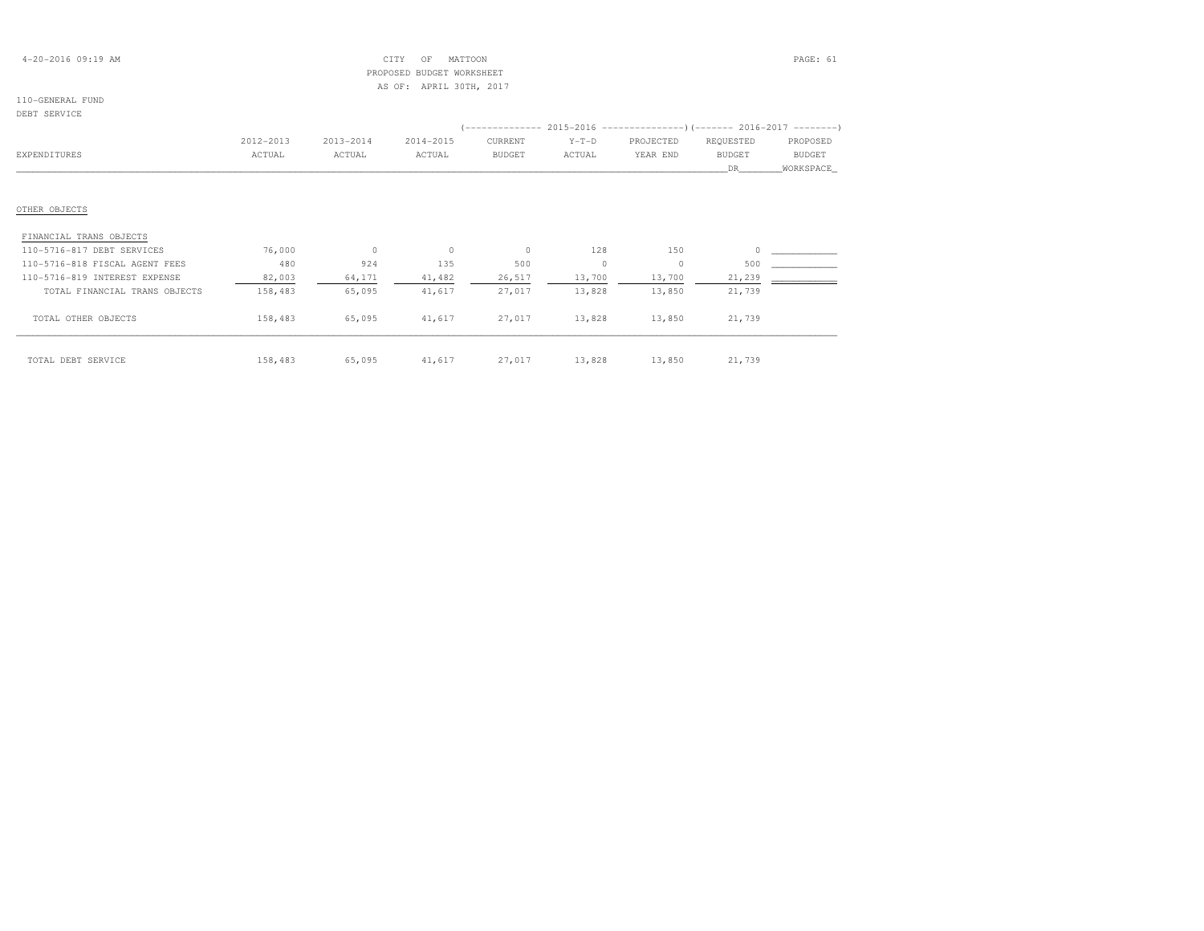CITY OF MATTOON
PROPOSED BUDGET WORKSHEET
AS OF: APRIL 30TH, 2017

110-GENERAL FUND
DEBT SERVICE

| EXPENDITURES | 2012-2013 ACTUAL | 2013-2014 ACTUAL | 2014-2015 ACTUAL | 2015-2016 CURRENT BUDGET | 2015-2016 Y-T-D ACTUAL | 2015-2016 PROJECTED YEAR END | 2016-2017 REQUESTED BUDGET DR | 2016-2017 PROPOSED BUDGET WORKSPACE |
|---|---|---|---|---|---|---|---|---|
| OTHER OBJECTS | | | | | | | | |
| FINANCIAL TRANS OBJECTS | | | | | | | | |
| 110-5716-817 DEBT SERVICES | 76,000 | 0 | 0 | 0 | 128 | 150 | 0 | |
| 110-5716-818 FISCAL AGENT FEES | 480 | 924 | 135 | 500 | 0 | 0 | 500 | |
| 110-5716-819 INTEREST EXPENSE | 82,003 | 64,171 | 41,482 | 26,517 | 13,700 | 13,700 | 21,239 | |
| TOTAL FINANCIAL TRANS OBJECTS | 158,483 | 65,095 | 41,617 | 27,017 | 13,828 | 13,850 | 21,739 | |
| TOTAL OTHER OBJECTS | 158,483 | 65,095 | 41,617 | 27,017 | 13,828 | 13,850 | 21,739 | |
| TOTAL DEBT SERVICE | 158,483 | 65,095 | 41,617 | 27,017 | 13,828 | 13,850 | 21,739 | |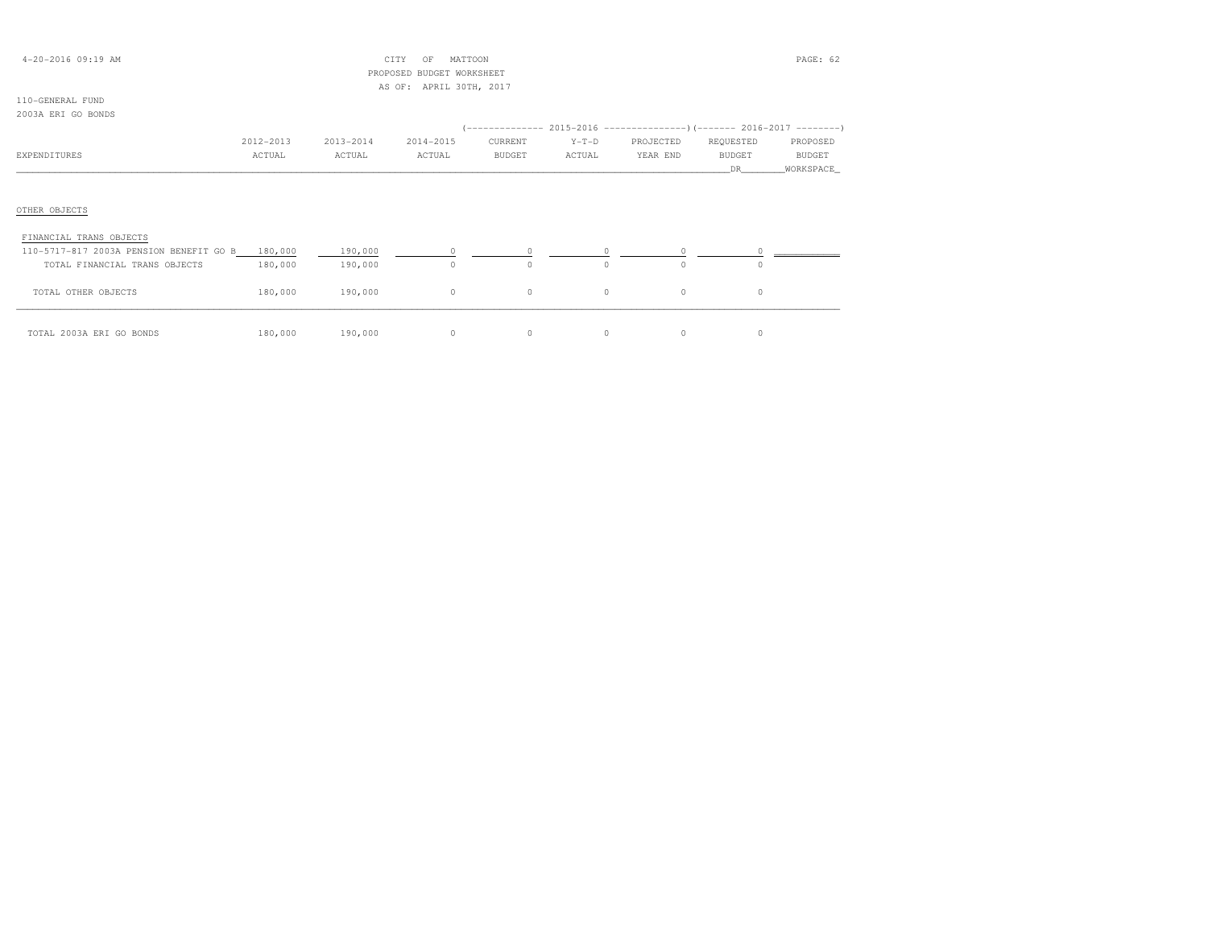CITY OF MATTOON
PROPOSED BUDGET WORKSHEET
AS OF: APRIL 30TH, 2017

110-GENERAL FUND
2003A ERI GO BONDS

| EXPENDITURES | 2012-2013 ACTUAL | 2013-2014 ACTUAL | 2014-2015 ACTUAL | 2015-2016 CURRENT BUDGET | 2015-2016 Y-T-D ACTUAL | 2015-2016 PROJECTED YEAR END | 2016-2017 REQUESTED BUDGET DR | 2016-2017 PROPOSED BUDGET WORKSPACE |
|---|---|---|---|---|---|---|---|---|
| OTHER OBJECTS | | | | | | | | |
| FINANCIAL TRANS OBJECTS | | | | | | | | |
| 110-5717-817 2003A PENSION BENEFIT GO B | 180,000 | 190,000 | 0 | 0 | 0 | 0 | 0 | |
| TOTAL FINANCIAL TRANS OBJECTS | 180,000 | 190,000 | 0 | 0 | 0 | 0 | 0 | |
| TOTAL OTHER OBJECTS | 180,000 | 190,000 | 0 | 0 | 0 | 0 | 0 | |
| TOTAL 2003A ERI GO BONDS | 180,000 | 190,000 | 0 | 0 | 0 | 0 | 0 | |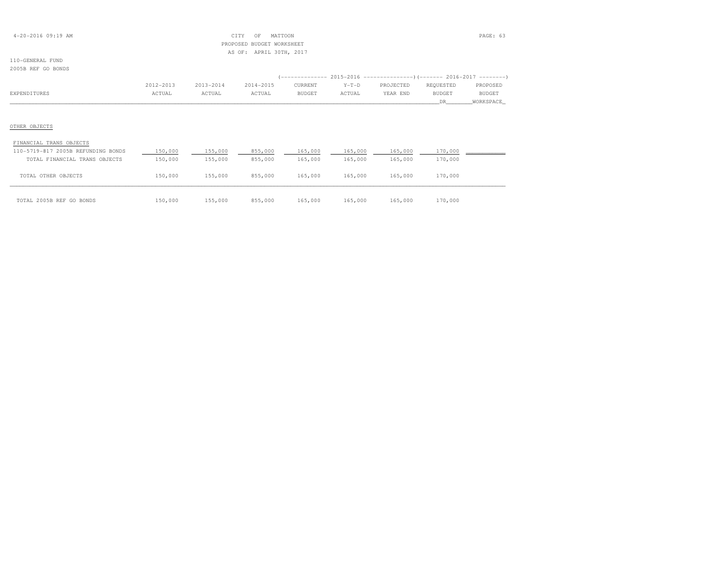110-GENERAL FUND
2005B REF GO BONDS

| EXPENDITURES | 2012-2013 ACTUAL | 2013-2014 ACTUAL | 2014-2015 ACTUAL | 2015-2016 CURRENT BUDGET | 2015-2016 Y-T-D ACTUAL | 2015-2016 PROJECTED YEAR END | 2016-2017 REQUESTED BUDGET DR | 2016-2017 PROPOSED BUDGET WORKSPACE |
|---|---|---|---|---|---|---|---|---|
| OTHER OBJECTS | | | | | | | | |
| FINANCIAL TRANS OBJECTS | | | | | | | | |
| 110-5719-817 2005B REFUNDING BONDS | 150,000 | 155,000 | 855,000 | 165,000 | 165,000 | 165,000 | 170,000 | |
| TOTAL FINANCIAL TRANS OBJECTS | 150,000 | 155,000 | 855,000 | 165,000 | 165,000 | 165,000 | 170,000 | |
| TOTAL OTHER OBJECTS | 150,000 | 155,000 | 855,000 | 165,000 | 165,000 | 165,000 | 170,000 | |
| TOTAL 2005B REF GO BONDS | 150,000 | 155,000 | 855,000 | 165,000 | 165,000 | 165,000 | 170,000 | |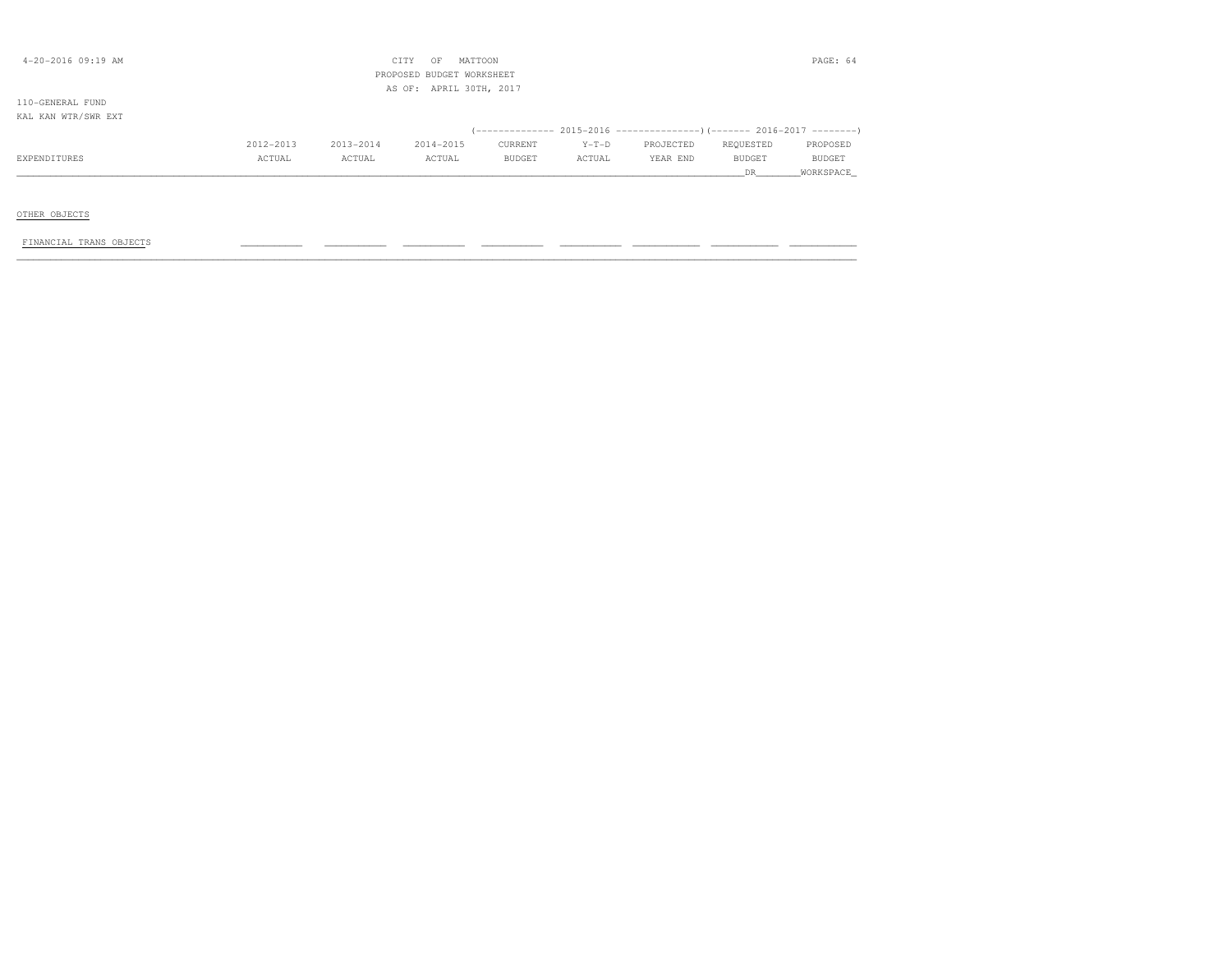CITY OF MATTOON
PROPOSED BUDGET WORKSHEET
AS OF: APRIL 30TH, 2017

110-GENERAL FUND
KAL KAN WTR/SWR EXT

| EXPENDITURES | 2012-2013 ACTUAL | 2013-2014 ACTUAL | 2014-2015 ACTUAL | 2015-2016 CURRENT BUDGET | 2015-2016 Y-T-D ACTUAL | 2015-2016 PROJECTED YEAR END | 2016-2017 REQUESTED BUDGET DR | 2016-2017 PROPOSED BUDGET WORKSPACE |
|---|---|---|---|---|---|---|---|---|
| OTHER OBJECTS | | | | | | | | |
| FINANCIAL TRANS OBJECTS | | | | | | | | |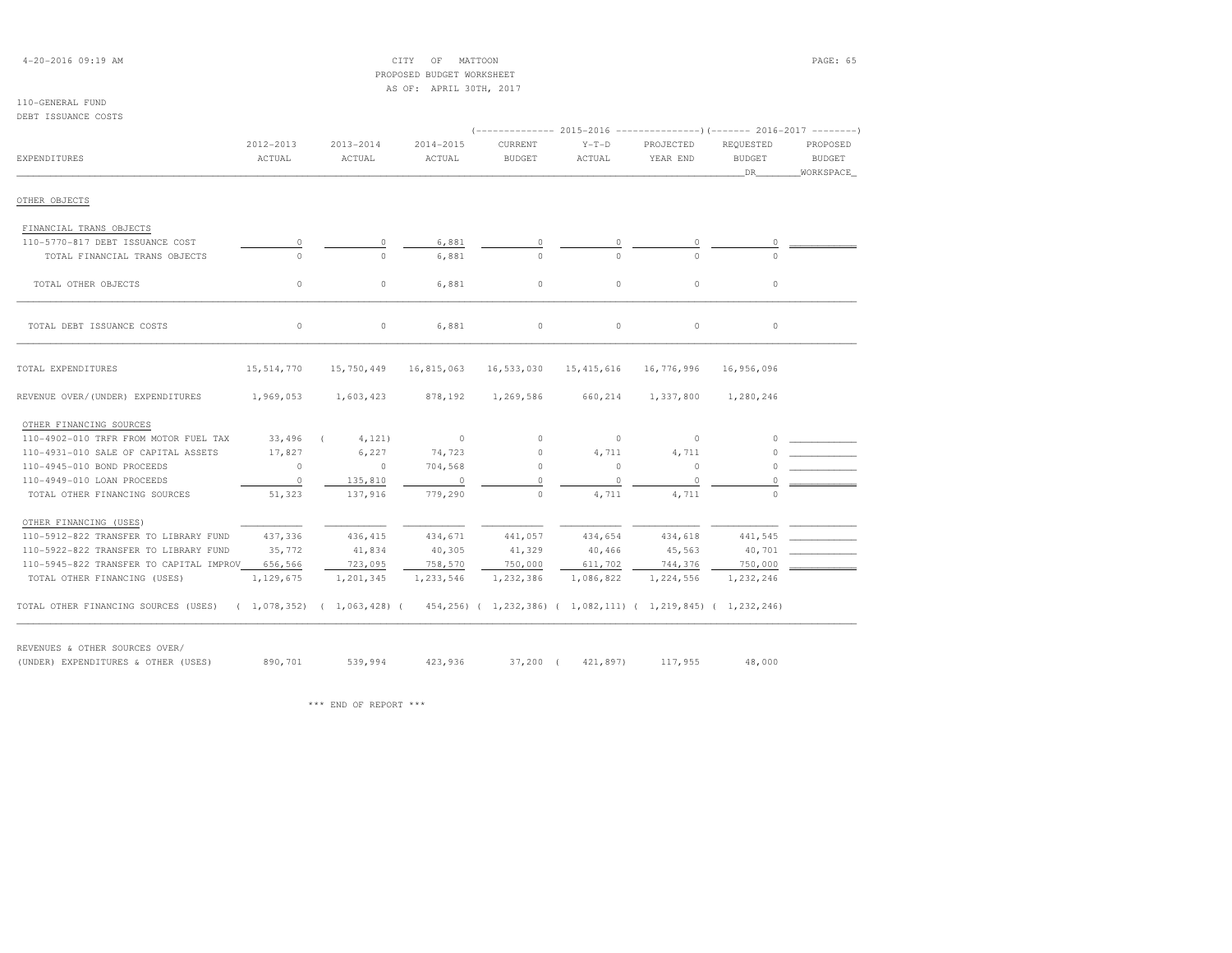CITY OF MATTOON
PROPOSED BUDGET WORKSHEET
AS OF: APRIL 30TH, 2017

110-GENERAL FUND
DEBT ISSUANCE COSTS

| EXPENDITURES | 2012-2013 ACTUAL | 2013-2014 ACTUAL | 2014-2015 ACTUAL | 2015-2016 CURRENT BUDGET | 2015-2016 Y-T-D ACTUAL | 2015-2016 PROJECTED YEAR END | 2016-2017 REQUESTED BUDGET DR | 2016-2017 PROPOSED BUDGET WORKSPACE |
|---|---|---|---|---|---|---|---|---|
| OTHER OBJECTS | | | | | | | | |
| FINANCIAL TRANS OBJECTS | | | | | | | | |
| 110-5770-817 DEBT ISSUANCE COST | 0 | 0 | 6,881 | 0 | 0 | 0 | 0 | |
| TOTAL FINANCIAL TRANS OBJECTS | 0 | 0 | 6,881 | 0 | 0 | 0 | 0 | |
| TOTAL OTHER OBJECTS | 0 | 0 | 6,881 | 0 | 0 | 0 | 0 | |
| TOTAL DEBT ISSUANCE COSTS | 0 | 0 | 6,881 | 0 | 0 | 0 | 0 | |
| TOTAL EXPENDITURES | 15,514,770 | 15,750,449 | 16,815,063 | 16,533,030 | 15,415,616 | 16,776,996 | 16,956,096 | |
| REVENUE OVER/(UNDER) EXPENDITURES | 1,969,053 | 1,603,423 | 878,192 | 1,269,586 | 660,214 | 1,337,800 | 1,280,246 | |
| OTHER FINANCING SOURCES | | | | | | | | |
| 110-4902-010 TRFR FROM MOTOR FUEL TAX | 33,496 | ( 4,121) | 0 | 0 | 0 | 0 | 0 | |
| 110-4931-010 SALE OF CAPITAL ASSETS | 17,827 | 6,227 | 74,723 | 0 | 4,711 | 4,711 | 0 | |
| 110-4945-010 BOND PROCEEDS | 0 | 0 | 704,568 | 0 | 0 | 0 | 0 | |
| 110-4949-010 LOAN PROCEEDS | 0 | 135,810 | 0 | 0 | 0 | 0 | 0 | |
| TOTAL OTHER FINANCING SOURCES | 51,323 | 137,916 | 779,290 | 0 | 4,711 | 4,711 | 0 | |
| OTHER FINANCING (USES) | | | | | | | | |
| 110-5912-822 TRANSFER TO LIBRARY FUND | 437,336 | 436,415 | 434,671 | 441,057 | 434,654 | 434,618 | 441,545 | |
| 110-5922-822 TRANSFER TO LIBRARY FUND | 35,772 | 41,834 | 40,305 | 41,329 | 40,466 | 45,563 | 40,701 | |
| 110-5945-822 TRANSFER TO CAPITAL IMPROV | 656,566 | 723,095 | 758,570 | 750,000 | 611,702 | 744,376 | 750,000 | |
| TOTAL OTHER FINANCING (USES) | 1,129,675 | 1,201,345 | 1,233,546 | 1,232,386 | 1,086,822 | 1,224,556 | 1,232,246 | |
| TOTAL OTHER FINANCING SOURCES (USES) | ( 1,078,352) | ( 1,063,428) | ( 454,256) | ( 1,232,386) | ( 1,082,111) | ( 1,219,845) | ( 1,232,246) | |
| REVENUES & OTHER SOURCES OVER/ (UNDER) EXPENDITURES & OTHER (USES) | 890,701 | 539,994 | 423,936 | 37,200 | ( 421,897) | 117,955 | 48,000 | |

\*\*\* END OF REPORT \*\*\*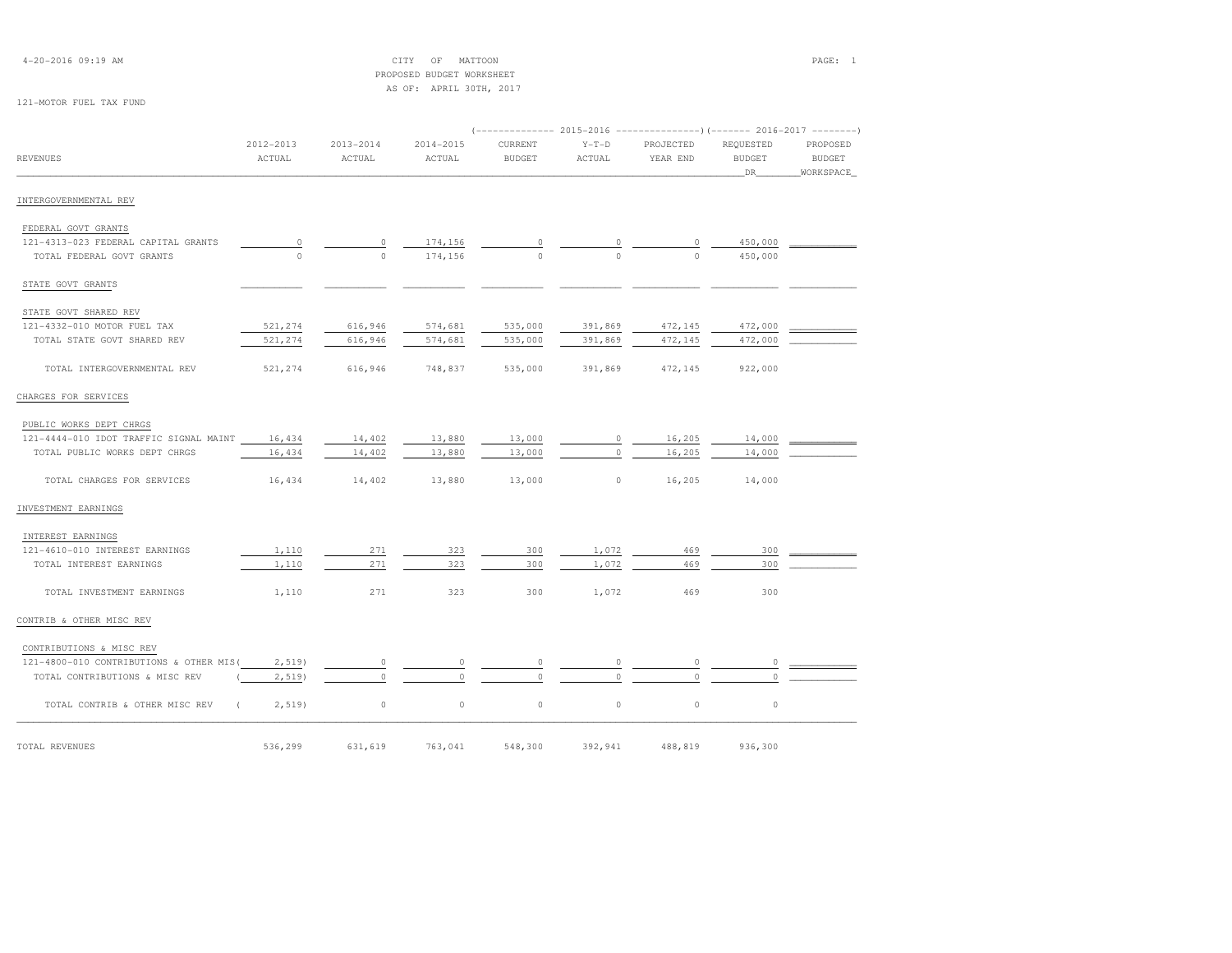CITY OF MATTOON
PROPOSED BUDGET WORKSHEET
AS OF: APRIL 30TH, 2017

121-MOTOR FUEL TAX FUND

| REVENUES | 2012-2013 ACTUAL | 2013-2014 ACTUAL | 2014-2015 ACTUAL | 2015-2016 CURRENT BUDGET | 2015-2016 Y-T-D ACTUAL | 2015-2016 PROJECTED YEAR END | 2016-2017 REQUESTED BUDGET DR | 2016-2017 PROPOSED BUDGET WORKSPACE |
|---|---|---|---|---|---|---|---|---|
| INTERGOVERNMENTAL REV | | | | | | | | |
| FEDERAL GOVT GRANTS | | | | | | | | |
| 121-4313-023 FEDERAL CAPITAL GRANTS | 0 | 0 | 174,156 | 0 | 0 | 0 | 450,000 | |
| TOTAL FEDERAL GOVT GRANTS | 0 | 0 | 174,156 | 0 | 0 | 0 | 450,000 | |
| STATE GOVT GRANTS | | | | | | | | |
| STATE GOVT SHARED REV | | | | | | | | |
| 121-4332-010 MOTOR FUEL TAX | 521,274 | 616,946 | 574,681 | 535,000 | 391,869 | 472,145 | 472,000 | |
| TOTAL STATE GOVT SHARED REV | 521,274 | 616,946 | 574,681 | 535,000 | 391,869 | 472,145 | 472,000 | |
| TOTAL INTERGOVERNMENTAL REV | 521,274 | 616,946 | 748,837 | 535,000 | 391,869 | 472,145 | 922,000 | |
| CHARGES FOR SERVICES | | | | | | | | |
| PUBLIC WORKS DEPT CHRGS | | | | | | | | |
| 121-4444-010 IDOT TRAFFIC SIGNAL MAINT | 16,434 | 14,402 | 13,880 | 13,000 | 0 | 16,205 | 14,000 | |
| TOTAL PUBLIC WORKS DEPT CHRGS | 16,434 | 14,402 | 13,880 | 13,000 | 0 | 16,205 | 14,000 | |
| TOTAL CHARGES FOR SERVICES | 16,434 | 14,402 | 13,880 | 13,000 | 0 | 16,205 | 14,000 | |
| INVESTMENT EARNINGS | | | | | | | | |
| INTEREST EARNINGS | | | | | | | | |
| 121-4610-010 INTEREST EARNINGS | 1,110 | 271 | 323 | 300 | 1,072 | 469 | 300 | |
| TOTAL INTEREST EARNINGS | 1,110 | 271 | 323 | 300 | 1,072 | 469 | 300 | |
| TOTAL INVESTMENT EARNINGS | 1,110 | 271 | 323 | 300 | 1,072 | 469 | 300 | |
| CONTRIB & OTHER MISC REV | | | | | | | | |
| CONTRIBUTIONS & MISC REV | | | | | | | | |
| 121-4800-010 CONTRIBUTIONS & OTHER MIS | ( 2,519) | 0 | 0 | 0 | 0 | 0 | 0 | |
| TOTAL CONTRIBUTIONS & MISC REV | ( 2,519) | 0 | 0 | 0 | 0 | 0 | 0 | |
| TOTAL CONTRIB & OTHER MISC REV | ( 2,519) | 0 | 0 | 0 | 0 | 0 | 0 | |
| TOTAL REVENUES | 536,299 | 631,619 | 763,041 | 548,300 | 392,941 | 488,819 | 936,300 | |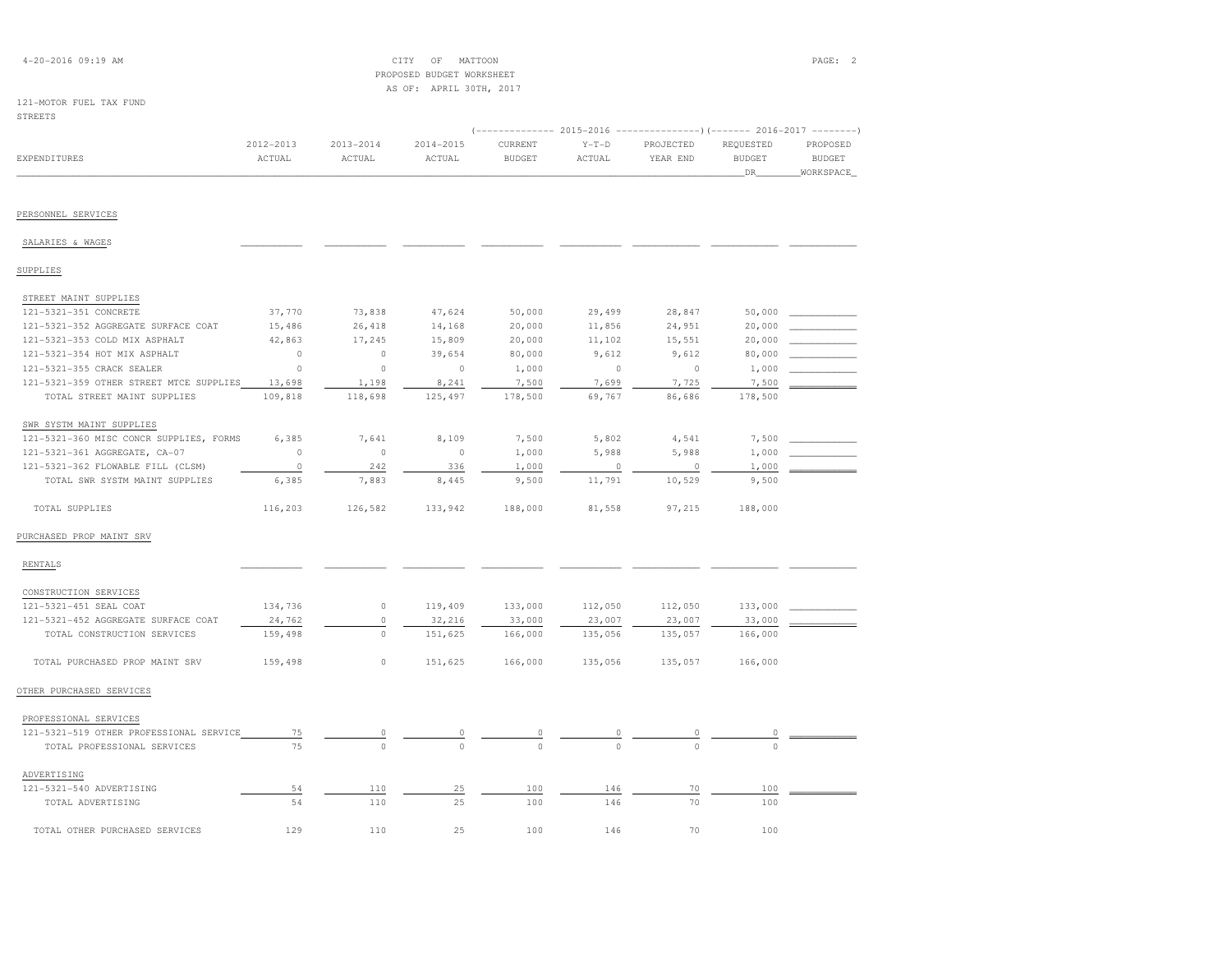CITY OF MATTOON
PROPOSED BUDGET WORKSHEET
AS OF: APRIL 30TH, 2017

121-MOTOR FUEL TAX FUND
STREETS

| EXPENDITURES | 2012-2013 ACTUAL | 2013-2014 ACTUAL | 2014-2015 ACTUAL | 2015-2016 CURRENT BUDGET | 2015-2016 Y-T-D ACTUAL | 2015-2016 PROJECTED YEAR END | 2016-2017 REQUESTED BUDGET DR | 2016-2017 PROPOSED BUDGET WORKSPACE |
|---|---|---|---|---|---|---|---|---|
| PERSONNEL SERVICES | | | | | | | | |
| SALARIES & WAGES | | | | | | | | |
| SUPPLIES | | | | | | | | |
| STREET MAINT SUPPLIES | | | | | | | | |
| 121-5321-351 CONCRETE | 37,770 | 73,838 | 47,624 | 50,000 | 29,499 | 28,847 | 50,000 | |
| 121-5321-352 AGGREGATE SURFACE COAT | 15,486 | 26,418 | 14,168 | 20,000 | 11,856 | 24,951 | 20,000 | |
| 121-5321-353 COLD MIX ASPHALT | 42,863 | 17,245 | 15,809 | 20,000 | 11,102 | 15,551 | 20,000 | |
| 121-5321-354 HOT MIX ASPHALT | 0 | 0 | 39,654 | 80,000 | 9,612 | 9,612 | 80,000 | |
| 121-5321-355 CRACK SEALER | 0 | 0 | 0 | 1,000 | 0 | 0 | 1,000 | |
| 121-5321-359 OTHER STREET MTCE SUPPLIES | 13,698 | 1,198 | 8,241 | 7,500 | 7,699 | 7,725 | 7,500 | |
| TOTAL STREET MAINT SUPPLIES | 109,818 | 118,698 | 125,497 | 178,500 | 69,767 | 86,686 | 178,500 | |
| SWR SYSTM MAINT SUPPLIES | | | | | | | | |
| 121-5321-360 MISC CONCR SUPPLIES, FORMS | 6,385 | 7,641 | 8,109 | 7,500 | 5,802 | 4,541 | 7,500 | |
| 121-5321-361 AGGREGATE, CA-07 | 0 | 0 | 0 | 1,000 | 5,988 | 5,988 | 1,000 | |
| 121-5321-362 FLOWABLE FILL (CLSM) | 0 | 242 | 336 | 1,000 | 0 | 0 | 1,000 | |
| TOTAL SWR SYSTM MAINT SUPPLIES | 6,385 | 7,883 | 8,445 | 9,500 | 11,791 | 10,529 | 9,500 | |
| TOTAL SUPPLIES | 116,203 | 126,582 | 133,942 | 188,000 | 81,558 | 97,215 | 188,000 | |
| PURCHASED PROP MAINT SRV | | | | | | | | |
| RENTALS | | | | | | | | |
| CONSTRUCTION SERVICES | | | | | | | | |
| 121-5321-451 SEAL COAT | 134,736 | 0 | 119,409 | 133,000 | 112,050 | 112,050 | 133,000 | |
| 121-5321-452 AGGREGATE SURFACE COAT | 24,762 | 0 | 32,216 | 33,000 | 23,007 | 23,007 | 33,000 | |
| TOTAL CONSTRUCTION SERVICES | 159,498 | 0 | 151,625 | 166,000 | 135,056 | 135,057 | 166,000 | |
| TOTAL PURCHASED PROP MAINT SRV | 159,498 | 0 | 151,625 | 166,000 | 135,056 | 135,057 | 166,000 | |
| OTHER PURCHASED SERVICES | | | | | | | | |
| PROFESSIONAL SERVICES | | | | | | | | |
| 121-5321-519 OTHER PROFESSIONAL SERVICE | 75 | 0 | 0 | 0 | 0 | 0 | 0 | |
| TOTAL PROFESSIONAL SERVICES | 75 | 0 | 0 | 0 | 0 | 0 | 0 | |
| ADVERTISING | | | | | | | | |
| 121-5321-540 ADVERTISING | 54 | 110 | 25 | 100 | 146 | 70 | 100 | |
| TOTAL ADVERTISING | 54 | 110 | 25 | 100 | 146 | 70 | 100 | |
| TOTAL OTHER PURCHASED SERVICES | 129 | 110 | 25 | 100 | 146 | 70 | 100 | |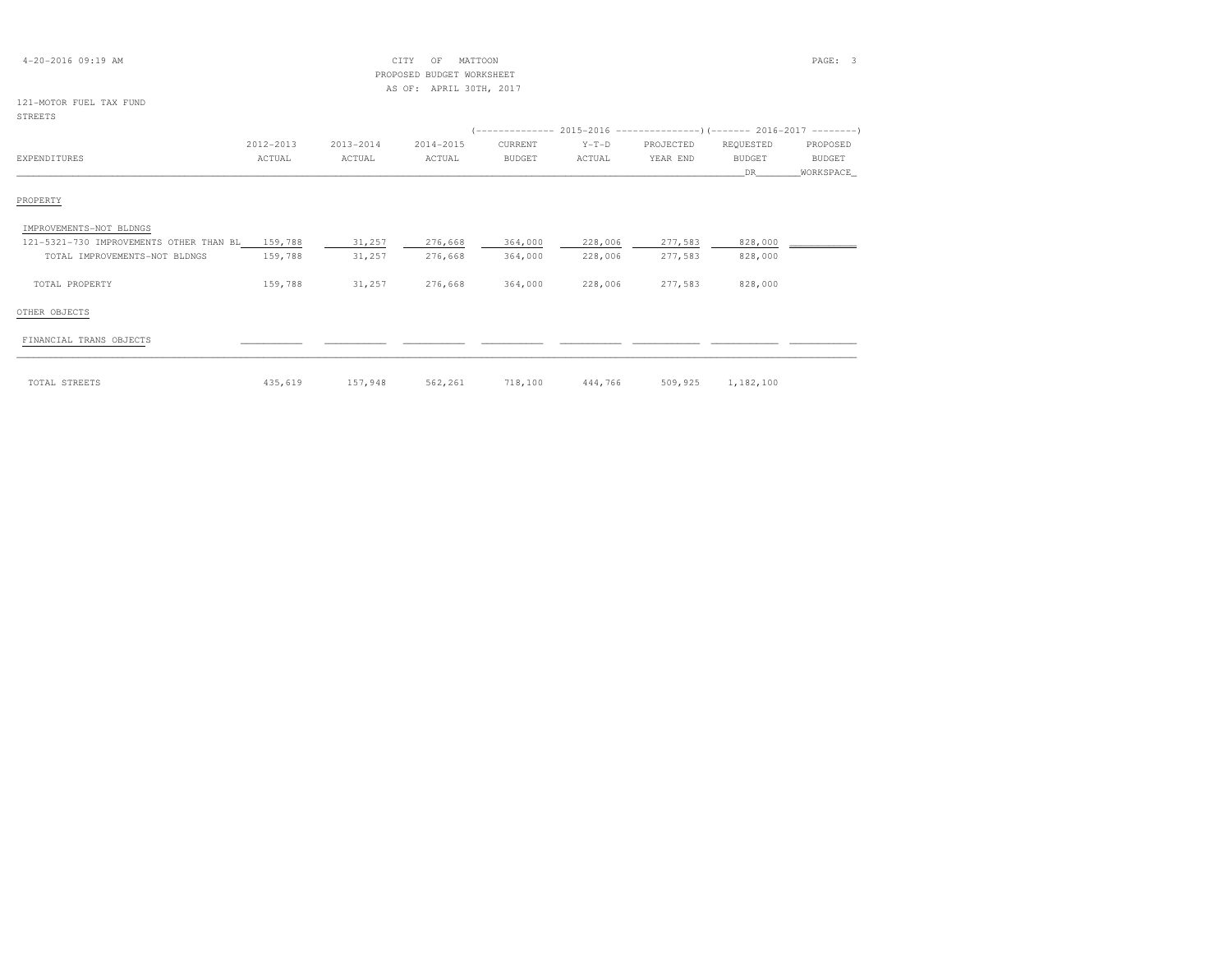CITY OF MATTOON
PROPOSED BUDGET WORKSHEET
AS OF: APRIL 30TH, 2017

121-MOTOR FUEL TAX FUND
STREETS

| EXPENDITURES | 2012-2013 ACTUAL | 2013-2014 ACTUAL | 2014-2015 ACTUAL | 2015-2016 CURRENT BUDGET | 2015-2016 Y-T-D ACTUAL | 2015-2016 PROJECTED YEAR END | 2016-2017 REQUESTED BUDGET DR | 2016-2017 PROPOSED BUDGET WORKSPACE |
|---|---|---|---|---|---|---|---|---|
| PROPERTY | | | | | | | | |
| IMPROVEMENTS-NOT BLDNGS | | | | | | | | |
| 121-5321-730 IMPROVEMENTS OTHER THAN BL | 159,788 | 31,257 | 276,668 | 364,000 | 228,006 | 277,583 | 828,000 | |
| TOTAL IMPROVEMENTS-NOT BLDNGS | 159,788 | 31,257 | 276,668 | 364,000 | 228,006 | 277,583 | 828,000 | |
| TOTAL PROPERTY | 159,788 | 31,257 | 276,668 | 364,000 | 228,006 | 277,583 | 828,000 | |
| OTHER OBJECTS | | | | | | | | |
| FINANCIAL TRANS OBJECTS | | | | | | | | |
| TOTAL STREETS | 435,619 | 157,948 | 562,261 | 718,100 | 444,766 | 509,925 | 1,182,100 | |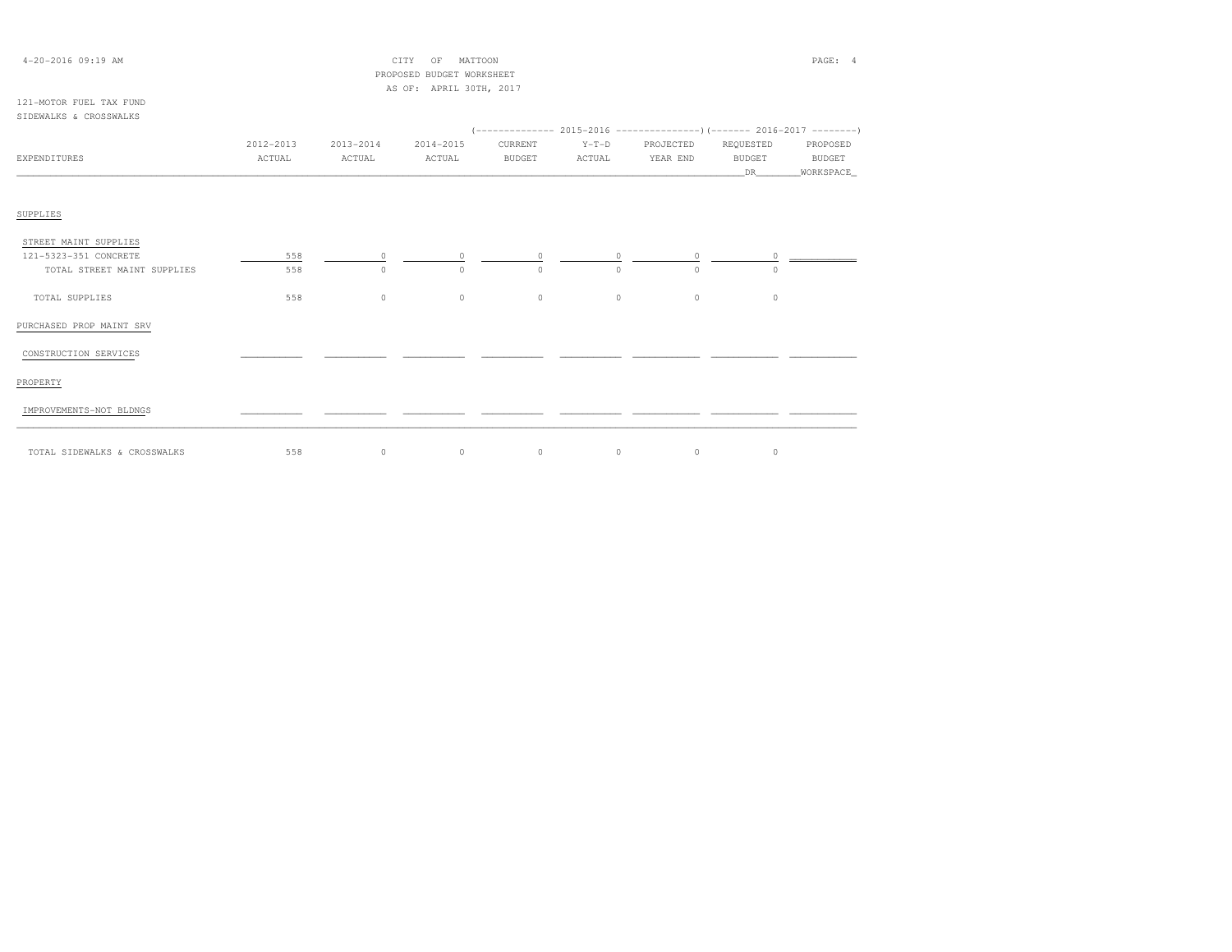CITY OF MATTOON
PROPOSED BUDGET WORKSHEET
AS OF: APRIL 30TH, 2017

121-MOTOR FUEL TAX FUND
SIDEWALKS & CROSSWALKS

| EXPENDITURES | 2012-2013 ACTUAL | 2013-2014 ACTUAL | 2014-2015 ACTUAL | 2015-2016 CURRENT BUDGET | 2015-2016 Y-T-D ACTUAL | 2015-2016 PROJECTED YEAR END | 2016-2017 REQUESTED BUDGET DR | 2016-2017 PROPOSED BUDGET WORKSPACE |
|---|---|---|---|---|---|---|---|---|
| SUPPLIES | | | | | | | | |
| STREET MAINT SUPPLIES | | | | | | | | |
| 121-5323-351 CONCRETE | 558 | 0 | 0 | 0 | 0 | 0 | 0 | |
| TOTAL STREET MAINT SUPPLIES | 558 | 0 | 0 | 0 | 0 | 0 | 0 | |
| TOTAL SUPPLIES | 558 | 0 | 0 | 0 | 0 | 0 | 0 | |
| PURCHASED PROP MAINT SRV | | | | | | | | |
| CONSTRUCTION SERVICES | | | | | | | | |
| PROPERTY | | | | | | | | |
| IMPROVEMENTS-NOT BLDNGS | | | | | | | | |
| TOTAL SIDEWALKS & CROSSWALKS | 558 | 0 | 0 | 0 | 0 | 0 | 0 | |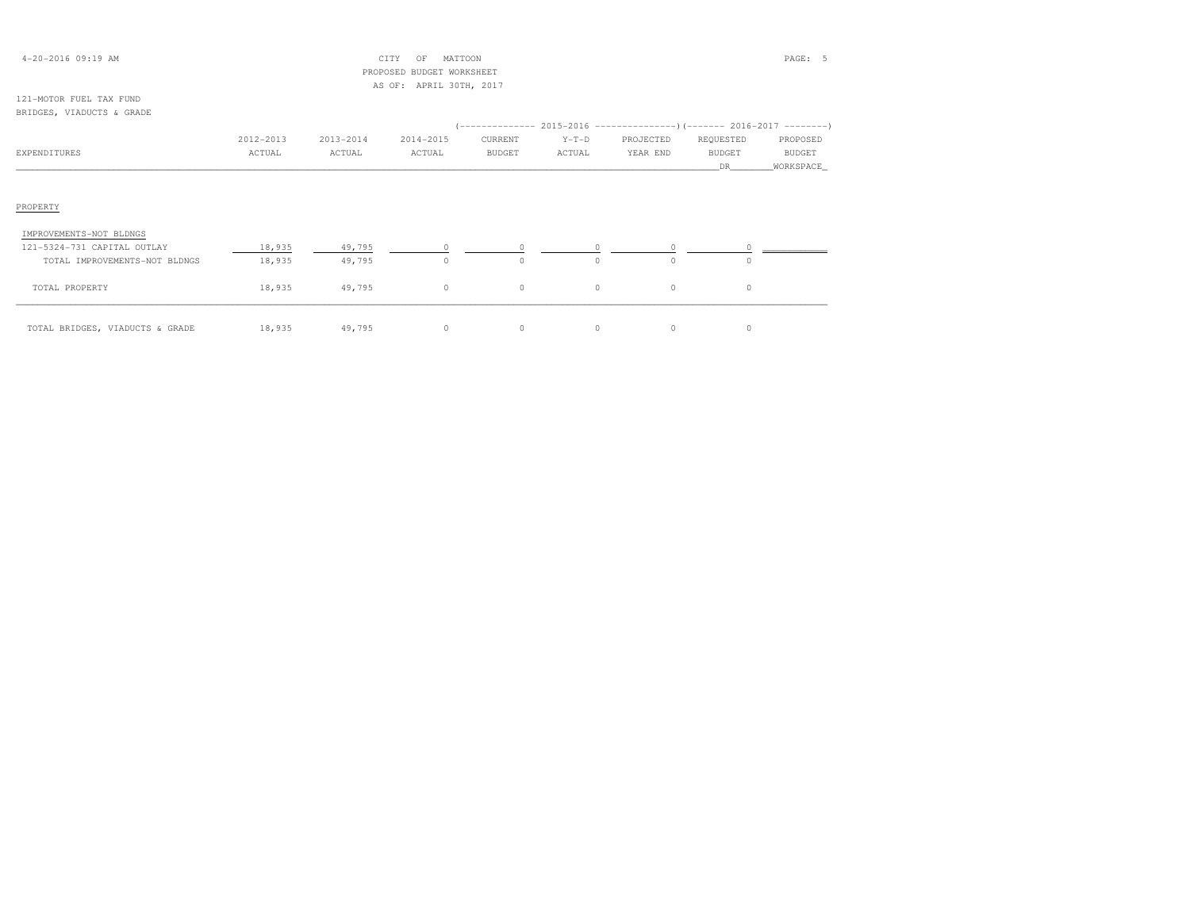CITY OF MATTOON
PROPOSED BUDGET WORKSHEET
AS OF: APRIL 30TH, 2017

121-MOTOR FUEL TAX FUND
BRIDGES, VIADUCTS & GRADE

| EXPENDITURES | 2012-2013 ACTUAL | 2013-2014 ACTUAL | 2014-2015 ACTUAL | 2015-2016 CURRENT BUDGET | 2015-2016 Y-T-D ACTUAL | 2015-2016 PROJECTED YEAR END | 2016-2017 REQUESTED BUDGET DR | 2016-2017 PROPOSED BUDGET WORKSPACE |
|---|---|---|---|---|---|---|---|---|
| PROPERTY | | | | | | | | |
| IMPROVEMENTS-NOT BLDNGS | | | | | | | | |
| 121-5324-731 CAPITAL OUTLAY | 18,935 | 49,795 | 0 | 0 | 0 | 0 | 0 | |
| TOTAL IMPROVEMENTS-NOT BLDNGS | 18,935 | 49,795 | 0 | 0 | 0 | 0 | 0 | |
| TOTAL PROPERTY | 18,935 | 49,795 | 0 | 0 | 0 | 0 | 0 | |
| TOTAL BRIDGES, VIADUCTS & GRADE | 18,935 | 49,795 | 0 | 0 | 0 | 0 | 0 | |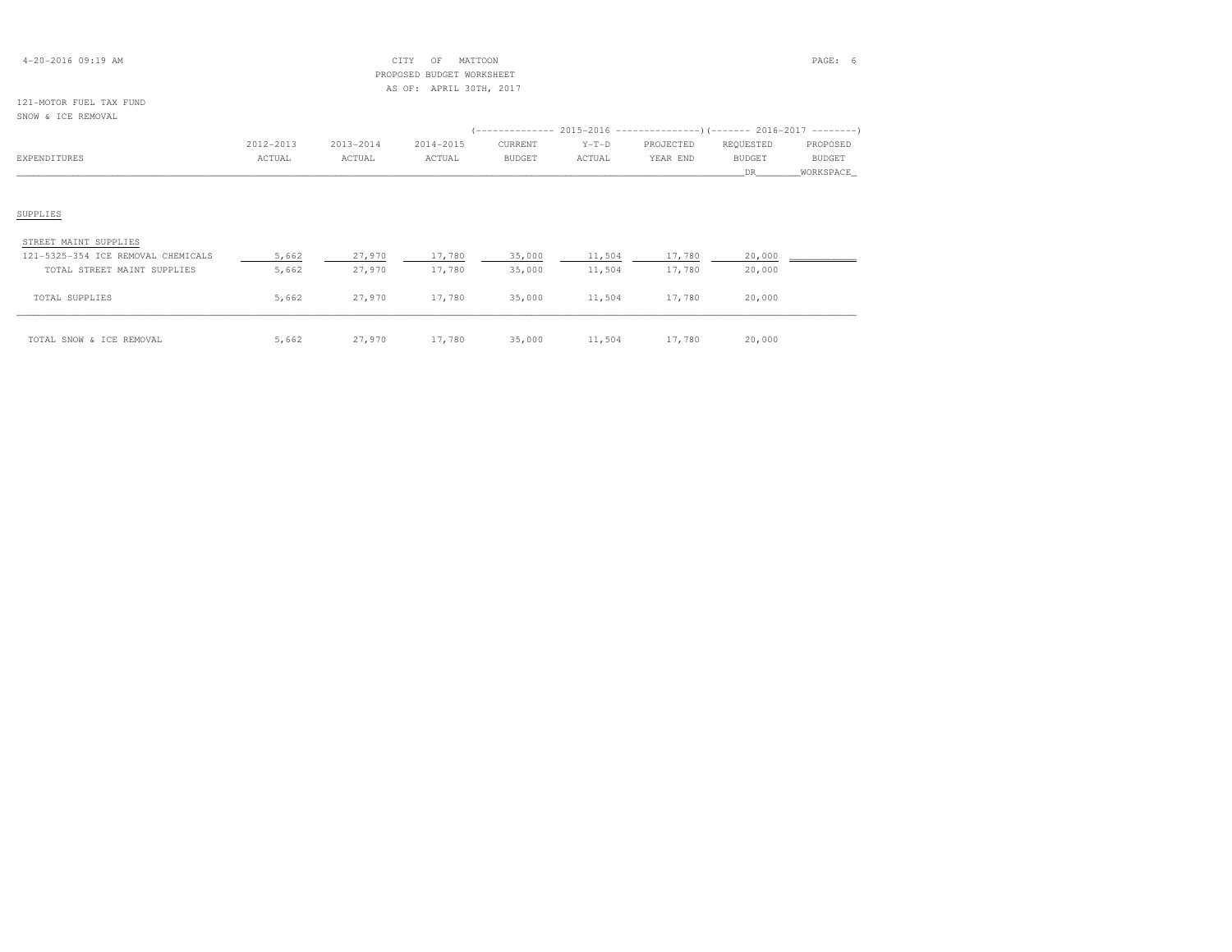CITY OF MATTOON
PROPOSED BUDGET WORKSHEET
AS OF: APRIL 30TH, 2017

121-MOTOR FUEL TAX FUND
SNOW & ICE REMOVAL

| EXPENDITURES | 2012-2013 ACTUAL | 2013-2014 ACTUAL | 2014-2015 ACTUAL | 2015-2016 CURRENT BUDGET | 2015-2016 Y-T-D ACTUAL | 2015-2016 PROJECTED YEAR END | 2016-2017 REQUESTED BUDGET DR | 2016-2017 PROPOSED BUDGET WORKSPACE |
|---|---|---|---|---|---|---|---|---|
| **SUPPLIES** | | | | | | | | |
| STREET MAINT SUPPLIES | | | | | | | | |
| 121-5325-354 ICE REMOVAL CHEMICALS | 5,662 | 27,970 | 17,780 | 35,000 | 11,504 | 17,780 | 20,000 | |
| TOTAL STREET MAINT SUPPLIES | 5,662 | 27,970 | 17,780 | 35,000 | 11,504 | 17,780 | 20,000 | |
| TOTAL SUPPLIES | 5,662 | 27,970 | 17,780 | 35,000 | 11,504 | 17,780 | 20,000 | |
| TOTAL SNOW & ICE REMOVAL | 5,662 | 27,970 | 17,780 | 35,000 | 11,504 | 17,780 | 20,000 | |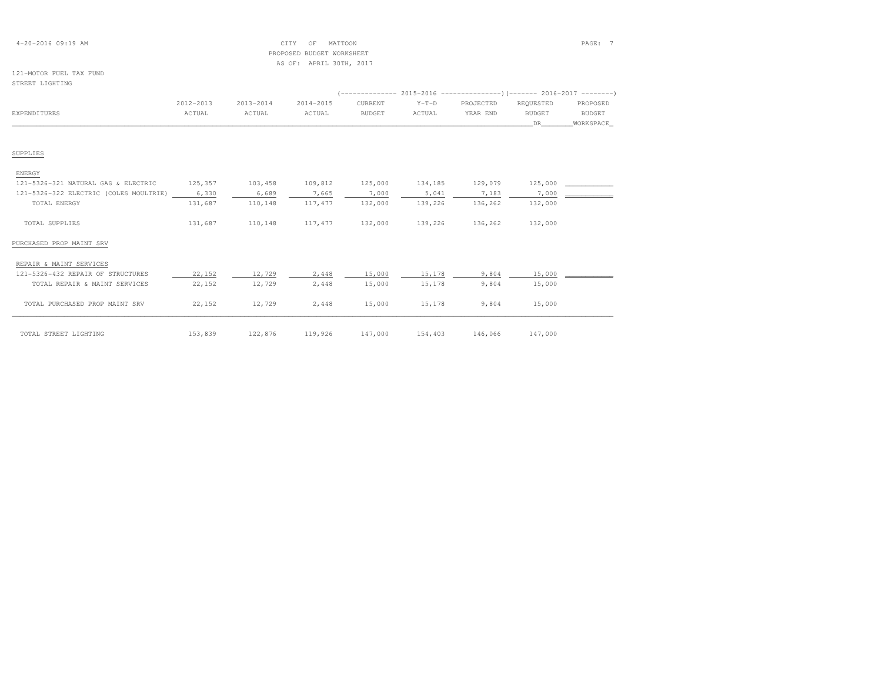CITY OF MATTOON
PROPOSED BUDGET WORKSHEET
AS OF: APRIL 30TH, 2017

121-MOTOR FUEL TAX FUND
STREET LIGHTING

| EXPENDITURES | 2012-2013 ACTUAL | 2013-2014 ACTUAL | 2014-2015 ACTUAL | 2015-2016 CURRENT BUDGET | 2015-2016 Y-T-D ACTUAL | 2015-2016 PROJECTED YEAR END | 2016-2017 REQUESTED BUDGET DR | 2016-2017 PROPOSED BUDGET WORKSPACE |
|---|---|---|---|---|---|---|---|---|
| SUPPLIES | | | | | | | | |
| ENERGY | | | | | | | | |
| 121-5326-321 NATURAL GAS & ELECTRIC | 125,357 | 103,458 | 109,812 | 125,000 | 134,185 | 129,079 | 125,000 | |
| 121-5326-322 ELECTRIC (COLES MOULTRIE) | 6,330 | 6,689 | 7,665 | 7,000 | 5,041 | 7,183 | 7,000 | |
| TOTAL ENERGY | 131,687 | 110,148 | 117,477 | 132,000 | 139,226 | 136,262 | 132,000 | |
| TOTAL SUPPLIES | 131,687 | 110,148 | 117,477 | 132,000 | 139,226 | 136,262 | 132,000 | |
| PURCHASED PROP MAINT SRV | | | | | | | | |
| REPAIR & MAINT SERVICES | | | | | | | | |
| 121-5326-432 REPAIR OF STRUCTURES | 22,152 | 12,729 | 2,448 | 15,000 | 15,178 | 9,804 | 15,000 | |
| TOTAL REPAIR & MAINT SERVICES | 22,152 | 12,729 | 2,448 | 15,000 | 15,178 | 9,804 | 15,000 | |
| TOTAL PURCHASED PROP MAINT SRV | 22,152 | 12,729 | 2,448 | 15,000 | 15,178 | 9,804 | 15,000 | |
| TOTAL STREET LIGHTING | 153,839 | 122,876 | 119,926 | 147,000 | 154,403 | 146,066 | 147,000 | |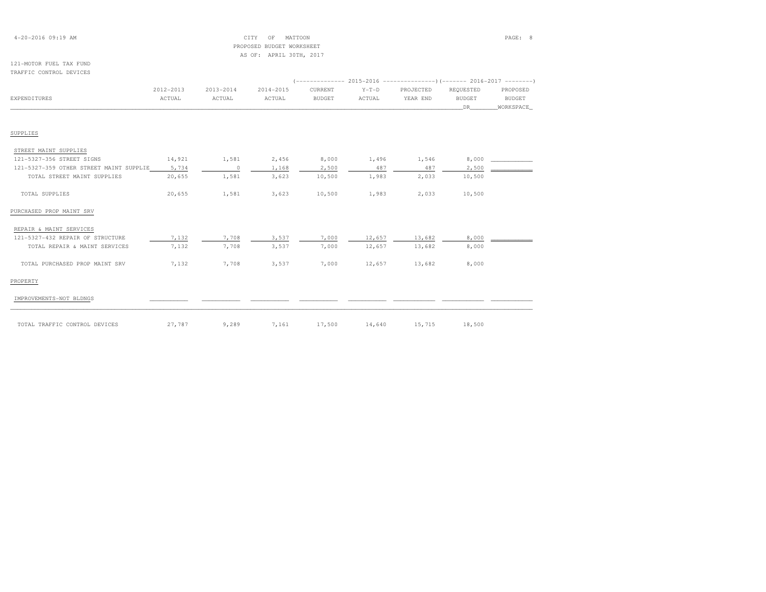CITY OF MATTOON
PROPOSED BUDGET WORKSHEET
AS OF: APRIL 30TH, 2017

121-MOTOR FUEL TAX FUND
TRAFFIC CONTROL DEVICES

| EXPENDITURES | 2012-2013 ACTUAL | 2013-2014 ACTUAL | 2014-2015 ACTUAL | 2015-2016 CURRENT BUDGET | 2015-2016 Y-T-D ACTUAL | 2015-2016 PROJECTED YEAR END | 2016-2017 REQUESTED BUDGET DR | 2016-2017 PROPOSED BUDGET WORKSPACE |
|---|---|---|---|---|---|---|---|---|
| SUPPLIES | | | | | | | | |
| STREET MAINT SUPPLIES | | | | | | | | |
| 121-5327-356 STREET SIGNS | 14,921 | 1,581 | 2,456 | 8,000 | 1,496 | 1,546 | 8,000 | |
| 121-5327-359 OTHER STREET MAINT SUPPLIE | 5,734 | 0 | 1,168 | 2,500 | 487 | 487 | 2,500 | |
| TOTAL STREET MAINT SUPPLIES | 20,655 | 1,581 | 3,623 | 10,500 | 1,983 | 2,033 | 10,500 | |
| TOTAL SUPPLIES | 20,655 | 1,581 | 3,623 | 10,500 | 1,983 | 2,033 | 10,500 | |
| PURCHASED PROP MAINT SRV | | | | | | | | |
| REPAIR & MAINT SERVICES | | | | | | | | |
| 121-5327-432 REPAIR OF STRUCTURE | 7,132 | 7,708 | 3,537 | 7,000 | 12,657 | 13,682 | 8,000 | |
| TOTAL REPAIR & MAINT SERVICES | 7,132 | 7,708 | 3,537 | 7,000 | 12,657 | 13,682 | 8,000 | |
| TOTAL PURCHASED PROP MAINT SRV | 7,132 | 7,708 | 3,537 | 7,000 | 12,657 | 13,682 | 8,000 | |
| PROPERTY | | | | | | | | |
| IMPROVEMENTS-NOT BLDNGS | | | | | | | | |
| TOTAL TRAFFIC CONTROL DEVICES | 27,787 | 9,289 | 7,161 | 17,500 | 14,640 | 15,715 | 18,500 | |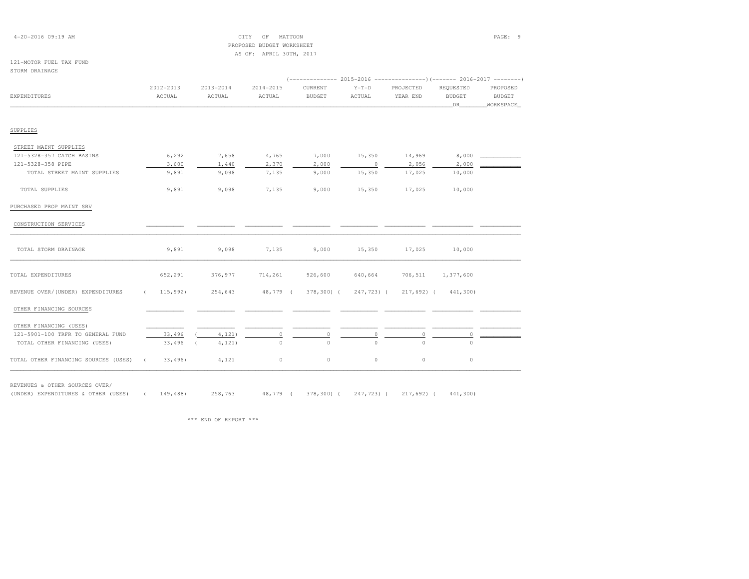CITY OF MATTOON
PROPOSED BUDGET WORKSHEET
AS OF: APRIL 30TH, 2017

121-MOTOR FUEL TAX FUND
STORM DRAINAGE

| EXPENDITURES | 2012-2013 ACTUAL | 2013-2014 ACTUAL | 2014-2015 ACTUAL | 2015-2016 CURRENT BUDGET | 2015-2016 Y-T-D ACTUAL | 2015-2016 PROJECTED YEAR END | 2016-2017 REQUESTED BUDGET DR | 2016-2017 PROPOSED BUDGET WORKSPACE |
|---|---|---|---|---|---|---|---|---|
| SUPPLIES | | | | | | | | |
| STREET MAINT SUPPLIES | | | | | | | | |
| 121-5328-357 CATCH BASINS | 6,292 | 7,658 | 4,765 | 7,000 | 15,350 | 14,969 | 8,000 | |
| 121-5328-358 PIPE | 3,600 | 1,440 | 2,370 | 2,000 | 0 | 2,056 | 2,000 | |
| TOTAL STREET MAINT SUPPLIES | 9,891 | 9,098 | 7,135 | 9,000 | 15,350 | 17,025 | 10,000 | |
| TOTAL SUPPLIES | 9,891 | 9,098 | 7,135 | 9,000 | 15,350 | 17,025 | 10,000 | |
| PURCHASED PROP MAINT SRV | | | | | | | | |
| CONSTRUCTION SERVICES | | | | | | | | |
| TOTAL STORM DRAINAGE | 9,891 | 9,098 | 7,135 | 9,000 | 15,350 | 17,025 | 10,000 | |
| TOTAL EXPENDITURES | 652,291 | 376,977 | 714,261 | 926,600 | 640,664 | 706,511 | 1,377,600 | |
| REVENUE OVER/(UNDER) EXPENDITURES | ( 115,992) | 254,643 | 48,779 | ( 378,300) | ( 247,723) | ( 217,692) | ( 441,300) | |
| OTHER FINANCING SOURCES | | | | | | | | |
| OTHER FINANCING (USES) | | | | | | | | |
| 121-5901-100 TRFR TO GENERAL FUND | 33,496 | ( 4,121) | 0 | 0 | 0 | 0 | 0 | |
| TOTAL OTHER FINANCING (USES) | 33,496 | ( 4,121) | 0 | 0 | 0 | 0 | 0 | |
| TOTAL OTHER FINANCING SOURCES (USES) | ( 33,496) | 4,121 | 0 | 0 | 0 | 0 | 0 | |
| REVENUES & OTHER SOURCES OVER/ (UNDER) EXPENDITURES & OTHER (USES) | ( 149,488) | 258,763 | 48,779 | ( 378,300) | ( 247,723) | ( 217,692) | ( 441,300) | |

\*\*\* END OF REPORT \*\*\*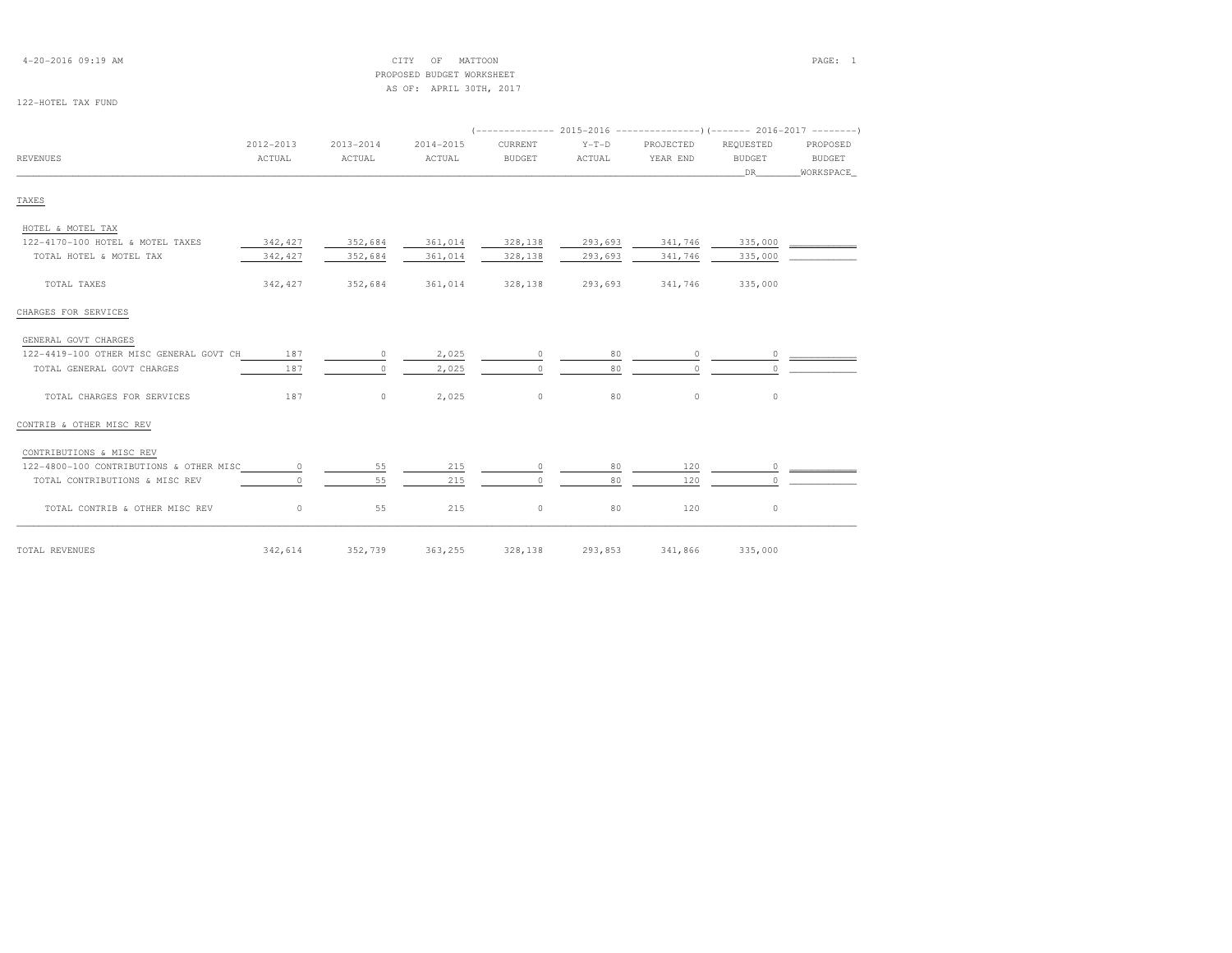CITY OF MATTOON
PROPOSED BUDGET WORKSHEET
AS OF: APRIL 30TH, 2017

122-HOTEL TAX FUND

| REVENUES | 2012-2013 ACTUAL | 2013-2014 ACTUAL | 2014-2015 ACTUAL | 2015-2016 CURRENT BUDGET | 2015-2016 Y-T-D ACTUAL | 2015-2016 PROJECTED YEAR END | 2016-2017 REQUESTED BUDGET DR | 2016-2017 PROPOSED BUDGET WORKSPACE |
|---|---|---|---|---|---|---|---|---|
| **TAXES** | | | | | | | | |
| HOTEL & MOTEL TAX | | | | | | | | |
| 122-4170-100 HOTEL & MOTEL TAXES | 342,427 | 352,684 | 361,014 | 328,138 | 293,693 | 341,746 | 335,000 | |
| TOTAL HOTEL & MOTEL TAX | 342,427 | 352,684 | 361,014 | 328,138 | 293,693 | 341,746 | 335,000 | |
| TOTAL TAXES | 342,427 | 352,684 | 361,014 | 328,138 | 293,693 | 341,746 | 335,000 | |
| **CHARGES FOR SERVICES** | | | | | | | | |
| GENERAL GOVT CHARGES | | | | | | | | |
| 122-4419-100 OTHER MISC GENERAL GOVT CH | 187 | 0 | 2,025 | 0 | 80 | 0 | 0 | |
| TOTAL GENERAL GOVT CHARGES | 187 | 0 | 2,025 | 0 | 80 | 0 | 0 | |
| TOTAL CHARGES FOR SERVICES | 187 | 0 | 2,025 | 0 | 80 | 0 | 0 | |
| **CONTRIB & OTHER MISC REV** | | | | | | | | |
| CONTRIBUTIONS & MISC REV | | | | | | | | |
| 122-4800-100 CONTRIBUTIONS & OTHER MISC | 0 | 55 | 215 | 0 | 80 | 120 | 0 | |
| TOTAL CONTRIBUTIONS & MISC REV | 0 | 55 | 215 | 0 | 80 | 120 | 0 | |
| TOTAL CONTRIB & OTHER MISC REV | 0 | 55 | 215 | 0 | 80 | 120 | 0 | |
| TOTAL REVENUES | 342,614 | 352,739 | 363,255 | 328,138 | 293,853 | 341,866 | 335,000 | |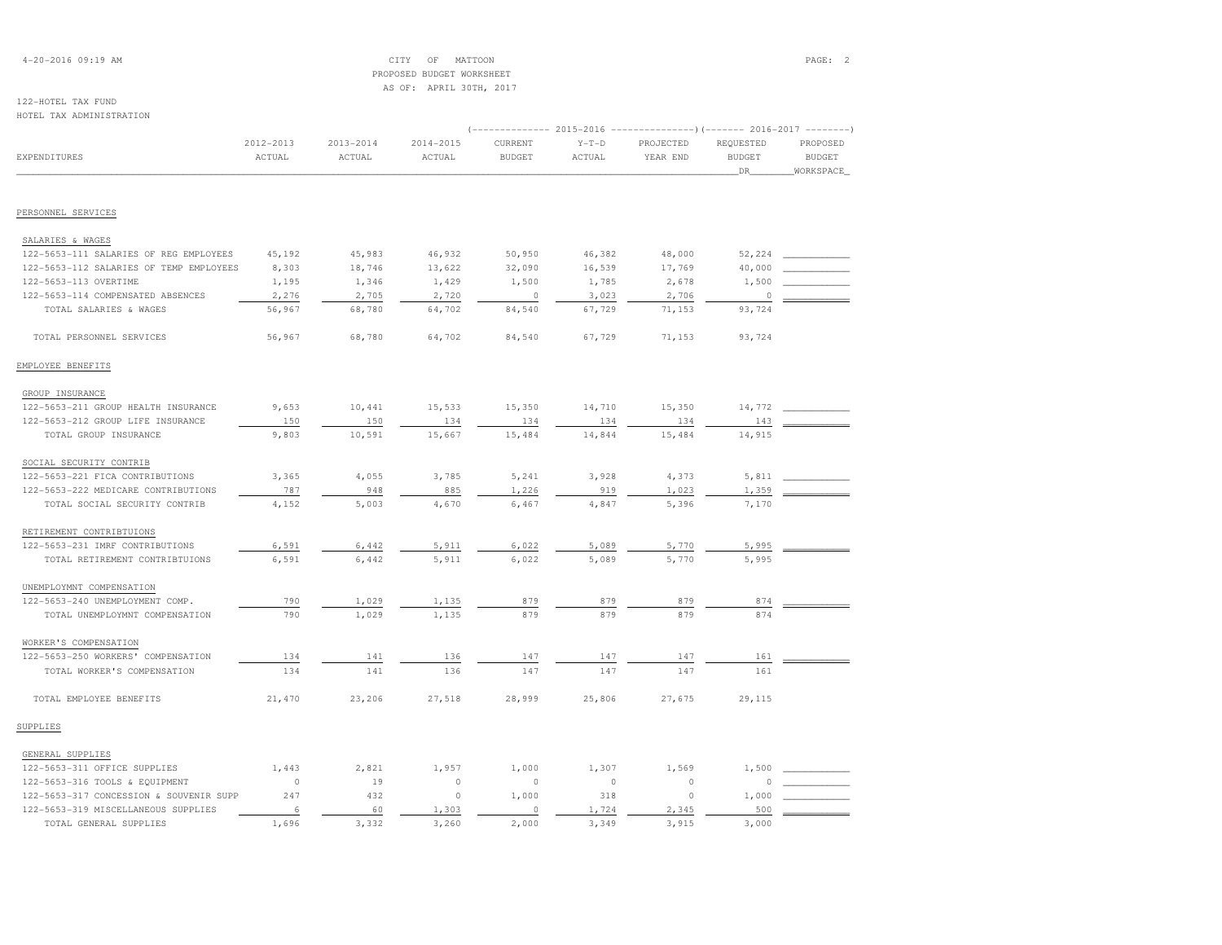CITY OF MATTOON
PROPOSED BUDGET WORKSHEET
AS OF: APRIL 30TH, 2017

122-HOTEL TAX FUND
HOTEL TAX ADMINISTRATION

| EXPENDITURES | 2012-2013 ACTUAL | 2013-2014 ACTUAL | 2014-2015 ACTUAL | 2015-2016 CURRENT BUDGET | 2015-2016 Y-T-D ACTUAL | 2015-2016 PROJECTED YEAR END | 2016-2017 REQUESTED BUDGET DR | 2016-2017 PROPOSED BUDGET WORKSPACE |
|---|---|---|---|---|---|---|---|---|
| **PERSONNEL SERVICES** | | | | | | | | |
| SALARIES & WAGES | | | | | | | | |
| 122-5653-111 SALARIES OF REG EMPLOYEES | 45,192 | 45,983 | 46,932 | 50,950 | 46,382 | 48,000 | 52,224 | |
| 122-5653-112 SALARIES OF TEMP EMPLOYEES | 8,303 | 18,746 | 13,622 | 32,090 | 16,539 | 17,769 | 40,000 | |
| 122-5653-113 OVERTIME | 1,195 | 1,346 | 1,429 | 1,500 | 1,785 | 2,678 | 1,500 | |
| 122-5653-114 COMPENSATED ABSENCES | 2,276 | 2,705 | 2,720 | 0 | 3,023 | 2,706 | 0 | |
| TOTAL SALARIES & WAGES | 56,967 | 68,780 | 64,702 | 84,540 | 67,729 | 71,153 | 93,724 | |
| TOTAL PERSONNEL SERVICES | 56,967 | 68,780 | 64,702 | 84,540 | 67,729 | 71,153 | 93,724 | |
| **EMPLOYEE BENEFITS** | | | | | | | | |
| GROUP INSURANCE | | | | | | | | |
| 122-5653-211 GROUP HEALTH INSURANCE | 9,653 | 10,441 | 15,533 | 15,350 | 14,710 | 15,350 | 14,772 | |
| 122-5653-212 GROUP LIFE INSURANCE | 150 | 150 | 134 | 134 | 134 | 134 | 143 | |
| TOTAL GROUP INSURANCE | 9,803 | 10,591 | 15,667 | 15,484 | 14,844 | 15,484 | 14,915 | |
| SOCIAL SECURITY CONTRIB | | | | | | | | |
| 122-5653-221 FICA CONTRIBUTIONS | 3,365 | 4,055 | 3,785 | 5,241 | 3,928 | 4,373 | 5,811 | |
| 122-5653-222 MEDICARE CONTRIBUTIONS | 787 | 948 | 885 | 1,226 | 919 | 1,023 | 1,359 | |
| TOTAL SOCIAL SECURITY CONTRIB | 4,152 | 5,003 | 4,670 | 6,467 | 4,847 | 5,396 | 7,170 | |
| RETIREMENT CONTRIBTUIONS | | | | | | | | |
| 122-5653-231 IMRF CONTRIBUTIONS | 6,591 | 6,442 | 5,911 | 6,022 | 5,089 | 5,770 | 5,995 | |
| TOTAL RETIREMENT CONTRIBTUIONS | 6,591 | 6,442 | 5,911 | 6,022 | 5,089 | 5,770 | 5,995 | |
| UNEMPLOYMNT COMPENSATION | | | | | | | | |
| 122-5653-240 UNEMPLOYMENT COMP. | 790 | 1,029 | 1,135 | 879 | 879 | 879 | 874 | |
| TOTAL UNEMPLOYMNT COMPENSATION | 790 | 1,029 | 1,135 | 879 | 879 | 879 | 874 | |
| WORKER'S COMPENSATION | | | | | | | | |
| 122-5653-250 WORKERS' COMPENSATION | 134 | 141 | 136 | 147 | 147 | 147 | 161 | |
| TOTAL WORKER'S COMPENSATION | 134 | 141 | 136 | 147 | 147 | 147 | 161 | |
| TOTAL EMPLOYEE BENEFITS | 21,470 | 23,206 | 27,518 | 28,999 | 25,806 | 27,675 | 29,115 | |
| **SUPPLIES** | | | | | | | | |
| GENERAL SUPPLIES | | | | | | | | |
| 122-5653-311 OFFICE SUPPLIES | 1,443 | 2,821 | 1,957 | 1,000 | 1,307 | 1,569 | 1,500 | |
| 122-5653-316 TOOLS & EQUIPMENT | 0 | 19 | 0 | 0 | 0 | 0 | 0 | |
| 122-5653-317 CONCESSION & SOUVENIR SUPP | 247 | 432 | 0 | 1,000 | 318 | 0 | 1,000 | |
| 122-5653-319 MISCELLANEOUS SUPPLIES | 6 | 60 | 1,303 | 0 | 1,724 | 2,345 | 500 | |
| TOTAL GENERAL SUPPLIES | 1,696 | 3,332 | 3,260 | 2,000 | 3,349 | 3,915 | 3,000 | |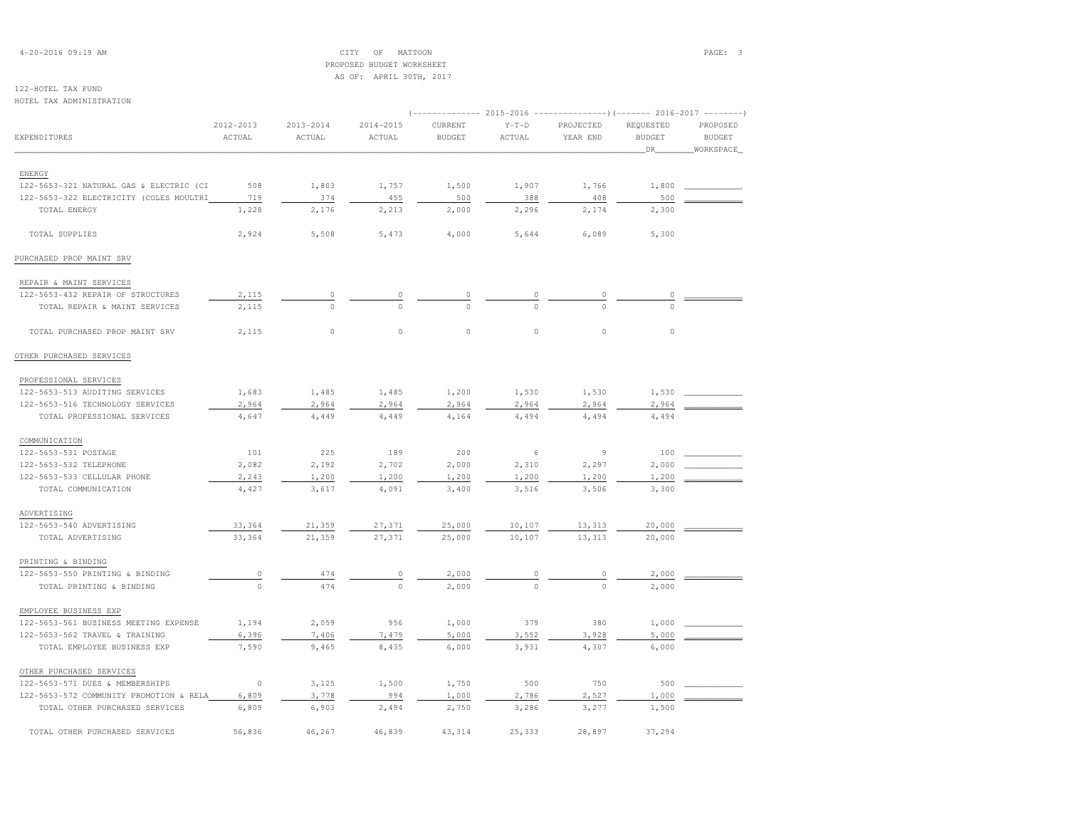CITY OF MATTOON
PROPOSED BUDGET WORKSHEET
AS OF: APRIL 30TH, 2017

4-20-2016 09:19 AM

122-HOTEL TAX FUND
HOTEL TAX ADMINISTRATION

| EXPENDITURES | 2012-2013 ACTUAL | 2013-2014 ACTUAL | 2014-2015 ACTUAL | 2015-2016 CURRENT BUDGET | 2015-2016 Y-T-D ACTUAL | 2015-2016 PROJECTED YEAR END | 2016-2017 REQUESTED BUDGET DR | 2016-2017 PROPOSED BUDGET WORKSPACE |
|---|---|---|---|---|---|---|---|---|
| ENERGY | | | | | | | | |
| 122-5653-321 NATURAL GAS & ELECTRIC (CI | 508 | 1,803 | 1,757 | 1,500 | 1,907 | 1,766 | 1,800 | |
| 122-5653-322 ELECTRICITY (COLES MOULTRI | 719 | 374 | 455 | 500 | 388 | 408 | 500 | |
| TOTAL ENERGY | 1,228 | 2,176 | 2,213 | 2,000 | 2,296 | 2,174 | 2,300 | |
| TOTAL SUPPLIES | 2,924 | 5,508 | 5,473 | 4,000 | 5,644 | 6,089 | 5,300 | |
| PURCHASED PROP MAINT SRV | | | | | | | | |
| REPAIR & MAINT SERVICES | | | | | | | | |
| 122-5653-432 REPAIR OF STRUCTURES | 2,115 | 0 | 0 | 0 | 0 | 0 | 0 | |
| TOTAL REPAIR & MAINT SERVICES | 2,115 | 0 | 0 | 0 | 0 | 0 | 0 | |
| TOTAL PURCHASED PROP MAINT SRV | 2,115 | 0 | 0 | 0 | 0 | 0 | 0 | |
| OTHER PURCHASED SERVICES | | | | | | | | |
| PROFESSIONAL SERVICES | | | | | | | | |
| 122-5653-513 AUDITING SERVICES | 1,683 | 1,485 | 1,485 | 1,200 | 1,530 | 1,530 | 1,530 | |
| 122-5653-516 TECHNOLOGY SERVICES | 2,964 | 2,964 | 2,964 | 2,964 | 2,964 | 2,964 | 2,964 | |
| TOTAL PROFESSIONAL SERVICES | 4,647 | 4,449 | 4,449 | 4,164 | 4,494 | 4,494 | 4,494 | |
| COMMUNICATION | | | | | | | | |
| 122-5653-531 POSTAGE | 101 | 225 | 189 | 200 | 6 | 9 | 100 | |
| 122-5653-532 TELEPHONE | 2,082 | 2,192 | 2,702 | 2,000 | 2,310 | 2,297 | 2,000 | |
| 122-5653-533 CELLULAR PHONE | 2,243 | 1,200 | 1,200 | 1,200 | 1,200 | 1,200 | 1,200 | |
| TOTAL COMMUNICATION | 4,427 | 3,617 | 4,091 | 3,400 | 3,516 | 3,506 | 3,300 | |
| ADVERTISING | | | | | | | | |
| 122-5653-540 ADVERTISING | 33,364 | 21,359 | 27,371 | 25,000 | 10,107 | 13,313 | 20,000 | |
| TOTAL ADVERTISING | 33,364 | 21,359 | 27,371 | 25,000 | 10,107 | 13,313 | 20,000 | |
| PRINTING & BINDING | | | | | | | | |
| 122-5653-550 PRINTING & BINDING | 0 | 474 | 0 | 2,000 | 0 | 0 | 2,000 | |
| TOTAL PRINTING & BINDING | 0 | 474 | 0 | 2,000 | 0 | 0 | 2,000 | |
| EMPLOYEE BUSINESS EXP | | | | | | | | |
| 122-5653-561 BUSINESS MEETING EXPENSE | 1,194 | 2,059 | 956 | 1,000 | 379 | 380 | 1,000 | |
| 122-5653-562 TRAVEL & TRAINING | 6,396 | 7,406 | 7,479 | 5,000 | 3,552 | 3,928 | 5,000 | |
| TOTAL EMPLOYEE BUSINESS EXP | 7,590 | 9,465 | 8,435 | 6,000 | 3,931 | 4,307 | 6,000 | |
| OTHER PURCHASED SERVICES | | | | | | | | |
| 122-5653-571 DUES & MEMBERSHIPS | 0 | 3,125 | 1,500 | 1,750 | 500 | 750 | 500 | |
| 122-5653-572 COMMUNITY PROMOTION & RELA | 6,809 | 3,778 | 994 | 1,000 | 2,786 | 2,527 | 1,000 | |
| TOTAL OTHER PURCHASED SERVICES | 6,809 | 6,903 | 2,494 | 2,750 | 3,286 | 3,277 | 1,500 | |
| TOTAL OTHER PURCHASED SERVICES | 56,836 | 46,267 | 46,839 | 43,314 | 25,333 | 28,897 | 37,294 | |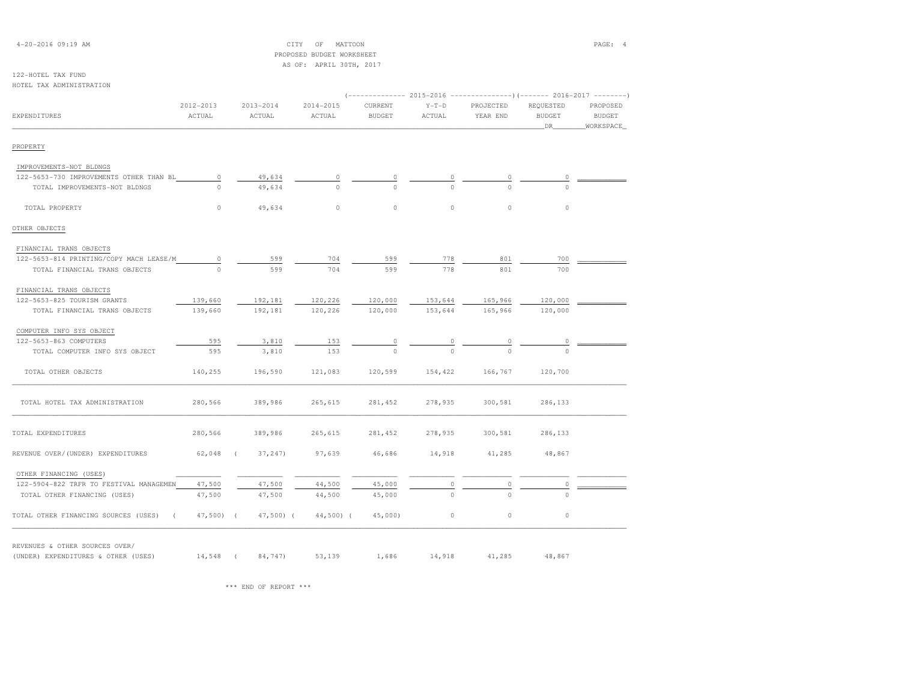CITY OF MATTOON
PROPOSED BUDGET WORKSHEET
AS OF: APRIL 30TH, 2017

122-HOTEL TAX FUND
HOTEL TAX ADMINISTRATION

| EXPENDITURES | 2012-2013 ACTUAL | 2013-2014 ACTUAL | 2014-2015 ACTUAL | 2015-2016 CURRENT BUDGET | 2015-2016 Y-T-D ACTUAL | 2015-2016 PROJECTED YEAR END | 2016-2017 REQUESTED BUDGET DR | 2016-2017 PROPOSED BUDGET WORKSPACE |
|---|---|---|---|---|---|---|---|---|
| PROPERTY | | | | | | | | |
| IMPROVEMENTS-NOT BLDNGS | | | | | | | | |
| 122-5653-730 IMPROVEMENTS OTHER THAN BL | 0 | 49,634 | 0 | 0 | 0 | 0 | 0 | |
| TOTAL IMPROVEMENTS-NOT BLDNGS | 0 | 49,634 | 0 | 0 | 0 | 0 | 0 | |
| TOTAL PROPERTY | 0 | 49,634 | 0 | 0 | 0 | 0 | 0 | |
| OTHER OBJECTS | | | | | | | | |
| FINANCIAL TRANS OBJECTS | | | | | | | | |
| 122-5653-814 PRINTING/COPY MACH LEASE/M | 0 | 599 | 704 | 599 | 778 | 801 | 700 | |
| TOTAL FINANCIAL TRANS OBJECTS | 0 | 599 | 704 | 599 | 778 | 801 | 700 | |
| FINANCIAL TRANS OBJECTS | | | | | | | | |
| 122-5653-825 TOURISM GRANTS | 139,660 | 192,181 | 120,226 | 120,000 | 153,644 | 165,966 | 120,000 | |
| TOTAL FINANCIAL TRANS OBJECTS | 139,660 | 192,181 | 120,226 | 120,000 | 153,644 | 165,966 | 120,000 | |
| COMPUTER INFO SYS OBJECT | | | | | | | | |
| 122-5653-863 COMPUTERS | 595 | 3,810 | 153 | 0 | 0 | 0 | 0 | |
| TOTAL COMPUTER INFO SYS OBJECT | 595 | 3,810 | 153 | 0 | 0 | 0 | 0 | |
| TOTAL OTHER OBJECTS | 140,255 | 196,590 | 121,083 | 120,599 | 154,422 | 166,767 | 120,700 | |
| TOTAL HOTEL TAX ADMINISTRATION | 280,566 | 389,986 | 265,615 | 281,452 | 278,935 | 300,581 | 286,133 | |
| TOTAL EXPENDITURES | 280,566 | 389,986 | 265,615 | 281,452 | 278,935 | 300,581 | 286,133 | |
| REVENUE OVER/(UNDER) EXPENDITURES | 62,048 | ( 37,247) | 97,639 | 46,686 | 14,918 | 41,285 | 48,867 | |
| OTHER FINANCING (USES) | | | | | | | | |
| 122-5904-822 TRFR TO FESTIVAL MANAGEMEN | 47,500 | 47,500 | 44,500 | 45,000 | 0 | 0 | 0 | |
| TOTAL OTHER FINANCING (USES) | 47,500 | 47,500 | 44,500 | 45,000 | 0 | 0 | 0 | |
| TOTAL OTHER FINANCING SOURCES (USES) | ( 47,500) | ( 47,500) | ( 44,500) | ( 45,000) | 0 | 0 | 0 | |
| REVENUES & OTHER SOURCES OVER/ (UNDER) EXPENDITURES & OTHER (USES) | 14,548 | ( 84,747) | 53,139 | 1,686 | 14,918 | 41,285 | 48,867 | |

*** END OF REPORT ***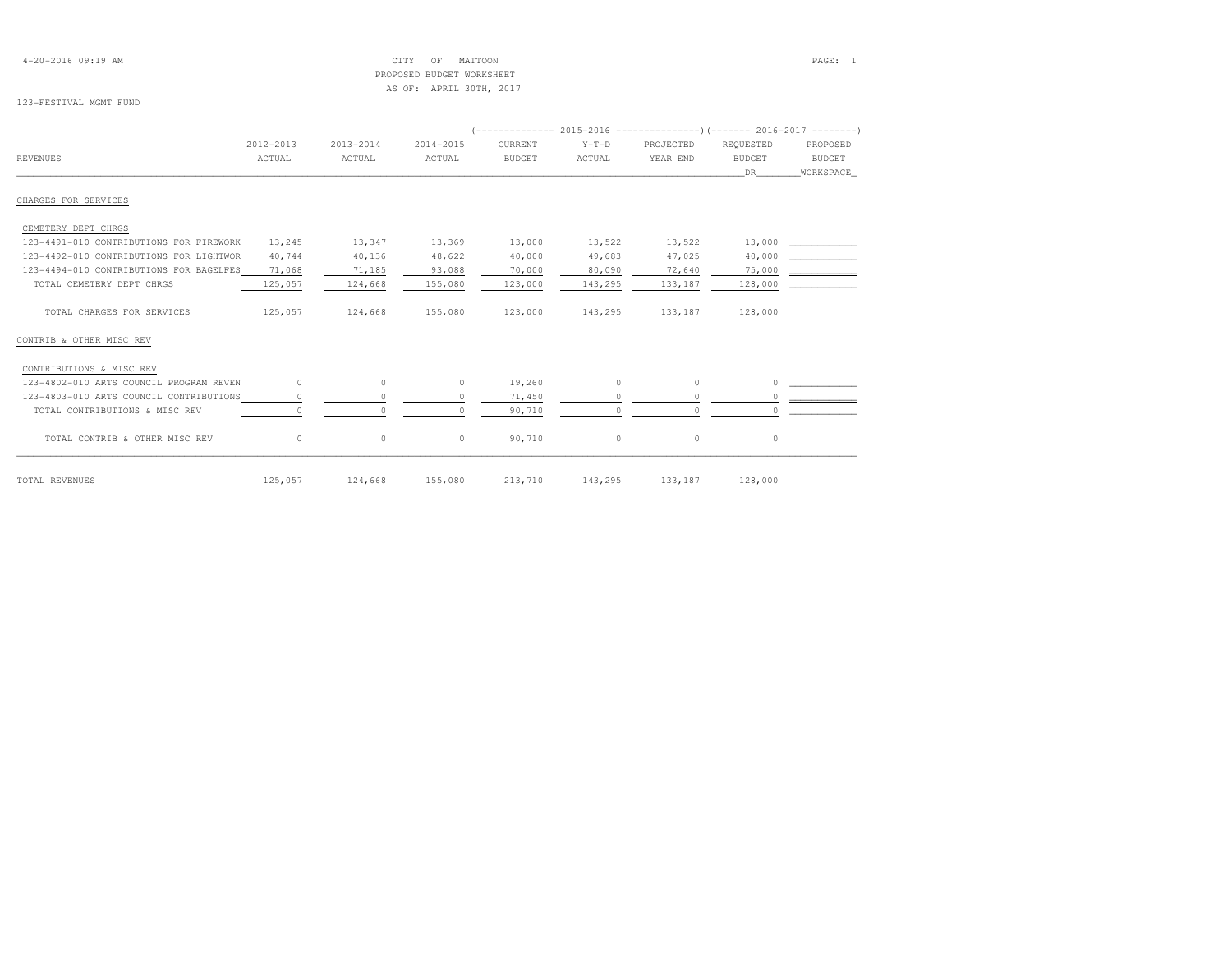CITY OF MATTOON
PROPOSED BUDGET WORKSHEET
AS OF: APRIL 30TH, 2017

123-FESTIVAL MGMT FUND

| REVENUES | 2012-2013 ACTUAL | 2013-2014 ACTUAL | 2014-2015 ACTUAL | 2015-2016 CURRENT BUDGET | 2015-2016 Y-T-D ACTUAL | 2015-2016 PROJECTED YEAR END | 2016-2017 REQUESTED BUDGET DR | 2016-2017 PROPOSED BUDGET WORKSPACE |
|---|---|---|---|---|---|---|---|---|
| **CHARGES FOR SERVICES** | | | | | | | | |
| CEMETERY DEPT CHRGS | | | | | | | | |
| 123-4491-010 CONTRIBUTIONS FOR FIREWORK | 13,245 | 13,347 | 13,369 | 13,000 | 13,522 | 13,522 | 13,000 | ___________ |
| 123-4492-010 CONTRIBUTIONS FOR LIGHTWOR | 40,744 | 40,136 | 48,622 | 40,000 | 49,683 | 47,025 | 40,000 | ___________ |
| 123-4494-010 CONTRIBUTIONS FOR BAGELFES | 71,068 | 71,185 | 93,088 | 70,000 | 80,090 | 72,640 | 75,000 | ___________ |
| TOTAL CEMETERY DEPT CHRGS | 125,057 | 124,668 | 155,080 | 123,000 | 143,295 | 133,187 | 128,000 | ___________ |
| TOTAL CHARGES FOR SERVICES | 125,057 | 124,668 | 155,080 | 123,000 | 143,295 | 133,187 | 128,000 | |
| **CONTRIB & OTHER MISC REV** | | | | | | | | |
| CONTRIBUTIONS & MISC REV | | | | | | | | |
| 123-4802-010 ARTS COUNCIL PROGRAM REVEN | 0 | 0 | 0 | 19,260 | 0 | 0 | 0 | ___________ |
| 123-4803-010 ARTS COUNCIL CONTRIBUTIONS | 0 | 0 | 0 | 71,450 | 0 | 0 | 0 | ___________ |
| TOTAL CONTRIBUTIONS & MISC REV | 0 | 0 | 0 | 90,710 | 0 | 0 | 0 | ___________ |
| TOTAL CONTRIB & OTHER MISC REV | 0 | 0 | 0 | 90,710 | 0 | 0 | 0 | |
| TOTAL REVENUES | 125,057 | 124,668 | 155,080 | 213,710 | 143,295 | 133,187 | 128,000 | |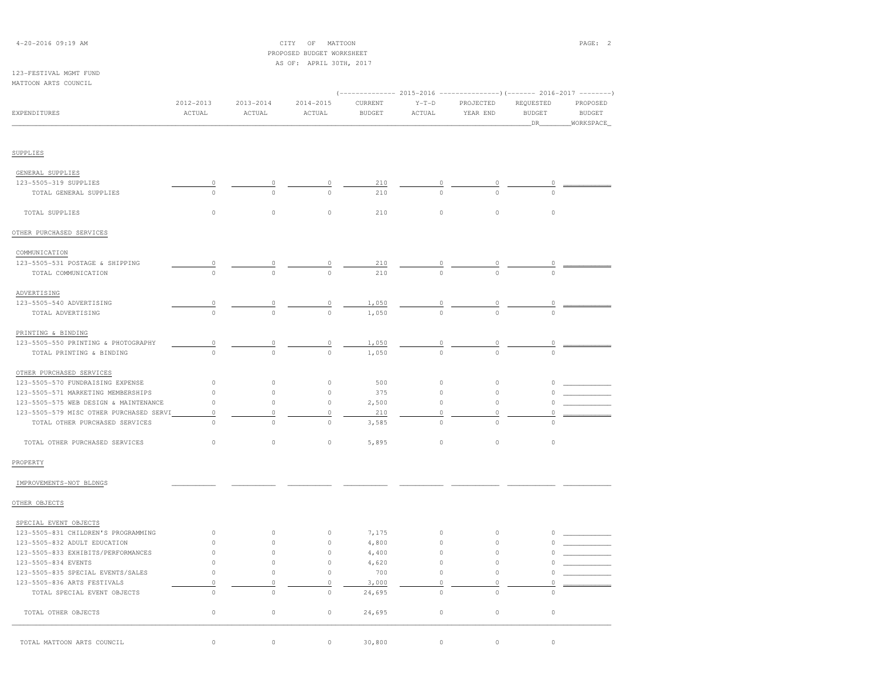CITY OF MATTOON
PROPOSED BUDGET WORKSHEET
AS OF: APRIL 30TH, 2017

4-20-2016 09:19 AM

123-FESTIVAL MGMT FUND
MATTOON ARTS COUNCIL

| EXPENDITURES | 2012-2013 ACTUAL | 2013-2014 ACTUAL | 2014-2015 ACTUAL | 2015-2016 CURRENT BUDGET | 2015-2016 Y-T-D ACTUAL | 2015-2016 PROJECTED YEAR END | 2016-2017 REQUESTED BUDGET DR | 2016-2017 PROPOSED BUDGET WORKSPACE |
|---|---|---|---|---|---|---|---|---|
| **SUPPLIES** | | | | | | | | |
| GENERAL SUPPLIES | | | | | | | | |
| 123-5505-319 SUPPLIES | 0 | 0 | 0 | 210 | 0 | 0 | 0 | |
| TOTAL GENERAL SUPPLIES | 0 | 0 | 0 | 210 | 0 | 0 | 0 | |
| TOTAL SUPPLIES | 0 | 0 | 0 | 210 | 0 | 0 | 0 | |
| **OTHER PURCHASED SERVICES** | | | | | | | | |
| COMMUNICATION | | | | | | | | |
| 123-5505-531 POSTAGE & SHIPPING | 0 | 0 | 0 | 210 | 0 | 0 | 0 | |
| TOTAL COMMUNICATION | 0 | 0 | 0 | 210 | 0 | 0 | 0 | |
| ADVERTISING | | | | | | | | |
| 123-5505-540 ADVERTISING | 0 | 0 | 0 | 1,050 | 0 | 0 | 0 | |
| TOTAL ADVERTISING | 0 | 0 | 0 | 1,050 | 0 | 0 | 0 | |
| PRINTING & BINDING | | | | | | | | |
| 123-5505-550 PRINTING & PHOTOGRAPHY | 0 | 0 | 0 | 1,050 | 0 | 0 | 0 | |
| TOTAL PRINTING & BINDING | 0 | 0 | 0 | 1,050 | 0 | 0 | 0 | |
| OTHER PURCHASED SERVICES | | | | | | | | |
| 123-5505-570 FUNDRAISING EXPENSE | 0 | 0 | 0 | 500 | 0 | 0 | 0 | |
| 123-5505-571 MARKETING MEMBERSHIPS | 0 | 0 | 0 | 375 | 0 | 0 | 0 | |
| 123-5505-575 WEB DESIGN & MAINTENANCE | 0 | 0 | 0 | 2,500 | 0 | 0 | 0 | |
| 123-5505-579 MISC OTHER PURCHASED SERVI | 0 | 0 | 0 | 210 | 0 | 0 | 0 | |
| TOTAL OTHER PURCHASED SERVICES | 0 | 0 | 0 | 3,585 | 0 | 0 | 0 | |
| TOTAL OTHER PURCHASED SERVICES | 0 | 0 | 0 | 5,895 | 0 | 0 | 0 | |
| **PROPERTY** | | | | | | | | |
| IMPROVEMENTS-NOT BLDNGS | | | | | | | | |
| **OTHER OBJECTS** | | | | | | | | |
| SPECIAL EVENT OBJECTS | | | | | | | | |
| 123-5505-831 CHILDREN'S PROGRAMMING | 0 | 0 | 0 | 7,175 | 0 | 0 | 0 | |
| 123-5505-832 ADULT EDUCATION | 0 | 0 | 0 | 4,800 | 0 | 0 | 0 | |
| 123-5505-833 EXHIBITS/PERFORMANCES | 0 | 0 | 0 | 4,400 | 0 | 0 | 0 | |
| 123-5505-834 EVENTS | 0 | 0 | 0 | 4,620 | 0 | 0 | 0 | |
| 123-5505-835 SPECIAL EVENTS/SALES | 0 | 0 | 0 | 700 | 0 | 0 | 0 | |
| 123-5505-836 ARTS FESTIVALS | 0 | 0 | 0 | 3,000 | 0 | 0 | 0 | |
| TOTAL SPECIAL EVENT OBJECTS | 0 | 0 | 0 | 24,695 | 0 | 0 | 0 | |
| TOTAL OTHER OBJECTS | 0 | 0 | 0 | 24,695 | 0 | 0 | 0 | |
| TOTAL MATTOON ARTS COUNCIL | 0 | 0 | 0 | 30,800 | 0 | 0 | 0 | |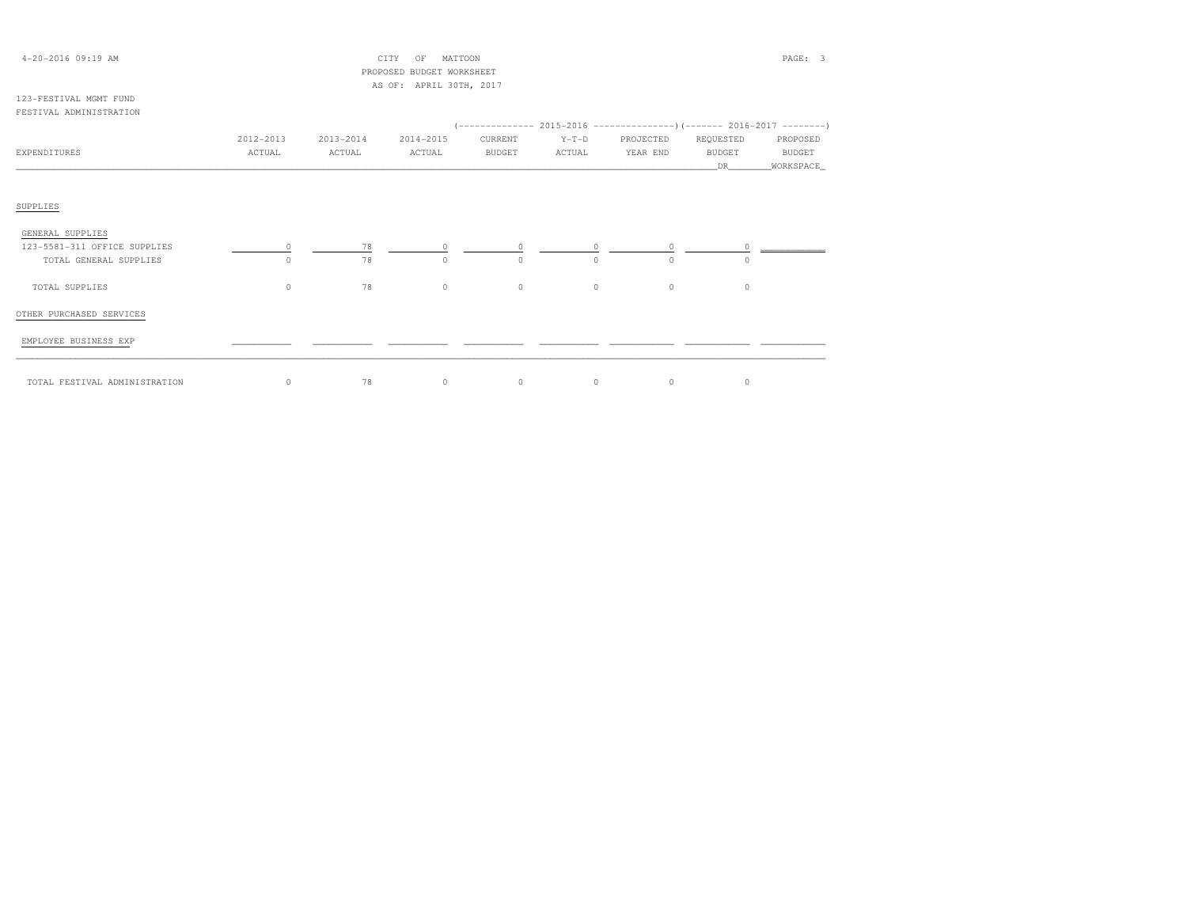CITY OF MATTOON
PROPOSED BUDGET WORKSHEET
AS OF: APRIL 30TH, 2017

123-FESTIVAL MGMT FUND
FESTIVAL ADMINISTRATION

| EXPENDITURES | 2012-2013 ACTUAL | 2013-2014 ACTUAL | 2014-2015 ACTUAL | 2015-2016 CURRENT BUDGET | 2015-2016 Y-T-D ACTUAL | 2015-2016 PROJECTED YEAR END | 2016-2017 REQUESTED BUDGET DR | 2016-2017 PROPOSED BUDGET WORKSPACE |
|---|---|---|---|---|---|---|---|---|
| SUPPLIES | | | | | | | | |
| GENERAL SUPPLIES | | | | | | | | |
| 123-5581-311 OFFICE SUPPLIES | 0 | 78 | 0 | 0 | 0 | 0 | 0 | |
| TOTAL GENERAL SUPPLIES | 0 | 78 | 0 | 0 | 0 | 0 | 0 | |
| TOTAL SUPPLIES | 0 | 78 | 0 | 0 | 0 | 0 | 0 | |
| OTHER PURCHASED SERVICES | | | | | | | | |
| EMPLOYEE BUSINESS EXP | | | | | | | | |
| TOTAL FESTIVAL ADMINISTRATION | 0 | 78 | 0 | 0 | 0 | 0 | 0 | |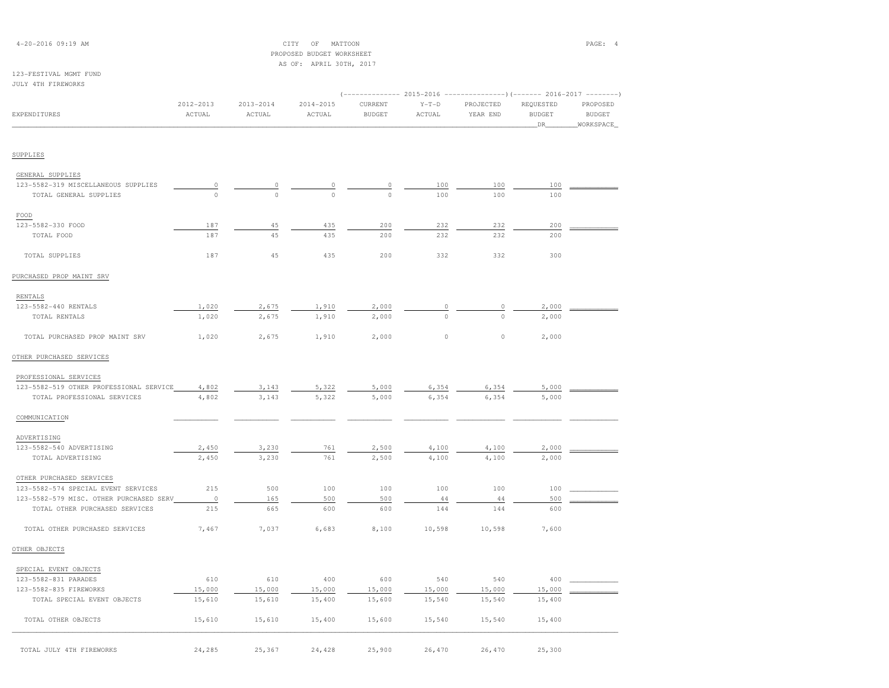CITY OF MATTOON
PROPOSED BUDGET WORKSHEET
AS OF: APRIL 30TH, 2017

123-FESTIVAL MGMT FUND
JULY 4TH FIREWORKS

| EXPENDITURES | 2012-2013 ACTUAL | 2013-2014 ACTUAL | 2014-2015 ACTUAL | 2015-2016 CURRENT BUDGET | 2015-2016 Y-T-D ACTUAL | 2015-2016 PROJECTED YEAR END | 2016-2017 REQUESTED BUDGET DR | 2016-2017 PROPOSED BUDGET WORKSPACE |
|---|---|---|---|---|---|---|---|---|
| **SUPPLIES** | | | | | | | | |
| GENERAL SUPPLIES | | | | | | | | |
| 123-5582-319 MISCELLANEOUS SUPPLIES | 0 | 0 | 0 | 0 | 100 | 100 | 100 | |
| TOTAL GENERAL SUPPLIES | 0 | 0 | 0 | 0 | 100 | 100 | 100 | |
| FOOD | | | | | | | | |
| 123-5582-330 FOOD | 187 | 45 | 435 | 200 | 232 | 232 | 200 | |
| TOTAL FOOD | 187 | 45 | 435 | 200 | 232 | 232 | 200 | |
| TOTAL SUPPLIES | 187 | 45 | 435 | 200 | 332 | 332 | 300 | |
| **PURCHASED PROP MAINT SRV** | | | | | | | | |
| RENTALS | | | | | | | | |
| 123-5582-440 RENTALS | 1,020 | 2,675 | 1,910 | 2,000 | 0 | 0 | 2,000 | |
| TOTAL RENTALS | 1,020 | 2,675 | 1,910 | 2,000 | 0 | 0 | 2,000 | |
| TOTAL PURCHASED PROP MAINT SRV | 1,020 | 2,675 | 1,910 | 2,000 | 0 | 0 | 2,000 | |
| **OTHER PURCHASED SERVICES** | | | | | | | | |
| PROFESSIONAL SERVICES | | | | | | | | |
| 123-5582-519 OTHER PROFESSIONAL SERVICE | 4,802 | 3,143 | 5,322 | 5,000 | 6,354 | 6,354 | 5,000 | |
| TOTAL PROFESSIONAL SERVICES | 4,802 | 3,143 | 5,322 | 5,000 | 6,354 | 6,354 | 5,000 | |
| COMMUNICATION | | | | | | | | |
| ADVERTISING | | | | | | | | |
| 123-5582-540 ADVERTISING | 2,450 | 3,230 | 761 | 2,500 | 4,100 | 4,100 | 2,000 | |
| TOTAL ADVERTISING | 2,450 | 3,230 | 761 | 2,500 | 4,100 | 4,100 | 2,000 | |
| OTHER PURCHASED SERVICES | | | | | | | | |
| 123-5582-574 SPECIAL EVENT SERVICES | 215 | 500 | 100 | 100 | 100 | 100 | 100 | |
| 123-5582-579 MISC. OTHER PURCHASED SERV | 0 | 165 | 500 | 500 | 44 | 44 | 500 | |
| TOTAL OTHER PURCHASED SERVICES | 215 | 665 | 600 | 600 | 144 | 144 | 600 | |
| TOTAL OTHER PURCHASED SERVICES | 7,467 | 7,037 | 6,683 | 8,100 | 10,598 | 10,598 | 7,600 | |
| **OTHER OBJECTS** | | | | | | | | |
| SPECIAL EVENT OBJECTS | | | | | | | | |
| 123-5582-831 PARADES | 610 | 610 | 400 | 600 | 540 | 540 | 400 | |
| 123-5582-835 FIREWORKS | 15,000 | 15,000 | 15,000 | 15,000 | 15,000 | 15,000 | 15,000 | |
| TOTAL SPECIAL EVENT OBJECTS | 15,610 | 15,610 | 15,400 | 15,600 | 15,540 | 15,540 | 15,400 | |
| TOTAL OTHER OBJECTS | 15,610 | 15,610 | 15,400 | 15,600 | 15,540 | 15,540 | 15,400 | |
| TOTAL JULY 4TH FIREWORKS | 24,285 | 25,367 | 24,428 | 25,900 | 26,470 | 26,470 | 25,300 | |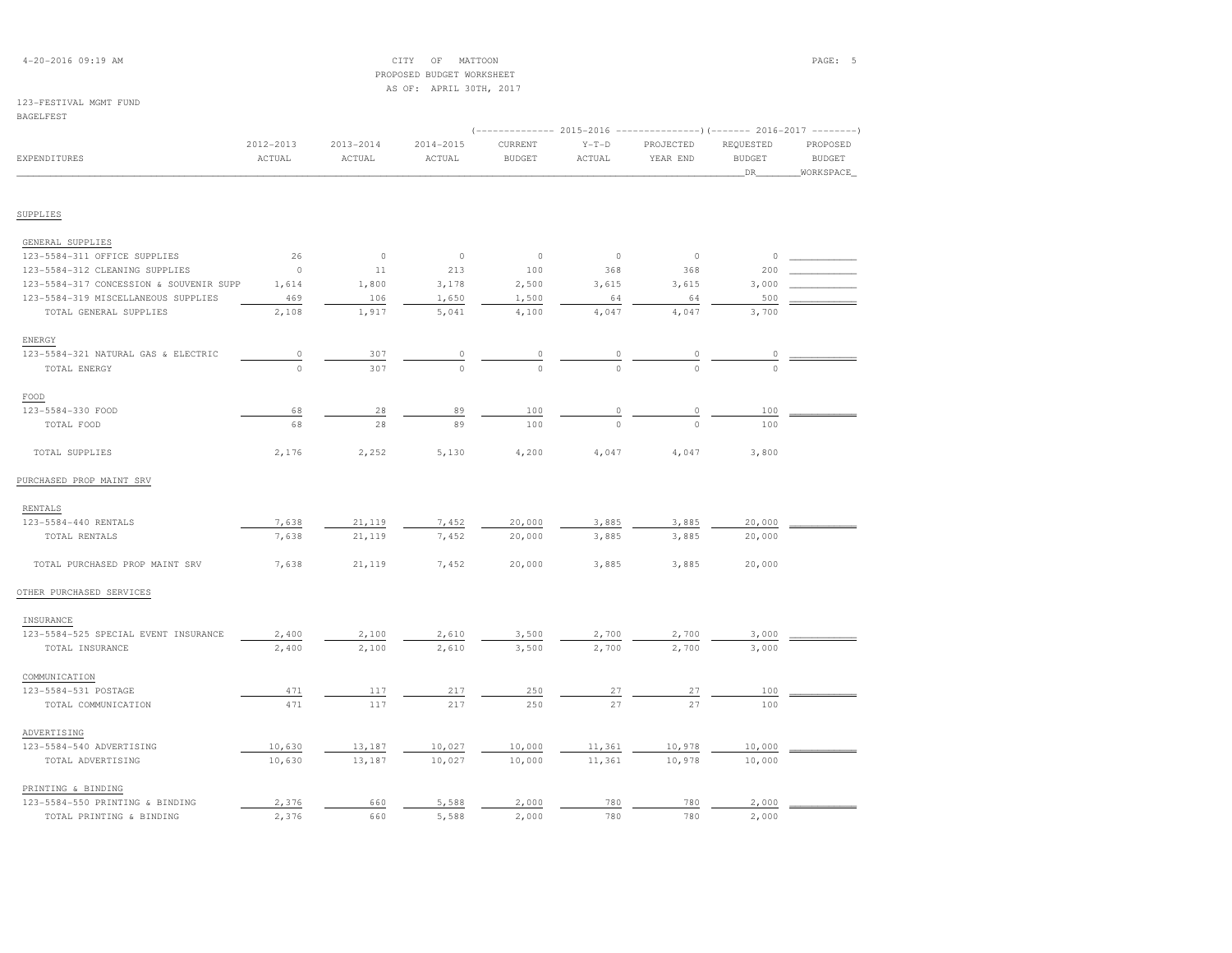CITY OF MATTOON
PROPOSED BUDGET WORKSHEET
AS OF: APRIL 30TH, 2017

123-FESTIVAL MGMT FUND
BAGELFEST

| EXPENDITURES | 2012-2013 ACTUAL | 2013-2014 ACTUAL | 2014-2015 ACTUAL | 2015-2016 CURRENT BUDGET | 2015-2016 Y-T-D ACTUAL | 2015-2016 PROJECTED YEAR END | 2016-2017 REQUESTED BUDGET DR | 2016-2017 PROPOSED BUDGET WORKSPACE |
|---|---|---|---|---|---|---|---|---|
| **SUPPLIES** | | | | | | | | |
| GENERAL SUPPLIES | | | | | | | | |
| 123-5584-311 OFFICE SUPPLIES | 26 | 0 | 0 | 0 | 0 | 0 | 0 | |
| 123-5584-312 CLEANING SUPPLIES | 0 | 11 | 213 | 100 | 368 | 368 | 200 | |
| 123-5584-317 CONCESSION & SOUVENIR SUPP | 1,614 | 1,800 | 3,178 | 2,500 | 3,615 | 3,615 | 3,000 | |
| 123-5584-319 MISCELLANEOUS SUPPLIES | 469 | 106 | 1,650 | 1,500 | 64 | 64 | 500 | |
| TOTAL GENERAL SUPPLIES | 2,108 | 1,917 | 5,041 | 4,100 | 4,047 | 4,047 | 3,700 | |
| ENERGY | | | | | | | | |
| 123-5584-321 NATURAL GAS & ELECTRIC | 0 | 307 | 0 | 0 | 0 | 0 | 0 | |
| TOTAL ENERGY | 0 | 307 | 0 | 0 | 0 | 0 | 0 | |
| FOOD | | | | | | | | |
| 123-5584-330 FOOD | 68 | 28 | 89 | 100 | 0 | 0 | 100 | |
| TOTAL FOOD | 68 | 28 | 89 | 100 | 0 | 0 | 100 | |
| TOTAL SUPPLIES | 2,176 | 2,252 | 5,130 | 4,200 | 4,047 | 4,047 | 3,800 | |
| **PURCHASED PROP MAINT SRV** | | | | | | | | |
| RENTALS | | | | | | | | |
| 123-5584-440 RENTALS | 7,638 | 21,119 | 7,452 | 20,000 | 3,885 | 3,885 | 20,000 | |
| TOTAL RENTALS | 7,638 | 21,119 | 7,452 | 20,000 | 3,885 | 3,885 | 20,000 | |
| TOTAL PURCHASED PROP MAINT SRV | 7,638 | 21,119 | 7,452 | 20,000 | 3,885 | 3,885 | 20,000 | |
| **OTHER PURCHASED SERVICES** | | | | | | | | |
| INSURANCE | | | | | | | | |
| 123-5584-525 SPECIAL EVENT INSURANCE | 2,400 | 2,100 | 2,610 | 3,500 | 2,700 | 2,700 | 3,000 | |
| TOTAL INSURANCE | 2,400 | 2,100 | 2,610 | 3,500 | 2,700 | 2,700 | 3,000 | |
| COMMUNICATION | | | | | | | | |
| 123-5584-531 POSTAGE | 471 | 117 | 217 | 250 | 27 | 27 | 100 | |
| TOTAL COMMUNICATION | 471 | 117 | 217 | 250 | 27 | 27 | 100 | |
| ADVERTISING | | | | | | | | |
| 123-5584-540 ADVERTISING | 10,630 | 13,187 | 10,027 | 10,000 | 11,361 | 10,978 | 10,000 | |
| TOTAL ADVERTISING | 10,630 | 13,187 | 10,027 | 10,000 | 11,361 | 10,978 | 10,000 | |
| PRINTING & BINDING | | | | | | | | |
| 123-5584-550 PRINTING & BINDING | 2,376 | 660 | 5,588 | 2,000 | 780 | 780 | 2,000 | |
| TOTAL PRINTING & BINDING | 2,376 | 660 | 5,588 | 2,000 | 780 | 780 | 2,000 | |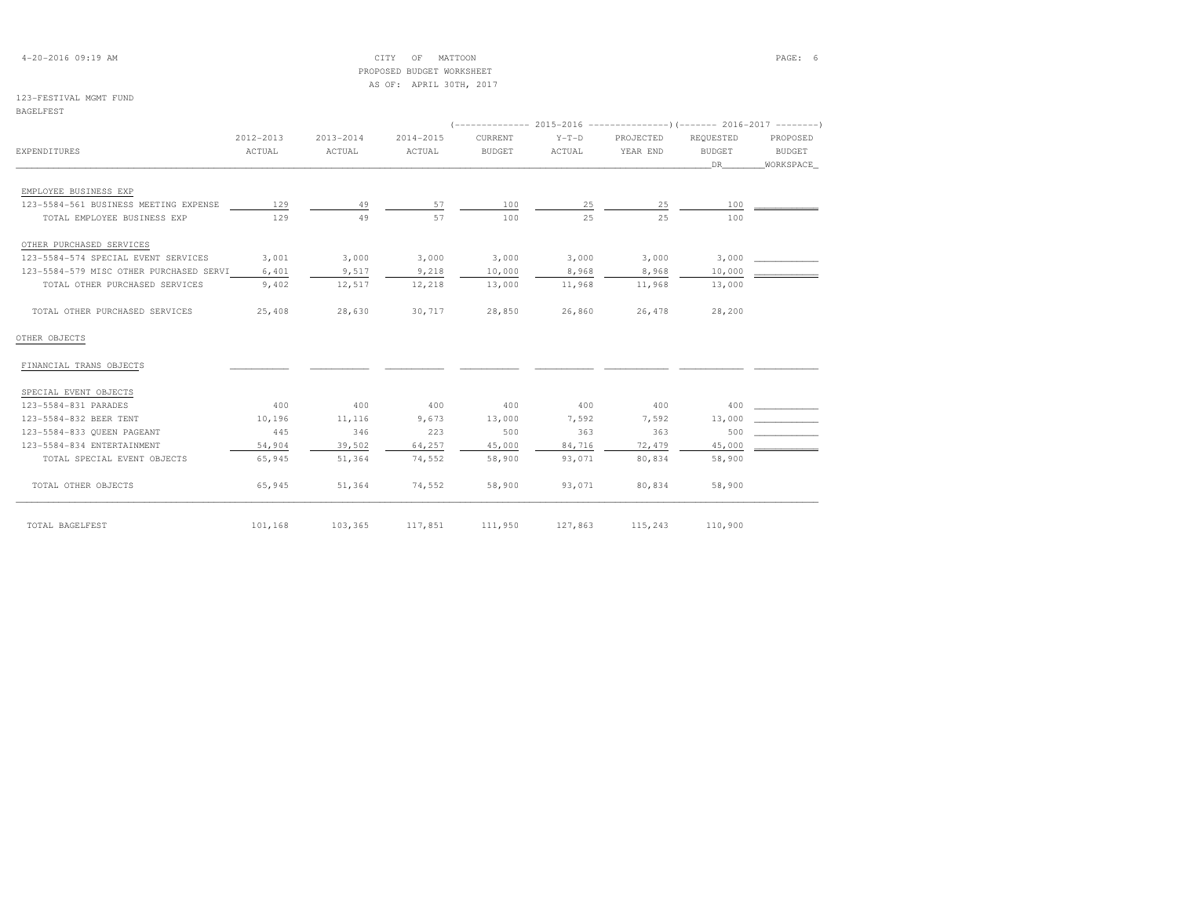CITY OF MATTOON
PROPOSED BUDGET WORKSHEET
AS OF: APRIL 30TH, 2017

123-FESTIVAL MGMT FUND
BAGELFEST

| EXPENDITURES | 2012-2013 ACTUAL | 2013-2014 ACTUAL | 2014-2015 ACTUAL | 2015-2016 CURRENT BUDGET | 2015-2016 Y-T-D ACTUAL | 2015-2016 PROJECTED YEAR END | 2016-2017 REQUESTED BUDGET DR | 2016-2017 PROPOSED BUDGET WORKSPACE |
|---|---|---|---|---|---|---|---|---|
| EMPLOYEE BUSINESS EXP | | | | | | | | |
| 123-5584-561 BUSINESS MEETING EXPENSE | 129 | 49 | 57 | 100 | 25 | 25 | 100 | |
| TOTAL EMPLOYEE BUSINESS EXP | 129 | 49 | 57 | 100 | 25 | 25 | 100 | |
| OTHER PURCHASED SERVICES | | | | | | | | |
| 123-5584-574 SPECIAL EVENT SERVICES | 3,001 | 3,000 | 3,000 | 3,000 | 3,000 | 3,000 | 3,000 | |
| 123-5584-579 MISC OTHER PURCHASED SERVI | 6,401 | 9,517 | 9,218 | 10,000 | 8,968 | 8,968 | 10,000 | |
| TOTAL OTHER PURCHASED SERVICES | 9,402 | 12,517 | 12,218 | 13,000 | 11,968 | 11,968 | 13,000 | |
| TOTAL OTHER PURCHASED SERVICES | 25,408 | 28,630 | 30,717 | 28,850 | 26,860 | 26,478 | 28,200 | |
| OTHER OBJECTS | | | | | | | | |
| FINANCIAL TRANS OBJECTS | | | | | | | | |
| SPECIAL EVENT OBJECTS | | | | | | | | |
| 123-5584-831 PARADES | 400 | 400 | 400 | 400 | 400 | 400 | 400 | |
| 123-5584-832 BEER TENT | 10,196 | 11,116 | 9,673 | 13,000 | 7,592 | 7,592 | 13,000 | |
| 123-5584-833 QUEEN PAGEANT | 445 | 346 | 223 | 500 | 363 | 363 | 500 | |
| 123-5584-834 ENTERTAINMENT | 54,904 | 39,502 | 64,257 | 45,000 | 84,716 | 72,479 | 45,000 | |
| TOTAL SPECIAL EVENT OBJECTS | 65,945 | 51,364 | 74,552 | 58,900 | 93,071 | 80,834 | 58,900 | |
| TOTAL OTHER OBJECTS | 65,945 | 51,364 | 74,552 | 58,900 | 93,071 | 80,834 | 58,900 | |
| TOTAL BAGELFEST | 101,168 | 103,365 | 117,851 | 111,950 | 127,863 | 115,243 | 110,900 | |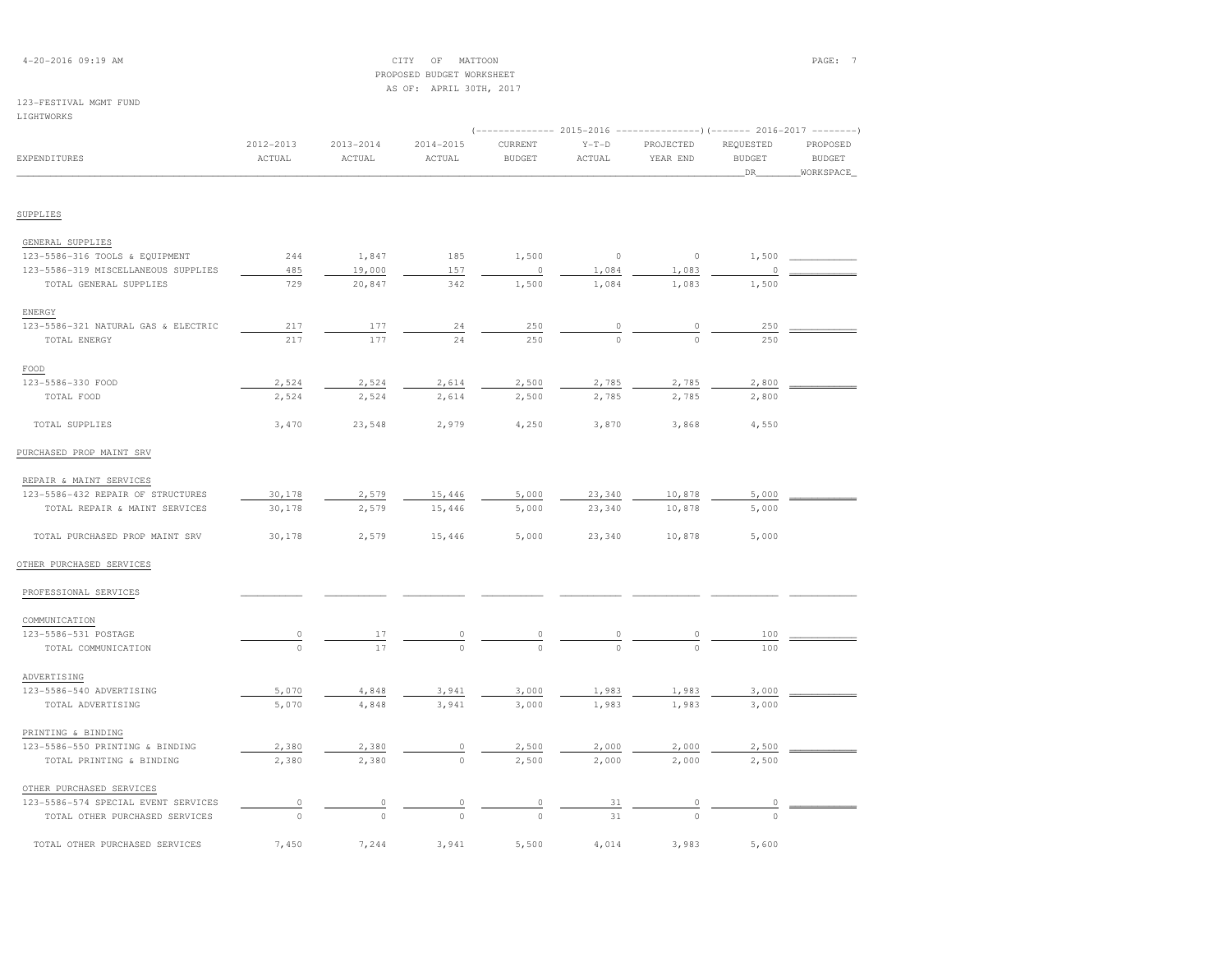CITY OF MATTOON
PROPOSED BUDGET WORKSHEET
AS OF: APRIL 30TH, 2017

123-FESTIVAL MGMT FUND
LIGHTWORKS

| EXPENDITURES | 2012-2013 ACTUAL | 2013-2014 ACTUAL | 2014-2015 ACTUAL | 2015-2016 CURRENT BUDGET | 2015-2016 Y-T-D ACTUAL | 2015-2016 PROJECTED YEAR END | 2016-2017 REQUESTED BUDGET DR | 2016-2017 PROPOSED BUDGET WORKSPACE |
|---|---|---|---|---|---|---|---|---|
| **SUPPLIES** | | | | | | | | |
| GENERAL SUPPLIES | | | | | | | | |
| 123-5586-316 TOOLS & EQUIPMENT | 244 | 1,847 | 185 | 1,500 | 0 | 0 | 1,500 | |
| 123-5586-319 MISCELLANEOUS SUPPLIES | 485 | 19,000 | 157 | 0 | 1,084 | 1,083 | 0 | |
| TOTAL GENERAL SUPPLIES | 729 | 20,847 | 342 | 1,500 | 1,084 | 1,083 | 1,500 | |
| ENERGY | | | | | | | | |
| 123-5586-321 NATURAL GAS & ELECTRIC | 217 | 177 | 24 | 250 | 0 | 0 | 250 | |
| TOTAL ENERGY | 217 | 177 | 24 | 250 | 0 | 0 | 250 | |
| FOOD | | | | | | | | |
| 123-5586-330 FOOD | 2,524 | 2,524 | 2,614 | 2,500 | 2,785 | 2,785 | 2,800 | |
| TOTAL FOOD | 2,524 | 2,524 | 2,614 | 2,500 | 2,785 | 2,785 | 2,800 | |
| TOTAL SUPPLIES | 3,470 | 23,548 | 2,979 | 4,250 | 3,870 | 3,868 | 4,550 | |
| **PURCHASED PROP MAINT SRV** | | | | | | | | |
| REPAIR & MAINT SERVICES | | | | | | | | |
| 123-5586-432 REPAIR OF STRUCTURES | 30,178 | 2,579 | 15,446 | 5,000 | 23,340 | 10,878 | 5,000 | |
| TOTAL REPAIR & MAINT SERVICES | 30,178 | 2,579 | 15,446 | 5,000 | 23,340 | 10,878 | 5,000 | |
| TOTAL PURCHASED PROP MAINT SRV | 30,178 | 2,579 | 15,446 | 5,000 | 23,340 | 10,878 | 5,000 | |
| **OTHER PURCHASED SERVICES** | | | | | | | | |
| PROFESSIONAL SERVICES | | | | | | | | |
| COMMUNICATION | | | | | | | | |
| 123-5586-531 POSTAGE | 0 | 17 | 0 | 0 | 0 | 0 | 100 | |
| TOTAL COMMUNICATION | 0 | 17 | 0 | 0 | 0 | 0 | 100 | |
| ADVERTISING | | | | | | | | |
| 123-5586-540 ADVERTISING | 5,070 | 4,848 | 3,941 | 3,000 | 1,983 | 1,983 | 3,000 | |
| TOTAL ADVERTISING | 5,070 | 4,848 | 3,941 | 3,000 | 1,983 | 1,983 | 3,000 | |
| PRINTING & BINDING | | | | | | | | |
| 123-5586-550 PRINTING & BINDING | 2,380 | 2,380 | 0 | 2,500 | 2,000 | 2,000 | 2,500 | |
| TOTAL PRINTING & BINDING | 2,380 | 2,380 | 0 | 2,500 | 2,000 | 2,000 | 2,500 | |
| OTHER PURCHASED SERVICES | | | | | | | | |
| 123-5586-574 SPECIAL EVENT SERVICES | 0 | 0 | 0 | 0 | 31 | 0 | 0 | |
| TOTAL OTHER PURCHASED SERVICES | 0 | 0 | 0 | 0 | 31 | 0 | 0 | |
| TOTAL OTHER PURCHASED SERVICES | 7,450 | 7,244 | 3,941 | 5,500 | 4,014 | 3,983 | 5,600 | |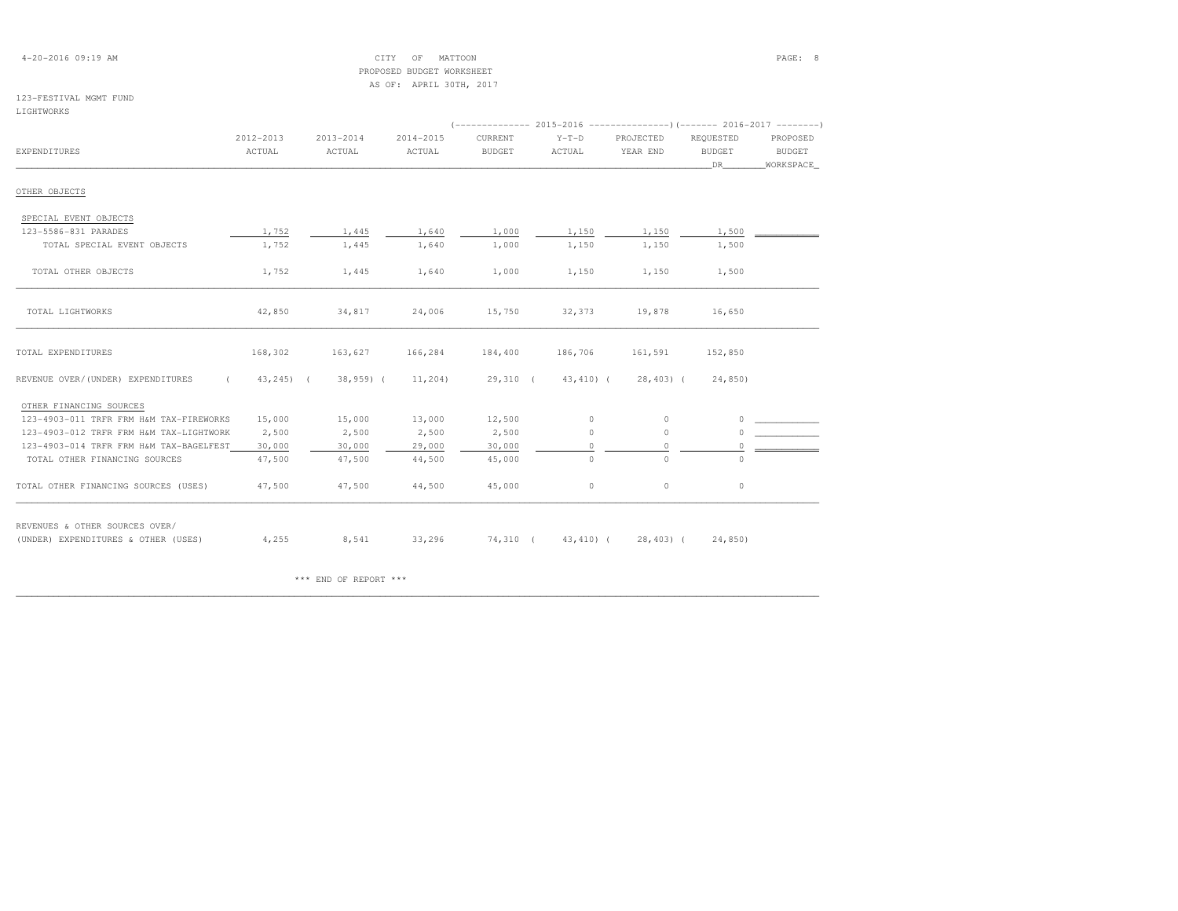CITY OF MATTOON
PROPOSED BUDGET WORKSHEET
AS OF: APRIL 30TH, 2017

123-FESTIVAL MGMT FUND
LIGHTWORKS

| EXPENDITURES | 2012-2013 ACTUAL | 2013-2014 ACTUAL | 2014-2015 ACTUAL | 2015-2016 CURRENT BUDGET | 2015-2016 Y-T-D ACTUAL | 2015-2016 PROJECTED YEAR END | 2016-2017 REQUESTED BUDGET DR | 2016-2017 PROPOSED BUDGET WORKSPACE |
|---|---|---|---|---|---|---|---|---|
| OTHER OBJECTS | | | | | | | | |
| SPECIAL EVENT OBJECTS | | | | | | | | |
| 123-5586-831 PARADES | 1,752 | 1,445 | 1,640 | 1,000 | 1,150 | 1,150 | 1,500 | ___________ |
| TOTAL SPECIAL EVENT OBJECTS | 1,752 | 1,445 | 1,640 | 1,000 | 1,150 | 1,150 | 1,500 | |
| TOTAL OTHER OBJECTS | 1,752 | 1,445 | 1,640 | 1,000 | 1,150 | 1,150 | 1,500 | |
| TOTAL LIGHTWORKS | 42,850 | 34,817 | 24,006 | 15,750 | 32,373 | 19,878 | 16,650 | |
| TOTAL EXPENDITURES | 168,302 | 163,627 | 166,284 | 184,400 | 186,706 | 161,591 | 152,850 | |
| REVENUE OVER/(UNDER) EXPENDITURES | ( 43,245) | ( 38,959) | ( 11,204) | 29,310 | ( 43,410) | ( 28,403) | ( 24,850) | |
| OTHER FINANCING SOURCES | | | | | | | | |
| 123-4903-011 TRFR FRM H&M TAX-FIREWORKS | 15,000 | 15,000 | 13,000 | 12,500 | 0 | 0 | 0 | ___________ |
| 123-4903-012 TRFR FRM H&M TAX-LIGHTWORK | 2,500 | 2,500 | 2,500 | 2,500 | 0 | 0 | 0 | ___________ |
| 123-4903-014 TRFR FRM H&M TAX-BAGELFEST | 30,000 | 30,000 | 29,000 | 30,000 | 0 | 0 | 0 | ___________ |
| TOTAL OTHER FINANCING SOURCES | 47,500 | 47,500 | 44,500 | 45,000 | 0 | 0 | 0 | |
| TOTAL OTHER FINANCING SOURCES (USES) | 47,500 | 47,500 | 44,500 | 45,000 | 0 | 0 | 0 | |
| REVENUES & OTHER SOURCES OVER/ (UNDER) EXPENDITURES & OTHER (USES) | 4,255 | 8,541 | 33,296 | 74,310 | ( 43,410) | ( 28,403) | ( 24,850) | |

*** END OF REPORT ***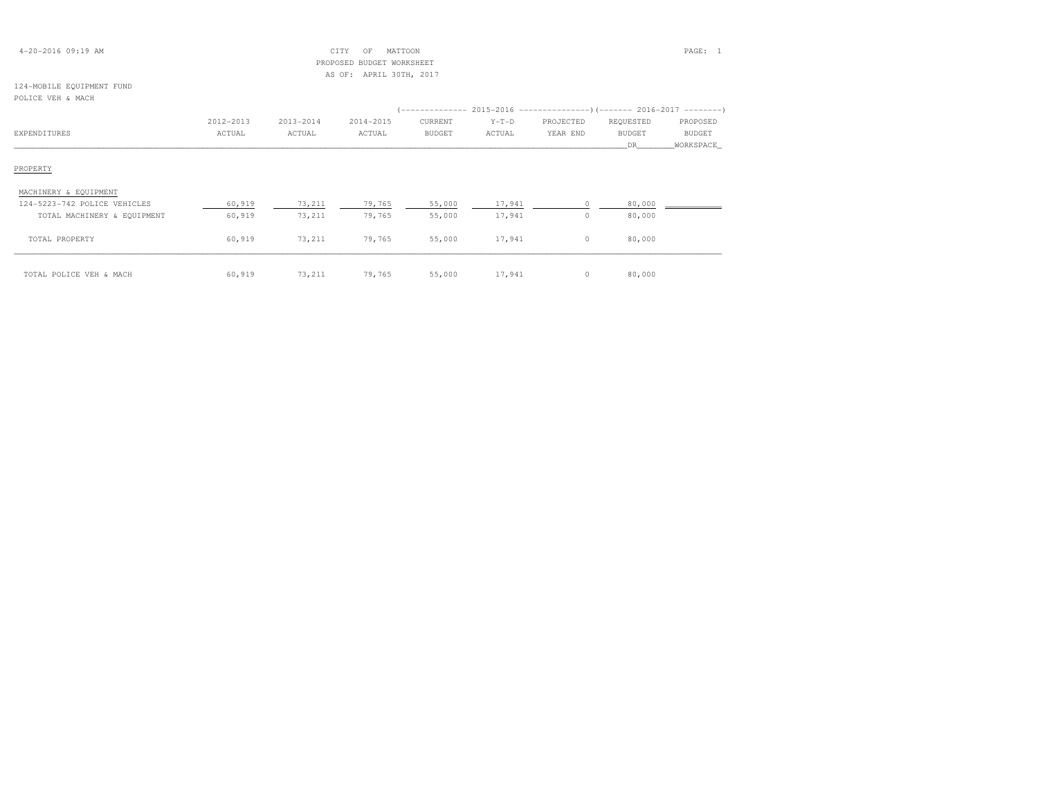CITY OF MATTOON
PROPOSED BUDGET WORKSHEET
AS OF: APRIL 30TH, 2017

124-MOBILE EQUIPMENT FUND
POLICE VEH & MACH

| EXPENDITURES | 2012-2013 ACTUAL | 2013-2014 ACTUAL | 2014-2015 ACTUAL | 2015-2016 CURRENT BUDGET | 2015-2016 Y-T-D ACTUAL | 2015-2016 PROJECTED YEAR END | 2016-2017 REQUESTED BUDGET DR | 2016-2017 PROPOSED BUDGET WORKSPACE |
|---|---|---|---|---|---|---|---|---|
| PROPERTY | | | | | | | | |
| MACHINERY & EQUIPMENT | | | | | | | | |
| 124-5223-742 POLICE VEHICLES | 60,919 | 73,211 | 79,765 | 55,000 | 17,941 | 0 | 80,000 | |
| TOTAL MACHINERY & EQUIPMENT | 60,919 | 73,211 | 79,765 | 55,000 | 17,941 | 0 | 80,000 | |
| TOTAL PROPERTY | 60,919 | 73,211 | 79,765 | 55,000 | 17,941 | 0 | 80,000 | |
| TOTAL POLICE VEH & MACH | 60,919 | 73,211 | 79,765 | 55,000 | 17,941 | 0 | 80,000 | |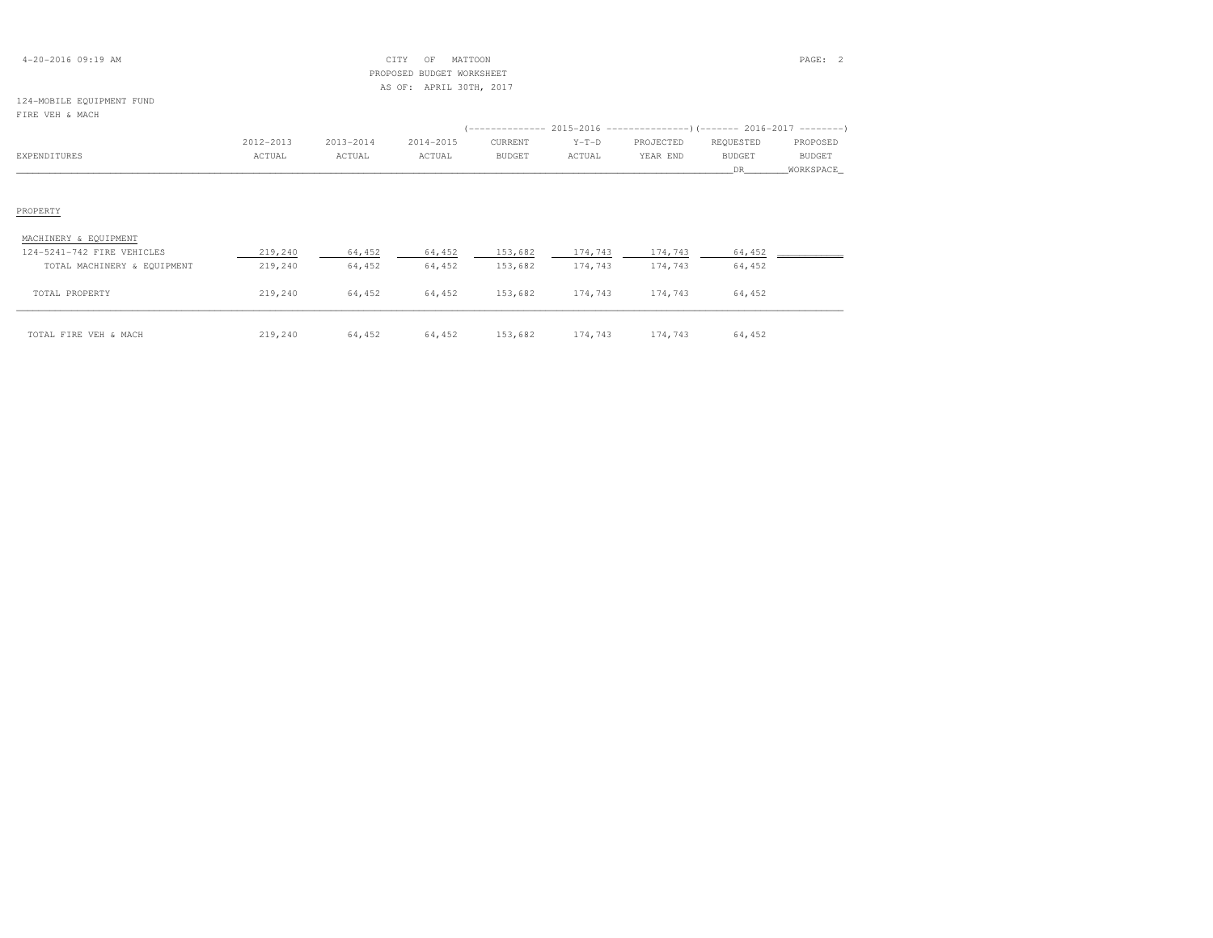CITY OF MATTOON
PROPOSED BUDGET WORKSHEET
AS OF: APRIL 30TH, 2017

124-MOBILE EQUIPMENT FUND
FIRE VEH & MACH

| EXPENDITURES | 2012-2013 ACTUAL | 2013-2014 ACTUAL | 2014-2015 ACTUAL | 2015-2016 CURRENT BUDGET | 2015-2016 Y-T-D ACTUAL | 2015-2016 PROJECTED YEAR END | 2016-2017 REQUESTED BUDGET DR | 2016-2017 PROPOSED BUDGET WORKSPACE |
|---|---|---|---|---|---|---|---|---|
| PROPERTY | | | | | | | | |
| MACHINERY & EQUIPMENT | | | | | | | | |
| 124-5241-742 FIRE VEHICLES | 219,240 | 64,452 | 64,452 | 153,682 | 174,743 | 174,743 | 64,452 | |
| TOTAL MACHINERY & EQUIPMENT | 219,240 | 64,452 | 64,452 | 153,682 | 174,743 | 174,743 | 64,452 | |
| TOTAL PROPERTY | 219,240 | 64,452 | 64,452 | 153,682 | 174,743 | 174,743 | 64,452 | |
| TOTAL FIRE VEH & MACH | 219,240 | 64,452 | 64,452 | 153,682 | 174,743 | 174,743 | 64,452 | |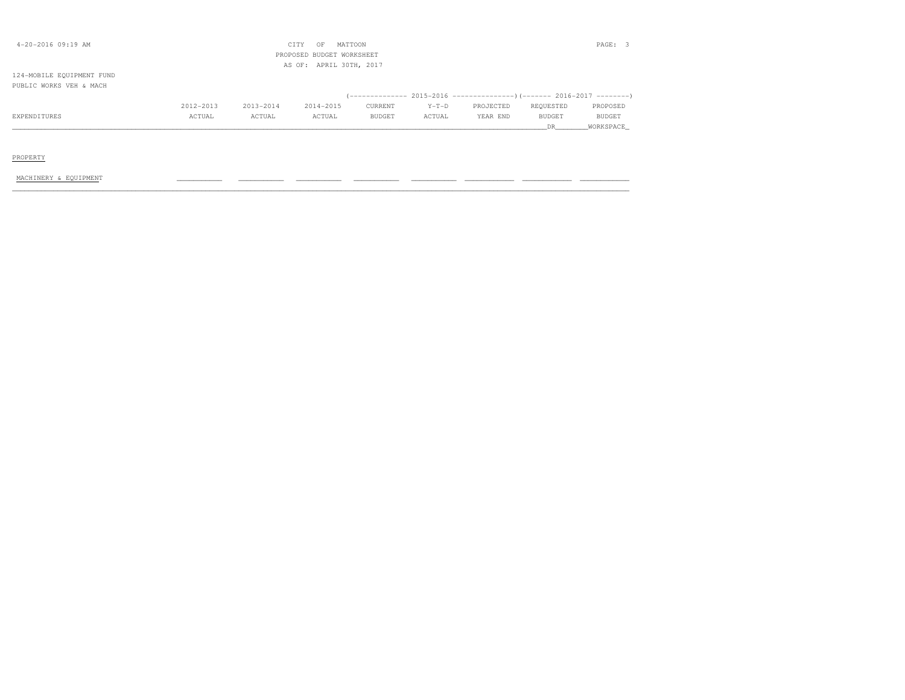CITY OF MATTOON
PROPOSED BUDGET WORKSHEET
AS OF: APRIL 30TH, 2017

124-MOBILE EQUIPMENT FUND
PUBLIC WORKS VEH & MACH

| EXPENDITURES | 2012-2013 ACTUAL | 2013-2014 ACTUAL | 2014-2015 ACTUAL | 2015-2016 CURRENT BUDGET | 2015-2016 Y-T-D ACTUAL | 2015-2016 PROJECTED YEAR END | 2016-2017 REQUESTED BUDGET DR | 2016-2017 PROPOSED BUDGET WORKSPACE |
|---|---|---|---|---|---|---|---|---|
| PROPERTY | | | | | | | | |
| MACHINERY & EQUIPMENT | | | | | | | | |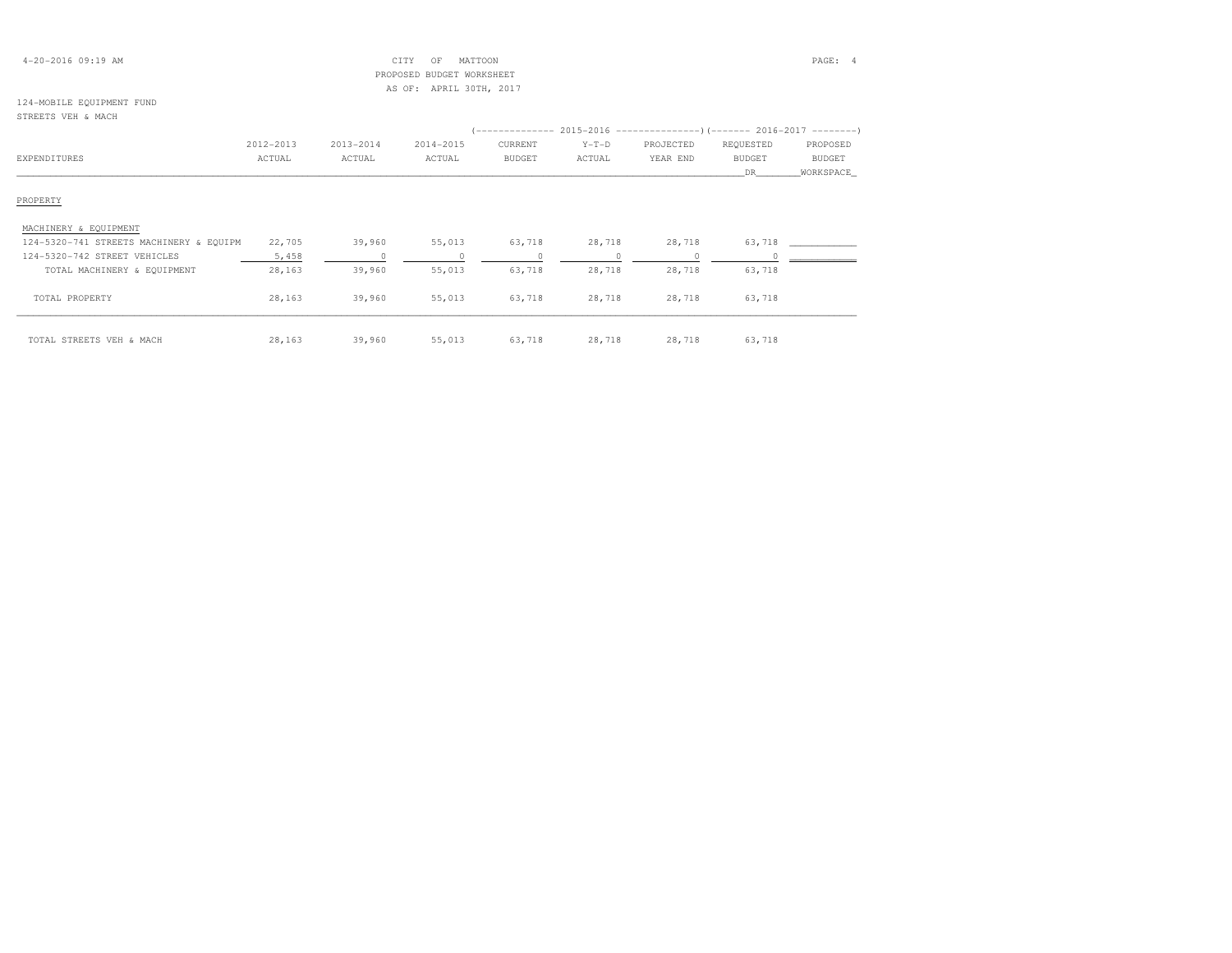CITY OF MATTOON
PROPOSED BUDGET WORKSHEET
AS OF: APRIL 30TH, 2017

124-MOBILE EQUIPMENT FUND
STREETS VEH & MACH

| EXPENDITURES | 2012-2013 ACTUAL | 2013-2014 ACTUAL | 2014-2015 ACTUAL | 2015-2016 CURRENT BUDGET | 2015-2016 Y-T-D ACTUAL | 2015-2016 PROJECTED YEAR END | 2016-2017 REQUESTED BUDGET DR | 2016-2017 PROPOSED BUDGET WORKSPACE |
|---|---|---|---|---|---|---|---|---|
| PROPERTY | | | | | | | | |
| MACHINERY & EQUIPMENT | | | | | | | | |
| 124-5320-741 STREETS MACHINERY & EQUIPM | 22,705 | 39,960 | 55,013 | 63,718 | 28,718 | 28,718 | 63,718 | |
| 124-5320-742 STREET VEHICLES | 5,458 | 0 | 0 | 0 | 0 | 0 | 0 | |
| TOTAL MACHINERY & EQUIPMENT | 28,163 | 39,960 | 55,013 | 63,718 | 28,718 | 28,718 | 63,718 | |
| TOTAL PROPERTY | 28,163 | 39,960 | 55,013 | 63,718 | 28,718 | 28,718 | 63,718 | |
| TOTAL STREETS VEH & MACH | 28,163 | 39,960 | 55,013 | 63,718 | 28,718 | 28,718 | 63,718 | |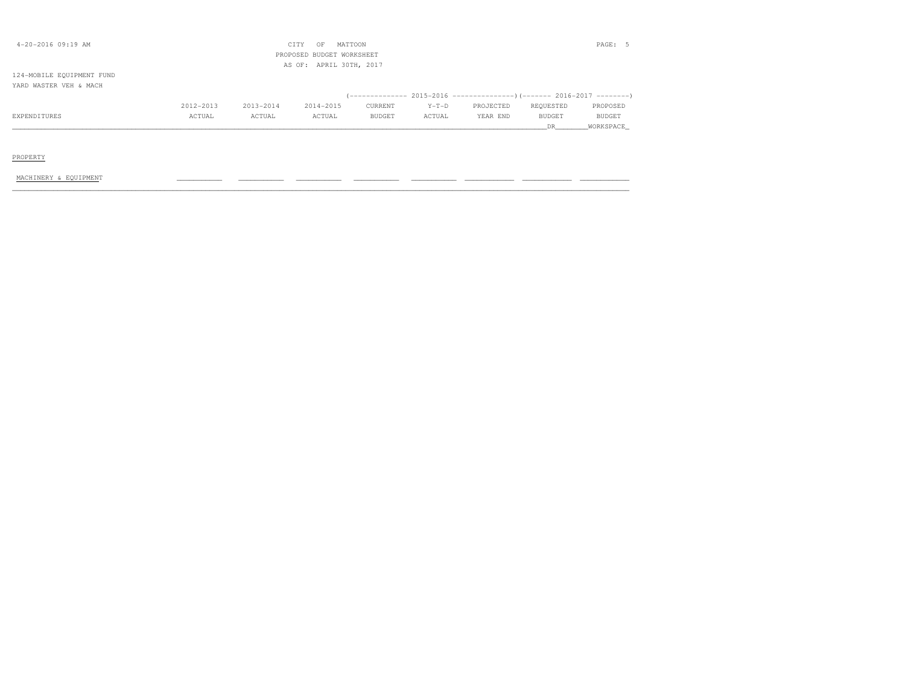CITY OF MATTOON
PROPOSED BUDGET WORKSHEET
AS OF: APRIL 30TH, 2017

124-MOBILE EQUIPMENT FUND
YARD WASTER VEH & MACH

| EXPENDITURES | 2012-2013 ACTUAL | 2013-2014 ACTUAL | 2014-2015 ACTUAL | 2015-2016 CURRENT BUDGET | 2015-2016 Y-T-D ACTUAL | 2015-2016 PROJECTED YEAR END | 2016-2017 REQUESTED BUDGET DR | 2016-2017 PROPOSED BUDGET WORKSPACE |
|---|---|---|---|---|---|---|---|---|
| PROPERTY | | | | | | | | |
| MACHINERY & EQUIPMENT | | | | | | | | |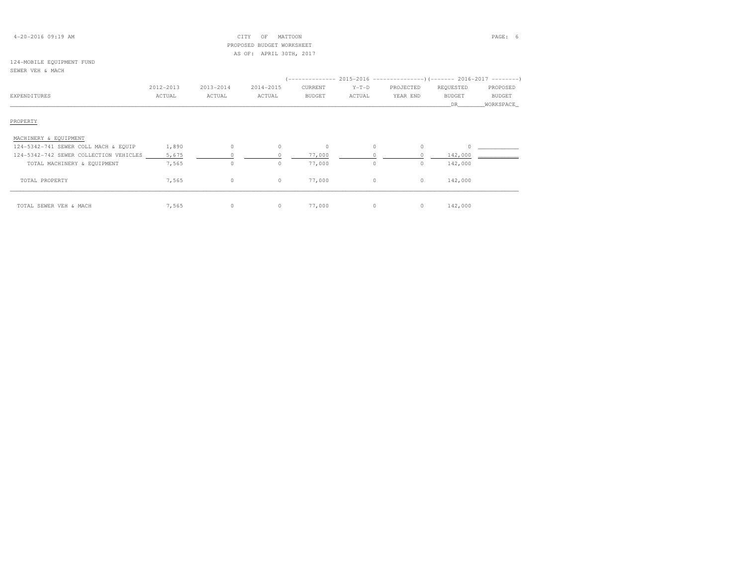CITY OF MATTOON
PROPOSED BUDGET WORKSHEET
AS OF: APRIL 30TH, 2017

124-MOBILE EQUIPMENT FUND
SEWER VEH & MACH

| EXPENDITURES | 2012-2013 ACTUAL | 2013-2014 ACTUAL | 2014-2015 ACTUAL | 2015-2016 CURRENT BUDGET | 2015-2016 Y-T-D ACTUAL | 2015-2016 PROJECTED YEAR END | 2016-2017 REQUESTED BUDGET DR | 2016-2017 PROPOSED BUDGET WORKSPACE |
|---|---|---|---|---|---|---|---|---|
| PROPERTY | | | | | | | | |
| MACHINERY & EQUIPMENT | | | | | | | | |
| 124-5342-741 SEWER COLL MACH & EQUIP | 1,890 | 0 | 0 | 0 | 0 | 0 | 0 | |
| 124-5342-742 SEWER COLLECTION VEHICLES | 5,675 | 0 | 0 | 77,000 | 0 | 0 | 142,000 | |
| TOTAL MACHINERY & EQUIPMENT | 7,565 | 0 | 0 | 77,000 | 0 | 0 | 142,000 | |
| TOTAL PROPERTY | 7,565 | 0 | 0 | 77,000 | 0 | 0 | 142,000 | |
| TOTAL SEWER VEH & MACH | 7,565 | 0 | 0 | 77,000 | 0 | 0 | 142,000 | |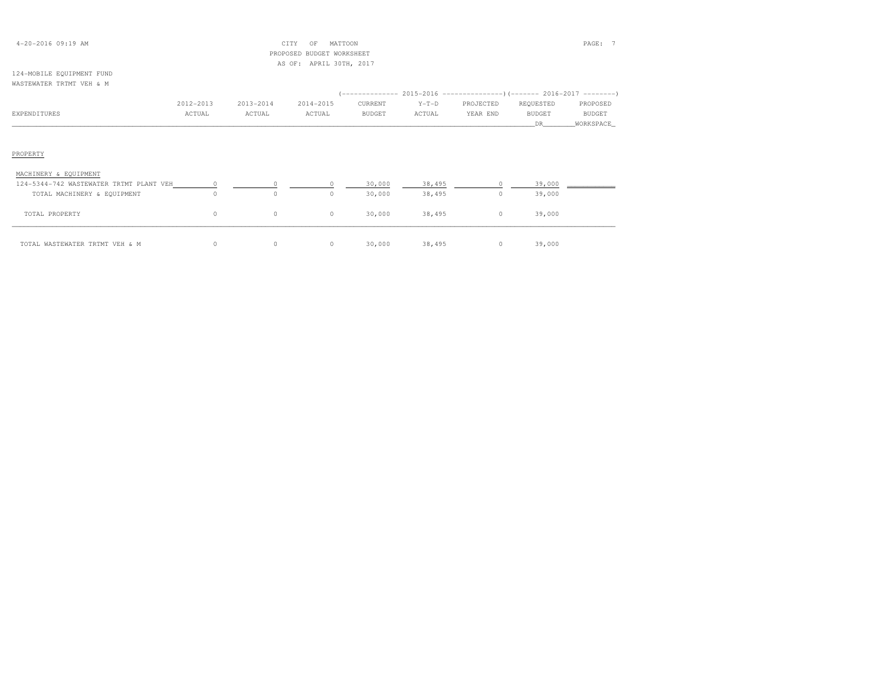CITY OF MATTOON
PROPOSED BUDGET WORKSHEET
AS OF: APRIL 30TH, 2017

124-MOBILE EQUIPMENT FUND
WASTEWATER TRTMT VEH & M

| EXPENDITURES | 2012-2013 ACTUAL | 2013-2014 ACTUAL | 2014-2015 ACTUAL | 2015-2016 CURRENT BUDGET | 2015-2016 Y-T-D ACTUAL | 2015-2016 PROJECTED YEAR END | 2016-2017 REQUESTED BUDGET DR | 2016-2017 PROPOSED BUDGET WORKSPACE |
|---|---|---|---|---|---|---|---|---|
| PROPERTY | | | | | | | | |
| MACHINERY & EQUIPMENT | | | | | | | | |
| 124-5344-742 WASTEWATER TRTMT PLANT VEH | 0 | 0 | 0 | 30,000 | 38,495 | 0 | 39,000 | |
| TOTAL MACHINERY & EQUIPMENT | 0 | 0 | 0 | 30,000 | 38,495 | 0 | 39,000 | |
| TOTAL PROPERTY | 0 | 0 | 0 | 30,000 | 38,495 | 0 | 39,000 | |
| TOTAL WASTEWATER TRTMT VEH & M | 0 | 0 | 0 | 30,000 | 38,495 | 0 | 39,000 | |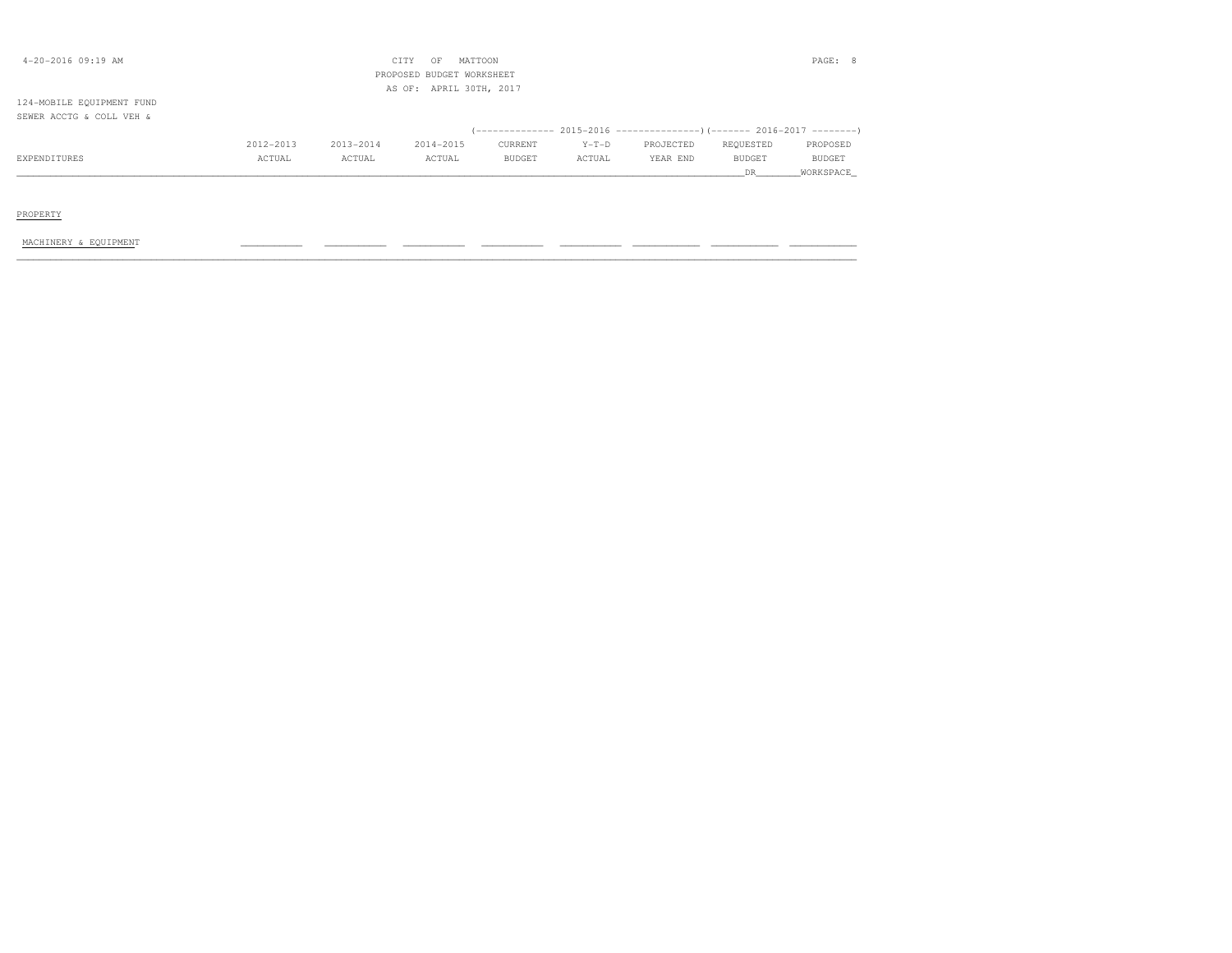CITY OF MATTOON
PROPOSED BUDGET WORKSHEET
AS OF: APRIL 30TH, 2017

124-MOBILE EQUIPMENT FUND
SEWER ACCTG & COLL VEH &

| EXPENDITURES | 2012-2013 ACTUAL | 2013-2014 ACTUAL | 2014-2015 ACTUAL | (------ 2015-2016 CURRENT BUDGET | Y-T-D ACTUAL | PROJECTED YEAR END ------) | (------ 2016-2017 REQUESTED BUDGET DR | PROPOSED BUDGET WORKSPACE ------) |
|---|---|---|---|---|---|---|---|---|
| PROPERTY | | | | | | | | |
| MACHINERY & EQUIPMENT | ___________ | ___________ | ___________ | ___________ | ___________ | ___________ | ___________ | ___________ |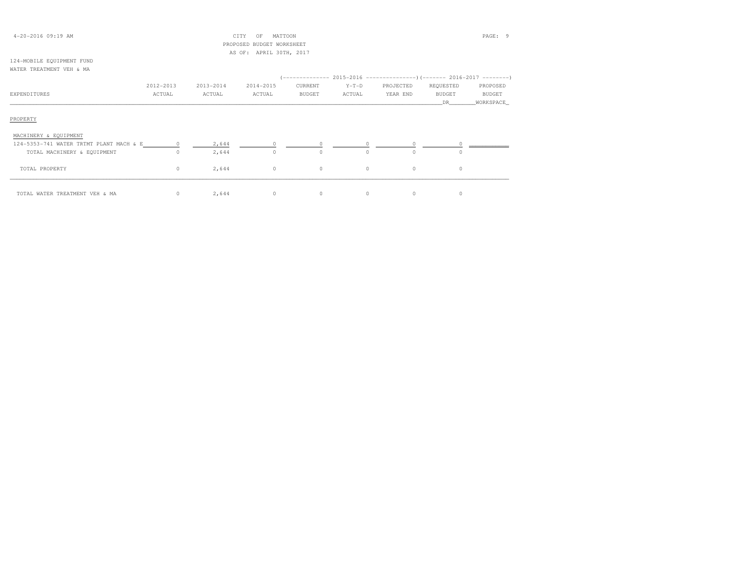CITY OF MATTOON
PROPOSED BUDGET WORKSHEET
AS OF: APRIL 30TH, 2017

124-MOBILE EQUIPMENT FUND
WATER TREATMENT VEH & MA

| EXPENDITURES | 2012-2013 ACTUAL | 2013-2014 ACTUAL | 2014-2015 ACTUAL | 2015-2016 CURRENT BUDGET | 2015-2016 Y-T-D ACTUAL | 2015-2016 PROJECTED YEAR END | 2016-2017 REQUESTED BUDGET DR | 2016-2017 PROPOSED BUDGET WORKSPACE |
|---|---|---|---|---|---|---|---|---|
| PROPERTY | | | | | | | | |
| MACHINERY & EQUIPMENT | | | | | | | | |
| 124-5353-741 WATER TRTMT PLANT MACH & E | 0 | 2,644 | 0 | 0 | 0 | 0 | 0 | |
| TOTAL MACHINERY & EQUIPMENT | 0 | 2,644 | 0 | 0 | 0 | 0 | 0 | |
| TOTAL PROPERTY | 0 | 2,644 | 0 | 0 | 0 | 0 | 0 | |
| TOTAL WATER TREATMENT VEH & MA | 0 | 2,644 | 0 | 0 | 0 | 0 | 0 | |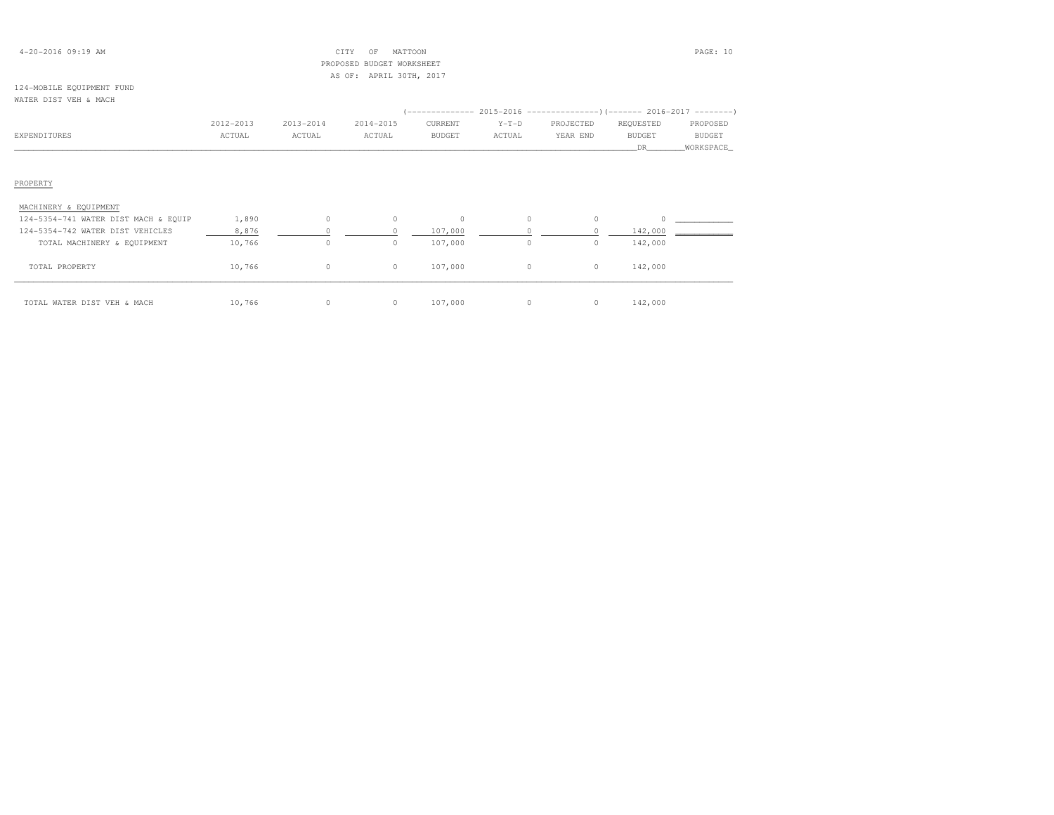CITY OF MATTOON
PROPOSED BUDGET WORKSHEET
AS OF: APRIL 30TH, 2017

124-MOBILE EQUIPMENT FUND
WATER DIST VEH & MACH

| EXPENDITURES | 2012-2013 ACTUAL | 2013-2014 ACTUAL | 2014-2015 ACTUAL | 2015-2016 CURRENT BUDGET | 2015-2016 Y-T-D ACTUAL | 2015-2016 PROJECTED YEAR END | 2016-2017 REQUESTED BUDGET DR | 2016-2017 PROPOSED BUDGET WORKSPACE |
|---|---|---|---|---|---|---|---|---|
| PROPERTY | | | | | | | | |
| MACHINERY & EQUIPMENT | | | | | | | | |
| 124-5354-741 WATER DIST MACH & EQUIP | 1,890 | 0 | 0 | 0 | 0 | 0 | 0 | ___________ |
| 124-5354-742 WATER DIST VEHICLES | 8,876 | 0 | 0 | 107,000 | 0 | 0 | 142,000 | ___________ |
| TOTAL MACHINERY & EQUIPMENT | 10,766 | 0 | 0 | 107,000 | 0 | 0 | 142,000 | |
| TOTAL PROPERTY | 10,766 | 0 | 0 | 107,000 | 0 | 0 | 142,000 | |
| TOTAL WATER DIST VEH & MACH | 10,766 | 0 | 0 | 107,000 | 0 | 0 | 142,000 | |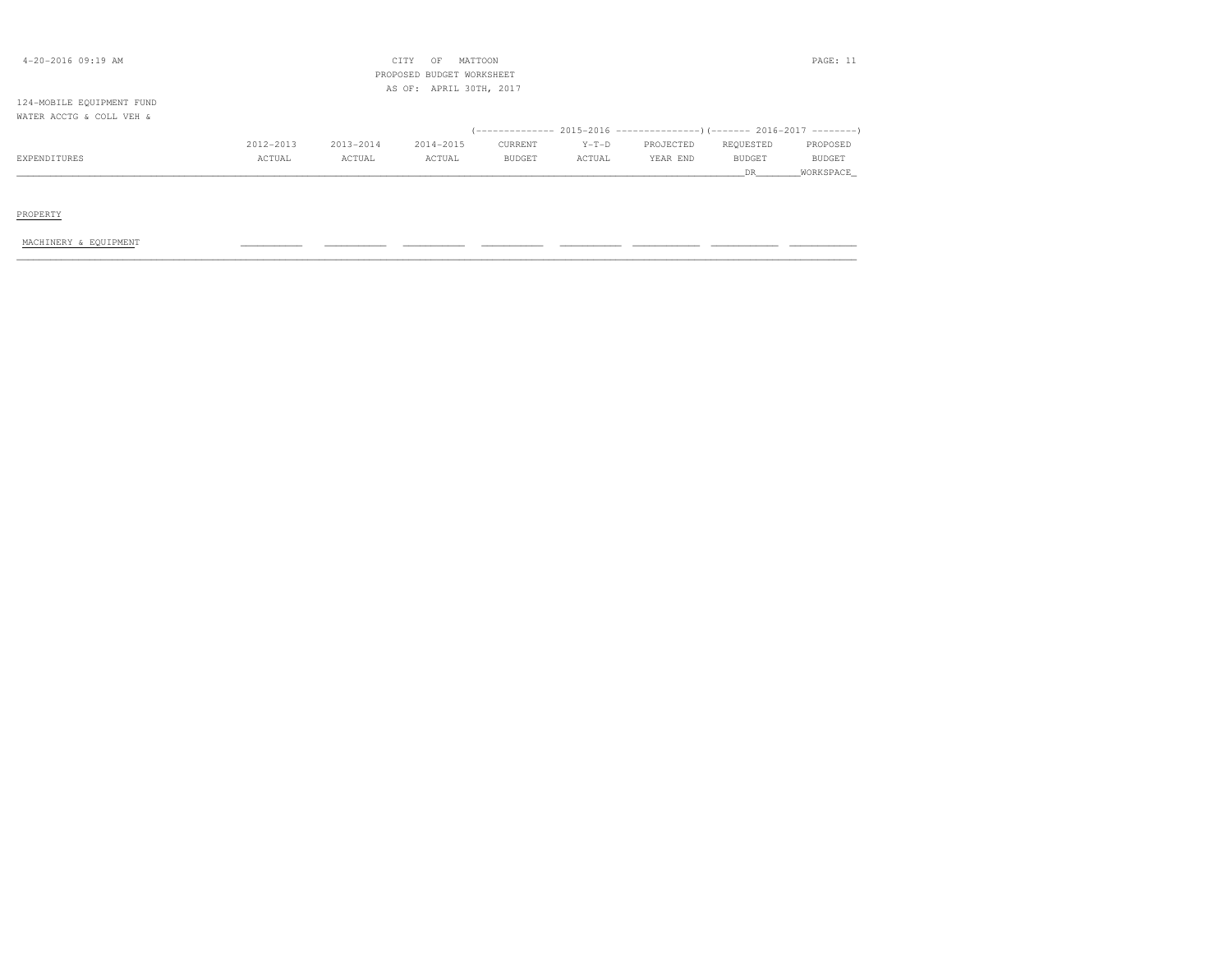CITY OF MATTOON
PROPOSED BUDGET WORKSHEET
AS OF: APRIL 30TH, 2017

124-MOBILE EQUIPMENT FUND
WATER ACCTG & COLL VEH &

| EXPENDITURES | 2012-2013 ACTUAL | 2013-2014 ACTUAL | 2014-2015 ACTUAL | 2015-2016 CURRENT BUDGET | 2015-2016 Y-T-D ACTUAL | 2015-2016 PROJECTED YEAR END | 2016-2017 REQUESTED BUDGET DR | 2016-2017 PROPOSED BUDGET WORKSPACE |
|---|---|---|---|---|---|---|---|---|
| PROPERTY | | | | | | | | |
| MACHINERY & EQUIPMENT | | | | | | | | |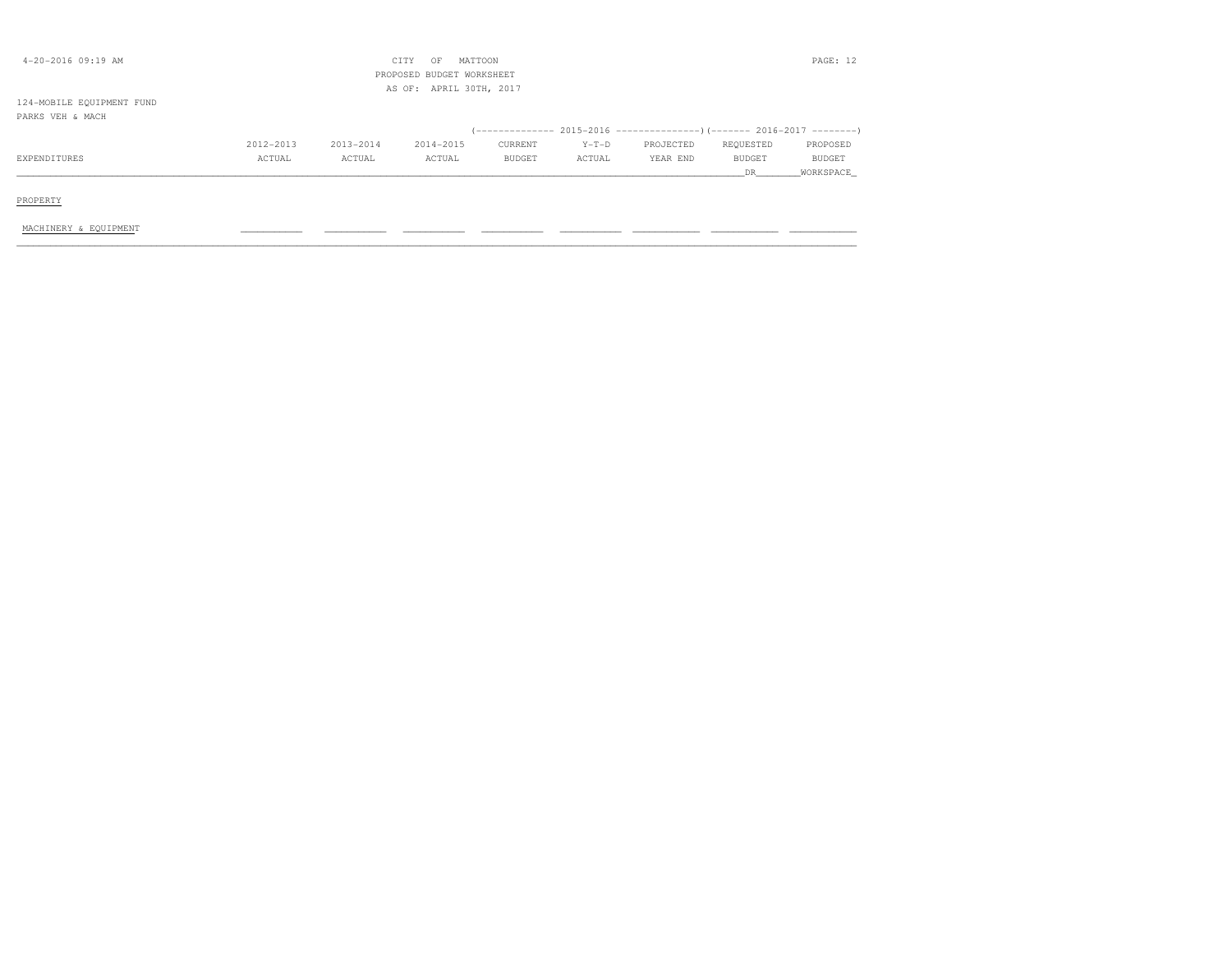CITY OF MATTOON
PROPOSED BUDGET WORKSHEET
AS OF: APRIL 30TH, 2017

124-MOBILE EQUIPMENT FUND
PARKS VEH & MACH

| | | | | (-------------- 2015-2016 | --------------- | ---------------) | (------- 2016-2017 | --------) |
|---|---|---|---|---|---|---|---|---|
| EXPENDITURES | 2012-2013 ACTUAL | 2013-2014 ACTUAL | 2014-2015 ACTUAL | CURRENT BUDGET | Y-T-D ACTUAL | PROJECTED YEAR END | REQUESTED BUDGET DR | PROPOSED BUDGET WORKSPACE |
| PROPERTY | | | | | | | | |
| MACHINERY & EQUIPMENT | | | | | | | | |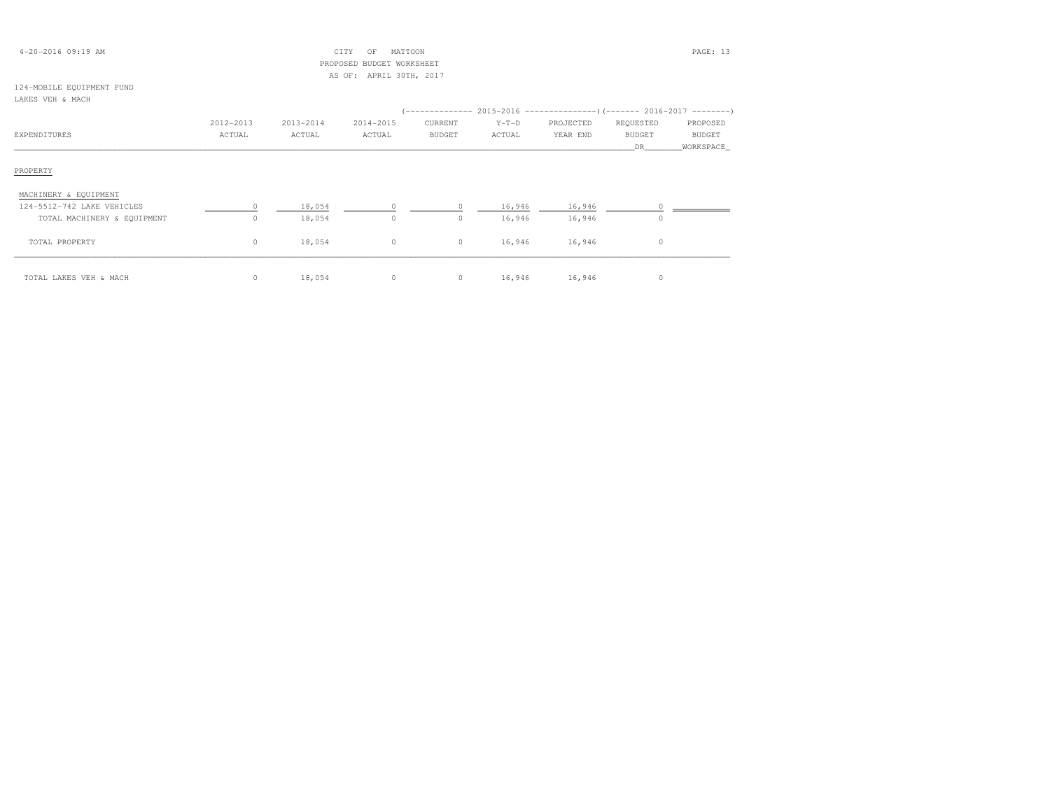CITY OF MATTOON
PROPOSED BUDGET WORKSHEET
AS OF: APRIL 30TH, 2017

124-MOBILE EQUIPMENT FUND
LAKES VEH & MACH

| EXPENDITURES | 2012-2013 ACTUAL | 2013-2014 ACTUAL | 2014-2015 ACTUAL | 2015-2016 CURRENT BUDGET | 2015-2016 Y-T-D ACTUAL | 2015-2016 PROJECTED YEAR END | 2016-2017 REQUESTED BUDGET DR | 2016-2017 PROPOSED BUDGET WORKSPACE |
|---|---|---|---|---|---|---|---|---|
| PROPERTY | | | | | | | | |
| MACHINERY & EQUIPMENT | | | | | | | | |
| 124-5512-742 LAKE VEHICLES | 0 | 18,054 | 0 | 0 | 16,946 | 16,946 | 0 | |
| TOTAL MACHINERY & EQUIPMENT | 0 | 18,054 | 0 | 0 | 16,946 | 16,946 | 0 | |
| TOTAL PROPERTY | 0 | 18,054 | 0 | 0 | 16,946 | 16,946 | 0 | |
| TOTAL LAKES VEH & MACH | 0 | 18,054 | 0 | 0 | 16,946 | 16,946 | 0 | |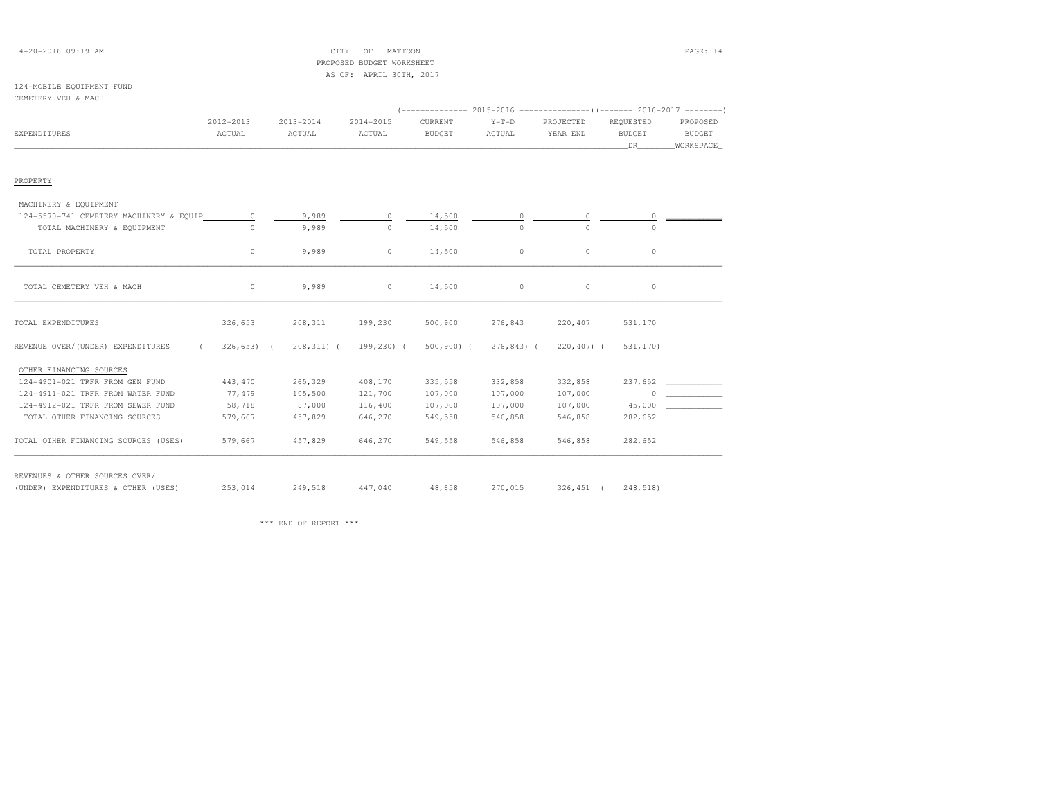CITY OF MATTOON
PROPOSED BUDGET WORKSHEET
AS OF: APRIL 30TH, 2017

124-MOBILE EQUIPMENT FUND
CEMETERY VEH & MACH

| EXPENDITURES | 2012-2013 ACTUAL | 2013-2014 ACTUAL | 2014-2015 ACTUAL | (---- 2015-2016 ----) CURRENT BUDGET | Y-T-D ACTUAL | PROJECTED YEAR END | (---- 2016-2017 ----) REQUESTED BUDGET DR | PROPOSED BUDGET WORKSPACE |
|---|---|---|---|---|---|---|---|---|
| PROPERTY | | | | | | | | |
| MACHINERY & EQUIPMENT | | | | | | | | |
| 124-5570-741 CEMETERY MACHINERY & EQUIP | 0 | 9,989 | 0 | 14,500 | 0 | 0 | 0 | |
| TOTAL MACHINERY & EQUIPMENT | 0 | 9,989 | 0 | 14,500 | 0 | 0 | 0 | |
| TOTAL PROPERTY | 0 | 9,989 | 0 | 14,500 | 0 | 0 | 0 | |
| TOTAL CEMETERY VEH & MACH | 0 | 9,989 | 0 | 14,500 | 0 | 0 | 0 | |
| TOTAL EXPENDITURES | 326,653 | 208,311 | 199,230 | 500,900 | 276,843 | 220,407 | 531,170 | |
| REVENUE OVER/(UNDER) EXPENDITURES | (326,653) | (208,311) | (199,230) | (500,900) | (276,843) | (220,407) | (531,170) | |
| OTHER FINANCING SOURCES | | | | | | | | |
| 124-4901-021 TRFR FROM GEN FUND | 443,470 | 265,329 | 408,170 | 335,558 | 332,858 | 332,858 | 237,652 | |
| 124-4911-021 TRFR FROM WATER FUND | 77,479 | 105,500 | 121,700 | 107,000 | 107,000 | 107,000 | 0 | |
| 124-4912-021 TRFR FROM SEWER FUND | 58,718 | 87,000 | 116,400 | 107,000 | 107,000 | 107,000 | 45,000 | |
| TOTAL OTHER FINANCING SOURCES | 579,667 | 457,829 | 646,270 | 549,558 | 546,858 | 546,858 | 282,652 | |
| TOTAL OTHER FINANCING SOURCES (USES) | 579,667 | 457,829 | 646,270 | 549,558 | 546,858 | 546,858 | 282,652 | |
| REVENUES & OTHER SOURCES OVER/ (UNDER) EXPENDITURES & OTHER (USES) | 253,014 | 249,518 | 447,040 | 48,658 | 270,015 | 326,451 | (248,518) | |

*** END OF REPORT ***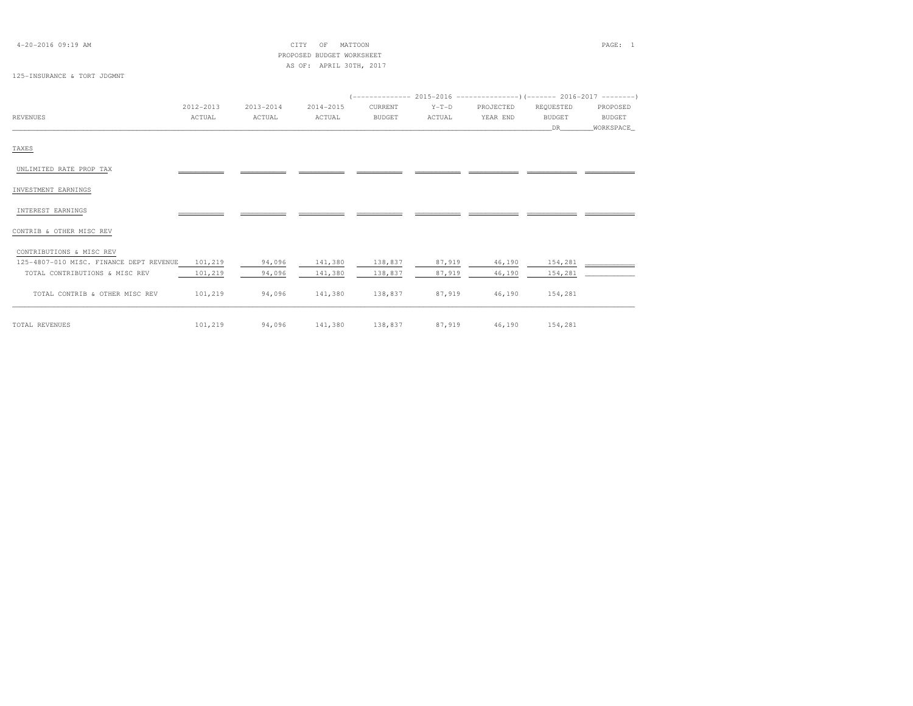4-20-2016 09:19 AM

CITY OF MATTOON
PROPOSED BUDGET WORKSHEET
AS OF: APRIL 30TH, 2017

125-INSURANCE & TORT JDGMNT

| REVENUES | 2012-2013 ACTUAL | 2013-2014 ACTUAL | 2014-2015 ACTUAL | 2015-2016 CURRENT BUDGET | 2015-2016 Y-T-D ACTUAL | 2015-2016 PROJECTED YEAR END | 2016-2017 REQUESTED BUDGET DR | 2016-2017 PROPOSED BUDGET WORKSPACE |
|---|---|---|---|---|---|---|---|---|
| TAXES | | | | | | | | |
| UNLIMITED RATE PROP TAX | | | | | | | | |
| INVESTMENT EARNINGS | | | | | | | | |
| INTEREST EARNINGS | | | | | | | | |
| CONTRIB & OTHER MISC REV | | | | | | | | |
| CONTRIBUTIONS & MISC REV | | | | | | | | |
| 125-4807-010 MISC. FINANCE DEPT REVENUE | 101,219 | 94,096 | 141,380 | 138,837 | 87,919 | 46,190 | 154,281 | |
| TOTAL CONTRIBUTIONS & MISC REV | 101,219 | 94,096 | 141,380 | 138,837 | 87,919 | 46,190 | 154,281 | |
| TOTAL CONTRIB & OTHER MISC REV | 101,219 | 94,096 | 141,380 | 138,837 | 87,919 | 46,190 | 154,281 | |
| TOTAL REVENUES | 101,219 | 94,096 | 141,380 | 138,837 | 87,919 | 46,190 | 154,281 | |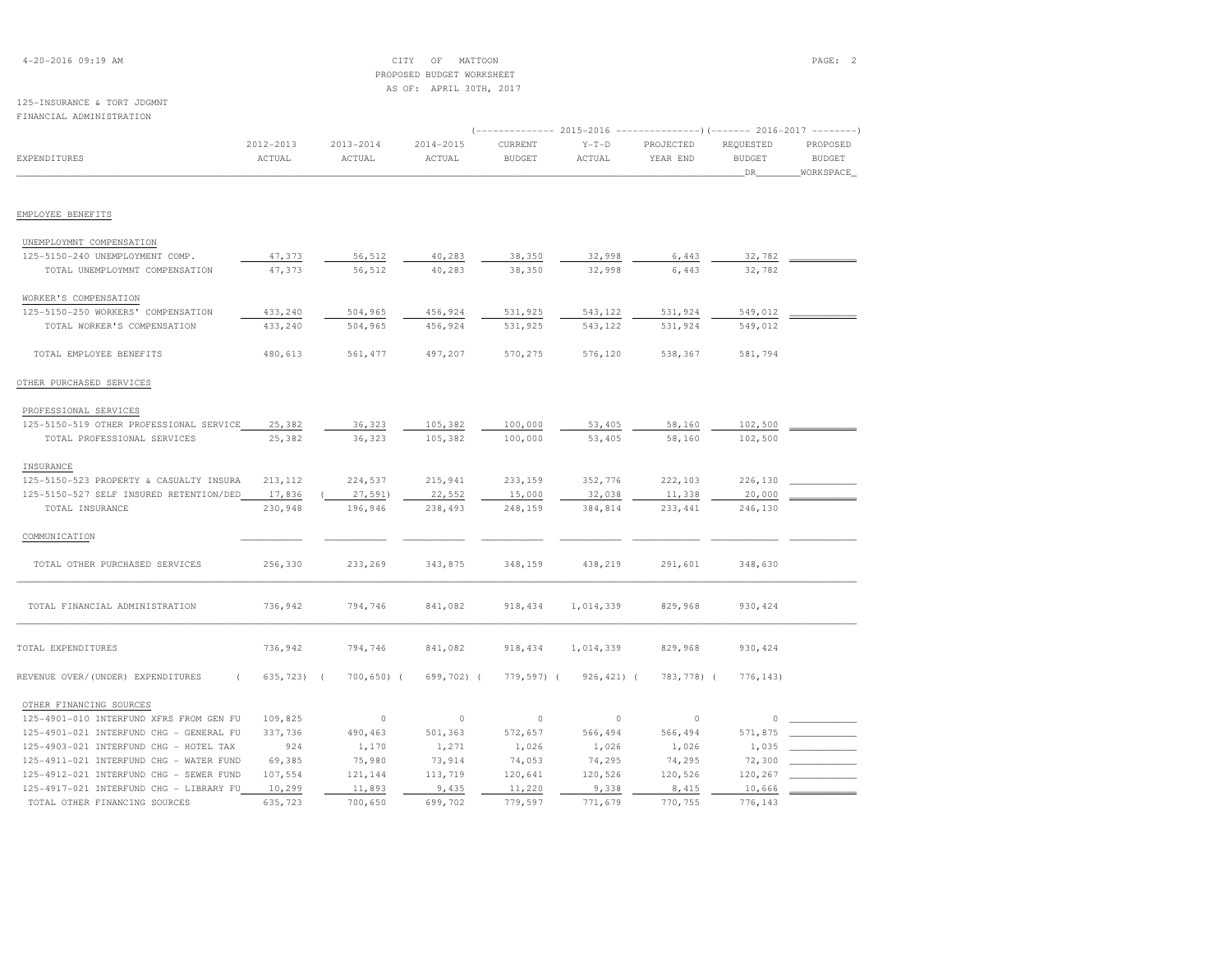CITY OF MATTOON
PROPOSED BUDGET WORKSHEET
AS OF: APRIL 30TH, 2017

125-INSURANCE & TORT JDGMNT
FINANCIAL ADMINISTRATION

| EXPENDITURES | 2012-2013 ACTUAL | 2013-2014 ACTUAL | 2014-2015 ACTUAL | 2015-2016 CURRENT BUDGET | 2015-2016 Y-T-D ACTUAL | 2015-2016 PROJECTED YEAR END | 2016-2017 REQUESTED BUDGET DR | 2016-2017 PROPOSED BUDGET WORKSPACE |
|---|---|---|---|---|---|---|---|---|
| **EMPLOYEE BENEFITS** | | | | | | | | |
| UNEMPLOYMNT COMPENSATION | | | | | | | | |
| 125-5150-240 UNEMPLOYMENT COMP. | 47,373 | 56,512 | 40,283 | 38,350 | 32,998 | 6,443 | 32,782 | |
| TOTAL UNEMPLOYMNT COMPENSATION | 47,373 | 56,512 | 40,283 | 38,350 | 32,998 | 6,443 | 32,782 | |
| WORKER'S COMPENSATION | | | | | | | | |
| 125-5150-250 WORKERS' COMPENSATION | 433,240 | 504,965 | 456,924 | 531,925 | 543,122 | 531,924 | 549,012 | |
| TOTAL WORKER'S COMPENSATION | 433,240 | 504,965 | 456,924 | 531,925 | 543,122 | 531,924 | 549,012 | |
| TOTAL EMPLOYEE BENEFITS | 480,613 | 561,477 | 497,207 | 570,275 | 576,120 | 538,367 | 581,794 | |
| **OTHER PURCHASED SERVICES** | | | | | | | | |
| PROFESSIONAL SERVICES | | | | | | | | |
| 125-5150-519 OTHER PROFESSIONAL SERVICE | 25,382 | 36,323 | 105,382 | 100,000 | 53,405 | 58,160 | 102,500 | |
| TOTAL PROFESSIONAL SERVICES | 25,382 | 36,323 | 105,382 | 100,000 | 53,405 | 58,160 | 102,500 | |
| INSURANCE | | | | | | | | |
| 125-5150-523 PROPERTY & CASUALTY INSURA | 213,112 | 224,537 | 215,941 | 233,159 | 352,776 | 222,103 | 226,130 | |
| 125-5150-527 SELF INSURED RETENTION/DED | 17,836 | ( 27,591) | 22,552 | 15,000 | 32,038 | 11,338 | 20,000 | |
| TOTAL INSURANCE | 230,948 | 196,946 | 238,493 | 248,159 | 384,814 | 233,441 | 246,130 | |
| COMMUNICATION | | | | | | | | |
| TOTAL OTHER PURCHASED SERVICES | 256,330 | 233,269 | 343,875 | 348,159 | 438,219 | 291,601 | 348,630 | |
| TOTAL FINANCIAL ADMINISTRATION | 736,942 | 794,746 | 841,082 | 918,434 | 1,014,339 | 829,968 | 930,424 | |
| TOTAL EXPENDITURES | 736,942 | 794,746 | 841,082 | 918,434 | 1,014,339 | 829,968 | 930,424 | |
| REVENUE OVER/(UNDER) EXPENDITURES | ( 635,723) | ( 700,650) | ( 699,702) | ( 779,597) | ( 926,421) | ( 783,778) | ( 776,143) | |
| OTHER FINANCING SOURCES | | | | | | | | |
| 125-4901-010 INTERFUND XFRS FROM GEN FU | 109,825 | 0 | 0 | 0 | 0 | 0 | 0 | |
| 125-4901-021 INTERFUND CHG - GENERAL FU | 337,736 | 490,463 | 501,363 | 572,657 | 566,494 | 566,494 | 571,875 | |
| 125-4903-021 INTERFUND CHG - HOTEL TAX | 924 | 1,170 | 1,271 | 1,026 | 1,026 | 1,026 | 1,035 | |
| 125-4911-021 INTERFUND CHG - WATER FUND | 69,385 | 75,980 | 73,914 | 74,053 | 74,295 | 74,295 | 72,300 | |
| 125-4912-021 INTERFUND CHG - SEWER FUND | 107,554 | 121,144 | 113,719 | 120,641 | 120,526 | 120,526 | 120,267 | |
| 125-4917-021 INTERFUND CHG - LIBRARY FU | 10,299 | 11,893 | 9,435 | 11,220 | 9,338 | 8,415 | 10,666 | |
| TOTAL OTHER FINANCING SOURCES | 635,723 | 700,650 | 699,702 | 779,597 | 771,679 | 770,755 | 776,143 | |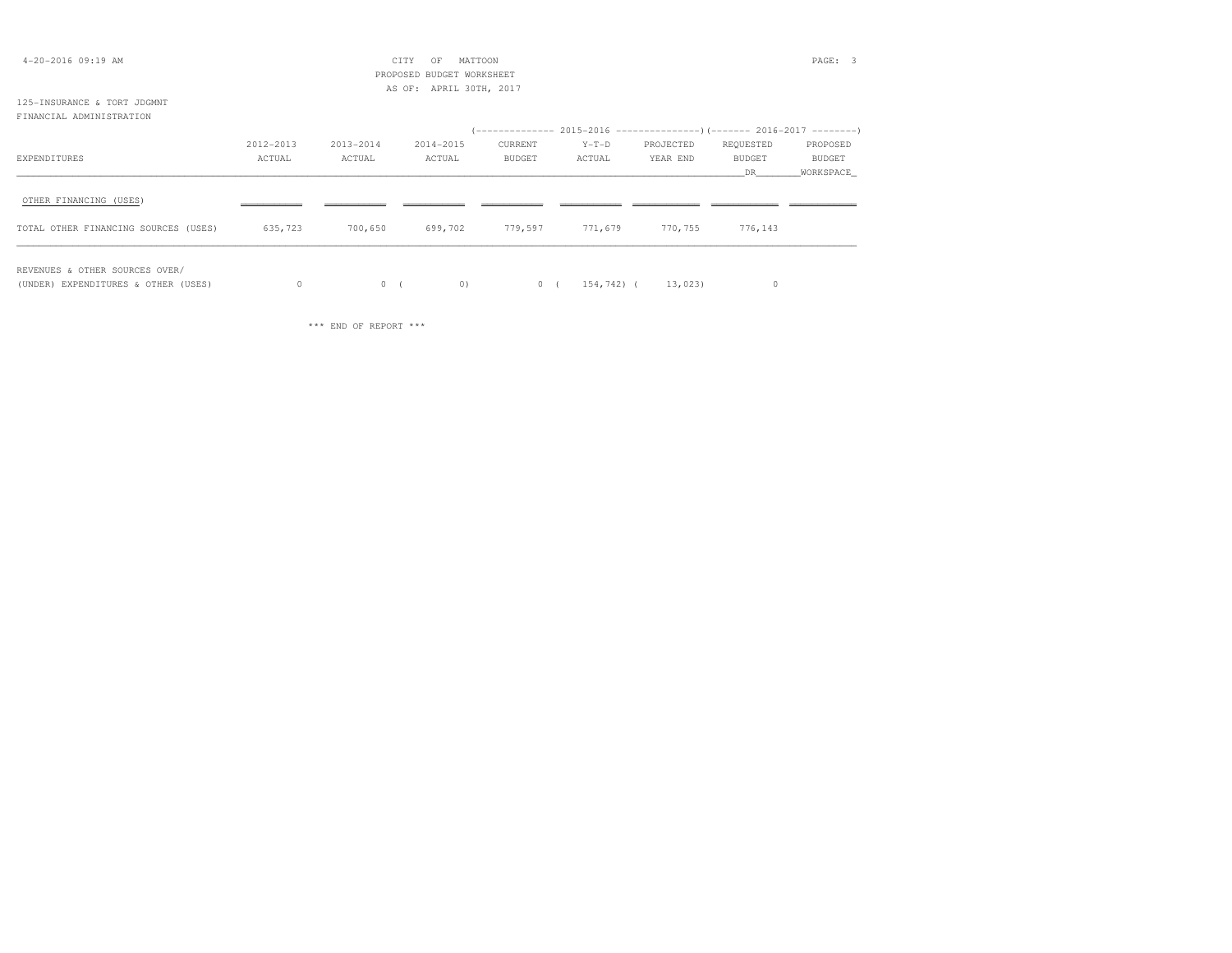CITY OF MATTOON
PROPOSED BUDGET WORKSHEET
AS OF: APRIL 30TH, 2017

125-INSURANCE & TORT JDGMNT
FINANCIAL ADMINISTRATION

| | | | | (-------------- 2015-2016 | --------------- | ---------------) | (------- 2016-2017 | --------) |
|---|---|---|---|---|---|---|---|---|
| EXPENDITURES | 2012-2013 ACTUAL | 2013-2014 ACTUAL | 2014-2015 ACTUAL | CURRENT BUDGET | Y-T-D ACTUAL | PROJECTED YEAR END | REQUESTED BUDGET DR | PROPOSED BUDGET WORKSPACE |
| OTHER FINANCING (USES) | | | | | | | | |
| TOTAL OTHER FINANCING SOURCES (USES) | 635,723 | 700,650 | 699,702 | 779,597 | 771,679 | 770,755 | 776,143 | |
| REVENUES & OTHER SOURCES OVER/ (UNDER) EXPENDITURES & OTHER (USES) | 0 | 0 | ( 0) | 0 | ( 154,742) | ( 13,023) | 0 | |

*** END OF REPORT ***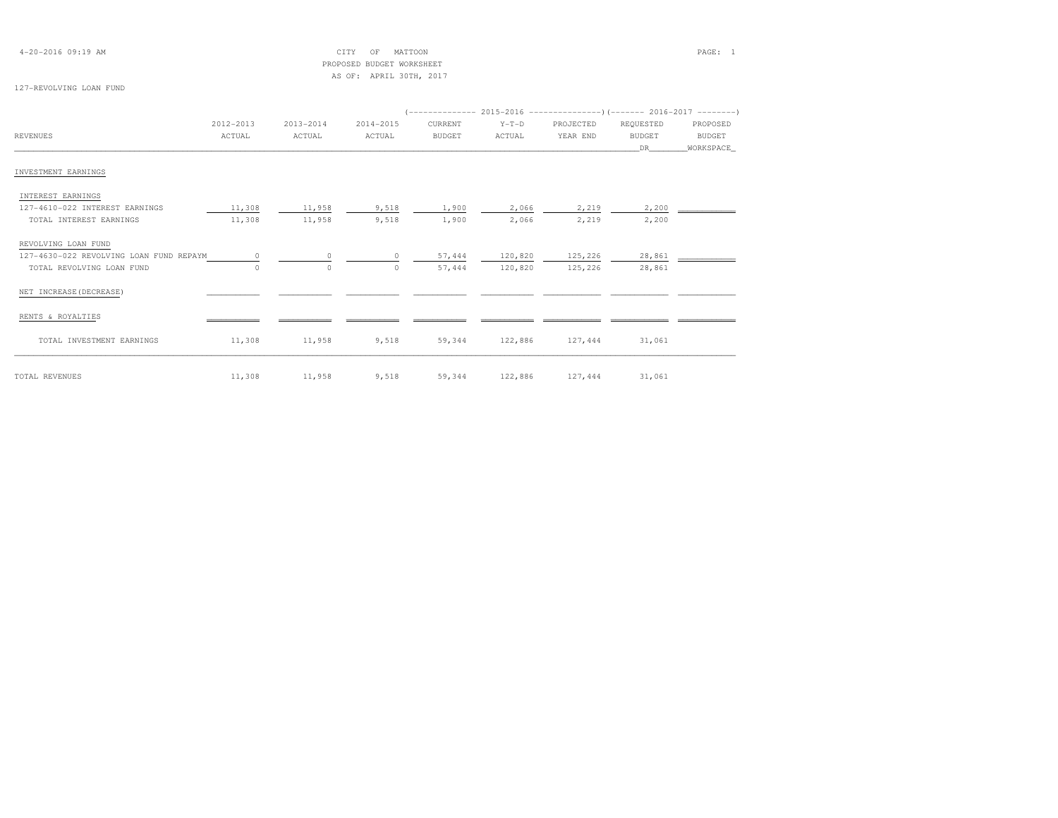CITY OF MATTOON
PROPOSED BUDGET WORKSHEET
AS OF: APRIL 30TH, 2017

127-REVOLVING LOAN FUND

| REVENUES | 2012-2013 ACTUAL | 2013-2014 ACTUAL | 2014-2015 ACTUAL | 2015-2016 CURRENT BUDGET | 2015-2016 Y-T-D ACTUAL | 2015-2016 PROJECTED YEAR END | 2016-2017 REQUESTED BUDGET DR | 2016-2017 PROPOSED BUDGET WORKSPACE |
|---|---|---|---|---|---|---|---|---|
| INVESTMENT EARNINGS | | | | | | | | |
| INTEREST EARNINGS | | | | | | | | |
| 127-4610-022 INTEREST EARNINGS | 11,308 | 11,958 | 9,518 | 1,900 | 2,066 | 2,219 | 2,200 | |
| TOTAL INTEREST EARNINGS | 11,308 | 11,958 | 9,518 | 1,900 | 2,066 | 2,219 | 2,200 | |
| REVOLVING LOAN FUND | | | | | | | | |
| 127-4630-022 REVOLVING LOAN FUND REPAYM | 0 | 0 | 0 | 57,444 | 120,820 | 125,226 | 28,861 | |
| TOTAL REVOLVING LOAN FUND | 0 | 0 | 0 | 57,444 | 120,820 | 125,226 | 28,861 | |
| NET INCREASE(DECREASE) | | | | | | | | |
| RENTS & ROYALTIES | | | | | | | | |
| TOTAL INVESTMENT EARNINGS | 11,308 | 11,958 | 9,518 | 59,344 | 122,886 | 127,444 | 31,061 | |
| TOTAL REVENUES | 11,308 | 11,958 | 9,518 | 59,344 | 122,886 | 127,444 | 31,061 | |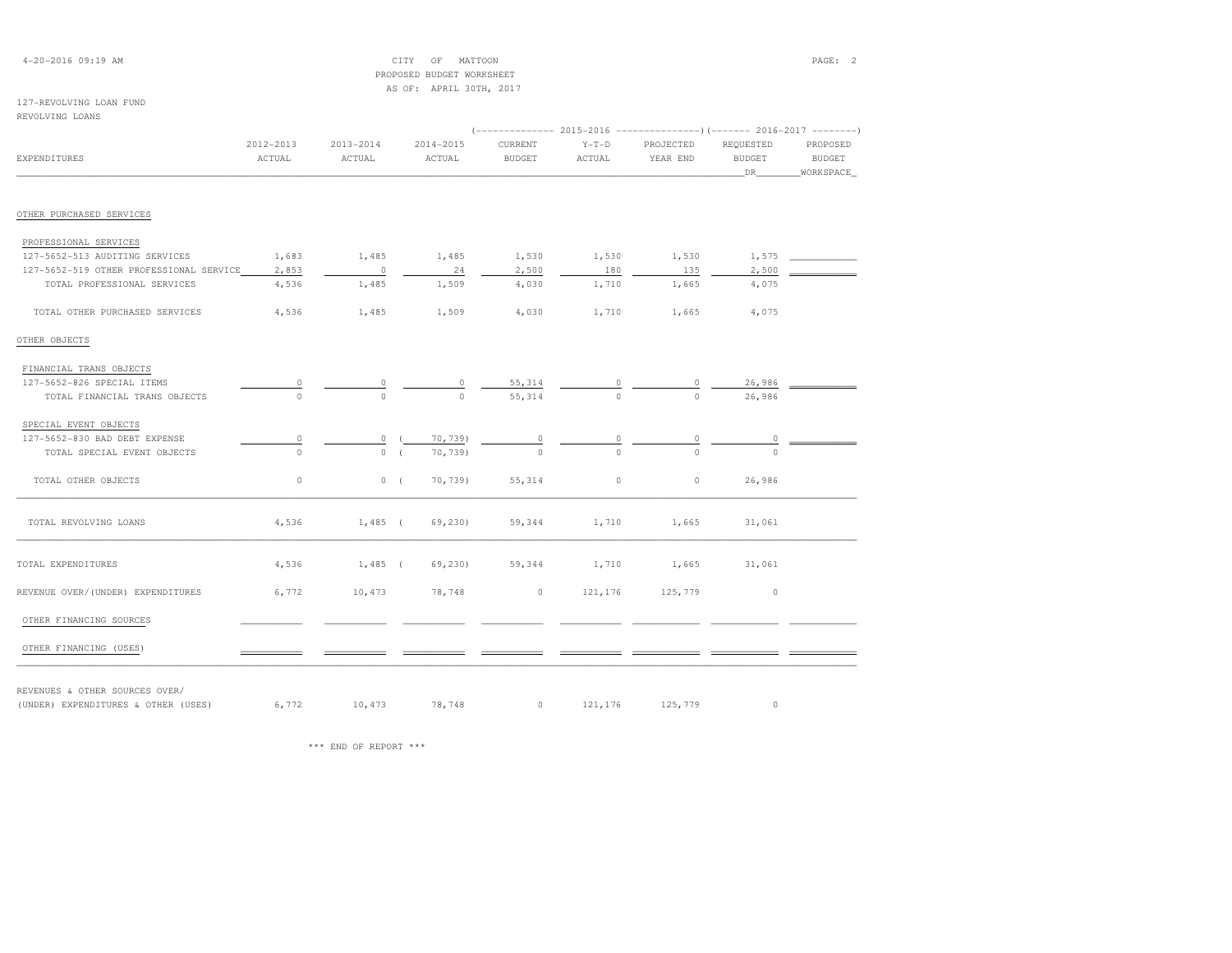CITY OF MATTOON
PROPOSED BUDGET WORKSHEET
AS OF: APRIL 30TH, 2017

127-REVOLVING LOAN FUND
REVOLVING LOANS

| EXPENDITURES | 2012-2013 ACTUAL | 2013-2014 ACTUAL | 2014-2015 ACTUAL | 2015-2016 CURRENT BUDGET | 2015-2016 Y-T-D ACTUAL | 2015-2016 PROJECTED YEAR END | 2016-2017 REQUESTED BUDGET DR | 2016-2017 PROPOSED BUDGET WORKSPACE |
|---|---|---|---|---|---|---|---|---|
| OTHER PURCHASED SERVICES | | | | | | | | |
| PROFESSIONAL SERVICES | | | | | | | | |
| 127-5652-513 AUDITING SERVICES | 1,683 | 1,485 | 1,485 | 1,530 | 1,530 | 1,530 | 1,575 | |
| 127-5652-519 OTHER PROFESSIONAL SERVICE | 2,853 | 0 | 24 | 2,500 | 180 | 135 | 2,500 | |
| TOTAL PROFESSIONAL SERVICES | 4,536 | 1,485 | 1,509 | 4,030 | 1,710 | 1,665 | 4,075 | |
| TOTAL OTHER PURCHASED SERVICES | 4,536 | 1,485 | 1,509 | 4,030 | 1,710 | 1,665 | 4,075 | |
| OTHER OBJECTS | | | | | | | | |
| FINANCIAL TRANS OBJECTS | | | | | | | | |
| 127-5652-826 SPECIAL ITEMS | 0 | 0 | 0 | 55,314 | 0 | 0 | 26,986 | |
| TOTAL FINANCIAL TRANS OBJECTS | 0 | 0 | 0 | 55,314 | 0 | 0 | 26,986 | |
| SPECIAL EVENT OBJECTS | | | | | | | | |
| 127-5652-830 BAD DEBT EXPENSE | 0 | 0 | ( 70,739) | 0 | 0 | 0 | 0 | |
| TOTAL SPECIAL EVENT OBJECTS | 0 | 0 | ( 70,739) | 0 | 0 | 0 | 0 | |
| TOTAL OTHER OBJECTS | 0 | 0 | ( 70,739) | 55,314 | 0 | 0 | 26,986 | |
| TOTAL REVOLVING LOANS | 4,536 | 1,485 | ( 69,230) | 59,344 | 1,710 | 1,665 | 31,061 | |
| TOTAL EXPENDITURES | 4,536 | 1,485 | ( 69,230) | 59,344 | 1,710 | 1,665 | 31,061 | |
| REVENUE OVER/(UNDER) EXPENDITURES | 6,772 | 10,473 | 78,748 | 0 | 121,176 | 125,779 | 0 | |
| OTHER FINANCING SOURCES | | | | | | | | |
| OTHER FINANCING (USES) | | | | | | | | |
| REVENUES & OTHER SOURCES OVER/ (UNDER) EXPENDITURES & OTHER (USES) | 6,772 | 10,473 | 78,748 | 0 | 121,176 | 125,779 | 0 | |

*** END OF REPORT ***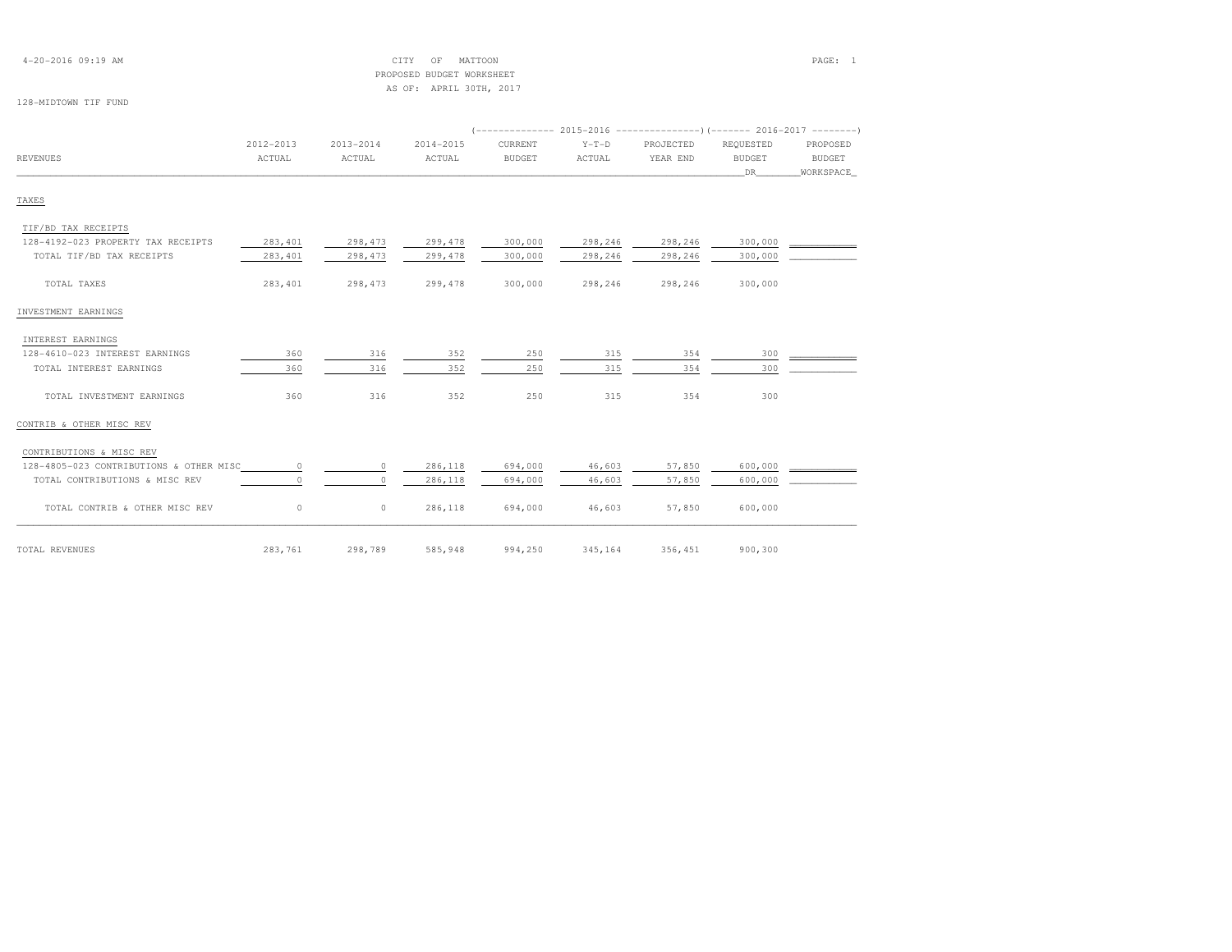CITY OF MATTOON
PROPOSED BUDGET WORKSHEET
AS OF: APRIL 30TH, 2017

128-MIDTOWN TIF FUND

| REVENUES | 2012-2013 ACTUAL | 2013-2014 ACTUAL | 2014-2015 ACTUAL | 2015-2016 CURRENT BUDGET | 2015-2016 Y-T-D ACTUAL | 2015-2016 PROJECTED YEAR END | 2016-2017 REQUESTED BUDGET DR | 2016-2017 PROPOSED BUDGET WORKSPACE |
|---|---|---|---|---|---|---|---|---|
| **TAXES** | | | | | | | | |
| TIF/BD TAX RECEIPTS | | | | | | | | |
| 128-4192-023 PROPERTY TAX RECEIPTS | 283,401 | 298,473 | 299,478 | 300,000 | 298,246 | 298,246 | 300,000 | |
| TOTAL TIF/BD TAX RECEIPTS | 283,401 | 298,473 | 299,478 | 300,000 | 298,246 | 298,246 | 300,000 | |
| TOTAL TAXES | 283,401 | 298,473 | 299,478 | 300,000 | 298,246 | 298,246 | 300,000 | |
| **INVESTMENT EARNINGS** | | | | | | | | |
| INTEREST EARNINGS | | | | | | | | |
| 128-4610-023 INTEREST EARNINGS | 360 | 316 | 352 | 250 | 315 | 354 | 300 | |
| TOTAL INTEREST EARNINGS | 360 | 316 | 352 | 250 | 315 | 354 | 300 | |
| TOTAL INVESTMENT EARNINGS | 360 | 316 | 352 | 250 | 315 | 354 | 300 | |
| **CONTRIB & OTHER MISC REV** | | | | | | | | |
| CONTRIBUTIONS & MISC REV | | | | | | | | |
| 128-4805-023 CONTRIBUTIONS & OTHER MISC | 0 | 0 | 286,118 | 694,000 | 46,603 | 57,850 | 600,000 | |
| TOTAL CONTRIBUTIONS & MISC REV | 0 | 0 | 286,118 | 694,000 | 46,603 | 57,850 | 600,000 | |
| TOTAL CONTRIB & OTHER MISC REV | 0 | 0 | 286,118 | 694,000 | 46,603 | 57,850 | 600,000 | |
| **TOTAL REVENUES** | 283,761 | 298,789 | 585,948 | 994,250 | 345,164 | 356,451 | 900,300 | |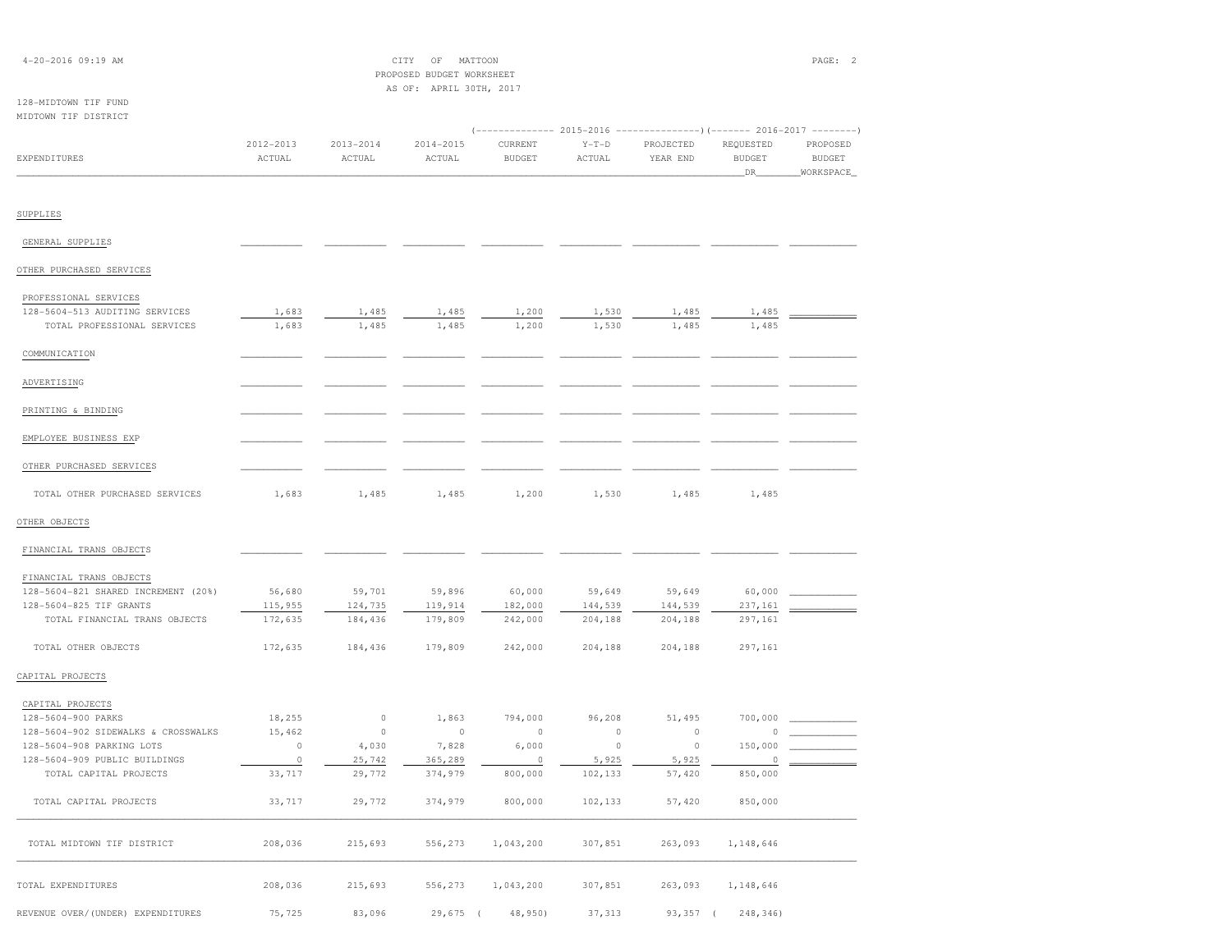CITY OF MATTOON
PROPOSED BUDGET WORKSHEET
AS OF: APRIL 30TH, 2017

128-MIDTOWN TIF FUND
MIDTOWN TIF DISTRICT

| EXPENDITURES | 2012-2013 ACTUAL | 2013-2014 ACTUAL | 2014-2015 ACTUAL | 2015-2016 CURRENT BUDGET | 2015-2016 Y-T-D ACTUAL | 2015-2016 PROJECTED YEAR END | 2016-2017 REQUESTED BUDGET DR | 2016-2017 PROPOSED BUDGET WORKSPACE |
|---|---|---|---|---|---|---|---|---|
| SUPPLIES | | | | | | | | |
| GENERAL SUPPLIES | | | | | | | | |
| OTHER PURCHASED SERVICES | | | | | | | | |
| PROFESSIONAL SERVICES | | | | | | | | |
| 128-5604-513 AUDITING SERVICES | 1,683 | 1,485 | 1,485 | 1,200 | 1,530 | 1,485 | 1,485 | |
| TOTAL PROFESSIONAL SERVICES | 1,683 | 1,485 | 1,485 | 1,200 | 1,530 | 1,485 | 1,485 | |
| COMMUNICATION | | | | | | | | |
| ADVERTISING | | | | | | | | |
| PRINTING & BINDING | | | | | | | | |
| EMPLOYEE BUSINESS EXP | | | | | | | | |
| OTHER PURCHASED SERVICES | | | | | | | | |
| TOTAL OTHER PURCHASED SERVICES | 1,683 | 1,485 | 1,485 | 1,200 | 1,530 | 1,485 | 1,485 | |
| OTHER OBJECTS | | | | | | | | |
| FINANCIAL TRANS OBJECTS | | | | | | | | |
| FINANCIAL TRANS OBJECTS | | | | | | | | |
| 128-5604-821 SHARED INCREMENT (20%) | 56,680 | 59,701 | 59,896 | 60,000 | 59,649 | 59,649 | 60,000 | |
| 128-5604-825 TIF GRANTS | 115,955 | 124,735 | 119,914 | 182,000 | 144,539 | 144,539 | 237,161 | |
| TOTAL FINANCIAL TRANS OBJECTS | 172,635 | 184,436 | 179,809 | 242,000 | 204,188 | 204,188 | 297,161 | |
| TOTAL OTHER OBJECTS | 172,635 | 184,436 | 179,809 | 242,000 | 204,188 | 204,188 | 297,161 | |
| CAPITAL PROJECTS | | | | | | | | |
| CAPITAL PROJECTS | | | | | | | | |
| 128-5604-900 PARKS | 18,255 | 0 | 1,863 | 794,000 | 96,208 | 51,495 | 700,000 | |
| 128-5604-902 SIDEWALKS & CROSSWALKS | 15,462 | 0 | 0 | 0 | 0 | 0 | 0 | |
| 128-5604-908 PARKING LOTS | 0 | 4,030 | 7,828 | 6,000 | 0 | 0 | 150,000 | |
| 128-5604-909 PUBLIC BUILDINGS | 0 | 25,742 | 365,289 | 0 | 5,925 | 5,925 | 0 | |
| TOTAL CAPITAL PROJECTS | 33,717 | 29,772 | 374,979 | 800,000 | 102,133 | 57,420 | 850,000 | |
| TOTAL CAPITAL PROJECTS | 33,717 | 29,772 | 374,979 | 800,000 | 102,133 | 57,420 | 850,000 | |
| TOTAL MIDTOWN TIF DISTRICT | 208,036 | 215,693 | 556,273 | 1,043,200 | 307,851 | 263,093 | 1,148,646 | |
| TOTAL EXPENDITURES | 208,036 | 215,693 | 556,273 | 1,043,200 | 307,851 | 263,093 | 1,148,646 | |
| REVENUE OVER/(UNDER) EXPENDITURES | 75,725 | 83,096 | 29,675 | ( 48,950) | 37,313 | 93,357 | ( 248,346) | |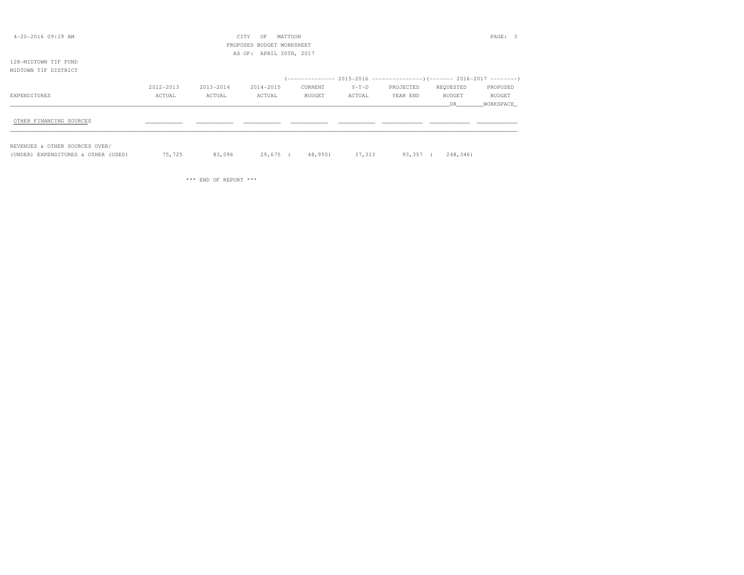CITY OF MATTOON
PROPOSED BUDGET WORKSHEET
AS OF: APRIL 30TH, 2017

128-MIDTOWN TIF FUND
MIDTOWN TIF DISTRICT

| | | | | (-------------- 2015-2016 | --------------- | ---------------) | (------- 2016-2017 | --------) |
|---|---|---|---|---|---|---|---|---|
| EXPENDITURES | 2012-2013 ACTUAL | 2013-2014 ACTUAL | 2014-2015 ACTUAL | CURRENT BUDGET | Y-T-D ACTUAL | PROJECTED YEAR END | REQUESTED BUDGET DR | PROPOSED BUDGET WORKSPACE |
| OTHER FINANCING SOURCES | | | | | | | | |
| REVENUES & OTHER SOURCES OVER/ (UNDER) EXPENDITURES & OTHER (USES) | 75,725 | 83,096 | 29,675 | ( 48,950) | 37,313 | 93,357 | ( 248,346) | |

\*\*\* END OF REPORT \*\*\*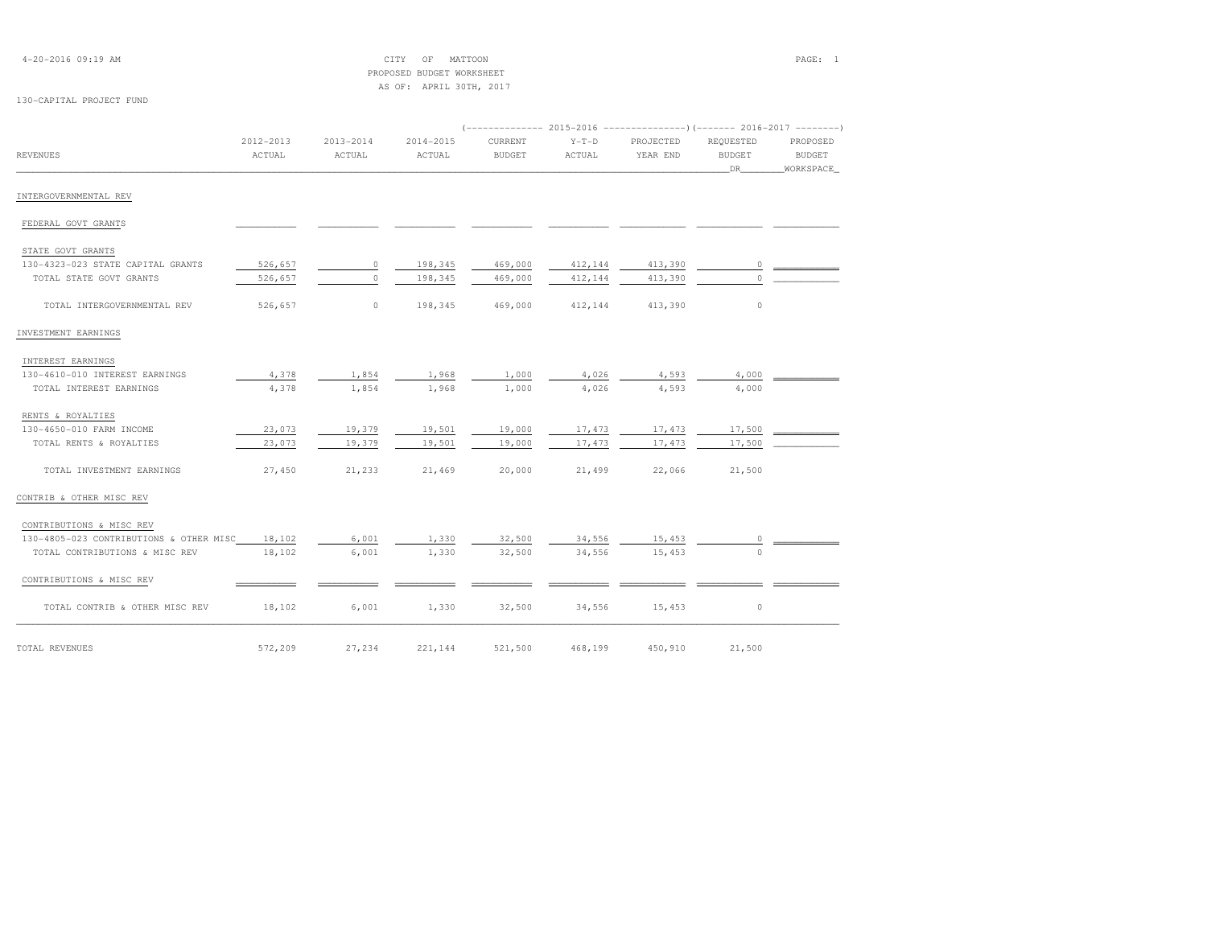CITY OF MATTOON
PROPOSED BUDGET WORKSHEET
AS OF: APRIL 30TH, 2017

130-CAPITAL PROJECT FUND

| REVENUES | 2012-2013 ACTUAL | 2013-2014 ACTUAL | 2014-2015 ACTUAL | 2015-2016 CURRENT BUDGET | 2015-2016 Y-T-D ACTUAL | 2015-2016 PROJECTED YEAR END | 2016-2017 REQUESTED BUDGET DR | 2016-2017 PROPOSED BUDGET WORKSPACE |
|---|---|---|---|---|---|---|---|---|
| INTERGOVERNMENTAL REV | | | | | | | | |
| FEDERAL GOVT GRANTS | | | | | | | | |
| STATE GOVT GRANTS | | | | | | | | |
| 130-4323-023 STATE CAPITAL GRANTS | 526,657 | 0 | 198,345 | 469,000 | 412,144 | 413,390 | 0 | |
| TOTAL STATE GOVT GRANTS | 526,657 | 0 | 198,345 | 469,000 | 412,144 | 413,390 | 0 | |
| TOTAL INTERGOVERNMENTAL REV | 526,657 | 0 | 198,345 | 469,000 | 412,144 | 413,390 | 0 | |
| INVESTMENT EARNINGS | | | | | | | | |
| INTEREST EARNINGS | | | | | | | | |
| 130-4610-010 INTEREST EARNINGS | 4,378 | 1,854 | 1,968 | 1,000 | 4,026 | 4,593 | 4,000 | |
| TOTAL INTEREST EARNINGS | 4,378 | 1,854 | 1,968 | 1,000 | 4,026 | 4,593 | 4,000 | |
| RENTS & ROYALTIES | | | | | | | | |
| 130-4650-010 FARM INCOME | 23,073 | 19,379 | 19,501 | 19,000 | 17,473 | 17,473 | 17,500 | |
| TOTAL RENTS & ROYALTIES | 23,073 | 19,379 | 19,501 | 19,000 | 17,473 | 17,473 | 17,500 | |
| TOTAL INVESTMENT EARNINGS | 27,450 | 21,233 | 21,469 | 20,000 | 21,499 | 22,066 | 21,500 | |
| CONTRIB & OTHER MISC REV | | | | | | | | |
| CONTRIBUTIONS & MISC REV | | | | | | | | |
| 130-4805-023 CONTRIBUTIONS & OTHER MISC | 18,102 | 6,001 | 1,330 | 32,500 | 34,556 | 15,453 | 0 | |
| TOTAL CONTRIBUTIONS & MISC REV | 18,102 | 6,001 | 1,330 | 32,500 | 34,556 | 15,453 | 0 | |
| CONTRIBUTIONS & MISC REV | | | | | | | | |
| TOTAL CONTRIB & OTHER MISC REV | 18,102 | 6,001 | 1,330 | 32,500 | 34,556 | 15,453 | 0 | |
| TOTAL REVENUES | 572,209 | 27,234 | 221,144 | 521,500 | 468,199 | 450,910 | 21,500 | |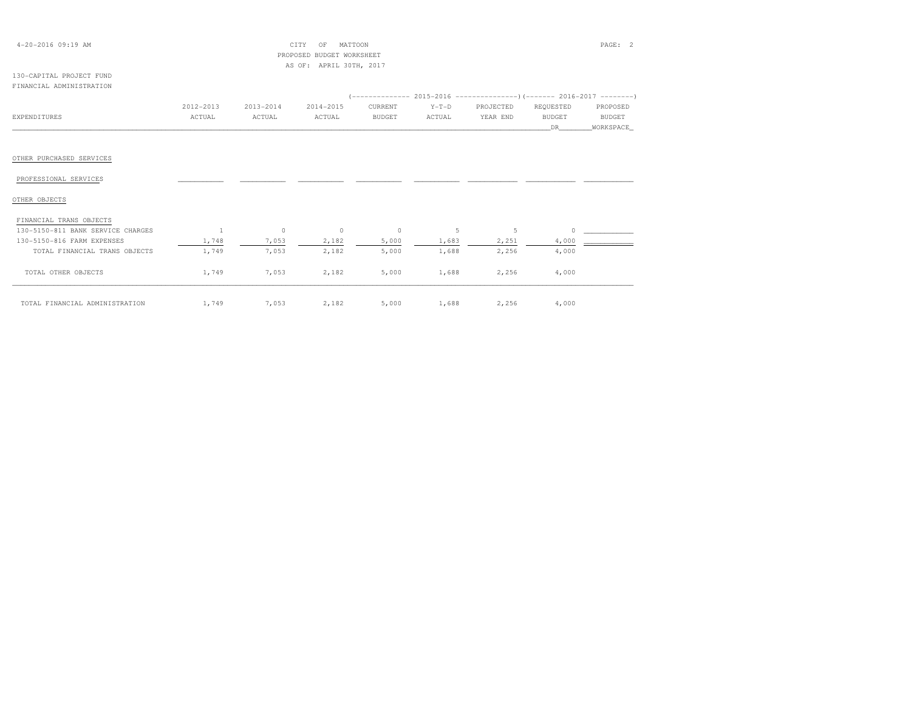CITY OF MATTOON
PROPOSED BUDGET WORKSHEET
AS OF: APRIL 30TH, 2017

130-CAPITAL PROJECT FUND
FINANCIAL ADMINISTRATION

| EXPENDITURES | 2012-2013 ACTUAL | 2013-2014 ACTUAL | 2014-2015 ACTUAL | 2015-2016 CURRENT BUDGET | 2015-2016 Y-T-D ACTUAL | 2015-2016 PROJECTED YEAR END | 2016-2017 REQUESTED BUDGET DR | 2016-2017 PROPOSED BUDGET WORKSPACE |
|---|---|---|---|---|---|---|---|---|
| OTHER PURCHASED SERVICES | | | | | | | | |
| PROFESSIONAL SERVICES | | | | | | | | |
| OTHER OBJECTS | | | | | | | | |
| FINANCIAL TRANS OBJECTS | | | | | | | | |
| 130-5150-811 BANK SERVICE CHARGES | 1 | 0 | 0 | 0 | 5 | 5 | 0 | |
| 130-5150-816 FARM EXPENSES | 1,748 | 7,053 | 2,182 | 5,000 | 1,683 | 2,251 | 4,000 | |
| TOTAL FINANCIAL TRANS OBJECTS | 1,749 | 7,053 | 2,182 | 5,000 | 1,688 | 2,256 | 4,000 | |
| TOTAL OTHER OBJECTS | 1,749 | 7,053 | 2,182 | 5,000 | 1,688 | 2,256 | 4,000 | |
| TOTAL FINANCIAL ADMINISTRATION | 1,749 | 7,053 | 2,182 | 5,000 | 1,688 | 2,256 | 4,000 | |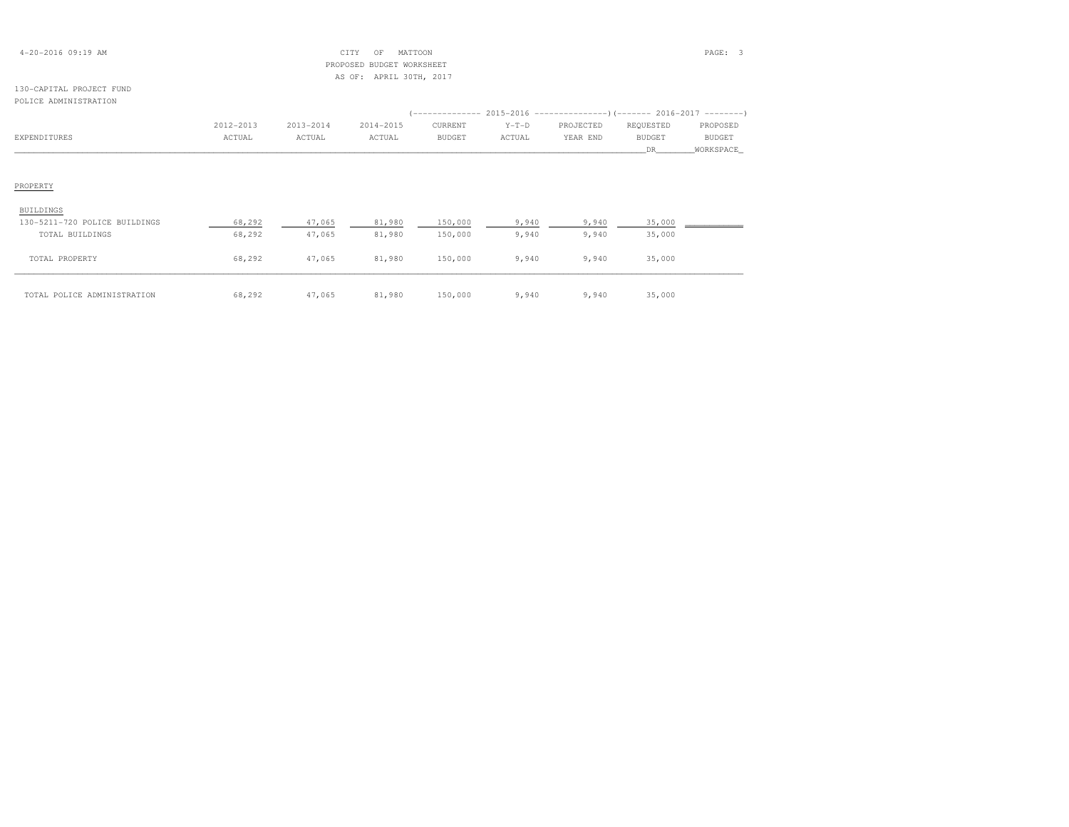CITY OF MATTOON
PROPOSED BUDGET WORKSHEET
AS OF: APRIL 30TH, 2017

130-CAPITAL PROJECT FUND
POLICE ADMINISTRATION

| EXPENDITURES | 2012-2013 ACTUAL | 2013-2014 ACTUAL | 2014-2015 ACTUAL | 2015-2016 CURRENT BUDGET | 2015-2016 Y-T-D ACTUAL | 2015-2016 PROJECTED YEAR END | 2016-2017 REQUESTED BUDGET DR | 2016-2017 PROPOSED BUDGET WORKSPACE |
|---|---|---|---|---|---|---|---|---|
| PROPERTY | | | | | | | | |
| BUILDINGS | | | | | | | | |
| 130-5211-720 POLICE BUILDINGS | 68,292 | 47,065 | 81,980 | 150,000 | 9,940 | 9,940 | 35,000 | |
| TOTAL BUILDINGS | 68,292 | 47,065 | 81,980 | 150,000 | 9,940 | 9,940 | 35,000 | |
| TOTAL PROPERTY | 68,292 | 47,065 | 81,980 | 150,000 | 9,940 | 9,940 | 35,000 | |
| TOTAL POLICE ADMINISTRATION | 68,292 | 47,065 | 81,980 | 150,000 | 9,940 | 9,940 | 35,000 | |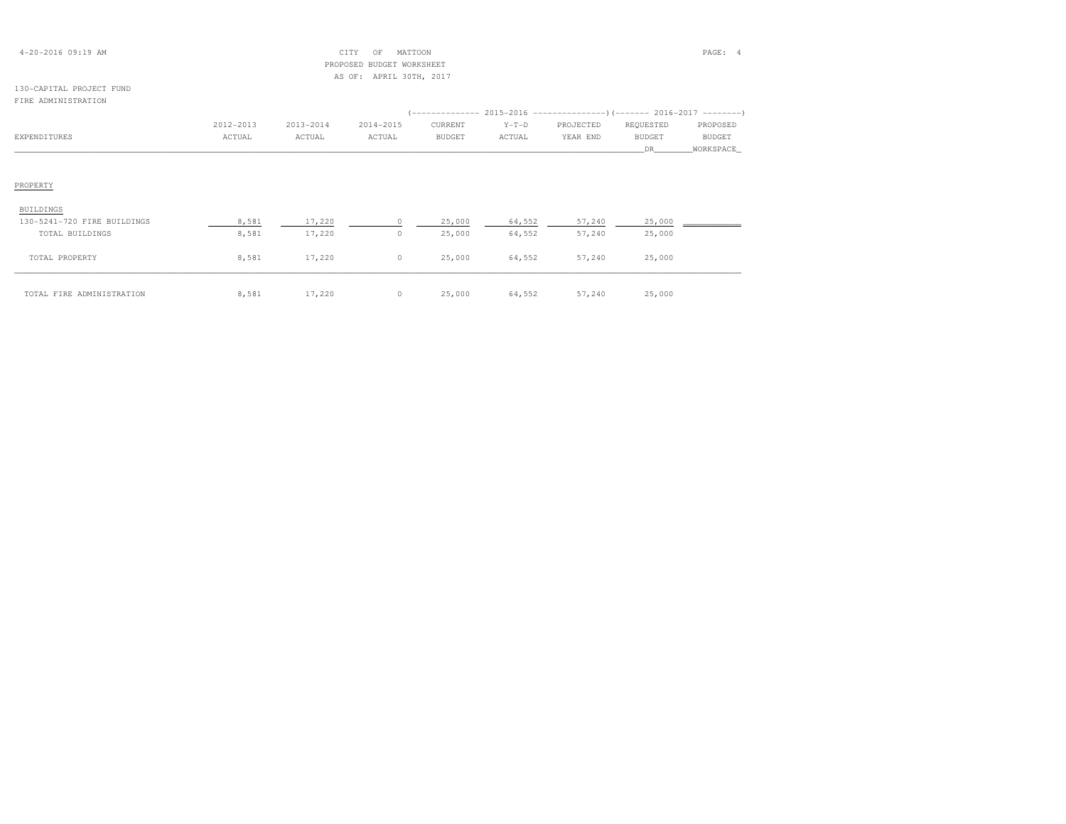CITY OF MATTOON
PROPOSED BUDGET WORKSHEET
AS OF: APRIL 30TH, 2017

130-CAPITAL PROJECT FUND
FIRE ADMINISTRATION

| EXPENDITURES | 2012-2013 ACTUAL | 2013-2014 ACTUAL | 2014-2015 ACTUAL | 2015-2016 CURRENT BUDGET | 2015-2016 Y-T-D ACTUAL | 2015-2016 PROJECTED YEAR END | 2016-2017 REQUESTED BUDGET DR | 2016-2017 PROPOSED BUDGET WORKSPACE |
|---|---|---|---|---|---|---|---|---|
| PROPERTY | | | | | | | | |
| BUILDINGS | | | | | | | | |
| 130-5241-720 FIRE BUILDINGS | 8,581 | 17,220 | 0 | 25,000 | 64,552 | 57,240 | 25,000 | |
| TOTAL BUILDINGS | 8,581 | 17,220 | 0 | 25,000 | 64,552 | 57,240 | 25,000 | |
| TOTAL PROPERTY | 8,581 | 17,220 | 0 | 25,000 | 64,552 | 57,240 | 25,000 | |
| TOTAL FIRE ADMINISTRATION | 8,581 | 17,220 | 0 | 25,000 | 64,552 | 57,240 | 25,000 | |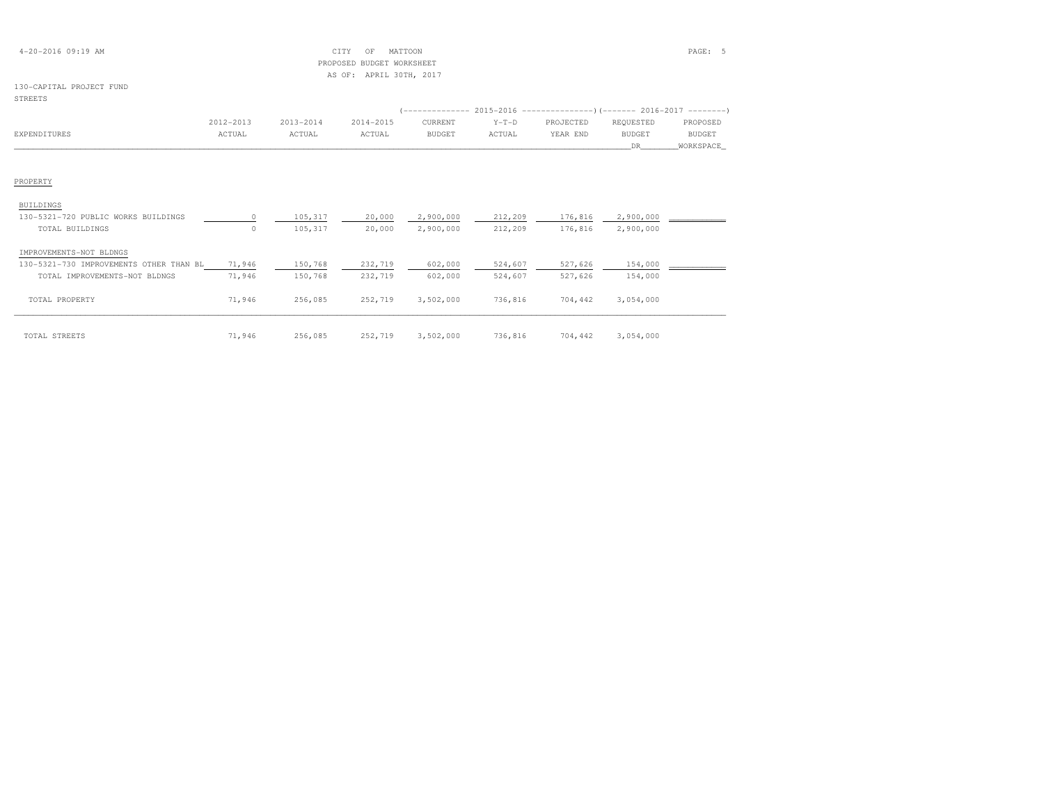CITY OF MATTOON
PROPOSED BUDGET WORKSHEET
AS OF: APRIL 30TH, 2017

130-CAPITAL PROJECT FUND
STREETS

| EXPENDITURES | 2012-2013 ACTUAL | 2013-2014 ACTUAL | 2014-2015 ACTUAL | 2015-2016 CURRENT BUDGET | 2015-2016 Y-T-D ACTUAL | 2015-2016 PROJECTED YEAR END | 2016-2017 REQUESTED BUDGET DR | 2016-2017 PROPOSED BUDGET WORKSPACE |
|---|---|---|---|---|---|---|---|---|
| PROPERTY | | | | | | | | |
| BUILDINGS | | | | | | | | |
| 130-5321-720 PUBLIC WORKS BUILDINGS | 0 | 105,317 | 20,000 | 2,900,000 | 212,209 | 176,816 | 2,900,000 | |
| TOTAL BUILDINGS | 0 | 105,317 | 20,000 | 2,900,000 | 212,209 | 176,816 | 2,900,000 | |
| IMPROVEMENTS-NOT BLDNGS | | | | | | | | |
| 130-5321-730 IMPROVEMENTS OTHER THAN BL | 71,946 | 150,768 | 232,719 | 602,000 | 524,607 | 527,626 | 154,000 | |
| TOTAL IMPROVEMENTS-NOT BLDNGS | 71,946 | 150,768 | 232,719 | 602,000 | 524,607 | 527,626 | 154,000 | |
| TOTAL PROPERTY | 71,946 | 256,085 | 252,719 | 3,502,000 | 736,816 | 704,442 | 3,054,000 | |
| TOTAL STREETS | 71,946 | 256,085 | 252,719 | 3,502,000 | 736,816 | 704,442 | 3,054,000 | |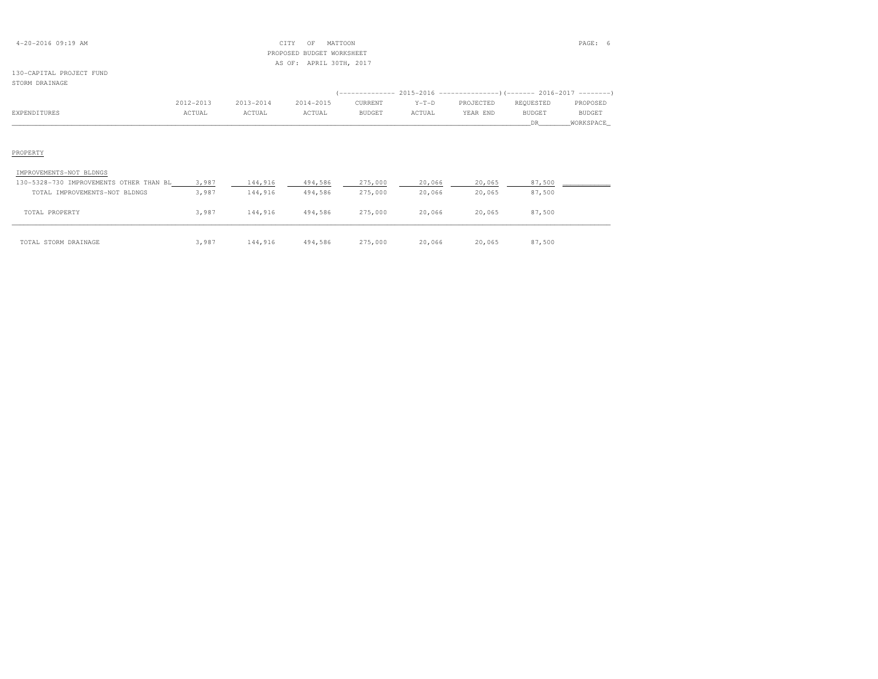CITY OF MATTOON
PROPOSED BUDGET WORKSHEET
AS OF: APRIL 30TH, 2017

130-CAPITAL PROJECT FUND
STORM DRAINAGE

| EXPENDITURES | 2012-2013 ACTUAL | 2013-2014 ACTUAL | 2014-2015 ACTUAL | 2015-2016 CURRENT BUDGET | 2015-2016 Y-T-D ACTUAL | 2015-2016 PROJECTED YEAR END | 2016-2017 REQUESTED BUDGET DR | 2016-2017 PROPOSED BUDGET WORKSPACE |
|---|---|---|---|---|---|---|---|---|
| PROPERTY | | | | | | | | |
| IMPROVEMENTS-NOT BLDNGS | | | | | | | | |
| 130-5328-730 IMPROVEMENTS OTHER THAN BL | 3,987 | 144,916 | 494,586 | 275,000 | 20,066 | 20,065 | 87,500 | |
| TOTAL IMPROVEMENTS-NOT BLDNGS | 3,987 | 144,916 | 494,586 | 275,000 | 20,066 | 20,065 | 87,500 | |
| TOTAL PROPERTY | 3,987 | 144,916 | 494,586 | 275,000 | 20,066 | 20,065 | 87,500 | |
| TOTAL STORM DRAINAGE | 3,987 | 144,916 | 494,586 | 275,000 | 20,066 | 20,065 | 87,500 | |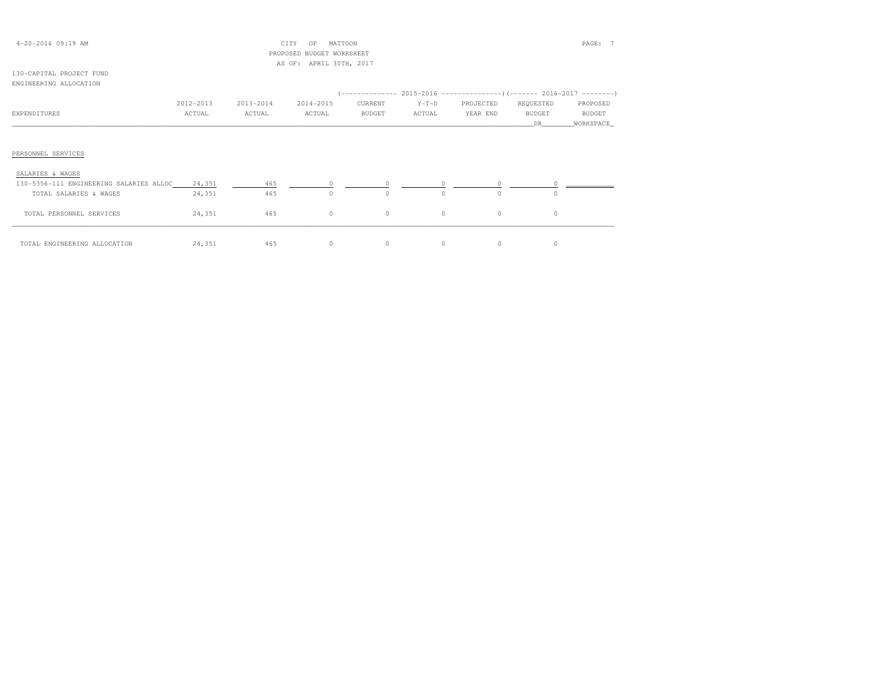CITY OF MATTOON
PROPOSED BUDGET WORKSHEET
AS OF: APRIL 30TH, 2017

130-CAPITAL PROJECT FUND
ENGINEERING ALLOCATION

| EXPENDITURES | 2012-2013 ACTUAL | 2013-2014 ACTUAL | 2014-2015 ACTUAL | 2015-2016 CURRENT BUDGET | 2015-2016 Y-T-D ACTUAL | 2015-2016 PROJECTED YEAR END | 2016-2017 REQUESTED BUDGET DR | 2016-2017 PROPOSED BUDGET WORKSPACE |
|---|---|---|---|---|---|---|---|---|
| PERSONNEL SERVICES | | | | | | | | |
| SALARIES & WAGES | | | | | | | | |
| 130-5356-111 ENGINEERING SALARIES ALLOC | 24,351 | 465 | 0 | 0 | 0 | 0 | 0 | |
| TOTAL SALARIES & WAGES | 24,351 | 465 | 0 | 0 | 0 | 0 | 0 | |
| TOTAL PERSONNEL SERVICES | 24,351 | 465 | 0 | 0 | 0 | 0 | 0 | |
| TOTAL ENGINEERING ALLOCATION | 24,351 | 465 | 0 | 0 | 0 | 0 | 0 | |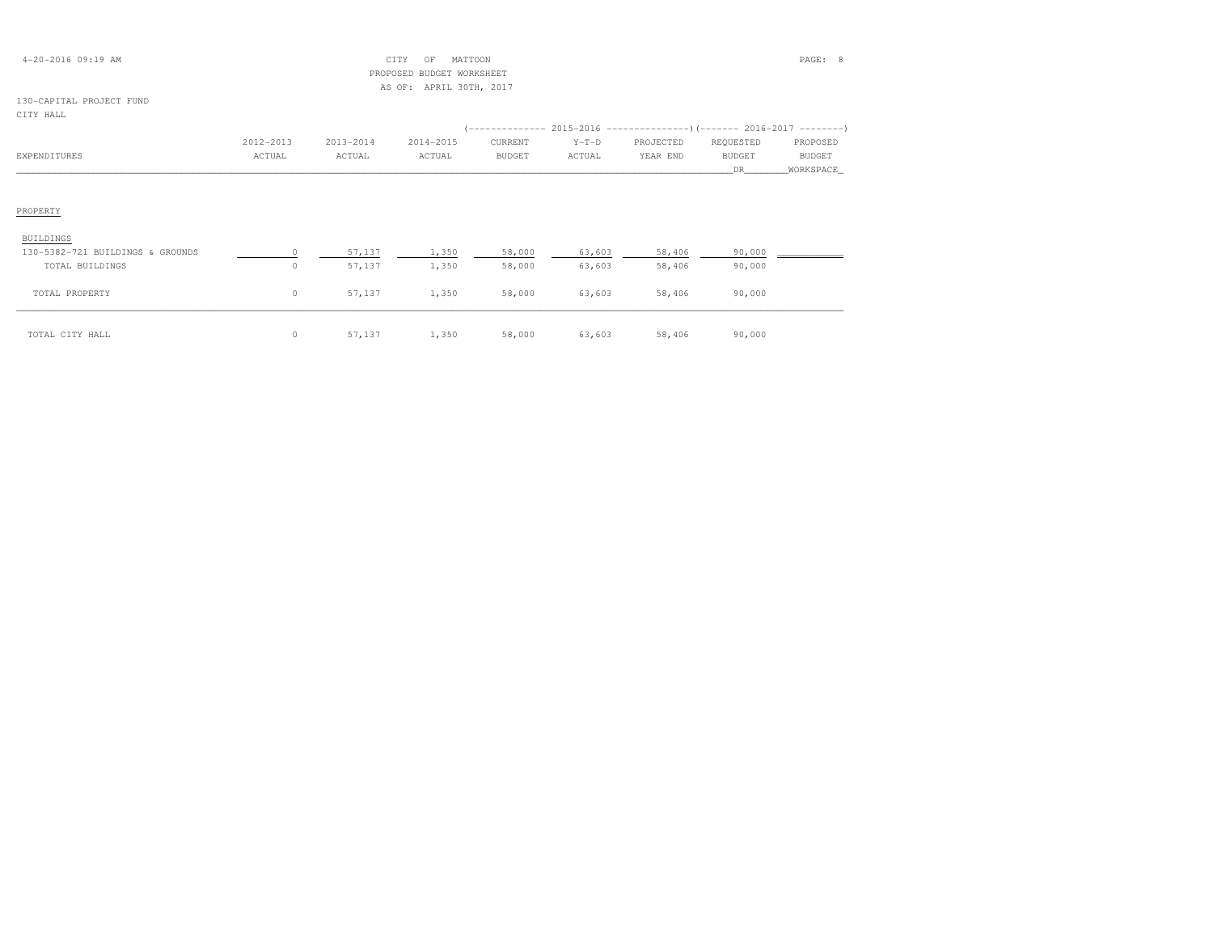CITY OF MATTOON
PROPOSED BUDGET WORKSHEET
AS OF: APRIL 30TH, 2017

130-CAPITAL PROJECT FUND
CITY HALL

| EXPENDITURES | 2012-2013 ACTUAL | 2013-2014 ACTUAL | 2014-2015 ACTUAL | 2015-2016 CURRENT BUDGET | 2015-2016 Y-T-D ACTUAL | 2015-2016 PROJECTED YEAR END | 2016-2017 REQUESTED BUDGET DR | 2016-2017 PROPOSED BUDGET WORKSPACE |
|---|---|---|---|---|---|---|---|---|
| PROPERTY | | | | | | | | |
| BUILDINGS | | | | | | | | |
| 130-5382-721 BUILDINGS & GROUNDS | 0 | 57,137 | 1,350 | 58,000 | 63,603 | 58,406 | 90,000 | |
| TOTAL BUILDINGS | 0 | 57,137 | 1,350 | 58,000 | 63,603 | 58,406 | 90,000 | |
| TOTAL PROPERTY | 0 | 57,137 | 1,350 | 58,000 | 63,603 | 58,406 | 90,000 | |
| TOTAL CITY HALL | 0 | 57,137 | 1,350 | 58,000 | 63,603 | 58,406 | 90,000 | |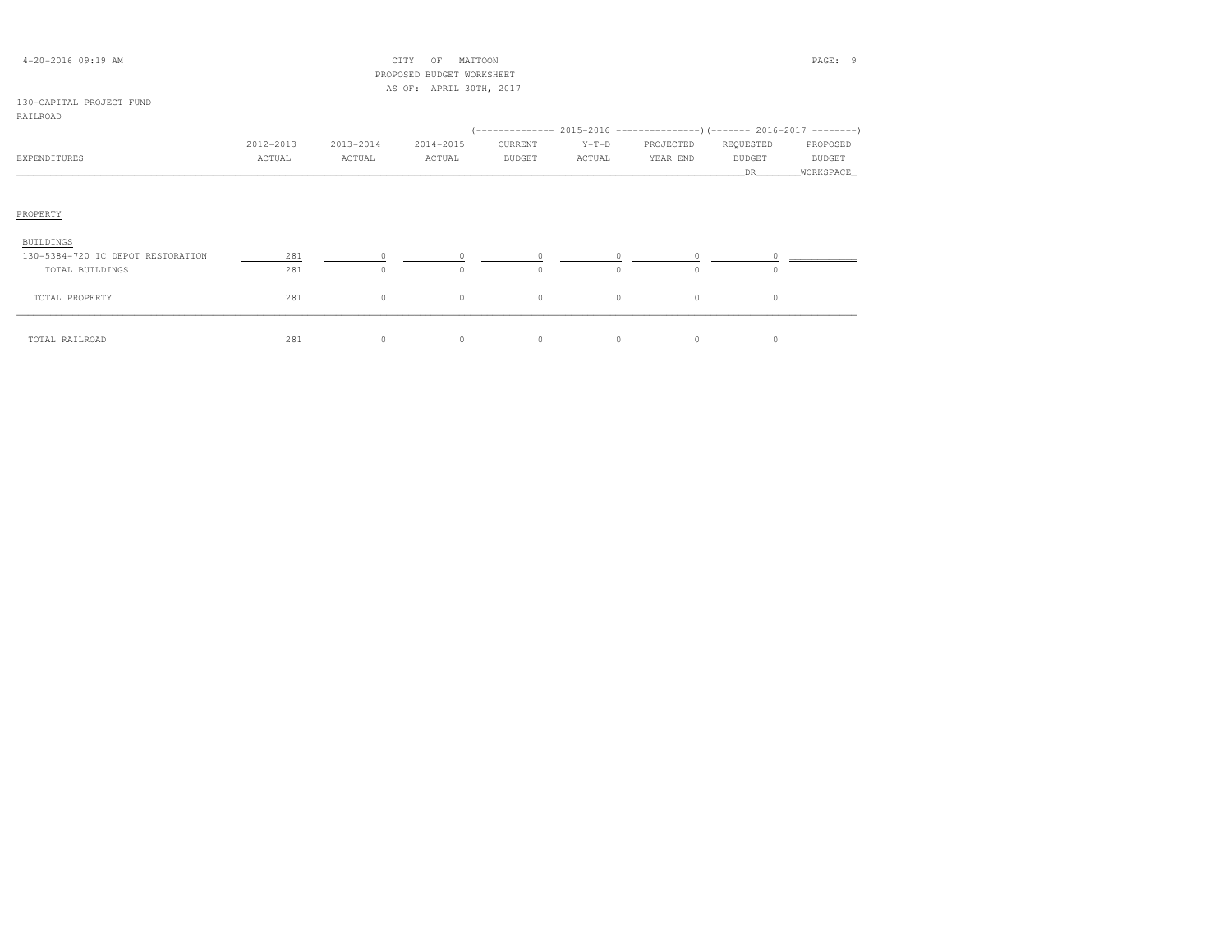CITY OF MATTOON
PROPOSED BUDGET WORKSHEET
AS OF: APRIL 30TH, 2017

130-CAPITAL PROJECT FUND
RAILROAD

| EXPENDITURES | 2012-2013 ACTUAL | 2013-2014 ACTUAL | 2014-2015 ACTUAL | 2015-2016 CURRENT BUDGET | 2015-2016 Y-T-D ACTUAL | 2015-2016 PROJECTED YEAR END | 2016-2017 REQUESTED BUDGET DR | 2016-2017 PROPOSED BUDGET WORKSPACE |
|---|---|---|---|---|---|---|---|---|
| **PROPERTY** | | | | | | | | |
| BUILDINGS | | | | | | | | |
| 130-5384-720 IC DEPOT RESTORATION | 281 | 0 | 0 | 0 | 0 | 0 | 0 | |
| TOTAL BUILDINGS | 281 | 0 | 0 | 0 | 0 | 0 | 0 | |
| TOTAL PROPERTY | 281 | 0 | 0 | 0 | 0 | 0 | 0 | |
| TOTAL RAILROAD | 281 | 0 | 0 | 0 | 0 | 0 | 0 | |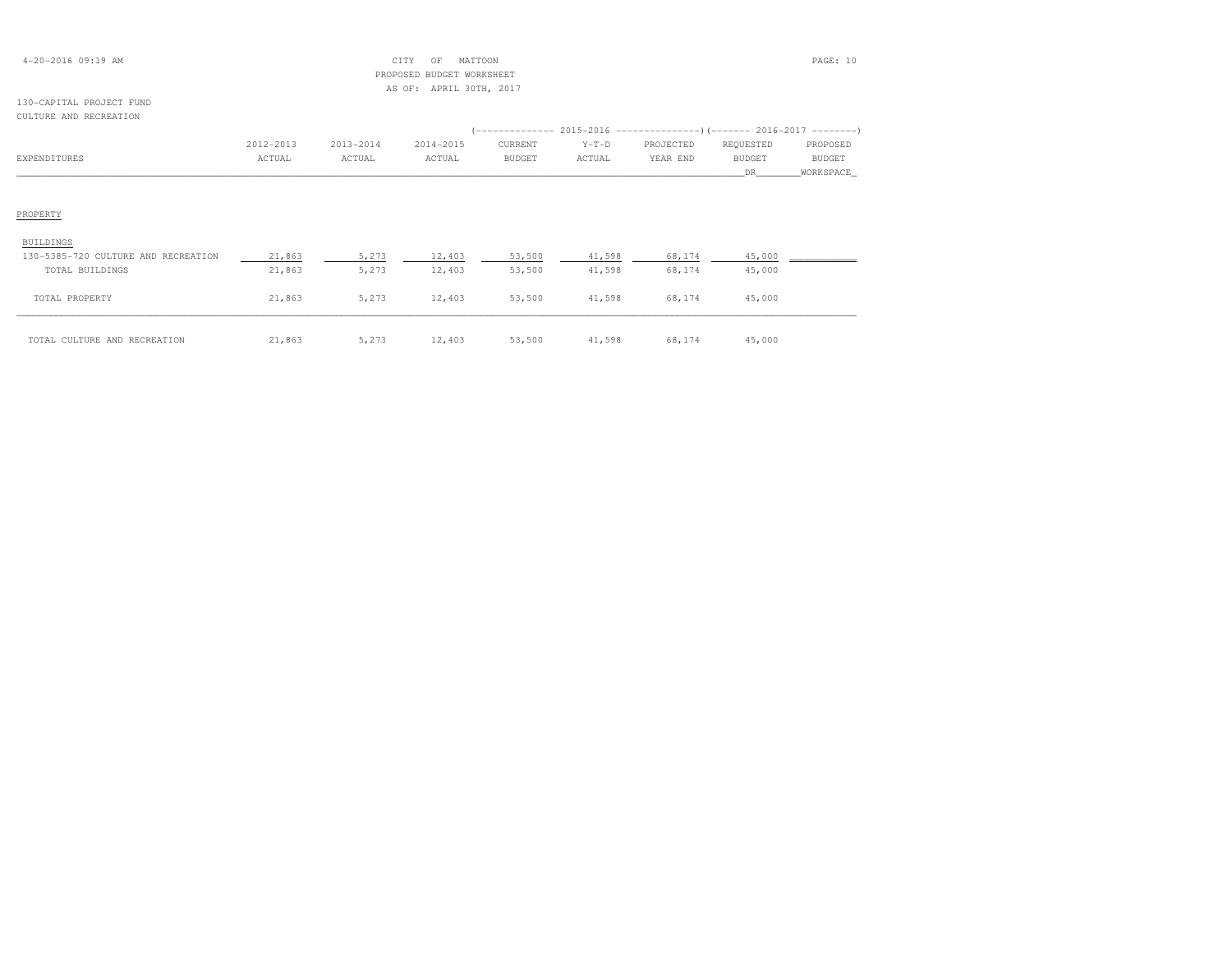CITY OF MATTOON
PROPOSED BUDGET WORKSHEET
AS OF: APRIL 30TH, 2017

130-CAPITAL PROJECT FUND
CULTURE AND RECREATION

| EXPENDITURES | 2012-2013 ACTUAL | 2013-2014 ACTUAL | 2014-2015 ACTUAL | 2015-2016 CURRENT BUDGET | 2015-2016 Y-T-D ACTUAL | 2015-2016 PROJECTED YEAR END | 2016-2017 REQUESTED BUDGET DR | 2016-2017 PROPOSED BUDGET WORKSPACE |
|---|---|---|---|---|---|---|---|---|
| PROPERTY | | | | | | | | |
| BUILDINGS | | | | | | | | |
| 130-5385-720 CULTURE AND RECREATION | 21,863 | 5,273 | 12,403 | 53,500 | 41,598 | 68,174 | 45,000 | |
| TOTAL BUILDINGS | 21,863 | 5,273 | 12,403 | 53,500 | 41,598 | 68,174 | 45,000 | |
| TOTAL PROPERTY | 21,863 | 5,273 | 12,403 | 53,500 | 41,598 | 68,174 | 45,000 | |
| TOTAL CULTURE AND RECREATION | 21,863 | 5,273 | 12,403 | 53,500 | 41,598 | 68,174 | 45,000 | |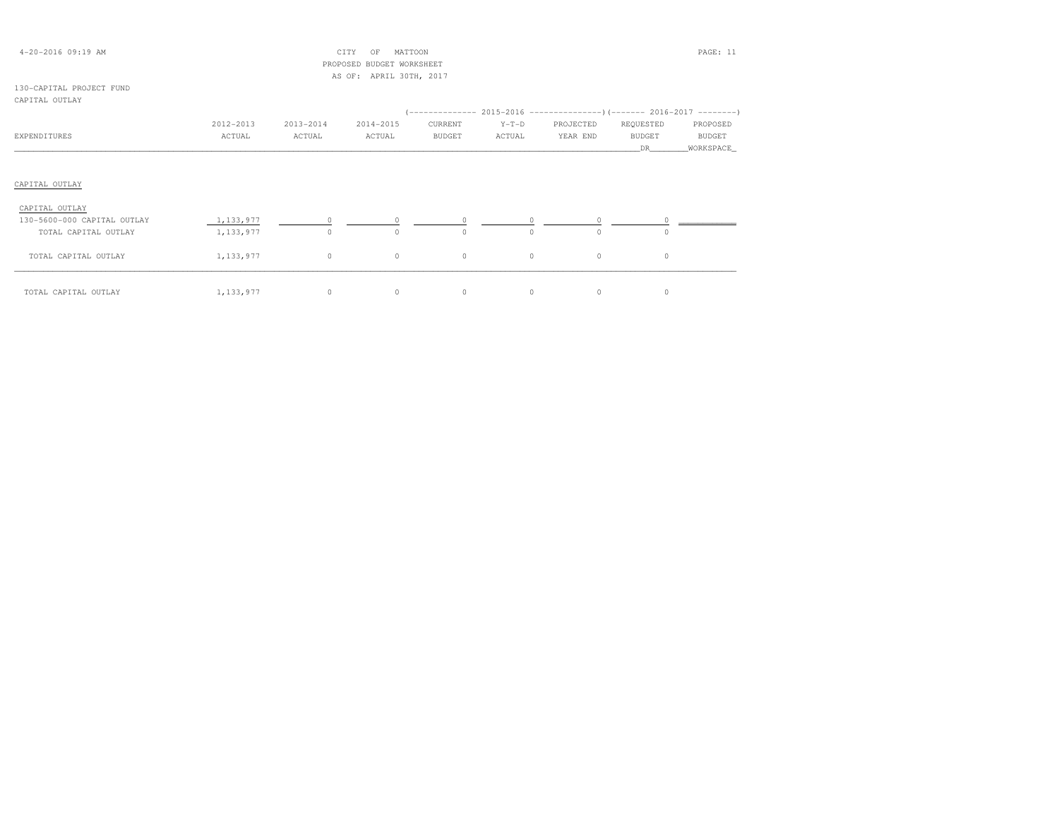CITY OF MATTOON
PROPOSED BUDGET WORKSHEET
AS OF: APRIL 30TH, 2017

130-CAPITAL PROJECT FUND
CAPITAL OUTLAY

| EXPENDITURES | 2012-2013 ACTUAL | 2013-2014 ACTUAL | 2014-2015 ACTUAL | 2015-2016 CURRENT BUDGET | 2015-2016 Y-T-D ACTUAL | 2015-2016 PROJECTED YEAR END | 2016-2017 REQUESTED BUDGET DR | 2016-2017 PROPOSED BUDGET WORKSPACE |
|---|---|---|---|---|---|---|---|---|
| **CAPITAL OUTLAY** | | | | | | | | |
| CAPITAL OUTLAY | | | | | | | | |
| 130-5600-000 CAPITAL OUTLAY | 1,133,977 | 0 | 0 | 0 | 0 | 0 | 0 | |
| TOTAL CAPITAL OUTLAY | 1,133,977 | 0 | 0 | 0 | 0 | 0 | 0 | |
| TOTAL CAPITAL OUTLAY | 1,133,977 | 0 | 0 | 0 | 0 | 0 | 0 | |
| TOTAL CAPITAL OUTLAY | 1,133,977 | 0 | 0 | 0 | 0 | 0 | 0 | |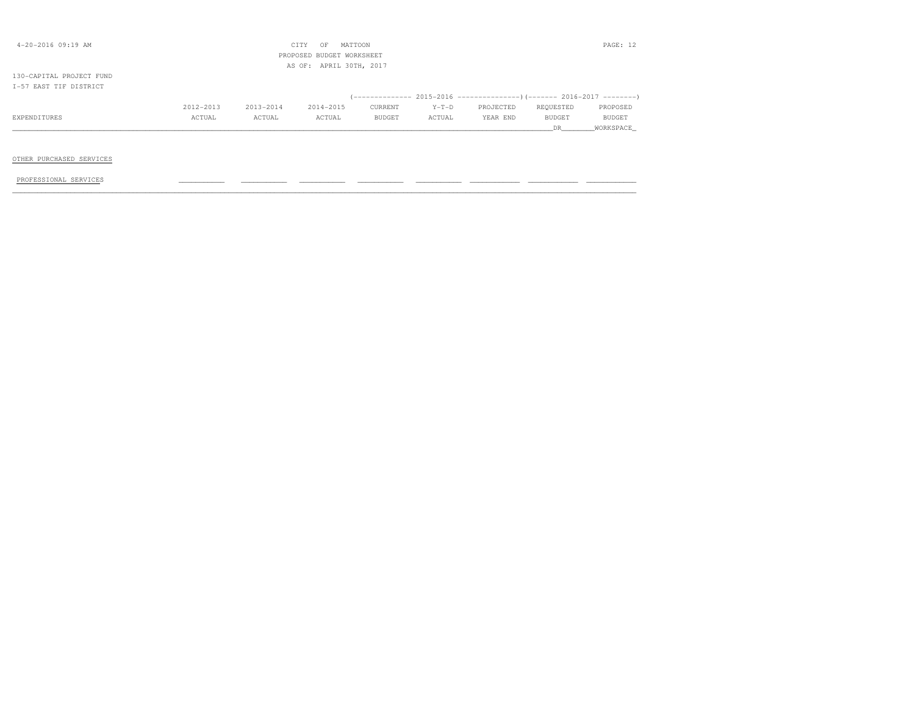130-CAPITAL PROJECT FUND

I-57 EAST TIF DISTRICT

PROPOSED BUDGET WORKSHEET

AS OF: APRIL 30TH, 2017

| EXPENDITURES | 2012-2013 ACTUAL | 2013-2014 ACTUAL | 2014-2015 ACTUAL | 2015-2016 CURRENT BUDGET | 2015-2016 Y-T-D ACTUAL | 2015-2016 PROJECTED YEAR END | 2016-2017 REQUESTED BUDGET DR | 2016-2017 PROPOSED BUDGET WORKSPACE |
|---|---|---|---|---|---|---|---|---|
| OTHER PURCHASED SERVICES | | | | | | | | |
| PROFESSIONAL SERVICES | | | | | | | | |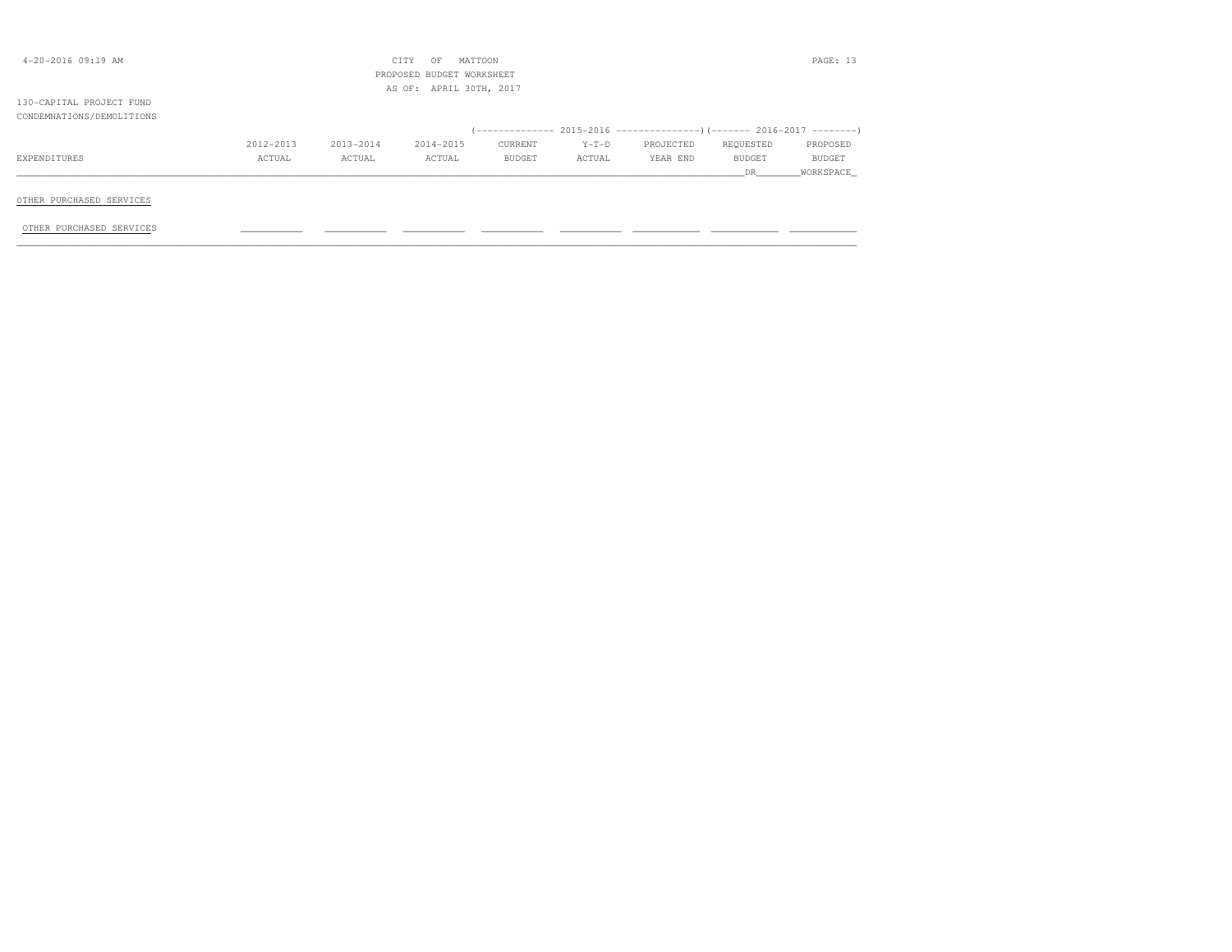CITY OF MATTOON
PROPOSED BUDGET WORKSHEET
AS OF: APRIL 30TH, 2017

130-CAPITAL PROJECT FUND
CONDEMNATIONS/DEMOLITIONS

| EXPENDITURES | 2012-2013 ACTUAL | 2013-2014 ACTUAL | 2014-2015 ACTUAL | 2015-2016 CURRENT BUDGET | 2015-2016 Y-T-D ACTUAL | 2015-2016 PROJECTED YEAR END | 2016-2017 REQUESTED BUDGET DR | 2016-2017 PROPOSED BUDGET WORKSPACE |
|---|---|---|---|---|---|---|---|---|
| OTHER PURCHASED SERVICES | | | | | | | | |
| OTHER PURCHASED SERVICES | | | | | | | | |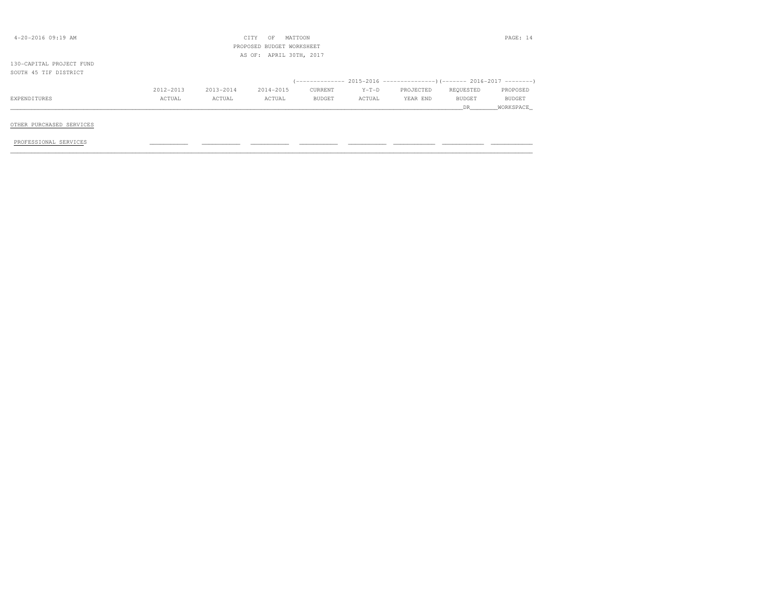4-20-2016 09:19 AM

CITY OF MATTOON
PROPOSED BUDGET WORKSHEET
AS OF: APRIL 30TH, 2017

130-CAPITAL PROJECT FUND
SOUTH 45 TIF DISTRICT

| EXPENDITURES | 2012-2013 ACTUAL | 2013-2014 ACTUAL | 2014-2015 ACTUAL | 2015-2016 CURRENT BUDGET | 2015-2016 Y-T-D ACTUAL | 2015-2016 PROJECTED YEAR END | 2016-2017 REQUESTED BUDGET DR | 2016-2017 PROPOSED BUDGET WORKSPACE |
|---|---|---|---|---|---|---|---|---|
| **OTHER PURCHASED SERVICES** | | | | | | | | |
| PROFESSIONAL SERVICES | ___________ | ___________ | ___________ | ___________ | ___________ | ___________ | ___________ | ___________ |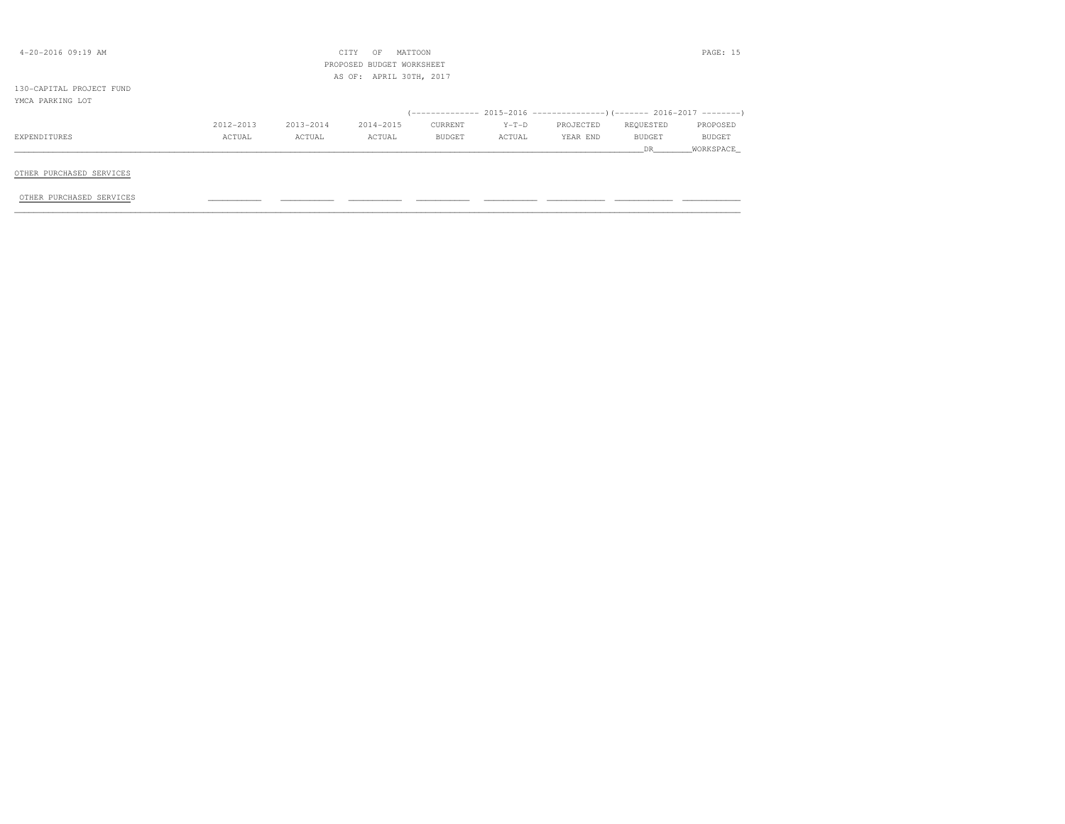CITY OF MATTOON
PROPOSED BUDGET WORKSHEET
AS OF: APRIL 30TH, 2017

130-CAPITAL PROJECT FUND
YMCA PARKING LOT

| EXPENDITURES | 2012-2013 ACTUAL | 2013-2014 ACTUAL | 2014-2015 ACTUAL | 2015-2016 CURRENT BUDGET | 2015-2016 Y-T-D ACTUAL | 2015-2016 PROJECTED YEAR END | 2016-2017 REQUESTED BUDGET DR | 2016-2017 PROPOSED BUDGET WORKSPACE |
|---|---|---|---|---|---|---|---|---|
| OTHER PURCHASED SERVICES | | | | | | | | |
| OTHER PURCHASED SERVICES | | | | | | | | |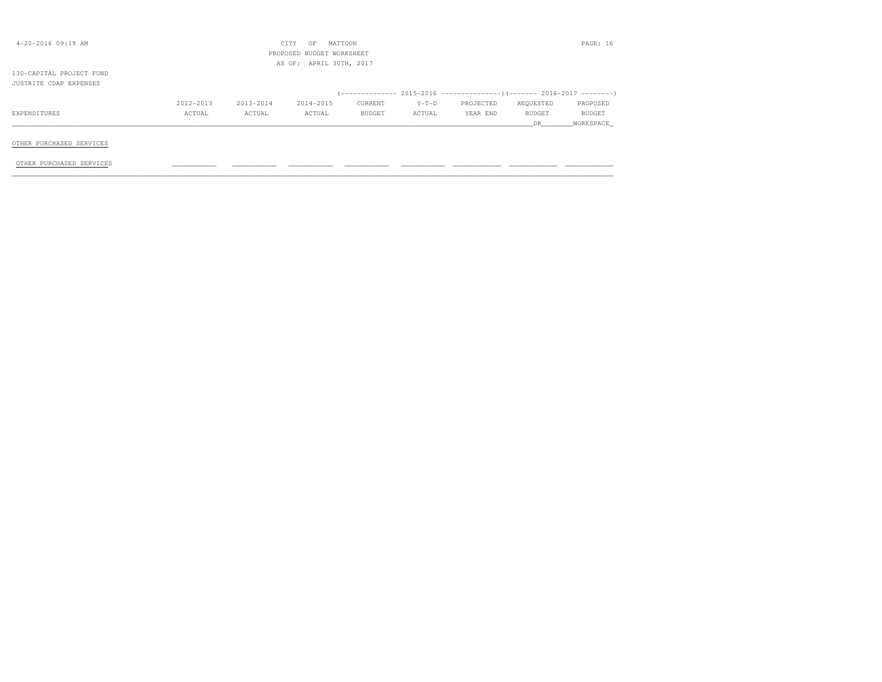CITY OF MATTOON
PROPOSED BUDGET WORKSHEET
AS OF: APRIL 30TH, 2017

130-CAPITAL PROJECT FUND
JUSTRITE CDAP EXPENSES

| EXPENDITURES | 2012-2013 ACTUAL | 2013-2014 ACTUAL | 2014-2015 ACTUAL | 2015-2016 CURRENT BUDGET | 2015-2016 Y-T-D ACTUAL | 2015-2016 PROJECTED YEAR END | 2016-2017 REQUESTED BUDGET DR | 2016-2017 PROPOSED BUDGET WORKSPACE |
|---|---|---|---|---|---|---|---|---|
| OTHER PURCHASED SERVICES | | | | | | | | |
| OTHER PURCHASED SERVICES | | | | | | | | |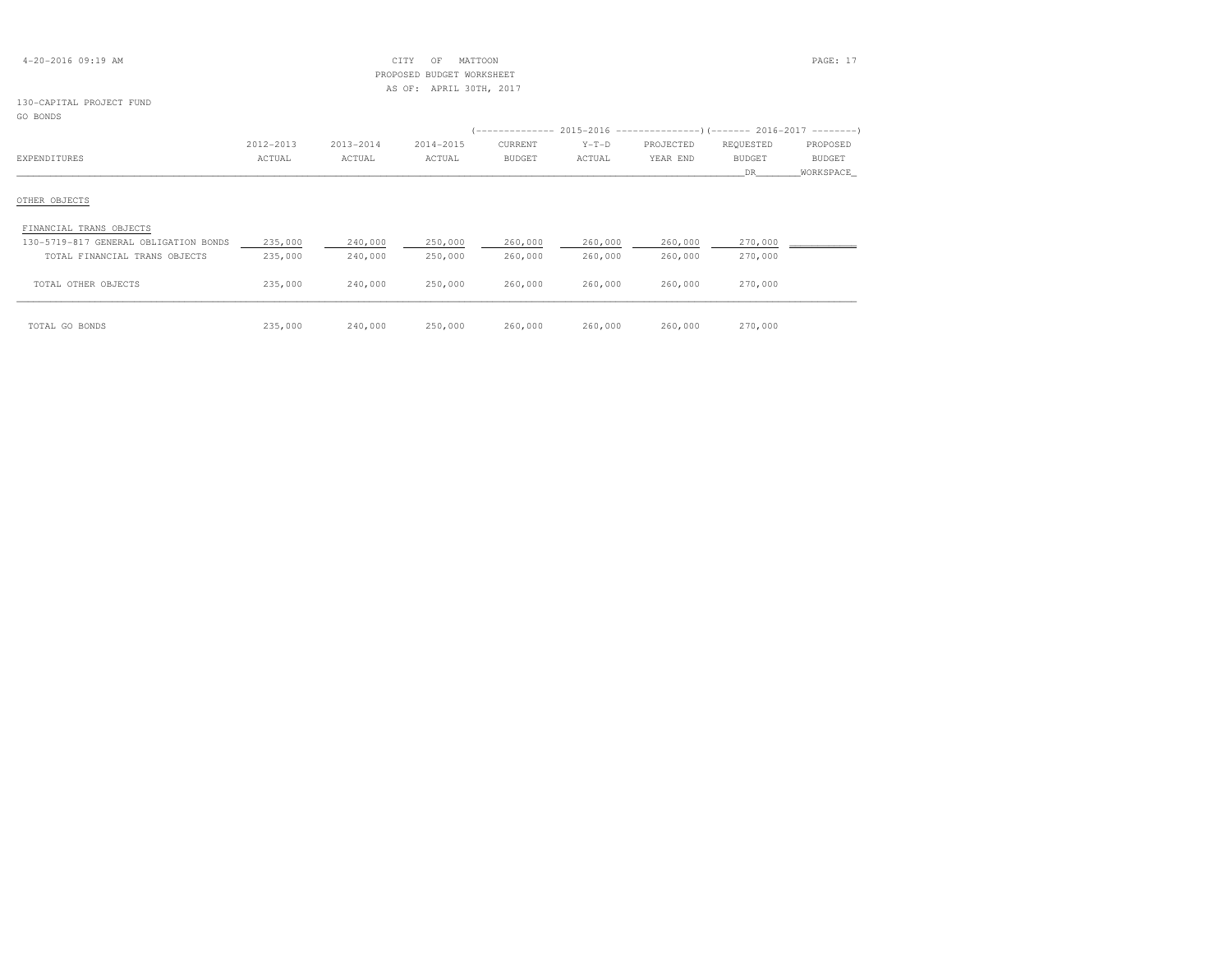CITY OF MATTOON
PROPOSED BUDGET WORKSHEET
AS OF: APRIL 30TH, 2017

130-CAPITAL PROJECT FUND
GO BONDS

| EXPENDITURES | 2012-2013 ACTUAL | 2013-2014 ACTUAL | 2014-2015 ACTUAL | 2015-2016 CURRENT BUDGET | 2015-2016 Y-T-D ACTUAL | 2015-2016 PROJECTED YEAR END | 2016-2017 REQUESTED BUDGET DR | 2016-2017 PROPOSED BUDGET WORKSPACE |
|---|---|---|---|---|---|---|---|---|
| OTHER OBJECTS | | | | | | | | |
| FINANCIAL TRANS OBJECTS | | | | | | | | |
| 130-5719-817 GENERAL OBLIGATION BONDS | 235,000 | 240,000 | 250,000 | 260,000 | 260,000 | 260,000 | 270,000 | |
| TOTAL FINANCIAL TRANS OBJECTS | 235,000 | 240,000 | 250,000 | 260,000 | 260,000 | 260,000 | 270,000 | |
| TOTAL OTHER OBJECTS | 235,000 | 240,000 | 250,000 | 260,000 | 260,000 | 260,000 | 270,000 | |
| TOTAL GO BONDS | 235,000 | 240,000 | 250,000 | 260,000 | 260,000 | 260,000 | 270,000 | |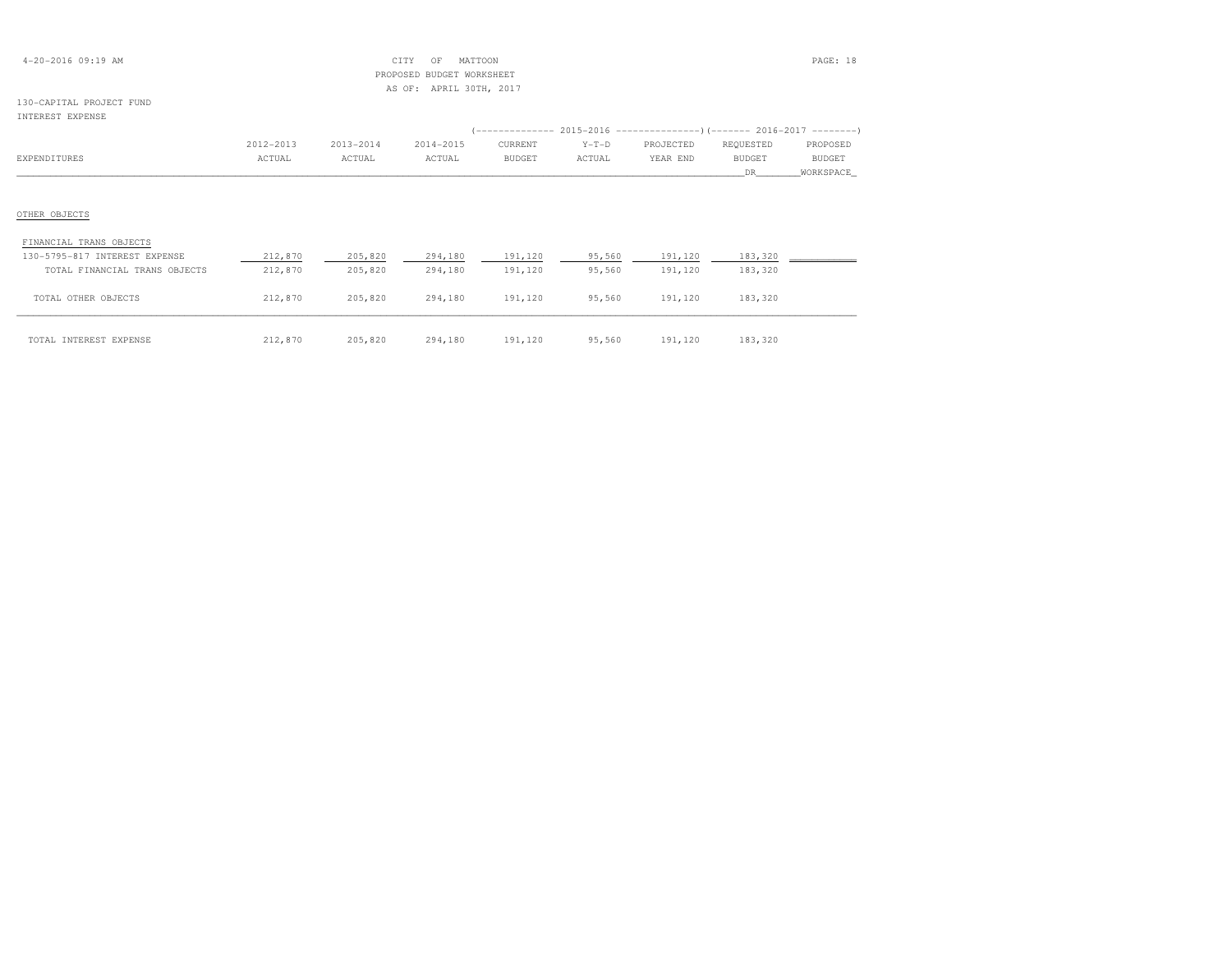CITY OF MATTOON
PROPOSED BUDGET WORKSHEET
AS OF: APRIL 30TH, 2017

130-CAPITAL PROJECT FUND
INTEREST EXPENSE

| EXPENDITURES | 2012-2013 ACTUAL | 2013-2014 ACTUAL | 2014-2015 ACTUAL | 2015-2016 CURRENT BUDGET | 2015-2016 Y-T-D ACTUAL | 2015-2016 PROJECTED YEAR END | 2016-2017 REQUESTED BUDGET DR | 2016-2017 PROPOSED BUDGET WORKSPACE |
|---|---|---|---|---|---|---|---|---|
| OTHER OBJECTS | | | | | | | | |
| FINANCIAL TRANS OBJECTS | | | | | | | | |
| 130-5795-817 INTEREST EXPENSE | 212,870 | 205,820 | 294,180 | 191,120 | 95,560 | 191,120 | 183,320 | |
| TOTAL FINANCIAL TRANS OBJECTS | 212,870 | 205,820 | 294,180 | 191,120 | 95,560 | 191,120 | 183,320 | |
| TOTAL OTHER OBJECTS | 212,870 | 205,820 | 294,180 | 191,120 | 95,560 | 191,120 | 183,320 | |
| TOTAL INTEREST EXPENSE | 212,870 | 205,820 | 294,180 | 191,120 | 95,560 | 191,120 | 183,320 | |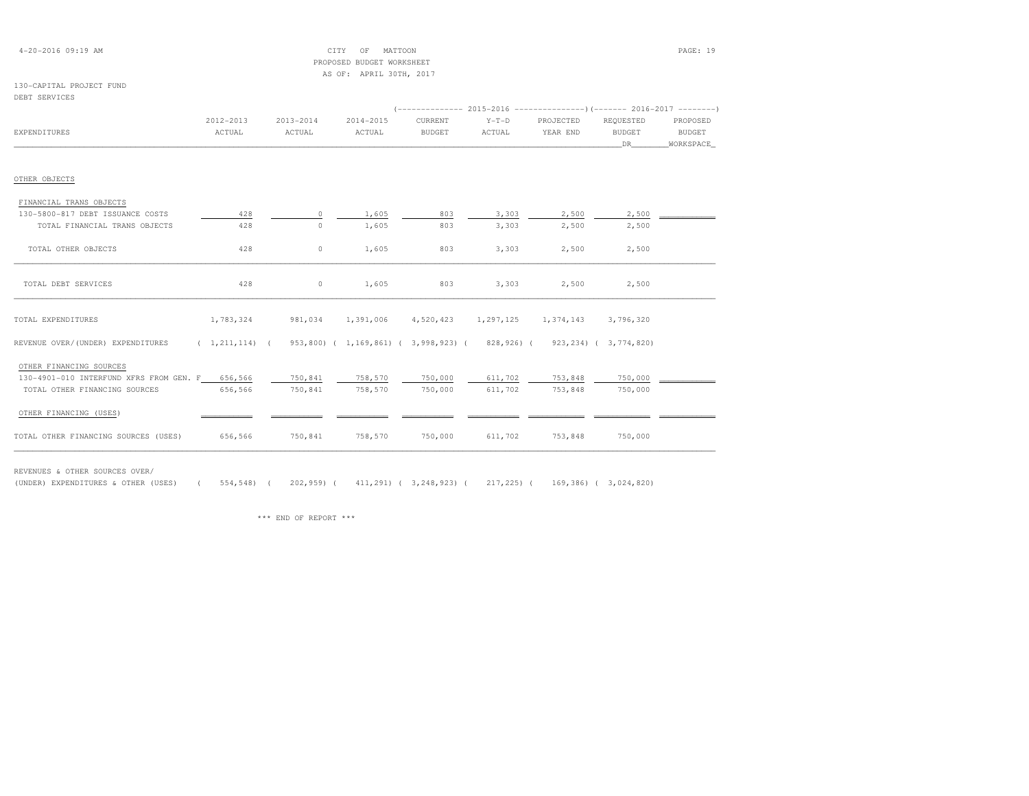CITY OF MATTOON
PROPOSED BUDGET WORKSHEET
AS OF: APRIL 30TH, 2017

130-CAPITAL PROJECT FUND
DEBT SERVICES

| EXPENDITURES | 2012-2013 ACTUAL | 2013-2014 ACTUAL | 2014-2015 ACTUAL | 2015-2016 CURRENT BUDGET | 2015-2016 Y-T-D ACTUAL | 2015-2016 PROJECTED YEAR END | 2016-2017 REQUESTED BUDGET DR | 2016-2017 PROPOSED BUDGET WORKSPACE |
|---|---|---|---|---|---|---|---|---|
| OTHER OBJECTS | | | | | | | | |
| FINANCIAL TRANS OBJECTS | | | | | | | | |
| 130-5800-817 DEBT ISSUANCE COSTS | 428 | 0 | 1,605 | 803 | 3,303 | 2,500 | 2,500 | |
| TOTAL FINANCIAL TRANS OBJECTS | 428 | 0 | 1,605 | 803 | 3,303 | 2,500 | 2,500 | |
| TOTAL OTHER OBJECTS | 428 | 0 | 1,605 | 803 | 3,303 | 2,500 | 2,500 | |
| TOTAL DEBT SERVICES | 428 | 0 | 1,605 | 803 | 3,303 | 2,500 | 2,500 | |
| TOTAL EXPENDITURES | 1,783,324 | 981,034 | 1,391,006 | 4,520,423 | 1,297,125 | 1,374,143 | 3,796,320 | |
| REVENUE OVER/(UNDER) EXPENDITURES | ( 1,211,114) | ( 953,800) | ( 1,169,861) | ( 3,998,923) | ( 828,926) | ( 923,234) | ( 3,774,820) | |
| OTHER FINANCING SOURCES | | | | | | | | |
| 130-4901-010 INTERFUND XFRS FROM GEN. F | 656,566 | 750,841 | 758,570 | 750,000 | 611,702 | 753,848 | 750,000 | |
| TOTAL OTHER FINANCING SOURCES | 656,566 | 750,841 | 758,570 | 750,000 | 611,702 | 753,848 | 750,000 | |
| OTHER FINANCING (USES) | | | | | | | | |
| TOTAL OTHER FINANCING SOURCES (USES) | 656,566 | 750,841 | 758,570 | 750,000 | 611,702 | 753,848 | 750,000 | |
| REVENUES & OTHER SOURCES OVER/ (UNDER) EXPENDITURES & OTHER (USES) | ( 554,548) | ( 202,959) | ( 411,291) | ( 3,248,923) | ( 217,225) | ( 169,386) | ( 3,024,820) | |

*** END OF REPORT ***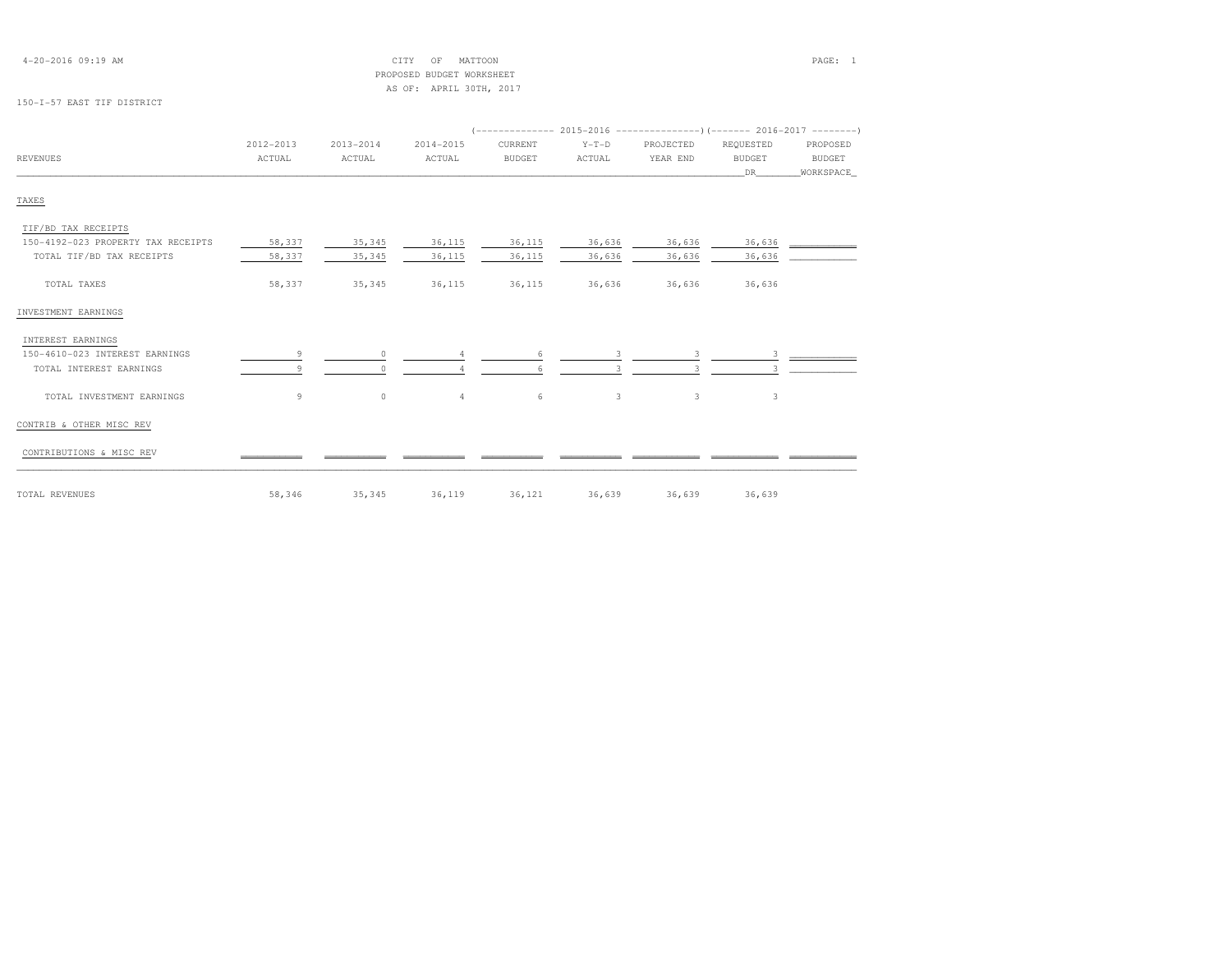CITY OF MATTOON
PROPOSED BUDGET WORKSHEET
AS OF: APRIL 30TH, 2017

150-I-57 EAST TIF DISTRICT

| REVENUES | 2012-2013 ACTUAL | 2013-2014 ACTUAL | 2014-2015 ACTUAL | 2015-2016 CURRENT BUDGET | 2015-2016 Y-T-D ACTUAL | 2015-2016 PROJECTED YEAR END | 2016-2017 REQUESTED BUDGET DR | 2016-2017 PROPOSED BUDGET WORKSPACE |
|---|---|---|---|---|---|---|---|---|
| TAXES | | | | | | | | |
| TIF/BD TAX RECEIPTS | | | | | | | | |
| 150-4192-023 PROPERTY TAX RECEIPTS | 58,337 | 35,345 | 36,115 | 36,115 | 36,636 | 36,636 | 36,636 | |
| TOTAL TIF/BD TAX RECEIPTS | 58,337 | 35,345 | 36,115 | 36,115 | 36,636 | 36,636 | 36,636 | |
| TOTAL TAXES | 58,337 | 35,345 | 36,115 | 36,115 | 36,636 | 36,636 | 36,636 | |
| INVESTMENT EARNINGS | | | | | | | | |
| INTEREST EARNINGS | | | | | | | | |
| 150-4610-023 INTEREST EARNINGS | 9 | 0 | 4 | 6 | 3 | 3 | 3 | |
| TOTAL INTEREST EARNINGS | 9 | 0 | 4 | 6 | 3 | 3 | 3 | |
| TOTAL INVESTMENT EARNINGS | 9 | 0 | 4 | 6 | 3 | 3 | 3 | |
| CONTRIB & OTHER MISC REV | | | | | | | | |
| CONTRIBUTIONS & MISC REV | | | | | | | | |
| TOTAL REVENUES | 58,346 | 35,345 | 36,119 | 36,121 | 36,639 | 36,639 | 36,639 | |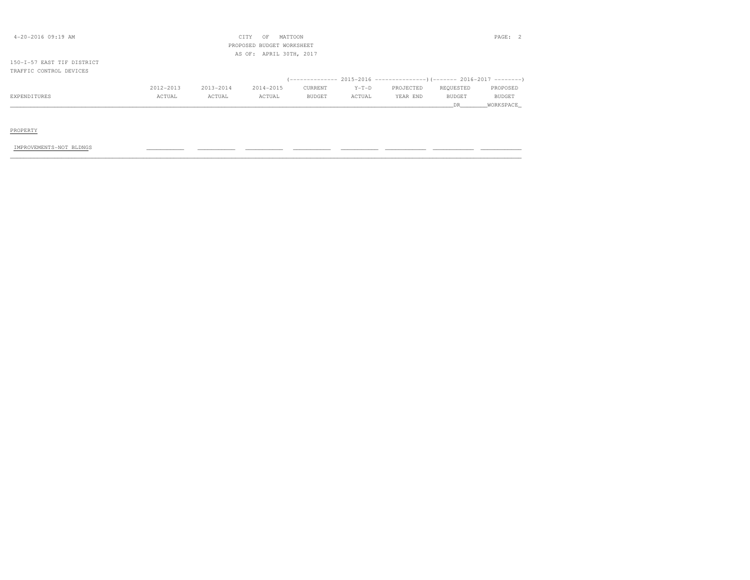CITY OF MATTOON
PROPOSED BUDGET WORKSHEET
AS OF: APRIL 30TH, 2017

150-I-57 EAST TIF DISTRICT
TRAFFIC CONTROL DEVICES

| EXPENDITURES | 2012-2013 ACTUAL | 2013-2014 ACTUAL | 2014-2015 ACTUAL | 2015-2016 CURRENT BUDGET | 2015-2016 Y-T-D ACTUAL | 2015-2016 PROJECTED YEAR END | 2016-2017 REQUESTED BUDGET DR | 2016-2017 PROPOSED BUDGET WORKSPACE |
|---|---|---|---|---|---|---|---|---|
| PROPERTY | | | | | | | | |
| IMPROVEMENTS-NOT BLDNGS | | | | | | | | |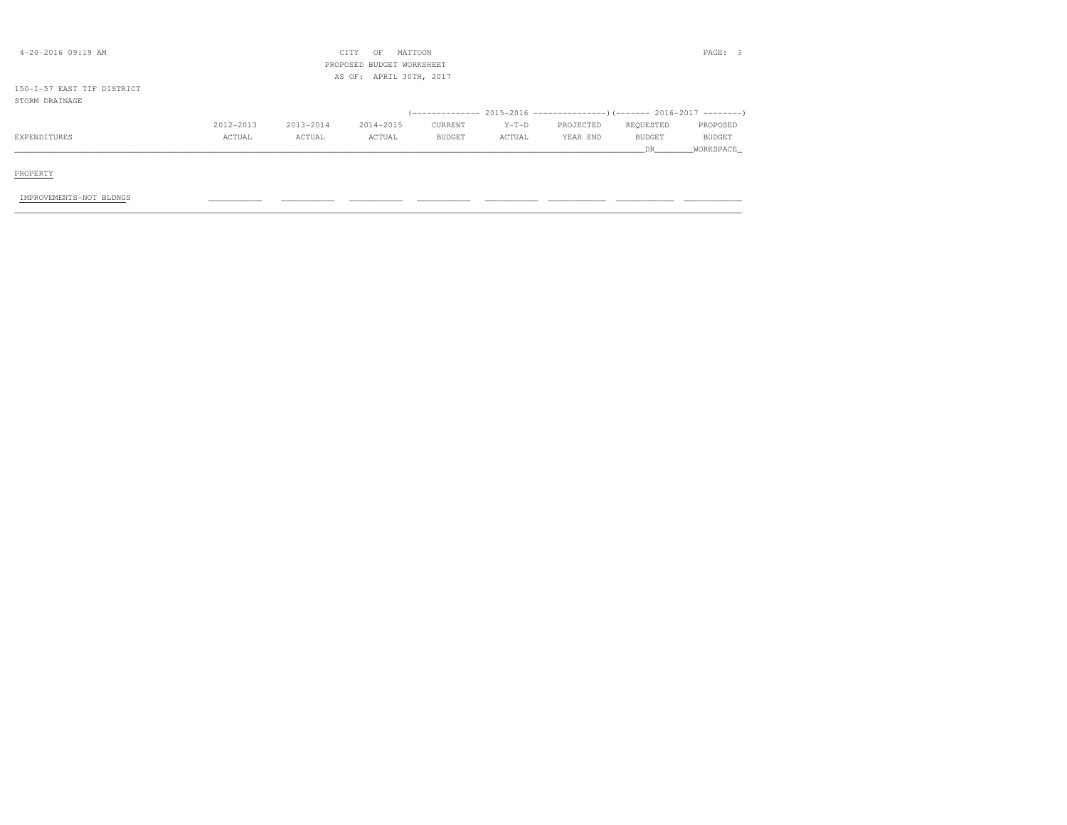CITY OF MATTOON
PROPOSED BUDGET WORKSHEET
AS OF: APRIL 30TH, 2017

150-I-57 EAST TIF DISTRICT
STORM DRAINAGE

| | | | | (-------------- 2015-2016 | ---------------) | | (------- 2016-2017 | --------) |
|---|---|---|---|---|---|---|---|---|
| EXPENDITURES | 2012-2013 ACTUAL | 2013-2014 ACTUAL | 2014-2015 ACTUAL | CURRENT BUDGET | Y-T-D ACTUAL | PROJECTED YEAR END | REQUESTED BUDGET DR | PROPOSED BUDGET WORKSPACE |
| PROPERTY | | | | | | | | |
| IMPROVEMENTS-NOT BLDNGS | | | | | | | | |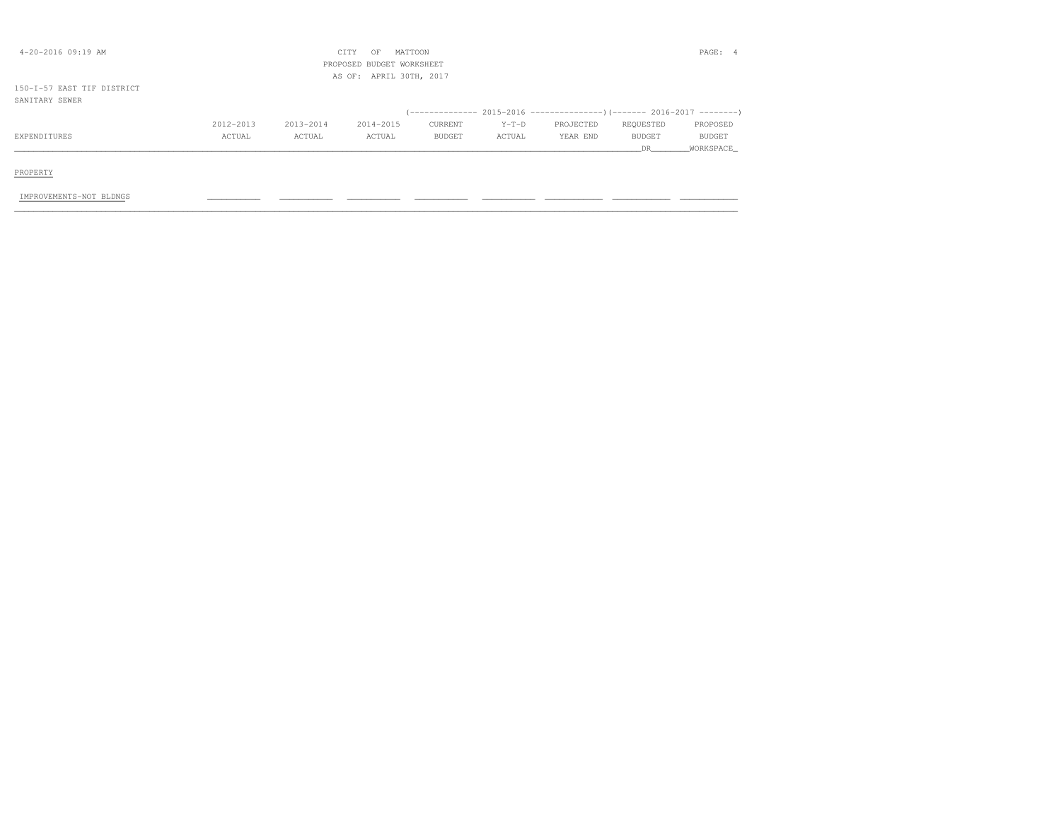4-20-2016 09:19 AM

CITY OF MATTOON
PROPOSED BUDGET WORKSHEET
AS OF: APRIL 30TH, 2017

150-I-57 EAST TIF DISTRICT
SANITARY SEWER

| EXPENDITURES | 2012-2013 ACTUAL | 2013-2014 ACTUAL | 2014-2015 ACTUAL | 2015-2016 CURRENT BUDGET | 2015-2016 Y-T-D ACTUAL | 2015-2016 PROJECTED YEAR END | 2016-2017 REQUESTED BUDGET DR | 2016-2017 PROPOSED BUDGET WORKSPACE |
|---|---|---|---|---|---|---|---|---|
| PROPERTY | | | | | | | | |
| IMPROVEMENTS-NOT BLDNGS | | | | | | | | |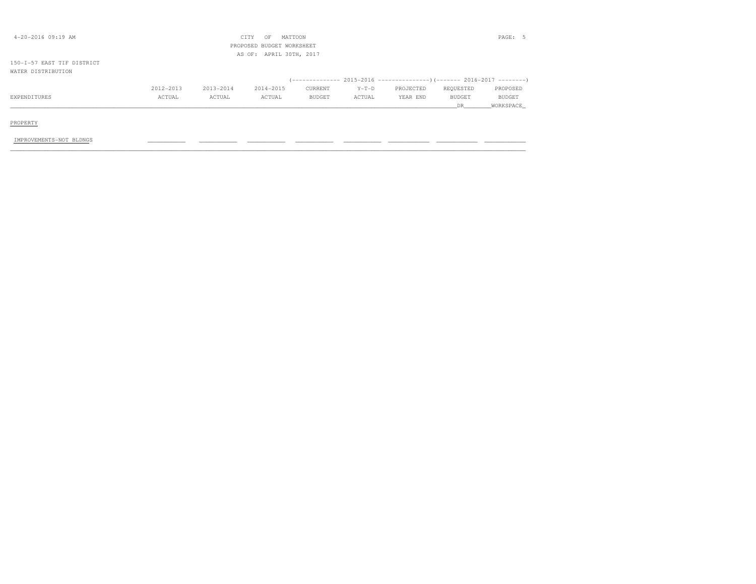CITY OF MATTOON
PROPOSED BUDGET WORKSHEET
AS OF: APRIL 30TH, 2017

150-I-57 EAST TIF DISTRICT
WATER DISTRIBUTION

| EXPENDITURES | 2012-2013 ACTUAL | 2013-2014 ACTUAL | 2014-2015 ACTUAL | 2015-2016 CURRENT BUDGET | 2015-2016 Y-T-D ACTUAL | 2015-2016 PROJECTED YEAR END | 2016-2017 REQUESTED BUDGET DR | 2016-2017 PROPOSED BUDGET WORKSPACE |
|---|---|---|---|---|---|---|---|---|
| PROPERTY | | | | | | | | |
| IMPROVEMENTS-NOT BLDNGS | | | | | | | | |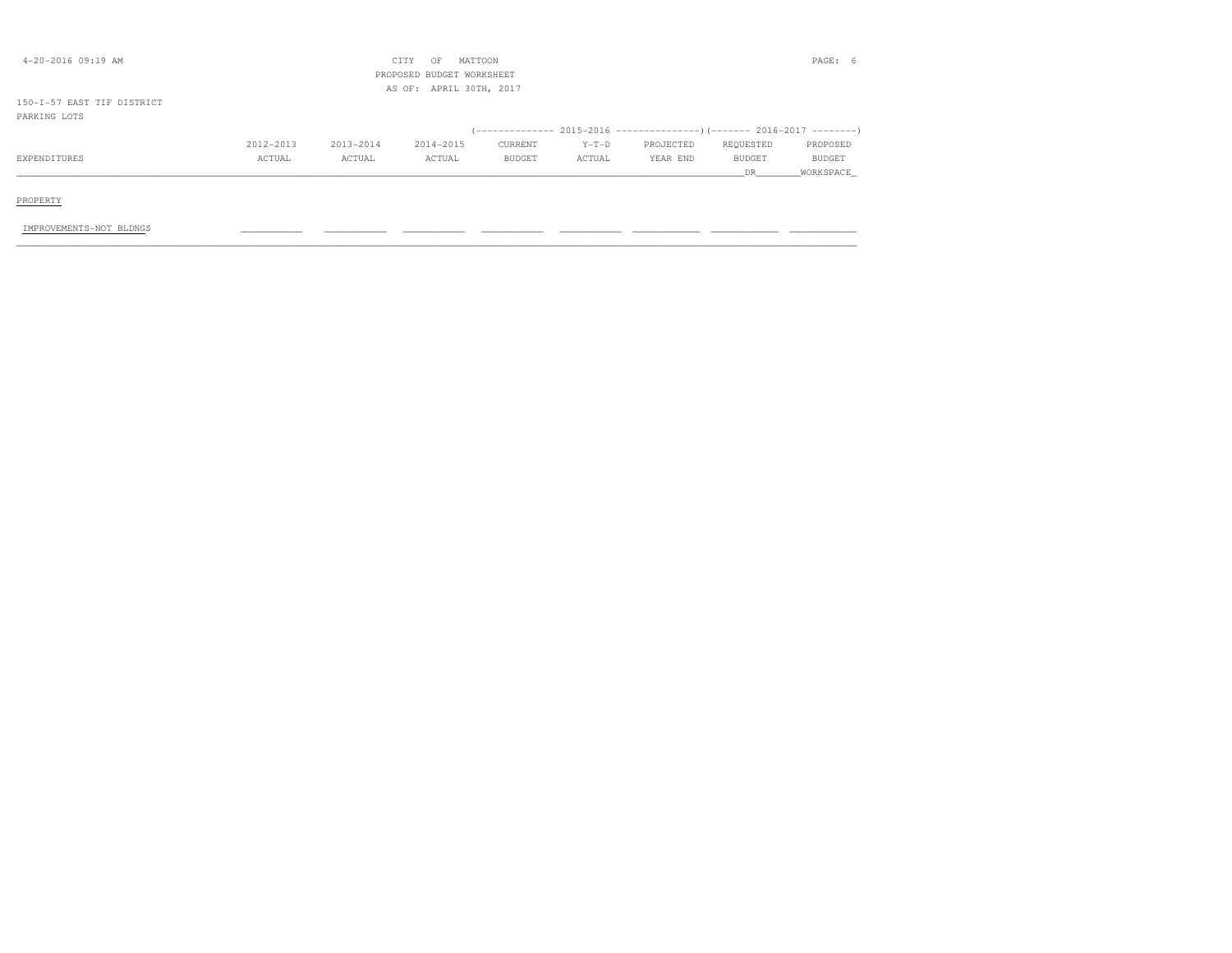4-20-2016 09:19 AM

CITY OF MATTOON
PROPOSED BUDGET WORKSHEET
AS OF: APRIL 30TH, 2017

150-I-57 EAST TIF DISTRICT
PARKING LOTS

| | | | | (-------------- 2015-2016 | --------------- | ---------------) | (------- 2016-2017 | --------) |
|---|---|---|---|---|---|---|---|---|
| EXPENDITURES | 2012-2013 ACTUAL | 2013-2014 ACTUAL | 2014-2015 ACTUAL | CURRENT BUDGET | Y-T-D ACTUAL | PROJECTED YEAR END | REQUESTED BUDGET DR | PROPOSED BUDGET WORKSPACE |
| PROPERTY | | | | | | | | |
| IMPROVEMENTS-NOT BLDNGS | | | | | | | | |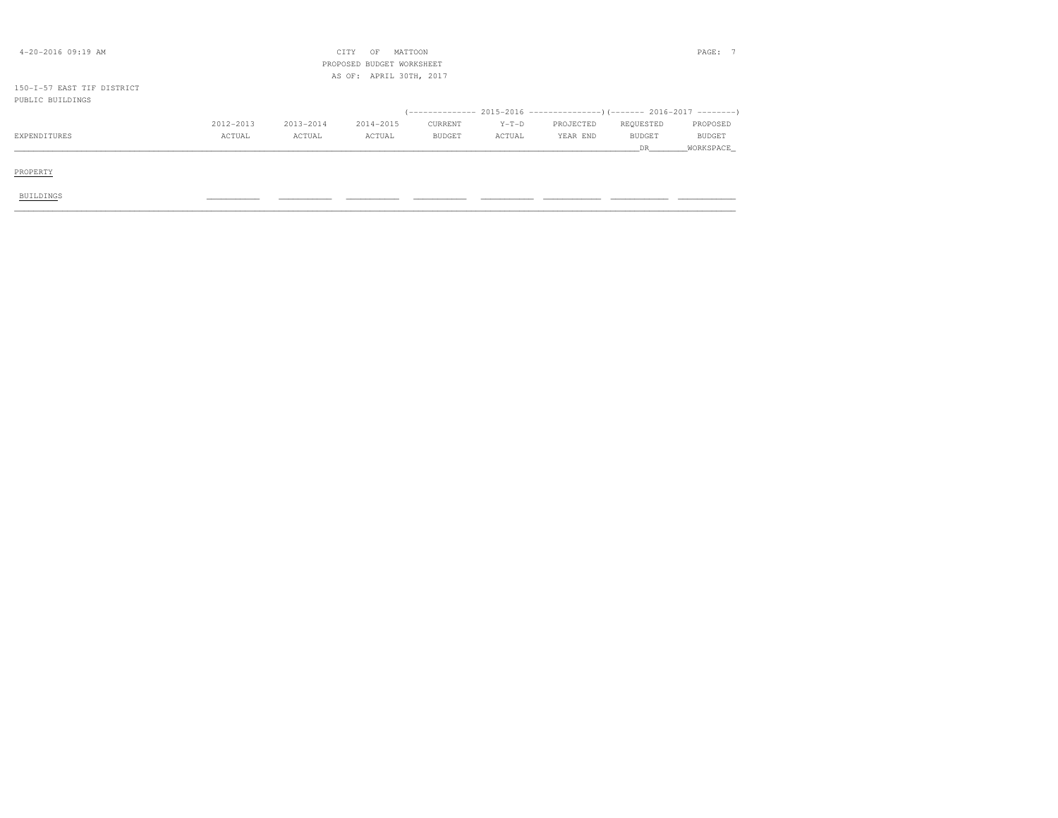CITY OF MATTOON
PROPOSED BUDGET WORKSHEET
AS OF: APRIL 30TH, 2017

150-I-57 EAST TIF DISTRICT
PUBLIC BUILDINGS

| | | | | (-------------- 2015-2016 | --------------- | ---------------) | (------- 2016-2017 | --------) |
|---|---|---|---|---|---|---|---|---|
| EXPENDITURES | 2012-2013 ACTUAL | 2013-2014 ACTUAL | 2014-2015 ACTUAL | CURRENT BUDGET | Y-T-D ACTUAL | PROJECTED YEAR END | REQUESTED BUDGET DR | PROPOSED BUDGET WORKSPACE |
| PROPERTY | | | | | | | | |
| BUILDINGS | ___________ | ___________ | ___________ | ___________ | ___________ | ___________ | ___________ | ___________ |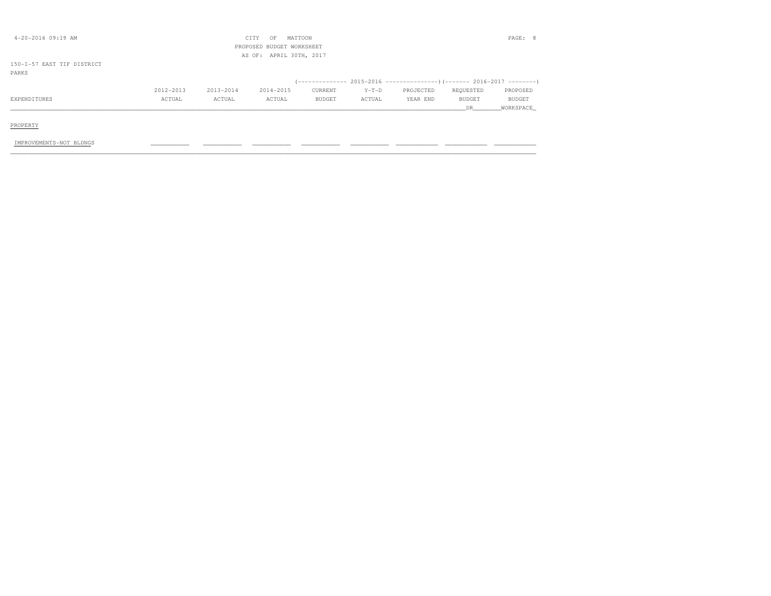CITY OF MATTOON
PROPOSED BUDGET WORKSHEET
AS OF: APRIL 30TH, 2017

150-I-57 EAST TIF DISTRICT
PARKS

| EXPENDITURES | 2012-2013 ACTUAL | 2013-2014 ACTUAL | 2014-2015 ACTUAL | 2015-2016 CURRENT BUDGET | 2015-2016 Y-T-D ACTUAL | 2015-2016 PROJECTED YEAR END | 2016-2017 REQUESTED BUDGET DR | 2016-2017 PROPOSED BUDGET WORKSPACE |
|---|---|---|---|---|---|---|---|---|
| PROPERTY | | | | | | | | |
| IMPROVEMENTS-NOT BLDNGS | | | | | | | | |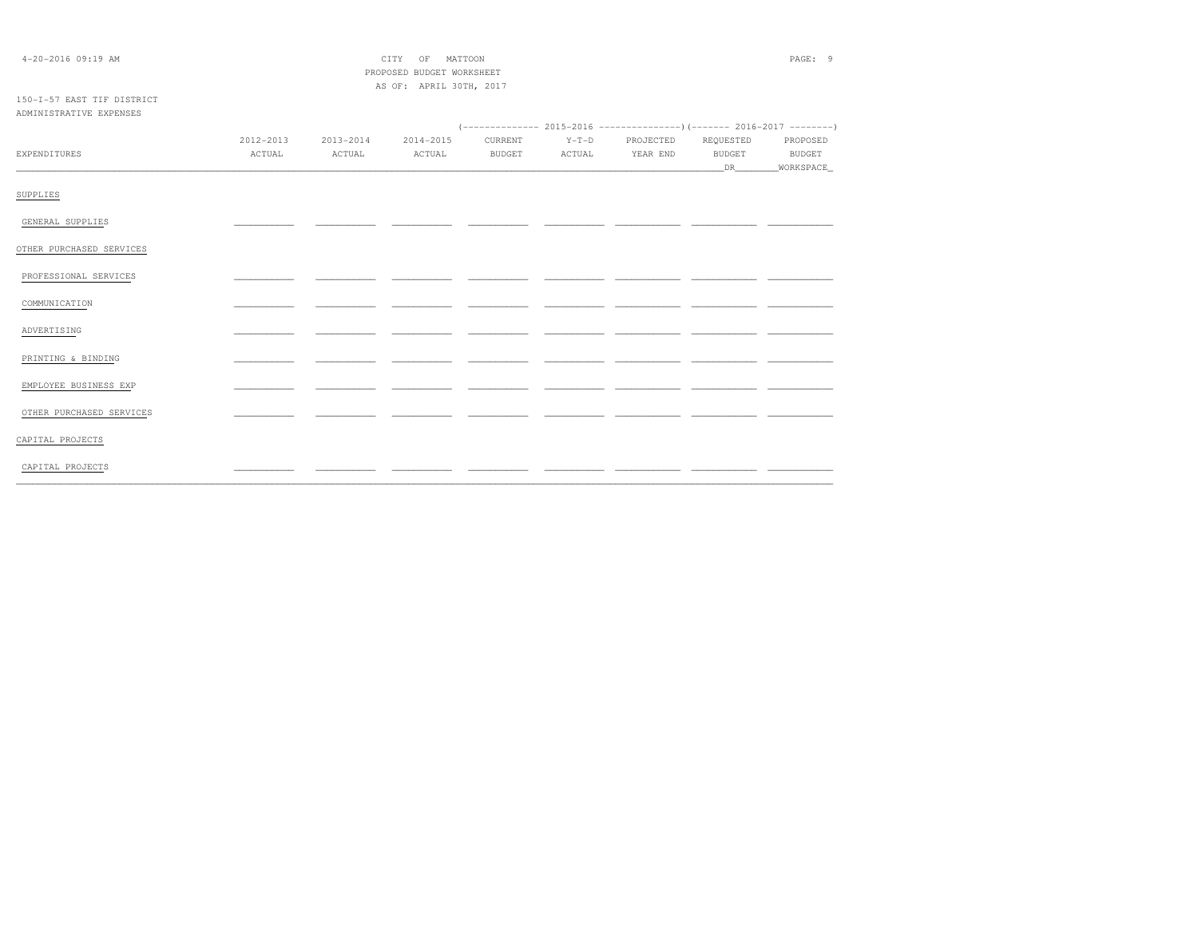CITY OF MATTOON
PROPOSED BUDGET WORKSHEET
AS OF: APRIL 30TH, 2017

150-I-57 EAST TIF DISTRICT
ADMINISTRATIVE EXPENSES

| | | | | (-------------- 2015-2016 | --------------- | ---------------) | (------- 2016-2017 | --------) |
|---|---|---|---|---|---|---|---|---|
| EXPENDITURES | 2012-2013 ACTUAL | 2013-2014 ACTUAL | 2014-2015 ACTUAL | CURRENT BUDGET | Y-T-D ACTUAL | PROJECTED YEAR END | REQUESTED BUDGET DR | PROPOSED BUDGET WORKSPACE |
| SUPPLIES | | | | | | | | |
| GENERAL SUPPLIES | | | | | | | | |
| OTHER PURCHASED SERVICES | | | | | | | | |
| PROFESSIONAL SERVICES | | | | | | | | |
| COMMUNICATION | | | | | | | | |
| ADVERTISING | | | | | | | | |
| PRINTING & BINDING | | | | | | | | |
| EMPLOYEE BUSINESS EXP | | | | | | | | |
| OTHER PURCHASED SERVICES | | | | | | | | |
| CAPITAL PROJECTS | | | | | | | | |
| CAPITAL PROJECTS | | | | | | | | |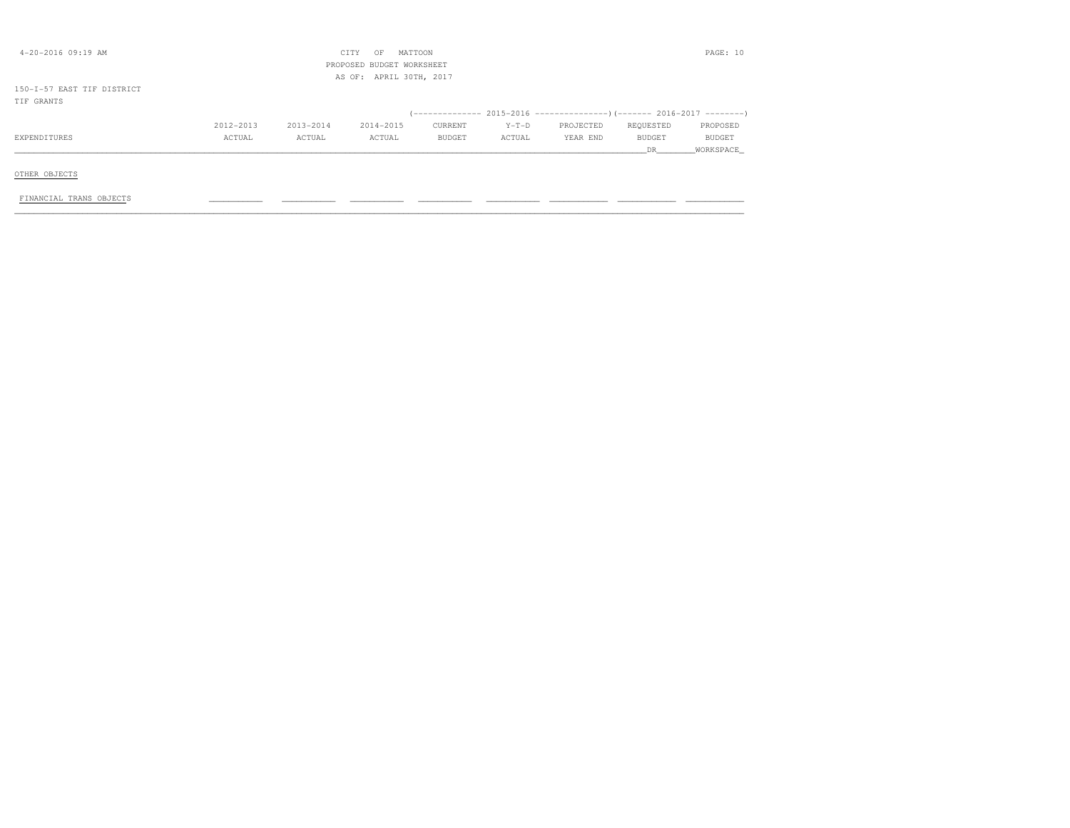CITY OF MATTOON

PROPOSED BUDGET WORKSHEET

AS OF: APRIL 30TH, 2017

150-I-57 EAST TIF DISTRICT

TIF GRANTS

| EXPENDITURES | 2012-2013 ACTUAL | 2013-2014 ACTUAL | 2014-2015 ACTUAL | 2015-2016 CURRENT BUDGET | 2015-2016 Y-T-D ACTUAL | 2015-2016 PROJECTED YEAR END | 2016-2017 REQUESTED BUDGET DR | 2016-2017 PROPOSED BUDGET WORKSPACE |
|---|---|---|---|---|---|---|---|---|
| OTHER OBJECTS | | | | | | | | |
| FINANCIAL TRANS OBJECTS | | | | | | | | |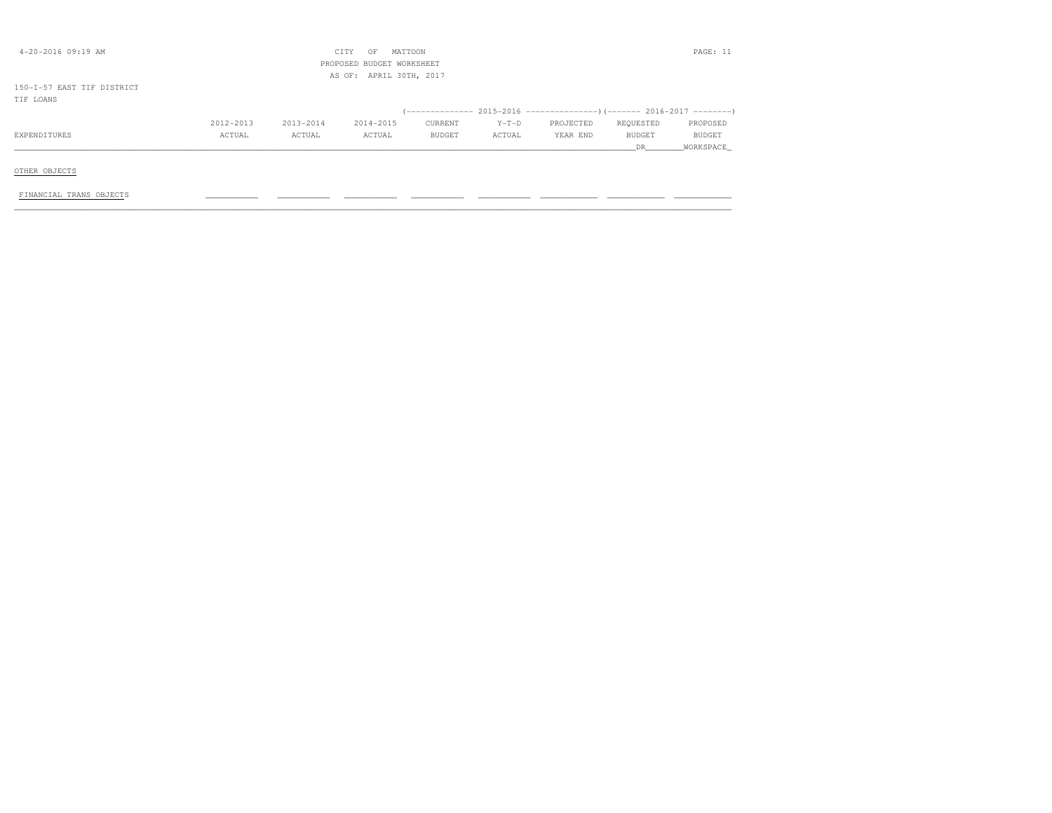CITY OF MATTOON
PROPOSED BUDGET WORKSHEET
AS OF: APRIL 30TH, 2017

150-I-57 EAST TIF DISTRICT
TIF LOANS

| EXPENDITURES | 2012-2013 ACTUAL | 2013-2014 ACTUAL | 2014-2015 ACTUAL | 2015-2016 CURRENT BUDGET | 2015-2016 Y-T-D ACTUAL | 2015-2016 PROJECTED YEAR END | 2016-2017 REQUESTED BUDGET DR | 2016-2017 PROPOSED BUDGET WORKSPACE |
|---|---|---|---|---|---|---|---|---|
| OTHER OBJECTS | | | | | | | | |
| FINANCIAL TRANS OBJECTS | | | | | | | | |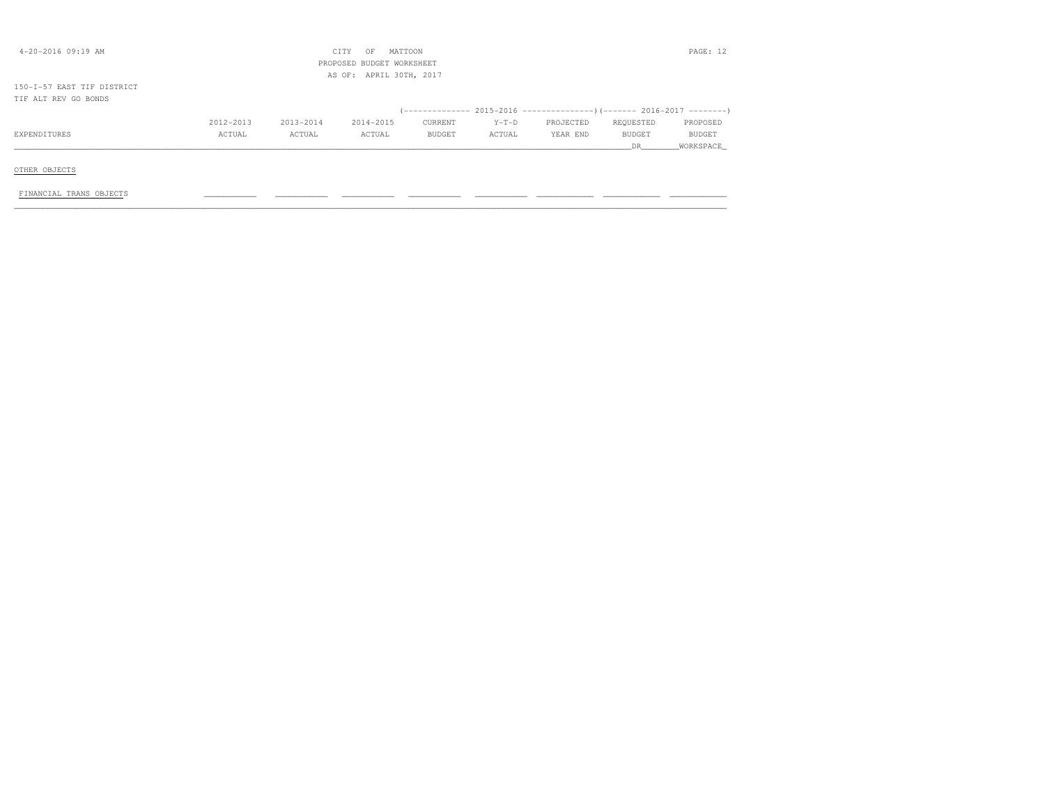CITY OF MATTOON

PROPOSED BUDGET WORKSHEET

AS OF: APRIL 30TH, 2017

150-I-57 EAST TIF DISTRICT

TIF ALT REV GO BONDS

| | | | | (-------------- 2015-2016 | --------------- | ---------------) | (------- 2016-2017 | --------) |
|---|---|---|---|---|---|---|---|---|
| EXPENDITURES | 2012-2013 ACTUAL | 2013-2014 ACTUAL | 2014-2015 ACTUAL | CURRENT BUDGET | Y-T-D ACTUAL | PROJECTED YEAR END | REQUESTED BUDGET DR | PROPOSED BUDGET WORKSPACE |
| OTHER OBJECTS | | | | | | | | |
| FINANCIAL TRANS OBJECTS | | | | | | | | |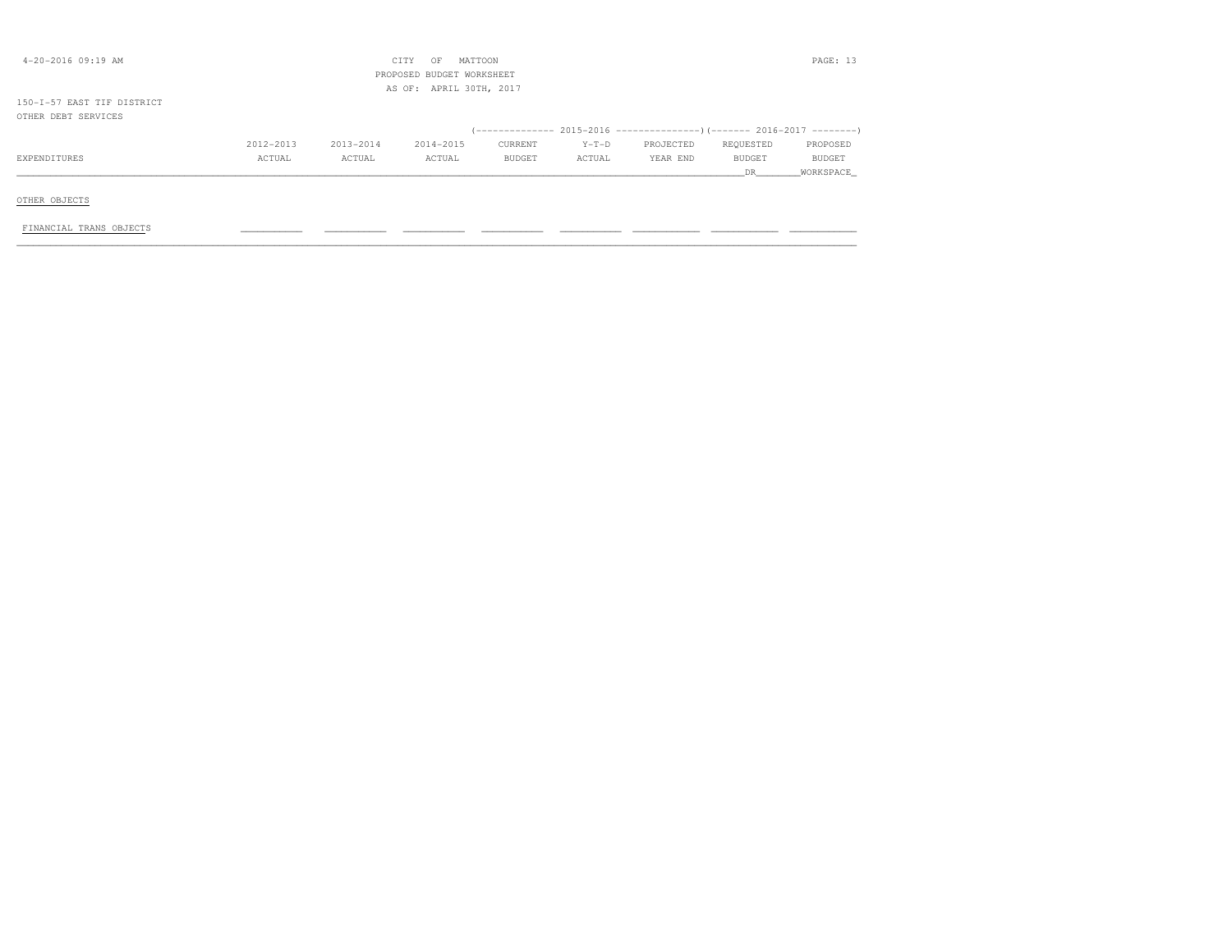CITY OF MATTOON
PROPOSED BUDGET WORKSHEET
AS OF: APRIL 30TH, 2017

150-I-57 EAST TIF DISTRICT
OTHER DEBT SERVICES

| EXPENDITURES | 2012-2013 ACTUAL | 2013-2014 ACTUAL | 2014-2015 ACTUAL | 2015-2016 CURRENT BUDGET | 2015-2016 Y-T-D ACTUAL | 2015-2016 PROJECTED YEAR END | 2016-2017 REQUESTED BUDGET DR | 2016-2017 PROPOSED BUDGET WORKSPACE |
|---|---|---|---|---|---|---|---|---|
| OTHER OBJECTS | | | | | | | | |
| FINANCIAL TRANS OBJECTS | | | | | | | | |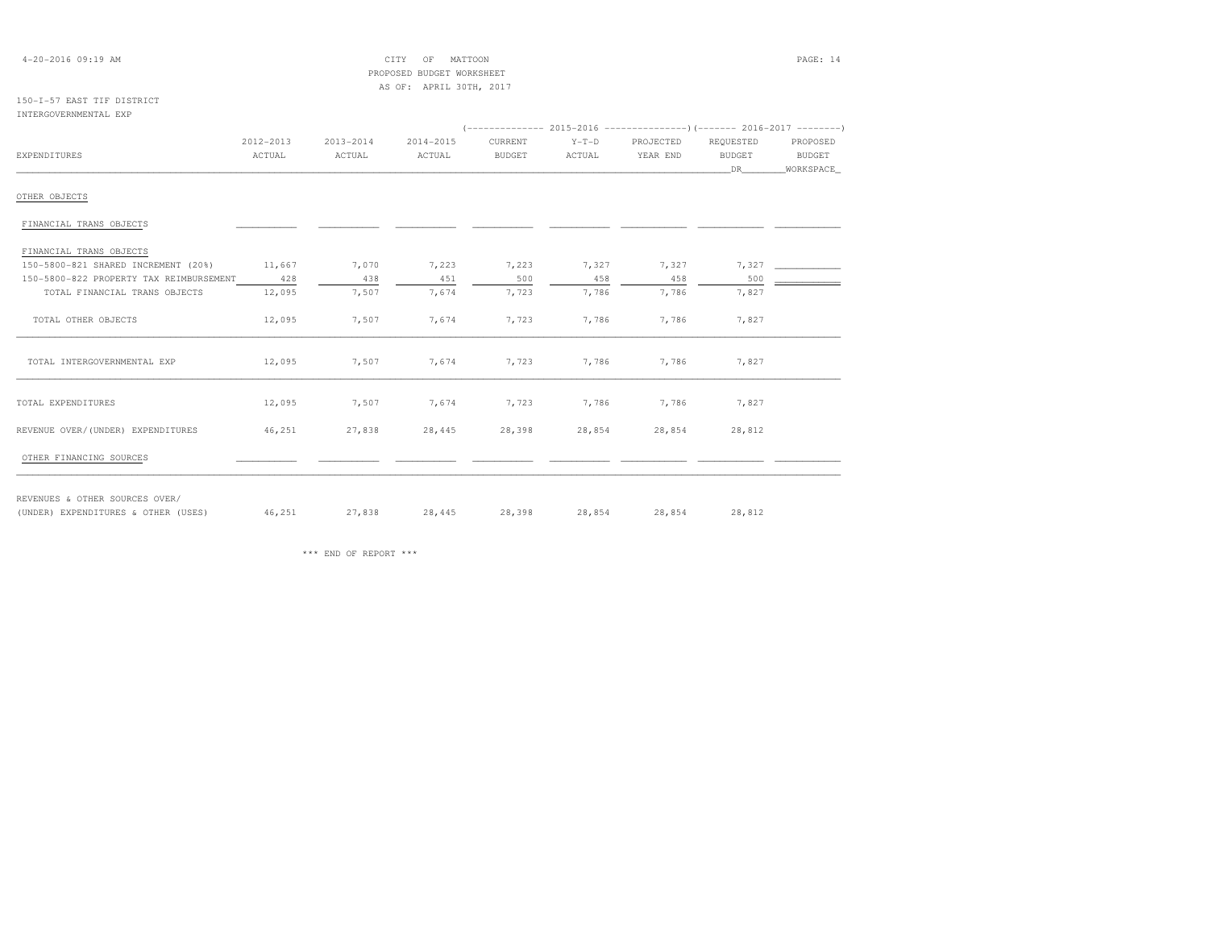CITY OF MATTOON
PROPOSED BUDGET WORKSHEET
AS OF: APRIL 30TH, 2017

150-I-57 EAST TIF DISTRICT
INTERGOVERNMENTAL EXP

| EXPENDITURES | 2012-2013 ACTUAL | 2013-2014 ACTUAL | 2014-2015 ACTUAL | 2015-2016 CURRENT BUDGET | 2015-2016 Y-T-D ACTUAL | 2015-2016 PROJECTED YEAR END | 2016-2017 REQUESTED BUDGET DR | 2016-2017 PROPOSED BUDGET WORKSPACE |
|---|---|---|---|---|---|---|---|---|
| OTHER OBJECTS | | | | | | | | |
| FINANCIAL TRANS OBJECTS | | | | | | | | |
| FINANCIAL TRANS OBJECTS | | | | | | | | |
| 150-5800-821 SHARED INCREMENT (20%) | 11,667 | 7,070 | 7,223 | 7,223 | 7,327 | 7,327 | 7,327 | |
| 150-5800-822 PROPERTY TAX REIMBURSEMENT | 428 | 438 | 451 | 500 | 458 | 458 | 500 | |
| TOTAL FINANCIAL TRANS OBJECTS | 12,095 | 7,507 | 7,674 | 7,723 | 7,786 | 7,786 | 7,827 | |
| TOTAL OTHER OBJECTS | 12,095 | 7,507 | 7,674 | 7,723 | 7,786 | 7,786 | 7,827 | |
| TOTAL INTERGOVERNMENTAL EXP | 12,095 | 7,507 | 7,674 | 7,723 | 7,786 | 7,786 | 7,827 | |
| TOTAL EXPENDITURES | 12,095 | 7,507 | 7,674 | 7,723 | 7,786 | 7,786 | 7,827 | |
| REVENUE OVER/(UNDER) EXPENDITURES | 46,251 | 27,838 | 28,445 | 28,398 | 28,854 | 28,854 | 28,812 | |
| OTHER FINANCING SOURCES | | | | | | | | |
| REVENUES & OTHER SOURCES OVER/ (UNDER) EXPENDITURES & OTHER (USES) | 46,251 | 27,838 | 28,445 | 28,398 | 28,854 | 28,854 | 28,812 | |

*** END OF REPORT ***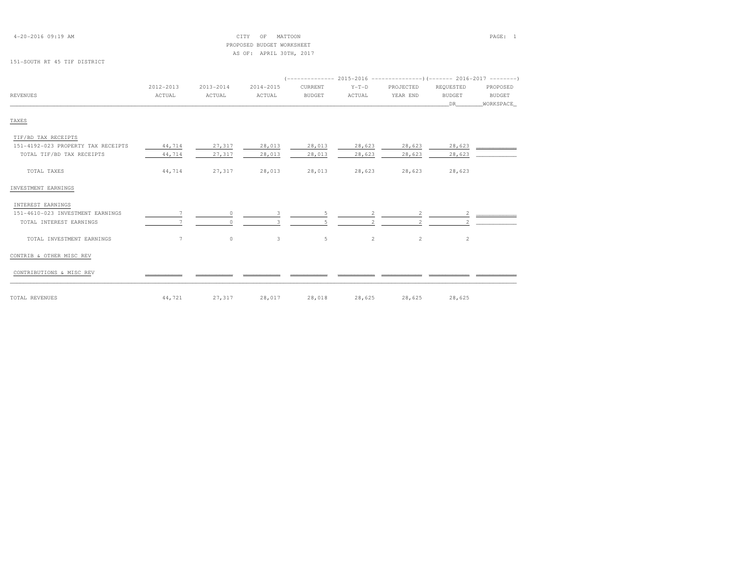4-20-2016 09:19 AM

CITY OF MATTOON
PROPOSED BUDGET WORKSHEET
AS OF: APRIL 30TH, 2017

151-SOUTH RT 45 TIF DISTRICT

| REVENUES | 2012-2013 ACTUAL | 2013-2014 ACTUAL | 2014-2015 ACTUAL | 2015-2016 CURRENT BUDGET | 2015-2016 Y-T-D ACTUAL | 2015-2016 PROJECTED YEAR END | 2016-2017 REQUESTED BUDGET DR | 2016-2017 PROPOSED BUDGET WORKSPACE |
|---|---|---|---|---|---|---|---|---|
| TAXES | | | | | | | | |
| TIF/BD TAX RECEIPTS | | | | | | | | |
| 151-4192-023 PROPERTY TAX RECEIPTS | 44,714 | 27,317 | 28,013 | 28,013 | 28,623 | 28,623 | 28,623 | |
| TOTAL TIF/BD TAX RECEIPTS | 44,714 | 27,317 | 28,013 | 28,013 | 28,623 | 28,623 | 28,623 | |
| TOTAL TAXES | 44,714 | 27,317 | 28,013 | 28,013 | 28,623 | 28,623 | 28,623 | |
| INVESTMENT EARNINGS | | | | | | | | |
| INTEREST EARNINGS | | | | | | | | |
| 151-4610-023 INVESTMENT EARNINGS | 7 | 0 | 3 | 5 | 2 | 2 | 2 | |
| TOTAL INTEREST EARNINGS | 7 | 0 | 3 | 5 | 2 | 2 | 2 | |
| TOTAL INVESTMENT EARNINGS | 7 | 0 | 3 | 5 | 2 | 2 | 2 | |
| CONTRIB & OTHER MISC REV | | | | | | | | |
| CONTRIBUTIONS & MISC REV | | | | | | | | |
| TOTAL REVENUES | 44,721 | 27,317 | 28,017 | 28,018 | 28,625 | 28,625 | 28,625 | |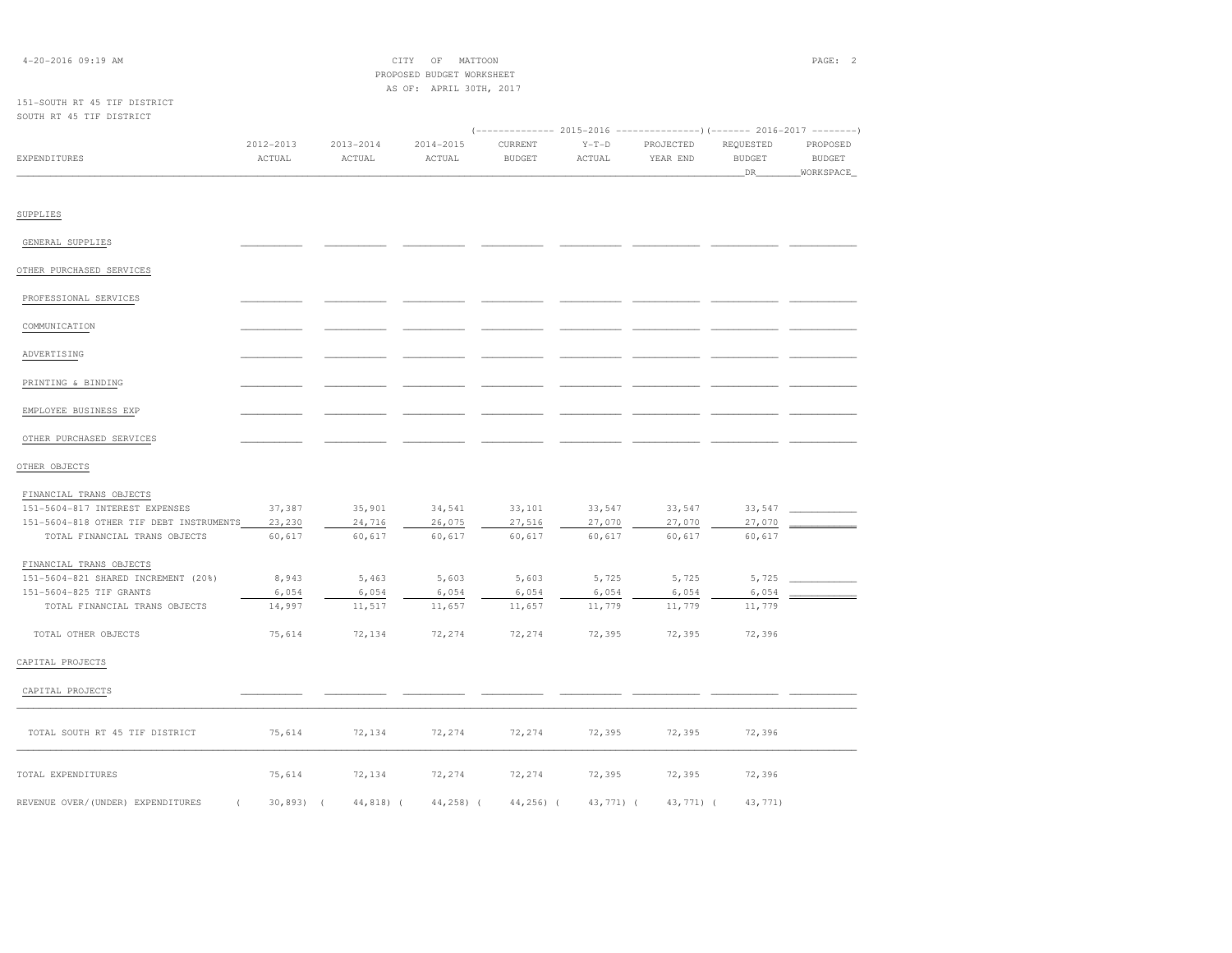CITY OF MATTOON
PROPOSED BUDGET WORKSHEET
AS OF: APRIL 30TH, 2017

151-SOUTH RT 45 TIF DISTRICT
SOUTH RT 45 TIF DISTRICT

| EXPENDITURES | 2012-2013 ACTUAL | 2013-2014 ACTUAL | 2014-2015 ACTUAL | 2015-2016 CURRENT BUDGET | 2015-2016 Y-T-D ACTUAL | 2015-2016 PROJECTED YEAR END | 2016-2017 REQUESTED BUDGET DR | 2016-2017 PROPOSED BUDGET WORKSPACE |
|---|---|---|---|---|---|---|---|---|
| **SUPPLIES** | | | | | | | | |
| GENERAL SUPPLIES | | | | | | | | |
| **OTHER PURCHASED SERVICES** | | | | | | | | |
| PROFESSIONAL SERVICES | | | | | | | | |
| COMMUNICATION | | | | | | | | |
| ADVERTISING | | | | | | | | |
| PRINTING & BINDING | | | | | | | | |
| EMPLOYEE BUSINESS EXP | | | | | | | | |
| OTHER PURCHASED SERVICES | | | | | | | | |
| **OTHER OBJECTS** | | | | | | | | |
| FINANCIAL TRANS OBJECTS | | | | | | | | |
| 151-5604-817 INTEREST EXPENSES | 37,387 | 35,901 | 34,541 | 33,101 | 33,547 | 33,547 | 33,547 | |
| 151-5604-818 OTHER TIF DEBT INSTRUMENTS | 23,230 | 24,716 | 26,075 | 27,516 | 27,070 | 27,070 | 27,070 | |
| TOTAL FINANCIAL TRANS OBJECTS | 60,617 | 60,617 | 60,617 | 60,617 | 60,617 | 60,617 | 60,617 | |
| FINANCIAL TRANS OBJECTS | | | | | | | | |
| 151-5604-821 SHARED INCREMENT (20%) | 8,943 | 5,463 | 5,603 | 5,603 | 5,725 | 5,725 | 5,725 | |
| 151-5604-825 TIF GRANTS | 6,054 | 6,054 | 6,054 | 6,054 | 6,054 | 6,054 | 6,054 | |
| TOTAL FINANCIAL TRANS OBJECTS | 14,997 | 11,517 | 11,657 | 11,657 | 11,779 | 11,779 | 11,779 | |
| TOTAL OTHER OBJECTS | 75,614 | 72,134 | 72,274 | 72,274 | 72,395 | 72,395 | 72,396 | |
| **CAPITAL PROJECTS** | | | | | | | | |
| CAPITAL PROJECTS | | | | | | | | |
| TOTAL SOUTH RT 45 TIF DISTRICT | 75,614 | 72,134 | 72,274 | 72,274 | 72,395 | 72,395 | 72,396 | |
| TOTAL EXPENDITURES | 75,614 | 72,134 | 72,274 | 72,274 | 72,395 | 72,395 | 72,396 | |
| REVENUE OVER/(UNDER) EXPENDITURES | ( 30,893) | ( 44,818) | ( 44,258) | ( 44,256) | ( 43,771) | ( 43,771) | ( 43,771) | |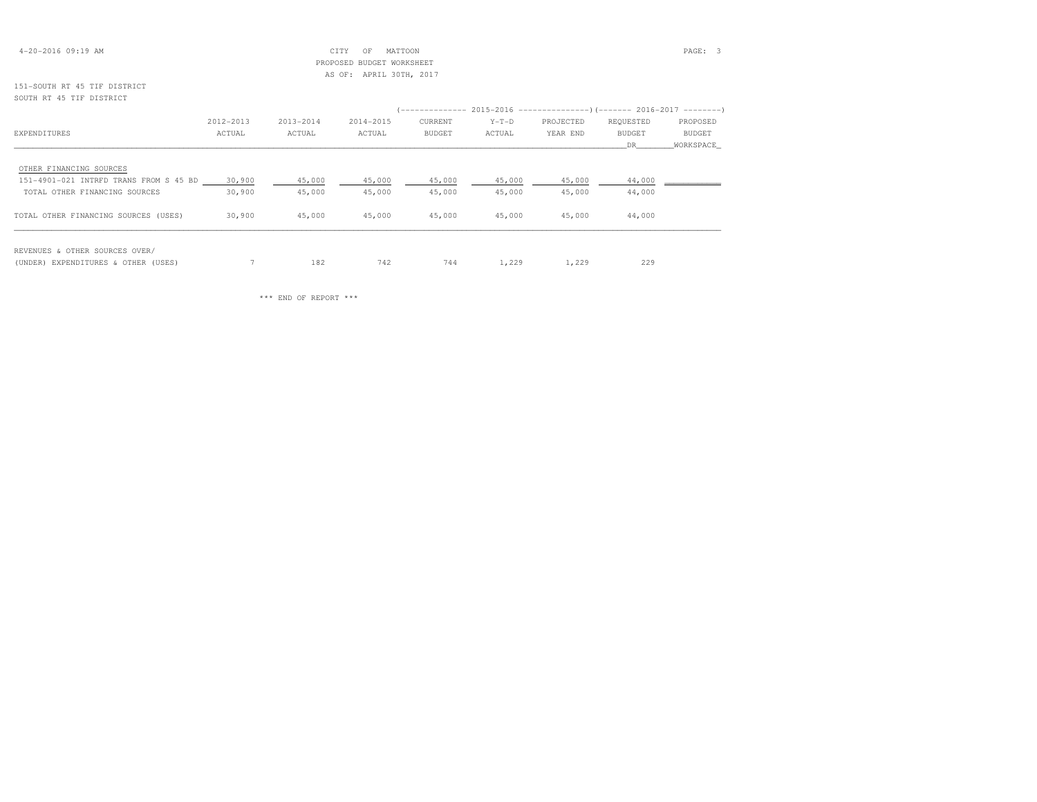CITY OF MATTOON
PROPOSED BUDGET WORKSHEET
AS OF: APRIL 30TH, 2017

151-SOUTH RT 45 TIF DISTRICT
SOUTH RT 45 TIF DISTRICT

| EXPENDITURES | 2012-2013 ACTUAL | 2013-2014 ACTUAL | 2014-2015 ACTUAL | 2015-2016 CURRENT BUDGET | 2015-2016 Y-T-D ACTUAL | 2015-2016 PROJECTED YEAR END | 2016-2017 REQUESTED BUDGET DR | 2016-2017 PROPOSED BUDGET WORKSPACE |
|---|---|---|---|---|---|---|---|---|
| OTHER FINANCING SOURCES | | | | | | | | |
| 151-4901-021 INTRFD TRANS FROM S 45 BD | 30,900 | 45,000 | 45,000 | 45,000 | 45,000 | 45,000 | 44,000 | |
| TOTAL OTHER FINANCING SOURCES | 30,900 | 45,000 | 45,000 | 45,000 | 45,000 | 45,000 | 44,000 | |
| TOTAL OTHER FINANCING SOURCES (USES) | 30,900 | 45,000 | 45,000 | 45,000 | 45,000 | 45,000 | 44,000 | |
| REVENUES & OTHER SOURCES OVER/ (UNDER) EXPENDITURES & OTHER (USES) | 7 | 182 | 742 | 744 | 1,229 | 1,229 | 229 | |

*** END OF REPORT ***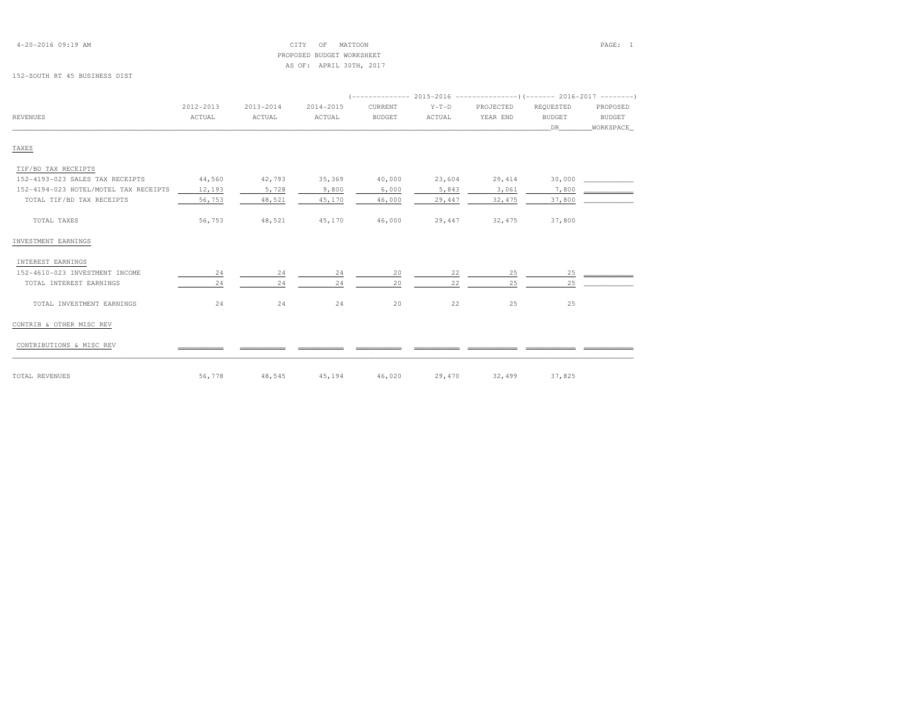CITY OF MATTOON
PROPOSED BUDGET WORKSHEET
AS OF: APRIL 30TH, 2017

152-SOUTH RT 45 BUSINESS DIST

| REVENUES | 2012-2013 ACTUAL | 2013-2014 ACTUAL | 2014-2015 ACTUAL | 2015-2016 CURRENT BUDGET | 2015-2016 Y-T-D ACTUAL | 2015-2016 PROJECTED YEAR END | 2016-2017 REQUESTED BUDGET DR | 2016-2017 PROPOSED BUDGET WORKSPACE |
|---|---|---|---|---|---|---|---|---|
| **TAXES** | | | | | | | | |
| TIF/BD TAX RECEIPTS | | | | | | | | |
| 152-4193-023 SALES TAX RECEIPTS | 44,560 | 42,793 | 35,369 | 40,000 | 23,604 | 29,414 | 30,000 | |
| 152-4194-023 HOTEL/MOTEL TAX RECEIPTS | 12,193 | 5,728 | 9,800 | 6,000 | 5,843 | 3,061 | 7,800 | |
| TOTAL TIF/BD TAX RECEIPTS | 56,753 | 48,521 | 45,170 | 46,000 | 29,447 | 32,475 | 37,800 | |
| TOTAL TAXES | 56,753 | 48,521 | 45,170 | 46,000 | 29,447 | 32,475 | 37,800 | |
| **INVESTMENT EARNINGS** | | | | | | | | |
| INTEREST EARNINGS | | | | | | | | |
| 152-4610-023 INVESTMENT INCOME | 24 | 24 | 24 | 20 | 22 | 25 | 25 | |
| TOTAL INTEREST EARNINGS | 24 | 24 | 24 | 20 | 22 | 25 | 25 | |
| TOTAL INVESTMENT EARNINGS | 24 | 24 | 24 | 20 | 22 | 25 | 25 | |
| **CONTRIB & OTHER MISC REV** | | | | | | | | |
| CONTRIBUTIONS & MISC REV | | | | | | | | |
| TOTAL REVENUES | 56,778 | 48,545 | 45,194 | 46,020 | 29,470 | 32,499 | 37,825 | |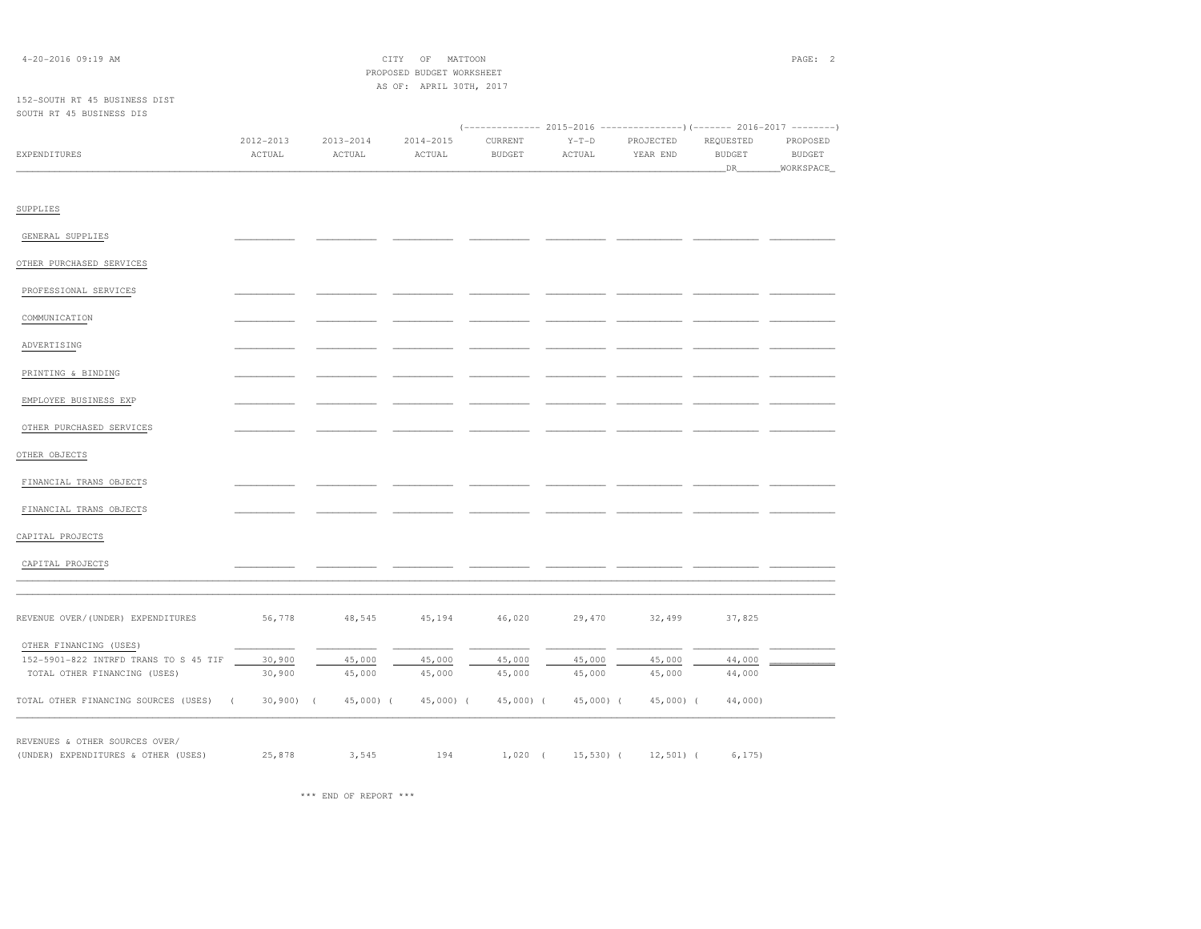CITY OF MATTOON
PROPOSED BUDGET WORKSHEET
AS OF: APRIL 30TH, 2017

152-SOUTH RT 45 BUSINESS DIST
SOUTH RT 45 BUSINESS DIS

| EXPENDITURES | 2012-2013 ACTUAL | 2013-2014 ACTUAL | 2014-2015 ACTUAL | 2015-2016 CURRENT BUDGET | 2015-2016 Y-T-D ACTUAL | 2015-2016 PROJECTED YEAR END | 2016-2017 REQUESTED BUDGET DR | 2016-2017 PROPOSED BUDGET WORKSPACE |
|---|---|---|---|---|---|---|---|---|
| SUPPLIES | | | | | | | | |
| GENERAL SUPPLIES | | | | | | | | |
| OTHER PURCHASED SERVICES | | | | | | | | |
| PROFESSIONAL SERVICES | | | | | | | | |
| COMMUNICATION | | | | | | | | |
| ADVERTISING | | | | | | | | |
| PRINTING & BINDING | | | | | | | | |
| EMPLOYEE BUSINESS EXP | | | | | | | | |
| OTHER PURCHASED SERVICES | | | | | | | | |
| OTHER OBJECTS | | | | | | | | |
| FINANCIAL TRANS OBJECTS | | | | | | | | |
| FINANCIAL TRANS OBJECTS | | | | | | | | |
| CAPITAL PROJECTS | | | | | | | | |
| CAPITAL PROJECTS | | | | | | | | |
| REVENUE OVER/(UNDER) EXPENDITURES | 56,778 | 48,545 | 45,194 | 46,020 | 29,470 | 32,499 | 37,825 | |
| OTHER FINANCING (USES) | | | | | | | | |
| 152-5901-822 INTRFD TRANS TO S 45 TIF | 30,900 | 45,000 | 45,000 | 45,000 | 45,000 | 45,000 | 44,000 | |
| TOTAL OTHER FINANCING (USES) | 30,900 | 45,000 | 45,000 | 45,000 | 45,000 | 45,000 | 44,000 | |
| TOTAL OTHER FINANCING SOURCES (USES) | ( 30,900) | ( 45,000) | ( 45,000) | ( 45,000) | ( 45,000) | ( 45,000) | ( 44,000) | |
| REVENUES & OTHER SOURCES OVER/ (UNDER) EXPENDITURES & OTHER (USES) | 25,878 | 3,545 | 194 | 1,020 | ( 15,530) | ( 12,501) | ( 6,175) | |

*** END OF REPORT ***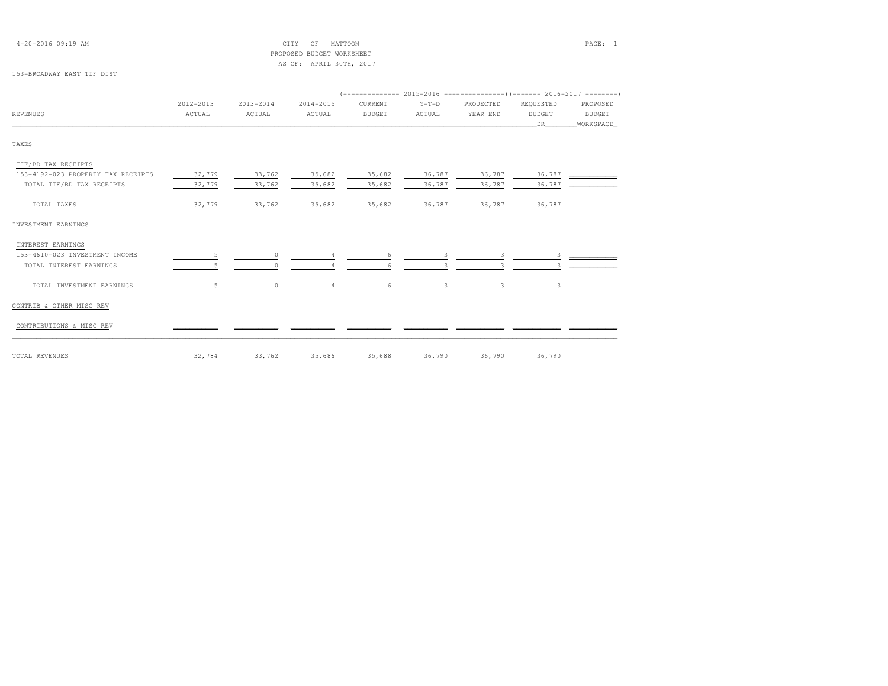CITY OF MATTOON
PROPOSED BUDGET WORKSHEET
AS OF: APRIL 30TH, 2017

153-BROADWAY EAST TIF DIST

| REVENUES | 2012-2013 ACTUAL | 2013-2014 ACTUAL | 2014-2015 ACTUAL | 2015-2016 CURRENT BUDGET | 2015-2016 Y-T-D ACTUAL | 2015-2016 PROJECTED YEAR END | 2016-2017 REQUESTED BUDGET DR | 2016-2017 PROPOSED BUDGET WORKSPACE |
|---|---|---|---|---|---|---|---|---|
| TAXES | | | | | | | | |
| TIF/BD TAX RECEIPTS | | | | | | | | |
| 153-4192-023 PROPERTY TAX RECEIPTS | 32,779 | 33,762 | 35,682 | 35,682 | 36,787 | 36,787 | 36,787 | |
| TOTAL TIF/BD TAX RECEIPTS | 32,779 | 33,762 | 35,682 | 35,682 | 36,787 | 36,787 | 36,787 | |
| TOTAL TAXES | 32,779 | 33,762 | 35,682 | 35,682 | 36,787 | 36,787 | 36,787 | |
| INVESTMENT EARNINGS | | | | | | | | |
| INTEREST EARNINGS | | | | | | | | |
| 153-4610-023 INVESTMENT INCOME | 5 | 0 | 4 | 6 | 3 | 3 | 3 | |
| TOTAL INTEREST EARNINGS | 5 | 0 | 4 | 6 | 3 | 3 | 3 | |
| TOTAL INVESTMENT EARNINGS | 5 | 0 | 4 | 6 | 3 | 3 | 3 | |
| CONTRIB & OTHER MISC REV | | | | | | | | |
| CONTRIBUTIONS & MISC REV | | | | | | | | |
| TOTAL REVENUES | 32,784 | 33,762 | 35,686 | 35,688 | 36,790 | 36,790 | 36,790 | |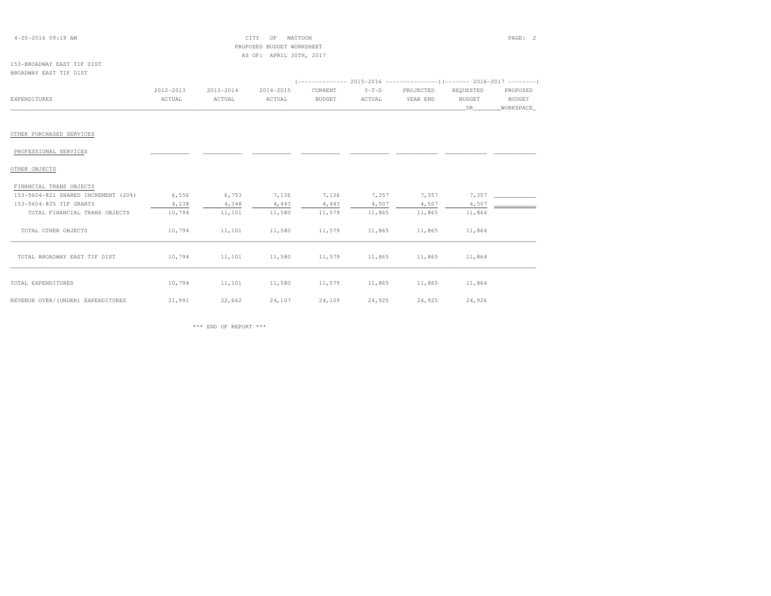CITY OF MATTOON
PROPOSED BUDGET WORKSHEET
AS OF: APRIL 30TH, 2017

153-BROADWAY EAST TIF DIST
BROADWAY EAST TIF DIST

| EXPENDITURES | 2012-2013 ACTUAL | 2013-2014 ACTUAL | 2014-2015 ACTUAL | 2015-2016 CURRENT BUDGET | 2015-2016 Y-T-D ACTUAL | 2015-2016 PROJECTED YEAR END | 2016-2017 REQUESTED BUDGET DR | 2016-2017 PROPOSED BUDGET WORKSPACE |
|---|---|---|---|---|---|---|---|---|
| OTHER PURCHASED SERVICES | | | | | | | | |
| PROFESSIONAL SERVICES | | | | | | | | |
| OTHER OBJECTS | | | | | | | | |
| FINANCIAL TRANS OBJECTS | | | | | | | | |
| 153-5604-821 SHARED INCREMENT (20%) | 6,556 | 6,753 | 7,136 | 7,136 | 7,357 | 7,357 | 7,357 | |
| 153-5604-825 TIF GRANTS | 4,238 | 4,348 | 4,443 | 4,443 | 4,507 | 4,507 | 4,507 | |
| TOTAL FINANCIAL TRANS OBJECTS | 10,794 | 11,101 | 11,580 | 11,579 | 11,865 | 11,865 | 11,864 | |
| TOTAL OTHER OBJECTS | 10,794 | 11,101 | 11,580 | 11,579 | 11,865 | 11,865 | 11,864 | |
| TOTAL BROADWAY EAST TIF DIST | 10,794 | 11,101 | 11,580 | 11,579 | 11,865 | 11,865 | 11,864 | |
| TOTAL EXPENDITURES | 10,794 | 11,101 | 11,580 | 11,579 | 11,865 | 11,865 | 11,864 | |
| REVENUE OVER/(UNDER) EXPENDITURES | 21,991 | 22,662 | 24,107 | 24,109 | 24,925 | 24,925 | 24,926 | |

*** END OF REPORT ***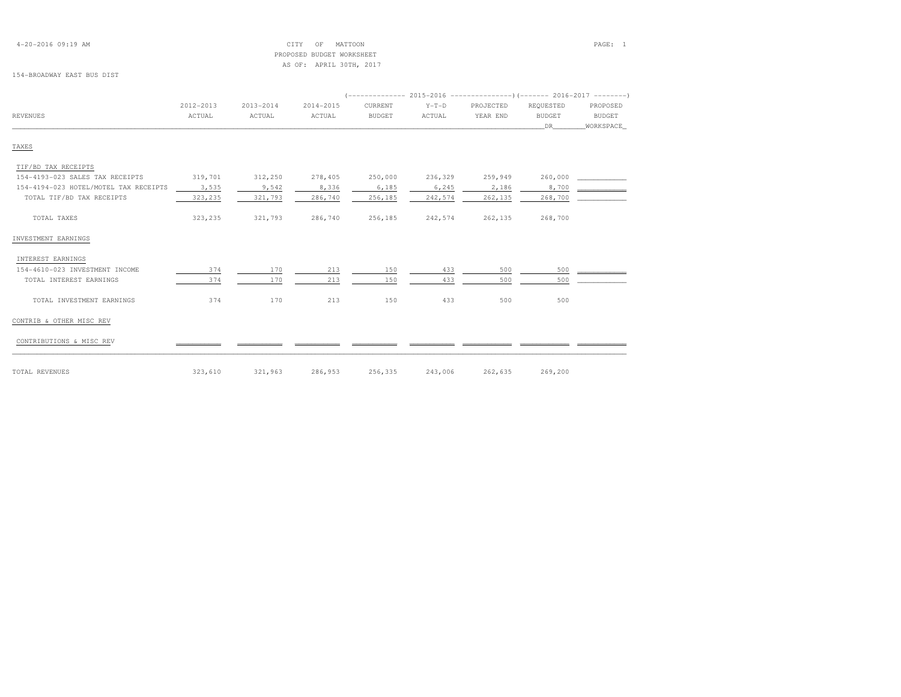CITY OF MATTOON
PROPOSED BUDGET WORKSHEET
AS OF: APRIL 30TH, 2017

154-BROADWAY EAST BUS DIST

| REVENUES | 2012-2013 ACTUAL | 2013-2014 ACTUAL | 2014-2015 ACTUAL | 2015-2016 CURRENT BUDGET | 2015-2016 Y-T-D ACTUAL | 2015-2016 PROJECTED YEAR END | 2016-2017 REQUESTED BUDGET DR | 2016-2017 PROPOSED BUDGET WORKSPACE |
|---|---|---|---|---|---|---|---|---|
| **TAXES** | | | | | | | | |
| TIF/BD TAX RECEIPTS | | | | | | | | |
| 154-4193-023 SALES TAX RECEIPTS | 319,701 | 312,250 | 278,405 | 250,000 | 236,329 | 259,949 | 260,000 | |
| 154-4194-023 HOTEL/MOTEL TAX RECEIPTS | 3,535 | 9,542 | 8,336 | 6,185 | 6,245 | 2,186 | 8,700 | |
| TOTAL TIF/BD TAX RECEIPTS | 323,235 | 321,793 | 286,740 | 256,185 | 242,574 | 262,135 | 268,700 | |
| TOTAL TAXES | 323,235 | 321,793 | 286,740 | 256,185 | 242,574 | 262,135 | 268,700 | |
| **INVESTMENT EARNINGS** | | | | | | | | |
| INTEREST EARNINGS | | | | | | | | |
| 154-4610-023 INVESTMENT INCOME | 374 | 170 | 213 | 150 | 433 | 500 | 500 | |
| TOTAL INTEREST EARNINGS | 374 | 170 | 213 | 150 | 433 | 500 | 500 | |
| TOTAL INVESTMENT EARNINGS | 374 | 170 | 213 | 150 | 433 | 500 | 500 | |
| **CONTRIB & OTHER MISC REV** | | | | | | | | |
| CONTRIBUTIONS & MISC REV | | | | | | | | |
| TOTAL REVENUES | 323,610 | 321,963 | 286,953 | 256,335 | 243,006 | 262,635 | 269,200 | |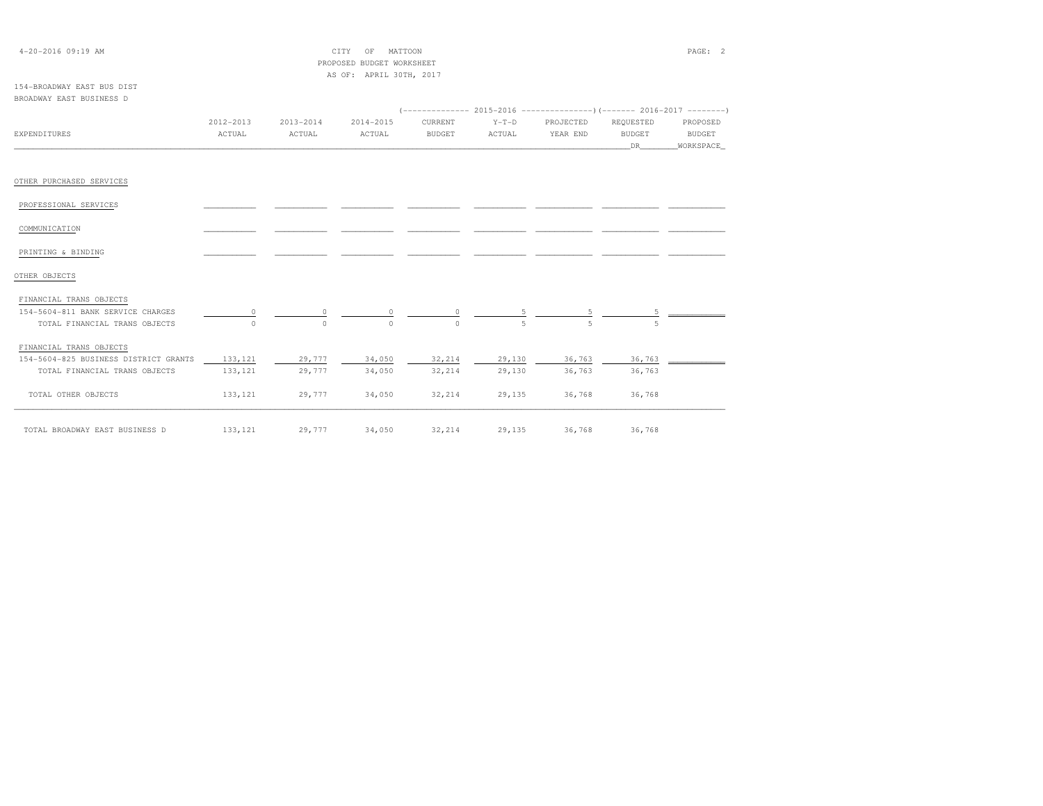CITY OF MATTOON
PROPOSED BUDGET WORKSHEET
AS OF: APRIL 30TH, 2017

154-BROADWAY EAST BUS DIST
BROADWAY EAST BUSINESS D

| EXPENDITURES | 2012-2013 ACTUAL | 2013-2014 ACTUAL | 2014-2015 ACTUAL | 2015-2016 CURRENT BUDGET | 2015-2016 Y-T-D ACTUAL | 2015-2016 PROJECTED YEAR END | 2016-2017 REQUESTED BUDGET DR | 2016-2017 PROPOSED BUDGET WORKSPACE |
|---|---|---|---|---|---|---|---|---|
| OTHER PURCHASED SERVICES | | | | | | | | |
| PROFESSIONAL SERVICES | | | | | | | | |
| COMMUNICATION | | | | | | | | |
| PRINTING & BINDING | | | | | | | | |
| OTHER OBJECTS | | | | | | | | |
| FINANCIAL TRANS OBJECTS | | | | | | | | |
| 154-5604-811 BANK SERVICE CHARGES | 0 | 0 | 0 | 0 | 5 | 5 | 5 | |
| TOTAL FINANCIAL TRANS OBJECTS | 0 | 0 | 0 | 0 | 5 | 5 | 5 | |
| FINANCIAL TRANS OBJECTS | | | | | | | | |
| 154-5604-825 BUSINESS DISTRICT GRANTS | 133,121 | 29,777 | 34,050 | 32,214 | 29,130 | 36,763 | 36,763 | |
| TOTAL FINANCIAL TRANS OBJECTS | 133,121 | 29,777 | 34,050 | 32,214 | 29,130 | 36,763 | 36,763 | |
| TOTAL OTHER OBJECTS | 133,121 | 29,777 | 34,050 | 32,214 | 29,135 | 36,768 | 36,768 | |
| TOTAL BROADWAY EAST BUSINESS D | 133,121 | 29,777 | 34,050 | 32,214 | 29,135 | 36,768 | 36,768 | |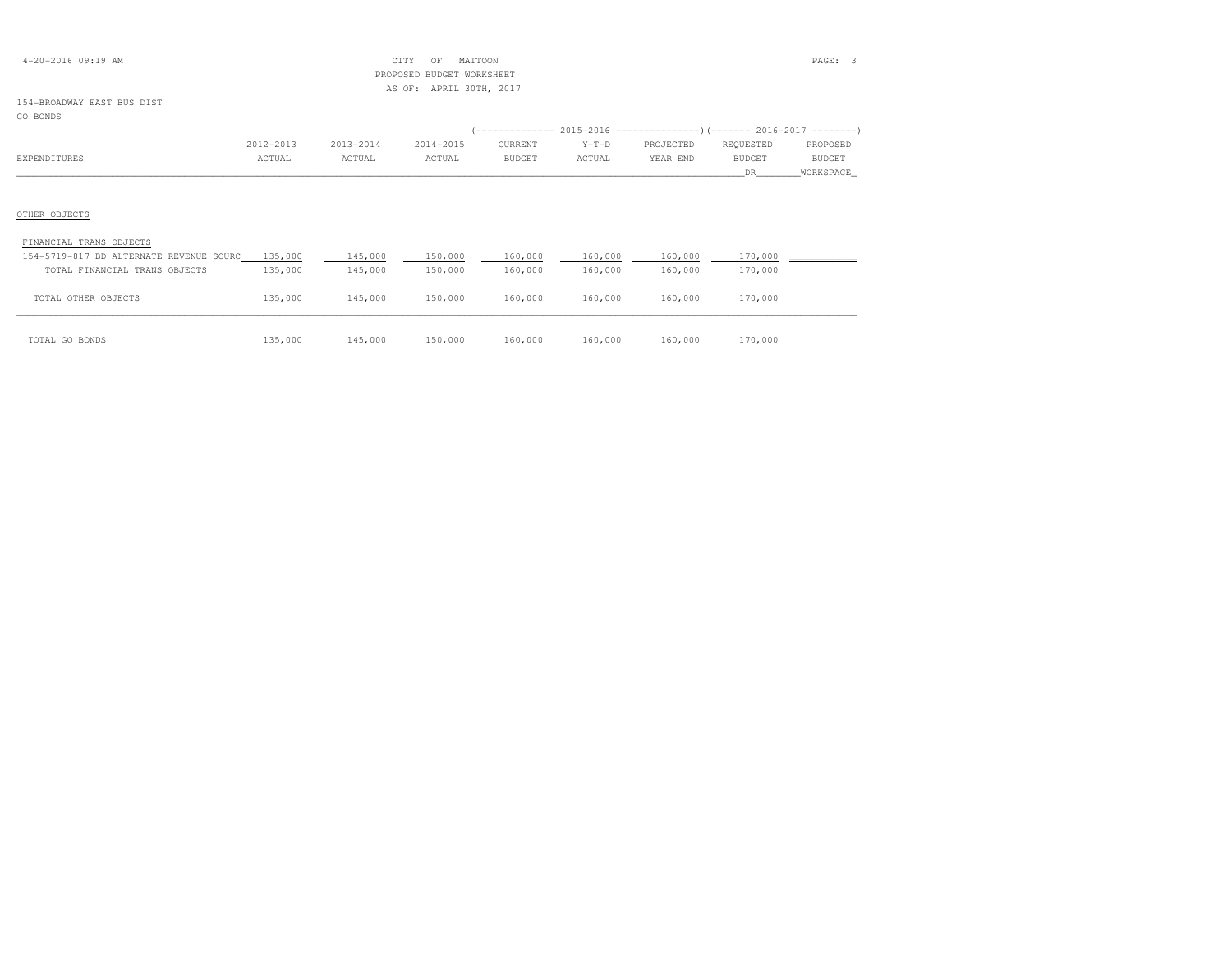CITY OF MATTOON
PROPOSED BUDGET WORKSHEET
AS OF: APRIL 30TH, 2017

4-20-2016 09:19 AM

154-BROADWAY EAST BUS DIST
GO BONDS

| EXPENDITURES | 2012-2013 ACTUAL | 2013-2014 ACTUAL | 2014-2015 ACTUAL | 2015-2016 CURRENT BUDGET | 2015-2016 Y-T-D ACTUAL | 2015-2016 PROJECTED YEAR END | 2016-2017 REQUESTED BUDGET DR | 2016-2017 PROPOSED BUDGET WORKSPACE |
|---|---|---|---|---|---|---|---|---|
| OTHER OBJECTS | | | | | | | | |
| FINANCIAL TRANS OBJECTS | | | | | | | | |
| 154-5719-817 BD ALTERNATE REVENUE SOURC | 135,000 | 145,000 | 150,000 | 160,000 | 160,000 | 160,000 | 170,000 | |
| TOTAL FINANCIAL TRANS OBJECTS | 135,000 | 145,000 | 150,000 | 160,000 | 160,000 | 160,000 | 170,000 | |
| TOTAL OTHER OBJECTS | 135,000 | 145,000 | 150,000 | 160,000 | 160,000 | 160,000 | 170,000 | |
| TOTAL GO BONDS | 135,000 | 145,000 | 150,000 | 160,000 | 160,000 | 160,000 | 170,000 | |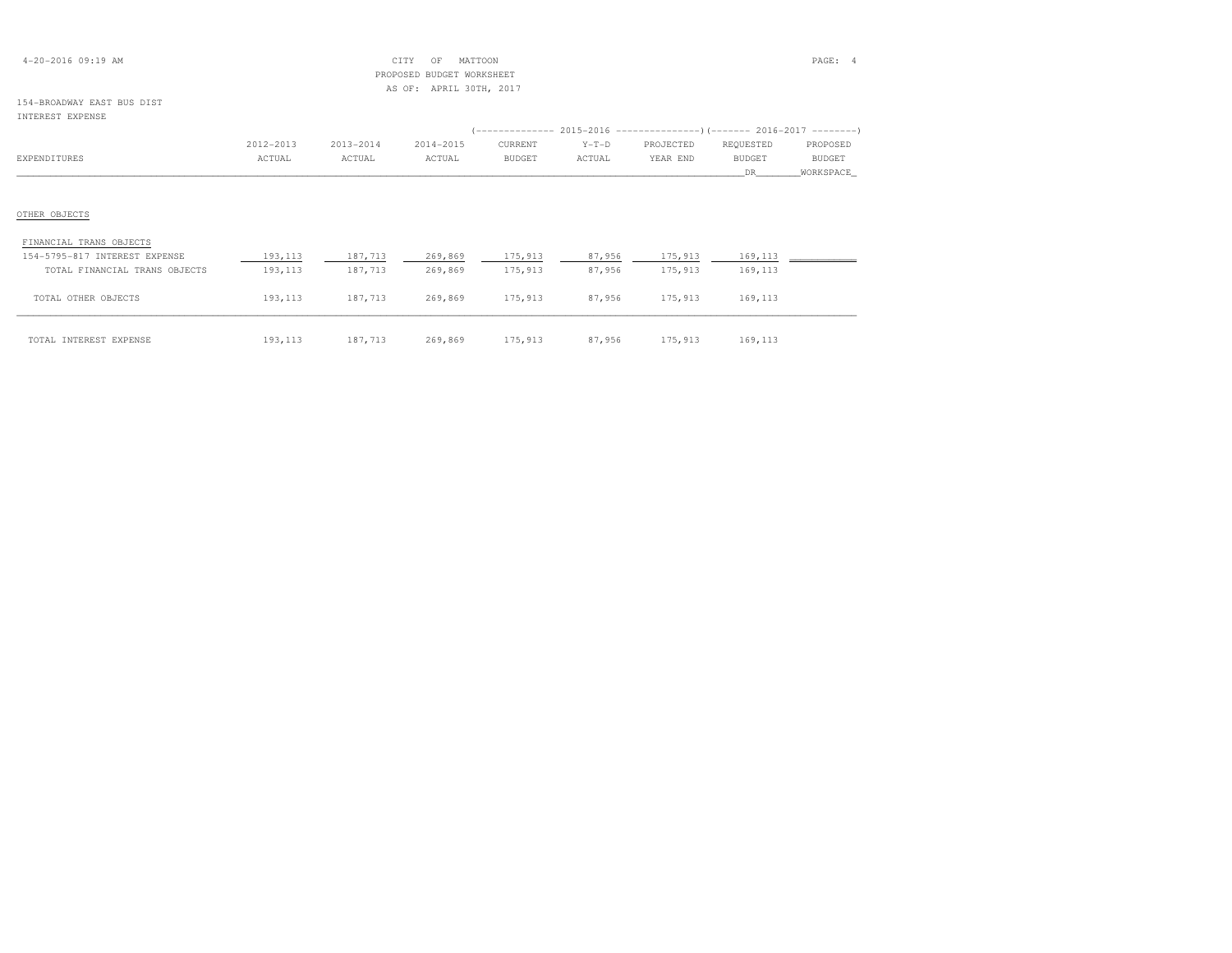CITY OF MATTOON
PROPOSED BUDGET WORKSHEET
AS OF: APRIL 30TH, 2017

154-BROADWAY EAST BUS DIST
INTEREST EXPENSE

| EXPENDITURES | 2012-2013 ACTUAL | 2013-2014 ACTUAL | 2014-2015 ACTUAL | 2015-2016 CURRENT BUDGET | 2015-2016 Y-T-D ACTUAL | 2015-2016 PROJECTED YEAR END | 2016-2017 REQUESTED BUDGET DR | 2016-2017 PROPOSED BUDGET WORKSPACE |
|---|---|---|---|---|---|---|---|---|
| OTHER OBJECTS | | | | | | | | |
| FINANCIAL TRANS OBJECTS | | | | | | | | |
| 154-5795-817 INTEREST EXPENSE | 193,113 | 187,713 | 269,869 | 175,913 | 87,956 | 175,913 | 169,113 | |
| TOTAL FINANCIAL TRANS OBJECTS | 193,113 | 187,713 | 269,869 | 175,913 | 87,956 | 175,913 | 169,113 | |
| TOTAL OTHER OBJECTS | 193,113 | 187,713 | 269,869 | 175,913 | 87,956 | 175,913 | 169,113 | |
| TOTAL INTEREST EXPENSE | 193,113 | 187,713 | 269,869 | 175,913 | 87,956 | 175,913 | 169,113 | |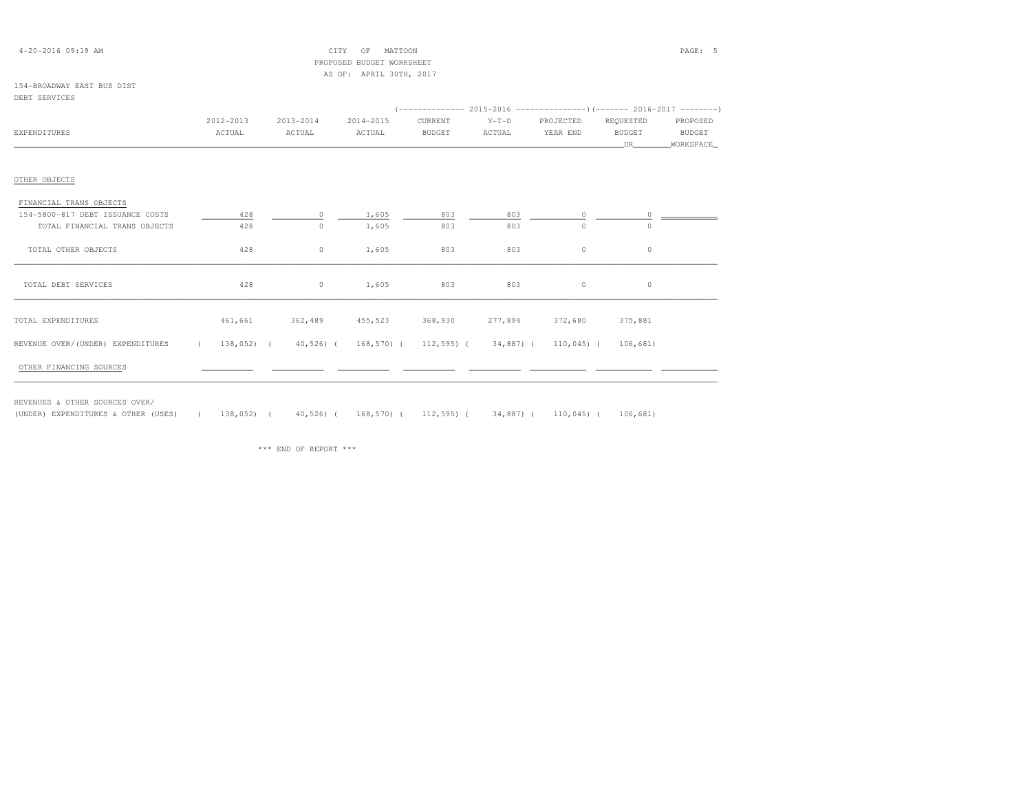CITY OF MATTOON
PROPOSED BUDGET WORKSHEET
AS OF: APRIL 30TH, 2017

154-BROADWAY EAST BUS DIST
DEBT SERVICES

| EXPENDITURES | 2012-2013 ACTUAL | 2013-2014 ACTUAL | 2014-2015 ACTUAL | 2015-2016 CURRENT BUDGET | 2015-2016 Y-T-D ACTUAL | 2015-2016 PROJECTED YEAR END | 2016-2017 REQUESTED BUDGET DR | 2016-2017 PROPOSED BUDGET WORKSPACE |
|---|---|---|---|---|---|---|---|---|
| OTHER OBJECTS | | | | | | | | |
| FINANCIAL TRANS OBJECTS | | | | | | | | |
| 154-5800-817 DEBT ISSUANCE COSTS | 428 | 0 | 1,605 | 803 | 803 | 0 | 0 | |
| TOTAL FINANCIAL TRANS OBJECTS | 428 | 0 | 1,605 | 803 | 803 | 0 | 0 | |
| TOTAL OTHER OBJECTS | 428 | 0 | 1,605 | 803 | 803 | 0 | 0 | |
| TOTAL DEBT SERVICES | 428 | 0 | 1,605 | 803 | 803 | 0 | 0 | |
| TOTAL EXPENDITURES | 461,661 | 362,489 | 455,523 | 368,930 | 277,894 | 372,680 | 375,881 | |
| REVENUE OVER/(UNDER) EXPENDITURES | ( 138,052) | ( 40,526) | ( 168,570) | ( 112,595) | ( 34,887) | ( 110,045) | ( 106,681) | |
| OTHER FINANCING SOURCES | | | | | | | | |
| REVENUES & OTHER SOURCES OVER/ (UNDER) EXPENDITURES & OTHER (USES) | ( 138,052) | ( 40,526) | ( 168,570) | ( 112,595) | ( 34,887) | ( 110,045) | ( 106,681) | |

*** END OF REPORT ***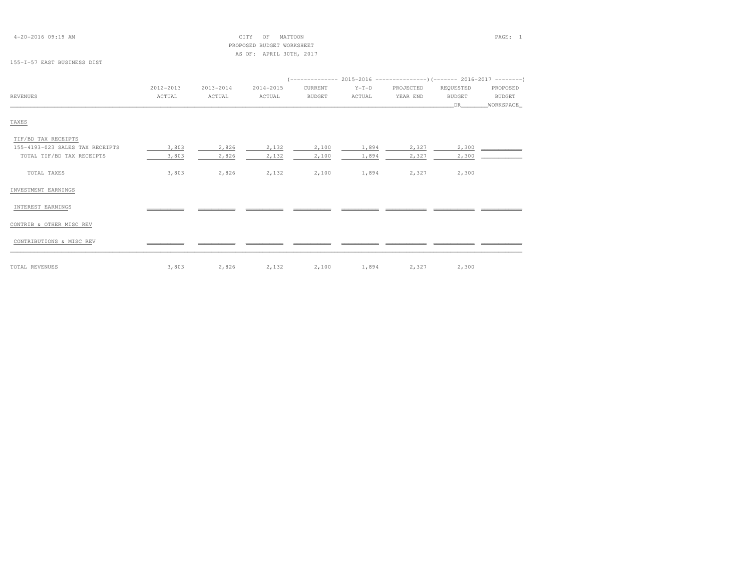CITY OF MATTOON
PROPOSED BUDGET WORKSHEET
AS OF: APRIL 30TH, 2017

155-I-57 EAST BUSINESS DIST

| REVENUES | 2012-2013 ACTUAL | 2013-2014 ACTUAL | 2014-2015 ACTUAL | 2015-2016 CURRENT BUDGET | 2015-2016 Y-T-D ACTUAL | 2015-2016 PROJECTED YEAR END | 2016-2017 REQUESTED BUDGET DR | 2016-2017 PROPOSED BUDGET WORKSPACE |
|---|---|---|---|---|---|---|---|---|
| TAXES | | | | | | | | |
| TIF/BD TAX RECEIPTS | | | | | | | | |
| 155-4193-023 SALES TAX RECEIPTS | 3,803 | 2,826 | 2,132 | 2,100 | 1,894 | 2,327 | 2,300 | |
| TOTAL TIF/BD TAX RECEIPTS | 3,803 | 2,826 | 2,132 | 2,100 | 1,894 | 2,327 | 2,300 | |
| TOTAL TAXES | 3,803 | 2,826 | 2,132 | 2,100 | 1,894 | 2,327 | 2,300 | |
| INVESTMENT EARNINGS | | | | | | | | |
| INTEREST EARNINGS | | | | | | | | |
| CONTRIB & OTHER MISC REV | | | | | | | | |
| CONTRIBUTIONS & MISC REV | | | | | | | | |
| TOTAL REVENUES | 3,803 | 2,826 | 2,132 | 2,100 | 1,894 | 2,327 | 2,300 | |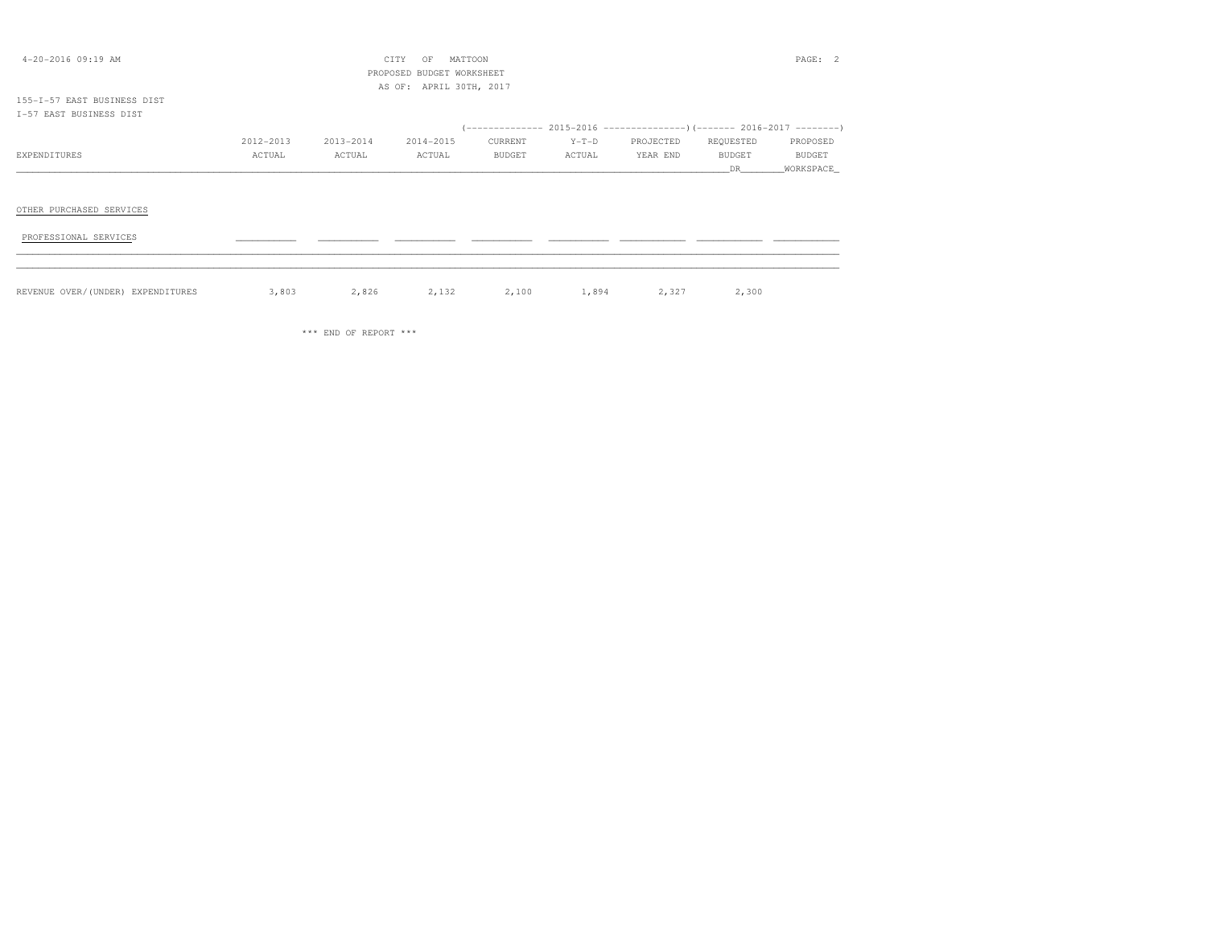CITY OF MATTOON
PROPOSED BUDGET WORKSHEET
AS OF: APRIL 30TH, 2017

155-I-57 EAST BUSINESS DIST
I-57 EAST BUSINESS DIST

| EXPENDITURES | 2012-2013 ACTUAL | 2013-2014 ACTUAL | 2014-2015 ACTUAL | 2015-2016 CURRENT BUDGET | 2015-2016 Y-T-D ACTUAL | 2015-2016 PROJECTED YEAR END | 2016-2017 REQUESTED BUDGET DR | 2016-2017 PROPOSED BUDGET WORKSPACE |
|---|---|---|---|---|---|---|---|---|
| OTHER PURCHASED SERVICES | | | | | | | | |
| PROFESSIONAL SERVICES | | | | | | | | |
| REVENUE OVER/(UNDER) EXPENDITURES | 3,803 | 2,826 | 2,132 | 2,100 | 1,894 | 2,327 | 2,300 | |

*** END OF REPORT ***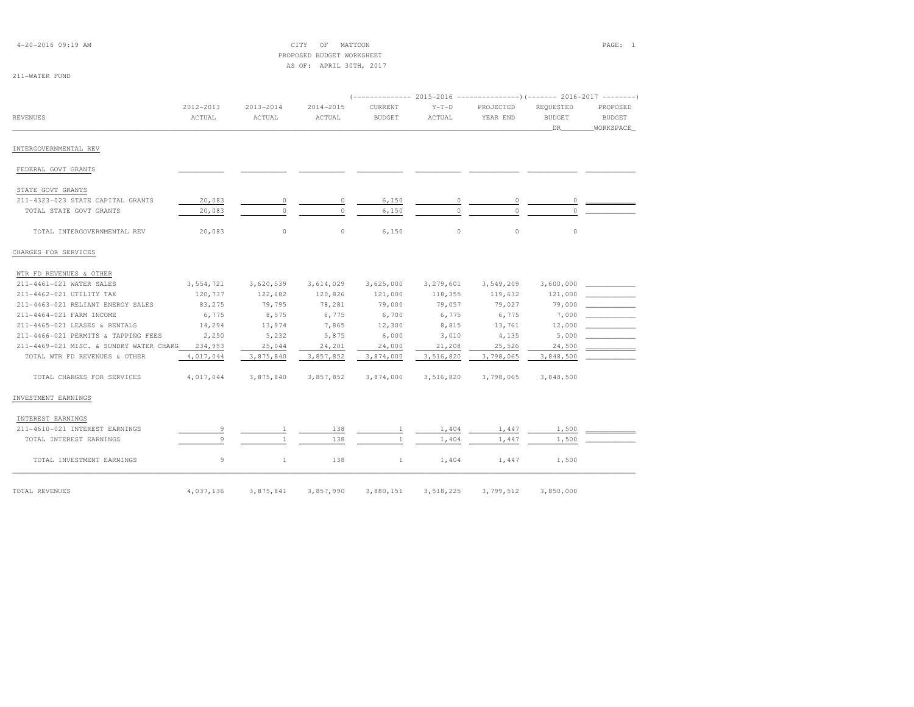CITY OF MATTOON
PROPOSED BUDGET WORKSHEET
AS OF: APRIL 30TH, 2017

211-WATER FUND

| REVENUES | 2012-2013 ACTUAL | 2013-2014 ACTUAL | 2014-2015 ACTUAL | 2015-2016 CURRENT BUDGET | 2015-2016 Y-T-D ACTUAL | 2015-2016 PROJECTED YEAR END | 2016-2017 REQUESTED BUDGET DR | 2016-2017 PROPOSED BUDGET WORKSPACE |
|---|---|---|---|---|---|---|---|---|
| **INTERGOVERNMENTAL REV** | | | | | | | | |
| FEDERAL GOVT GRANTS | | | | | | | | |
| STATE GOVT GRANTS | | | | | | | | |
| 211-4323-023 STATE CAPITAL GRANTS | 20,083 | 0 | 0 | 6,150 | 0 | 0 | 0 | |
| TOTAL STATE GOVT GRANTS | 20,083 | 0 | 0 | 6,150 | 0 | 0 | 0 | |
| TOTAL INTERGOVERNMENTAL REV | 20,083 | 0 | 0 | 6,150 | 0 | 0 | 0 | |
| **CHARGES FOR SERVICES** | | | | | | | | |
| WTR FD REVENUES & OTHER | | | | | | | | |
| 211-4461-021 WATER SALES | 3,554,721 | 3,620,539 | 3,614,029 | 3,625,000 | 3,279,601 | 3,549,209 | 3,600,000 | |
| 211-4462-021 UTILITY TAX | 120,737 | 122,682 | 120,826 | 121,000 | 118,355 | 119,632 | 121,000 | |
| 211-4463-021 RELIANT ENERGY SALES | 83,275 | 79,795 | 78,281 | 79,000 | 79,057 | 79,027 | 79,000 | |
| 211-4464-021 FARM INCOME | 6,775 | 8,575 | 6,775 | 6,700 | 6,775 | 6,775 | 7,000 | |
| 211-4465-021 LEASES & RENTALS | 14,294 | 13,974 | 7,865 | 12,300 | 8,815 | 13,761 | 12,000 | |
| 211-4466-021 PERMITS & TAPPING FEES | 2,250 | 5,232 | 5,875 | 6,000 | 3,010 | 4,135 | 5,000 | |
| 211-4469-021 MISC. & SUNDRY WATER CHARG | 234,993 | 25,044 | 24,201 | 24,000 | 21,208 | 25,526 | 24,500 | |
| TOTAL WTR FD REVENUES & OTHER | 4,017,044 | 3,875,840 | 3,857,852 | 3,874,000 | 3,516,820 | 3,798,065 | 3,848,500 | |
| TOTAL CHARGES FOR SERVICES | 4,017,044 | 3,875,840 | 3,857,852 | 3,874,000 | 3,516,820 | 3,798,065 | 3,848,500 | |
| **INVESTMENT EARNINGS** | | | | | | | | |
| INTEREST EARNINGS | | | | | | | | |
| 211-4610-021 INTEREST EARNINGS | 9 | 1 | 138 | 1 | 1,404 | 1,447 | 1,500 | |
| TOTAL INTEREST EARNINGS | 9 | 1 | 138 | 1 | 1,404 | 1,447 | 1,500 | |
| TOTAL INVESTMENT EARNINGS | 9 | 1 | 138 | 1 | 1,404 | 1,447 | 1,500 | |
| TOTAL REVENUES | 4,037,136 | 3,875,841 | 3,857,990 | 3,880,151 | 3,518,225 | 3,799,512 | 3,850,000 | |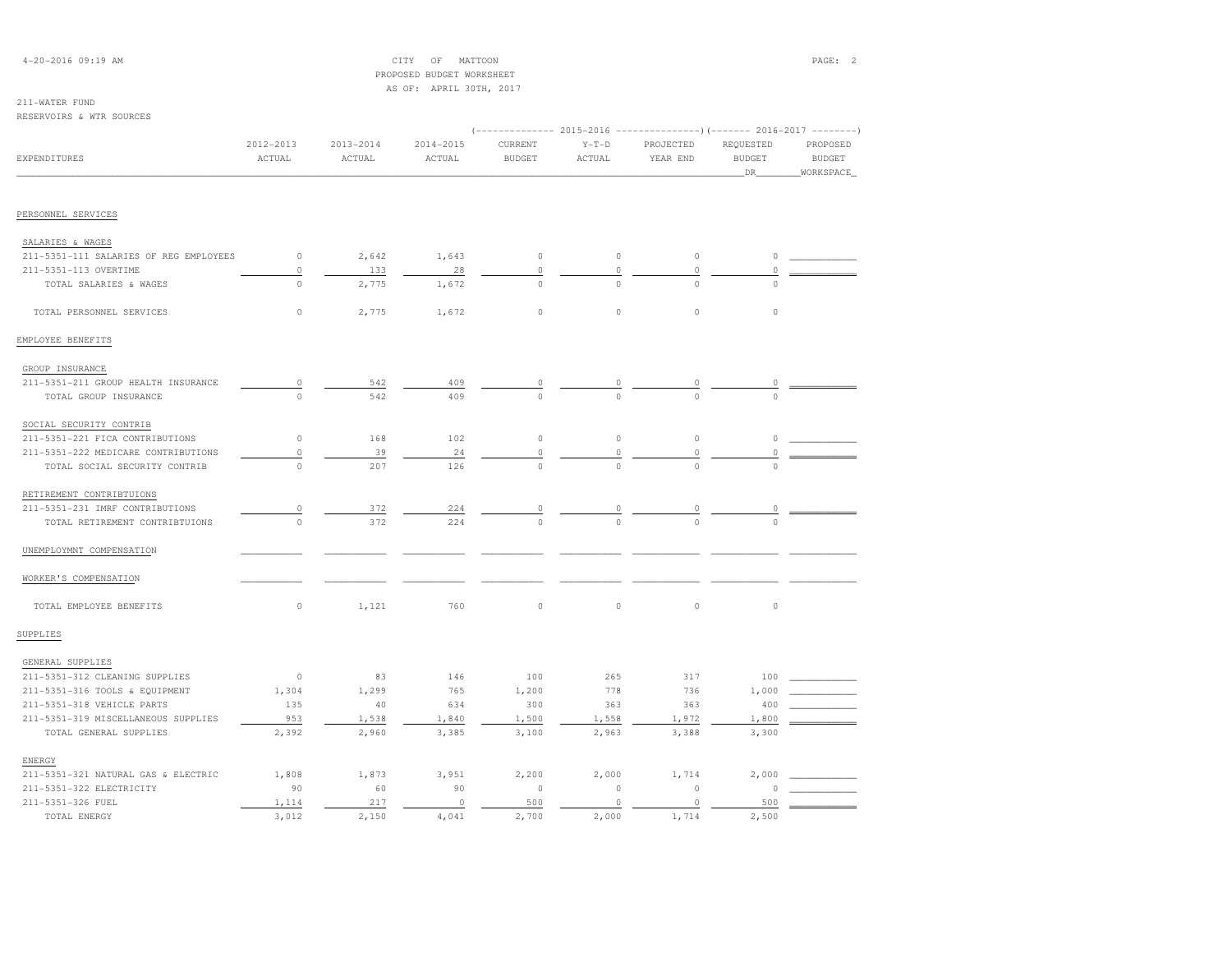CITY OF MATTOON
PROPOSED BUDGET WORKSHEET
AS OF: APRIL 30TH, 2017

211-WATER FUND
RESERVOIRS & WTR SOURCES

| EXPENDITURES | 2012-2013 ACTUAL | 2013-2014 ACTUAL | 2014-2015 ACTUAL | 2015-2016 CURRENT BUDGET | 2015-2016 Y-T-D ACTUAL | 2015-2016 PROJECTED YEAR END | 2016-2017 REQUESTED BUDGET DR | 2016-2017 PROPOSED BUDGET WORKSPACE |
|---|---|---|---|---|---|---|---|---|
| **PERSONNEL SERVICES** | | | | | | | | |
| SALARIES & WAGES | | | | | | | | |
| 211-5351-111 SALARIES OF REG EMPLOYEES | 0 | 2,642 | 1,643 | 0 | 0 | 0 | 0 | |
| 211-5351-113 OVERTIME | 0 | 133 | 28 | 0 | 0 | 0 | 0 | |
| TOTAL SALARIES & WAGES | 0 | 2,775 | 1,672 | 0 | 0 | 0 | 0 | |
| TOTAL PERSONNEL SERVICES | 0 | 2,775 | 1,672 | 0 | 0 | 0 | 0 | |
| **EMPLOYEE BENEFITS** | | | | | | | | |
| GROUP INSURANCE | | | | | | | | |
| 211-5351-211 GROUP HEALTH INSURANCE | 0 | 542 | 409 | 0 | 0 | 0 | 0 | |
| TOTAL GROUP INSURANCE | 0 | 542 | 409 | 0 | 0 | 0 | 0 | |
| SOCIAL SECURITY CONTRIB | | | | | | | | |
| 211-5351-221 FICA CONTRIBUTIONS | 0 | 168 | 102 | 0 | 0 | 0 | 0 | |
| 211-5351-222 MEDICARE CONTRIBUTIONS | 0 | 39 | 24 | 0 | 0 | 0 | 0 | |
| TOTAL SOCIAL SECURITY CONTRIB | 0 | 207 | 126 | 0 | 0 | 0 | 0 | |
| RETIREMENT CONTRIBTUIONS | | | | | | | | |
| 211-5351-231 IMRF CONTRIBUTIONS | 0 | 372 | 224 | 0 | 0 | 0 | 0 | |
| TOTAL RETIREMENT CONTRIBTUIONS | 0 | 372 | 224 | 0 | 0 | 0 | 0 | |
| UNEMPLOYMNT COMPENSATION | | | | | | | | |
| WORKER'S COMPENSATION | | | | | | | | |
| TOTAL EMPLOYEE BENEFITS | 0 | 1,121 | 760 | 0 | 0 | 0 | 0 | |
| **SUPPLIES** | | | | | | | | |
| GENERAL SUPPLIES | | | | | | | | |
| 211-5351-312 CLEANING SUPPLIES | 0 | 83 | 146 | 100 | 265 | 317 | 100 | |
| 211-5351-316 TOOLS & EQUIPMENT | 1,304 | 1,299 | 765 | 1,200 | 778 | 736 | 1,000 | |
| 211-5351-318 VEHICLE PARTS | 135 | 40 | 634 | 300 | 363 | 363 | 400 | |
| 211-5351-319 MISCELLANEOUS SUPPLIES | 953 | 1,538 | 1,840 | 1,500 | 1,558 | 1,972 | 1,800 | |
| TOTAL GENERAL SUPPLIES | 2,392 | 2,960 | 3,385 | 3,100 | 2,963 | 3,388 | 3,300 | |
| ENERGY | | | | | | | | |
| 211-5351-321 NATURAL GAS & ELECTRIC | 1,808 | 1,873 | 3,951 | 2,200 | 2,000 | 1,714 | 2,000 | |
| 211-5351-322 ELECTRICITY | 90 | 60 | 90 | 0 | 0 | 0 | 0 | |
| 211-5351-326 FUEL | 1,114 | 217 | 0 | 500 | 0 | 0 | 500 | |
| TOTAL ENERGY | 3,012 | 2,150 | 4,041 | 2,700 | 2,000 | 1,714 | 2,500 | |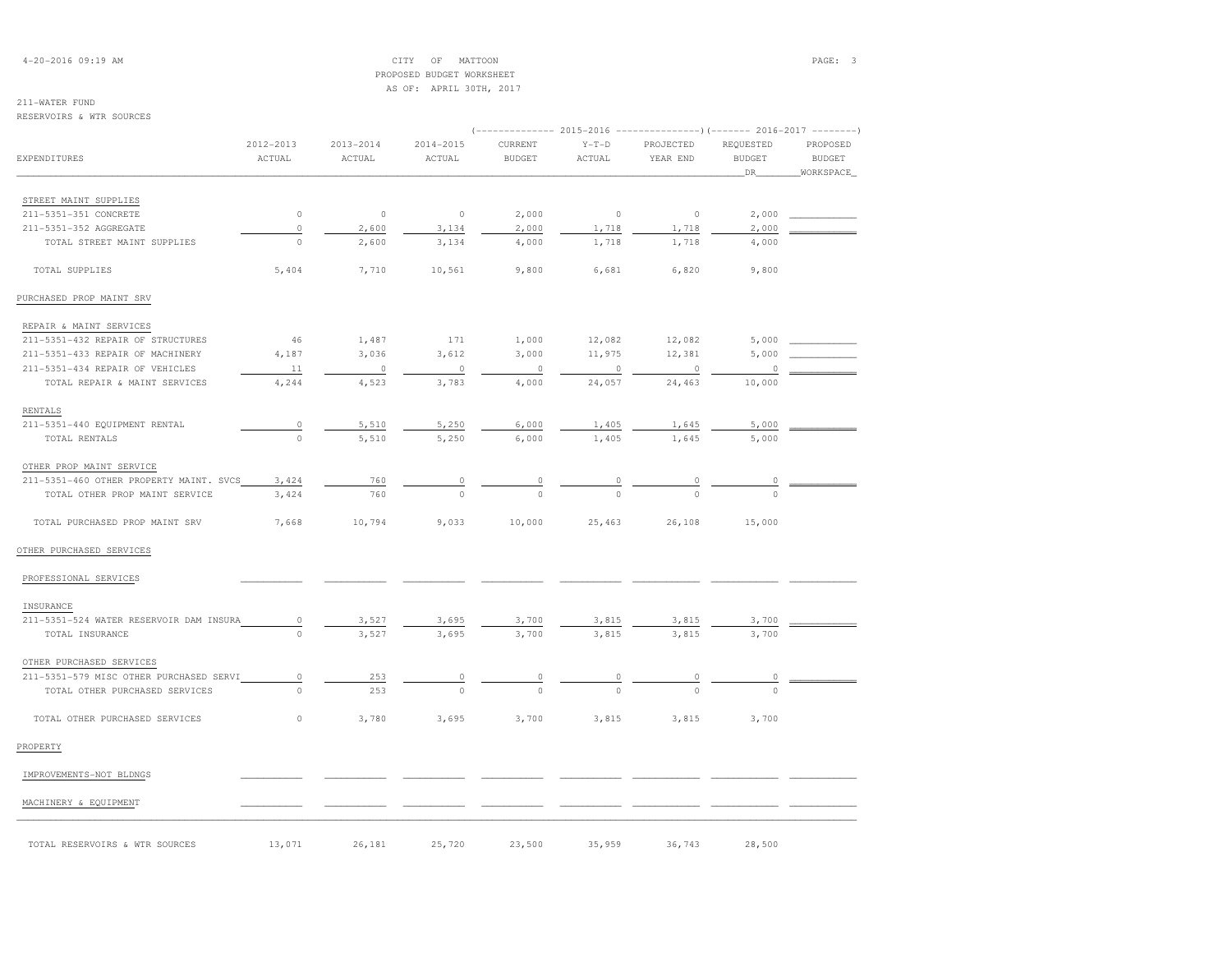CITY OF MATTOON
PROPOSED BUDGET WORKSHEET
AS OF: APRIL 30TH, 2017

211-WATER FUND
RESERVOIRS & WTR SOURCES

| EXPENDITURES | 2012-2013 ACTUAL | 2013-2014 ACTUAL | 2014-2015 ACTUAL | 2015-2016 CURRENT BUDGET | 2015-2016 Y-T-D ACTUAL | 2015-2016 PROJECTED YEAR END | 2016-2017 REQUESTED BUDGET DR | 2016-2017 PROPOSED BUDGET WORKSPACE |
|---|---|---|---|---|---|---|---|---|
| STREET MAINT SUPPLIES | | | | | | | | |
| 211-5351-351 CONCRETE | 0 | 0 | 0 | 2,000 | 0 | 0 | 2,000 | |
| 211-5351-352 AGGREGATE | 0 | 2,600 | 3,134 | 2,000 | 1,718 | 1,718 | 2,000 | |
| TOTAL STREET MAINT SUPPLIES | 0 | 2,600 | 3,134 | 4,000 | 1,718 | 1,718 | 4,000 | |
| TOTAL SUPPLIES | 5,404 | 7,710 | 10,561 | 9,800 | 6,681 | 6,820 | 9,800 | |
| PURCHASED PROP MAINT SRV | | | | | | | | |
| REPAIR & MAINT SERVICES | | | | | | | | |
| 211-5351-432 REPAIR OF STRUCTURES | 46 | 1,487 | 171 | 1,000 | 12,082 | 12,082 | 5,000 | |
| 211-5351-433 REPAIR OF MACHINERY | 4,187 | 3,036 | 3,612 | 3,000 | 11,975 | 12,381 | 5,000 | |
| 211-5351-434 REPAIR OF VEHICLES | 11 | 0 | 0 | 0 | 0 | 0 | 0 | |
| TOTAL REPAIR & MAINT SERVICES | 4,244 | 4,523 | 3,783 | 4,000 | 24,057 | 24,463 | 10,000 | |
| RENTALS | | | | | | | | |
| 211-5351-440 EQUIPMENT RENTAL | 0 | 5,510 | 5,250 | 6,000 | 1,405 | 1,645 | 5,000 | |
| TOTAL RENTALS | 0 | 5,510 | 5,250 | 6,000 | 1,405 | 1,645 | 5,000 | |
| OTHER PROP MAINT SERVICE | | | | | | | | |
| 211-5351-460 OTHER PROPERTY MAINT. SVCS | 3,424 | 760 | 0 | 0 | 0 | 0 | 0 | |
| TOTAL OTHER PROP MAINT SERVICE | 3,424 | 760 | 0 | 0 | 0 | 0 | 0 | |
| TOTAL PURCHASED PROP MAINT SRV | 7,668 | 10,794 | 9,033 | 10,000 | 25,463 | 26,108 | 15,000 | |
| OTHER PURCHASED SERVICES | | | | | | | | |
| PROFESSIONAL SERVICES | | | | | | | | |
| INSURANCE | | | | | | | | |
| 211-5351-524 WATER RESERVOIR DAM INSURA | 0 | 3,527 | 3,695 | 3,700 | 3,815 | 3,815 | 3,700 | |
| TOTAL INSURANCE | 0 | 3,527 | 3,695 | 3,700 | 3,815 | 3,815 | 3,700 | |
| OTHER PURCHASED SERVICES | | | | | | | | |
| 211-5351-579 MISC OTHER PURCHASED SERVI | 0 | 253 | 0 | 0 | 0 | 0 | 0 | |
| TOTAL OTHER PURCHASED SERVICES | 0 | 253 | 0 | 0 | 0 | 0 | 0 | |
| TOTAL OTHER PURCHASED SERVICES | 0 | 3,780 | 3,695 | 3,700 | 3,815 | 3,815 | 3,700 | |
| PROPERTY | | | | | | | | |
| IMPROVEMENTS-NOT BLDNGS | | | | | | | | |
| MACHINERY & EQUIPMENT | | | | | | | | |
| TOTAL RESERVOIRS & WTR SOURCES | 13,071 | 26,181 | 25,720 | 23,500 | 35,959 | 36,743 | 28,500 | |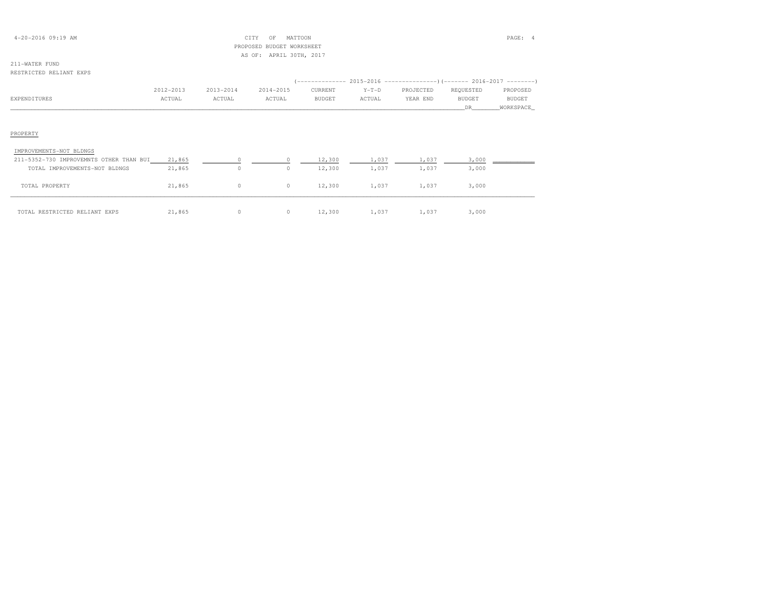CITY OF MATTOON
PROPOSED BUDGET WORKSHEET
AS OF: APRIL 30TH, 2017

211-WATER FUND
RESTRICTED RELIANT EXPS

| EXPENDITURES | 2012-2013 ACTUAL | 2013-2014 ACTUAL | 2014-2015 ACTUAL | 2015-2016 CURRENT BUDGET | 2015-2016 Y-T-D ACTUAL | 2015-2016 PROJECTED YEAR END | 2016-2017 REQUESTED BUDGET DR | 2016-2017 PROPOSED BUDGET WORKSPACE |
|---|---|---|---|---|---|---|---|---|
| PROPERTY | | | | | | | | |
| IMPROVEMENTS-NOT BLDNGS | | | | | | | | |
| 211-5352-730 IMPROVEMNTS OTHER THAN BUI | 21,865 | 0 | 0 | 12,300 | 1,037 | 1,037 | 3,000 | |
| TOTAL IMPROVEMENTS-NOT BLDNGS | 21,865 | 0 | 0 | 12,300 | 1,037 | 1,037 | 3,000 | |
| TOTAL PROPERTY | 21,865 | 0 | 0 | 12,300 | 1,037 | 1,037 | 3,000 | |
| TOTAL RESTRICTED RELIANT EXPS | 21,865 | 0 | 0 | 12,300 | 1,037 | 1,037 | 3,000 | |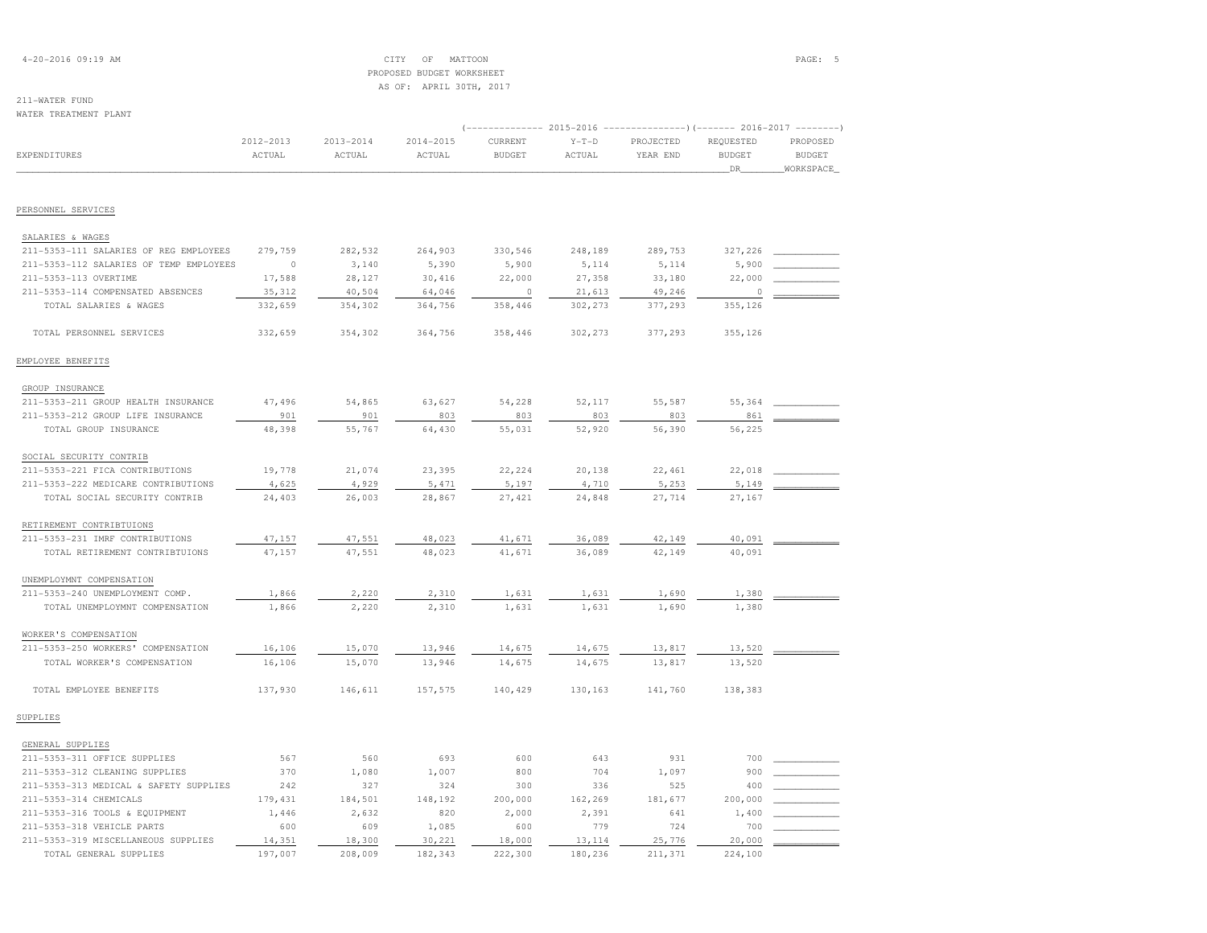4-20-2016 09:19 AM

CITY OF MATTOON
PROPOSED BUDGET WORKSHEET
AS OF: APRIL 30TH, 2017

211-WATER FUND
WATER TREATMENT PLANT

| EXPENDITURES | 2012-2013 ACTUAL | 2013-2014 ACTUAL | 2014-2015 ACTUAL | 2015-2016 CURRENT BUDGET | 2015-2016 Y-T-D ACTUAL | 2015-2016 PROJECTED YEAR END | 2016-2017 REQUESTED BUDGET DR | 2016-2017 PROPOSED BUDGET WORKSPACE |
|---|---|---|---|---|---|---|---|---|
| **PERSONNEL SERVICES** | | | | | | | | |
| SALARIES & WAGES | | | | | | | | |
| 211-5353-111 SALARIES OF REG EMPLOYEES | 279,759 | 282,532 | 264,903 | 330,546 | 248,189 | 289,753 | 327,226 | |
| 211-5353-112 SALARIES OF TEMP EMPLOYEES | 0 | 3,140 | 5,390 | 5,900 | 5,114 | 5,114 | 5,900 | |
| 211-5353-113 OVERTIME | 17,588 | 28,127 | 30,416 | 22,000 | 27,358 | 33,180 | 22,000 | |
| 211-5353-114 COMPENSATED ABSENCES | 35,312 | 40,504 | 64,046 | 0 | 21,613 | 49,246 | 0 | |
| TOTAL SALARIES & WAGES | 332,659 | 354,302 | 364,756 | 358,446 | 302,273 | 377,293 | 355,126 | |
| TOTAL PERSONNEL SERVICES | 332,659 | 354,302 | 364,756 | 358,446 | 302,273 | 377,293 | 355,126 | |
| **EMPLOYEE BENEFITS** | | | | | | | | |
| GROUP INSURANCE | | | | | | | | |
| 211-5353-211 GROUP HEALTH INSURANCE | 47,496 | 54,865 | 63,627 | 54,228 | 52,117 | 55,587 | 55,364 | |
| 211-5353-212 GROUP LIFE INSURANCE | 901 | 901 | 803 | 803 | 803 | 803 | 861 | |
| TOTAL GROUP INSURANCE | 48,398 | 55,767 | 64,430 | 55,031 | 52,920 | 56,390 | 56,225 | |
| SOCIAL SECURITY CONTRIB | | | | | | | | |
| 211-5353-221 FICA CONTRIBUTIONS | 19,778 | 21,074 | 23,395 | 22,224 | 20,138 | 22,461 | 22,018 | |
| 211-5353-222 MEDICARE CONTRIBUTIONS | 4,625 | 4,929 | 5,471 | 5,197 | 4,710 | 5,253 | 5,149 | |
| TOTAL SOCIAL SECURITY CONTRIB | 24,403 | 26,003 | 28,867 | 27,421 | 24,848 | 27,714 | 27,167 | |
| RETIREMENT CONTRIBTUIONS | | | | | | | | |
| 211-5353-231 IMRF CONTRIBUTIONS | 47,157 | 47,551 | 48,023 | 41,671 | 36,089 | 42,149 | 40,091 | |
| TOTAL RETIREMENT CONTRIBTUIONS | 47,157 | 47,551 | 48,023 | 41,671 | 36,089 | 42,149 | 40,091 | |
| UNEMPLOYMNT COMPENSATION | | | | | | | | |
| 211-5353-240 UNEMPLOYMENT COMP. | 1,866 | 2,220 | 2,310 | 1,631 | 1,631 | 1,690 | 1,380 | |
| TOTAL UNEMPLOYMNT COMPENSATION | 1,866 | 2,220 | 2,310 | 1,631 | 1,631 | 1,690 | 1,380 | |
| WORKER'S COMPENSATION | | | | | | | | |
| 211-5353-250 WORKERS' COMPENSATION | 16,106 | 15,070 | 13,946 | 14,675 | 14,675 | 13,817 | 13,520 | |
| TOTAL WORKER'S COMPENSATION | 16,106 | 15,070 | 13,946 | 14,675 | 14,675 | 13,817 | 13,520 | |
| TOTAL EMPLOYEE BENEFITS | 137,930 | 146,611 | 157,575 | 140,429 | 130,163 | 141,760 | 138,383 | |
| **SUPPLIES** | | | | | | | | |
| GENERAL SUPPLIES | | | | | | | | |
| 211-5353-311 OFFICE SUPPLIES | 567 | 560 | 693 | 600 | 643 | 931 | 700 | |
| 211-5353-312 CLEANING SUPPLIES | 370 | 1,080 | 1,007 | 800 | 704 | 1,097 | 900 | |
| 211-5353-313 MEDICAL & SAFETY SUPPLIES | 242 | 327 | 324 | 300 | 336 | 525 | 400 | |
| 211-5353-314 CHEMICALS | 179,431 | 184,501 | 148,192 | 200,000 | 162,269 | 181,677 | 200,000 | |
| 211-5353-316 TOOLS & EQUIPMENT | 1,446 | 2,632 | 820 | 2,000 | 2,391 | 641 | 1,400 | |
| 211-5353-318 VEHICLE PARTS | 600 | 609 | 1,085 | 600 | 779 | 724 | 700 | |
| 211-5353-319 MISCELLANEOUS SUPPLIES | 14,351 | 18,300 | 30,221 | 18,000 | 13,114 | 25,776 | 20,000 | |
| TOTAL GENERAL SUPPLIES | 197,007 | 208,009 | 182,343 | 222,300 | 180,236 | 211,371 | 224,100 | |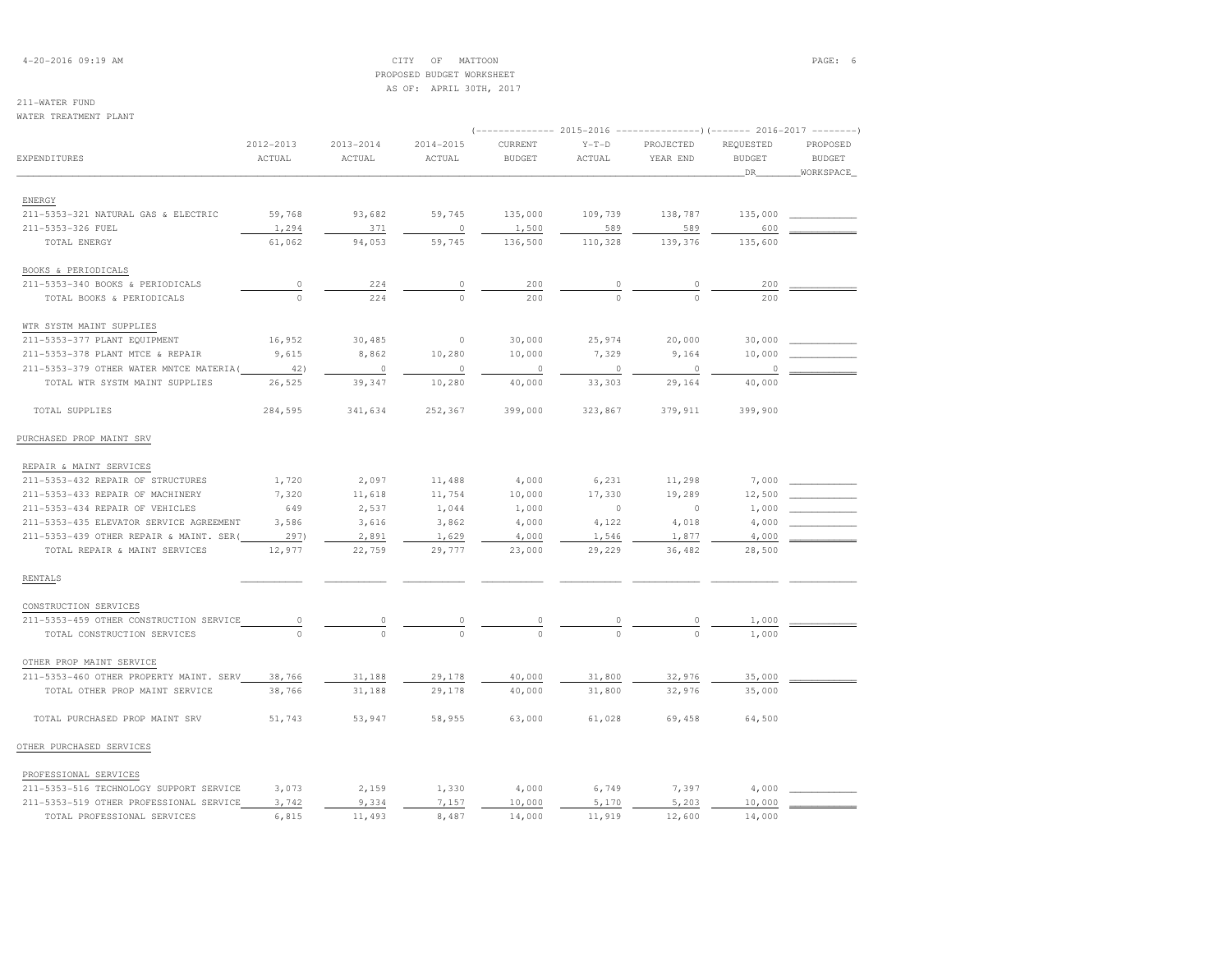CITY OF MATTOON
PROPOSED BUDGET WORKSHEET
AS OF: APRIL 30TH, 2017

211-WATER FUND
WATER TREATMENT PLANT

| EXPENDITURES | 2012-2013 ACTUAL | 2013-2014 ACTUAL | 2014-2015 ACTUAL | 2015-2016 CURRENT BUDGET | 2015-2016 Y-T-D ACTUAL | 2015-2016 PROJECTED YEAR END | 2016-2017 REQUESTED BUDGET DR | 2016-2017 PROPOSED BUDGET WORKSPACE |
|---|---|---|---|---|---|---|---|---|
| ENERGY | | | | | | | | |
| 211-5353-321 NATURAL GAS & ELECTRIC | 59,768 | 93,682 | 59,745 | 135,000 | 109,739 | 138,787 | 135,000 | |
| 211-5353-326 FUEL | 1,294 | 371 | 0 | 1,500 | 589 | 589 | 600 | |
| TOTAL ENERGY | 61,062 | 94,053 | 59,745 | 136,500 | 110,328 | 139,376 | 135,600 | |
| BOOKS & PERIODICALS | | | | | | | | |
| 211-5353-340 BOOKS & PERIODICALS | 0 | 224 | 0 | 200 | 0 | 0 | 200 | |
| TOTAL BOOKS & PERIODICALS | 0 | 224 | 0 | 200 | 0 | 0 | 200 | |
| WTR SYSTM MAINT SUPPLIES | | | | | | | | |
| 211-5353-377 PLANT EQUIPMENT | 16,952 | 30,485 | 0 | 30,000 | 25,974 | 20,000 | 30,000 | |
| 211-5353-378 PLANT MTCE & REPAIR | 9,615 | 8,862 | 10,280 | 10,000 | 7,329 | 9,164 | 10,000 | |
| 211-5353-379 OTHER WATER MNTCE MATERIA | ( 42) | 0 | 0 | 0 | 0 | 0 | 0 | |
| TOTAL WTR SYSTM MAINT SUPPLIES | 26,525 | 39,347 | 10,280 | 40,000 | 33,303 | 29,164 | 40,000 | |
| TOTAL SUPPLIES | 284,595 | 341,634 | 252,367 | 399,000 | 323,867 | 379,911 | 399,900 | |
| PURCHASED PROP MAINT SRV | | | | | | | | |
| REPAIR & MAINT SERVICES | | | | | | | | |
| 211-5353-432 REPAIR OF STRUCTURES | 1,720 | 2,097 | 11,488 | 4,000 | 6,231 | 11,298 | 7,000 | |
| 211-5353-433 REPAIR OF MACHINERY | 7,320 | 11,618 | 11,754 | 10,000 | 17,330 | 19,289 | 12,500 | |
| 211-5353-434 REPAIR OF VEHICLES | 649 | 2,537 | 1,044 | 1,000 | 0 | 0 | 1,000 | |
| 211-5353-435 ELEVATOR SERVICE AGREEMENT | 3,586 | 3,616 | 3,862 | 4,000 | 4,122 | 4,018 | 4,000 | |
| 211-5353-439 OTHER REPAIR & MAINT. SER | ( 297) | 2,891 | 1,629 | 4,000 | 1,546 | 1,877 | 4,000 | |
| TOTAL REPAIR & MAINT SERVICES | 12,977 | 22,759 | 29,777 | 23,000 | 29,229 | 36,482 | 28,500 | |
| RENTALS | | | | | | | | |
| CONSTRUCTION SERVICES | | | | | | | | |
| 211-5353-459 OTHER CONSTRUCTION SERVICE | 0 | 0 | 0 | 0 | 0 | 0 | 1,000 | |
| TOTAL CONSTRUCTION SERVICES | 0 | 0 | 0 | 0 | 0 | 0 | 1,000 | |
| OTHER PROP MAINT SERVICE | | | | | | | | |
| 211-5353-460 OTHER PROPERTY MAINT. SERV | 38,766 | 31,188 | 29,178 | 40,000 | 31,800 | 32,976 | 35,000 | |
| TOTAL OTHER PROP MAINT SERVICE | 38,766 | 31,188 | 29,178 | 40,000 | 31,800 | 32,976 | 35,000 | |
| TOTAL PURCHASED PROP MAINT SRV | 51,743 | 53,947 | 58,955 | 63,000 | 61,028 | 69,458 | 64,500 | |
| OTHER PURCHASED SERVICES | | | | | | | | |
| PROFESSIONAL SERVICES | | | | | | | | |
| 211-5353-516 TECHNOLOGY SUPPORT SERVICE | 3,073 | 2,159 | 1,330 | 4,000 | 6,749 | 7,397 | 4,000 | |
| 211-5353-519 OTHER PROFESSIONAL SERVICE | 3,742 | 9,334 | 7,157 | 10,000 | 5,170 | 5,203 | 10,000 | |
| TOTAL PROFESSIONAL SERVICES | 6,815 | 11,493 | 8,487 | 14,000 | 11,919 | 12,600 | 14,000 | |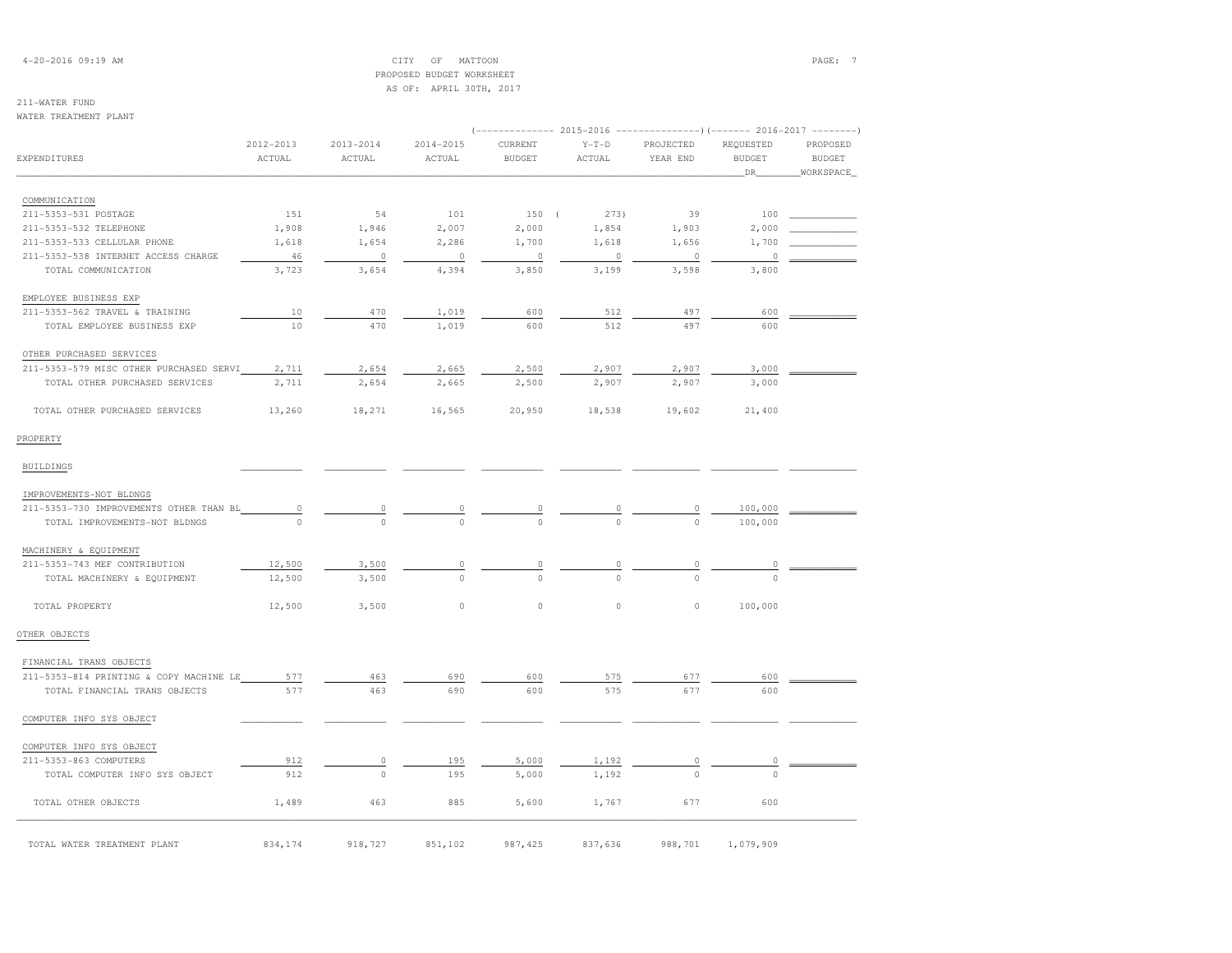CITY OF MATTOON
PROPOSED BUDGET WORKSHEET
AS OF: APRIL 30TH, 2017

211-WATER FUND
WATER TREATMENT PLANT

| EXPENDITURES | 2012-2013 ACTUAL | 2013-2014 ACTUAL | 2014-2015 ACTUAL | 2015-2016 CURRENT BUDGET | 2015-2016 Y-T-D ACTUAL | 2015-2016 PROJECTED YEAR END | 2016-2017 REQUESTED BUDGET DR | 2016-2017 PROPOSED BUDGET WORKSPACE |
|---|---|---|---|---|---|---|---|---|
| COMMUNICATION | | | | | | | | |
| 211-5353-531 POSTAGE | 151 | 54 | 101 | 150 | ( 273) | 39 | 100 | |
| 211-5353-532 TELEPHONE | 1,908 | 1,946 | 2,007 | 2,000 | 1,854 | 1,903 | 2,000 | |
| 211-5353-533 CELLULAR PHONE | 1,618 | 1,654 | 2,286 | 1,700 | 1,618 | 1,656 | 1,700 | |
| 211-5353-538 INTERNET ACCESS CHARGE | 46 | 0 | 0 | 0 | 0 | 0 | 0 | |
| TOTAL COMMUNICATION | 3,723 | 3,654 | 4,394 | 3,850 | 3,199 | 3,598 | 3,800 | |
| EMPLOYEE BUSINESS EXP | | | | | | | | |
| 211-5353-562 TRAVEL & TRAINING | 10 | 470 | 1,019 | 600 | 512 | 497 | 600 | |
| TOTAL EMPLOYEE BUSINESS EXP | 10 | 470 | 1,019 | 600 | 512 | 497 | 600 | |
| OTHER PURCHASED SERVICES | | | | | | | | |
| 211-5353-579 MISC OTHER PURCHASED SERVI | 2,711 | 2,654 | 2,665 | 2,500 | 2,907 | 2,907 | 3,000 | |
| TOTAL OTHER PURCHASED SERVICES | 2,711 | 2,654 | 2,665 | 2,500 | 2,907 | 2,907 | 3,000 | |
| TOTAL OTHER PURCHASED SERVICES | 13,260 | 18,271 | 16,565 | 20,950 | 18,538 | 19,602 | 21,400 | |
| PROPERTY | | | | | | | | |
| BUILDINGS | | | | | | | | |
| IMPROVEMENTS-NOT BLDNGS | | | | | | | | |
| 211-5353-730 IMPROVEMENTS OTHER THAN BL | 0 | 0 | 0 | 0 | 0 | 0 | 100,000 | |
| TOTAL IMPROVEMENTS-NOT BLDNGS | 0 | 0 | 0 | 0 | 0 | 0 | 100,000 | |
| MACHINERY & EQUIPMENT | | | | | | | | |
| 211-5353-743 MEF CONTRIBUTION | 12,500 | 3,500 | 0 | 0 | 0 | 0 | 0 | |
| TOTAL MACHINERY & EQUIPMENT | 12,500 | 3,500 | 0 | 0 | 0 | 0 | 0 | |
| TOTAL PROPERTY | 12,500 | 3,500 | 0 | 0 | 0 | 0 | 100,000 | |
| OTHER OBJECTS | | | | | | | | |
| FINANCIAL TRANS OBJECTS | | | | | | | | |
| 211-5353-814 PRINTING & COPY MACHINE LE | 577 | 463 | 690 | 600 | 575 | 677 | 600 | |
| TOTAL FINANCIAL TRANS OBJECTS | 577 | 463 | 690 | 600 | 575 | 677 | 600 | |
| COMPUTER INFO SYS OBJECT | | | | | | | | |
| COMPUTER INFO SYS OBJECT | | | | | | | | |
| 211-5353-863 COMPUTERS | 912 | 0 | 195 | 5,000 | 1,192 | 0 | 0 | |
| TOTAL COMPUTER INFO SYS OBJECT | 912 | 0 | 195 | 5,000 | 1,192 | 0 | 0 | |
| TOTAL OTHER OBJECTS | 1,489 | 463 | 885 | 5,600 | 1,767 | 677 | 600 | |
| TOTAL WATER TREATMENT PLANT | 834,174 | 918,727 | 851,102 | 987,425 | 837,636 | 988,701 | 1,079,909 | |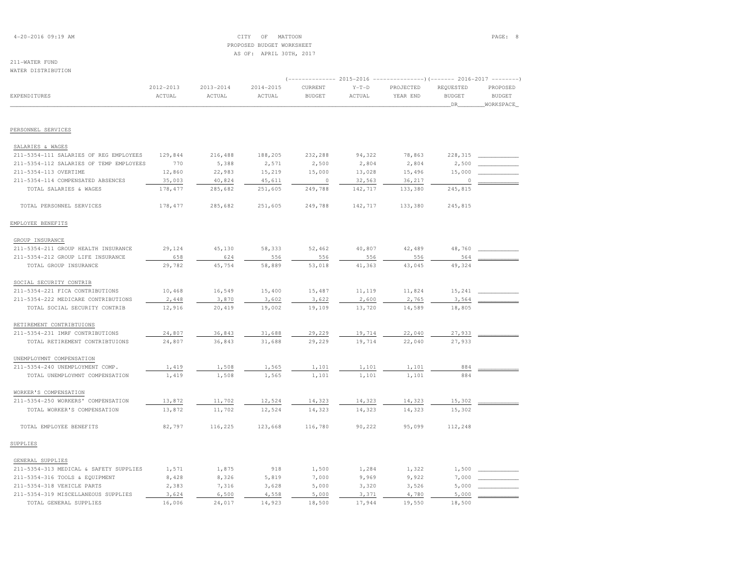CITY OF MATTOON
PROPOSED BUDGET WORKSHEET
AS OF: APRIL 30TH, 2017

211-WATER FUND
WATER DISTRIBUTION

| EXPENDITURES | 2012-2013 ACTUAL | 2013-2014 ACTUAL | 2014-2015 ACTUAL | 2015-2016 CURRENT BUDGET | 2015-2016 Y-T-D ACTUAL | 2015-2016 PROJECTED YEAR END | 2016-2017 REQUESTED BUDGET DR | 2016-2017 PROPOSED BUDGET WORKSPACE |
|---|---|---|---|---|---|---|---|---|
| **PERSONNEL SERVICES** | | | | | | | | |
| SALARIES & WAGES | | | | | | | | |
| 211-5354-111 SALARIES OF REG EMPLOYEES | 129,844 | 216,488 | 188,205 | 232,288 | 94,322 | 78,863 | 228,315 | |
| 211-5354-112 SALARIES OF TEMP EMPLOYEES | 770 | 5,388 | 2,571 | 2,500 | 2,804 | 2,804 | 2,500 | |
| 211-5354-113 OVERTIME | 12,860 | 22,983 | 15,219 | 15,000 | 13,028 | 15,496 | 15,000 | |
| 211-5354-114 COMPENSATED ABSENCES | 35,003 | 40,824 | 45,611 | 0 | 32,563 | 36,217 | 0 | |
| TOTAL SALARIES & WAGES | 178,477 | 285,682 | 251,605 | 249,788 | 142,717 | 133,380 | 245,815 | |
| TOTAL PERSONNEL SERVICES | 178,477 | 285,682 | 251,605 | 249,788 | 142,717 | 133,380 | 245,815 | |
| **EMPLOYEE BENEFITS** | | | | | | | | |
| GROUP INSURANCE | | | | | | | | |
| 211-5354-211 GROUP HEALTH INSURANCE | 29,124 | 45,130 | 58,333 | 52,462 | 40,807 | 42,489 | 48,760 | |
| 211-5354-212 GROUP LIFE INSURANCE | 658 | 624 | 556 | 556 | 556 | 556 | 564 | |
| TOTAL GROUP INSURANCE | 29,782 | 45,754 | 58,889 | 53,018 | 41,363 | 43,045 | 49,324 | |
| SOCIAL SECURITY CONTRIB | | | | | | | | |
| 211-5354-221 FICA CONTRIBUTIONS | 10,468 | 16,549 | 15,400 | 15,487 | 11,119 | 11,824 | 15,241 | |
| 211-5354-222 MEDICARE CONTRIBUTIONS | 2,448 | 3,870 | 3,602 | 3,622 | 2,600 | 2,765 | 3,564 | |
| TOTAL SOCIAL SECURITY CONTRIB | 12,916 | 20,419 | 19,002 | 19,109 | 13,720 | 14,589 | 18,805 | |
| RETIREMENT CONTRIBTUIONS | | | | | | | | |
| 211-5354-231 IMRF CONTRIBUTIONS | 24,807 | 36,843 | 31,688 | 29,229 | 19,714 | 22,040 | 27,933 | |
| TOTAL RETIREMENT CONTRIBTUIONS | 24,807 | 36,843 | 31,688 | 29,229 | 19,714 | 22,040 | 27,933 | |
| UNEMPLOYMNT COMPENSATION | | | | | | | | |
| 211-5354-240 UNEMPLOYMENT COMP. | 1,419 | 1,508 | 1,565 | 1,101 | 1,101 | 1,101 | 884 | |
| TOTAL UNEMPLOYMNT COMPENSATION | 1,419 | 1,508 | 1,565 | 1,101 | 1,101 | 1,101 | 884 | |
| WORKER'S COMPENSATION | | | | | | | | |
| 211-5354-250 WORKERS' COMPENSATION | 13,872 | 11,702 | 12,524 | 14,323 | 14,323 | 14,323 | 15,302 | |
| TOTAL WORKER'S COMPENSATION | 13,872 | 11,702 | 12,524 | 14,323 | 14,323 | 14,323 | 15,302 | |
| TOTAL EMPLOYEE BENEFITS | 82,797 | 116,225 | 123,668 | 116,780 | 90,222 | 95,099 | 112,248 | |
| **SUPPLIES** | | | | | | | | |
| GENERAL SUPPLIES | | | | | | | | |
| 211-5354-313 MEDICAL & SAFETY SUPPLIES | 1,571 | 1,875 | 918 | 1,500 | 1,284 | 1,322 | 1,500 | |
| 211-5354-316 TOOLS & EQUIPMENT | 8,428 | 8,326 | 5,819 | 7,000 | 9,969 | 9,922 | 7,000 | |
| 211-5354-318 VEHICLE PARTS | 2,383 | 7,316 | 3,628 | 5,000 | 3,320 | 3,526 | 5,000 | |
| 211-5354-319 MISCELLANEOUS SUPPLIES | 3,624 | 6,500 | 4,558 | 5,000 | 3,371 | 4,780 | 5,000 | |
| TOTAL GENERAL SUPPLIES | 16,006 | 24,017 | 14,923 | 18,500 | 17,944 | 19,550 | 18,500 | |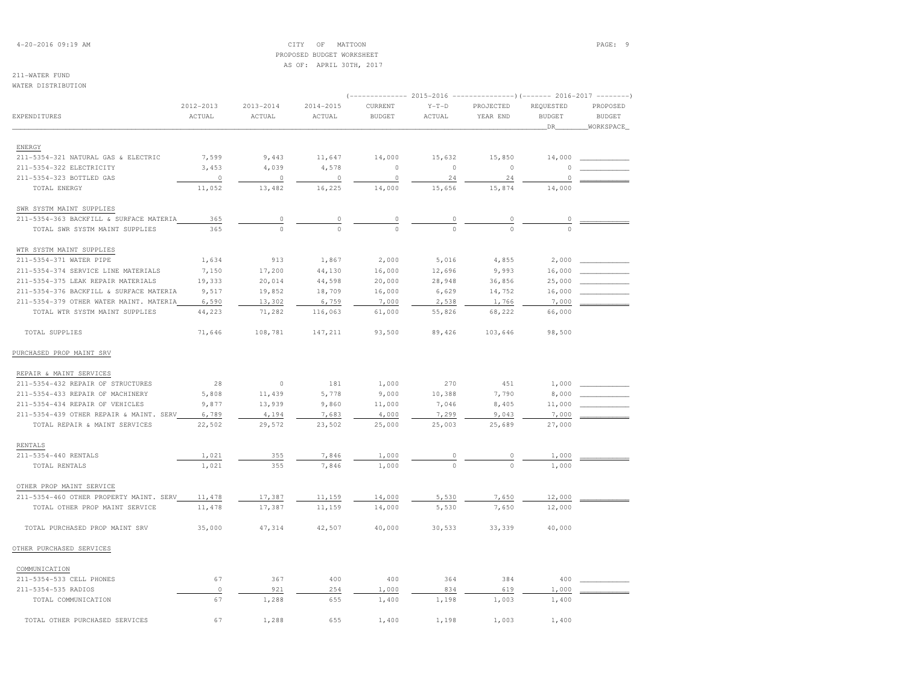CITY OF MATTOON
PROPOSED BUDGET WORKSHEET
AS OF: APRIL 30TH, 2017

211-WATER FUND
WATER DISTRIBUTION

| EXPENDITURES | 2012-2013 ACTUAL | 2013-2014 ACTUAL | 2014-2015 ACTUAL | 2015-2016 CURRENT BUDGET | 2015-2016 Y-T-D ACTUAL | 2015-2016 PROJECTED YEAR END | 2016-2017 REQUESTED BUDGET DR | 2016-2017 PROPOSED BUDGET WORKSPACE |
|---|---|---|---|---|---|---|---|---|
| ENERGY | | | | | | | | |
| 211-5354-321 NATURAL GAS & ELECTRIC | 7,599 | 9,443 | 11,647 | 14,000 | 15,632 | 15,850 | 14,000 | |
| 211-5354-322 ELECTRICITY | 3,453 | 4,039 | 4,578 | 0 | 0 | 0 | 0 | |
| 211-5354-323 BOTTLED GAS | 0 | 0 | 0 | 0 | 24 | 24 | 0 | |
| TOTAL ENERGY | 11,052 | 13,482 | 16,225 | 14,000 | 15,656 | 15,874 | 14,000 | |
| SWR SYSTM MAINT SUPPLIES | | | | | | | | |
| 211-5354-363 BACKFILL & SURFACE MATERIA | 365 | 0 | 0 | 0 | 0 | 0 | 0 | |
| TOTAL SWR SYSTM MAINT SUPPLIES | 365 | 0 | 0 | 0 | 0 | 0 | 0 | |
| WTR SYSTM MAINT SUPPLIES | | | | | | | | |
| 211-5354-371 WATER PIPE | 1,634 | 913 | 1,867 | 2,000 | 5,016 | 4,855 | 2,000 | |
| 211-5354-374 SERVICE LINE MATERIALS | 7,150 | 17,200 | 44,130 | 16,000 | 12,696 | 9,993 | 16,000 | |
| 211-5354-375 LEAK REPAIR MATERIALS | 19,333 | 20,014 | 44,598 | 20,000 | 28,948 | 36,856 | 25,000 | |
| 211-5354-376 BACKFILL & SURFACE MATERIA | 9,517 | 19,852 | 18,709 | 16,000 | 6,629 | 14,752 | 16,000 | |
| 211-5354-379 OTHER WATER MAINT. MATERIA | 6,590 | 13,302 | 6,759 | 7,000 | 2,538 | 1,766 | 7,000 | |
| TOTAL WTR SYSTM MAINT SUPPLIES | 44,223 | 71,282 | 116,063 | 61,000 | 55,826 | 68,222 | 66,000 | |
| TOTAL SUPPLIES | 71,646 | 108,781 | 147,211 | 93,500 | 89,426 | 103,646 | 98,500 | |
| PURCHASED PROP MAINT SRV | | | | | | | | |
| REPAIR & MAINT SERVICES | | | | | | | | |
| 211-5354-432 REPAIR OF STRUCTURES | 28 | 0 | 181 | 1,000 | 270 | 451 | 1,000 | |
| 211-5354-433 REPAIR OF MACHINERY | 5,808 | 11,439 | 5,778 | 9,000 | 10,388 | 7,790 | 8,000 | |
| 211-5354-434 REPAIR OF VEHICLES | 9,877 | 13,939 | 9,860 | 11,000 | 7,046 | 8,405 | 11,000 | |
| 211-5354-439 OTHER REPAIR & MAINT. SERV | 6,789 | 4,194 | 7,683 | 4,000 | 7,299 | 9,043 | 7,000 | |
| TOTAL REPAIR & MAINT SERVICES | 22,502 | 29,572 | 23,502 | 25,000 | 25,003 | 25,689 | 27,000 | |
| RENTALS | | | | | | | | |
| 211-5354-440 RENTALS | 1,021 | 355 | 7,846 | 1,000 | 0 | 0 | 1,000 | |
| TOTAL RENTALS | 1,021 | 355 | 7,846 | 1,000 | 0 | 0 | 1,000 | |
| OTHER PROP MAINT SERVICE | | | | | | | | |
| 211-5354-460 OTHER PROPERTY MAINT. SERV | 11,478 | 17,387 | 11,159 | 14,000 | 5,530 | 7,650 | 12,000 | |
| TOTAL OTHER PROP MAINT SERVICE | 11,478 | 17,387 | 11,159 | 14,000 | 5,530 | 7,650 | 12,000 | |
| TOTAL PURCHASED PROP MAINT SRV | 35,000 | 47,314 | 42,507 | 40,000 | 30,533 | 33,339 | 40,000 | |
| OTHER PURCHASED SERVICES | | | | | | | | |
| COMMUNICATION | | | | | | | | |
| 211-5354-533 CELL PHONES | 67 | 367 | 400 | 400 | 364 | 384 | 400 | |
| 211-5354-535 RADIOS | 0 | 921 | 254 | 1,000 | 834 | 619 | 1,000 | |
| TOTAL COMMUNICATION | 67 | 1,288 | 655 | 1,400 | 1,198 | 1,003 | 1,400 | |
| TOTAL OTHER PURCHASED SERVICES | 67 | 1,288 | 655 | 1,400 | 1,198 | 1,003 | 1,400 | |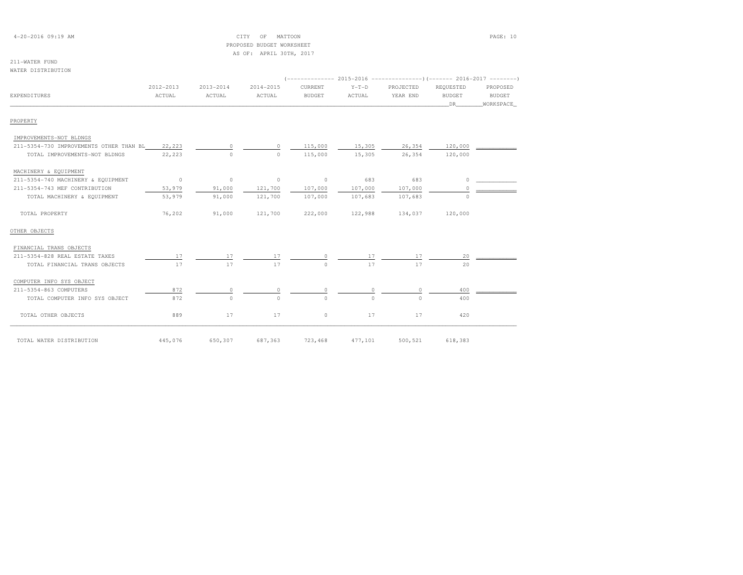CITY OF MATTOON
PROPOSED BUDGET WORKSHEET
AS OF: APRIL 30TH, 2017

211-WATER FUND
WATER DISTRIBUTION

| EXPENDITURES | 2012-2013 ACTUAL | 2013-2014 ACTUAL | 2014-2015 ACTUAL | 2015-2016 CURRENT BUDGET | 2015-2016 Y-T-D ACTUAL | 2015-2016 PROJECTED YEAR END | 2016-2017 REQUESTED BUDGET DR | 2016-2017 PROPOSED BUDGET WORKSPACE |
|---|---|---|---|---|---|---|---|---|
| PROPERTY | | | | | | | | |
| IMPROVEMENTS-NOT BLDNGS | | | | | | | | |
| 211-5354-730 IMPROVEMENTS OTHER THAN BL | 22,223 | 0 | 0 | 115,000 | 15,305 | 26,354 | 120,000 | |
| TOTAL IMPROVEMENTS-NOT BLDNGS | 22,223 | 0 | 0 | 115,000 | 15,305 | 26,354 | 120,000 | |
| MACHINERY & EQUIPMENT | | | | | | | | |
| 211-5354-740 MACHINERY & EQUIPMENT | 0 | 0 | 0 | 0 | 683 | 683 | 0 | |
| 211-5354-743 MEF CONTRIBUTION | 53,979 | 91,000 | 121,700 | 107,000 | 107,000 | 107,000 | 0 | |
| TOTAL MACHINERY & EQUIPMENT | 53,979 | 91,000 | 121,700 | 107,000 | 107,683 | 107,683 | 0 | |
| TOTAL PROPERTY | 76,202 | 91,000 | 121,700 | 222,000 | 122,988 | 134,037 | 120,000 | |
| OTHER OBJECTS | | | | | | | | |
| FINANCIAL TRANS OBJECTS | | | | | | | | |
| 211-5354-828 REAL ESTATE TAXES | 17 | 17 | 17 | 0 | 17 | 17 | 20 | |
| TOTAL FINANCIAL TRANS OBJECTS | 17 | 17 | 17 | 0 | 17 | 17 | 20 | |
| COMPUTER INFO SYS OBJECT | | | | | | | | |
| 211-5354-863 COMPUTERS | 872 | 0 | 0 | 0 | 0 | 0 | 400 | |
| TOTAL COMPUTER INFO SYS OBJECT | 872 | 0 | 0 | 0 | 0 | 0 | 400 | |
| TOTAL OTHER OBJECTS | 889 | 17 | 17 | 0 | 17 | 17 | 420 | |
| TOTAL WATER DISTRIBUTION | 445,076 | 650,307 | 687,363 | 723,468 | 477,101 | 500,521 | 618,383 | |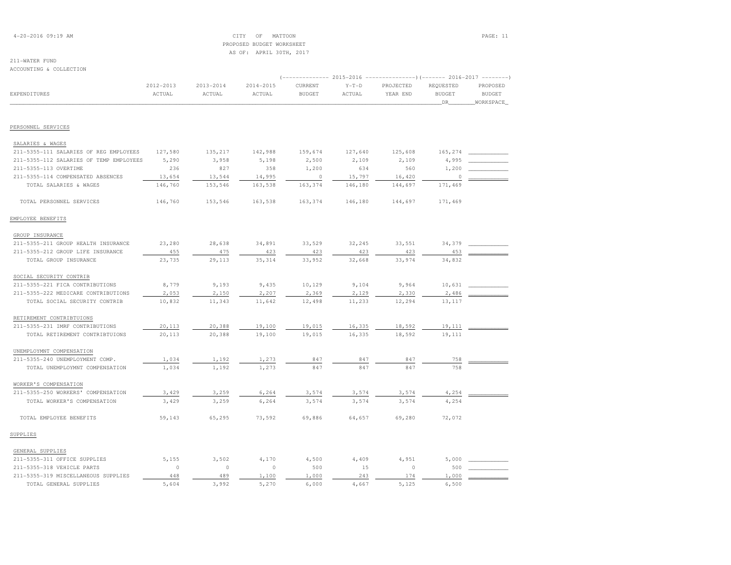4-20-2016 09:19 AM

CITY OF MATTOON
PROPOSED BUDGET WORKSHEET
AS OF: APRIL 30TH, 2017

211-WATER FUND
ACCOUNTING & COLLECTION

| EXPENDITURES | 2012-2013 ACTUAL | 2013-2014 ACTUAL | 2014-2015 ACTUAL | 2015-2016 CURRENT BUDGET | 2015-2016 Y-T-D ACTUAL | 2015-2016 PROJECTED YEAR END | 2016-2017 REQUESTED BUDGET DR | 2016-2017 PROPOSED BUDGET WORKSPACE |
|---|---|---|---|---|---|---|---|---|
| PERSONNEL SERVICES | | | | | | | | |
| SALARIES & WAGES | | | | | | | | |
| 211-5355-111 SALARIES OF REG EMPLOYEES | 127,580 | 135,217 | 142,988 | 159,674 | 127,640 | 125,608 | 165,274 | |
| 211-5355-112 SALARIES OF TEMP EMPLOYEES | 5,290 | 3,958 | 5,198 | 2,500 | 2,109 | 2,109 | 4,995 | |
| 211-5355-113 OVERTIME | 236 | 827 | 358 | 1,200 | 634 | 560 | 1,200 | |
| 211-5355-114 COMPENSATED ABSENCES | 13,654 | 13,544 | 14,995 | 0 | 15,797 | 16,420 | 0 | |
| TOTAL SALARIES & WAGES | 146,760 | 153,546 | 163,538 | 163,374 | 146,180 | 144,697 | 171,469 | |
| TOTAL PERSONNEL SERVICES | 146,760 | 153,546 | 163,538 | 163,374 | 146,180 | 144,697 | 171,469 | |
| EMPLOYEE BENEFITS | | | | | | | | |
| GROUP INSURANCE | | | | | | | | |
| 211-5355-211 GROUP HEALTH INSURANCE | 23,280 | 28,638 | 34,891 | 33,529 | 32,245 | 33,551 | 34,379 | |
| 211-5355-212 GROUP LIFE INSURANCE | 455 | 475 | 423 | 423 | 423 | 423 | 453 | |
| TOTAL GROUP INSURANCE | 23,735 | 29,113 | 35,314 | 33,952 | 32,668 | 33,974 | 34,832 | |
| SOCIAL SECURITY CONTRIB | | | | | | | | |
| 211-5355-221 FICA CONTRIBUTIONS | 8,779 | 9,193 | 9,435 | 10,129 | 9,104 | 9,964 | 10,631 | |
| 211-5355-222 MEDICARE CONTRIBUTIONS | 2,053 | 2,150 | 2,207 | 2,369 | 2,129 | 2,330 | 2,486 | |
| TOTAL SOCIAL SECURITY CONTRIB | 10,832 | 11,343 | 11,642 | 12,498 | 11,233 | 12,294 | 13,117 | |
| RETIREMENT CONTRIBTUIONS | | | | | | | | |
| 211-5355-231 IMRF CONTRIBUTIONS | 20,113 | 20,388 | 19,100 | 19,015 | 16,335 | 18,592 | 19,111 | |
| TOTAL RETIREMENT CONTRIBTUIONS | 20,113 | 20,388 | 19,100 | 19,015 | 16,335 | 18,592 | 19,111 | |
| UNEMPLOYMNT COMPENSATION | | | | | | | | |
| 211-5355-240 UNEMPLOYMENT COMP. | 1,034 | 1,192 | 1,273 | 847 | 847 | 847 | 758 | |
| TOTAL UNEMPLOYMNT COMPENSATION | 1,034 | 1,192 | 1,273 | 847 | 847 | 847 | 758 | |
| WORKER'S COMPENSATION | | | | | | | | |
| 211-5355-250 WORKERS' COMPENSATION | 3,429 | 3,259 | 6,264 | 3,574 | 3,574 | 3,574 | 4,254 | |
| TOTAL WORKER'S COMPENSATION | 3,429 | 3,259 | 6,264 | 3,574 | 3,574 | 3,574 | 4,254 | |
| TOTAL EMPLOYEE BENEFITS | 59,143 | 65,295 | 73,592 | 69,886 | 64,657 | 69,280 | 72,072 | |
| SUPPLIES | | | | | | | | |
| GENERAL SUPPLIES | | | | | | | | |
| 211-5355-311 OFFICE SUPPLIES | 5,155 | 3,502 | 4,170 | 4,500 | 4,409 | 4,951 | 5,000 | |
| 211-5355-318 VEHICLE PARTS | 0 | 0 | 0 | 500 | 15 | 0 | 500 | |
| 211-5355-319 MISCELLANEOUS SUPPLIES | 448 | 489 | 1,100 | 1,000 | 243 | 174 | 1,000 | |
| TOTAL GENERAL SUPPLIES | 5,604 | 3,992 | 5,270 | 6,000 | 4,667 | 5,125 | 6,500 | |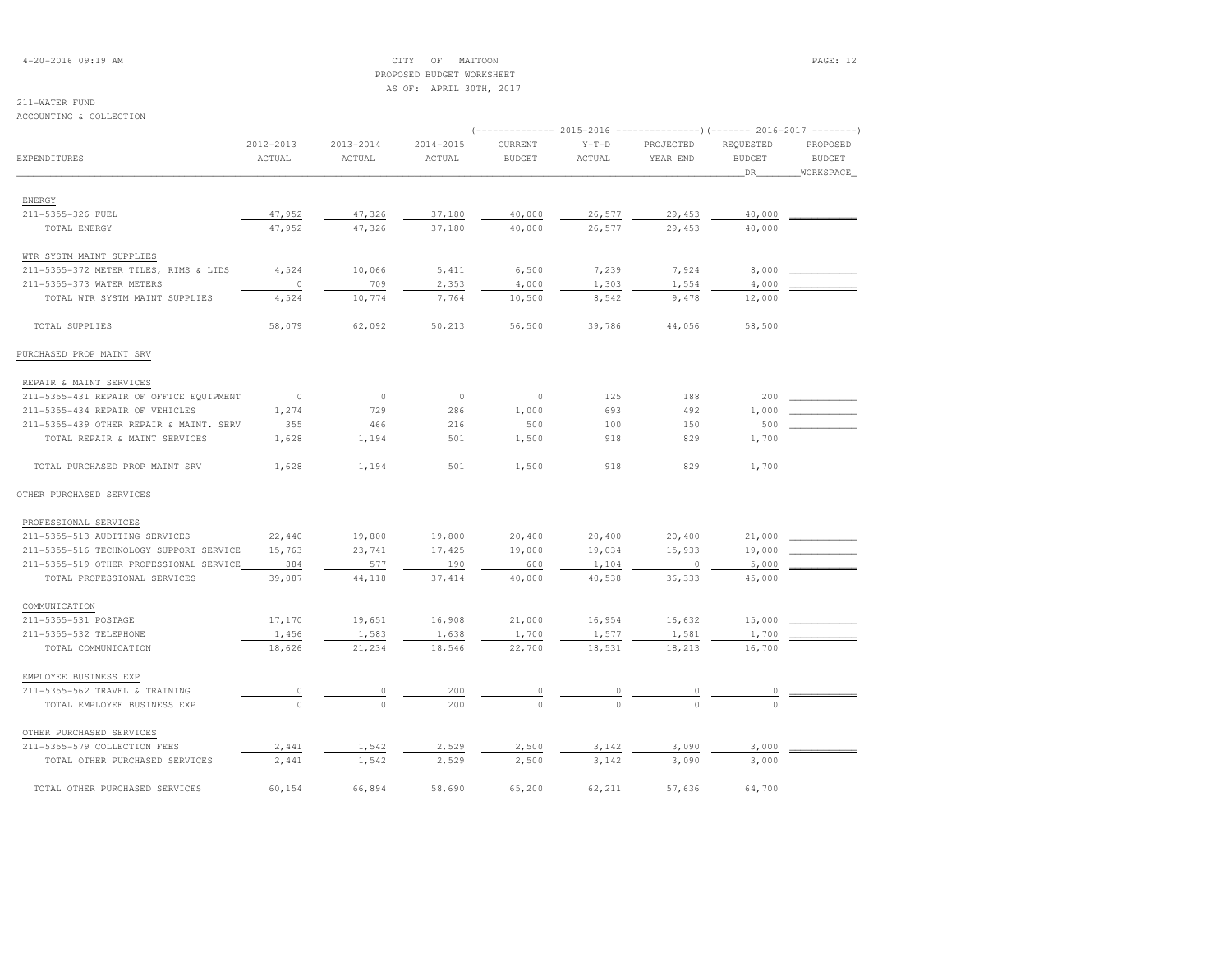CITY OF MATTOON
PROPOSED BUDGET WORKSHEET
AS OF: APRIL 30TH, 2017

211-WATER FUND
ACCOUNTING & COLLECTION

| EXPENDITURES | 2012-2013 ACTUAL | 2013-2014 ACTUAL | 2014-2015 ACTUAL | 2015-2016 CURRENT BUDGET | 2015-2016 Y-T-D ACTUAL | 2015-2016 PROJECTED YEAR END | 2016-2017 REQUESTED BUDGET DR | 2016-2017 PROPOSED BUDGET WORKSPACE |
|---|---|---|---|---|---|---|---|---|
| ENERGY | | | | | | | | |
| 211-5355-326 FUEL | 47,952 | 47,326 | 37,180 | 40,000 | 26,577 | 29,453 | 40,000 | |
| TOTAL ENERGY | 47,952 | 47,326 | 37,180 | 40,000 | 26,577 | 29,453 | 40,000 | |
| WTR SYSTM MAINT SUPPLIES | | | | | | | | |
| 211-5355-372 METER TILES, RIMS & LIDS | 4,524 | 10,066 | 5,411 | 6,500 | 7,239 | 7,924 | 8,000 | |
| 211-5355-373 WATER METERS | 0 | 709 | 2,353 | 4,000 | 1,303 | 1,554 | 4,000 | |
| TOTAL WTR SYSTM MAINT SUPPLIES | 4,524 | 10,774 | 7,764 | 10,500 | 8,542 | 9,478 | 12,000 | |
| TOTAL SUPPLIES | 58,079 | 62,092 | 50,213 | 56,500 | 39,786 | 44,056 | 58,500 | |
| PURCHASED PROP MAINT SRV | | | | | | | | |
| REPAIR & MAINT SERVICES | | | | | | | | |
| 211-5355-431 REPAIR OF OFFICE EQUIPMENT | 0 | 0 | 0 | 0 | 125 | 188 | 200 | |
| 211-5355-434 REPAIR OF VEHICLES | 1,274 | 729 | 286 | 1,000 | 693 | 492 | 1,000 | |
| 211-5355-439 OTHER REPAIR & MAINT. SERV | 355 | 466 | 216 | 500 | 100 | 150 | 500 | |
| TOTAL REPAIR & MAINT SERVICES | 1,628 | 1,194 | 501 | 1,500 | 918 | 829 | 1,700 | |
| TOTAL PURCHASED PROP MAINT SRV | 1,628 | 1,194 | 501 | 1,500 | 918 | 829 | 1,700 | |
| OTHER PURCHASED SERVICES | | | | | | | | |
| PROFESSIONAL SERVICES | | | | | | | | |
| 211-5355-513 AUDITING SERVICES | 22,440 | 19,800 | 19,800 | 20,400 | 20,400 | 20,400 | 21,000 | |
| 211-5355-516 TECHNOLOGY SUPPORT SERVICE | 15,763 | 23,741 | 17,425 | 19,000 | 19,034 | 15,933 | 19,000 | |
| 211-5355-519 OTHER PROFESSIONAL SERVICE | 884 | 577 | 190 | 600 | 1,104 | 0 | 5,000 | |
| TOTAL PROFESSIONAL SERVICES | 39,087 | 44,118 | 37,414 | 40,000 | 40,538 | 36,333 | 45,000 | |
| COMMUNICATION | | | | | | | | |
| 211-5355-531 POSTAGE | 17,170 | 19,651 | 16,908 | 21,000 | 16,954 | 16,632 | 15,000 | |
| 211-5355-532 TELEPHONE | 1,456 | 1,583 | 1,638 | 1,700 | 1,577 | 1,581 | 1,700 | |
| TOTAL COMMUNICATION | 18,626 | 21,234 | 18,546 | 22,700 | 18,531 | 18,213 | 16,700 | |
| EMPLOYEE BUSINESS EXP | | | | | | | | |
| 211-5355-562 TRAVEL & TRAINING | 0 | 0 | 200 | 0 | 0 | 0 | 0 | |
| TOTAL EMPLOYEE BUSINESS EXP | 0 | 0 | 200 | 0 | 0 | 0 | 0 | |
| OTHER PURCHASED SERVICES | | | | | | | | |
| 211-5355-579 COLLECTION FEES | 2,441 | 1,542 | 2,529 | 2,500 | 3,142 | 3,090 | 3,000 | |
| TOTAL OTHER PURCHASED SERVICES | 2,441 | 1,542 | 2,529 | 2,500 | 3,142 | 3,090 | 3,000 | |
| TOTAL OTHER PURCHASED SERVICES | 60,154 | 66,894 | 58,690 | 65,200 | 62,211 | 57,636 | 64,700 | |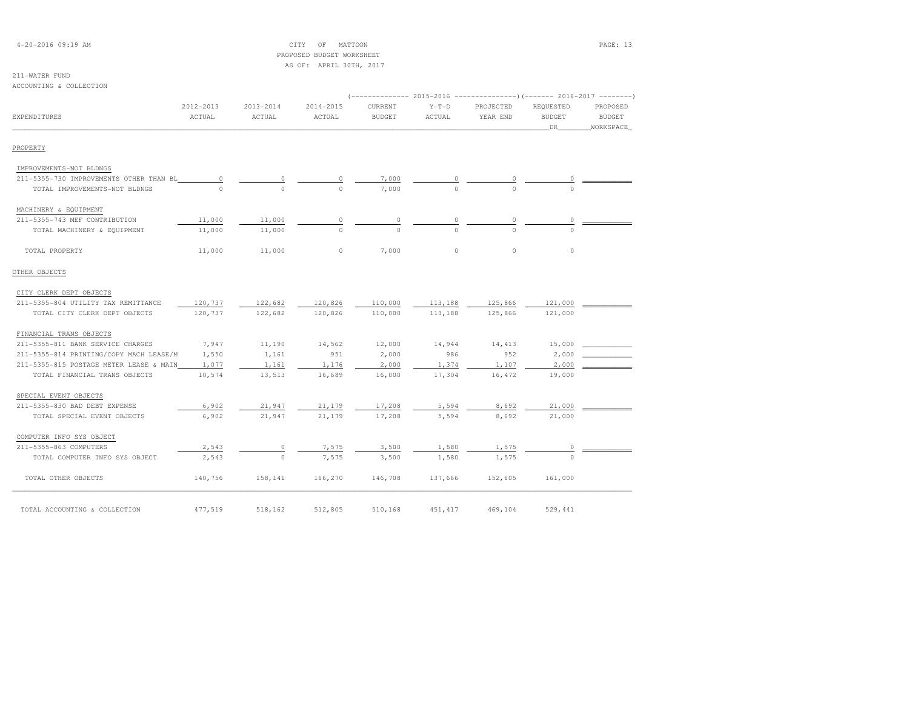CITY OF MATTOON
PROPOSED BUDGET WORKSHEET
AS OF: APRIL 30TH, 2017

211-WATER FUND
ACCOUNTING & COLLECTION

| EXPENDITURES | 2012-2013 ACTUAL | 2013-2014 ACTUAL | 2014-2015 ACTUAL | 2015-2016 CURRENT BUDGET | 2015-2016 Y-T-D ACTUAL | 2015-2016 PROJECTED YEAR END | 2016-2017 REQUESTED BUDGET DR | 2016-2017 PROPOSED BUDGET WORKSPACE |
|---|---|---|---|---|---|---|---|---|
| **PROPERTY** | | | | | | | | |
| IMPROVEMENTS-NOT BLDNGS | | | | | | | | |
| 211-5355-730 IMPROVEMENTS OTHER THAN BL | 0 | 0 | 0 | 7,000 | 0 | 0 | 0 | |
| TOTAL IMPROVEMENTS-NOT BLDNGS | 0 | 0 | 0 | 7,000 | 0 | 0 | 0 | |
| MACHINERY & EQUIPMENT | | | | | | | | |
| 211-5355-743 MEF CONTRIBUTION | 11,000 | 11,000 | 0 | 0 | 0 | 0 | 0 | |
| TOTAL MACHINERY & EQUIPMENT | 11,000 | 11,000 | 0 | 0 | 0 | 0 | 0 | |
| TOTAL PROPERTY | 11,000 | 11,000 | 0 | 7,000 | 0 | 0 | 0 | |
| **OTHER OBJECTS** | | | | | | | | |
| CITY CLERK DEPT OBJECTS | | | | | | | | |
| 211-5355-804 UTILITY TAX REMITTANCE | 120,737 | 122,682 | 120,826 | 110,000 | 113,188 | 125,866 | 121,000 | |
| TOTAL CITY CLERK DEPT OBJECTS | 120,737 | 122,682 | 120,826 | 110,000 | 113,188 | 125,866 | 121,000 | |
| FINANCIAL TRANS OBJECTS | | | | | | | | |
| 211-5355-811 BANK SERVICE CHARGES | 7,947 | 11,190 | 14,562 | 12,000 | 14,944 | 14,413 | 15,000 | |
| 211-5355-814 PRINTING/COPY MACH LEASE/M | 1,550 | 1,161 | 951 | 2,000 | 986 | 952 | 2,000 | |
| 211-5355-815 POSTAGE METER LEASE & MAIN | 1,077 | 1,161 | 1,176 | 2,000 | 1,374 | 1,107 | 2,000 | |
| TOTAL FINANCIAL TRANS OBJECTS | 10,574 | 13,513 | 16,689 | 16,000 | 17,304 | 16,472 | 19,000 | |
| SPECIAL EVENT OBJECTS | | | | | | | | |
| 211-5355-830 BAD DEBT EXPENSE | 6,902 | 21,947 | 21,179 | 17,208 | 5,594 | 8,692 | 21,000 | |
| TOTAL SPECIAL EVENT OBJECTS | 6,902 | 21,947 | 21,179 | 17,208 | 5,594 | 8,692 | 21,000 | |
| COMPUTER INFO SYS OBJECT | | | | | | | | |
| 211-5355-863 COMPUTERS | 2,543 | 0 | 7,575 | 3,500 | 1,580 | 1,575 | 0 | |
| TOTAL COMPUTER INFO SYS OBJECT | 2,543 | 0 | 7,575 | 3,500 | 1,580 | 1,575 | 0 | |
| TOTAL OTHER OBJECTS | 140,756 | 158,141 | 166,270 | 146,708 | 137,666 | 152,605 | 161,000 | |
| TOTAL ACCOUNTING & COLLECTION | 477,519 | 518,162 | 512,805 | 510,168 | 451,417 | 469,104 | 529,441 | |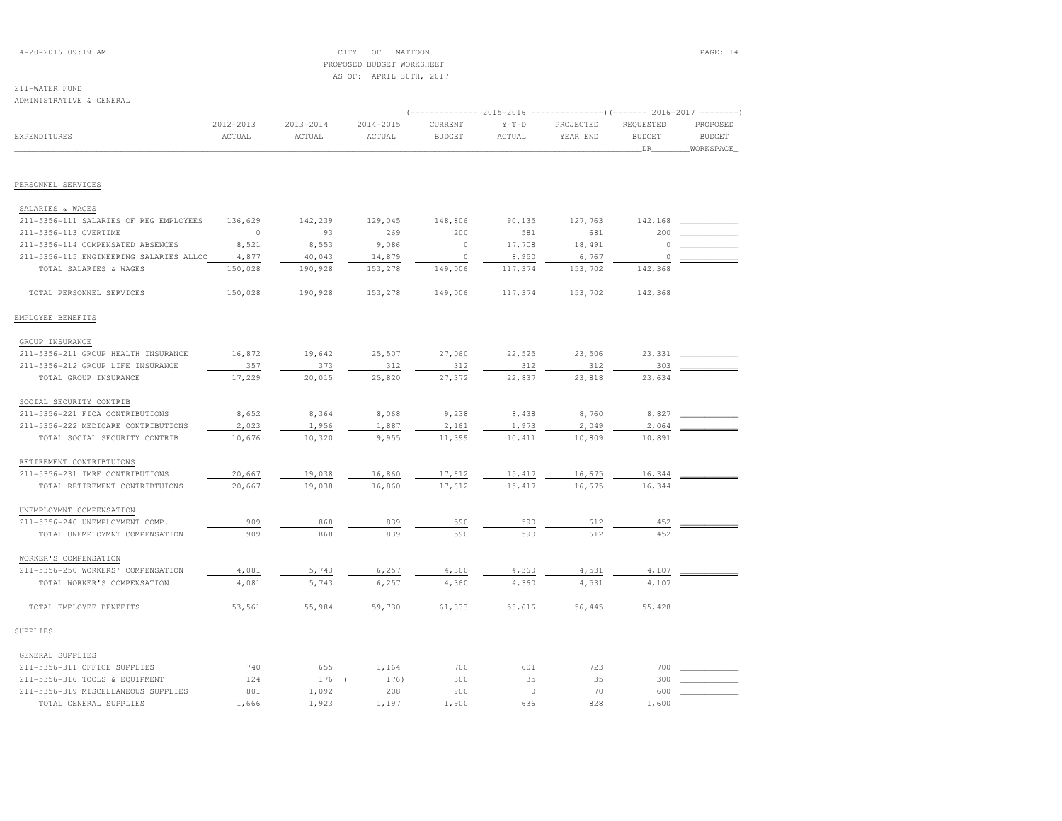CITY OF MATTOON
PROPOSED BUDGET WORKSHEET
AS OF: APRIL 30TH, 2017

211-WATER FUND
ADMINISTRATIVE & GENERAL

| EXPENDITURES | 2012-2013 ACTUAL | 2013-2014 ACTUAL | 2014-2015 ACTUAL | 2015-2016 CURRENT BUDGET | 2015-2016 Y-T-D ACTUAL | 2015-2016 PROJECTED YEAR END | 2016-2017 REQUESTED BUDGET DR | 2016-2017 PROPOSED BUDGET WORKSPACE |
|---|---|---|---|---|---|---|---|---|
| **PERSONNEL SERVICES** | | | | | | | | |
| SALARIES & WAGES | | | | | | | | |
| 211-5356-111 SALARIES OF REG EMPLOYEES | 136,629 | 142,239 | 129,045 | 148,806 | 90,135 | 127,763 | 142,168 | |
| 211-5356-113 OVERTIME | 0 | 93 | 269 | 200 | 581 | 681 | 200 | |
| 211-5356-114 COMPENSATED ABSENCES | 8,521 | 8,553 | 9,086 | 0 | 17,708 | 18,491 | 0 | |
| 211-5356-115 ENGINEERING SALARIES ALLOC | 4,877 | 40,043 | 14,879 | 0 | 8,950 | 6,767 | 0 | |
| TOTAL SALARIES & WAGES | 150,028 | 190,928 | 153,278 | 149,006 | 117,374 | 153,702 | 142,368 | |
| TOTAL PERSONNEL SERVICES | 150,028 | 190,928 | 153,278 | 149,006 | 117,374 | 153,702 | 142,368 | |
| **EMPLOYEE BENEFITS** | | | | | | | | |
| GROUP INSURANCE | | | | | | | | |
| 211-5356-211 GROUP HEALTH INSURANCE | 16,872 | 19,642 | 25,507 | 27,060 | 22,525 | 23,506 | 23,331 | |
| 211-5356-212 GROUP LIFE INSURANCE | 357 | 373 | 312 | 312 | 312 | 312 | 303 | |
| TOTAL GROUP INSURANCE | 17,229 | 20,015 | 25,820 | 27,372 | 22,837 | 23,818 | 23,634 | |
| SOCIAL SECURITY CONTRIB | | | | | | | | |
| 211-5356-221 FICA CONTRIBUTIONS | 8,652 | 8,364 | 8,068 | 9,238 | 8,438 | 8,760 | 8,827 | |
| 211-5356-222 MEDICARE CONTRIBUTIONS | 2,023 | 1,956 | 1,887 | 2,161 | 1,973 | 2,049 | 2,064 | |
| TOTAL SOCIAL SECURITY CONTRIB | 10,676 | 10,320 | 9,955 | 11,399 | 10,411 | 10,809 | 10,891 | |
| RETIREMENT CONTRIBTUIONS | | | | | | | | |
| 211-5356-231 IMRF CONTRIBUTIONS | 20,667 | 19,038 | 16,860 | 17,612 | 15,417 | 16,675 | 16,344 | |
| TOTAL RETIREMENT CONTRIBTUIONS | 20,667 | 19,038 | 16,860 | 17,612 | 15,417 | 16,675 | 16,344 | |
| UNEMPLOYMNT COMPENSATION | | | | | | | | |
| 211-5356-240 UNEMPLOYMENT COMP. | 909 | 868 | 839 | 590 | 590 | 612 | 452 | |
| TOTAL UNEMPLOYMNT COMPENSATION | 909 | 868 | 839 | 590 | 590 | 612 | 452 | |
| WORKER'S COMPENSATION | | | | | | | | |
| 211-5356-250 WORKERS' COMPENSATION | 4,081 | 5,743 | 6,257 | 4,360 | 4,360 | 4,531 | 4,107 | |
| TOTAL WORKER'S COMPENSATION | 4,081 | 5,743 | 6,257 | 4,360 | 4,360 | 4,531 | 4,107 | |
| TOTAL EMPLOYEE BENEFITS | 53,561 | 55,984 | 59,730 | 61,333 | 53,616 | 56,445 | 55,428 | |
| **SUPPLIES** | | | | | | | | |
| GENERAL SUPPLIES | | | | | | | | |
| 211-5356-311 OFFICE SUPPLIES | 740 | 655 | 1,164 | 700 | 601 | 723 | 700 | |
| 211-5356-316 TOOLS & EQUIPMENT | 124 | 176 | ( 176) | 300 | 35 | 35 | 300 | |
| 211-5356-319 MISCELLANEOUS SUPPLIES | 801 | 1,092 | 208 | 900 | 0 | 70 | 600 | |
| TOTAL GENERAL SUPPLIES | 1,666 | 1,923 | 1,197 | 1,900 | 636 | 828 | 1,600 | |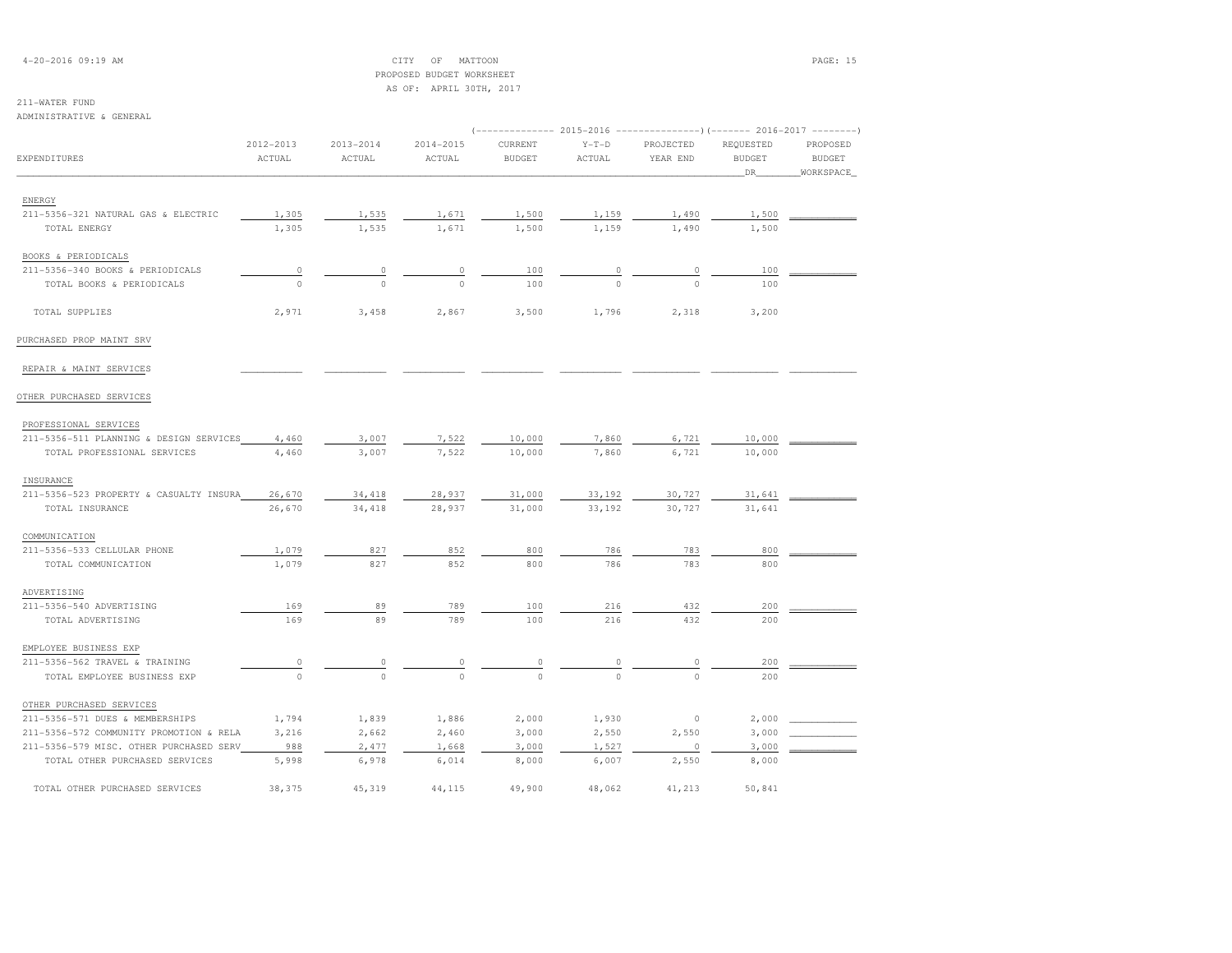CITY OF MATTOON
PROPOSED BUDGET WORKSHEET
AS OF: APRIL 30TH, 2017

211-WATER FUND
ADMINISTRATIVE & GENERAL

| EXPENDITURES | 2012-2013 ACTUAL | 2013-2014 ACTUAL | 2014-2015 ACTUAL | 2015-2016 CURRENT BUDGET | 2015-2016 Y-T-D ACTUAL | 2015-2016 PROJECTED YEAR END | 2016-2017 REQUESTED BUDGET DR | 2016-2017 PROPOSED BUDGET WORKSPACE |
|---|---|---|---|---|---|---|---|---|
| ENERGY | | | | | | | | |
| 211-5356-321 NATURAL GAS & ELECTRIC | 1,305 | 1,535 | 1,671 | 1,500 | 1,159 | 1,490 | 1,500 | |
| TOTAL ENERGY | 1,305 | 1,535 | 1,671 | 1,500 | 1,159 | 1,490 | 1,500 | |
| BOOKS & PERIODICALS | | | | | | | | |
| 211-5356-340 BOOKS & PERIODICALS | 0 | 0 | 0 | 100 | 0 | 0 | 100 | |
| TOTAL BOOKS & PERIODICALS | 0 | 0 | 0 | 100 | 0 | 0 | 100 | |
| TOTAL SUPPLIES | 2,971 | 3,458 | 2,867 | 3,500 | 1,796 | 2,318 | 3,200 | |
| PURCHASED PROP MAINT SRV | | | | | | | | |
| REPAIR & MAINT SERVICES | | | | | | | | |
| OTHER PURCHASED SERVICES | | | | | | | | |
| PROFESSIONAL SERVICES | | | | | | | | |
| 211-5356-511 PLANNING & DESIGN SERVICES | 4,460 | 3,007 | 7,522 | 10,000 | 7,860 | 6,721 | 10,000 | |
| TOTAL PROFESSIONAL SERVICES | 4,460 | 3,007 | 7,522 | 10,000 | 7,860 | 6,721 | 10,000 | |
| INSURANCE | | | | | | | | |
| 211-5356-523 PROPERTY & CASUALTY INSURA | 26,670 | 34,418 | 28,937 | 31,000 | 33,192 | 30,727 | 31,641 | |
| TOTAL INSURANCE | 26,670 | 34,418 | 28,937 | 31,000 | 33,192 | 30,727 | 31,641 | |
| COMMUNICATION | | | | | | | | |
| 211-5356-533 CELLULAR PHONE | 1,079 | 827 | 852 | 800 | 786 | 783 | 800 | |
| TOTAL COMMUNICATION | 1,079 | 827 | 852 | 800 | 786 | 783 | 800 | |
| ADVERTISING | | | | | | | | |
| 211-5356-540 ADVERTISING | 169 | 89 | 789 | 100 | 216 | 432 | 200 | |
| TOTAL ADVERTISING | 169 | 89 | 789 | 100 | 216 | 432 | 200 | |
| EMPLOYEE BUSINESS EXP | | | | | | | | |
| 211-5356-562 TRAVEL & TRAINING | 0 | 0 | 0 | 0 | 0 | 0 | 200 | |
| TOTAL EMPLOYEE BUSINESS EXP | 0 | 0 | 0 | 0 | 0 | 0 | 200 | |
| OTHER PURCHASED SERVICES | | | | | | | | |
| 211-5356-571 DUES & MEMBERSHIPS | 1,794 | 1,839 | 1,886 | 2,000 | 1,930 | 0 | 2,000 | |
| 211-5356-572 COMMUNITY PROMOTION & RELA | 3,216 | 2,662 | 2,460 | 3,000 | 2,550 | 2,550 | 3,000 | |
| 211-5356-579 MISC. OTHER PURCHASED SERV | 988 | 2,477 | 1,668 | 3,000 | 1,527 | 0 | 3,000 | |
| TOTAL OTHER PURCHASED SERVICES | 5,998 | 6,978 | 6,014 | 8,000 | 6,007 | 2,550 | 8,000 | |
| TOTAL OTHER PURCHASED SERVICES | 38,375 | 45,319 | 44,115 | 49,900 | 48,062 | 41,213 | 50,841 | |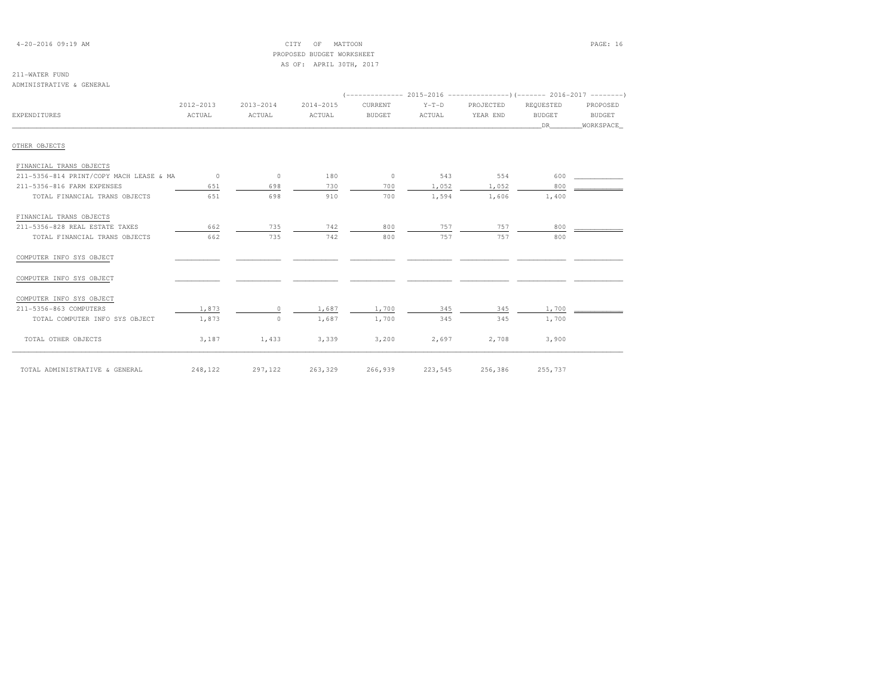CITY OF MATTOON
PROPOSED BUDGET WORKSHEET
AS OF: APRIL 30TH, 2017

4-20-2016 09:19 AM

211-WATER FUND
ADMINISTRATIVE & GENERAL

| EXPENDITURES | 2012-2013 ACTUAL | 2013-2014 ACTUAL | 2014-2015 ACTUAL | 2015-2016 CURRENT BUDGET | 2015-2016 Y-T-D ACTUAL | 2015-2016 PROJECTED YEAR END | 2016-2017 REQUESTED BUDGET DR | 2016-2017 PROPOSED BUDGET WORKSPACE |
|---|---|---|---|---|---|---|---|---|
| OTHER OBJECTS | | | | | | | | |
| FINANCIAL TRANS OBJECTS | | | | | | | | |
| 211-5356-814 PRINT/COPY MACH LEASE & MA | 0 | 0 | 180 | 0 | 543 | 554 | 600 | |
| 211-5356-816 FARM EXPENSES | 651 | 698 | 730 | 700 | 1,052 | 1,052 | 800 | |
| TOTAL FINANCIAL TRANS OBJECTS | 651 | 698 | 910 | 700 | 1,594 | 1,606 | 1,400 | |
| FINANCIAL TRANS OBJECTS | | | | | | | | |
| 211-5356-828 REAL ESTATE TAXES | 662 | 735 | 742 | 800 | 757 | 757 | 800 | |
| TOTAL FINANCIAL TRANS OBJECTS | 662 | 735 | 742 | 800 | 757 | 757 | 800 | |
| COMPUTER INFO SYS OBJECT | | | | | | | | |
| COMPUTER INFO SYS OBJECT | | | | | | | | |
| COMPUTER INFO SYS OBJECT | | | | | | | | |
| 211-5356-863 COMPUTERS | 1,873 | 0 | 1,687 | 1,700 | 345 | 345 | 1,700 | |
| TOTAL COMPUTER INFO SYS OBJECT | 1,873 | 0 | 1,687 | 1,700 | 345 | 345 | 1,700 | |
| TOTAL OTHER OBJECTS | 3,187 | 1,433 | 3,339 | 3,200 | 2,697 | 2,708 | 3,900 | |
| TOTAL ADMINISTRATIVE & GENERAL | 248,122 | 297,122 | 263,329 | 266,939 | 223,545 | 256,386 | 255,737 | |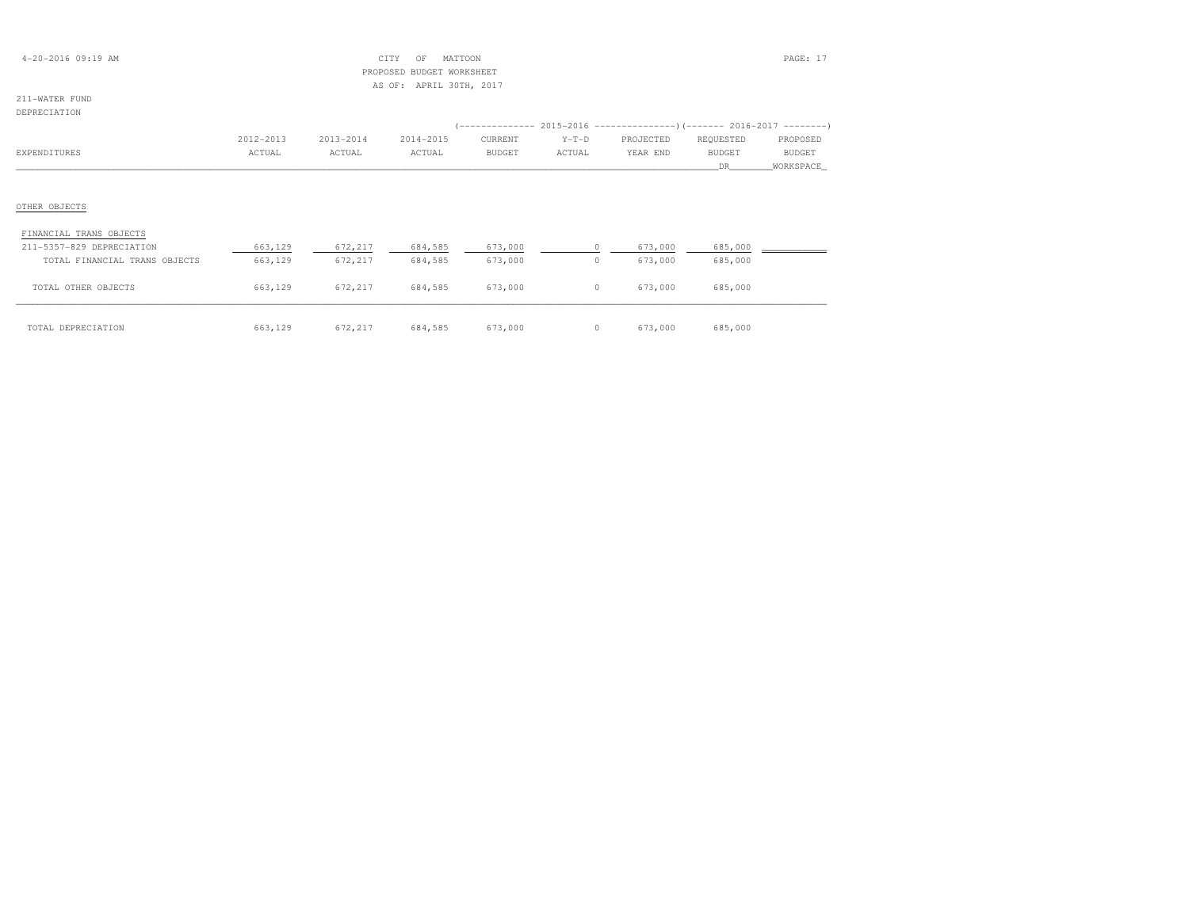CITY OF MATTOON
PROPOSED BUDGET WORKSHEET
AS OF: APRIL 30TH, 2017

211-WATER FUND
DEPRECIATION

| EXPENDITURES | 2012-2013 ACTUAL | 2013-2014 ACTUAL | 2014-2015 ACTUAL | 2015-2016 CURRENT BUDGET | 2015-2016 Y-T-D ACTUAL | 2015-2016 PROJECTED YEAR END | 2016-2017 REQUESTED BUDGET DR | 2016-2017 PROPOSED BUDGET WORKSPACE |
|---|---|---|---|---|---|---|---|---|
| OTHER OBJECTS | | | | | | | | |
| FINANCIAL TRANS OBJECTS | | | | | | | | |
| 211-5357-829 DEPRECIATION | 663,129 | 672,217 | 684,585 | 673,000 | 0 | 673,000 | 685,000 | |
| TOTAL FINANCIAL TRANS OBJECTS | 663,129 | 672,217 | 684,585 | 673,000 | 0 | 673,000 | 685,000 | |
| TOTAL OTHER OBJECTS | 663,129 | 672,217 | 684,585 | 673,000 | 0 | 673,000 | 685,000 | |
| TOTAL DEPRECIATION | 663,129 | 672,217 | 684,585 | 673,000 | 0 | 673,000 | 685,000 | |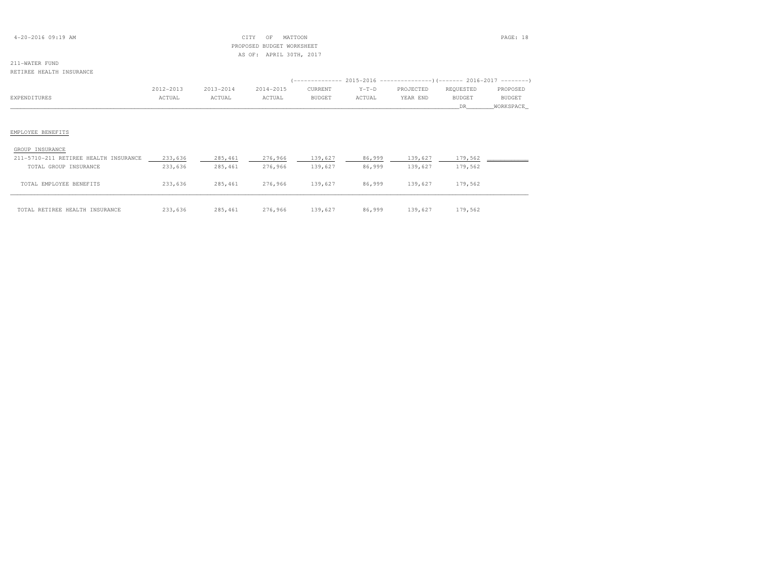CITY OF MATTOON
PROPOSED BUDGET WORKSHEET
AS OF: APRIL 30TH, 2017

211-WATER FUND
RETIREE HEALTH INSURANCE

| EXPENDITURES | 2012-2013 ACTUAL | 2013-2014 ACTUAL | 2014-2015 ACTUAL | 2015-2016 CURRENT BUDGET | 2015-2016 Y-T-D ACTUAL | 2015-2016 PROJECTED YEAR END | 2016-2017 REQUESTED BUDGET DR | 2016-2017 PROPOSED BUDGET WORKSPACE |
|---|---|---|---|---|---|---|---|---|
| EMPLOYEE BENEFITS | | | | | | | | |
| GROUP INSURANCE | | | | | | | | |
| 211-5710-211 RETIREE HEALTH INSURANCE | 233,636 | 285,461 | 276,966 | 139,627 | 86,999 | 139,627 | 179,562 | |
| TOTAL GROUP INSURANCE | 233,636 | 285,461 | 276,966 | 139,627 | 86,999 | 139,627 | 179,562 | |
| TOTAL EMPLOYEE BENEFITS | 233,636 | 285,461 | 276,966 | 139,627 | 86,999 | 139,627 | 179,562 | |
| TOTAL RETIREE HEALTH INSURANCE | 233,636 | 285,461 | 276,966 | 139,627 | 86,999 | 139,627 | 179,562 | |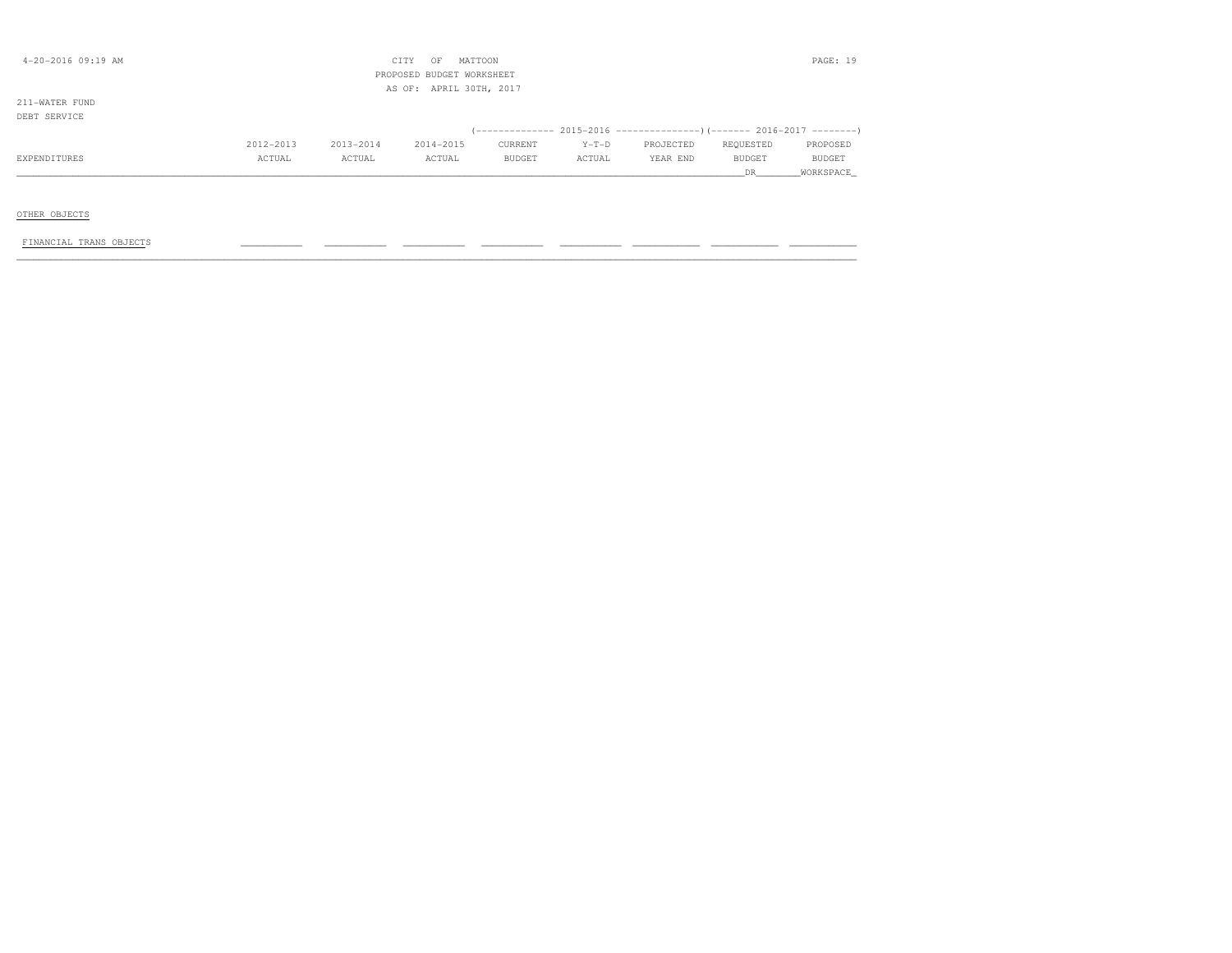4-20-2016 09:19 AM

CITY OF MATTOON
PROPOSED BUDGET WORKSHEET
AS OF: APRIL 30TH, 2017

211-WATER FUND
DEBT SERVICE

| EXPENDITURES | 2012-2013 ACTUAL | 2013-2014 ACTUAL | 2014-2015 ACTUAL | 2015-2016 CURRENT BUDGET | 2015-2016 Y-T-D ACTUAL | 2015-2016 PROJECTED YEAR END | 2016-2017 REQUESTED BUDGET DR | 2016-2017 PROPOSED BUDGET WORKSPACE |
|---|---|---|---|---|---|---|---|---|
| OTHER OBJECTS | | | | | | | | |
| FINANCIAL TRANS OBJECTS | | | | | | | | |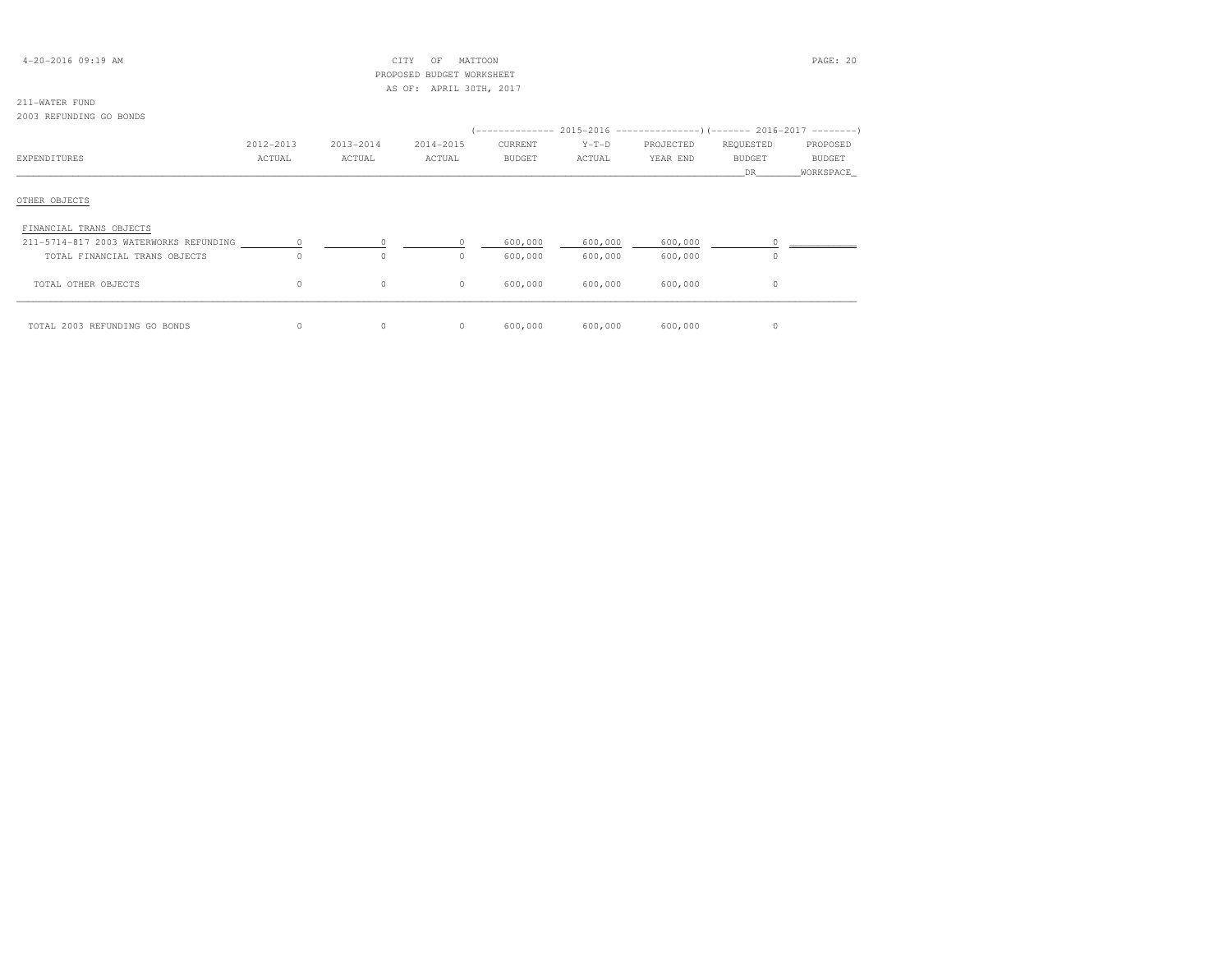CITY OF MATTOON
PROPOSED BUDGET WORKSHEET
AS OF: APRIL 30TH, 2017

211-WATER FUND
2003 REFUNDING GO BONDS

| EXPENDITURES | 2012-2013 ACTUAL | 2013-2014 ACTUAL | 2014-2015 ACTUAL | 2015-2016 CURRENT BUDGET | 2015-2016 Y-T-D ACTUAL | 2015-2016 PROJECTED YEAR END | 2016-2017 REQUESTED BUDGET DR | 2016-2017 PROPOSED BUDGET WORKSPACE |
|---|---|---|---|---|---|---|---|---|
| OTHER OBJECTS | | | | | | | | |
| FINANCIAL TRANS OBJECTS | | | | | | | | |
| 211-5714-817 2003 WATERWORKS REFUNDING | 0 | 0 | 0 | 600,000 | 600,000 | 600,000 | 0 | |
| TOTAL FINANCIAL TRANS OBJECTS | 0 | 0 | 0 | 600,000 | 600,000 | 600,000 | 0 | |
| TOTAL OTHER OBJECTS | 0 | 0 | 0 | 600,000 | 600,000 | 600,000 | 0 | |
| TOTAL 2003 REFUNDING GO BONDS | 0 | 0 | 0 | 600,000 | 600,000 | 600,000 | 0 | |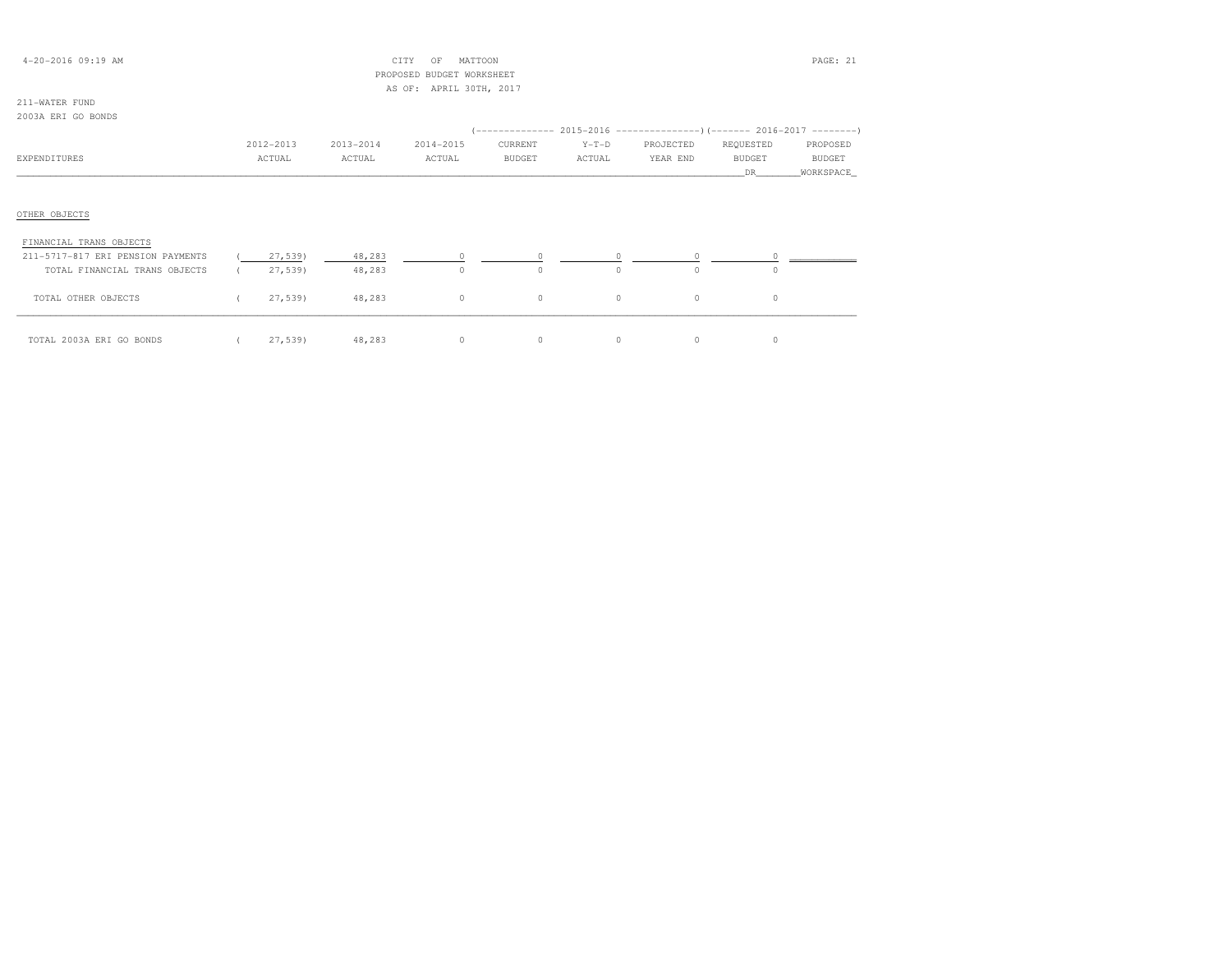CITY OF MATTOON
PROPOSED BUDGET WORKSHEET
AS OF: APRIL 30TH, 2017

211-WATER FUND
2003A ERI GO BONDS

| EXPENDITURES | 2012-2013 ACTUAL | 2013-2014 ACTUAL | 2014-2015 ACTUAL | 2015-2016 CURRENT BUDGET | 2015-2016 Y-T-D ACTUAL | 2015-2016 PROJECTED YEAR END | 2016-2017 REQUESTED BUDGET DR | 2016-2017 PROPOSED BUDGET WORKSPACE |
|---|---|---|---|---|---|---|---|---|
| **OTHER OBJECTS** | | | | | | | | |
| FINANCIAL TRANS OBJECTS | | | | | | | | |
| 211-5717-817 ERI PENSION PAYMENTS | ( 27,539) | 48,283 | 0 | 0 | 0 | 0 | 0 | |
| TOTAL FINANCIAL TRANS OBJECTS | ( 27,539) | 48,283 | 0 | 0 | 0 | 0 | 0 | |
| TOTAL OTHER OBJECTS | ( 27,539) | 48,283 | 0 | 0 | 0 | 0 | 0 | |
| TOTAL 2003A ERI GO BONDS | ( 27,539) | 48,283 | 0 | 0 | 0 | 0 | 0 | |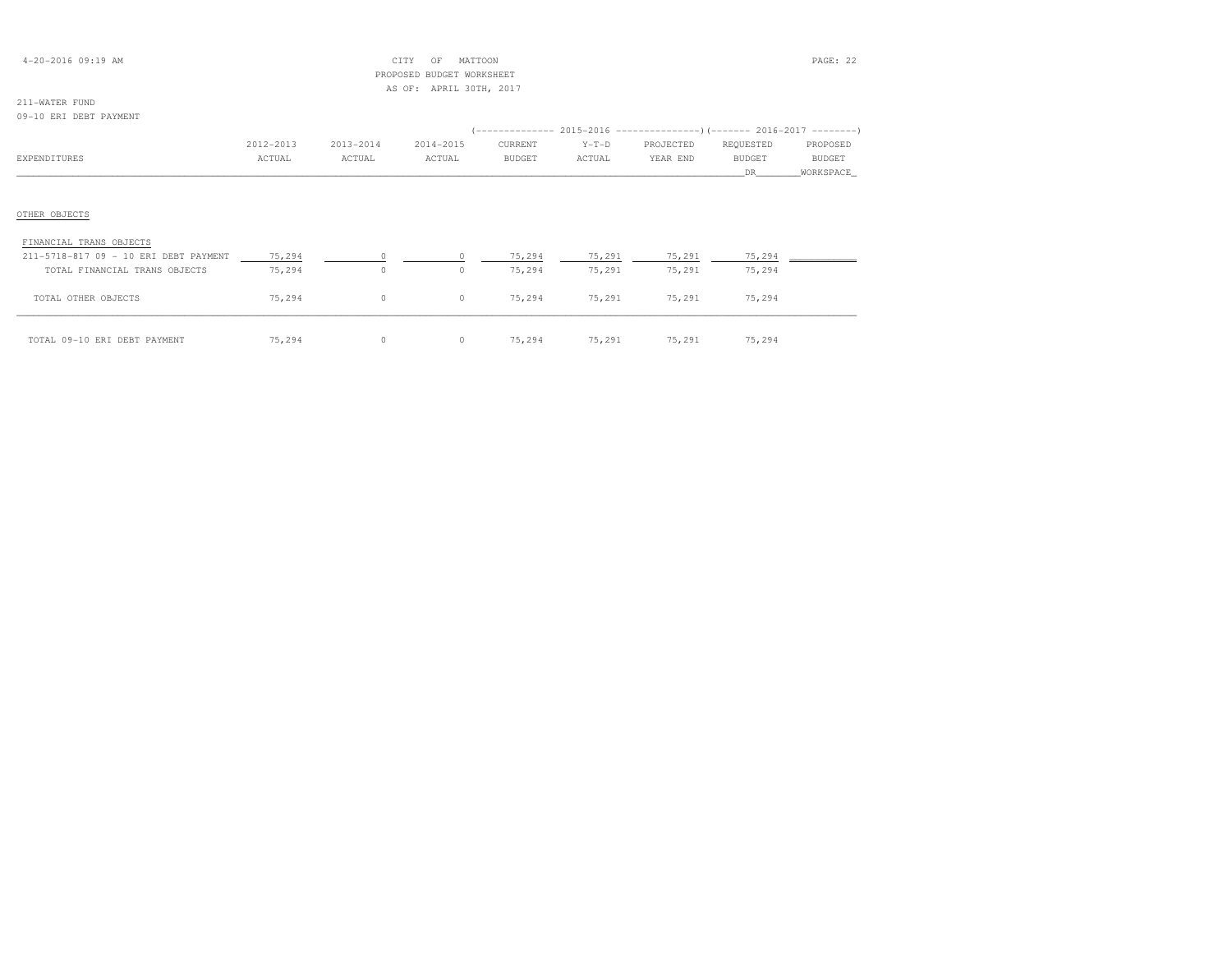CITY OF MATTOON
PROPOSED BUDGET WORKSHEET
AS OF: APRIL 30TH, 2017

211-WATER FUND
09-10 ERI DEBT PAYMENT

| EXPENDITURES | 2012-2013 ACTUAL | 2013-2014 ACTUAL | 2014-2015 ACTUAL | 2015-2016 CURRENT BUDGET | 2015-2016 Y-T-D ACTUAL | 2015-2016 PROJECTED YEAR END | 2016-2017 REQUESTED BUDGET DR | 2016-2017 PROPOSED BUDGET WORKSPACE |
|---|---|---|---|---|---|---|---|---|
| OTHER OBJECTS | | | | | | | | |
| FINANCIAL TRANS OBJECTS | | | | | | | | |
| 211-5718-817 09 - 10 ERI DEBT PAYMENT | 75,294 | 0 | 0 | 75,294 | 75,291 | 75,291 | 75,294 | |
| TOTAL FINANCIAL TRANS OBJECTS | 75,294 | 0 | 0 | 75,294 | 75,291 | 75,291 | 75,294 | |
| TOTAL OTHER OBJECTS | 75,294 | 0 | 0 | 75,294 | 75,291 | 75,291 | 75,294 | |
| TOTAL 09-10 ERI DEBT PAYMENT | 75,294 | 0 | 0 | 75,294 | 75,291 | 75,291 | 75,294 | |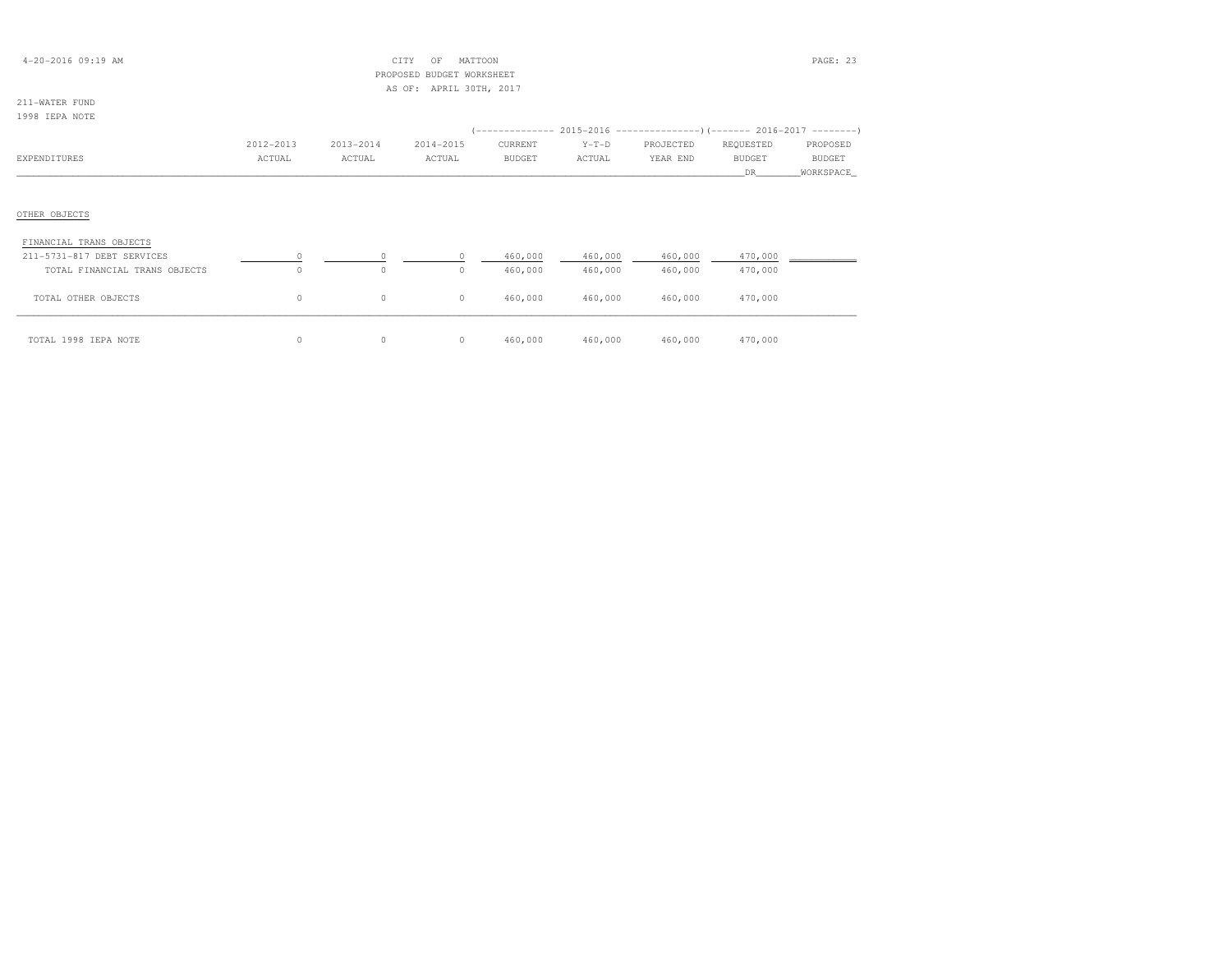CITY OF MATTOON
PROPOSED BUDGET WORKSHEET
AS OF: APRIL 30TH, 2017

211-WATER FUND
1998 IEPA NOTE

| EXPENDITURES | 2012-2013 ACTUAL | 2013-2014 ACTUAL | 2014-2015 ACTUAL | 2015-2016 CURRENT BUDGET | 2015-2016 Y-T-D ACTUAL | 2015-2016 PROJECTED YEAR END | 2016-2017 REQUESTED BUDGET DR | 2016-2017 PROPOSED BUDGET WORKSPACE |
|---|---|---|---|---|---|---|---|---|
| OTHER OBJECTS | | | | | | | | |
| FINANCIAL TRANS OBJECTS | | | | | | | | |
| 211-5731-817 DEBT SERVICES | 0 | 0 | 0 | 460,000 | 460,000 | 460,000 | 470,000 | |
| TOTAL FINANCIAL TRANS OBJECTS | 0 | 0 | 0 | 460,000 | 460,000 | 460,000 | 470,000 | |
| TOTAL OTHER OBJECTS | 0 | 0 | 0 | 460,000 | 460,000 | 460,000 | 470,000 | |
| TOTAL 1998 IEPA NOTE | 0 | 0 | 0 | 460,000 | 460,000 | 460,000 | 470,000 | |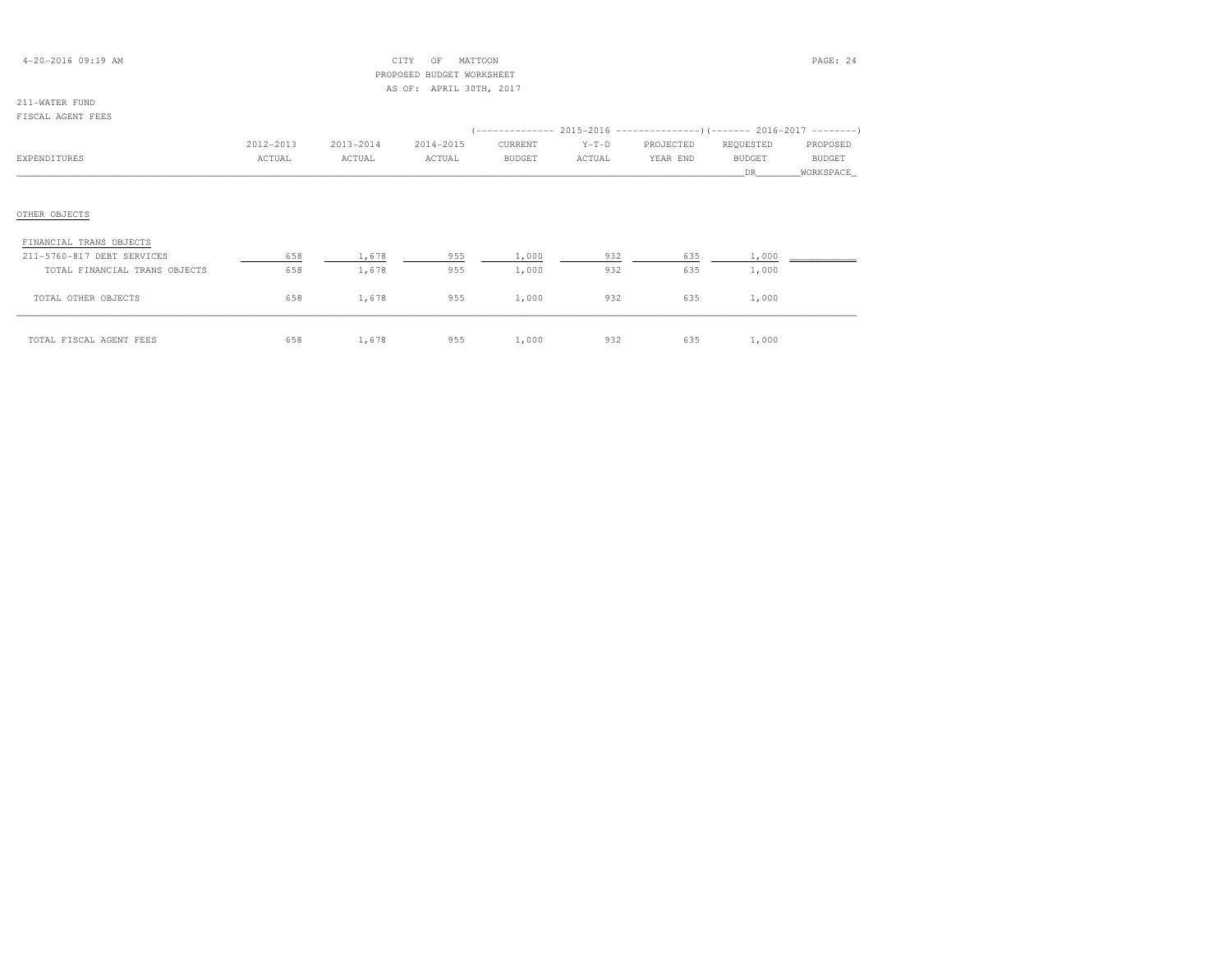CITY OF MATTOON
PROPOSED BUDGET WORKSHEET
AS OF: APRIL 30TH, 2017

211-WATER FUND
FISCAL AGENT FEES

| EXPENDITURES | 2012-2013 ACTUAL | 2013-2014 ACTUAL | 2014-2015 ACTUAL | 2015-2016 CURRENT BUDGET | 2015-2016 Y-T-D ACTUAL | 2015-2016 PROJECTED YEAR END | 2016-2017 REQUESTED BUDGET DR | 2016-2017 PROPOSED BUDGET WORKSPACE |
|---|---|---|---|---|---|---|---|---|
| OTHER OBJECTS | | | | | | | | |
| FINANCIAL TRANS OBJECTS | | | | | | | | |
| 211-5760-817 DEBT SERVICES | 658 | 1,678 | 955 | 1,000 | 932 | 635 | 1,000 | |
| TOTAL FINANCIAL TRANS OBJECTS | 658 | 1,678 | 955 | 1,000 | 932 | 635 | 1,000 | |
| TOTAL OTHER OBJECTS | 658 | 1,678 | 955 | 1,000 | 932 | 635 | 1,000 | |
| TOTAL FISCAL AGENT FEES | 658 | 1,678 | 955 | 1,000 | 932 | 635 | 1,000 | |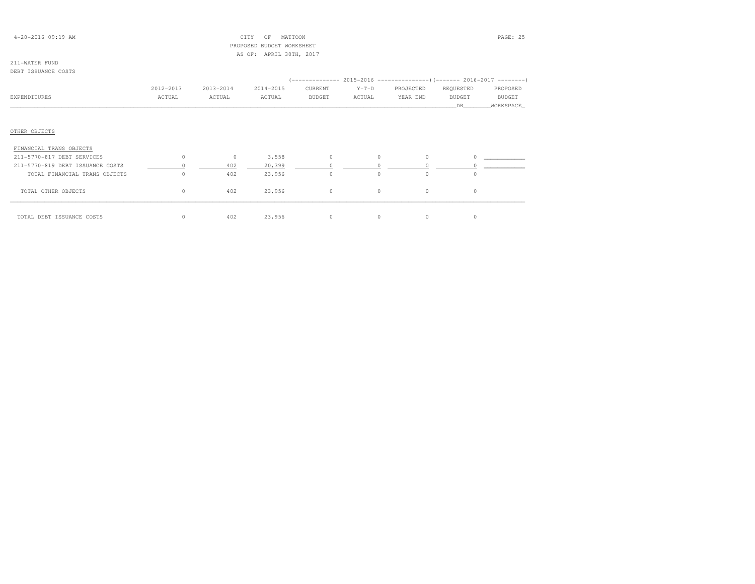CITY OF MATTOON
PROPOSED BUDGET WORKSHEET
AS OF: APRIL 30TH, 2017

211-WATER FUND
DEBT ISSUANCE COSTS

| EXPENDITURES | 2012-2013 ACTUAL | 2013-2014 ACTUAL | 2014-2015 ACTUAL | 2015-2016 CURRENT BUDGET | 2015-2016 Y-T-D ACTUAL | 2015-2016 PROJECTED YEAR END | 2016-2017 REQUESTED BUDGET DR | 2016-2017 PROPOSED BUDGET WORKSPACE |
|---|---|---|---|---|---|---|---|---|
| OTHER OBJECTS | | | | | | | | |
| FINANCIAL TRANS OBJECTS | | | | | | | | |
| 211-5770-817 DEBT SERVICES | 0 | 0 | 3,558 | 0 | 0 | 0 | 0 | |
| 211-5770-819 DEBT ISSUANCE COSTS | 0 | 402 | 20,399 | 0 | 0 | 0 | 0 | |
| TOTAL FINANCIAL TRANS OBJECTS | 0 | 402 | 23,956 | 0 | 0 | 0 | 0 | |
| TOTAL OTHER OBJECTS | 0 | 402 | 23,956 | 0 | 0 | 0 | 0 | |
| TOTAL DEBT ISSUANCE COSTS | 0 | 402 | 23,956 | 0 | 0 | 0 | 0 | |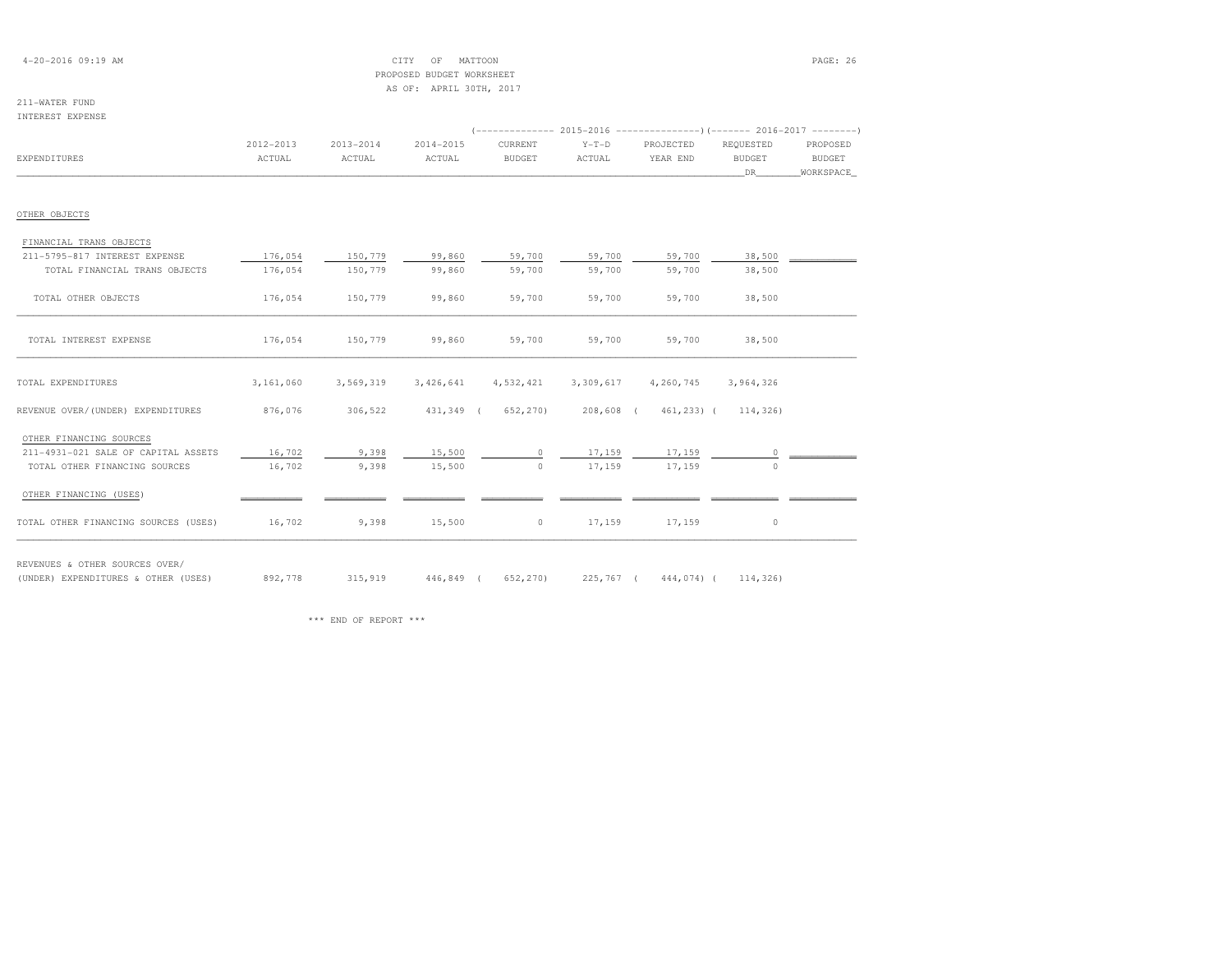CITY OF MATTOON
PROPOSED BUDGET WORKSHEET
AS OF: APRIL 30TH, 2017

211-WATER FUND
INTEREST EXPENSE

| EXPENDITURES | 2012-2013 ACTUAL | 2013-2014 ACTUAL | 2014-2015 ACTUAL | 2015-2016 CURRENT BUDGET | 2015-2016 Y-T-D ACTUAL | 2015-2016 PROJECTED YEAR END | 2016-2017 REQUESTED BUDGET DR | 2016-2017 PROPOSED BUDGET WORKSPACE |
|---|---|---|---|---|---|---|---|---|
| OTHER OBJECTS | | | | | | | | |
| FINANCIAL TRANS OBJECTS | | | | | | | | |
| 211-5795-817 INTEREST EXPENSE | 176,054 | 150,779 | 99,860 | 59,700 | 59,700 | 59,700 | 38,500 | |
| TOTAL FINANCIAL TRANS OBJECTS | 176,054 | 150,779 | 99,860 | 59,700 | 59,700 | 59,700 | 38,500 | |
| TOTAL OTHER OBJECTS | 176,054 | 150,779 | 99,860 | 59,700 | 59,700 | 59,700 | 38,500 | |
| TOTAL INTEREST EXPENSE | 176,054 | 150,779 | 99,860 | 59,700 | 59,700 | 59,700 | 38,500 | |
| TOTAL EXPENDITURES | 3,161,060 | 3,569,319 | 3,426,641 | 4,532,421 | 3,309,617 | 4,260,745 | 3,964,326 | |
| REVENUE OVER/(UNDER) EXPENDITURES | 876,076 | 306,522 | 431,349 | ( 652,270) | 208,608 | ( 461,233) | ( 114,326) | |
| OTHER FINANCING SOURCES | | | | | | | | |
| 211-4931-021 SALE OF CAPITAL ASSETS | 16,702 | 9,398 | 15,500 | 0 | 17,159 | 17,159 | 0 | |
| TOTAL OTHER FINANCING SOURCES | 16,702 | 9,398 | 15,500 | 0 | 17,159 | 17,159 | 0 | |
| OTHER FINANCING (USES) | | | | | | | | |
| TOTAL OTHER FINANCING SOURCES (USES) | 16,702 | 9,398 | 15,500 | 0 | 17,159 | 17,159 | 0 | |
| REVENUES & OTHER SOURCES OVER/ (UNDER) EXPENDITURES & OTHER (USES) | 892,778 | 315,919 | 446,849 | ( 652,270) | 225,767 | ( 444,074) | ( 114,326) | |

*** END OF REPORT ***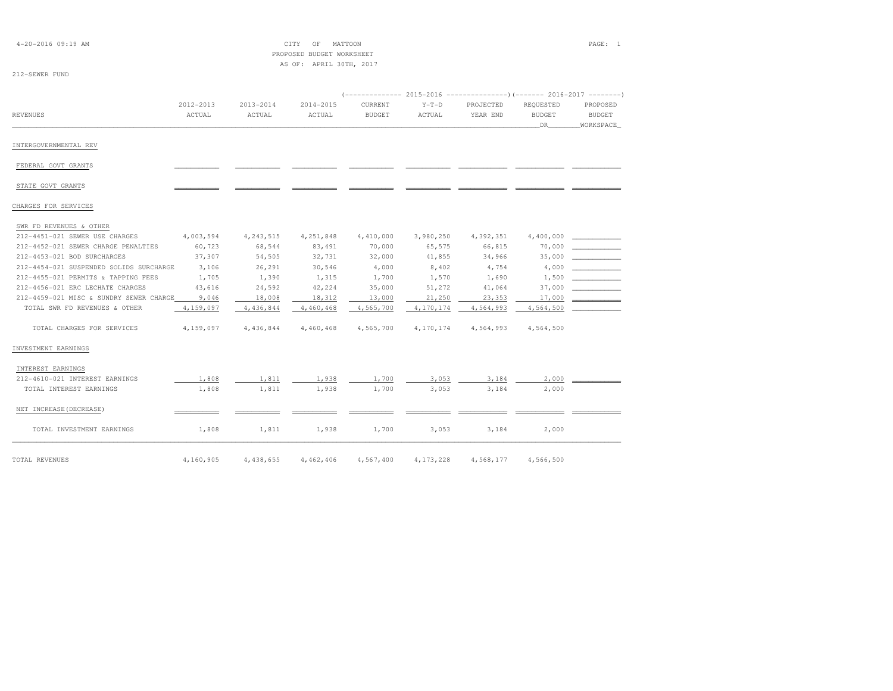4-20-2016 09:19 AM

CITY OF MATTOON
PROPOSED BUDGET WORKSHEET
AS OF: APRIL 30TH, 2017

212-SEWER FUND

| REVENUES | 2012-2013 ACTUAL | 2013-2014 ACTUAL | 2014-2015 ACTUAL | 2015-2016 CURRENT BUDGET | 2015-2016 Y-T-D ACTUAL | 2015-2016 PROJECTED YEAR END | 2016-2017 REQUESTED BUDGET DR | 2016-2017 PROPOSED BUDGET WORKSPACE |
|---|---|---|---|---|---|---|---|---|
| INTERGOVERNMENTAL REV | | | | | | | | |
| FEDERAL GOVT GRANTS | | | | | | | | |
| STATE GOVT GRANTS | | | | | | | | |
| CHARGES FOR SERVICES | | | | | | | | |
| SWR FD REVENUES & OTHER | | | | | | | | |
| 212-4451-021 SEWER USE CHARGES | 4,003,594 | 4,243,515 | 4,251,848 | 4,410,000 | 3,980,250 | 4,392,351 | 4,400,000 | |
| 212-4452-021 SEWER CHARGE PENALTIES | 60,723 | 68,544 | 83,491 | 70,000 | 65,575 | 66,815 | 70,000 | |
| 212-4453-021 BOD SURCHARGES | 37,307 | 54,505 | 32,731 | 32,000 | 41,855 | 34,966 | 35,000 | |
| 212-4454-021 SUSPENDED SOLIDS SURCHARGE | 3,106 | 26,291 | 30,546 | 4,000 | 8,402 | 4,754 | 4,000 | |
| 212-4455-021 PERMITS & TAPPING FEES | 1,705 | 1,390 | 1,315 | 1,700 | 1,570 | 1,690 | 1,500 | |
| 212-4456-021 ERC LECHATE CHARGES | 43,616 | 24,592 | 42,224 | 35,000 | 51,272 | 41,064 | 37,000 | |
| 212-4459-021 MISC & SUNDRY SEWER CHARGE | 9,046 | 18,008 | 18,312 | 13,000 | 21,250 | 23,353 | 17,000 | |
| TOTAL SWR FD REVENUES & OTHER | 4,159,097 | 4,436,844 | 4,460,468 | 4,565,700 | 4,170,174 | 4,564,993 | 4,564,500 | |
| TOTAL CHARGES FOR SERVICES | 4,159,097 | 4,436,844 | 4,460,468 | 4,565,700 | 4,170,174 | 4,564,993 | 4,564,500 | |
| INVESTMENT EARNINGS | | | | | | | | |
| INTEREST EARNINGS | | | | | | | | |
| 212-4610-021 INTEREST EARNINGS | 1,808 | 1,811 | 1,938 | 1,700 | 3,053 | 3,184 | 2,000 | |
| TOTAL INTEREST EARNINGS | 1,808 | 1,811 | 1,938 | 1,700 | 3,053 | 3,184 | 2,000 | |
| NET INCREASE(DECREASE) | | | | | | | | |
| TOTAL INVESTMENT EARNINGS | 1,808 | 1,811 | 1,938 | 1,700 | 3,053 | 3,184 | 2,000 | |
| TOTAL REVENUES | 4,160,905 | 4,438,655 | 4,462,406 | 4,567,400 | 4,173,228 | 4,568,177 | 4,566,500 | |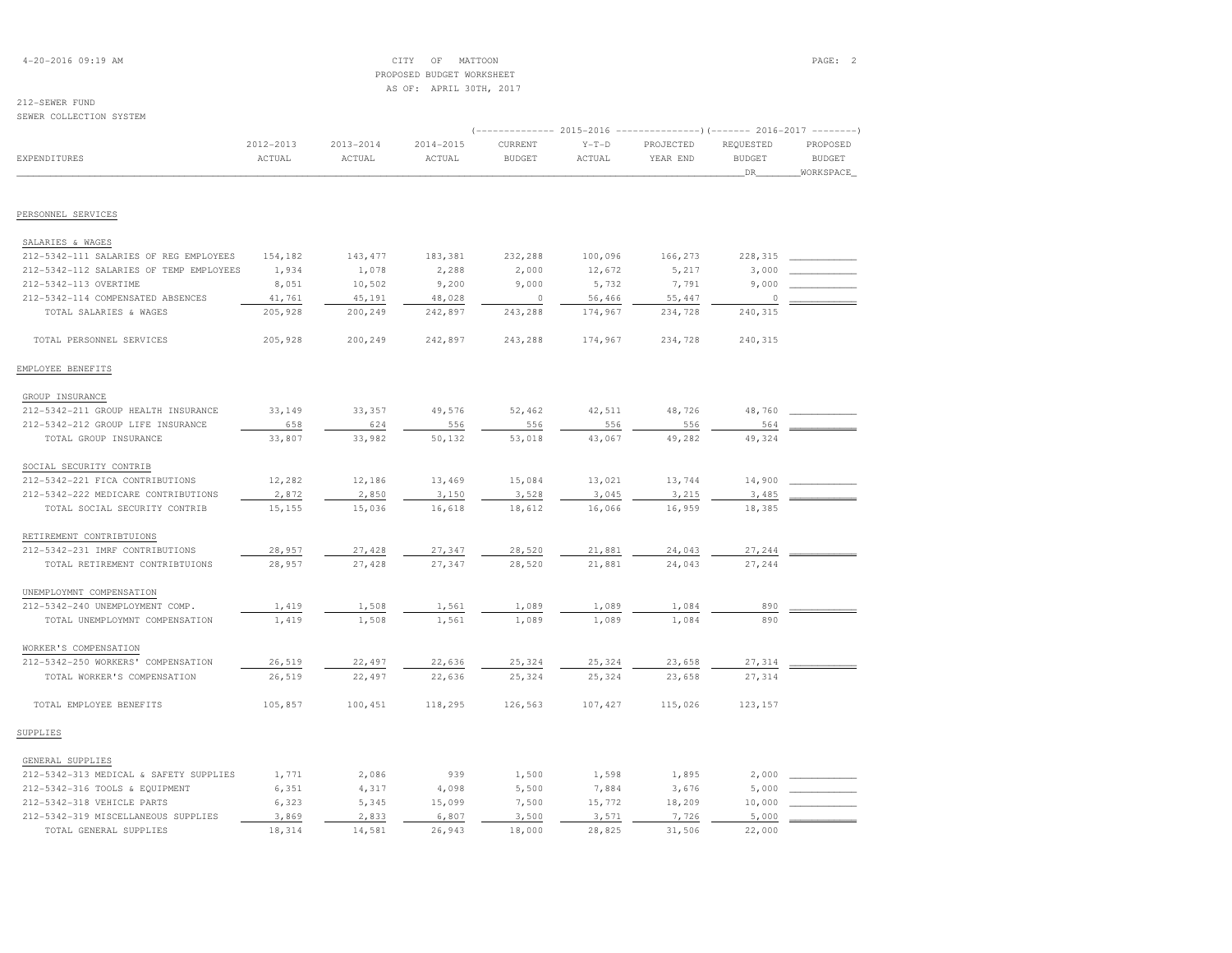CITY OF MATTOON
PROPOSED BUDGET WORKSHEET
AS OF: APRIL 30TH, 2017

212-SEWER FUND
SEWER COLLECTION SYSTEM

| EXPENDITURES | 2012-2013 ACTUAL | 2013-2014 ACTUAL | 2014-2015 ACTUAL | 2015-2016 CURRENT BUDGET | 2015-2016 Y-T-D ACTUAL | 2015-2016 PROJECTED YEAR END | 2016-2017 REQUESTED BUDGET DR | 2016-2017 PROPOSED BUDGET WORKSPACE |
|---|---|---|---|---|---|---|---|---|
| PERSONNEL SERVICES | | | | | | | | |
| SALARIES & WAGES | | | | | | | | |
| 212-5342-111 SALARIES OF REG EMPLOYEES | 154,182 | 143,477 | 183,381 | 232,288 | 100,096 | 166,273 | 228,315 | |
| 212-5342-112 SALARIES OF TEMP EMPLOYEES | 1,934 | 1,078 | 2,288 | 2,000 | 12,672 | 5,217 | 3,000 | |
| 212-5342-113 OVERTIME | 8,051 | 10,502 | 9,200 | 9,000 | 5,732 | 7,791 | 9,000 | |
| 212-5342-114 COMPENSATED ABSENCES | 41,761 | 45,191 | 48,028 | 0 | 56,466 | 55,447 | 0 | |
| TOTAL SALARIES & WAGES | 205,928 | 200,249 | 242,897 | 243,288 | 174,967 | 234,728 | 240,315 | |
| TOTAL PERSONNEL SERVICES | 205,928 | 200,249 | 242,897 | 243,288 | 174,967 | 234,728 | 240,315 | |
| EMPLOYEE BENEFITS | | | | | | | | |
| GROUP INSURANCE | | | | | | | | |
| 212-5342-211 GROUP HEALTH INSURANCE | 33,149 | 33,357 | 49,576 | 52,462 | 42,511 | 48,726 | 48,760 | |
| 212-5342-212 GROUP LIFE INSURANCE | 658 | 624 | 556 | 556 | 556 | 556 | 564 | |
| TOTAL GROUP INSURANCE | 33,807 | 33,982 | 50,132 | 53,018 | 43,067 | 49,282 | 49,324 | |
| SOCIAL SECURITY CONTRIB | | | | | | | | |
| 212-5342-221 FICA CONTRIBUTIONS | 12,282 | 12,186 | 13,469 | 15,084 | 13,021 | 13,744 | 14,900 | |
| 212-5342-222 MEDICARE CONTRIBUTIONS | 2,872 | 2,850 | 3,150 | 3,528 | 3,045 | 3,215 | 3,485 | |
| TOTAL SOCIAL SECURITY CONTRIB | 15,155 | 15,036 | 16,618 | 18,612 | 16,066 | 16,959 | 18,385 | |
| RETIREMENT CONTRIBTUIONS | | | | | | | | |
| 212-5342-231 IMRF CONTRIBUTIONS | 28,957 | 27,428 | 27,347 | 28,520 | 21,881 | 24,043 | 27,244 | |
| TOTAL RETIREMENT CONTRIBTUIONS | 28,957 | 27,428 | 27,347 | 28,520 | 21,881 | 24,043 | 27,244 | |
| UNEMPLOYMNT COMPENSATION | | | | | | | | |
| 212-5342-240 UNEMPLOYMENT COMP. | 1,419 | 1,508 | 1,561 | 1,089 | 1,089 | 1,084 | 890 | |
| TOTAL UNEMPLOYMNT COMPENSATION | 1,419 | 1,508 | 1,561 | 1,089 | 1,089 | 1,084 | 890 | |
| WORKER'S COMPENSATION | | | | | | | | |
| 212-5342-250 WORKERS' COMPENSATION | 26,519 | 22,497 | 22,636 | 25,324 | 25,324 | 23,658 | 27,314 | |
| TOTAL WORKER'S COMPENSATION | 26,519 | 22,497 | 22,636 | 25,324 | 25,324 | 23,658 | 27,314 | |
| TOTAL EMPLOYEE BENEFITS | 105,857 | 100,451 | 118,295 | 126,563 | 107,427 | 115,026 | 123,157 | |
| SUPPLIES | | | | | | | | |
| GENERAL SUPPLIES | | | | | | | | |
| 212-5342-313 MEDICAL & SAFETY SUPPLIES | 1,771 | 2,086 | 939 | 1,500 | 1,598 | 1,895 | 2,000 | |
| 212-5342-316 TOOLS & EQUIPMENT | 6,351 | 4,317 | 4,098 | 5,500 | 7,884 | 3,676 | 5,000 | |
| 212-5342-318 VEHICLE PARTS | 6,323 | 5,345 | 15,099 | 7,500 | 15,772 | 18,209 | 10,000 | |
| 212-5342-319 MISCELLANEOUS SUPPLIES | 3,869 | 2,833 | 6,807 | 3,500 | 3,571 | 7,726 | 5,000 | |
| TOTAL GENERAL SUPPLIES | 18,314 | 14,581 | 26,943 | 18,000 | 28,825 | 31,506 | 22,000 | |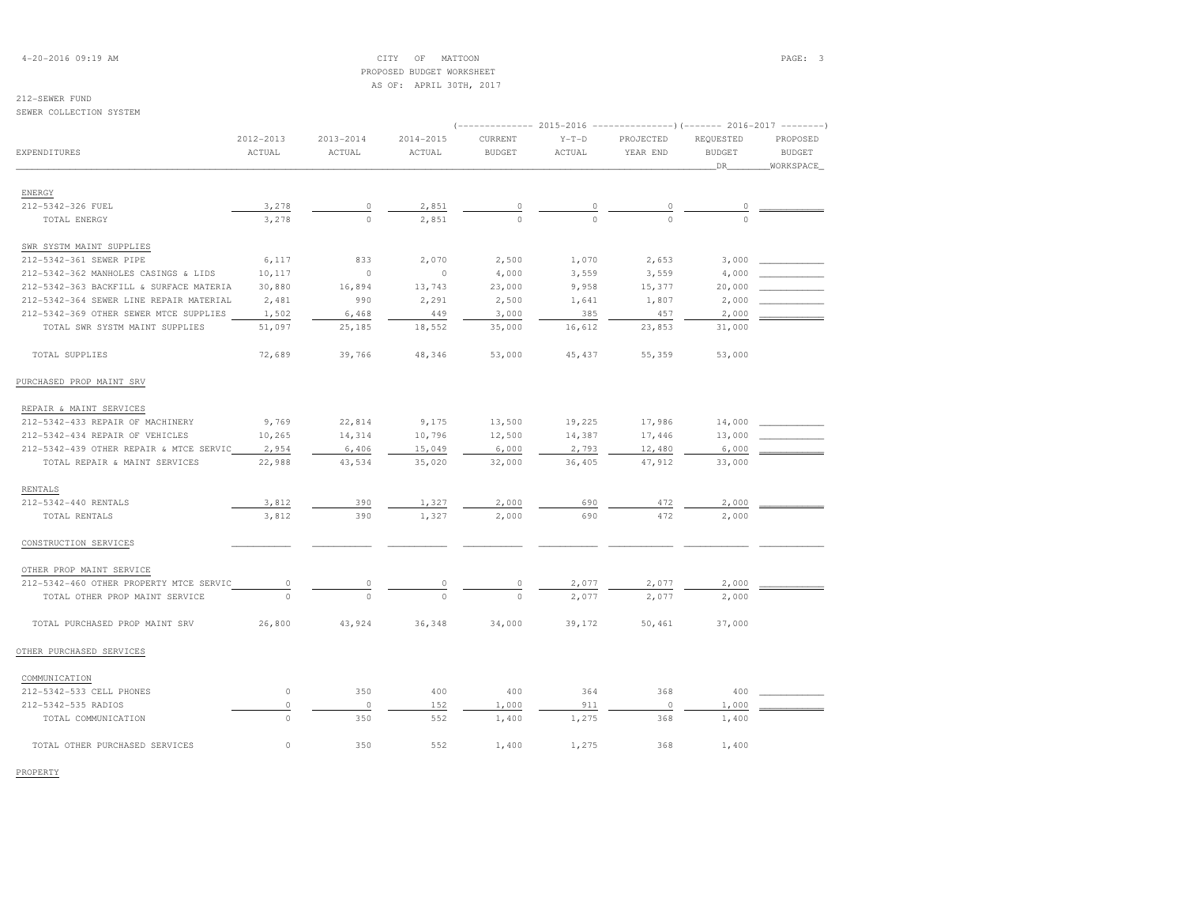CITY OF MATTOON
PROPOSED BUDGET WORKSHEET
AS OF: APRIL 30TH, 2017

212-SEWER FUND
SEWER COLLECTION SYSTEM

| EXPENDITURES | 2012-2013 ACTUAL | 2013-2014 ACTUAL | 2014-2015 ACTUAL | 2015-2016 CURRENT BUDGET | 2015-2016 Y-T-D ACTUAL | 2015-2016 PROJECTED YEAR END | 2016-2017 REQUESTED BUDGET DR | 2016-2017 PROPOSED BUDGET WORKSPACE |
|---|---|---|---|---|---|---|---|---|
| ENERGY | | | | | | | | |
| 212-5342-326 FUEL | 3,278 | 0 | 2,851 | 0 | 0 | 0 | 0 | |
| TOTAL ENERGY | 3,278 | 0 | 2,851 | 0 | 0 | 0 | 0 | |
| SWR SYSTM MAINT SUPPLIES | | | | | | | | |
| 212-5342-361 SEWER PIPE | 6,117 | 833 | 2,070 | 2,500 | 1,070 | 2,653 | 3,000 | |
| 212-5342-362 MANHOLES CASINGS & LIDS | 10,117 | 0 | 0 | 4,000 | 3,559 | 3,559 | 4,000 | |
| 212-5342-363 BACKFILL & SURFACE MATERIA | 30,880 | 16,894 | 13,743 | 23,000 | 9,958 | 15,377 | 20,000 | |
| 212-5342-364 SEWER LINE REPAIR MATERIAL | 2,481 | 990 | 2,291 | 2,500 | 1,641 | 1,807 | 2,000 | |
| 212-5342-369 OTHER SEWER MTCE SUPPLIES | 1,502 | 6,468 | 449 | 3,000 | 385 | 457 | 2,000 | |
| TOTAL SWR SYSTM MAINT SUPPLIES | 51,097 | 25,185 | 18,552 | 35,000 | 16,612 | 23,853 | 31,000 | |
| TOTAL SUPPLIES | 72,689 | 39,766 | 48,346 | 53,000 | 45,437 | 55,359 | 53,000 | |
| PURCHASED PROP MAINT SRV | | | | | | | | |
| REPAIR & MAINT SERVICES | | | | | | | | |
| 212-5342-433 REPAIR OF MACHINERY | 9,769 | 22,814 | 9,175 | 13,500 | 19,225 | 17,986 | 14,000 | |
| 212-5342-434 REPAIR OF VEHICLES | 10,265 | 14,314 | 10,796 | 12,500 | 14,387 | 17,446 | 13,000 | |
| 212-5342-439 OTHER REPAIR & MTCE SERVIC | 2,954 | 6,406 | 15,049 | 6,000 | 2,793 | 12,480 | 6,000 | |
| TOTAL REPAIR & MAINT SERVICES | 22,988 | 43,534 | 35,020 | 32,000 | 36,405 | 47,912 | 33,000 | |
| RENTALS | | | | | | | | |
| 212-5342-440 RENTALS | 3,812 | 390 | 1,327 | 2,000 | 690 | 472 | 2,000 | |
| TOTAL RENTALS | 3,812 | 390 | 1,327 | 2,000 | 690 | 472 | 2,000 | |
| CONSTRUCTION SERVICES | | | | | | | | |
| OTHER PROP MAINT SERVICE | | | | | | | | |
| 212-5342-460 OTHER PROPERTY MTCE SERVIC | 0 | 0 | 0 | 0 | 2,077 | 2,077 | 2,000 | |
| TOTAL OTHER PROP MAINT SERVICE | 0 | 0 | 0 | 0 | 2,077 | 2,077 | 2,000 | |
| TOTAL PURCHASED PROP MAINT SRV | 26,800 | 43,924 | 36,348 | 34,000 | 39,172 | 50,461 | 37,000 | |
| OTHER PURCHASED SERVICES | | | | | | | | |
| COMMUNICATION | | | | | | | | |
| 212-5342-533 CELL PHONES | 0 | 350 | 400 | 400 | 364 | 368 | 400 | |
| 212-5342-535 RADIOS | 0 | 0 | 152 | 1,000 | 911 | 0 | 1,000 | |
| TOTAL COMMUNICATION | 0 | 350 | 552 | 1,400 | 1,275 | 368 | 1,400 | |
| TOTAL OTHER PURCHASED SERVICES | 0 | 350 | 552 | 1,400 | 1,275 | 368 | 1,400 | |
| PROPERTY | | | | | | | | |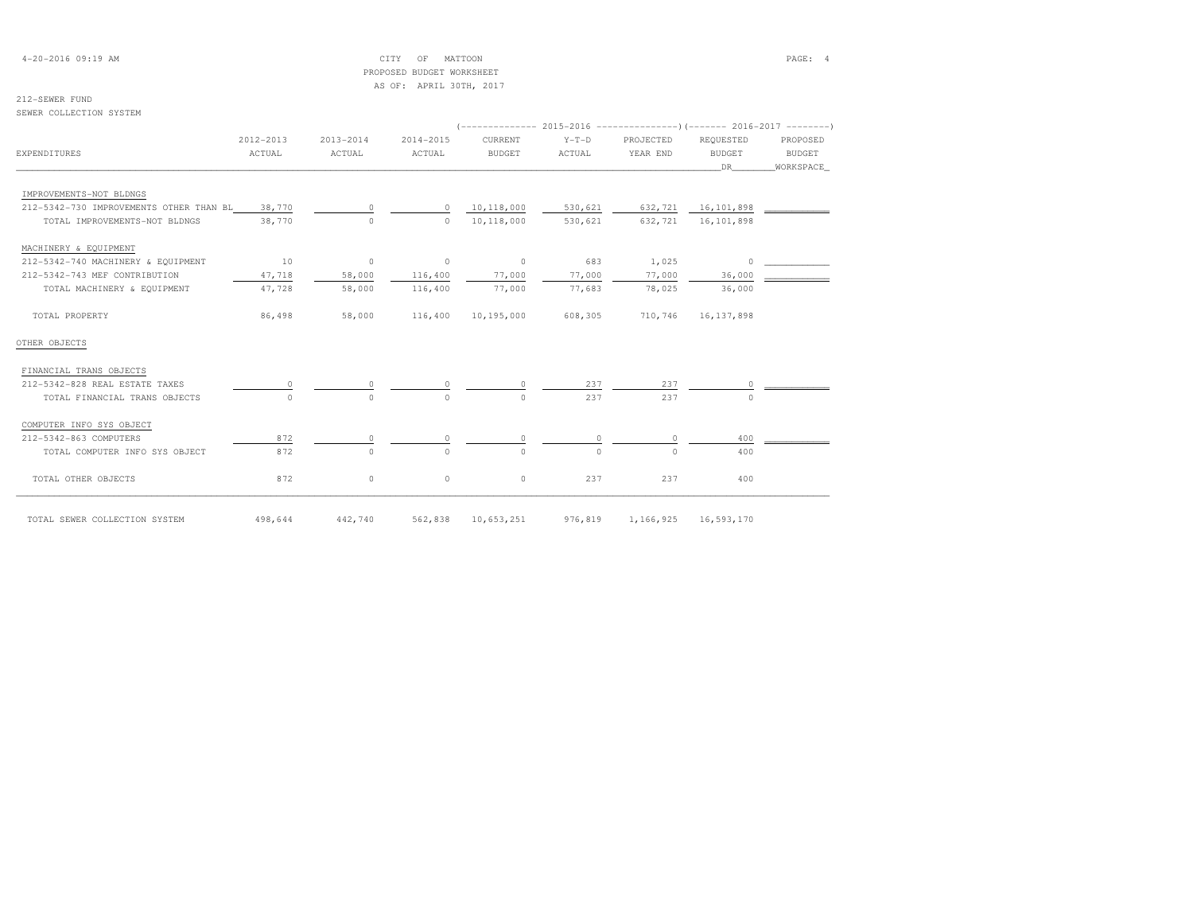CITY OF MATTOON
PROPOSED BUDGET WORKSHEET
AS OF: APRIL 30TH, 2017

212-SEWER FUND
SEWER COLLECTION SYSTEM

| EXPENDITURES | 2012-2013 ACTUAL | 2013-2014 ACTUAL | 2014-2015 ACTUAL | 2015-2016 CURRENT BUDGET | 2015-2016 Y-T-D ACTUAL | 2015-2016 PROJECTED YEAR END | 2016-2017 REQUESTED BUDGET DR | 2016-2017 PROPOSED BUDGET WORKSPACE |
|---|---|---|---|---|---|---|---|---|
| IMPROVEMENTS-NOT BLDNGS | | | | | | | | |
| 212-5342-730 IMPROVEMENTS OTHER THAN BL | 38,770 | 0 | 0 | 10,118,000 | 530,621 | 632,721 | 16,101,898 | |
| TOTAL IMPROVEMENTS-NOT BLDNGS | 38,770 | 0 | 0 | 10,118,000 | 530,621 | 632,721 | 16,101,898 | |
| MACHINERY & EQUIPMENT | | | | | | | | |
| 212-5342-740 MACHINERY & EQUIPMENT | 10 | 0 | 0 | 0 | 683 | 1,025 | 0 | |
| 212-5342-743 MEF CONTRIBUTION | 47,718 | 58,000 | 116,400 | 77,000 | 77,000 | 77,000 | 36,000 | |
| TOTAL MACHINERY & EQUIPMENT | 47,728 | 58,000 | 116,400 | 77,000 | 77,683 | 78,025 | 36,000 | |
| TOTAL PROPERTY | 86,498 | 58,000 | 116,400 | 10,195,000 | 608,305 | 710,746 | 16,137,898 | |
| OTHER OBJECTS | | | | | | | | |
| FINANCIAL TRANS OBJECTS | | | | | | | | |
| 212-5342-828 REAL ESTATE TAXES | 0 | 0 | 0 | 0 | 237 | 237 | 0 | |
| TOTAL FINANCIAL TRANS OBJECTS | 0 | 0 | 0 | 0 | 237 | 237 | 0 | |
| COMPUTER INFO SYS OBJECT | | | | | | | | |
| 212-5342-863 COMPUTERS | 872 | 0 | 0 | 0 | 0 | 0 | 400 | |
| TOTAL COMPUTER INFO SYS OBJECT | 872 | 0 | 0 | 0 | 0 | 0 | 400 | |
| TOTAL OTHER OBJECTS | 872 | 0 | 0 | 0 | 237 | 237 | 400 | |
| TOTAL SEWER COLLECTION SYSTEM | 498,644 | 442,740 | 562,838 | 10,653,251 | 976,819 | 1,166,925 | 16,593,170 | |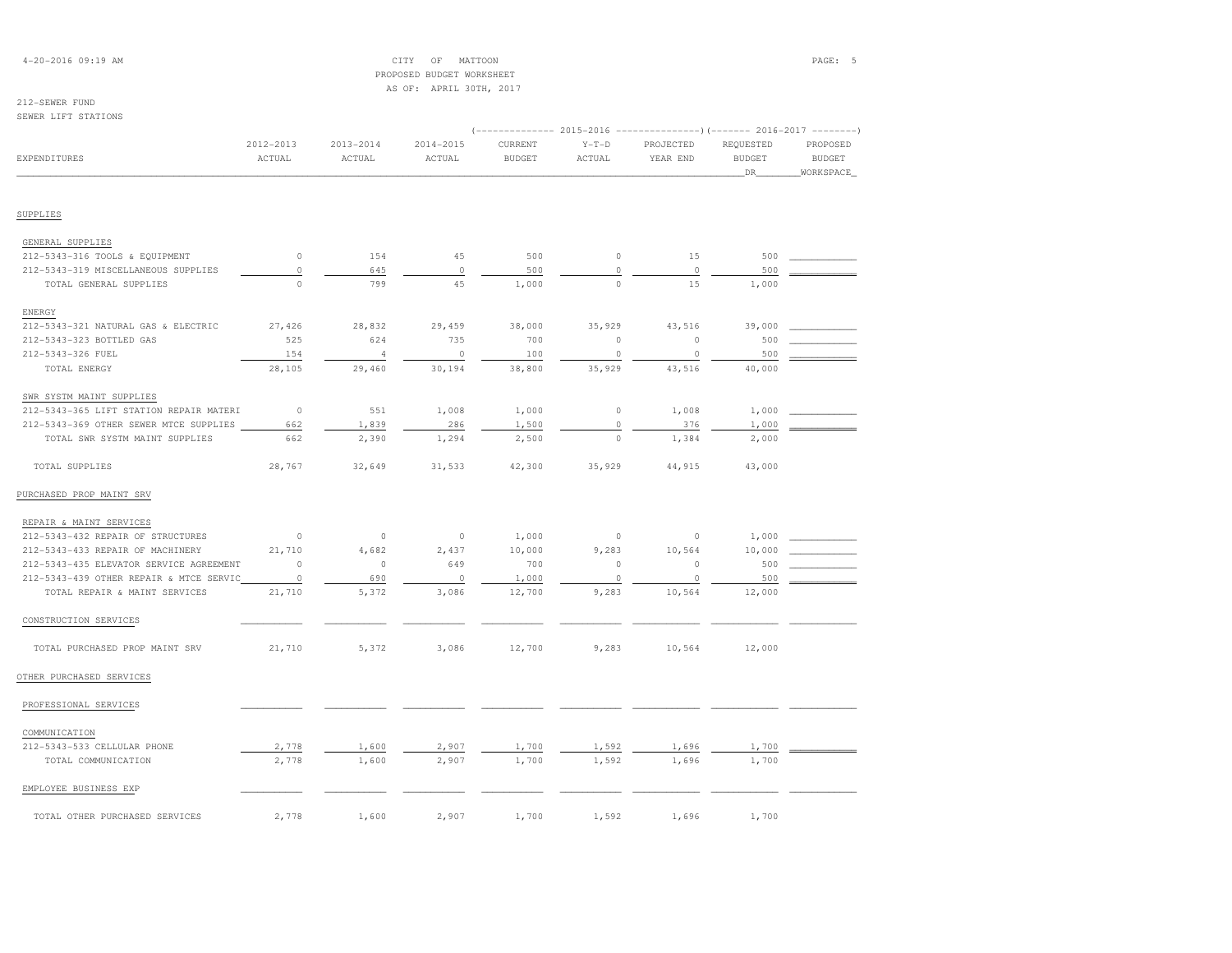CITY OF MATTOON
PROPOSED BUDGET WORKSHEET
AS OF: APRIL 30TH, 2017

212-SEWER FUND
SEWER LIFT STATIONS

| EXPENDITURES | 2012-2013 ACTUAL | 2013-2014 ACTUAL | 2014-2015 ACTUAL | 2015-2016 CURRENT BUDGET | 2015-2016 Y-T-D ACTUAL | 2015-2016 PROJECTED YEAR END | 2016-2017 REQUESTED BUDGET DR | 2016-2017 PROPOSED BUDGET WORKSPACE |
|---|---|---|---|---|---|---|---|---|
| **SUPPLIES** | | | | | | | | |
| GENERAL SUPPLIES | | | | | | | | |
| 212-5343-316 TOOLS & EQUIPMENT | 0 | 154 | 45 | 500 | 0 | 15 | 500 | |
| 212-5343-319 MISCELLANEOUS SUPPLIES | 0 | 645 | 0 | 500 | 0 | 0 | 500 | |
| TOTAL GENERAL SUPPLIES | 0 | 799 | 45 | 1,000 | 0 | 15 | 1,000 | |
| ENERGY | | | | | | | | |
| 212-5343-321 NATURAL GAS & ELECTRIC | 27,426 | 28,832 | 29,459 | 38,000 | 35,929 | 43,516 | 39,000 | |
| 212-5343-323 BOTTLED GAS | 525 | 624 | 735 | 700 | 0 | 0 | 500 | |
| 212-5343-326 FUEL | 154 | 4 | 0 | 100 | 0 | 0 | 500 | |
| TOTAL ENERGY | 28,105 | 29,460 | 30,194 | 38,800 | 35,929 | 43,516 | 40,000 | |
| SWR SYSTM MAINT SUPPLIES | | | | | | | | |
| 212-5343-365 LIFT STATION REPAIR MATERI | 0 | 551 | 1,008 | 1,000 | 0 | 1,008 | 1,000 | |
| 212-5343-369 OTHER SEWER MTCE SUPPLIES | 662 | 1,839 | 286 | 1,500 | 0 | 376 | 1,000 | |
| TOTAL SWR SYSTM MAINT SUPPLIES | 662 | 2,390 | 1,294 | 2,500 | 0 | 1,384 | 2,000 | |
| TOTAL SUPPLIES | 28,767 | 32,649 | 31,533 | 42,300 | 35,929 | 44,915 | 43,000 | |
| **PURCHASED PROP MAINT SRV** | | | | | | | | |
| REPAIR & MAINT SERVICES | | | | | | | | |
| 212-5343-432 REPAIR OF STRUCTURES | 0 | 0 | 0 | 1,000 | 0 | 0 | 1,000 | |
| 212-5343-433 REPAIR OF MACHINERY | 21,710 | 4,682 | 2,437 | 10,000 | 9,283 | 10,564 | 10,000 | |
| 212-5343-435 ELEVATOR SERVICE AGREEMENT | 0 | 0 | 649 | 700 | 0 | 0 | 500 | |
| 212-5343-439 OTHER REPAIR & MTCE SERVIC | 0 | 690 | 0 | 1,000 | 0 | 0 | 500 | |
| TOTAL REPAIR & MAINT SERVICES | 21,710 | 5,372 | 3,086 | 12,700 | 9,283 | 10,564 | 12,000 | |
| CONSTRUCTION SERVICES | | | | | | | | |
| TOTAL PURCHASED PROP MAINT SRV | 21,710 | 5,372 | 3,086 | 12,700 | 9,283 | 10,564 | 12,000 | |
| **OTHER PURCHASED SERVICES** | | | | | | | | |
| PROFESSIONAL SERVICES | | | | | | | | |
| COMMUNICATION | | | | | | | | |
| 212-5343-533 CELLULAR PHONE | 2,778 | 1,600 | 2,907 | 1,700 | 1,592 | 1,696 | 1,700 | |
| TOTAL COMMUNICATION | 2,778 | 1,600 | 2,907 | 1,700 | 1,592 | 1,696 | 1,700 | |
| EMPLOYEE BUSINESS EXP | | | | | | | | |
| TOTAL OTHER PURCHASED SERVICES | 2,778 | 1,600 | 2,907 | 1,700 | 1,592 | 1,696 | 1,700 | |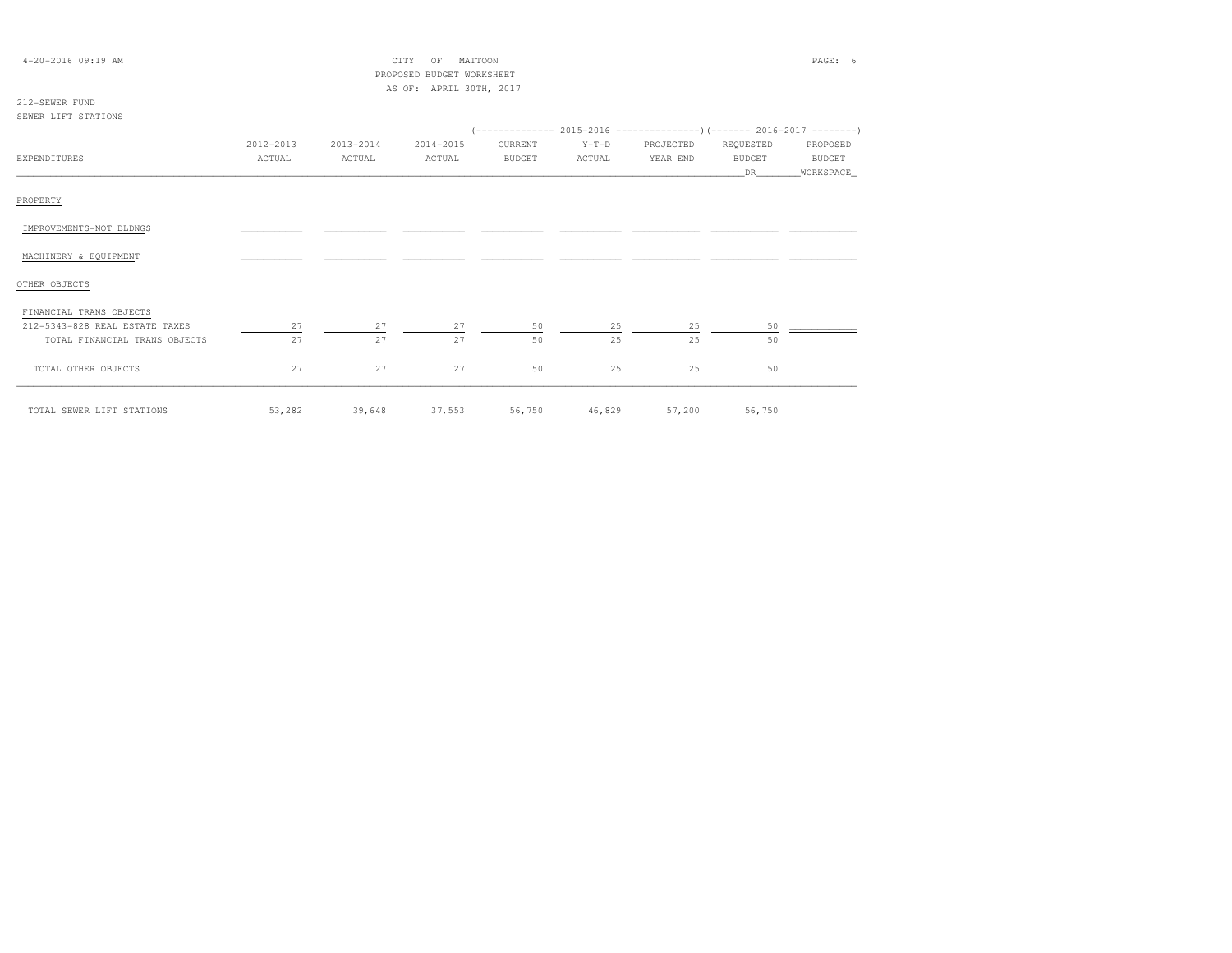CITY OF MATTOON
PROPOSED BUDGET WORKSHEET
AS OF: APRIL 30TH, 2017

212-SEWER FUND
SEWER LIFT STATIONS

| EXPENDITURES | 2012-2013 ACTUAL | 2013-2014 ACTUAL | 2014-2015 ACTUAL | 2015-2016 CURRENT BUDGET | 2015-2016 Y-T-D ACTUAL | 2015-2016 PROJECTED YEAR END | 2016-2017 REQUESTED BUDGET DR | 2016-2017 PROPOSED BUDGET WORKSPACE |
|---|---|---|---|---|---|---|---|---|
| PROPERTY | | | | | | | | |
| IMPROVEMENTS-NOT BLDNGS | | | | | | | | |
| MACHINERY & EQUIPMENT | | | | | | | | |
| OTHER OBJECTS | | | | | | | | |
| FINANCIAL TRANS OBJECTS | | | | | | | | |
| 212-5343-828 REAL ESTATE TAXES | 27 | 27 | 27 | 50 | 25 | 25 | 50 | |
| TOTAL FINANCIAL TRANS OBJECTS | 27 | 27 | 27 | 50 | 25 | 25 | 50 | |
| TOTAL OTHER OBJECTS | 27 | 27 | 27 | 50 | 25 | 25 | 50 | |
| TOTAL SEWER LIFT STATIONS | 53,282 | 39,648 | 37,553 | 56,750 | 46,829 | 57,200 | 56,750 | |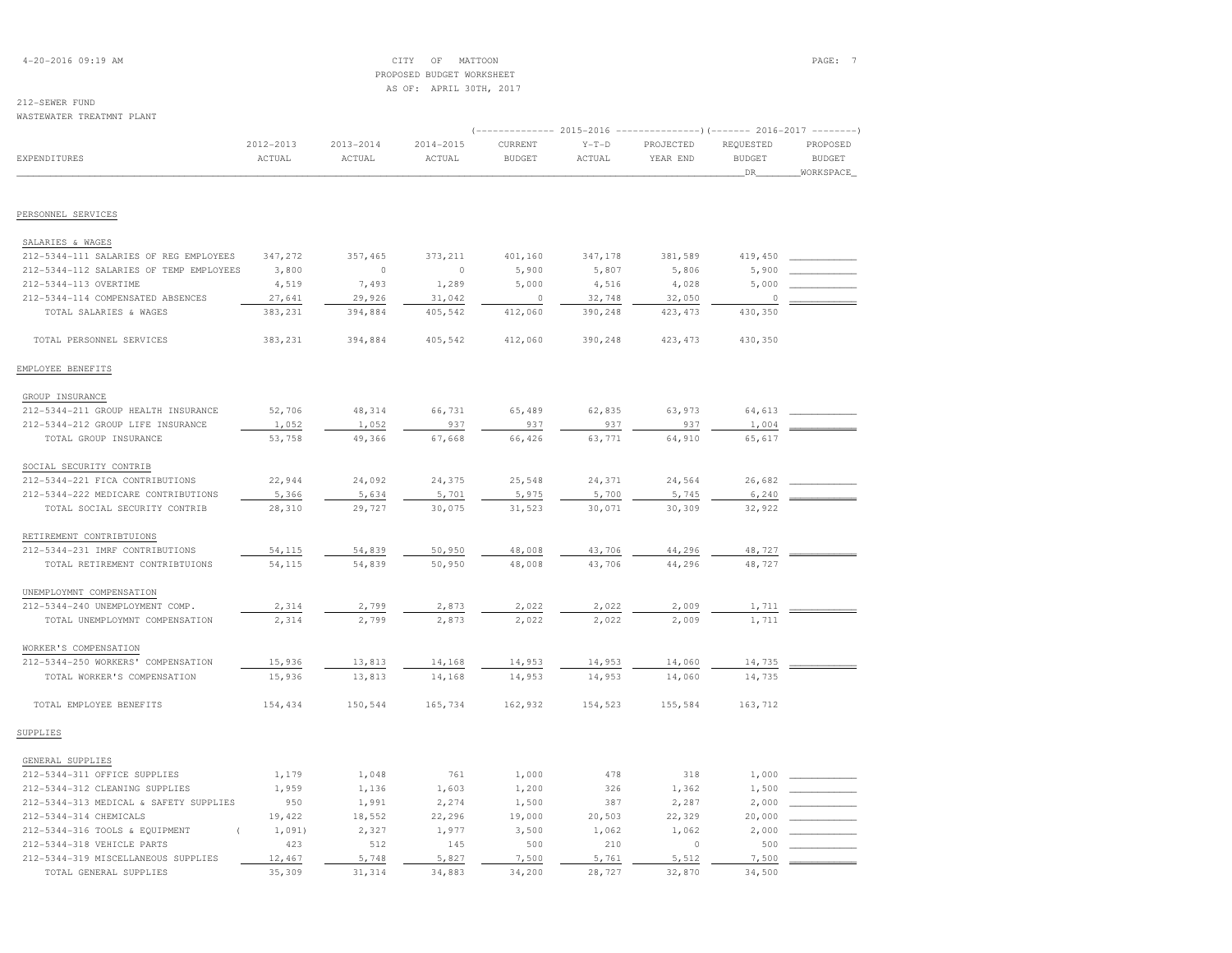CITY OF MATTOON
PROPOSED BUDGET WORKSHEET
AS OF: APRIL 30TH, 2017

212-SEWER FUND
WASTEWATER TREATMNT PLANT

| EXPENDITURES | 2012-2013 ACTUAL | 2013-2014 ACTUAL | 2014-2015 ACTUAL | 2015-2016 CURRENT BUDGET | 2015-2016 Y-T-D ACTUAL | 2015-2016 PROJECTED YEAR END | 2016-2017 REQUESTED BUDGET DR | 2016-2017 PROPOSED BUDGET WORKSPACE |
|---|---|---|---|---|---|---|---|---|
| **PERSONNEL SERVICES** | | | | | | | | |
| SALARIES & WAGES | | | | | | | | |
| 212-5344-111 SALARIES OF REG EMPLOYEES | 347,272 | 357,465 | 373,211 | 401,160 | 347,178 | 381,589 | 419,450 | |
| 212-5344-112 SALARIES OF TEMP EMPLOYEES | 3,800 | 0 | 0 | 5,900 | 5,807 | 5,806 | 5,900 | |
| 212-5344-113 OVERTIME | 4,519 | 7,493 | 1,289 | 5,000 | 4,516 | 4,028 | 5,000 | |
| 212-5344-114 COMPENSATED ABSENCES | 27,641 | 29,926 | 31,042 | 0 | 32,748 | 32,050 | 0 | |
| TOTAL SALARIES & WAGES | 383,231 | 394,884 | 405,542 | 412,060 | 390,248 | 423,473 | 430,350 | |
| TOTAL PERSONNEL SERVICES | 383,231 | 394,884 | 405,542 | 412,060 | 390,248 | 423,473 | 430,350 | |
| **EMPLOYEE BENEFITS** | | | | | | | | |
| GROUP INSURANCE | | | | | | | | |
| 212-5344-211 GROUP HEALTH INSURANCE | 52,706 | 48,314 | 66,731 | 65,489 | 62,835 | 63,973 | 64,613 | |
| 212-5344-212 GROUP LIFE INSURANCE | 1,052 | 1,052 | 937 | 937 | 937 | 937 | 1,004 | |
| TOTAL GROUP INSURANCE | 53,758 | 49,366 | 67,668 | 66,426 | 63,771 | 64,910 | 65,617 | |
| SOCIAL SECURITY CONTRIB | | | | | | | | |
| 212-5344-221 FICA CONTRIBUTIONS | 22,944 | 24,092 | 24,375 | 25,548 | 24,371 | 24,564 | 26,682 | |
| 212-5344-222 MEDICARE CONTRIBUTIONS | 5,366 | 5,634 | 5,701 | 5,975 | 5,700 | 5,745 | 6,240 | |
| TOTAL SOCIAL SECURITY CONTRIB | 28,310 | 29,727 | 30,075 | 31,523 | 30,071 | 30,309 | 32,922 | |
| RETIREMENT CONTRIBTUIONS | | | | | | | | |
| 212-5344-231 IMRF CONTRIBUTIONS | 54,115 | 54,839 | 50,950 | 48,008 | 43,706 | 44,296 | 48,727 | |
| TOTAL RETIREMENT CONTRIBTUIONS | 54,115 | 54,839 | 50,950 | 48,008 | 43,706 | 44,296 | 48,727 | |
| UNEMPLOYMNT COMPENSATION | | | | | | | | |
| 212-5344-240 UNEMPLOYMENT COMP. | 2,314 | 2,799 | 2,873 | 2,022 | 2,022 | 2,009 | 1,711 | |
| TOTAL UNEMPLOYMNT COMPENSATION | 2,314 | 2,799 | 2,873 | 2,022 | 2,022 | 2,009 | 1,711 | |
| WORKER'S COMPENSATION | | | | | | | | |
| 212-5344-250 WORKERS' COMPENSATION | 15,936 | 13,813 | 14,168 | 14,953 | 14,953 | 14,060 | 14,735 | |
| TOTAL WORKER'S COMPENSATION | 15,936 | 13,813 | 14,168 | 14,953 | 14,953 | 14,060 | 14,735 | |
| TOTAL EMPLOYEE BENEFITS | 154,434 | 150,544 | 165,734 | 162,932 | 154,523 | 155,584 | 163,712 | |
| **SUPPLIES** | | | | | | | | |
| GENERAL SUPPLIES | | | | | | | | |
| 212-5344-311 OFFICE SUPPLIES | 1,179 | 1,048 | 761 | 1,000 | 478 | 318 | 1,000 | |
| 212-5344-312 CLEANING SUPPLIES | 1,959 | 1,136 | 1,603 | 1,200 | 326 | 1,362 | 1,500 | |
| 212-5344-313 MEDICAL & SAFETY SUPPLIES | 950 | 1,991 | 2,274 | 1,500 | 387 | 2,287 | 2,000 | |
| 212-5344-314 CHEMICALS | 19,422 | 18,552 | 22,296 | 19,000 | 20,503 | 22,329 | 20,000 | |
| 212-5344-316 TOOLS & EQUIPMENT | ( 1,091) | 2,327 | 1,977 | 3,500 | 1,062 | 1,062 | 2,000 | |
| 212-5344-318 VEHICLE PARTS | 423 | 512 | 145 | 500 | 210 | 0 | 500 | |
| 212-5344-319 MISCELLANEOUS SUPPLIES | 12,467 | 5,748 | 5,827 | 7,500 | 5,761 | 5,512 | 7,500 | |
| TOTAL GENERAL SUPPLIES | 35,309 | 31,314 | 34,883 | 34,200 | 28,727 | 32,870 | 34,500 | |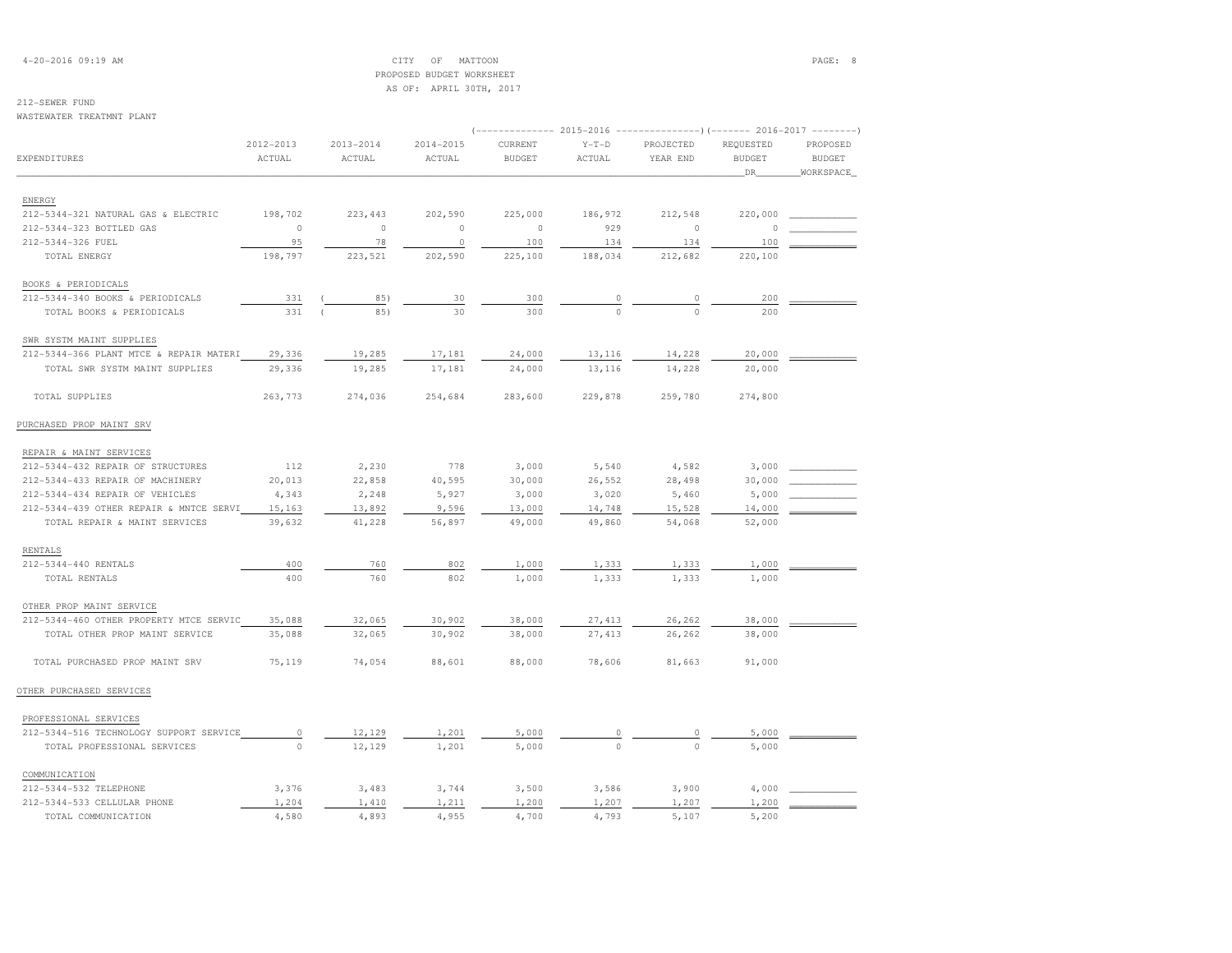CITY OF MATTOON
PROPOSED BUDGET WORKSHEET
AS OF: APRIL 30TH, 2017

212-SEWER FUND
WASTEWATER TREATMNT PLANT

| EXPENDITURES | 2012-2013 ACTUAL | 2013-2014 ACTUAL | 2014-2015 ACTUAL | 2015-2016 CURRENT BUDGET | 2015-2016 Y-T-D ACTUAL | 2015-2016 PROJECTED YEAR END | 2016-2017 REQUESTED BUDGET DR | 2016-2017 PROPOSED BUDGET WORKSPACE |
|---|---|---|---|---|---|---|---|---|
| ENERGY | | | | | | | | |
| 212-5344-321 NATURAL GAS & ELECTRIC | 198,702 | 223,443 | 202,590 | 225,000 | 186,972 | 212,548 | 220,000 | |
| 212-5344-323 BOTTLED GAS | 0 | 0 | 0 | 0 | 929 | 0 | 0 | |
| 212-5344-326 FUEL | 95 | 78 | 0 | 100 | 134 | 134 | 100 | |
| TOTAL ENERGY | 198,797 | 223,521 | 202,590 | 225,100 | 188,034 | 212,682 | 220,100 | |
| BOOKS & PERIODICALS | | | | | | | | |
| 212-5344-340 BOOKS & PERIODICALS | 331 | ( 85) | 30 | 300 | 0 | 0 | 200 | |
| TOTAL BOOKS & PERIODICALS | 331 | ( 85) | 30 | 300 | 0 | 0 | 200 | |
| SWR SYSTM MAINT SUPPLIES | | | | | | | | |
| 212-5344-366 PLANT MTCE & REPAIR MATERI | 29,336 | 19,285 | 17,181 | 24,000 | 13,116 | 14,228 | 20,000 | |
| TOTAL SWR SYSTM MAINT SUPPLIES | 29,336 | 19,285 | 17,181 | 24,000 | 13,116 | 14,228 | 20,000 | |
| TOTAL SUPPLIES | 263,773 | 274,036 | 254,684 | 283,600 | 229,878 | 259,780 | 274,800 | |
| PURCHASED PROP MAINT SRV | | | | | | | | |
| REPAIR & MAINT SERVICES | | | | | | | | |
| 212-5344-432 REPAIR OF STRUCTURES | 112 | 2,230 | 778 | 3,000 | 5,540 | 4,582 | 3,000 | |
| 212-5344-433 REPAIR OF MACHINERY | 20,013 | 22,858 | 40,595 | 30,000 | 26,552 | 28,498 | 30,000 | |
| 212-5344-434 REPAIR OF VEHICLES | 4,343 | 2,248 | 5,927 | 3,000 | 3,020 | 5,460 | 5,000 | |
| 212-5344-439 OTHER REPAIR & MNTCE SERVI | 15,163 | 13,892 | 9,596 | 13,000 | 14,748 | 15,528 | 14,000 | |
| TOTAL REPAIR & MAINT SERVICES | 39,632 | 41,228 | 56,897 | 49,000 | 49,860 | 54,068 | 52,000 | |
| RENTALS | | | | | | | | |
| 212-5344-440 RENTALS | 400 | 760 | 802 | 1,000 | 1,333 | 1,333 | 1,000 | |
| TOTAL RENTALS | 400 | 760 | 802 | 1,000 | 1,333 | 1,333 | 1,000 | |
| OTHER PROP MAINT SERVICE | | | | | | | | |
| 212-5344-460 OTHER PROPERTY MTCE SERVIC | 35,088 | 32,065 | 30,902 | 38,000 | 27,413 | 26,262 | 38,000 | |
| TOTAL OTHER PROP MAINT SERVICE | 35,088 | 32,065 | 30,902 | 38,000 | 27,413 | 26,262 | 38,000 | |
| TOTAL PURCHASED PROP MAINT SRV | 75,119 | 74,054 | 88,601 | 88,000 | 78,606 | 81,663 | 91,000 | |
| OTHER PURCHASED SERVICES | | | | | | | | |
| PROFESSIONAL SERVICES | | | | | | | | |
| 212-5344-516 TECHNOLOGY SUPPORT SERVICE | 0 | 12,129 | 1,201 | 5,000 | 0 | 0 | 5,000 | |
| TOTAL PROFESSIONAL SERVICES | 0 | 12,129 | 1,201 | 5,000 | 0 | 0 | 5,000 | |
| COMMUNICATION | | | | | | | | |
| 212-5344-532 TELEPHONE | 3,376 | 3,483 | 3,744 | 3,500 | 3,586 | 3,900 | 4,000 | |
| 212-5344-533 CELLULAR PHONE | 1,204 | 1,410 | 1,211 | 1,200 | 1,207 | 1,207 | 1,200 | |
| TOTAL COMMUNICATION | 4,580 | 4,893 | 4,955 | 4,700 | 4,793 | 5,107 | 5,200 | |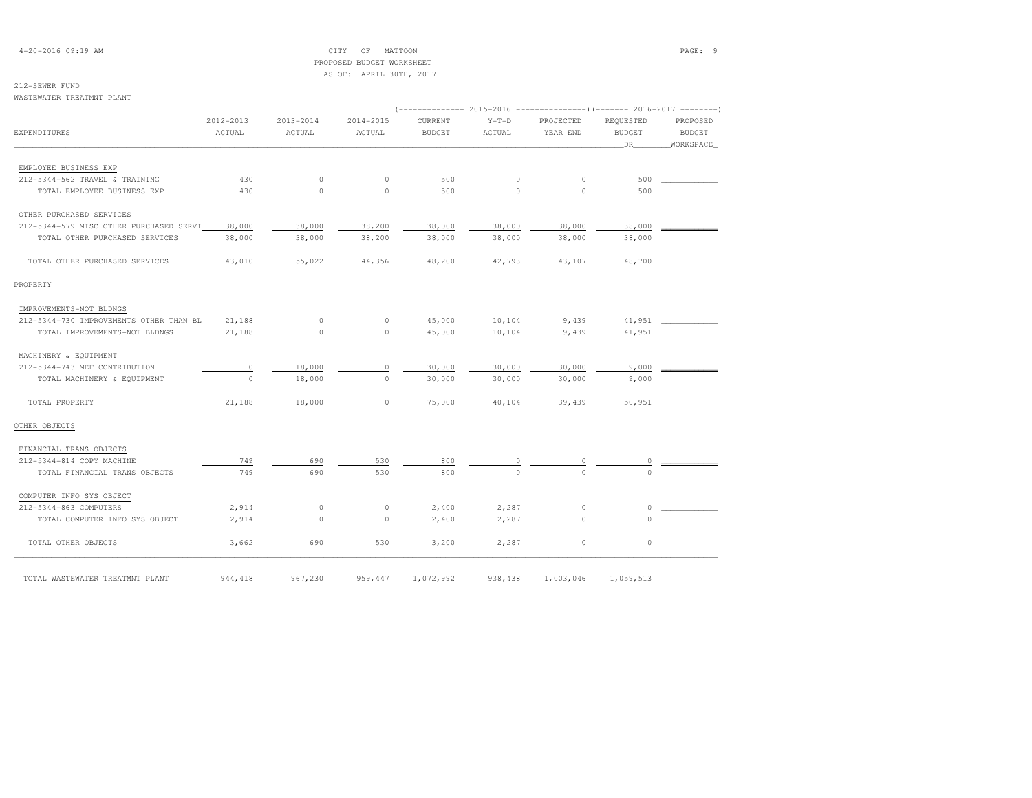CITY OF MATTOON
PROPOSED BUDGET WORKSHEET
AS OF: APRIL 30TH, 2017

212-SEWER FUND
WASTEWATER TREATMNT PLANT

| EXPENDITURES | 2012-2013 ACTUAL | 2013-2014 ACTUAL | 2014-2015 ACTUAL | 2015-2016 CURRENT BUDGET | 2015-2016 Y-T-D ACTUAL | 2015-2016 PROJECTED YEAR END | 2016-2017 REQUESTED BUDGET DR | 2016-2017 PROPOSED BUDGET WORKSPACE |
|---|---|---|---|---|---|---|---|---|
| EMPLOYEE BUSINESS EXP | | | | | | | | |
| 212-5344-562 TRAVEL & TRAINING | 430 | 0 | 0 | 500 | 0 | 0 | 500 | |
| TOTAL EMPLOYEE BUSINESS EXP | 430 | 0 | 0 | 500 | 0 | 0 | 500 | |
| OTHER PURCHASED SERVICES | | | | | | | | |
| 212-5344-579 MISC OTHER PURCHASED SERVI | 38,000 | 38,000 | 38,200 | 38,000 | 38,000 | 38,000 | 38,000 | |
| TOTAL OTHER PURCHASED SERVICES | 38,000 | 38,000 | 38,200 | 38,000 | 38,000 | 38,000 | 38,000 | |
| TOTAL OTHER PURCHASED SERVICES | 43,010 | 55,022 | 44,356 | 48,200 | 42,793 | 43,107 | 48,700 | |
| PROPERTY | | | | | | | | |
| IMPROVEMENTS-NOT BLDNGS | | | | | | | | |
| 212-5344-730 IMPROVEMENTS OTHER THAN BL | 21,188 | 0 | 0 | 45,000 | 10,104 | 9,439 | 41,951 | |
| TOTAL IMPROVEMENTS-NOT BLDNGS | 21,188 | 0 | 0 | 45,000 | 10,104 | 9,439 | 41,951 | |
| MACHINERY & EQUIPMENT | | | | | | | | |
| 212-5344-743 MEF CONTRIBUTION | 0 | 18,000 | 0 | 30,000 | 30,000 | 30,000 | 9,000 | |
| TOTAL MACHINERY & EQUIPMENT | 0 | 18,000 | 0 | 30,000 | 30,000 | 30,000 | 9,000 | |
| TOTAL PROPERTY | 21,188 | 18,000 | 0 | 75,000 | 40,104 | 39,439 | 50,951 | |
| OTHER OBJECTS | | | | | | | | |
| FINANCIAL TRANS OBJECTS | | | | | | | | |
| 212-5344-814 COPY MACHINE | 749 | 690 | 530 | 800 | 0 | 0 | 0 | |
| TOTAL FINANCIAL TRANS OBJECTS | 749 | 690 | 530 | 800 | 0 | 0 | 0 | |
| COMPUTER INFO SYS OBJECT | | | | | | | | |
| 212-5344-863 COMPUTERS | 2,914 | 0 | 0 | 2,400 | 2,287 | 0 | 0 | |
| TOTAL COMPUTER INFO SYS OBJECT | 2,914 | 0 | 0 | 2,400 | 2,287 | 0 | 0 | |
| TOTAL OTHER OBJECTS | 3,662 | 690 | 530 | 3,200 | 2,287 | 0 | 0 | |
| TOTAL WASTEWATER TREATMNT PLANT | 944,418 | 967,230 | 959,447 | 1,072,992 | 938,438 | 1,003,046 | 1,059,513 | |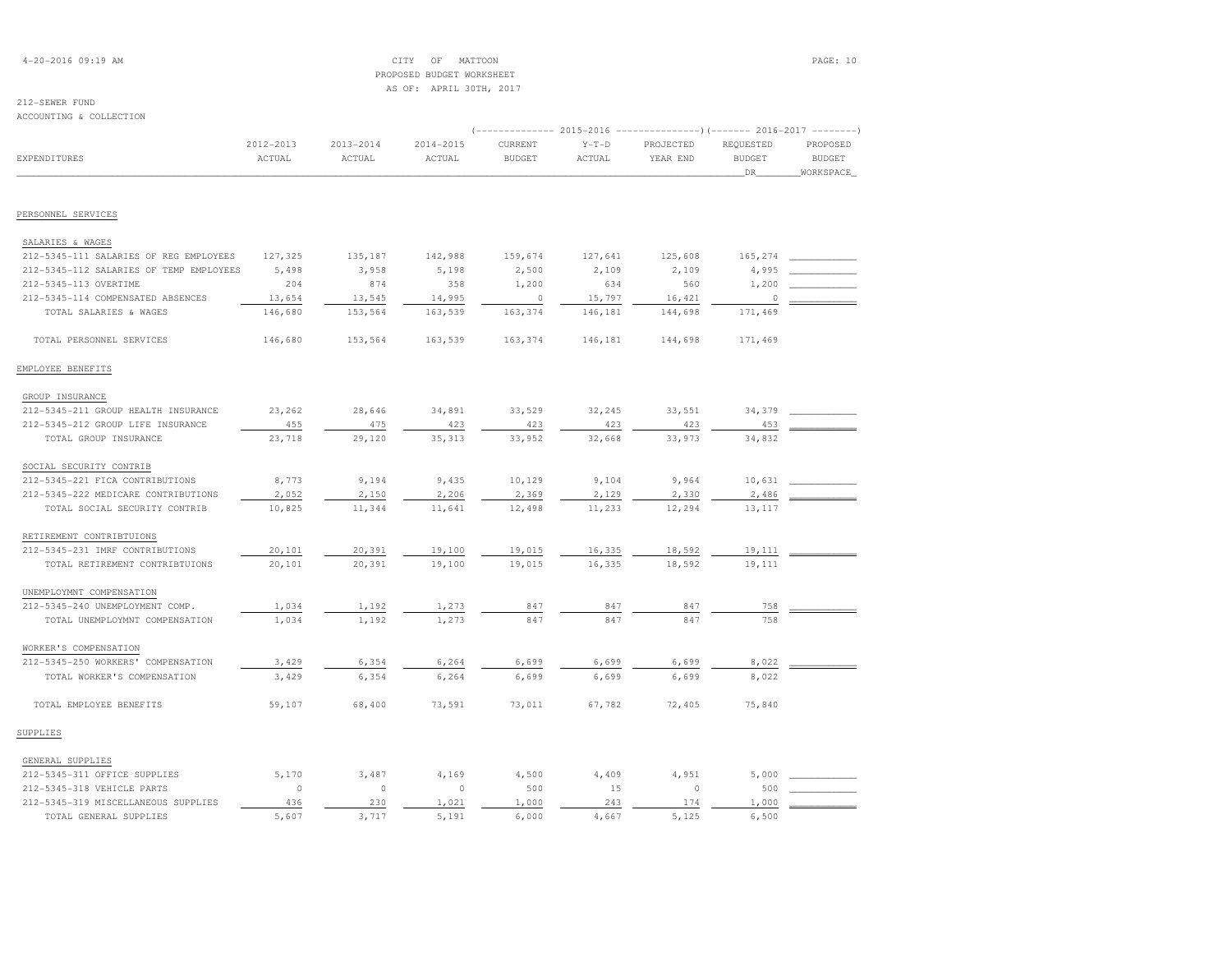CITY OF MATTOON
PROPOSED BUDGET WORKSHEET
AS OF: APRIL 30TH, 2017

212-SEWER FUND
ACCOUNTING & COLLECTION

| EXPENDITURES | 2012-2013 ACTUAL | 2013-2014 ACTUAL | 2014-2015 ACTUAL | 2015-2016 CURRENT BUDGET | 2015-2016 Y-T-D ACTUAL | 2015-2016 PROJECTED YEAR END | 2016-2017 REQUESTED BUDGET DR | 2016-2017 PROPOSED BUDGET WORKSPACE |
|---|---|---|---|---|---|---|---|---|
| **PERSONNEL SERVICES** | | | | | | | | |
| SALARIES & WAGES | | | | | | | | |
| 212-5345-111 SALARIES OF REG EMPLOYEES | 127,325 | 135,187 | 142,988 | 159,674 | 127,641 | 125,608 | 165,274 | |
| 212-5345-112 SALARIES OF TEMP EMPLOYEES | 5,498 | 3,958 | 5,198 | 2,500 | 2,109 | 2,109 | 4,995 | |
| 212-5345-113 OVERTIME | 204 | 874 | 358 | 1,200 | 634 | 560 | 1,200 | |
| 212-5345-114 COMPENSATED ABSENCES | 13,654 | 13,545 | 14,995 | 0 | 15,797 | 16,421 | 0 | |
| TOTAL SALARIES & WAGES | 146,680 | 153,564 | 163,539 | 163,374 | 146,181 | 144,698 | 171,469 | |
| TOTAL PERSONNEL SERVICES | 146,680 | 153,564 | 163,539 | 163,374 | 146,181 | 144,698 | 171,469 | |
| **EMPLOYEE BENEFITS** | | | | | | | | |
| GROUP INSURANCE | | | | | | | | |
| 212-5345-211 GROUP HEALTH INSURANCE | 23,262 | 28,646 | 34,891 | 33,529 | 32,245 | 33,551 | 34,379 | |
| 212-5345-212 GROUP LIFE INSURANCE | 455 | 475 | 423 | 423 | 423 | 423 | 453 | |
| TOTAL GROUP INSURANCE | 23,718 | 29,120 | 35,313 | 33,952 | 32,668 | 33,973 | 34,832 | |
| SOCIAL SECURITY CONTRIB | | | | | | | | |
| 212-5345-221 FICA CONTRIBUTIONS | 8,773 | 9,194 | 9,435 | 10,129 | 9,104 | 9,964 | 10,631 | |
| 212-5345-222 MEDICARE CONTRIBUTIONS | 2,052 | 2,150 | 2,206 | 2,369 | 2,129 | 2,330 | 2,486 | |
| TOTAL SOCIAL SECURITY CONTRIB | 10,825 | 11,344 | 11,641 | 12,498 | 11,233 | 12,294 | 13,117 | |
| RETIREMENT CONTRIBTUIONS | | | | | | | | |
| 212-5345-231 IMRF CONTRIBUTIONS | 20,101 | 20,391 | 19,100 | 19,015 | 16,335 | 18,592 | 19,111 | |
| TOTAL RETIREMENT CONTRIBTUIONS | 20,101 | 20,391 | 19,100 | 19,015 | 16,335 | 18,592 | 19,111 | |
| UNEMPLOYMNT COMPENSATION | | | | | | | | |
| 212-5345-240 UNEMPLOYMENT COMP. | 1,034 | 1,192 | 1,273 | 847 | 847 | 847 | 758 | |
| TOTAL UNEMPLOYMNT COMPENSATION | 1,034 | 1,192 | 1,273 | 847 | 847 | 847 | 758 | |
| WORKER'S COMPENSATION | | | | | | | | |
| 212-5345-250 WORKERS' COMPENSATION | 3,429 | 6,354 | 6,264 | 6,699 | 6,699 | 6,699 | 8,022 | |
| TOTAL WORKER'S COMPENSATION | 3,429 | 6,354 | 6,264 | 6,699 | 6,699 | 6,699 | 8,022 | |
| TOTAL EMPLOYEE BENEFITS | 59,107 | 68,400 | 73,591 | 73,011 | 67,782 | 72,405 | 75,840 | |
| **SUPPLIES** | | | | | | | | |
| GENERAL SUPPLIES | | | | | | | | |
| 212-5345-311 OFFICE SUPPLIES | 5,170 | 3,487 | 4,169 | 4,500 | 4,409 | 4,951 | 5,000 | |
| 212-5345-318 VEHICLE PARTS | 0 | 0 | 0 | 500 | 15 | 0 | 500 | |
| 212-5345-319 MISCELLANEOUS SUPPLIES | 436 | 230 | 1,021 | 1,000 | 243 | 174 | 1,000 | |
| TOTAL GENERAL SUPPLIES | 5,607 | 3,717 | 5,191 | 6,000 | 4,667 | 5,125 | 6,500 | |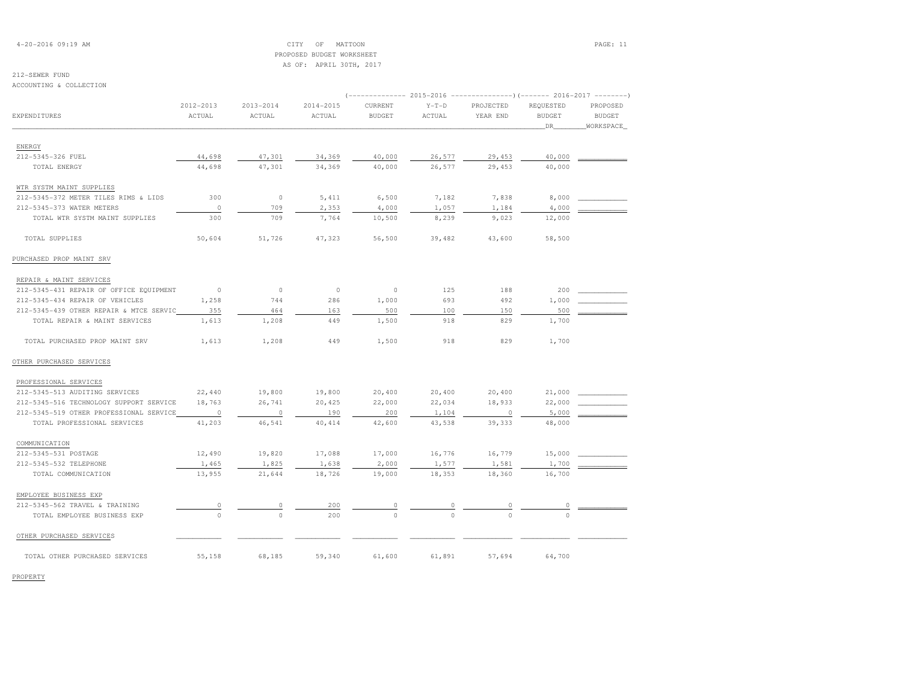CITY OF MATTOON
PROPOSED BUDGET WORKSHEET
AS OF: APRIL 30TH, 2017

212-SEWER FUND
ACCOUNTING & COLLECTION

| EXPENDITURES | 2012-2013 ACTUAL | 2013-2014 ACTUAL | 2014-2015 ACTUAL | 2015-2016 CURRENT BUDGET | 2015-2016 Y-T-D ACTUAL | 2015-2016 PROJECTED YEAR END | 2016-2017 REQUESTED BUDGET DR | 2016-2017 PROPOSED BUDGET WORKSHEET |
|---|---|---|---|---|---|---|---|---|
| ENERGY | | | | | | | | |
| 212-5345-326 FUEL | 44,698 | 47,301 | 34,369 | 40,000 | 26,577 | 29,453 | 40,000 | |
| TOTAL ENERGY | 44,698 | 47,301 | 34,369 | 40,000 | 26,577 | 29,453 | 40,000 | |
| WTR SYSTM MAINT SUPPLIES | | | | | | | | |
| 212-5345-372 METER TILES RIMS & LIDS | 300 | 0 | 5,411 | 6,500 | 7,182 | 7,838 | 8,000 | |
| 212-5345-373 WATER METERS | 0 | 709 | 2,353 | 4,000 | 1,057 | 1,184 | 4,000 | |
| TOTAL WTR SYSTM MAINT SUPPLIES | 300 | 709 | 7,764 | 10,500 | 8,239 | 9,023 | 12,000 | |
| TOTAL SUPPLIES | 50,604 | 51,726 | 47,323 | 56,500 | 39,482 | 43,600 | 58,500 | |
| PURCHASED PROP MAINT SRV | | | | | | | | |
| REPAIR & MAINT SERVICES | | | | | | | | |
| 212-5345-431 REPAIR OF OFFICE EQUIPMENT | 0 | 0 | 0 | 0 | 125 | 188 | 200 | |
| 212-5345-434 REPAIR OF VEHICLES | 1,258 | 744 | 286 | 1,000 | 693 | 492 | 1,000 | |
| 212-5345-439 OTHER REPAIR & MTCE SERVIC | 355 | 464 | 163 | 500 | 100 | 150 | 500 | |
| TOTAL REPAIR & MAINT SERVICES | 1,613 | 1,208 | 449 | 1,500 | 918 | 829 | 1,700 | |
| TOTAL PURCHASED PROP MAINT SRV | 1,613 | 1,208 | 449 | 1,500 | 918 | 829 | 1,700 | |
| OTHER PURCHASED SERVICES | | | | | | | | |
| PROFESSIONAL SERVICES | | | | | | | | |
| 212-5345-513 AUDITING SERVICES | 22,440 | 19,800 | 19,800 | 20,400 | 20,400 | 20,400 | 21,000 | |
| 212-5345-516 TECHNOLOGY SUPPORT SERVICE | 18,763 | 26,741 | 20,425 | 22,000 | 22,034 | 18,933 | 22,000 | |
| 212-5345-519 OTHER PROFESSIONAL SERVICE | 0 | 0 | 190 | 200 | 1,104 | 0 | 5,000 | |
| TOTAL PROFESSIONAL SERVICES | 41,203 | 46,541 | 40,414 | 42,600 | 43,538 | 39,333 | 48,000 | |
| COMMUNICATION | | | | | | | | |
| 212-5345-531 POSTAGE | 12,490 | 19,820 | 17,088 | 17,000 | 16,776 | 16,779 | 15,000 | |
| 212-5345-532 TELEPHONE | 1,465 | 1,825 | 1,638 | 2,000 | 1,577 | 1,581 | 1,700 | |
| TOTAL COMMUNICATION | 13,955 | 21,644 | 18,726 | 19,000 | 18,353 | 18,360 | 16,700 | |
| EMPLOYEE BUSINESS EXP | | | | | | | | |
| 212-5345-562 TRAVEL & TRAINING | 0 | 0 | 200 | 0 | 0 | 0 | 0 | |
| TOTAL EMPLOYEE BUSINESS EXP | 0 | 0 | 200 | 0 | 0 | 0 | 0 | |
| OTHER PURCHASED SERVICES | | | | | | | | |
| TOTAL OTHER PURCHASED SERVICES | 55,158 | 68,185 | 59,340 | 61,600 | 61,891 | 57,694 | 64,700 | |

PROPERTY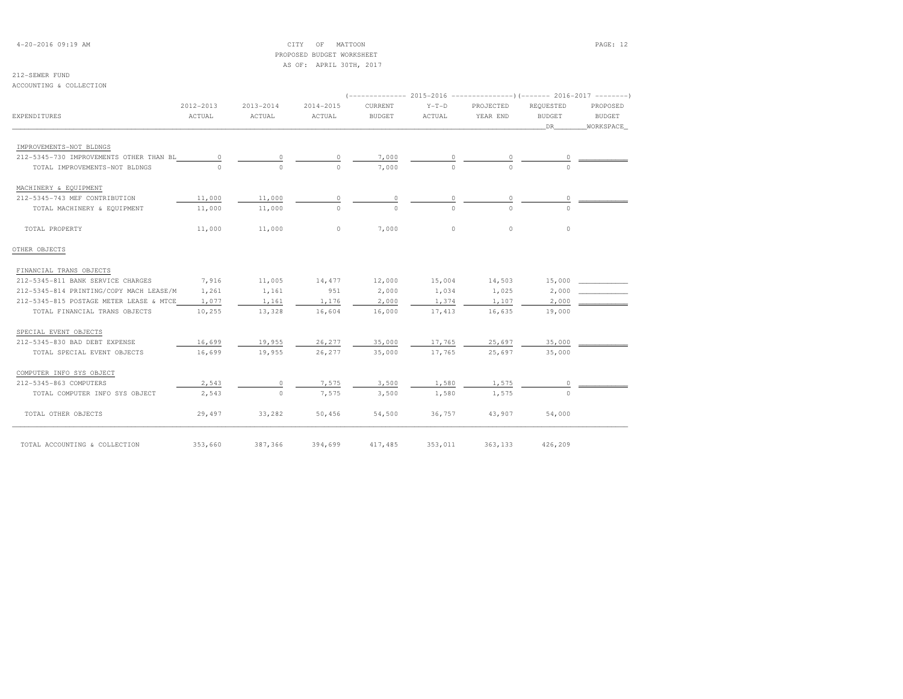CITY OF MATTOON
PROPOSED BUDGET WORKSHEET
AS OF: APRIL 30TH, 2017

212-SEWER FUND
ACCOUNTING & COLLECTION

| EXPENDITURES | 2012-2013 ACTUAL | 2013-2014 ACTUAL | 2014-2015 ACTUAL | 2015-2016 CURRENT BUDGET | 2015-2016 Y-T-D ACTUAL | 2015-2016 PROJECTED YEAR END | 2016-2017 REQUESTED BUDGET DR | 2016-2017 PROPOSED BUDGET WORKSPACE |
|---|---|---|---|---|---|---|---|---|
| IMPROVEMENTS-NOT BLDNGS | | | | | | | | |
| 212-5345-730 IMPROVEMENTS OTHER THAN BL | 0 | 0 | 0 | 7,000 | 0 | 0 | 0 | |
| TOTAL IMPROVEMENTS-NOT BLDNGS | 0 | 0 | 0 | 7,000 | 0 | 0 | 0 | |
| MACHINERY & EQUIPMENT | | | | | | | | |
| 212-5345-743 MEF CONTRIBUTION | 11,000 | 11,000 | 0 | 0 | 0 | 0 | 0 | |
| TOTAL MACHINERY & EQUIPMENT | 11,000 | 11,000 | 0 | 0 | 0 | 0 | 0 | |
| TOTAL PROPERTY | 11,000 | 11,000 | 0 | 7,000 | 0 | 0 | 0 | |
| OTHER OBJECTS | | | | | | | | |
| FINANCIAL TRANS OBJECTS | | | | | | | | |
| 212-5345-811 BANK SERVICE CHARGES | 7,916 | 11,005 | 14,477 | 12,000 | 15,004 | 14,503 | 15,000 | |
| 212-5345-814 PRINTING/COPY MACH LEASE/M | 1,261 | 1,161 | 951 | 2,000 | 1,034 | 1,025 | 2,000 | |
| 212-5345-815 POSTAGE METER LEASE & MTCE | 1,077 | 1,161 | 1,176 | 2,000 | 1,374 | 1,107 | 2,000 | |
| TOTAL FINANCIAL TRANS OBJECTS | 10,255 | 13,328 | 16,604 | 16,000 | 17,413 | 16,635 | 19,000 | |
| SPECIAL EVENT OBJECTS | | | | | | | | |
| 212-5345-830 BAD DEBT EXPENSE | 16,699 | 19,955 | 26,277 | 35,000 | 17,765 | 25,697 | 35,000 | |
| TOTAL SPECIAL EVENT OBJECTS | 16,699 | 19,955 | 26,277 | 35,000 | 17,765 | 25,697 | 35,000 | |
| COMPUTER INFO SYS OBJECT | | | | | | | | |
| 212-5345-863 COMPUTERS | 2,543 | 0 | 7,575 | 3,500 | 1,580 | 1,575 | 0 | |
| TOTAL COMPUTER INFO SYS OBJECT | 2,543 | 0 | 7,575 | 3,500 | 1,580 | 1,575 | 0 | |
| TOTAL OTHER OBJECTS | 29,497 | 33,282 | 50,456 | 54,500 | 36,757 | 43,907 | 54,000 | |
| TOTAL ACCOUNTING & COLLECTION | 353,660 | 387,366 | 394,699 | 417,485 | 353,011 | 363,133 | 426,209 | |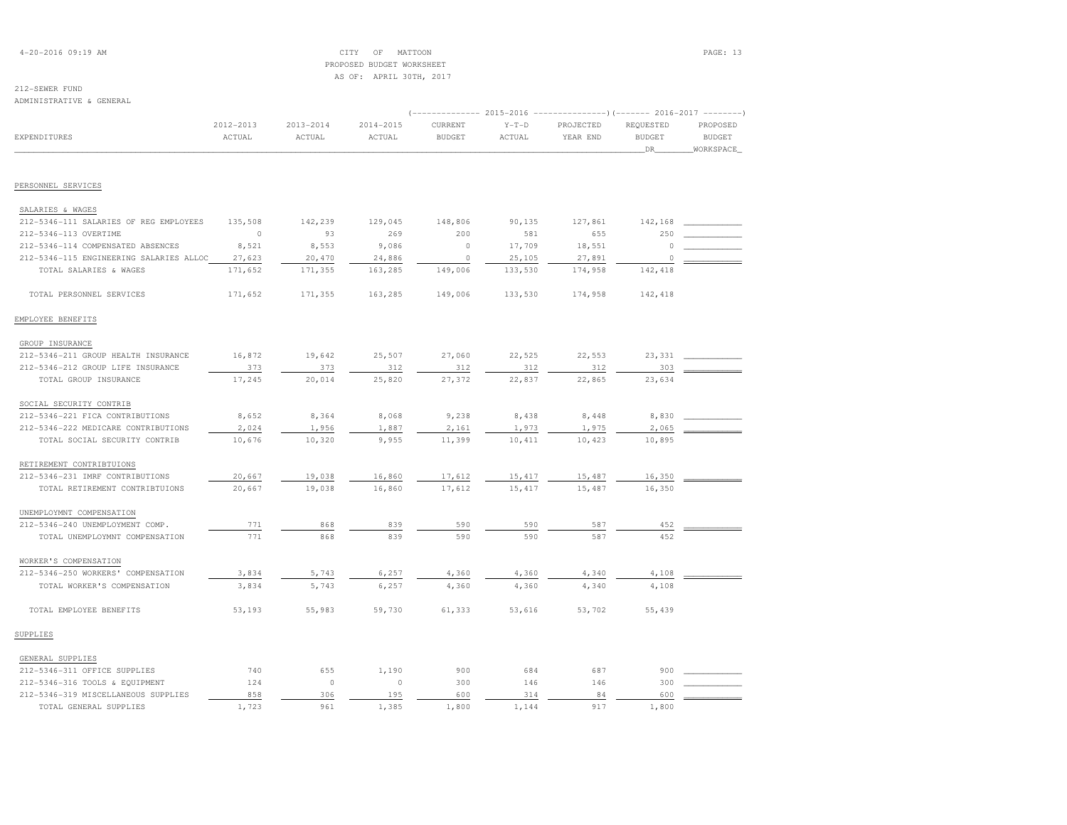CITY OF MATTOON
PROPOSED BUDGET WORKSHEET
AS OF: APRIL 30TH, 2017

212-SEWER FUND
ADMINISTRATIVE & GENERAL

| EXPENDITURES | 2012-2013 ACTUAL | 2013-2014 ACTUAL | 2014-2015 ACTUAL | 2015-2016 CURRENT BUDGET | 2015-2016 Y-T-D ACTUAL | 2015-2016 PROJECTED YEAR END | 2016-2017 REQUESTED BUDGET DR | 2016-2017 PROPOSED BUDGET WORKSPACE |
|---|---|---|---|---|---|---|---|---|
| **PERSONNEL SERVICES** | | | | | | | | |
| SALARIES & WAGES | | | | | | | | |
| 212-5346-111 SALARIES OF REG EMPLOYEES | 135,508 | 142,239 | 129,045 | 148,806 | 90,135 | 127,861 | 142,168 | |
| 212-5346-113 OVERTIME | 0 | 93 | 269 | 200 | 581 | 655 | 250 | |
| 212-5346-114 COMPENSATED ABSENCES | 8,521 | 8,553 | 9,086 | 0 | 17,709 | 18,551 | 0 | |
| 212-5346-115 ENGINEERING SALARIES ALLOC | 27,623 | 20,470 | 24,886 | 0 | 25,105 | 27,891 | 0 | |
| TOTAL SALARIES & WAGES | 171,652 | 171,355 | 163,285 | 149,006 | 133,530 | 174,958 | 142,418 | |
| TOTAL PERSONNEL SERVICES | 171,652 | 171,355 | 163,285 | 149,006 | 133,530 | 174,958 | 142,418 | |
| **EMPLOYEE BENEFITS** | | | | | | | | |
| GROUP INSURANCE | | | | | | | | |
| 212-5346-211 GROUP HEALTH INSURANCE | 16,872 | 19,642 | 25,507 | 27,060 | 22,525 | 22,553 | 23,331 | |
| 212-5346-212 GROUP LIFE INSURANCE | 373 | 373 | 312 | 312 | 312 | 312 | 303 | |
| TOTAL GROUP INSURANCE | 17,245 | 20,014 | 25,820 | 27,372 | 22,837 | 22,865 | 23,634 | |
| SOCIAL SECURITY CONTRIB | | | | | | | | |
| 212-5346-221 FICA CONTRIBUTIONS | 8,652 | 8,364 | 8,068 | 9,238 | 8,438 | 8,448 | 8,830 | |
| 212-5346-222 MEDICARE CONTRIBUTIONS | 2,024 | 1,956 | 1,887 | 2,161 | 1,973 | 1,975 | 2,065 | |
| TOTAL SOCIAL SECURITY CONTRIB | 10,676 | 10,320 | 9,955 | 11,399 | 10,411 | 10,423 | 10,895 | |
| RETIREMENT CONTRIBTUIONS | | | | | | | | |
| 212-5346-231 IMRF CONTRIBUTIONS | 20,667 | 19,038 | 16,860 | 17,612 | 15,417 | 15,487 | 16,350 | |
| TOTAL RETIREMENT CONTRIBTUIONS | 20,667 | 19,038 | 16,860 | 17,612 | 15,417 | 15,487 | 16,350 | |
| UNEMPLOYMNT COMPENSATION | | | | | | | | |
| 212-5346-240 UNEMPLOYMENT COMP. | 771 | 868 | 839 | 590 | 590 | 587 | 452 | |
| TOTAL UNEMPLOYMNT COMPENSATION | 771 | 868 | 839 | 590 | 590 | 587 | 452 | |
| WORKER'S COMPENSATION | | | | | | | | |
| 212-5346-250 WORKERS' COMPENSATION | 3,834 | 5,743 | 6,257 | 4,360 | 4,360 | 4,340 | 4,108 | |
| TOTAL WORKER'S COMPENSATION | 3,834 | 5,743 | 6,257 | 4,360 | 4,360 | 4,340 | 4,108 | |
| TOTAL EMPLOYEE BENEFITS | 53,193 | 55,983 | 59,730 | 61,333 | 53,616 | 53,702 | 55,439 | |
| **SUPPLIES** | | | | | | | | |
| GENERAL SUPPLIES | | | | | | | | |
| 212-5346-311 OFFICE SUPPLIES | 740 | 655 | 1,190 | 900 | 684 | 687 | 900 | |
| 212-5346-316 TOOLS & EQUIPMENT | 124 | 0 | 0 | 300 | 146 | 146 | 300 | |
| 212-5346-319 MISCELLANEOUS SUPPLIES | 858 | 306 | 195 | 600 | 314 | 84 | 600 | |
| TOTAL GENERAL SUPPLIES | 1,723 | 961 | 1,385 | 1,800 | 1,144 | 917 | 1,800 | |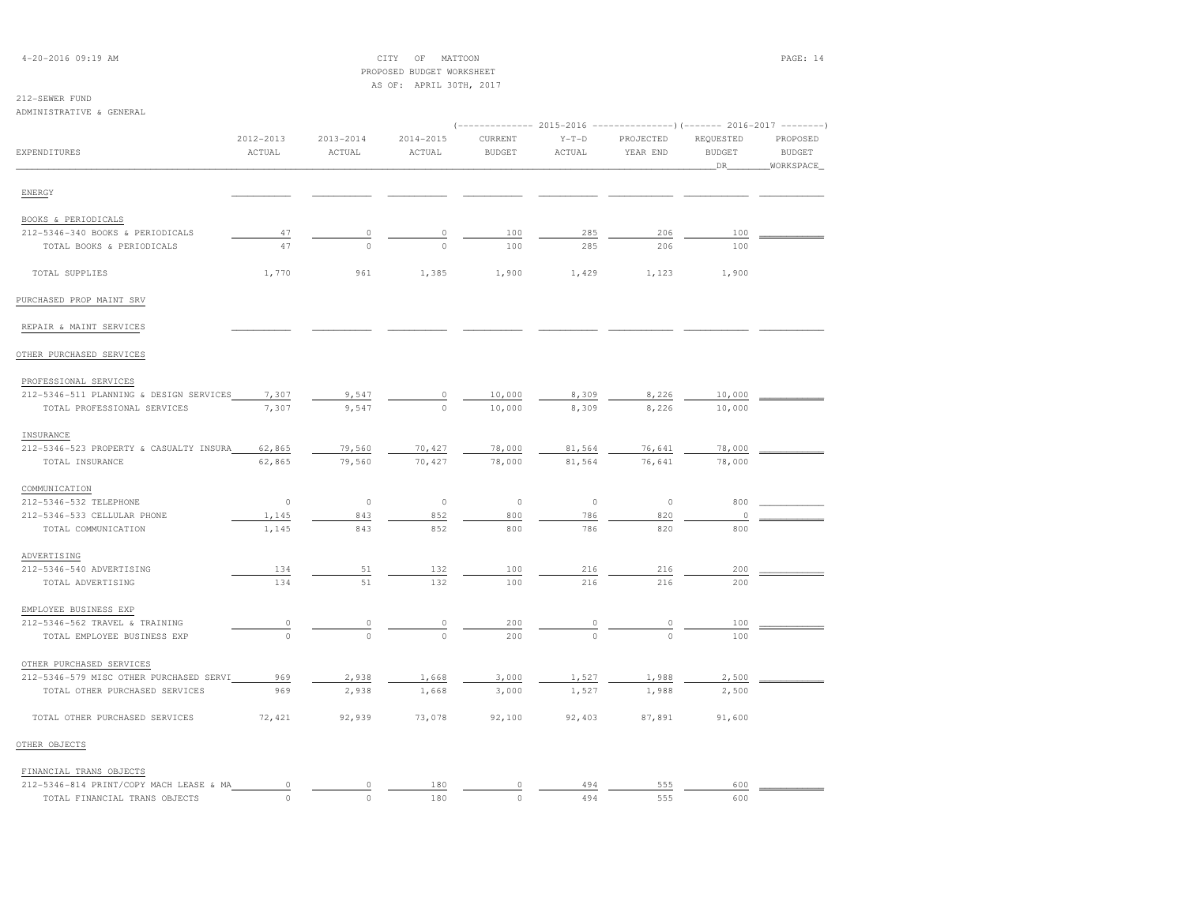CITY OF MATTOON
PROPOSED BUDGET WORKSHEET
AS OF: APRIL 30TH, 2017

212-SEWER FUND
ADMINISTRATIVE & GENERAL

| EXPENDITURES | 2012-2013 ACTUAL | 2013-2014 ACTUAL | 2014-2015 ACTUAL | 2015-2016 CURRENT BUDGET | 2015-2016 Y-T-D ACTUAL | 2015-2016 PROJECTED YEAR END | 2016-2017 REQUESTED BUDGET DR | 2016-2017 PROPOSED BUDGET WORKSPACE |
|---|---|---|---|---|---|---|---|---|
| ENERGY | | | | | | | | |
| BOOKS & PERIODICALS | | | | | | | | |
| 212-5346-340 BOOKS & PERIODICALS | 47 | 0 | 0 | 100 | 285 | 206 | 100 | |
| TOTAL BOOKS & PERIODICALS | 47 | 0 | 0 | 100 | 285 | 206 | 100 | |
| TOTAL SUPPLIES | 1,770 | 961 | 1,385 | 1,900 | 1,429 | 1,123 | 1,900 | |
| PURCHASED PROP MAINT SRV | | | | | | | | |
| REPAIR & MAINT SERVICES | | | | | | | | |
| OTHER PURCHASED SERVICES | | | | | | | | |
| PROFESSIONAL SERVICES | | | | | | | | |
| 212-5346-511 PLANNING & DESIGN SERVICES | 7,307 | 9,547 | 0 | 10,000 | 8,309 | 8,226 | 10,000 | |
| TOTAL PROFESSIONAL SERVICES | 7,307 | 9,547 | 0 | 10,000 | 8,309 | 8,226 | 10,000 | |
| INSURANCE | | | | | | | | |
| 212-5346-523 PROPERTY & CASUALTY INSURA | 62,865 | 79,560 | 70,427 | 78,000 | 81,564 | 76,641 | 78,000 | |
| TOTAL INSURANCE | 62,865 | 79,560 | 70,427 | 78,000 | 81,564 | 76,641 | 78,000 | |
| COMMUNICATION | | | | | | | | |
| 212-5346-532 TELEPHONE | 0 | 0 | 0 | 0 | 0 | 0 | 800 | |
| 212-5346-533 CELLULAR PHONE | 1,145 | 843 | 852 | 800 | 786 | 820 | 0 | |
| TOTAL COMMUNICATION | 1,145 | 843 | 852 | 800 | 786 | 820 | 800 | |
| ADVERTISING | | | | | | | | |
| 212-5346-540 ADVERTISING | 134 | 51 | 132 | 100 | 216 | 216 | 200 | |
| TOTAL ADVERTISING | 134 | 51 | 132 | 100 | 216 | 216 | 200 | |
| EMPLOYEE BUSINESS EXP | | | | | | | | |
| 212-5346-562 TRAVEL & TRAINING | 0 | 0 | 0 | 200 | 0 | 0 | 100 | |
| TOTAL EMPLOYEE BUSINESS EXP | 0 | 0 | 0 | 200 | 0 | 0 | 100 | |
| OTHER PURCHASED SERVICES | | | | | | | | |
| 212-5346-579 MISC OTHER PURCHASED SERVI | 969 | 2,938 | 1,668 | 3,000 | 1,527 | 1,988 | 2,500 | |
| TOTAL OTHER PURCHASED SERVICES | 969 | 2,938 | 1,668 | 3,000 | 1,527 | 1,988 | 2,500 | |
| TOTAL OTHER PURCHASED SERVICES | 72,421 | 92,939 | 73,078 | 92,100 | 92,403 | 87,891 | 91,600 | |
| OTHER OBJECTS | | | | | | | | |
| FINANCIAL TRANS OBJECTS | | | | | | | | |
| 212-5346-814 PRINT/COPY MACH LEASE & MA | 0 | 0 | 180 | 0 | 494 | 555 | 600 | |
| TOTAL FINANCIAL TRANS OBJECTS | 0 | 0 | 180 | 0 | 494 | 555 | 600 | |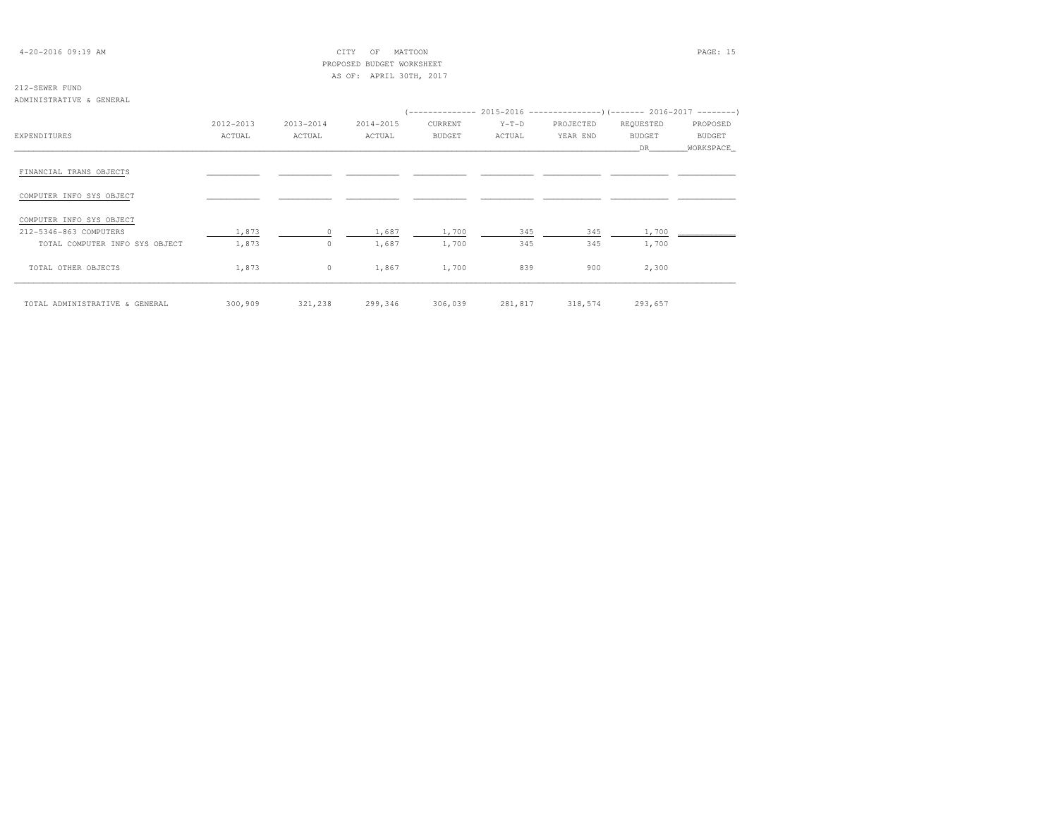CITY OF MATTOON
PROPOSED BUDGET WORKSHEET
AS OF: APRIL 30TH, 2017

212-SEWER FUND
ADMINISTRATIVE & GENERAL

| EXPENDITURES | 2012-2013 ACTUAL | 2013-2014 ACTUAL | 2014-2015 ACTUAL | 2015-2016 CURRENT BUDGET | 2015-2016 Y-T-D ACTUAL | 2015-2016 PROJECTED YEAR END | 2016-2017 REQUESTED BUDGET DR | 2016-2017 PROPOSED BUDGET WORKSPACE |
|---|---|---|---|---|---|---|---|---|
| FINANCIAL TRANS OBJECTS | | | | | | | | |
| COMPUTER INFO SYS OBJECT | | | | | | | | |
| COMPUTER INFO SYS OBJECT | | | | | | | | |
| 212-5346-863 COMPUTERS | 1,873 | 0 | 1,687 | 1,700 | 345 | 345 | 1,700 | |
| TOTAL COMPUTER INFO SYS OBJECT | 1,873 | 0 | 1,687 | 1,700 | 345 | 345 | 1,700 | |
| TOTAL OTHER OBJECTS | 1,873 | 0 | 1,867 | 1,700 | 839 | 900 | 2,300 | |
| TOTAL ADMINISTRATIVE & GENERAL | 300,909 | 321,238 | 299,346 | 306,039 | 281,817 | 318,574 | 293,657 | |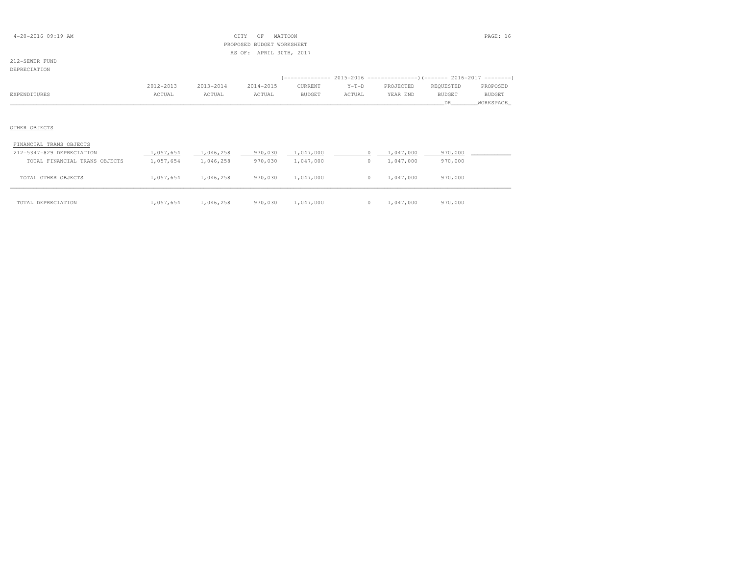CITY OF MATTOON
PROPOSED BUDGET WORKSHEET
AS OF: APRIL 30TH, 2017

212-SEWER FUND
DEPRECIATION

| EXPENDITURES | 2012-2013 ACTUAL | 2013-2014 ACTUAL | 2014-2015 ACTUAL | 2015-2016 CURRENT BUDGET | 2015-2016 Y-T-D ACTUAL | 2015-2016 PROJECTED YEAR END | 2016-2017 REQUESTED BUDGET DR | 2016-2017 PROPOSED BUDGET WORKSPACE |
|---|---|---|---|---|---|---|---|---|
| OTHER OBJECTS | | | | | | | | |
| FINANCIAL TRANS OBJECTS | | | | | | | | |
| 212-5347-829 DEPRECIATION | 1,057,654 | 1,046,258 | 970,030 | 1,047,000 | 0 | 1,047,000 | 970,000 | |
| TOTAL FINANCIAL TRANS OBJECTS | 1,057,654 | 1,046,258 | 970,030 | 1,047,000 | 0 | 1,047,000 | 970,000 | |
| TOTAL OTHER OBJECTS | 1,057,654 | 1,046,258 | 970,030 | 1,047,000 | 0 | 1,047,000 | 970,000 | |
| TOTAL DEPRECIATION | 1,057,654 | 1,046,258 | 970,030 | 1,047,000 | 0 | 1,047,000 | 970,000 | |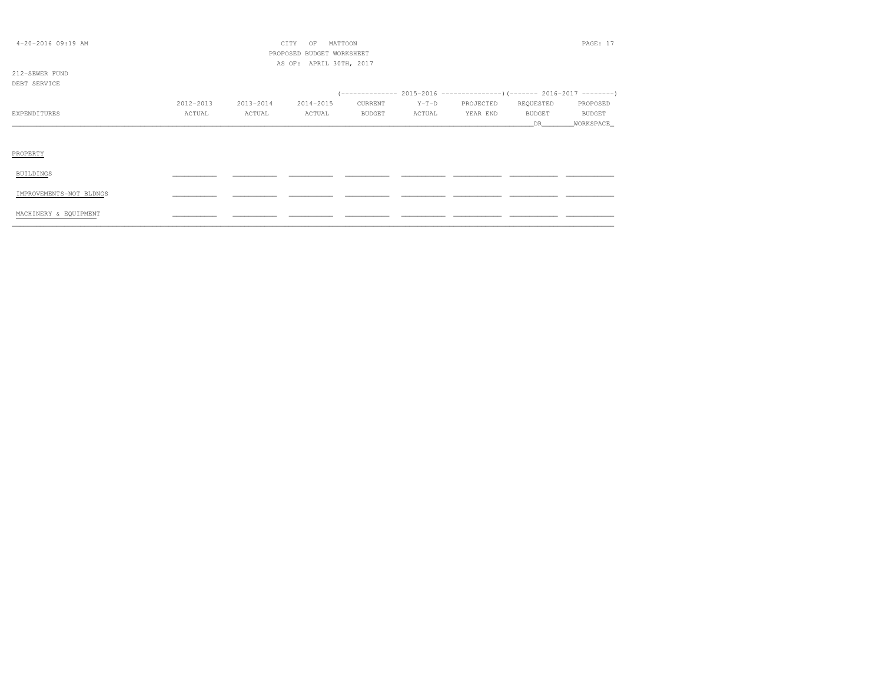4-20-2016 09:19 AM

CITY OF MATTOON
PROPOSED BUDGET WORKSHEET
AS OF: APRIL 30TH, 2017

212-SEWER FUND
DEBT SERVICE

| EXPENDITURES | 2012-2013 ACTUAL | 2013-2014 ACTUAL | 2014-2015 ACTUAL | 2015-2016 CURRENT BUDGET | 2015-2016 Y-T-D ACTUAL | 2015-2016 PROJECTED YEAR END | 2016-2017 REQUESTED BUDGET DR | 2016-2017 PROPOSED BUDGET WORKSPACE |
|---|---|---|---|---|---|---|---|---|
| PROPERTY | | | | | | | | |
| BUILDINGS | | | | | | | | |
| IMPROVEMENTS-NOT BLDNGS | | | | | | | | |
| MACHINERY & EQUIPMENT | | | | | | | | |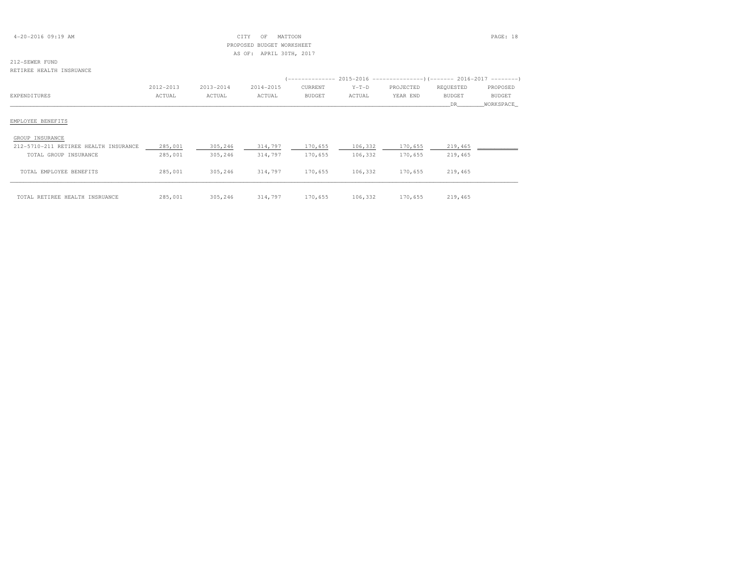CITY OF MATTOON
PROPOSED BUDGET WORKSHEET
AS OF: APRIL 30TH, 2017

212-SEWER FUND
RETIREE HEALTH INSRUANCE

| EXPENDITURES | 2012-2013 ACTUAL | 2013-2014 ACTUAL | 2014-2015 ACTUAL | 2015-2016 CURRENT BUDGET | 2015-2016 Y-T-D ACTUAL | 2015-2016 PROJECTED YEAR END | 2016-2017 REQUESTED BUDGET DR | 2016-2017 PROPOSED BUDGET WORKSPACE |
|---|---|---|---|---|---|---|---|---|
| **EMPLOYEE BENEFITS** | | | | | | | | |
| GROUP INSURANCE | | | | | | | | |
| 212-5710-211 RETIREE HEALTH INSURANCE | 285,001 | 305,246 | 314,797 | 170,655 | 106,332 | 170,655 | 219,465 | |
| TOTAL GROUP INSURANCE | 285,001 | 305,246 | 314,797 | 170,655 | 106,332 | 170,655 | 219,465 | |
| TOTAL EMPLOYEE BENEFITS | 285,001 | 305,246 | 314,797 | 170,655 | 106,332 | 170,655 | 219,465 | |
| TOTAL RETIREE HEALTH INSRUANCE | 285,001 | 305,246 | 314,797 | 170,655 | 106,332 | 170,655 | 219,465 | |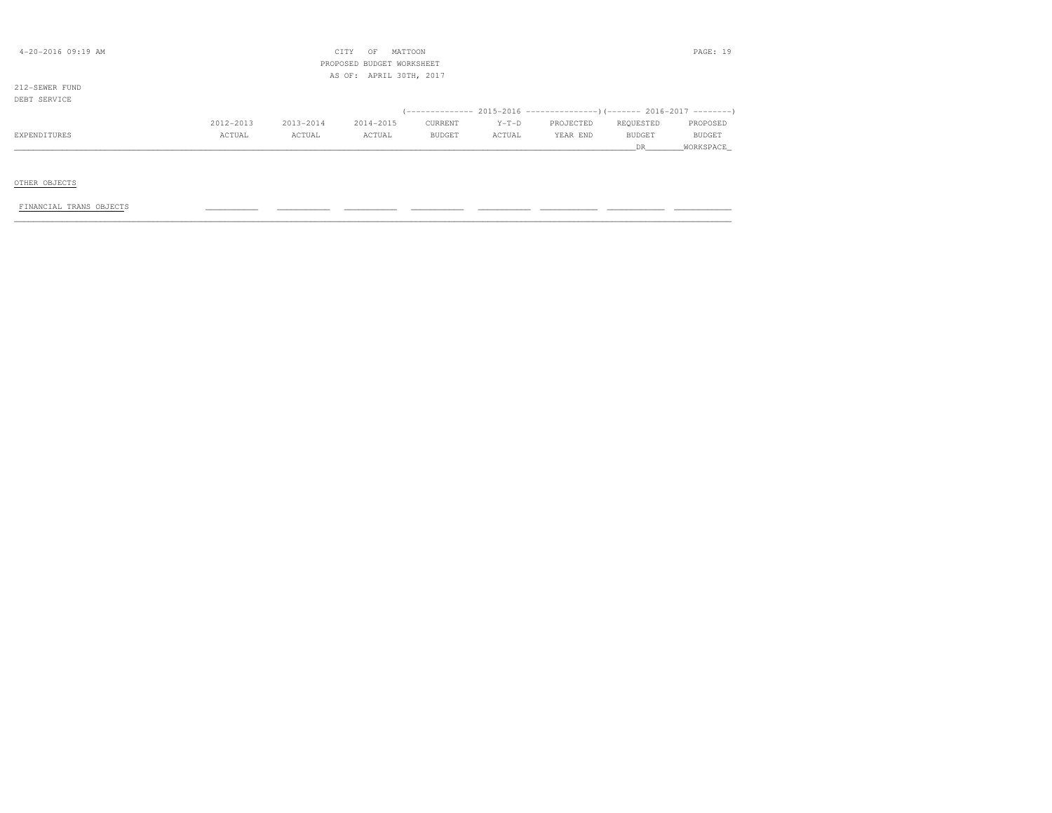CITY OF MATTOON
PROPOSED BUDGET WORKSHEET
AS OF: APRIL 30TH, 2017

212-SEWER FUND
DEBT SERVICE

| EXPENDITURES | 2012-2013 ACTUAL | 2013-2014 ACTUAL | 2014-2015 ACTUAL | 2015-2016 CURRENT BUDGET | 2015-2016 Y-T-D ACTUAL | 2015-2016 PROJECTED YEAR END | 2016-2017 REQUESTED BUDGET DR | 2016-2017 PROPOSED BUDGET WORKSPACE |
|---|---|---|---|---|---|---|---|---|
| OTHER OBJECTS | | | | | | | | |
| FINANCIAL TRANS OBJECTS | | | | | | | | |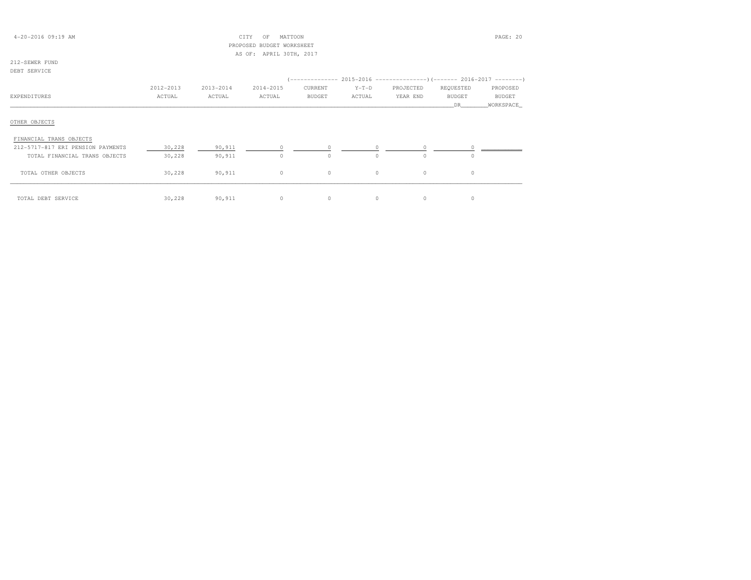CITY OF MATTOON
PROPOSED BUDGET WORKSHEET
AS OF: APRIL 30TH, 2017

212-SEWER FUND
DEBT SERVICE

| EXPENDITURES | 2012-2013 ACTUAL | 2013-2014 ACTUAL | 2014-2015 ACTUAL | 2015-2016 CURRENT BUDGET | 2015-2016 Y-T-D ACTUAL | 2015-2016 PROJECTED YEAR END | 2016-2017 REQUESTED BUDGET DR | 2016-2017 PROPOSED BUDGET WORKSPACE |
|---|---|---|---|---|---|---|---|---|
| OTHER OBJECTS | | | | | | | | |
| FINANCIAL TRANS OBJECTS | | | | | | | | |
| 212-5717-817 ERI PENSION PAYMENTS | 30,228 | 90,911 | 0 | 0 | 0 | 0 | 0 | |
| TOTAL FINANCIAL TRANS OBJECTS | 30,228 | 90,911 | 0 | 0 | 0 | 0 | 0 | |
| TOTAL OTHER OBJECTS | 30,228 | 90,911 | 0 | 0 | 0 | 0 | 0 | |
| TOTAL DEBT SERVICE | 30,228 | 90,911 | 0 | 0 | 0 | 0 | 0 | |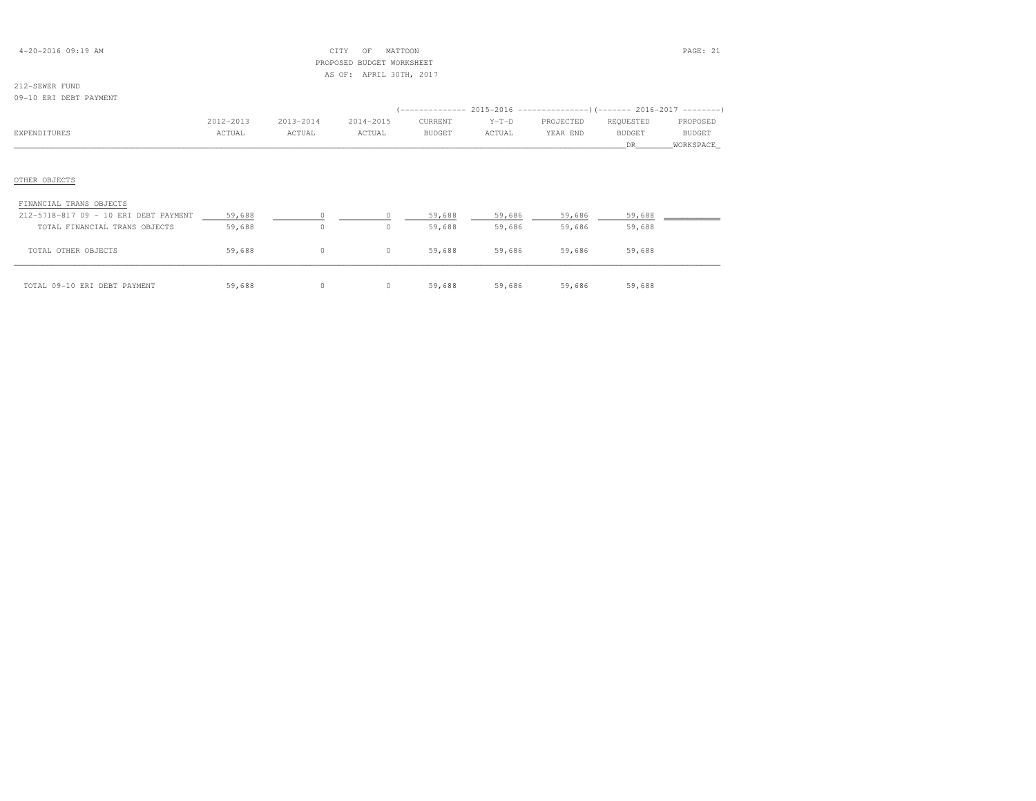CITY OF MATTOON
PROPOSED BUDGET WORKSHEET
AS OF: APRIL 30TH, 2017

212-SEWER FUND
09-10 ERI DEBT PAYMENT

| EXPENDITURES | 2012-2013 ACTUAL | 2013-2014 ACTUAL | 2014-2015 ACTUAL | 2015-2016 CURRENT BUDGET | 2015-2016 Y-T-D ACTUAL | 2015-2016 PROJECTED YEAR END | 2016-2017 REQUESTED BUDGET DR | 2016-2017 PROPOSED BUDGET WORKSPACE |
|---|---|---|---|---|---|---|---|---|
| OTHER OBJECTS | | | | | | | | |
| FINANCIAL TRANS OBJECTS | | | | | | | | |
| 212-5718-817 09 - 10 ERI DEBT PAYMENT | 59,688 | 0 | 0 | 59,688 | 59,686 | 59,686 | 59,688 | |
| TOTAL FINANCIAL TRANS OBJECTS | 59,688 | 0 | 0 | 59,688 | 59,686 | 59,686 | 59,688 | |
| TOTAL OTHER OBJECTS | 59,688 | 0 | 0 | 59,688 | 59,686 | 59,686 | 59,688 | |
| TOTAL 09-10 ERI DEBT PAYMENT | 59,688 | 0 | 0 | 59,688 | 59,686 | 59,686 | 59,688 | |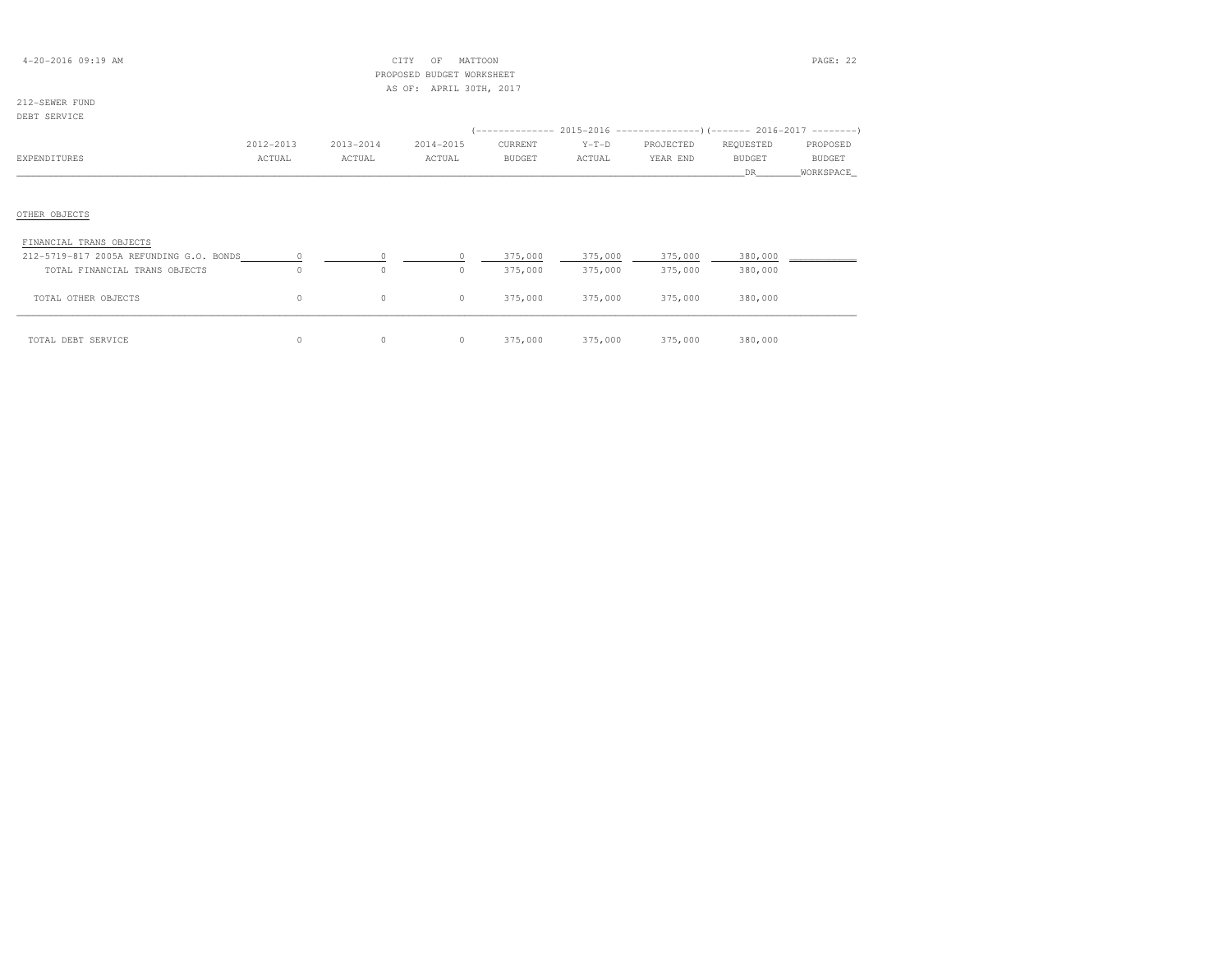CITY OF MATTOON
PROPOSED BUDGET WORKSHEET
AS OF: APRIL 30TH, 2017

212-SEWER FUND
DEBT SERVICE

| EXPENDITURES | 2012-2013 ACTUAL | 2013-2014 ACTUAL | 2014-2015 ACTUAL | 2015-2016 CURRENT BUDGET | 2015-2016 Y-T-D ACTUAL | 2015-2016 PROJECTED YEAR END | 2016-2017 REQUESTED BUDGET DR | 2016-2017 PROPOSED BUDGET WORKSPACE |
|---|---|---|---|---|---|---|---|---|
| OTHER OBJECTS | | | | | | | | |
| FINANCIAL TRANS OBJECTS | | | | | | | | |
| 212-5719-817 2005A REFUNDING G.O. BONDS | 0 | 0 | 0 | 375,000 | 375,000 | 375,000 | 380,000 | |
| TOTAL FINANCIAL TRANS OBJECTS | 0 | 0 | 0 | 375,000 | 375,000 | 375,000 | 380,000 | |
| TOTAL OTHER OBJECTS | 0 | 0 | 0 | 375,000 | 375,000 | 375,000 | 380,000 | |
| TOTAL DEBT SERVICE | 0 | 0 | 0 | 375,000 | 375,000 | 375,000 | 380,000 | |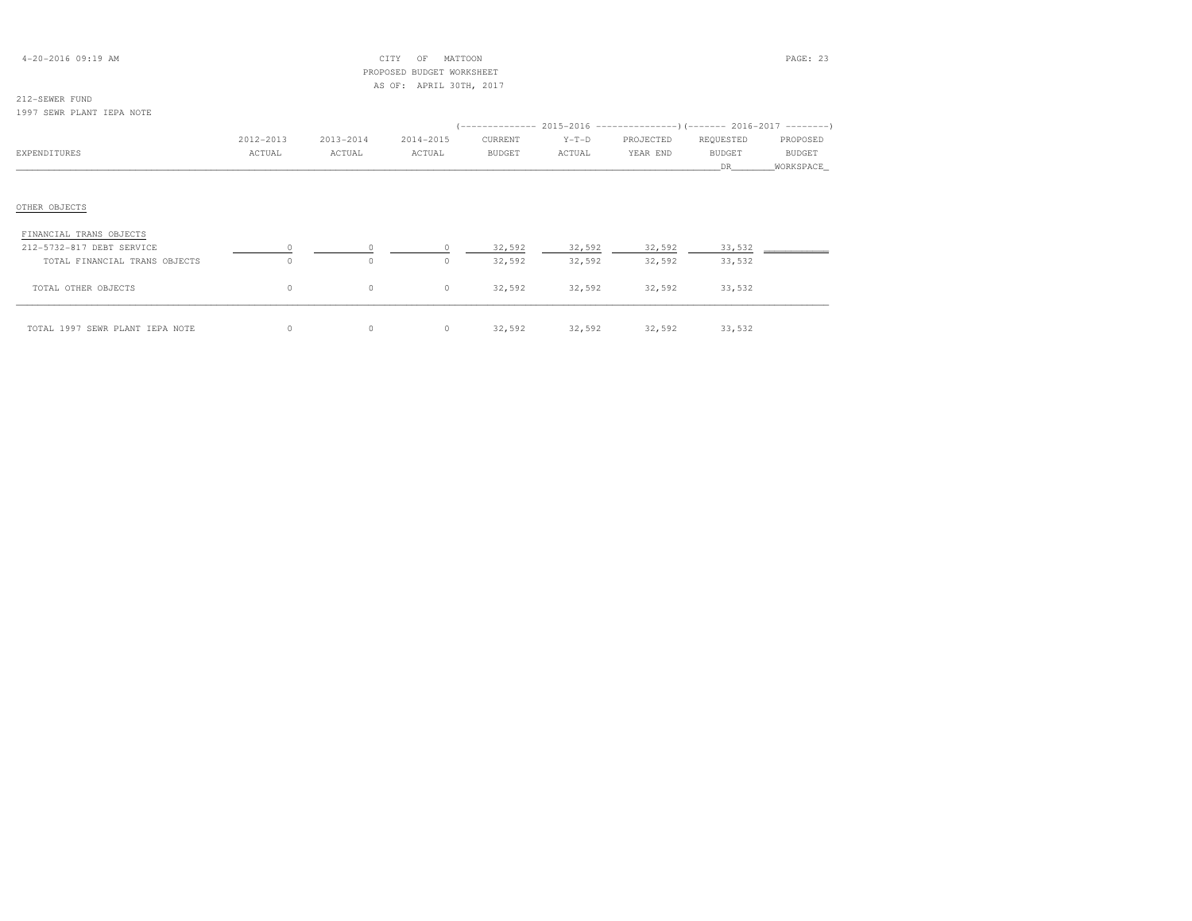CITY OF MATTOON
PROPOSED BUDGET WORKSHEET
AS OF: APRIL 30TH, 2017

212-SEWER FUND
1997 SEWR PLANT IEPA NOTE

| EXPENDITURES | 2012-2013 ACTUAL | 2013-2014 ACTUAL | 2014-2015 ACTUAL | 2015-2016 CURRENT BUDGET | 2015-2016 Y-T-D ACTUAL | 2015-2016 PROJECTED YEAR END | 2016-2017 REQUESTED BUDGET DR | 2016-2017 PROPOSED BUDGET WORKSPACE |
|---|---|---|---|---|---|---|---|---|
| OTHER OBJECTS | | | | | | | | |
| FINANCIAL TRANS OBJECTS | | | | | | | | |
| 212-5732-817 DEBT SERVICE | 0 | 0 | 0 | 32,592 | 32,592 | 32,592 | 33,532 | |
| TOTAL FINANCIAL TRANS OBJECTS | 0 | 0 | 0 | 32,592 | 32,592 | 32,592 | 33,532 | |
| TOTAL OTHER OBJECTS | 0 | 0 | 0 | 32,592 | 32,592 | 32,592 | 33,532 | |
| TOTAL 1997 SEWR PLANT IEPA NOTE | 0 | 0 | 0 | 32,592 | 32,592 | 32,592 | 33,532 | |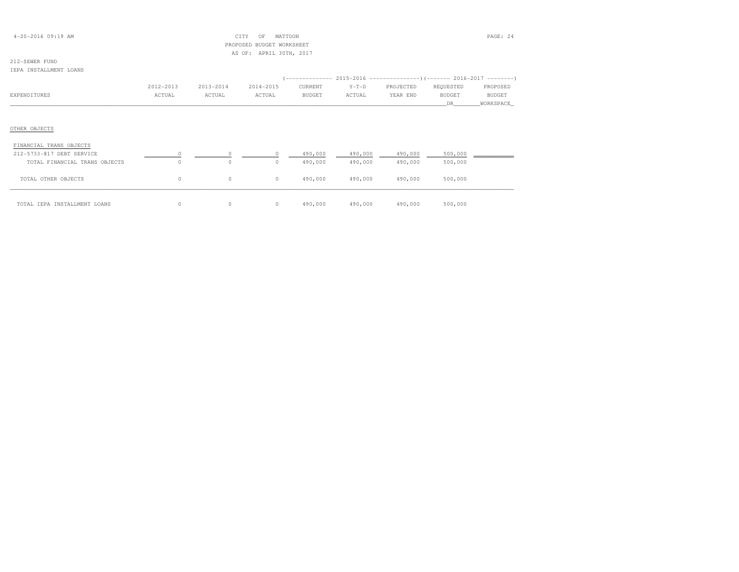CITY OF MATTOON
PROPOSED BUDGET WORKSHEET
AS OF: APRIL 30TH, 2017

212-SEWER FUND
IEPA INSTALLMENT LOANS

| EXPENDITURES | 2012-2013 ACTUAL | 2013-2014 ACTUAL | 2014-2015 ACTUAL | 2015-2016 CURRENT BUDGET | 2015-2016 Y-T-D ACTUAL | 2015-2016 PROJECTED YEAR END | 2016-2017 REQUESTED BUDGET DR | 2016-2017 PROPOSED BUDGET WORKSPACE |
|---|---|---|---|---|---|---|---|---|
| OTHER OBJECTS | | | | | | | | |
| FINANCIAL TRANS OBJECTS | | | | | | | | |
| 212-5733-817 DEBT SERVICE | 0 | 0 | 0 | 490,000 | 490,000 | 490,000 | 500,000 | |
| TOTAL FINANCIAL TRANS OBJECTS | 0 | 0 | 0 | 490,000 | 490,000 | 490,000 | 500,000 | |
| TOTAL OTHER OBJECTS | 0 | 0 | 0 | 490,000 | 490,000 | 490,000 | 500,000 | |
| TOTAL IEPA INSTALLMENT LOANS | 0 | 0 | 0 | 490,000 | 490,000 | 490,000 | 500,000 | |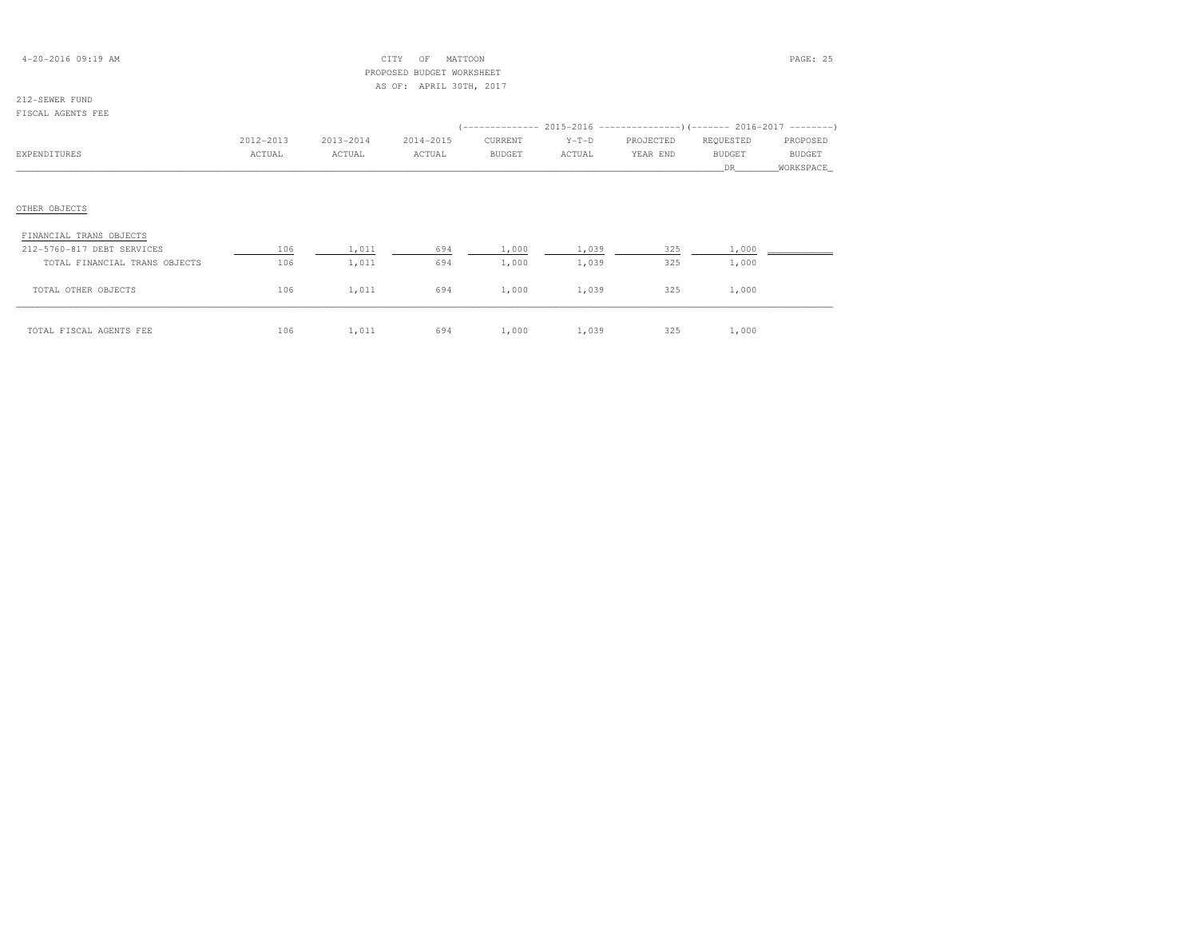CITY OF MATTOON
PROPOSED BUDGET WORKSHEET
AS OF: APRIL 30TH, 2017

212-SEWER FUND
FISCAL AGENTS FEE

| EXPENDITURES | 2012-2013 ACTUAL | 2013-2014 ACTUAL | 2014-2015 ACTUAL | 2015-2016 CURRENT BUDGET | 2015-2016 Y-T-D ACTUAL | 2015-2016 PROJECTED YEAR END | 2016-2017 REQUESTED BUDGET DR | 2016-2017 PROPOSED BUDGET WORKSPACE |
|---|---|---|---|---|---|---|---|---|
| OTHER OBJECTS | | | | | | | | |
| FINANCIAL TRANS OBJECTS | | | | | | | | |
| 212-5760-817 DEBT SERVICES | 106 | 1,011 | 694 | 1,000 | 1,039 | 325 | 1,000 | |
| TOTAL FINANCIAL TRANS OBJECTS | 106 | 1,011 | 694 | 1,000 | 1,039 | 325 | 1,000 | |
| TOTAL OTHER OBJECTS | 106 | 1,011 | 694 | 1,000 | 1,039 | 325 | 1,000 | |
| TOTAL FISCAL AGENTS FEE | 106 | 1,011 | 694 | 1,000 | 1,039 | 325 | 1,000 | |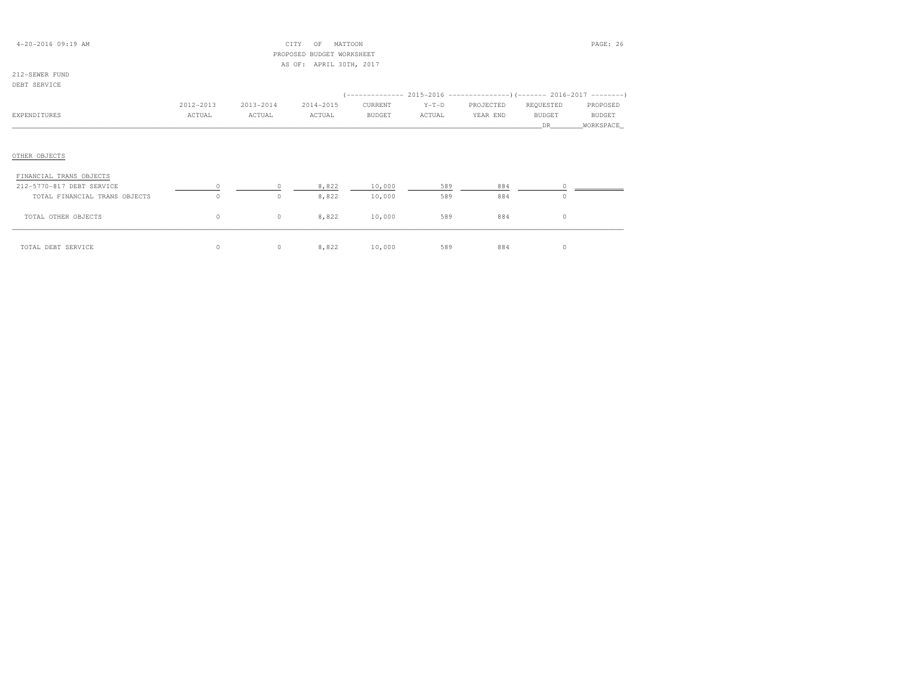CITY OF MATTOON
PROPOSED BUDGET WORKSHEET
AS OF: APRIL 30TH, 2017

212-SEWER FUND
DEBT SERVICE

| EXPENDITURES | 2012-2013 ACTUAL | 2013-2014 ACTUAL | 2014-2015 ACTUAL | 2015-2016 CURRENT BUDGET | 2015-2016 Y-T-D ACTUAL | 2015-2016 PROJECTED YEAR END | 2016-2017 REQUESTED BUDGET DR | 2016-2017 PROPOSED BUDGET WORKSPACE |
|---|---|---|---|---|---|---|---|---|
| OTHER OBJECTS | | | | | | | | |
| FINANCIAL TRANS OBJECTS | | | | | | | | |
| 212-5770-817 DEBT SERVICE | 0 | 0 | 8,822 | 10,000 | 589 | 884 | 0 | |
| TOTAL FINANCIAL TRANS OBJECTS | 0 | 0 | 8,822 | 10,000 | 589 | 884 | 0 | |
| TOTAL OTHER OBJECTS | 0 | 0 | 8,822 | 10,000 | 589 | 884 | 0 | |
| TOTAL DEBT SERVICE | 0 | 0 | 8,822 | 10,000 | 589 | 884 | 0 | |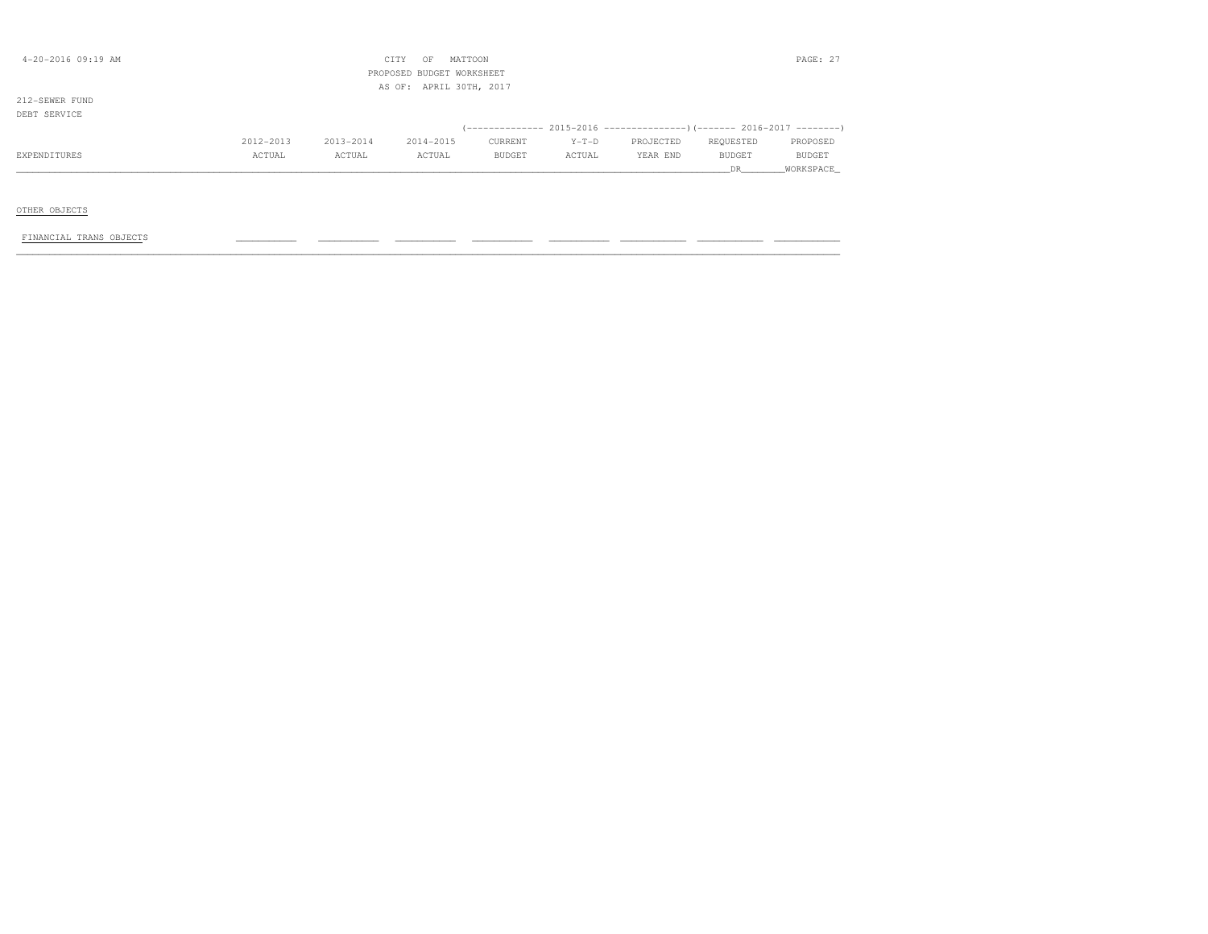CITY OF MATTOON
PROPOSED BUDGET WORKSHEET
AS OF: APRIL 30TH, 2017

212-SEWER FUND
DEBT SERVICE

| EXPENDITURES | 2012-2013 ACTUAL | 2013-2014 ACTUAL | 2014-2015 ACTUAL | 2015-2016 CURRENT BUDGET | 2015-2016 Y-T-D ACTUAL | 2015-2016 PROJECTED YEAR END | 2016-2017 REQUESTED BUDGET DR | 2016-2017 PROPOSED BUDGET WORKSPACE |
|---|---|---|---|---|---|---|---|---|
| OTHER OBJECTS | | | | | | | | |
| FINANCIAL TRANS OBJECTS | | | | | | | | |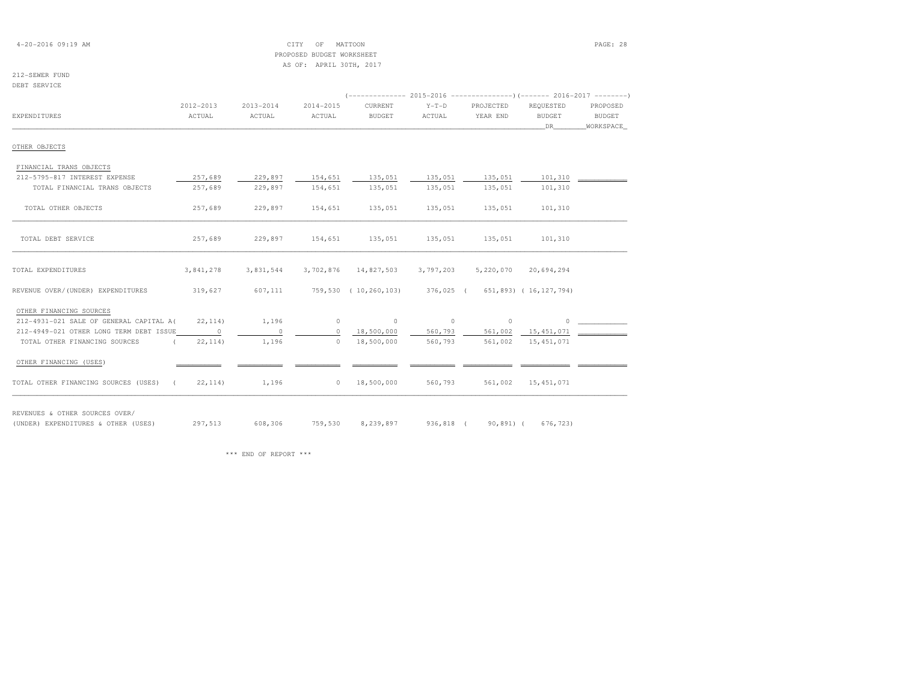CITY OF MATTOON
PROPOSED BUDGET WORKSHEET
AS OF: APRIL 30TH, 2017

212-SEWER FUND
DEBT SERVICE

| EXPENDITURES | 2012-2013 ACTUAL | 2013-2014 ACTUAL | 2014-2015 ACTUAL | 2015-2016 CURRENT BUDGET | 2015-2016 Y-T-D ACTUAL | 2015-2016 PROJECTED YEAR END | 2016-2017 REQUESTED BUDGET DR | 2016-2017 PROPOSED BUDGET WORKSPACE |
|---|---|---|---|---|---|---|---|---|
| OTHER OBJECTS | | | | | | | | |
| FINANCIAL TRANS OBJECTS | | | | | | | | |
| 212-5795-817 INTEREST EXPENSE | 257,689 | 229,897 | 154,651 | 135,051 | 135,051 | 135,051 | 101,310 | |
| TOTAL FINANCIAL TRANS OBJECTS | 257,689 | 229,897 | 154,651 | 135,051 | 135,051 | 135,051 | 101,310 | |
| TOTAL OTHER OBJECTS | 257,689 | 229,897 | 154,651 | 135,051 | 135,051 | 135,051 | 101,310 | |
| TOTAL DEBT SERVICE | 257,689 | 229,897 | 154,651 | 135,051 | 135,051 | 135,051 | 101,310 | |
| TOTAL EXPENDITURES | 3,841,278 | 3,831,544 | 3,702,876 | 14,827,503 | 3,797,203 | 5,220,070 | 20,694,294 | |
| REVENUE OVER/(UNDER) EXPENDITURES | 319,627 | 607,111 | 759,530 | ( 10,260,103) | 376,025 | ( 651,893) | ( 16,127,794) | |
| OTHER FINANCING SOURCES | | | | | | | | |
| 212-4931-021 SALE OF GENERAL CAPITAL A | ( 22,114) | 1,196 | 0 | 0 | 0 | 0 | 0 | |
| 212-4949-021 OTHER LONG TERM DEBT ISSUE | 0 | 0 | 0 | 18,500,000 | 560,793 | 561,002 | 15,451,071 | |
| TOTAL OTHER FINANCING SOURCES | ( 22,114) | 1,196 | 0 | 18,500,000 | 560,793 | 561,002 | 15,451,071 | |
| OTHER FINANCING (USES) | | | | | | | | |
| TOTAL OTHER FINANCING SOURCES (USES) | ( 22,114) | 1,196 | 0 | 18,500,000 | 560,793 | 561,002 | 15,451,071 | |
| REVENUES & OTHER SOURCES OVER/ (UNDER) EXPENDITURES & OTHER (USES) | 297,513 | 608,306 | 759,530 | 8,239,897 | 936,818 | ( 90,891) | ( 676,723) | |

\*\*\* END OF REPORT \*\*\*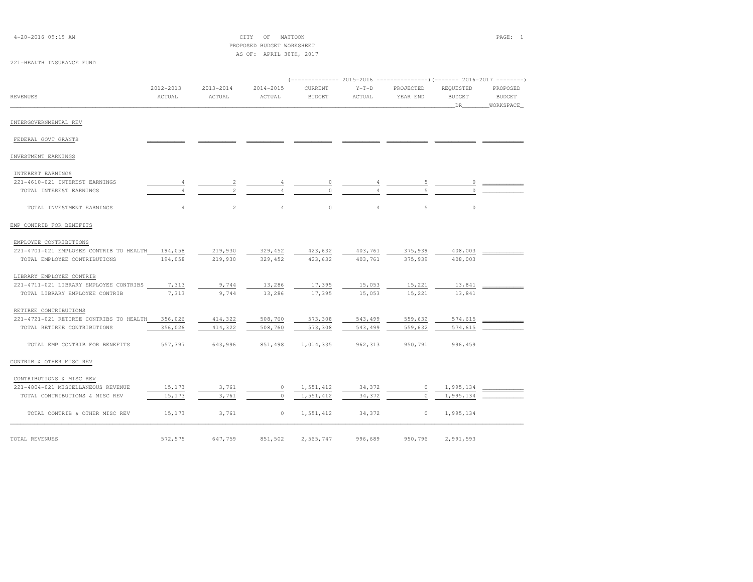CITY OF MATTOON
PROPOSED BUDGET WORKSHEET
AS OF: APRIL 30TH, 2017

221-HEALTH INSURANCE FUND

| REVENUES | 2012-2013 ACTUAL | 2013-2014 ACTUAL | 2014-2015 ACTUAL | 2015-2016 CURRENT BUDGET | 2015-2016 Y-T-D ACTUAL | 2015-2016 PROJECTED YEAR END | 2016-2017 REQUESTED BUDGET DR | 2016-2017 PROPOSED BUDGET WORKSPACE |
|---|---|---|---|---|---|---|---|---|
| INTERGOVERNMENTAL REV | | | | | | | | |
| FEDERAL GOVT GRANTS | | | | | | | | |
| INVESTMENT EARNINGS | | | | | | | | |
| INTEREST EARNINGS | | | | | | | | |
| 221-4610-021 INTEREST EARNINGS | 4 | 2 | 4 | 0 | 4 | 5 | 0 | |
| TOTAL INTEREST EARNINGS | 4 | 2 | 4 | 0 | 4 | 5 | 0 | |
| TOTAL INVESTMENT EARNINGS | 4 | 2 | 4 | 0 | 4 | 5 | 0 | |
| EMP CONTRIB FOR BENEFITS | | | | | | | | |
| EMPLOYEE CONTRIBUTIONS | | | | | | | | |
| 221-4701-021 EMPLOYEE CONTRIB TO HEALTH | 194,058 | 219,930 | 329,452 | 423,632 | 403,761 | 375,939 | 408,003 | |
| TOTAL EMPLOYEE CONTRIBUTIONS | 194,058 | 219,930 | 329,452 | 423,632 | 403,761 | 375,939 | 408,003 | |
| LIBRARY EMPLOYEE CONTRIB | | | | | | | | |
| 221-4711-021 LIBRARY EMPLOYEE CONTRIBS | 7,313 | 9,744 | 13,286 | 17,395 | 15,053 | 15,221 | 13,841 | |
| TOTAL LIBRARY EMPLOYEE CONTRIB | 7,313 | 9,744 | 13,286 | 17,395 | 15,053 | 15,221 | 13,841 | |
| RETIREE CONTRIBUTIONS | | | | | | | | |
| 221-4721-021 RETIREE CONTRIBS TO HEALTH | 356,026 | 414,322 | 508,760 | 573,308 | 543,499 | 559,632 | 574,615 | |
| TOTAL RETIREE CONTRIBUTIONS | 356,026 | 414,322 | 508,760 | 573,308 | 543,499 | 559,632 | 574,615 | |
| TOTAL EMP CONTRIB FOR BENEFITS | 557,397 | 643,996 | 851,498 | 1,014,335 | 962,313 | 950,791 | 996,459 | |
| CONTRIB & OTHER MISC REV | | | | | | | | |
| CONTRIBUTIONS & MISC REV | | | | | | | | |
| 221-4804-021 MISCELLANEOUS REVENUE | 15,173 | 3,761 | 0 | 1,551,412 | 34,372 | 0 | 1,995,134 | |
| TOTAL CONTRIBUTIONS & MISC REV | 15,173 | 3,761 | 0 | 1,551,412 | 34,372 | 0 | 1,995,134 | |
| TOTAL CONTRIB & OTHER MISC REV | 15,173 | 3,761 | 0 | 1,551,412 | 34,372 | 0 | 1,995,134 | |
| TOTAL REVENUES | 572,575 | 647,759 | 851,502 | 2,565,747 | 996,689 | 950,796 | 2,991,593 | |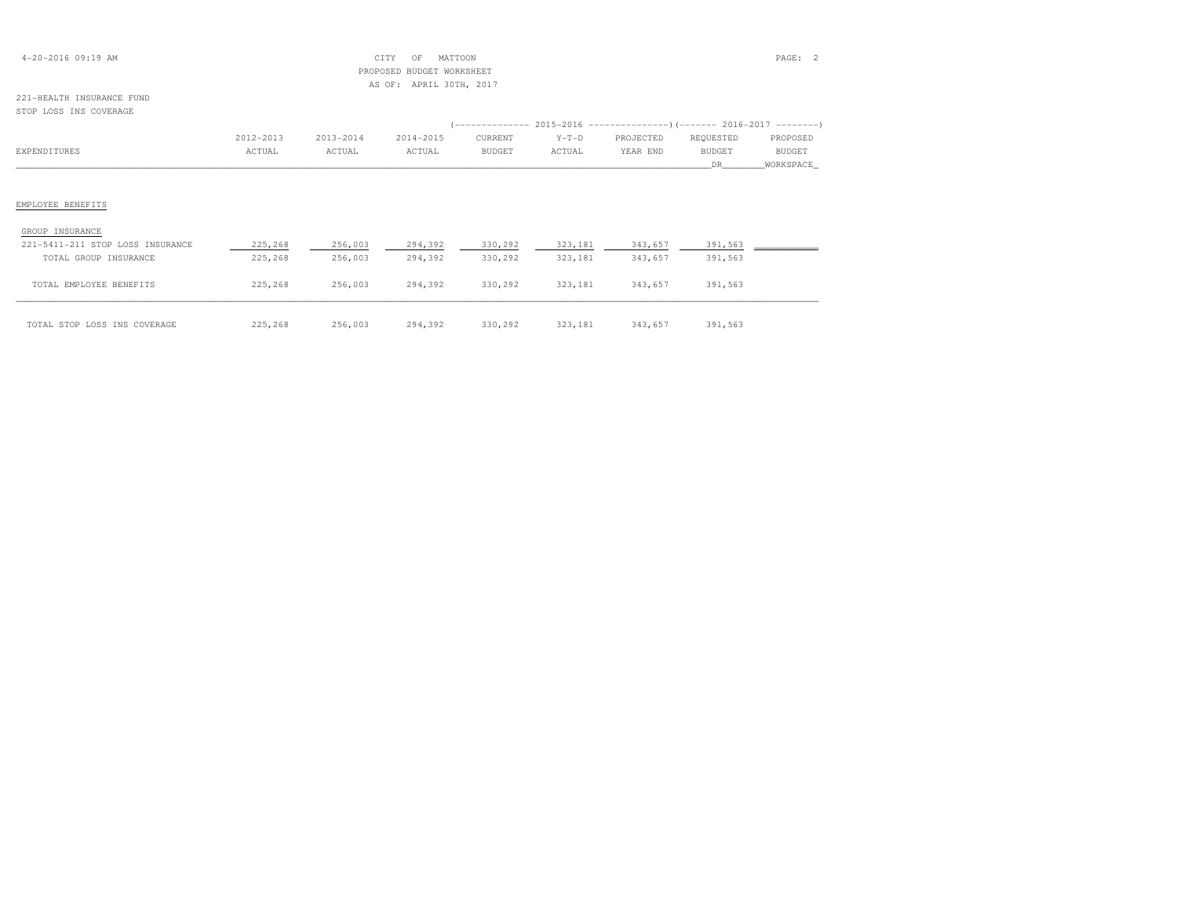CITY OF MATTOON
PROPOSED BUDGET WORKSHEET
AS OF: APRIL 30TH, 2017

221-HEALTH INSURANCE FUND
STOP LOSS INS COVERAGE

| EXPENDITURES | 2012-2013 ACTUAL | 2013-2014 ACTUAL | 2014-2015 ACTUAL | 2015-2016 CURRENT BUDGET | 2015-2016 Y-T-D ACTUAL | 2015-2016 PROJECTED YEAR END | 2016-2017 REQUESTED BUDGET DR | 2016-2017 PROPOSED BUDGET WORKSPACE |
|---|---|---|---|---|---|---|---|---|
| **EMPLOYEE BENEFITS** | | | | | | | | |
| GROUP INSURANCE | | | | | | | | |
| 221-5411-211 STOP LOSS INSURANCE | 225,268 | 256,003 | 294,392 | 330,292 | 323,181 | 343,657 | 391,563 | |
| TOTAL GROUP INSURANCE | 225,268 | 256,003 | 294,392 | 330,292 | 323,181 | 343,657 | 391,563 | |
| TOTAL EMPLOYEE BENEFITS | 225,268 | 256,003 | 294,392 | 330,292 | 323,181 | 343,657 | 391,563 | |
| TOTAL STOP LOSS INS COVERAGE | 225,268 | 256,003 | 294,392 | 330,292 | 323,181 | 343,657 | 391,563 | |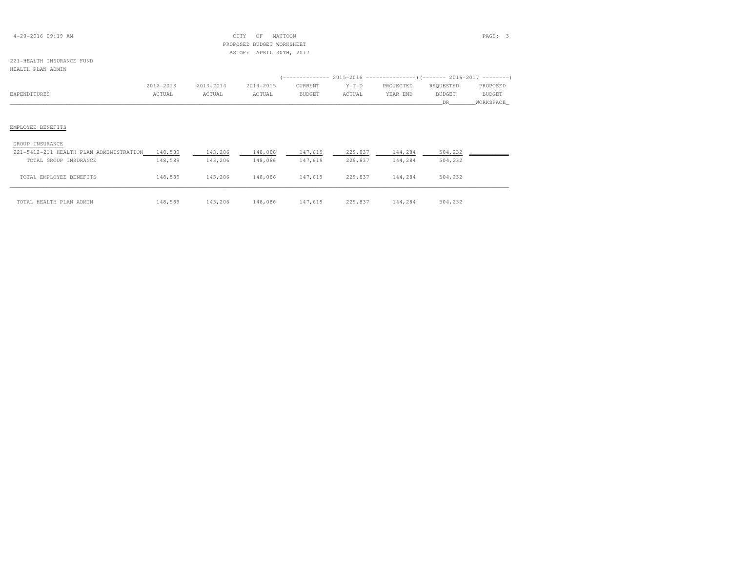CITY OF MATTOON
PROPOSED BUDGET WORKSHEET
AS OF: APRIL 30TH, 2017

221-HEALTH INSURANCE FUND
HEALTH PLAN ADMIN

| EXPENDITURES | 2012-2013 ACTUAL | 2013-2014 ACTUAL | 2014-2015 ACTUAL | 2015-2016 CURRENT BUDGET | 2015-2016 Y-T-D ACTUAL | 2015-2016 PROJECTED YEAR END | 2016-2017 REQUESTED BUDGET DR | 2016-2017 PROPOSED BUDGET WORKSPACE |
|---|---|---|---|---|---|---|---|---|
| EMPLOYEE BENEFITS | | | | | | | | |
| GROUP INSURANCE | | | | | | | | |
| 221-5412-211 HEALTH PLAN ADMINISTRATION | 148,589 | 143,206 | 148,086 | 147,619 | 229,837 | 144,284 | 504,232 | |
| TOTAL GROUP INSURANCE | 148,589 | 143,206 | 148,086 | 147,619 | 229,837 | 144,284 | 504,232 | |
| TOTAL EMPLOYEE BENEFITS | 148,589 | 143,206 | 148,086 | 147,619 | 229,837 | 144,284 | 504,232 | |
| TOTAL HEALTH PLAN ADMIN | 148,589 | 143,206 | 148,086 | 147,619 | 229,837 | 144,284 | 504,232 | |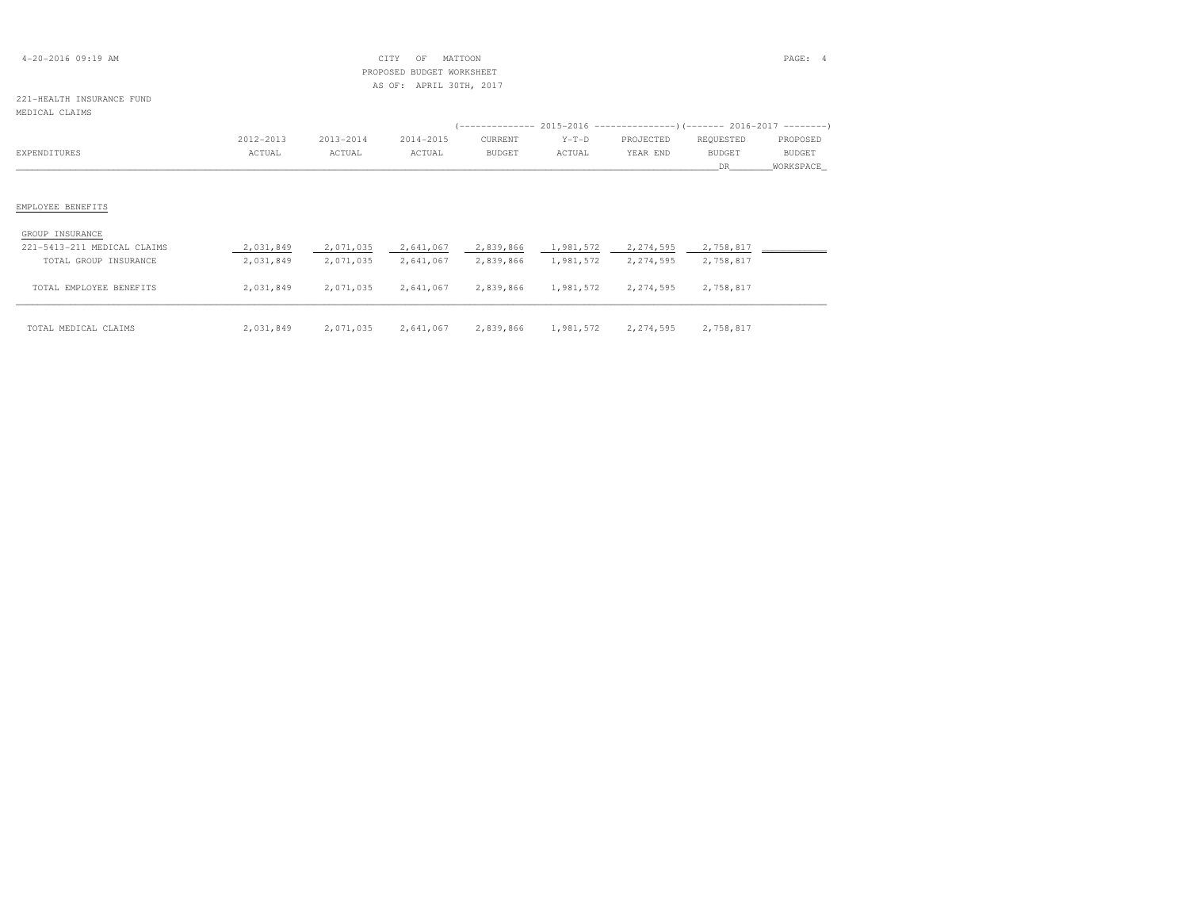CITY OF MATTOON
PROPOSED BUDGET WORKSHEET
AS OF: APRIL 30TH, 2017

221-HEALTH INSURANCE FUND
MEDICAL CLAIMS

| EXPENDITURES | 2012-2013 ACTUAL | 2013-2014 ACTUAL | 2014-2015 ACTUAL | 2015-2016 CURRENT BUDGET | 2015-2016 Y-T-D ACTUAL | 2015-2016 PROJECTED YEAR END | 2016-2017 REQUESTED BUDGET DR | 2016-2017 PROPOSED BUDGET WORKSPACE |
|---|---|---|---|---|---|---|---|---|
| EMPLOYEE BENEFITS | | | | | | | | |
| GROUP INSURANCE | | | | | | | | |
| 221-5413-211 MEDICAL CLAIMS | 2,031,849 | 2,071,035 | 2,641,067 | 2,839,866 | 1,981,572 | 2,274,595 | 2,758,817 | |
| TOTAL GROUP INSURANCE | 2,031,849 | 2,071,035 | 2,641,067 | 2,839,866 | 1,981,572 | 2,274,595 | 2,758,817 | |
| TOTAL EMPLOYEE BENEFITS | 2,031,849 | 2,071,035 | 2,641,067 | 2,839,866 | 1,981,572 | 2,274,595 | 2,758,817 | |
| TOTAL MEDICAL CLAIMS | 2,031,849 | 2,071,035 | 2,641,067 | 2,839,866 | 1,981,572 | 2,274,595 | 2,758,817 | |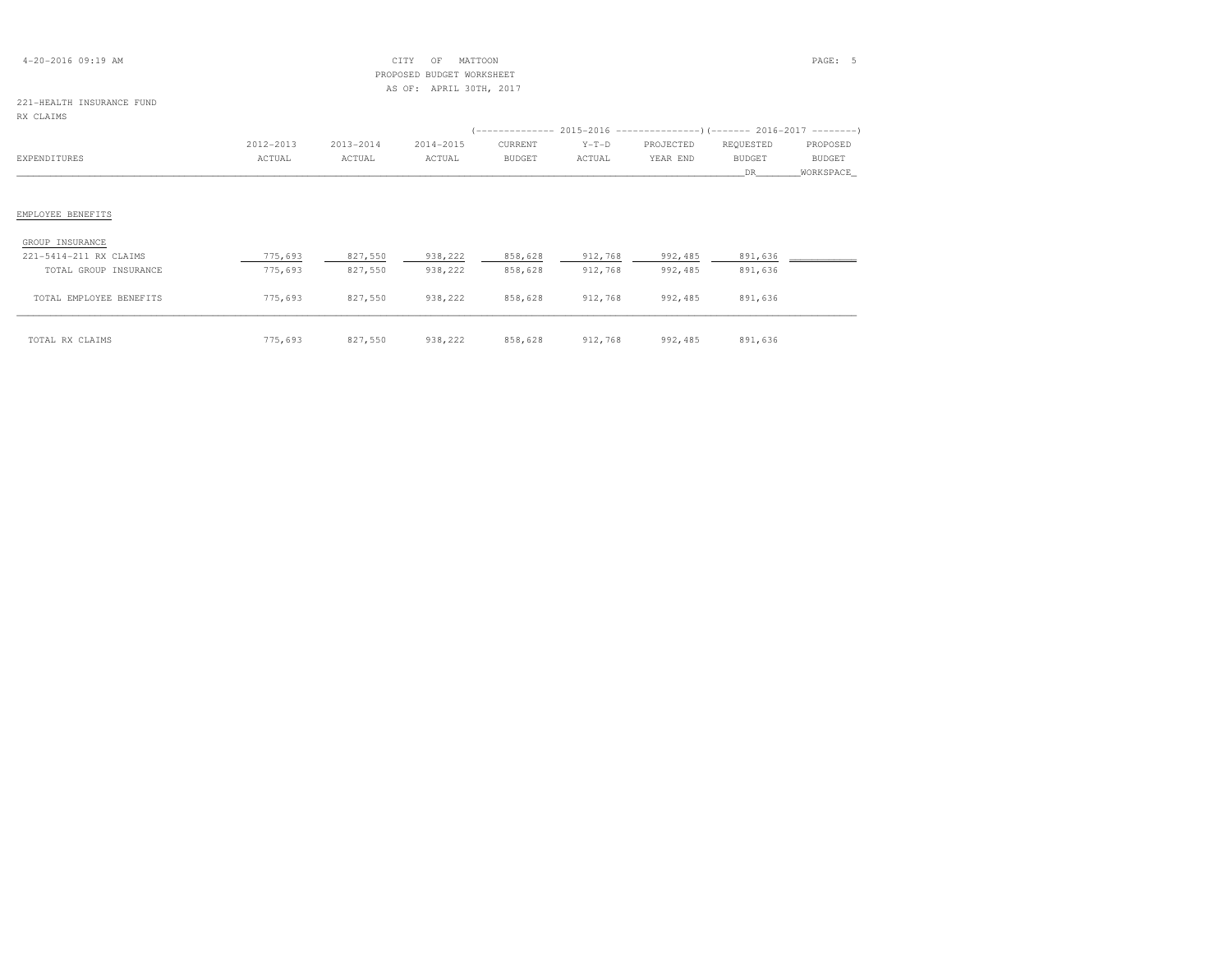CITY OF MATTOON
PROPOSED BUDGET WORKSHEET
AS OF: APRIL 30TH, 2017

221-HEALTH INSURANCE FUND
RX CLAIMS

| EXPENDITURES | 2012-2013 ACTUAL | 2013-2014 ACTUAL | 2014-2015 ACTUAL | 2015-2016 CURRENT BUDGET | 2015-2016 Y-T-D ACTUAL | 2015-2016 PROJECTED YEAR END | 2016-2017 REQUESTED BUDGET DR | 2016-2017 PROPOSED BUDGET WORKSPACE |
|---|---|---|---|---|---|---|---|---|
| EMPLOYEE BENEFITS | | | | | | | | |
| GROUP INSURANCE | | | | | | | | |
| 221-5414-211 RX CLAIMS | 775,693 | 827,550 | 938,222 | 858,628 | 912,768 | 992,485 | 891,636 | |
| TOTAL GROUP INSURANCE | 775,693 | 827,550 | 938,222 | 858,628 | 912,768 | 992,485 | 891,636 | |
| TOTAL EMPLOYEE BENEFITS | 775,693 | 827,550 | 938,222 | 858,628 | 912,768 | 992,485 | 891,636 | |
| TOTAL RX CLAIMS | 775,693 | 827,550 | 938,222 | 858,628 | 912,768 | 992,485 | 891,636 | |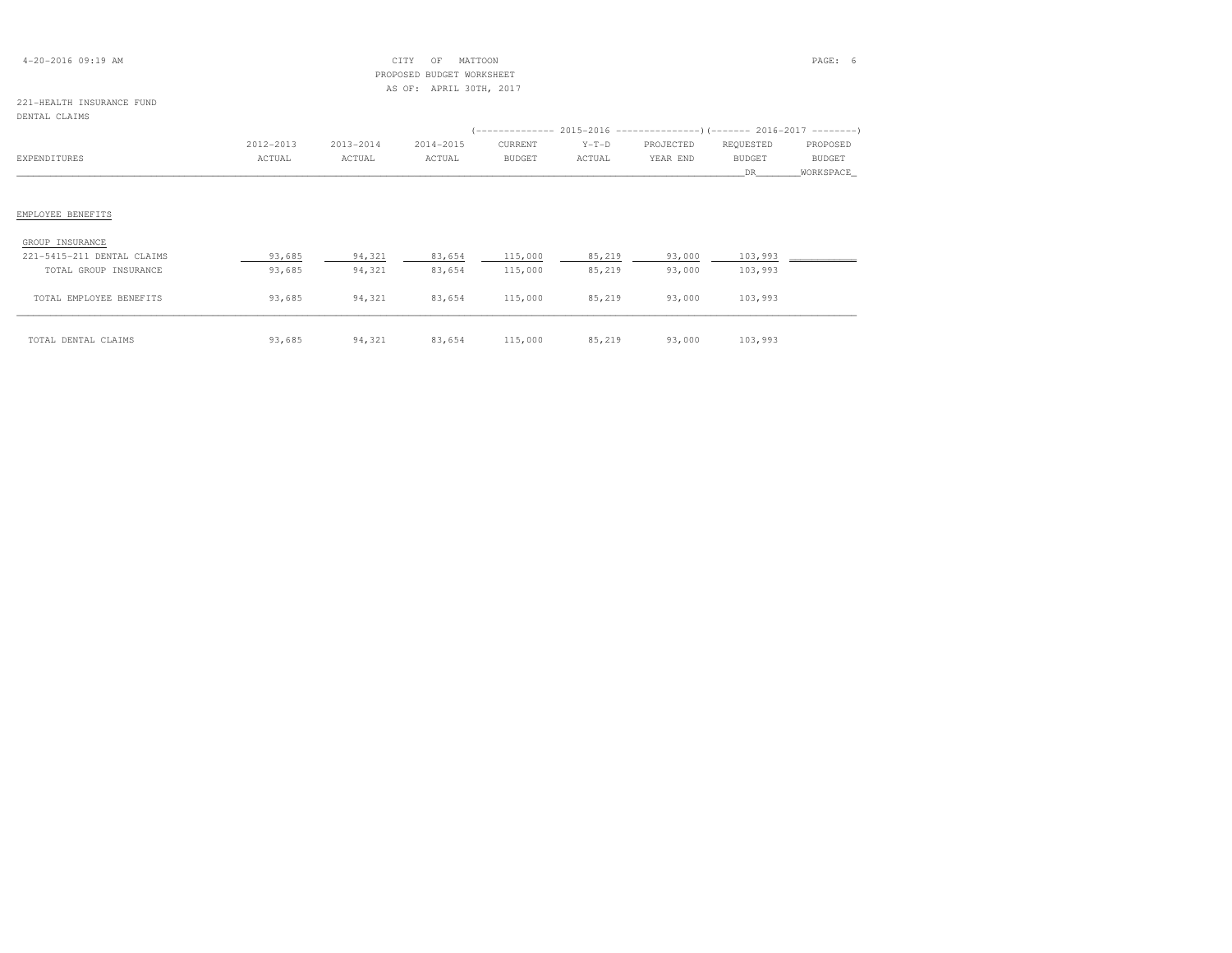CITY OF MATTOON
PROPOSED BUDGET WORKSHEET
AS OF: APRIL 30TH, 2017

221-HEALTH INSURANCE FUND
DENTAL CLAIMS

| EXPENDITURES | 2012-2013 ACTUAL | 2013-2014 ACTUAL | 2014-2015 ACTUAL | 2015-2016 CURRENT BUDGET | 2015-2016 Y-T-D ACTUAL | 2015-2016 PROJECTED YEAR END | 2016-2017 REQUESTED BUDGET DR | 2016-2017 PROPOSED BUDGET WORKSPACE |
|---|---|---|---|---|---|---|---|---|
| EMPLOYEE BENEFITS | | | | | | | | |
| GROUP INSURANCE | | | | | | | | |
| 221-5415-211 DENTAL CLAIMS | 93,685 | 94,321 | 83,654 | 115,000 | 85,219 | 93,000 | 103,993 | |
| TOTAL GROUP INSURANCE | 93,685 | 94,321 | 83,654 | 115,000 | 85,219 | 93,000 | 103,993 | |
| TOTAL EMPLOYEE BENEFITS | 93,685 | 94,321 | 83,654 | 115,000 | 85,219 | 93,000 | 103,993 | |
| TOTAL DENTAL CLAIMS | 93,685 | 94,321 | 83,654 | 115,000 | 85,219 | 93,000 | 103,993 | |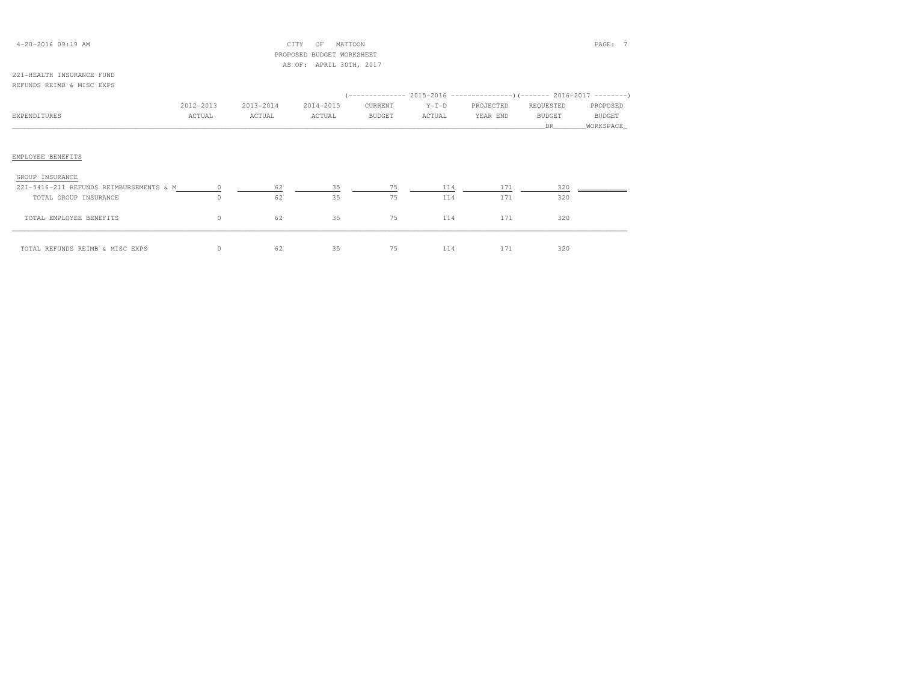CITY OF MATTOON
PROPOSED BUDGET WORKSHEET
AS OF: APRIL 30TH, 2017

221-HEALTH INSURANCE FUND
REFUNDS REIMB & MISC EXPS

| EXPENDITURES | 2012-2013 ACTUAL | 2013-2014 ACTUAL | 2014-2015 ACTUAL | 2015-2016 CURRENT BUDGET | 2015-2016 Y-T-D ACTUAL | 2015-2016 PROJECTED YEAR END | 2016-2017 REQUESTED BUDGET DR | 2016-2017 PROPOSED BUDGET WORKSPACE |
|---|---|---|---|---|---|---|---|---|
| **EMPLOYEE BENEFITS** | | | | | | | | |
| GROUP INSURANCE | | | | | | | | |
| 221-5416-211 REFUNDS REIMBURSEMENTS & M | 0 | 62 | 35 | 75 | 114 | 171 | 320 | |
| TOTAL GROUP INSURANCE | 0 | 62 | 35 | 75 | 114 | 171 | 320 | |
| TOTAL EMPLOYEE BENEFITS | 0 | 62 | 35 | 75 | 114 | 171 | 320 | |
| TOTAL REFUNDS REIMB & MISC EXPS | 0 | 62 | 35 | 75 | 114 | 171 | 320 | |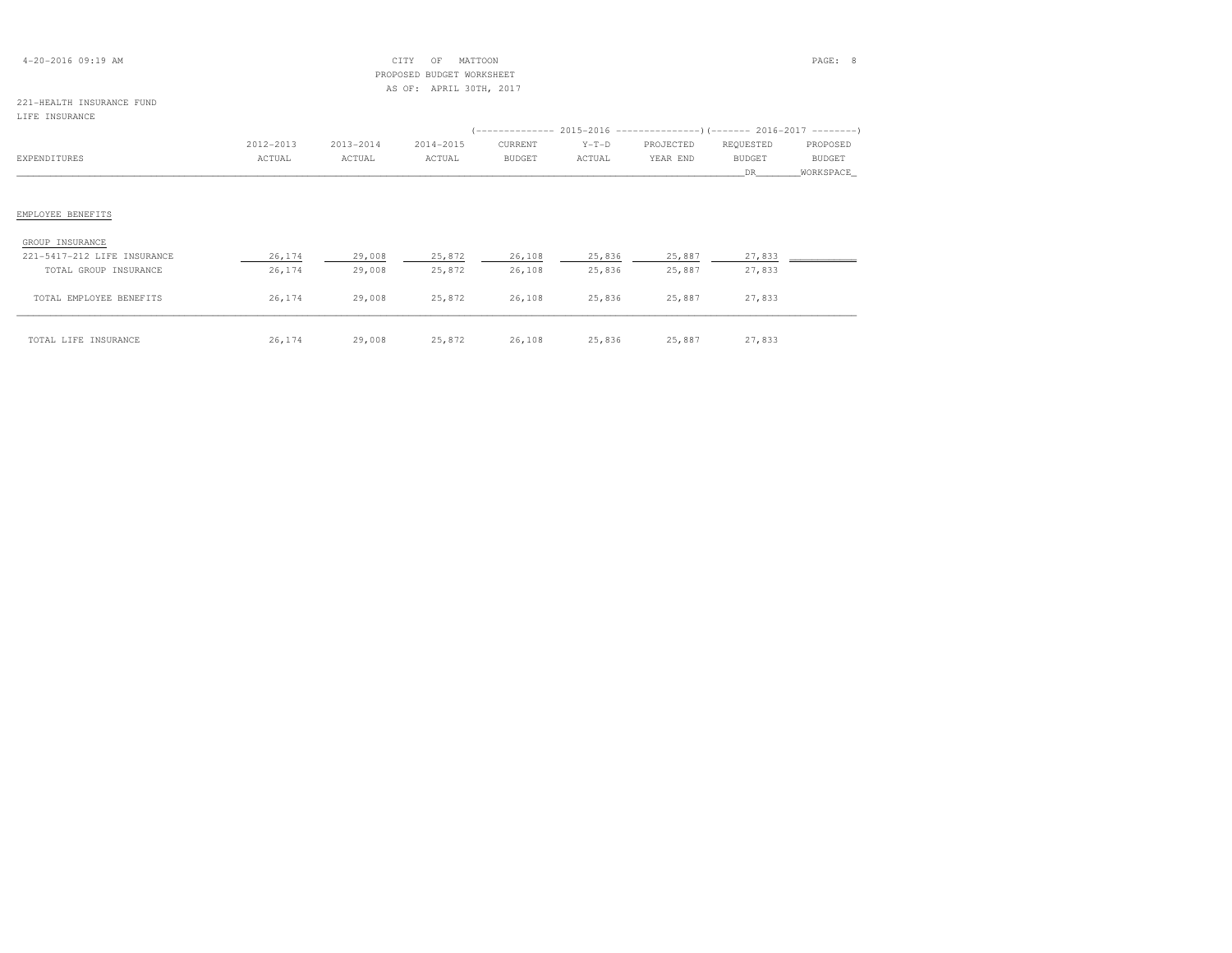CITY OF MATTOON
PROPOSED BUDGET WORKSHEET
AS OF: APRIL 30TH, 2017

221-HEALTH INSURANCE FUND
LIFE INSURANCE

| EXPENDITURES | 2012-2013 ACTUAL | 2013-2014 ACTUAL | 2014-2015 ACTUAL | 2015-2016 CURRENT BUDGET | 2015-2016 Y-T-D ACTUAL | 2015-2016 PROJECTED YEAR END | 2016-2017 REQUESTED BUDGET DR | 2016-2017 PROPOSED BUDGET WORKSPACE |
|---|---|---|---|---|---|---|---|---|
| EMPLOYEE BENEFITS | | | | | | | | |
| GROUP INSURANCE | | | | | | | | |
| 221-5417-212 LIFE INSURANCE | 26,174 | 29,008 | 25,872 | 26,108 | 25,836 | 25,887 | 27,833 | |
| TOTAL GROUP INSURANCE | 26,174 | 29,008 | 25,872 | 26,108 | 25,836 | 25,887 | 27,833 | |
| TOTAL EMPLOYEE BENEFITS | 26,174 | 29,008 | 25,872 | 26,108 | 25,836 | 25,887 | 27,833 | |
| TOTAL LIFE INSURANCE | 26,174 | 29,008 | 25,872 | 26,108 | 25,836 | 25,887 | 27,833 | |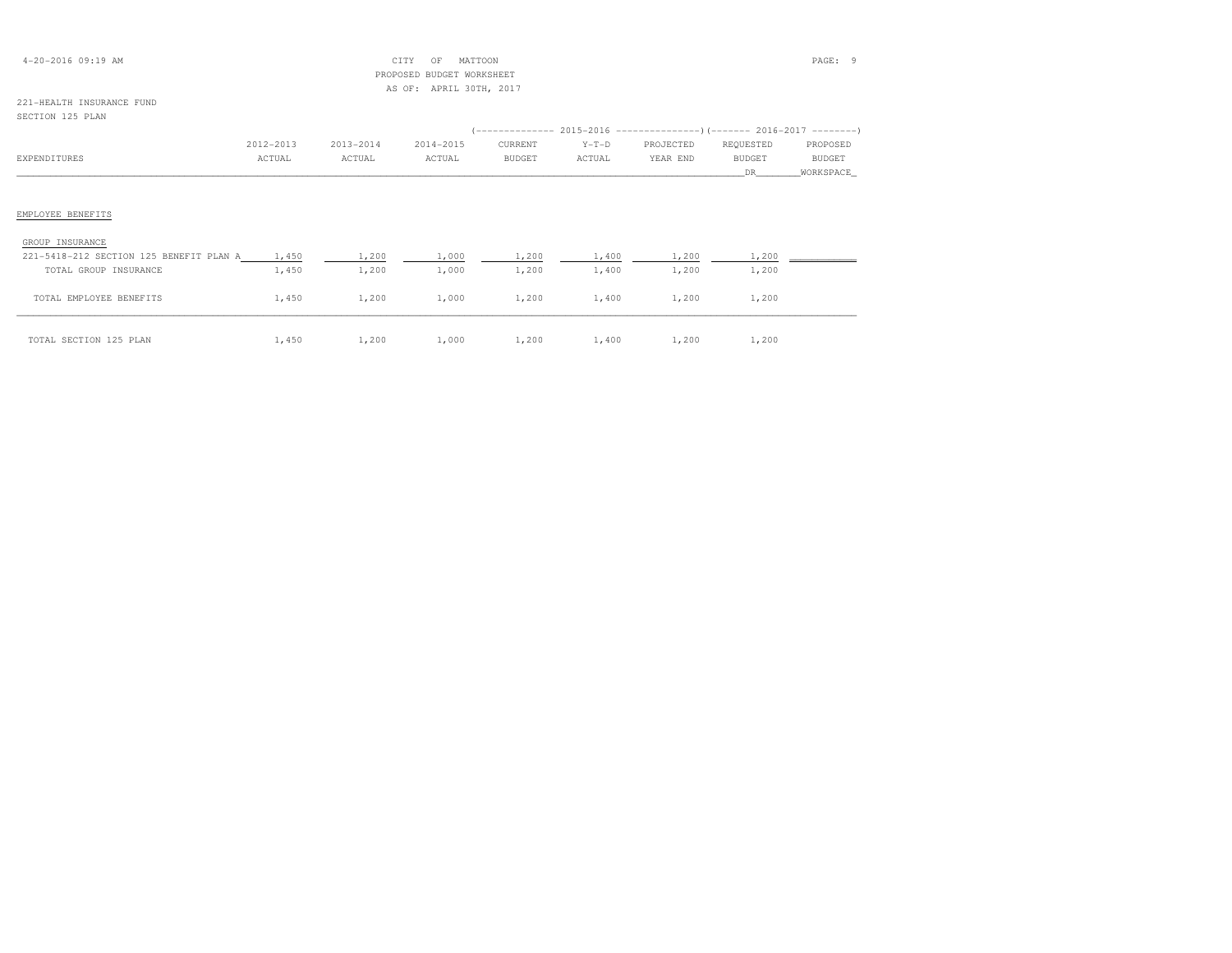CITY OF MATTOON
PROPOSED BUDGET WORKSHEET
AS OF: APRIL 30TH, 2017

221-HEALTH INSURANCE FUND
SECTION 125 PLAN

| | | | | (-------------- 2015-2016 | -------------- | --------------) | (------- 2016-2017 | --------) |
|---|---|---|---|---|---|---|---|---|
| EXPENDITURES | 2012-2013 ACTUAL | 2013-2014 ACTUAL | 2014-2015 ACTUAL | CURRENT BUDGET | Y-T-D ACTUAL | PROJECTED YEAR END | REQUESTED BUDGET DR | PROPOSED BUDGET WORKSPACE |
| EMPLOYEE BENEFITS | | | | | | | | |
| GROUP INSURANCE | | | | | | | | |
| 221-5418-212 SECTION 125 BENEFIT PLAN A | 1,450 | 1,200 | 1,000 | 1,200 | 1,400 | 1,200 | 1,200 | |
| TOTAL GROUP INSURANCE | 1,450 | 1,200 | 1,000 | 1,200 | 1,400 | 1,200 | 1,200 | |
| TOTAL EMPLOYEE BENEFITS | 1,450 | 1,200 | 1,000 | 1,200 | 1,400 | 1,200 | 1,200 | |
| TOTAL SECTION 125 PLAN | 1,450 | 1,200 | 1,000 | 1,200 | 1,400 | 1,200 | 1,200 | |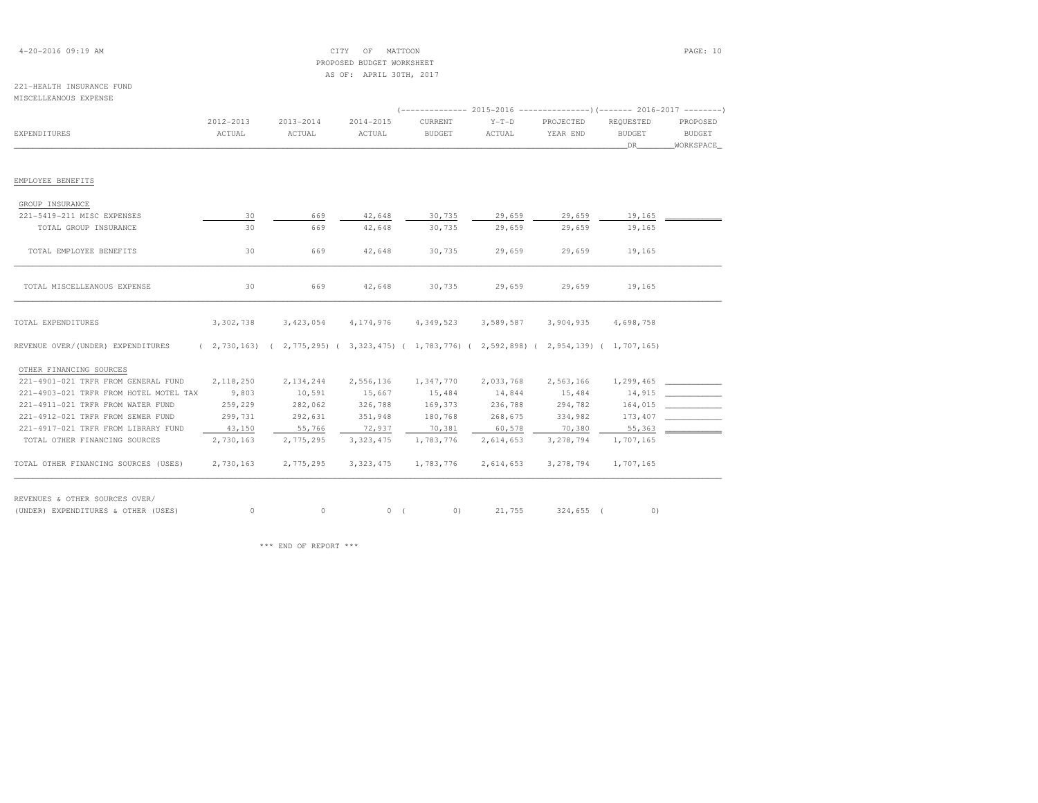4-20-2016 09:19 AM

CITY OF MATTOON
PROPOSED BUDGET WORKSHEET
AS OF: APRIL 30TH, 2017

221-HEALTH INSURANCE FUND
MISCELLANEOUS EXPENSE

| EXPENDITURES | 2012-2013 ACTUAL | 2013-2014 ACTUAL | 2014-2015 ACTUAL | 2015-2016 CURRENT BUDGET | 2015-2016 Y-T-D ACTUAL | 2015-2016 PROJECTED YEAR END | 2016-2017 REQUESTED BUDGET DR | 2016-2017 PROPOSED BUDGET WORKSPACE |
|---|---|---|---|---|---|---|---|---|
| EMPLOYEE BENEFITS | | | | | | | | |
| GROUP INSURANCE | | | | | | | | |
| 221-5419-211 MISC EXPENSES | 30 | 669 | 42,648 | 30,735 | 29,659 | 29,659 | 19,165 | |
| TOTAL GROUP INSURANCE | 30 | 669 | 42,648 | 30,735 | 29,659 | 29,659 | 19,165 | |
| TOTAL EMPLOYEE BENEFITS | 30 | 669 | 42,648 | 30,735 | 29,659 | 29,659 | 19,165 | |
| TOTAL MISCELLANEOUS EXPENSE | 30 | 669 | 42,648 | 30,735 | 29,659 | 29,659 | 19,165 | |
| TOTAL EXPENDITURES | 3,302,738 | 3,423,054 | 4,174,976 | 4,349,523 | 3,589,587 | 3,904,935 | 4,698,758 | |
| REVENUE OVER/(UNDER) EXPENDITURES | ( 2,730,163) | ( 2,775,295) | ( 3,323,475) | ( 1,783,776) | ( 2,592,898) | ( 2,954,139) | ( 1,707,165) | |
| OTHER FINANCING SOURCES | | | | | | | | |
| 221-4901-021 TRFR FROM GENERAL FUND | 2,118,250 | 2,134,244 | 2,556,136 | 1,347,770 | 2,033,768 | 2,563,166 | 1,299,465 | |
| 221-4903-021 TRFR FROM HOTEL MOTEL TAX | 9,803 | 10,591 | 15,667 | 15,484 | 14,844 | 15,484 | 14,915 | |
| 221-4911-021 TRFR FROM WATER FUND | 259,229 | 282,062 | 326,788 | 169,373 | 236,788 | 294,782 | 164,015 | |
| 221-4912-021 TRFR FROM SEWER FUND | 299,731 | 292,631 | 351,948 | 180,768 | 268,675 | 334,982 | 173,407 | |
| 221-4917-021 TRFR FROM LIBRARY FUND | 43,150 | 55,766 | 72,937 | 70,381 | 60,578 | 70,380 | 55,363 | |
| TOTAL OTHER FINANCING SOURCES | 2,730,163 | 2,775,295 | 3,323,475 | 1,783,776 | 2,614,653 | 3,278,794 | 1,707,165 | |
| TOTAL OTHER FINANCING SOURCES (USES) | 2,730,163 | 2,775,295 | 3,323,475 | 1,783,776 | 2,614,653 | 3,278,794 | 1,707,165 | |
| REVENUES & OTHER SOURCES OVER/ (UNDER) EXPENDITURES & OTHER (USES) | 0 | 0 | 0 | ( 0) | 21,755 | 324,655 | ( 0) | |

*** END OF REPORT ***